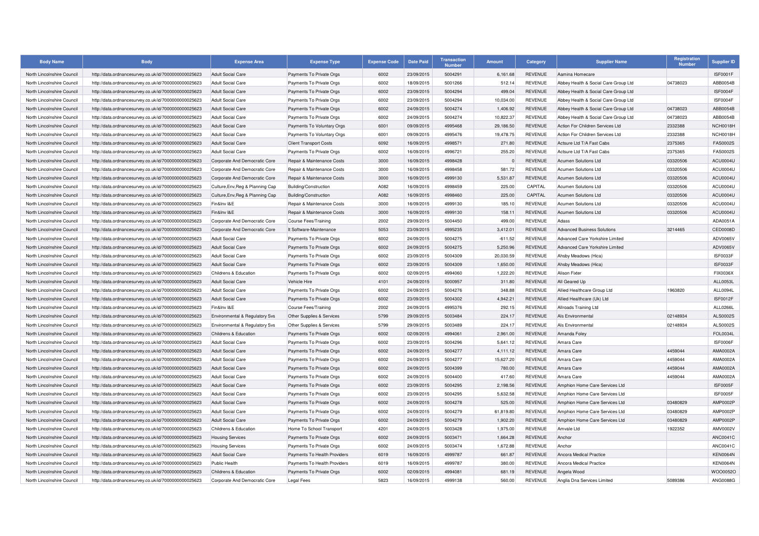| Body Name | Body | Expense Area | Expense Type | Expense Code | Date Paid | Transaction Number | Amount | Category | Supplier Name | Registration Number | Supplier ID |
|---|---|---|---|---|---|---|---|---|---|---|---|
| North Lincolnshire Council | http://data.ordnancesurvey.co.uk/id/7000000000025623 | Adult Social Care | Payments To Private Orgs | 6002 | 23/09/2015 | 5004291 | 6,161.68 | REVENUE | Aamina Homecare | | ISF0001F |
| North Lincolnshire Council | http://data.ordnancesurvey.co.uk/id/7000000000025623 | Adult Social Care | Payments To Private Orgs | 6002 | 18/09/2015 | 5001266 | 512.14 | REVENUE | Abbey Health & Social Care Group Ltd | 04738023 | ABB0054B |
| North Lincolnshire Council | http://data.ordnancesurvey.co.uk/id/7000000000025623 | Adult Social Care | Payments To Private Orgs | 6002 | 23/09/2015 | 5004294 | 499.04 | REVENUE | Abbey Health & Social Care Group Ltd | | ISF0004F |
| North Lincolnshire Council | http://data.ordnancesurvey.co.uk/id/7000000000025623 | Adult Social Care | Payments To Private Orgs | 6002 | 23/09/2015 | 5004294 | 10,034.00 | REVENUE | Abbey Health & Social Care Group Ltd | | ISF0004F |
| North Lincolnshire Council | http://data.ordnancesurvey.co.uk/id/7000000000025623 | Adult Social Care | Payments To Private Orgs | 6002 | 24/09/2015 | 5004274 | 1,406.92 | REVENUE | Abbey Health & Social Care Group Ltd | 04738023 | ABB0054B |
| North Lincolnshire Council | http://data.ordnancesurvey.co.uk/id/7000000000025623 | Adult Social Care | Payments To Private Orgs | 6002 | 24/09/2015 | 5004274 | 10,822.37 | REVENUE | Abbey Health & Social Care Group Ltd | 04738023 | ABB0054B |
| North Lincolnshire Council | http://data.ordnancesurvey.co.uk/id/7000000000025623 | Adult Social Care | Payments To Voluntary Orgs | 6001 | 09/09/2015 | 4995468 | 29,186.50 | REVENUE | Action For Children Services Ltd | 2332388 | NCH0018H |
| North Lincolnshire Council | http://data.ordnancesurvey.co.uk/id/7000000000025623 | Adult Social Care | Payments To Voluntary Orgs | 6001 | 09/09/2015 | 4995476 | 19,478.75 | REVENUE | Action For Children Services Ltd | 2332388 | NCH0018H |
| North Lincolnshire Council | http://data.ordnancesurvey.co.uk/id/7000000000025623 | Adult Social Care | Client Transport Costs | 6092 | 16/09/2015 | 4998571 | 271.80 | REVENUE | Actsure Ltd T/A Fast Cabs | 2375365 | FAS0002S |
| North Lincolnshire Council | http://data.ordnancesurvey.co.uk/id/7000000000025623 | Adult Social Care | Payments To Private Orgs | 6002 | 16/09/2015 | 4996721 | 255.20 | REVENUE | Actsure Ltd T/A Fast Cabs | 2375365 | FAS0002S |
| North Lincolnshire Council | http://data.ordnancesurvey.co.uk/id/7000000000025623 | Corporate And Democratic Core | Repair & Maintenance Costs | 3000 | 16/09/2015 | 4998428 | 0 | REVENUE | Acumen Solutions Ltd | 03320506 | ACU0004U |
| North Lincolnshire Council | http://data.ordnancesurvey.co.uk/id/7000000000025623 | Corporate And Democratic Core | Repair & Maintenance Costs | 3000 | 16/09/2015 | 4998458 | 581.72 | REVENUE | Acumen Solutions Ltd | 03320506 | ACU0004U |
| North Lincolnshire Council | http://data.ordnancesurvey.co.uk/id/7000000000025623 | Corporate And Democratic Core | Repair & Maintenance Costs | 3000 | 16/09/2015 | 4999130 | 5,531.87 | REVENUE | Acumen Solutions Ltd | 03320506 | ACU0004U |
| North Lincolnshire Council | http://data.ordnancesurvey.co.uk/id/7000000000025623 | Culture,Env,Reg & Planning Cap | Building/Construction | A082 | 16/09/2015 | 4998459 | 225.00 | CAPITAL | Acumen Solutions Ltd | 03320506 | ACU0004U |
| North Lincolnshire Council | http://data.ordnancesurvey.co.uk/id/7000000000025623 | Culture,Env,Reg & Planning Cap | Building/Construction | A082 | 16/09/2015 | 4998460 | 225.00 | CAPITAL | Acumen Solutions Ltd | 03320506 | ACU0004U |
| North Lincolnshire Council | http://data.ordnancesurvey.co.uk/id/7000000000025623 | Fin&Inv I&E | Repair & Maintenance Costs | 3000 | 16/09/2015 | 4999130 | 185.10 | REVENUE | Acumen Solutions Ltd | 03320506 | ACU0004U |
| North Lincolnshire Council | http://data.ordnancesurvey.co.uk/id/7000000000025623 | Fin&Inv I&E | Repair & Maintenance Costs | 3000 | 16/09/2015 | 4999130 | 158.11 | REVENUE | Acumen Solutions Ltd | 03320506 | ACU0004U |
| North Lincolnshire Council | http://data.ordnancesurvey.co.uk/id/7000000000025623 | Corporate And Democratic Core | Course Fees/Training | 2002 | 29/09/2015 | 5004450 | 499.00 | REVENUE | Adass | | ADA0051A |
| North Lincolnshire Council | http://data.ordnancesurvey.co.uk/id/7000000000025623 | Corporate And Democratic Core | It Software-Maintenance | 5053 | 23/09/2015 | 4995235 | 3,412.01 | REVENUE | Advanced Business Solutions | 3214465 | CED0008D |
| North Lincolnshire Council | http://data.ordnancesurvey.co.uk/id/7000000000025623 | Adult Social Care | Payments To Private Orgs | 6002 | 24/09/2015 | 5004275 | -611.52 | REVENUE | Advanced Care Yorkshire Limited | | ADV0065V |
| North Lincolnshire Council | http://data.ordnancesurvey.co.uk/id/7000000000025623 | Adult Social Care | Payments To Private Orgs | 6002 | 24/09/2015 | 5004275 | 5,250.96 | REVENUE | Advanced Care Yorkshire Limited | | ADV0065V |
| North Lincolnshire Council | http://data.ordnancesurvey.co.uk/id/7000000000025623 | Adult Social Care | Payments To Private Orgs | 6002 | 23/09/2015 | 5004309 | 20,030.59 | REVENUE | Ahsby Meadows (Hica) | | ISF0033F |
| North Lincolnshire Council | http://data.ordnancesurvey.co.uk/id/7000000000025623 | Adult Social Care | Payments To Private Orgs | 6002 | 23/09/2015 | 5004309 | 1,650.00 | REVENUE | Ahsby Meadows (Hica) | | ISF0033F |
| North Lincolnshire Council | http://data.ordnancesurvey.co.uk/id/7000000000025623 | Childrens & Education | Payments To Private Orgs | 6002 | 02/09/2015 | 4994060 | 1,222.20 | REVENUE | Alison Fixter | | FIX0036X |
| North Lincolnshire Council | http://data.ordnancesurvey.co.uk/id/7000000000025623 | Adult Social Care | Vehicle Hire | 4101 | 24/09/2015 | 5000957 | 311.80 | REVENUE | All Geared Up | | ALL0053L |
| North Lincolnshire Council | http://data.ordnancesurvey.co.uk/id/7000000000025623 | Adult Social Care | Payments To Private Orgs | 6002 | 24/09/2015 | 5004276 | 348.88 | REVENUE | Allied Healthcare Group Ltd | 1963820 | ALL0094L |
| North Lincolnshire Council | http://data.ordnancesurvey.co.uk/id/7000000000025623 | Adult Social Care | Payments To Private Orgs | 6002 | 23/09/2015 | 5004302 | 4,942.21 | REVENUE | Allied Healthcare (Uk) Ltd | | ISF0012F |
| North Lincolnshire Council | http://data.ordnancesurvey.co.uk/id/7000000000025623 | Fin&Inv I&E | Course Fees/Training | 2002 | 24/09/2015 | 4995376 | 292.15 | REVENUE | Allroads Training Ltd | | ALL0266L |
| North Lincolnshire Council | http://data.ordnancesurvey.co.uk/id/7000000000025623 | Environmental & Regulatory Svs | Other Supplies & Services | 5799 | 29/09/2015 | 5003484 | 224.17 | REVENUE | Als Environmental | 02148934 | ALS0002S |
| North Lincolnshire Council | http://data.ordnancesurvey.co.uk/id/7000000000025623 | Environmental & Regulatory Svs | Other Supplies & Services | 5799 | 29/09/2015 | 5003489 | 224.17 | REVENUE | Als Environmental | 02148934 | ALS0002S |
| North Lincolnshire Council | http://data.ordnancesurvey.co.uk/id/7000000000025623 | Childrens & Education | Payments To Private Orgs | 6002 | 02/09/2015 | 4994061 | 2,961.00 | REVENUE | Amanda Foley | | FOL0034L |
| North Lincolnshire Council | http://data.ordnancesurvey.co.uk/id/7000000000025623 | Adult Social Care | Payments To Private Orgs | 6002 | 23/09/2015 | 5004296 | 5,641.12 | REVENUE | Amara Care | | ISF0006F |
| North Lincolnshire Council | http://data.ordnancesurvey.co.uk/id/7000000000025623 | Adult Social Care | Payments To Private Orgs | 6002 | 24/09/2015 | 5004277 | 4,111.12 | REVENUE | Amara Care | 4459044 | AMA0002A |
| North Lincolnshire Council | http://data.ordnancesurvey.co.uk/id/7000000000025623 | Adult Social Care | Payments To Private Orgs | 6002 | 24/09/2015 | 5004277 | 15,627.20 | REVENUE | Amara Care | 4459044 | AMA0002A |
| North Lincolnshire Council | http://data.ordnancesurvey.co.uk/id/7000000000025623 | Adult Social Care | Payments To Private Orgs | 6002 | 24/09/2015 | 5004399 | 780.00 | REVENUE | Amara Care | 4459044 | AMA0002A |
| North Lincolnshire Council | http://data.ordnancesurvey.co.uk/id/7000000000025623 | Adult Social Care | Payments To Private Orgs | 6002 | 24/09/2015 | 5004400 | 417.60 | REVENUE | Amara Care | 4459044 | AMA0002A |
| North Lincolnshire Council | http://data.ordnancesurvey.co.uk/id/7000000000025623 | Adult Social Care | Payments To Private Orgs | 6002 | 23/09/2015 | 5004295 | 2,198.56 | REVENUE | Amphion Home Care Services Ltd | | ISF0005F |
| North Lincolnshire Council | http://data.ordnancesurvey.co.uk/id/7000000000025623 | Adult Social Care | Payments To Private Orgs | 6002 | 23/09/2015 | 5004295 | 5,632.58 | REVENUE | Amphion Home Care Services Ltd | | ISF0005F |
| North Lincolnshire Council | http://data.ordnancesurvey.co.uk/id/7000000000025623 | Adult Social Care | Payments To Private Orgs | 6002 | 24/09/2015 | 5004278 | 525.00 | REVENUE | Amphion Home Care Services Ltd | 03480829 | AMP0002P |
| North Lincolnshire Council | http://data.ordnancesurvey.co.uk/id/7000000000025623 | Adult Social Care | Payments To Private Orgs | 6002 | 24/09/2015 | 5004279 | 61,819.80 | REVENUE | Amphion Home Care Services Ltd | 03480829 | AMP0002P |
| North Lincolnshire Council | http://data.ordnancesurvey.co.uk/id/7000000000025623 | Adult Social Care | Payments To Private Orgs | 6002 | 24/09/2015 | 5004279 | 1,902.20 | REVENUE | Amphion Home Care Services Ltd | 03480829 | AMP0002P |
| North Lincolnshire Council | http://data.ordnancesurvey.co.uk/id/7000000000025623 | Childrens & Education | Home To School Transport | 4201 | 24/09/2015 | 5003428 | 1,975.00 | REVENUE | Amvale Ltd | 1922352 | AMV0002V |
| North Lincolnshire Council | http://data.ordnancesurvey.co.uk/id/7000000000025623 | Housing Services | Payments To Private Orgs | 6002 | 24/09/2015 | 5003471 | 1,664.28 | REVENUE | Anchor | | ANC0041C |
| North Lincolnshire Council | http://data.ordnancesurvey.co.uk/id/7000000000025623 | Housing Services | Payments To Private Orgs | 6002 | 24/09/2015 | 5003474 | 1,672.88 | REVENUE | Anchor | | ANC0041C |
| North Lincolnshire Council | http://data.ordnancesurvey.co.uk/id/7000000000025623 | Adult Social Care | Payments To Health Providers | 6019 | 16/09/2015 | 4999787 | 661.87 | REVENUE | Ancora Medical Practice | | KEN0064N |
| North Lincolnshire Council | http://data.ordnancesurvey.co.uk/id/7000000000025623 | Public Health | Payments To Health Providers | 6019 | 16/09/2015 | 4999787 | 380.00 | REVENUE | Ancora Medical Practice | | KEN0064N |
| North Lincolnshire Council | http://data.ordnancesurvey.co.uk/id/7000000000025623 | Childrens & Education | Payments To Private Orgs | 6002 | 02/09/2015 | 4994081 | 681.19 | REVENUE | Angela Wood | | WOO0052O |
| North Lincolnshire Council | http://data.ordnancesurvey.co.uk/id/7000000000025623 | Corporate And Democratic Core | Legal Fees | 5823 | 16/09/2015 | 4999138 | 560.00 | REVENUE | Anglia Dna Services Limited | 5089386 | ANG0088G |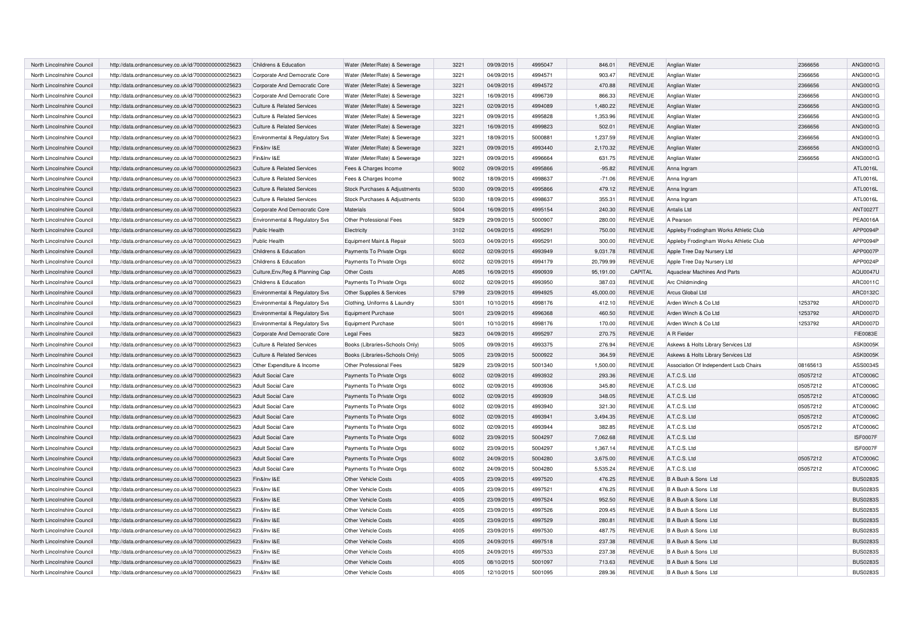| North Lincolnshire Council | http://data.ordnancesurvey.co.uk/id/7000000000025623 | Childrens & Education | Water (Meter/Rate) & Sewerage | 3221 | 09/09/2015 | 4995047 | 846.01 | REVENUE | Anglian Water | 2366656 | ANG0001G |
|---|---|---|---|---|---|---|---|---|---|---|---|
| North Lincolnshire Council | http://data.ordnancesurvey.co.uk/id/7000000000025623 | Corporate And Democratic Core | Water (Meter/Rate) & Sewerage | 3221 | 04/09/2015 | 4994571 | 903.47 | REVENUE | Anglian Water | 2366656 | ANG0001G |
| North Lincolnshire Council | http://data.ordnancesurvey.co.uk/id/7000000000025623 | Corporate And Democratic Core | Water (Meter/Rate) & Sewerage | 3221 | 04/09/2015 | 4994572 | 470.88 | REVENUE | Anglian Water | 2366656 | ANG0001G |
| North Lincolnshire Council | http://data.ordnancesurvey.co.uk/id/7000000000025623 | Corporate And Democratic Core | Water (Meter/Rate) & Sewerage | 3221 | 16/09/2015 | 4996739 | 866.33 | REVENUE | Anglian Water | 2366656 | ANG0001G |
| North Lincolnshire Council | http://data.ordnancesurvey.co.uk/id/7000000000025623 | Culture & Related Services | Water (Meter/Rate) & Sewerage | 3221 | 02/09/2015 | 4994089 | 1,480.22 | REVENUE | Anglian Water | 2366656 | ANG0001G |
| North Lincolnshire Council | http://data.ordnancesurvey.co.uk/id/7000000000025623 | Culture & Related Services | Water (Meter/Rate) & Sewerage | 3221 | 09/09/2015 | 4995828 | 1,353.96 | REVENUE | Anglian Water | 2366656 | ANG0001G |
| North Lincolnshire Council | http://data.ordnancesurvey.co.uk/id/7000000000025623 | Culture & Related Services | Water (Meter/Rate) & Sewerage | 3221 | 16/09/2015 | 4999823 | 502.01 | REVENUE | Anglian Water | 2366656 | ANG0001G |
| North Lincolnshire Council | http://data.ordnancesurvey.co.uk/id/7000000000025623 | Environmental & Regulatory Svs | Water (Meter/Rate) & Sewerage | 3221 | 18/09/2015 | 5000881 | 1,237.59 | REVENUE | Anglian Water | 2366656 | ANG0001G |
| North Lincolnshire Council | http://data.ordnancesurvey.co.uk/id/7000000000025623 | Fin&Inv I&E | Water (Meter/Rate) & Sewerage | 3221 | 09/09/2015 | 4993440 | 2,170.32 | REVENUE | Anglian Water | 2366656 | ANG0001G |
| North Lincolnshire Council | http://data.ordnancesurvey.co.uk/id/7000000000025623 | Fin&Inv I&E | Water (Meter/Rate) & Sewerage | 3221 | 09/09/2015 | 4996664 | 631.75 | REVENUE | Anglian Water | 2366656 | ANG0001G |
| North Lincolnshire Council | http://data.ordnancesurvey.co.uk/id/7000000000025623 | Culture & Related Services | Fees & Charges Income | 9002 | 09/09/2015 | 4995866 | -95.82 | REVENUE | Anna Ingram | | ATL0016L |
| North Lincolnshire Council | http://data.ordnancesurvey.co.uk/id/7000000000025623 | Culture & Related Services | Fees & Charges Income | 9002 | 18/09/2015 | 4998637 | -71.06 | REVENUE | Anna Ingram | | ATL0016L |
| North Lincolnshire Council | http://data.ordnancesurvey.co.uk/id/7000000000025623 | Culture & Related Services | Stock Purchases & Adjustments | 5030 | 09/09/2015 | 4995866 | 479.12 | REVENUE | Anna Ingram | | ATL0016L |
| North Lincolnshire Council | http://data.ordnancesurvey.co.uk/id/7000000000025623 | Culture & Related Services | Stock Purchases & Adjustments | 5030 | 18/09/2015 | 4998637 | 355.31 | REVENUE | Anna Ingram | | ATL0016L |
| North Lincolnshire Council | http://data.ordnancesurvey.co.uk/id/7000000000025623 | Corporate And Democratic Core | Materials | 5004 | 16/09/2015 | 4995154 | 240.30 | REVENUE | Antalis Ltd | | ANT0027T |
| North Lincolnshire Council | http://data.ordnancesurvey.co.uk/id/7000000000025623 | Environmental & Regulatory Svs | Other Professional Fees | 5829 | 29/09/2015 | 5000907 | 280.00 | REVENUE | A Pearson | | PEA0016A |
| North Lincolnshire Council | http://data.ordnancesurvey.co.uk/id/7000000000025623 | Public Health | Electricity | 3102 | 04/09/2015 | 4995291 | 750.00 | REVENUE | Appleby Frodingham Works Athletic Club | | APP0094P |
| North Lincolnshire Council | http://data.ordnancesurvey.co.uk/id/7000000000025623 | Public Health | Equipment Maint.& Repair | 5003 | 04/09/2015 | 4995291 | 300.00 | REVENUE | Appleby Frodingham Works Athletic Club | | APP0094P |
| North Lincolnshire Council | http://data.ordnancesurvey.co.uk/id/7000000000025623 | Childrens & Education | Payments To Private Orgs | 6002 | 02/09/2015 | 4993949 | 9,031.78 | REVENUE | Apple Tree Day Nursery Ltd | | APP0007P |
| North Lincolnshire Council | http://data.ordnancesurvey.co.uk/id/7000000000025623 | Childrens & Education | Payments To Private Orgs | 6002 | 02/09/2015 | 4994179 | 20,799.99 | REVENUE | Apple Tree Day Nursery Ltd | | APP0024P |
| North Lincolnshire Council | http://data.ordnancesurvey.co.uk/id/7000000000025623 | Culture,Env,Reg & Planning Cap | Other Costs | A085 | 16/09/2015 | 4990939 | 95,191.00 | CAPITAL | Aquaclear Machines And Parts | | AQU0047U |
| North Lincolnshire Council | http://data.ordnancesurvey.co.uk/id/7000000000025623 | Childrens & Education | Payments To Private Orgs | 6002 | 02/09/2015 | 4993950 | 387.03 | REVENUE | Arc Childminding | | ARC0011C |
| North Lincolnshire Council | http://data.ordnancesurvey.co.uk/id/7000000000025623 | Environmental & Regulatory Svs | Other Supplies & Services | 5799 | 23/09/2015 | 4994925 | 45,000.00 | REVENUE | Arcus Global Ltd | | ARC0132C |
| North Lincolnshire Council | http://data.ordnancesurvey.co.uk/id/7000000000025623 | Environmental & Regulatory Svs | Clothing, Uniforms & Laundry | 5301 | 10/10/2015 | 4998176 | 412.10 | REVENUE | Arden Winch & Co Ltd | 1253792 | ARD0007D |
| North Lincolnshire Council | http://data.ordnancesurvey.co.uk/id/7000000000025623 | Environmental & Regulatory Svs | Equipment Purchase | 5001 | 23/09/2015 | 4996368 | 460.50 | REVENUE | Arden Winch & Co Ltd | 1253792 | ARD0007D |
| North Lincolnshire Council | http://data.ordnancesurvey.co.uk/id/7000000000025623 | Environmental & Regulatory Svs | Equipment Purchase | 5001 | 10/10/2015 | 4998176 | 170.00 | REVENUE | Arden Winch & Co Ltd | 1253792 | ARD0007D |
| North Lincolnshire Council | http://data.ordnancesurvey.co.uk/id/7000000000025623 | Corporate And Democratic Core | Legal Fees | 5823 | 04/09/2015 | 4995297 | 270.75 | REVENUE | A R Fielder | | FIE0083E |
| North Lincolnshire Council | http://data.ordnancesurvey.co.uk/id/7000000000025623 | Culture & Related Services | Books (Libraries+Schools Only) | 5005 | 09/09/2015 | 4993375 | 276.94 | REVENUE | Askews & Holts Library Services Ltd | | ASK0005K |
| North Lincolnshire Council | http://data.ordnancesurvey.co.uk/id/7000000000025623 | Culture & Related Services | Books (Libraries+Schools Only) | 5005 | 23/09/2015 | 5000922 | 364.59 | REVENUE | Askews & Holts Library Services Ltd | | ASK0005K |
| North Lincolnshire Council | http://data.ordnancesurvey.co.uk/id/7000000000025623 | Other Expenditure & Income | Other Professional Fees | 5829 | 23/09/2015 | 5001340 | 1,500.00 | REVENUE | Association Of Independent Lscb Chairs | 08165613 | ASS0034S |
| North Lincolnshire Council | http://data.ordnancesurvey.co.uk/id/7000000000025623 | Adult Social Care | Payments To Private Orgs | 6002 | 02/09/2015 | 4993932 | 293.36 | REVENUE | A.T.C.S. Ltd | 05057212 | ATC0006C |
| North Lincolnshire Council | http://data.ordnancesurvey.co.uk/id/7000000000025623 | Adult Social Care | Payments To Private Orgs | 6002 | 02/09/2015 | 4993936 | 345.80 | REVENUE | A.T.C.S. Ltd | 05057212 | ATC0006C |
| North Lincolnshire Council | http://data.ordnancesurvey.co.uk/id/7000000000025623 | Adult Social Care | Payments To Private Orgs | 6002 | 02/09/2015 | 4993939 | 348.05 | REVENUE | A.T.C.S. Ltd | 05057212 | ATC0006C |
| North Lincolnshire Council | http://data.ordnancesurvey.co.uk/id/7000000000025623 | Adult Social Care | Payments To Private Orgs | 6002 | 02/09/2015 | 4993940 | 321.30 | REVENUE | A.T.C.S. Ltd | 05057212 | ATC0006C |
| North Lincolnshire Council | http://data.ordnancesurvey.co.uk/id/7000000000025623 | Adult Social Care | Payments To Private Orgs | 6002 | 02/09/2015 | 4993941 | 3,494.35 | REVENUE | A.T.C.S. Ltd | 05057212 | ATC0006C |
| North Lincolnshire Council | http://data.ordnancesurvey.co.uk/id/7000000000025623 | Adult Social Care | Payments To Private Orgs | 6002 | 02/09/2015 | 4993944 | 382.85 | REVENUE | A.T.C.S. Ltd | 05057212 | ATC0006C |
| North Lincolnshire Council | http://data.ordnancesurvey.co.uk/id/7000000000025623 | Adult Social Care | Payments To Private Orgs | 6002 | 23/09/2015 | 5004297 | 7,062.68 | REVENUE | A.T.C.S. Ltd | | ISF0007F |
| North Lincolnshire Council | http://data.ordnancesurvey.co.uk/id/7000000000025623 | Adult Social Care | Payments To Private Orgs | 6002 | 23/09/2015 | 5004297 | 1,367.14 | REVENUE | A.T.C.S. Ltd | | ISF0007F |
| North Lincolnshire Council | http://data.ordnancesurvey.co.uk/id/7000000000025623 | Adult Social Care | Payments To Private Orgs | 6002 | 24/09/2015 | 5004280 | 3,675.00 | REVENUE | A.T.C.S. Ltd | 05057212 | ATC0006C |
| North Lincolnshire Council | http://data.ordnancesurvey.co.uk/id/7000000000025623 | Adult Social Care | Payments To Private Orgs | 6002 | 24/09/2015 | 5004280 | 5,535.24 | REVENUE | A.T.C.S. Ltd | 05057212 | ATC0006C |
| North Lincolnshire Council | http://data.ordnancesurvey.co.uk/id/7000000000025623 | Fin&Inv I&E | Other Vehicle Costs | 4005 | 23/09/2015 | 4997520 | 476.25 | REVENUE | B A Bush & Sons Ltd | | BUS0283S |
| North Lincolnshire Council | http://data.ordnancesurvey.co.uk/id/7000000000025623 | Fin&Inv I&E | Other Vehicle Costs | 4005 | 23/09/2015 | 4997521 | 476.25 | REVENUE | B A Bush & Sons Ltd | | BUS0283S |
| North Lincolnshire Council | http://data.ordnancesurvey.co.uk/id/7000000000025623 | Fin&Inv I&E | Other Vehicle Costs | 4005 | 23/09/2015 | 4997524 | 952.50 | REVENUE | B A Bush & Sons Ltd | | BUS0283S |
| North Lincolnshire Council | http://data.ordnancesurvey.co.uk/id/7000000000025623 | Fin&Inv I&E | Other Vehicle Costs | 4005 | 23/09/2015 | 4997526 | 209.45 | REVENUE | B A Bush & Sons Ltd | | BUS0283S |
| North Lincolnshire Council | http://data.ordnancesurvey.co.uk/id/7000000000025623 | Fin&Inv I&E | Other Vehicle Costs | 4005 | 23/09/2015 | 4997529 | 280.81 | REVENUE | B A Bush & Sons Ltd | | BUS0283S |
| North Lincolnshire Council | http://data.ordnancesurvey.co.uk/id/7000000000025623 | Fin&Inv I&E | Other Vehicle Costs | 4005 | 23/09/2015 | 4997530 | 487.75 | REVENUE | B A Bush & Sons Ltd | | BUS0283S |
| North Lincolnshire Council | http://data.ordnancesurvey.co.uk/id/7000000000025623 | Fin&Inv I&E | Other Vehicle Costs | 4005 | 24/09/2015 | 4997518 | 237.38 | REVENUE | B A Bush & Sons Ltd | | BUS0283S |
| North Lincolnshire Council | http://data.ordnancesurvey.co.uk/id/7000000000025623 | Fin&Inv I&E | Other Vehicle Costs | 4005 | 24/09/2015 | 4997533 | 237.38 | REVENUE | B A Bush & Sons Ltd | | BUS0283S |
| North Lincolnshire Council | http://data.ordnancesurvey.co.uk/id/7000000000025623 | Fin&Inv I&E | Other Vehicle Costs | 4005 | 08/10/2015 | 5001097 | 713.63 | REVENUE | B A Bush & Sons Ltd | | BUS0283S |
| North Lincolnshire Council | http://data.ordnancesurvey.co.uk/id/7000000000025623 | Fin&Inv I&E | Other Vehicle Costs | 4005 | 12/10/2015 | 5001095 | 289.36 | REVENUE | B A Bush & Sons Ltd | | BUS0283S |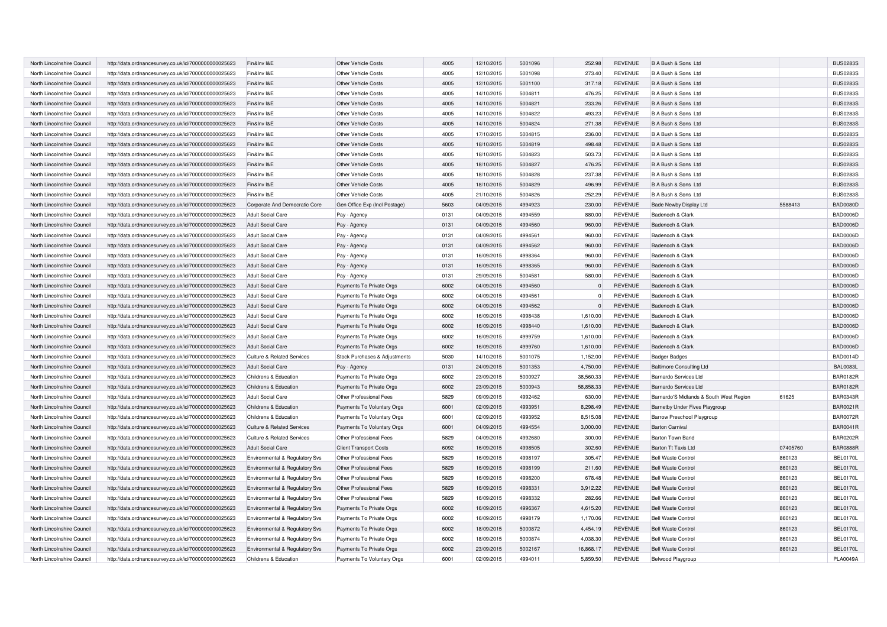| North Lincolnshire Council | http://data.ordnancesurvey.co.uk/id/7000000000025623 | Fin&Inv I&E | Other Vehicle Costs | 4005 | 12/10/2015 | 5001096 | 252.98 | REVENUE | B A Bush & Sons Ltd | | BUS0283S |
|---|---|---|---|---|---|---|---|---|---|---|---|
| North Lincolnshire Council | http://data.ordnancesurvey.co.uk/id/7000000000025623 | Fin&Inv I&E | Other Vehicle Costs | 4005 | 12/10/2015 | 5001098 | 273.40 | REVENUE | B A Bush & Sons Ltd | | BUS0283S |
| North Lincolnshire Council | http://data.ordnancesurvey.co.uk/id/7000000000025623 | Fin&Inv I&E | Other Vehicle Costs | 4005 | 12/10/2015 | 5001100 | 317.18 | REVENUE | B A Bush & Sons Ltd | | BUS0283S |
| North Lincolnshire Council | http://data.ordnancesurvey.co.uk/id/7000000000025623 | Fin&Inv I&E | Other Vehicle Costs | 4005 | 14/10/2015 | 5004811 | 476.25 | REVENUE | B A Bush & Sons Ltd | | BUS0283S |
| North Lincolnshire Council | http://data.ordnancesurvey.co.uk/id/7000000000025623 | Fin&Inv I&E | Other Vehicle Costs | 4005 | 14/10/2015 | 5004821 | 233.26 | REVENUE | B A Bush & Sons Ltd | | BUS0283S |
| North Lincolnshire Council | http://data.ordnancesurvey.co.uk/id/7000000000025623 | Fin&Inv I&E | Other Vehicle Costs | 4005 | 14/10/2015 | 5004822 | 493.23 | REVENUE | B A Bush & Sons Ltd | | BUS0283S |
| North Lincolnshire Council | http://data.ordnancesurvey.co.uk/id/7000000000025623 | Fin&Inv I&E | Other Vehicle Costs | 4005 | 14/10/2015 | 5004824 | 271.38 | REVENUE | B A Bush & Sons Ltd | | BUS0283S |
| North Lincolnshire Council | http://data.ordnancesurvey.co.uk/id/7000000000025623 | Fin&Inv I&E | Other Vehicle Costs | 4005 | 17/10/2015 | 5004815 | 236.00 | REVENUE | B A Bush & Sons Ltd | | BUS0283S |
| North Lincolnshire Council | http://data.ordnancesurvey.co.uk/id/7000000000025623 | Fin&Inv I&E | Other Vehicle Costs | 4005 | 18/10/2015 | 5004819 | 498.48 | REVENUE | B A Bush & Sons Ltd | | BUS0283S |
| North Lincolnshire Council | http://data.ordnancesurvey.co.uk/id/7000000000025623 | Fin&Inv I&E | Other Vehicle Costs | 4005 | 18/10/2015 | 5004823 | 503.73 | REVENUE | B A Bush & Sons Ltd | | BUS0283S |
| North Lincolnshire Council | http://data.ordnancesurvey.co.uk/id/7000000000025623 | Fin&Inv I&E | Other Vehicle Costs | 4005 | 18/10/2015 | 5004827 | 476.25 | REVENUE | B A Bush & Sons Ltd | | BUS0283S |
| North Lincolnshire Council | http://data.ordnancesurvey.co.uk/id/7000000000025623 | Fin&Inv I&E | Other Vehicle Costs | 4005 | 18/10/2015 | 5004828 | 237.38 | REVENUE | B A Bush & Sons Ltd | | BUS0283S |
| North Lincolnshire Council | http://data.ordnancesurvey.co.uk/id/7000000000025623 | Fin&Inv I&E | Other Vehicle Costs | 4005 | 18/10/2015 | 5004829 | 496.99 | REVENUE | B A Bush & Sons Ltd | | BUS0283S |
| North Lincolnshire Council | http://data.ordnancesurvey.co.uk/id/7000000000025623 | Fin&Inv I&E | Other Vehicle Costs | 4005 | 21/10/2015 | 5004826 | 252.29 | REVENUE | B A Bush & Sons Ltd | | BUS0283S |
| North Lincolnshire Council | http://data.ordnancesurvey.co.uk/id/7000000000025623 | Corporate And Democratic Core | Gen Office Exp (Incl Postage) | 5603 | 04/09/2015 | 4994923 | 230.00 | REVENUE | Bade Newby Display Ltd | 5588413 | BAD0080D |
| North Lincolnshire Council | http://data.ordnancesurvey.co.uk/id/7000000000025623 | Adult Social Care | Pay - Agency | 0131 | 04/09/2015 | 4994559 | 880.00 | REVENUE | Badenoch & Clark | | BAD0006D |
| North Lincolnshire Council | http://data.ordnancesurvey.co.uk/id/7000000000025623 | Adult Social Care | Pay - Agency | 0131 | 04/09/2015 | 4994560 | 960.00 | REVENUE | Badenoch & Clark | | BAD0006D |
| North Lincolnshire Council | http://data.ordnancesurvey.co.uk/id/7000000000025623 | Adult Social Care | Pay - Agency | 0131 | 04/09/2015 | 4994561 | 960.00 | REVENUE | Badenoch & Clark | | BAD0006D |
| North Lincolnshire Council | http://data.ordnancesurvey.co.uk/id/7000000000025623 | Adult Social Care | Pay - Agency | 0131 | 04/09/2015 | 4994562 | 960.00 | REVENUE | Badenoch & Clark | | BAD0006D |
| North Lincolnshire Council | http://data.ordnancesurvey.co.uk/id/7000000000025623 | Adult Social Care | Pay - Agency | 0131 | 16/09/2015 | 4998364 | 960.00 | REVENUE | Badenoch & Clark | | BAD0006D |
| North Lincolnshire Council | http://data.ordnancesurvey.co.uk/id/7000000000025623 | Adult Social Care | Pay - Agency | 0131 | 16/09/2015 | 4998365 | 960.00 | REVENUE | Badenoch & Clark | | BAD0006D |
| North Lincolnshire Council | http://data.ordnancesurvey.co.uk/id/7000000000025623 | Adult Social Care | Pay - Agency | 0131 | 29/09/2015 | 5004581 | 580.00 | REVENUE | Badenoch & Clark | | BAD0006D |
| North Lincolnshire Council | http://data.ordnancesurvey.co.uk/id/7000000000025623 | Adult Social Care | Payments To Private Orgs | 6002 | 04/09/2015 | 4994560 | 0 | REVENUE | Badenoch & Clark | | BAD0006D |
| North Lincolnshire Council | http://data.ordnancesurvey.co.uk/id/7000000000025623 | Adult Social Care | Payments To Private Orgs | 6002 | 04/09/2015 | 4994561 | 0 | REVENUE | Badenoch & Clark | | BAD0006D |
| North Lincolnshire Council | http://data.ordnancesurvey.co.uk/id/7000000000025623 | Adult Social Care | Payments To Private Orgs | 6002 | 04/09/2015 | 4994562 | 0 | REVENUE | Badenoch & Clark | | BAD0006D |
| North Lincolnshire Council | http://data.ordnancesurvey.co.uk/id/7000000000025623 | Adult Social Care | Payments To Private Orgs | 6002 | 16/09/2015 | 4998438 | 1,610.00 | REVENUE | Badenoch & Clark | | BAD0006D |
| North Lincolnshire Council | http://data.ordnancesurvey.co.uk/id/7000000000025623 | Adult Social Care | Payments To Private Orgs | 6002 | 16/09/2015 | 4998440 | 1,610.00 | REVENUE | Badenoch & Clark | | BAD0006D |
| North Lincolnshire Council | http://data.ordnancesurvey.co.uk/id/7000000000025623 | Adult Social Care | Payments To Private Orgs | 6002 | 16/09/2015 | 4999759 | 1,610.00 | REVENUE | Badenoch & Clark | | BAD0006D |
| North Lincolnshire Council | http://data.ordnancesurvey.co.uk/id/7000000000025623 | Adult Social Care | Payments To Private Orgs | 6002 | 16/09/2015 | 4999760 | 1,610.00 | REVENUE | Badenoch & Clark | | BAD0006D |
| North Lincolnshire Council | http://data.ordnancesurvey.co.uk/id/7000000000025623 | Culture & Related Services | Stock Purchases & Adjustments | 5030 | 14/10/2015 | 5001075 | 1,152.00 | REVENUE | Badger Badges | | BAD0014D |
| North Lincolnshire Council | http://data.ordnancesurvey.co.uk/id/7000000000025623 | Adult Social Care | Pay - Agency | 0131 | 24/09/2015 | 5001353 | 4,750.00 | REVENUE | Baltimore Consulting Ltd | | BAL0083L |
| North Lincolnshire Council | http://data.ordnancesurvey.co.uk/id/7000000000025623 | Childrens & Education | Payments To Private Orgs | 6002 | 23/09/2015 | 5000927 | 38,560.33 | REVENUE | Barnardo Services Ltd | | BAR0182R |
| North Lincolnshire Council | http://data.ordnancesurvey.co.uk/id/7000000000025623 | Childrens & Education | Payments To Private Orgs | 6002 | 23/09/2015 | 5000943 | 58,858.33 | REVENUE | Barnardo Services Ltd | | BAR0182R |
| North Lincolnshire Council | http://data.ordnancesurvey.co.uk/id/7000000000025623 | Adult Social Care | Other Professional Fees | 5829 | 09/09/2015 | 4992462 | 630.00 | REVENUE | Barnardo'S Midlands & South West Region | 61625 | BAR0343R |
| North Lincolnshire Council | http://data.ordnancesurvey.co.uk/id/7000000000025623 | Childrens & Education | Payments To Voluntary Orgs | 6001 | 02/09/2015 | 4993951 | 8,298.49 | REVENUE | Barnetby Under Fives Playgroup | | BAR0021R |
| North Lincolnshire Council | http://data.ordnancesurvey.co.uk/id/7000000000025623 | Childrens & Education | Payments To Voluntary Orgs | 6001 | 02/09/2015 | 4993952 | 8,515.08 | REVENUE | Barrow Preschool Playgroup | | BAR0072R |
| North Lincolnshire Council | http://data.ordnancesurvey.co.uk/id/7000000000025623 | Culture & Related Services | Payments To Voluntary Orgs | 6001 | 04/09/2015 | 4994554 | 3,000.00 | REVENUE | Barton Carnival | | BAR0041R |
| North Lincolnshire Council | http://data.ordnancesurvey.co.uk/id/7000000000025623 | Culture & Related Services | Other Professional Fees | 5829 | 04/09/2015 | 4992680 | 300.00 | REVENUE | Barton Town Band | | BAR0202R |
| North Lincolnshire Council | http://data.ordnancesurvey.co.uk/id/7000000000025623 | Adult Social Care | Client Transport Costs | 6092 | 16/09/2015 | 4998505 | 302.60 | REVENUE | Barton Tt Taxis Ltd | 07405760 | BAR0888R |
| North Lincolnshire Council | http://data.ordnancesurvey.co.uk/id/7000000000025623 | Environmental & Regulatory Svs | Other Professional Fees | 5829 | 16/09/2015 | 4998197 | 305.47 | REVENUE | Bell Waste Control | 860123 | BEL0170L |
| North Lincolnshire Council | http://data.ordnancesurvey.co.uk/id/7000000000025623 | Environmental & Regulatory Svs | Other Professional Fees | 5829 | 16/09/2015 | 4998199 | 211.60 | REVENUE | Bell Waste Control | 860123 | BEL0170L |
| North Lincolnshire Council | http://data.ordnancesurvey.co.uk/id/7000000000025623 | Environmental & Regulatory Svs | Other Professional Fees | 5829 | 16/09/2015 | 4998200 | 678.48 | REVENUE | Bell Waste Control | 860123 | BEL0170L |
| North Lincolnshire Council | http://data.ordnancesurvey.co.uk/id/7000000000025623 | Environmental & Regulatory Svs | Other Professional Fees | 5829 | 16/09/2015 | 4998331 | 3,912.22 | REVENUE | Bell Waste Control | 860123 | BEL0170L |
| North Lincolnshire Council | http://data.ordnancesurvey.co.uk/id/7000000000025623 | Environmental & Regulatory Svs | Other Professional Fees | 5829 | 16/09/2015 | 4998332 | 282.66 | REVENUE | Bell Waste Control | 860123 | BEL0170L |
| North Lincolnshire Council | http://data.ordnancesurvey.co.uk/id/7000000000025623 | Environmental & Regulatory Svs | Payments To Private Orgs | 6002 | 16/09/2015 | 4996367 | 4,615.20 | REVENUE | Bell Waste Control | 860123 | BEL0170L |
| North Lincolnshire Council | http://data.ordnancesurvey.co.uk/id/7000000000025623 | Environmental & Regulatory Svs | Payments To Private Orgs | 6002 | 16/09/2015 | 4998179 | 1,170.06 | REVENUE | Bell Waste Control | 860123 | BEL0170L |
| North Lincolnshire Council | http://data.ordnancesurvey.co.uk/id/7000000000025623 | Environmental & Regulatory Svs | Payments To Private Orgs | 6002 | 18/09/2015 | 5000872 | 4,454.19 | REVENUE | Bell Waste Control | 860123 | BEL0170L |
| North Lincolnshire Council | http://data.ordnancesurvey.co.uk/id/7000000000025623 | Environmental & Regulatory Svs | Payments To Private Orgs | 6002 | 18/09/2015 | 5000874 | 4,038.30 | REVENUE | Bell Waste Control | 860123 | BEL0170L |
| North Lincolnshire Council | http://data.ordnancesurvey.co.uk/id/7000000000025623 | Environmental & Regulatory Svs | Payments To Private Orgs | 6002 | 23/09/2015 | 5002167 | 16,868.17 | REVENUE | Bell Waste Control | 860123 | BEL0170L |
| North Lincolnshire Council | http://data.ordnancesurvey.co.uk/id/7000000000025623 | Childrens & Education | Payments To Voluntary Orgs | 6001 | 02/09/2015 | 4994011 | 5,859.50 | REVENUE | Belwood Playgroup | | PLA0049A |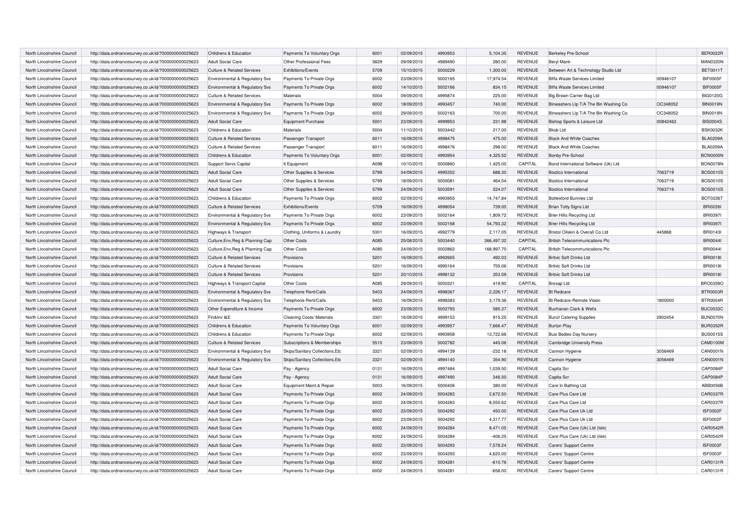| | | | | | | | | | | | | |
|---|---|---|---|---|---|---|---|---|---|---|---|---|
| North Lincolnshire Council | http://data.ordnancesurvey.co.uk/id/7000000000025623 | Childrens & Education | Payments To Voluntary Orgs | 6001 | 02/09/2015 | 4993953 | 5,104.35 | REVENUE | Berkeley Pre-School | | BER0022R |
| North Lincolnshire Council | http://data.ordnancesurvey.co.uk/id/7000000000025623 | Adult Social Care | Other Professional Fees | 5829 | 09/09/2015 | 4989490 | 280.00 | REVENUE | Beryl Mank | | MAN0320N |
| North Lincolnshire Council | http://data.ordnancesurvey.co.uk/id/7000000000025623 | Culture & Related Services | Exhibitions/Events | 5709 | 15/10/2015 | 5000229 | 1,300.00 | REVENUE | Between Art & Technology Studio Ltd | | BET0011T |
| North Lincolnshire Council | http://data.ordnancesurvey.co.uk/id/7000000000025623 | Environmental & Regulatory Svs | Payments To Private Orgs | 6002 | 23/09/2015 | 5002165 | 17,974.54 | REVENUE | Biffa Waste Services Limited | 00946107 | BIF0005F |
| North Lincolnshire Council | http://data.ordnancesurvey.co.uk/id/7000000000025623 | Environmental & Regulatory Svs | Payments To Private Orgs | 6002 | 14/10/2015 | 5002166 | 834.15 | REVENUE | Biffa Waste Services Limited | 00946107 | BIF0005F |
| North Lincolnshire Council | http://data.ordnancesurvey.co.uk/id/7000000000025623 | Culture & Related Services | Materials | 5004 | 09/09/2015 | 4995874 | 225.00 | REVENUE | Big Brown Carrier Bag Ltd | | BIG0120G |
| North Lincolnshire Council | http://data.ordnancesurvey.co.uk/id/7000000000025623 | Environmental & Regulatory Svs | Payments To Private Orgs | 6002 | 18/09/2015 | 4993457 | 740.00 | REVENUE | Binwashers Llp T/A The Bin Washing Co | OC348052 | BIN0019N |
| North Lincolnshire Council | http://data.ordnancesurvey.co.uk/id/7000000000025623 | Environmental & Regulatory Svs | Payments To Private Orgs | 6002 | 29/09/2015 | 5002163 | 700.00 | REVENUE | Binwashers Llp T/A The Bin Washing Co | OC348052 | BIN0019N |
| North Lincolnshire Council | http://data.ordnancesurvey.co.uk/id/7000000000025623 | Adult Social Care | Equipment Purchase | 5001 | 23/09/2015 | 4999953 | 231.98 | REVENUE | Bishop Sports & Leisure Ltd | 00842463 | BIS0004S |
| North Lincolnshire Council | http://data.ordnancesurvey.co.uk/id/7000000000025623 | Childrens & Education | Materials | 5004 | 11/10/2015 | 5003442 | 217.00 | REVENUE | Bksb Ltd | | BSK0032K |
| North Lincolnshire Council | http://data.ordnancesurvey.co.uk/id/7000000000025623 | Culture & Related Services | Passenger Transport | 6011 | 16/09/2015 | 4998475 | 475.00 | REVENUE | Black And White Coaches | | BLA0209A |
| North Lincolnshire Council | http://data.ordnancesurvey.co.uk/id/7000000000025623 | Culture & Related Services | Passenger Transport | 6011 | 16/09/2015 | 4998476 | 298.00 | REVENUE | Black And White Coaches | | BLA0209A |
| North Lincolnshire Council | http://data.ordnancesurvey.co.uk/id/7000000000025623 | Childrens & Education | Payments To Voluntary Orgs | 6001 | 02/09/2015 | 4993954 | 4,325.52 | REVENUE | Bonby Pre-School | | BON0005N |
| North Lincolnshire Council | http://data.ordnancesurvey.co.uk/id/7000000000025623 | Support Servs Capital | It Equipment | A098 | 10/10/2015 | 5000860 | 1,425.00 | CAPITAL | Bond International Software (Uk) Ltd | | BON0078N |
| North Lincolnshire Council | http://data.ordnancesurvey.co.uk/id/7000000000025623 | Adult Social Care | Other Supplies & Services | 5799 | 04/09/2015 | 4995352 | 688.30 | REVENUE | Bostico International | 7063719 | BOS0010S |
| North Lincolnshire Council | http://data.ordnancesurvey.co.uk/id/7000000000025623 | Adult Social Care | Other Supplies & Services | 5799 | 18/09/2015 | 5000081 | 464.04 | REVENUE | Bostico International | 7063719 | BOS0010S |
| North Lincolnshire Council | http://data.ordnancesurvey.co.uk/id/7000000000025623 | Adult Social Care | Other Supplies & Services | 5799 | 24/09/2015 | 5003591 | 224.07 | REVENUE | Bostico International | 7063719 | BOS0010S |
| North Lincolnshire Council | http://data.ordnancesurvey.co.uk/id/7000000000025623 | Childrens & Education | Payments To Private Orgs | 6002 | 02/09/2015 | 4993955 | 14,747.84 | REVENUE | Bottesford Bunnies Ltd | | BOT0226T |
| North Lincolnshire Council | http://data.ordnancesurvey.co.uk/id/7000000000025623 | Culture & Related Services | Exhibitions/Events | 5709 | 16/09/2015 | 4998054 | 739.00 | REVENUE | Brian Totty Signs Ltd | | BRI0226I |
| North Lincolnshire Council | http://data.ordnancesurvey.co.uk/id/7000000000025623 | Environmental & Regulatory Svs | Payments To Private Orgs | 6002 | 23/09/2015 | 5002164 | 1,809.72 | REVENUE | Brier Hills Recycling Ltd | | BRI0397I |
| North Lincolnshire Council | http://data.ordnancesurvey.co.uk/id/7000000000025623 | Environmental & Regulatory Svs | Payments To Private Orgs | 6002 | 23/09/2015 | 5002168 | 54,793.32 | REVENUE | Brier Hills Recycling Ltd | | BRI0397I |
| North Lincolnshire Council | http://data.ordnancesurvey.co.uk/id/7000000000025623 | Highways & Transport | Clothing, Uniforms & Laundry | 5301 | 16/09/2015 | 4992779 | 2,117.05 | REVENUE | Bristol Oilskin & Overall Co Ltd | 445868 | BRI0143I |
| North Lincolnshire Council | http://data.ordnancesurvey.co.uk/id/7000000000025623 | Culture,Env,Reg & Planning Cap | Other Costs | A085 | 25/08/2015 | 5003440 | 366,497.32 | CAPITAL | British Telecommunications Plc | | BRI0044I |
| North Lincolnshire Council | http://data.ordnancesurvey.co.uk/id/7000000000025623 | Culture,Env,Reg & Planning Cap | Other Costs | A085 | 24/09/2015 | 5002862 | 168,997.70 | CAPITAL | British Telecommunications Plc | | BRI0044I |
| North Lincolnshire Council | http://data.ordnancesurvey.co.uk/id/7000000000025623 | Culture & Related Services | Provisions | 5201 | 16/09/2015 | 4992665 | 492.03 | REVENUE | Britvic Soft Drinks Ltd | | BRI0018I |
| North Lincolnshire Council | http://data.ordnancesurvey.co.uk/id/7000000000025623 | Culture & Related Services | Provisions | 5201 | 16/09/2015 | 4995164 | 755.06 | REVENUE | Britvic Soft Drinks Ltd | | BRI0018I |
| North Lincolnshire Council | http://data.ordnancesurvey.co.uk/id/7000000000025623 | Culture & Related Services | Provisions | 5201 | 20/10/2015 | 4998132 | 353.59 | REVENUE | Britvic Soft Drinks Ltd | | BRI0018I |
| North Lincolnshire Council | http://data.ordnancesurvey.co.uk/id/7000000000025623 | Highways & Transport Capital | Other Costs | A085 | 29/09/2015 | 5000321 | 419.90 | CAPITAL | Broxap Ltd | | BRO0359O |
| North Lincolnshire Council | http://data.ordnancesurvey.co.uk/id/7000000000025623 | Environmental & Regulatory Svs | Telephone Rent/Calls | 5403 | 24/09/2015 | 4998367 | 2,226.17 | REVENUE | Bt Redcare | | BTR0003R |
| North Lincolnshire Council | http://data.ordnancesurvey.co.uk/id/7000000000025623 | Environmental & Regulatory Svs | Telephone Rent/Calls | 5403 | 16/09/2015 | 4998383 | 3,179.36 | REVENUE | Bt Redcare-Remote Vision | 1800000 | BTR0004R |
| North Lincolnshire Council | http://data.ordnancesurvey.co.uk/id/7000000000025623 | Other Expenditure & Income | Payments To Private Orgs | 6002 | 23/09/2015 | 5002793 | 585.37 | REVENUE | Buchanan Clark & Wells | | BUC0033C |
| North Lincolnshire Council | http://data.ordnancesurvey.co.uk/id/7000000000025623 | Fin&Inv I&E | Cleaning Costs/ Materials | 3301 | 16/09/2015 | 4999153 | 915.25 | REVENUE | Bunzl Catering Supplies | 2902454 | BUN0070N |
| North Lincolnshire Council | http://data.ordnancesurvey.co.uk/id/7000000000025623 | Childrens & Education | Payments To Voluntary Orgs | 6001 | 02/09/2015 | 4993957 | 7,666.47 | REVENUE | Burton Play | | BUR0352R |
| North Lincolnshire Council | http://data.ordnancesurvey.co.uk/id/7000000000025623 | Childrens & Education | Payments To Private Orgs | 6002 | 02/09/2015 | 4993958 | 13,722.66 | REVENUE | Busi Bodies Day Nursery | | BUS0015S |
| North Lincolnshire Council | http://data.ordnancesurvey.co.uk/id/7000000000025623 | Culture & Related Services | Subscriptions & Memberships | 5510 | 23/09/2015 | 5002782 | 445.06 | REVENUE | Cambridge University Press | | CAM0100M |
| North Lincolnshire Council | http://data.ordnancesurvey.co.uk/id/7000000000025623 | Environmental & Regulatory Svs | Skips/Sanitary Collections,Etc | 3321 | 02/09/2015 | 4994139 | -232.18 | REVENUE | Cannon Hygiene | 3056469 | CAN0001N |
| North Lincolnshire Council | http://data.ordnancesurvey.co.uk/id/7000000000025623 | Environmental & Regulatory Svs | Skips/Sanitary Collections,Etc | 3321 | 02/09/2015 | 4994140 | 354.90 | REVENUE | Cannon Hygiene | 3056469 | CAN0001N |
| North Lincolnshire Council | http://data.ordnancesurvey.co.uk/id/7000000000025623 | Adult Social Care | Pay - Agency | 0131 | 16/09/2015 | 4997484 | 1,039.50 | REVENUE | Capita Scr | | CAP0084P |
| North Lincolnshire Council | http://data.ordnancesurvey.co.uk/id/7000000000025623 | Adult Social Care | Pay - Agency | 0131 | 16/09/2015 | 4997490 | 346.50 | REVENUE | Capita Scr | | CAP0084P |
| North Lincolnshire Council | http://data.ordnancesurvey.co.uk/id/7000000000025623 | Adult Social Care | Equipment Maint.& Repair | 5003 | 16/09/2015 | 5000406 | 380.00 | REVENUE | Care In Bathing Ltd | | ABB0056B |
| North Lincolnshire Council | http://data.ordnancesurvey.co.uk/id/7000000000025623 | Adult Social Care | Payments To Private Orgs | 6002 | 24/09/2015 | 5004283 | 2,672.50 | REVENUE | Care Plus Care Ltd | | CAR0337R |
| North Lincolnshire Council | http://data.ordnancesurvey.co.uk/id/7000000000025623 | Adult Social Care | Payments To Private Orgs | 6002 | 24/09/2015 | 5004283 | 8,550.62 | REVENUE | Care Plus Care Ltd | | CAR0337R |
| North Lincolnshire Council | http://data.ordnancesurvey.co.uk/id/7000000000025623 | Adult Social Care | Payments To Private Orgs | 6002 | 23/09/2015 | 5004292 | 450.00 | REVENUE | Care Plus Care Uk Ltd | | ISF0002F |
| North Lincolnshire Council | http://data.ordnancesurvey.co.uk/id/7000000000025623 | Adult Social Care | Payments To Private Orgs | 6002 | 23/09/2015 | 5004292 | 4,317.77 | REVENUE | Care Plus Care Uk Ltd | | ISF0002F |
| North Lincolnshire Council | http://data.ordnancesurvey.co.uk/id/7000000000025623 | Adult Social Care | Payments To Private Orgs | 6002 | 24/09/2015 | 5004284 | 8,471.05 | REVENUE | Care Plus Care (Uk) Ltd (Isle) | | CAR0542R |
| North Lincolnshire Council | http://data.ordnancesurvey.co.uk/id/7000000000025623 | Adult Social Care | Payments To Private Orgs | 6002 | 24/09/2015 | 5004284 | -406.25 | REVENUE | Care Plus Care (Uk) Ltd (Isle) | | CAR0542R |
| North Lincolnshire Council | http://data.ordnancesurvey.co.uk/id/7000000000025623 | Adult Social Care | Payments To Private Orgs | 6002 | 23/09/2015 | 5004293 | 7,578.24 | REVENUE | Carers' Support Centre | | ISF0003F |
| North Lincolnshire Council | http://data.ordnancesurvey.co.uk/id/7000000000025623 | Adult Social Care | Payments To Private Orgs | 6002 | 23/09/2015 | 5004293 | 4,620.00 | REVENUE | Carers' Support Centre | | ISF0003F |
| North Lincolnshire Council | http://data.ordnancesurvey.co.uk/id/7000000000025623 | Adult Social Care | Payments To Private Orgs | 6002 | 24/09/2015 | 5004281 | -610.76 | REVENUE | Carers' Support Centre | | CAR0131R |
| North Lincolnshire Council | http://data.ordnancesurvey.co.uk/id/7000000000025623 | Adult Social Care | Payments To Private Orgs | 6002 | 24/09/2015 | 5004281 | -658.00 | REVENUE | Carers' Support Centre | | CAR0131R |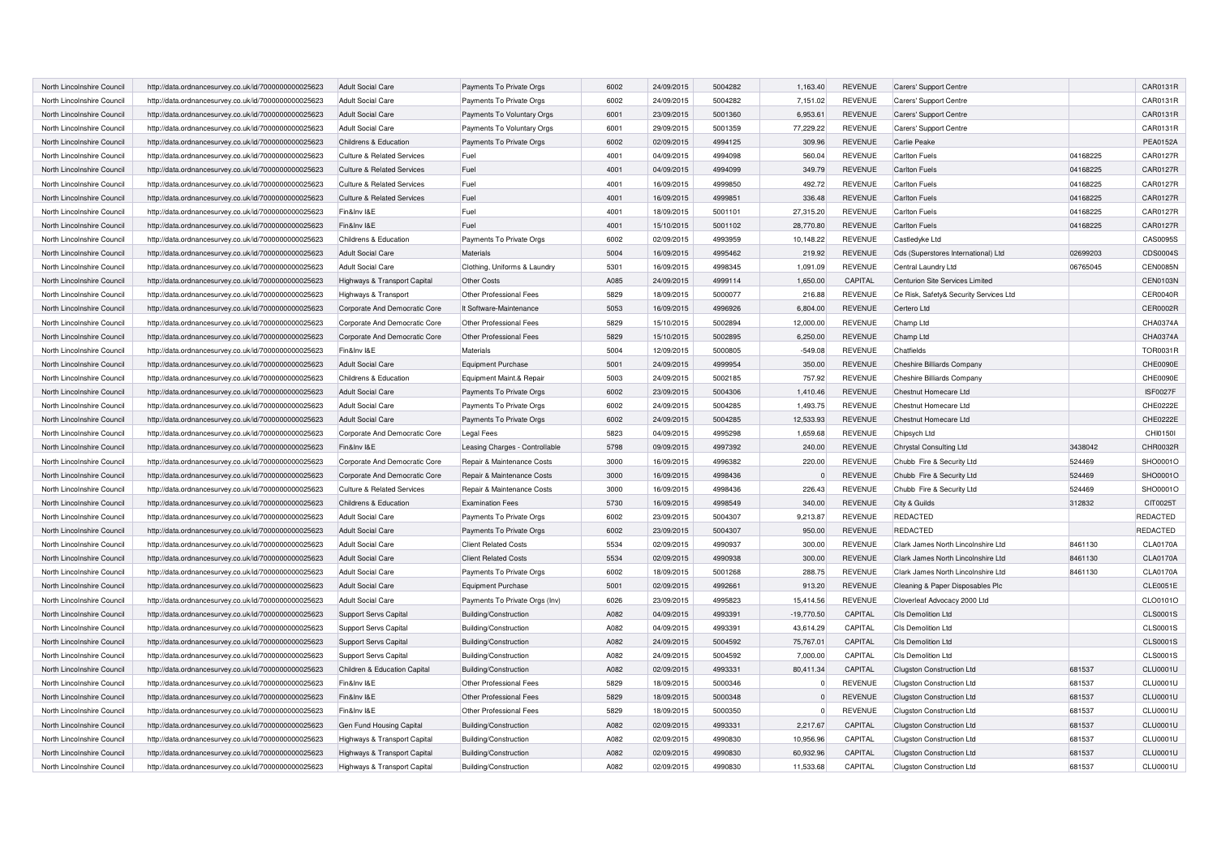| | | | | | | | | | | | |
|---|---|---|---|---|---|---|---|---|---|---|---|
| North Lincolnshire Council | http://data.ordnancesurvey.co.uk/id/7000000000025623 | Adult Social Care | Payments To Private Orgs | 6002 | 24/09/2015 | 5004282 | 1,163.40 | REVENUE | Carers' Support Centre | | CAR0131R |
| North Lincolnshire Council | http://data.ordnancesurvey.co.uk/id/7000000000025623 | Adult Social Care | Payments To Private Orgs | 6002 | 24/09/2015 | 5004282 | 7,151.02 | REVENUE | Carers' Support Centre | | CAR0131R |
| North Lincolnshire Council | http://data.ordnancesurvey.co.uk/id/7000000000025623 | Adult Social Care | Payments To Voluntary Orgs | 6001 | 23/09/2015 | 5001360 | 6,953.61 | REVENUE | Carers' Support Centre | | CAR0131R |
| North Lincolnshire Council | http://data.ordnancesurvey.co.uk/id/7000000000025623 | Adult Social Care | Payments To Voluntary Orgs | 6001 | 29/09/2015 | 5001359 | 77,229.22 | REVENUE | Carers' Support Centre | | CAR0131R |
| North Lincolnshire Council | http://data.ordnancesurvey.co.uk/id/7000000000025623 | Childrens & Education | Payments To Private Orgs | 6002 | 02/09/2015 | 4994125 | 309.96 | REVENUE | Carlie Peake | | PEA0152A |
| North Lincolnshire Council | http://data.ordnancesurvey.co.uk/id/7000000000025623 | Culture & Related Services | Fuel | 4001 | 04/09/2015 | 4994098 | 560.04 | REVENUE | Carlton Fuels | 04168225 | CAR0127R |
| North Lincolnshire Council | http://data.ordnancesurvey.co.uk/id/7000000000025623 | Culture & Related Services | Fuel | 4001 | 04/09/2015 | 4994099 | 349.79 | REVENUE | Carlton Fuels | 04168225 | CAR0127R |
| North Lincolnshire Council | http://data.ordnancesurvey.co.uk/id/7000000000025623 | Culture & Related Services | Fuel | 4001 | 16/09/2015 | 4999850 | 492.72 | REVENUE | Carlton Fuels | 04168225 | CAR0127R |
| North Lincolnshire Council | http://data.ordnancesurvey.co.uk/id/7000000000025623 | Culture & Related Services | Fuel | 4001 | 16/09/2015 | 4999851 | 336.48 | REVENUE | Carlton Fuels | 04168225 | CAR0127R |
| North Lincolnshire Council | http://data.ordnancesurvey.co.uk/id/7000000000025623 | Fin&Inv I&E | Fuel | 4001 | 18/09/2015 | 5001101 | 27,315.20 | REVENUE | Carlton Fuels | 04168225 | CAR0127R |
| North Lincolnshire Council | http://data.ordnancesurvey.co.uk/id/7000000000025623 | Fin&Inv I&E | Fuel | 4001 | 15/10/2015 | 5001102 | 28,770.80 | REVENUE | Carlton Fuels | 04168225 | CAR0127R |
| North Lincolnshire Council | http://data.ordnancesurvey.co.uk/id/7000000000025623 | Childrens & Education | Payments To Private Orgs | 6002 | 02/09/2015 | 4993959 | 10,148.22 | REVENUE | Castledyke Ltd | | CAS0095S |
| North Lincolnshire Council | http://data.ordnancesurvey.co.uk/id/7000000000025623 | Adult Social Care | Materials | 5004 | 16/09/2015 | 4995462 | 219.92 | REVENUE | Cds (Superstores International) Ltd | 02699203 | CDS0004S |
| North Lincolnshire Council | http://data.ordnancesurvey.co.uk/id/7000000000025623 | Adult Social Care | Clothing, Uniforms & Laundry | 5301 | 16/09/2015 | 4998345 | 1,091.09 | REVENUE | Central Laundry Ltd | 06765045 | CEN0085N |
| North Lincolnshire Council | http://data.ordnancesurvey.co.uk/id/7000000000025623 | Highways & Transport Capital | Other Costs | A085 | 24/09/2015 | 4999114 | 1,650.00 | CAPITAL | Centurion Site Services Limited | | CEN0103N |
| North Lincolnshire Council | http://data.ordnancesurvey.co.uk/id/7000000000025623 | Highways & Transport | Other Professional Fees | 5829 | 18/09/2015 | 5000077 | 216.88 | REVENUE | Ce Risk, Safety& Security Services Ltd | | CER0040R |
| North Lincolnshire Council | http://data.ordnancesurvey.co.uk/id/7000000000025623 | Corporate And Democratic Core | It Software-Maintenance | 5053 | 16/09/2015 | 4996926 | 6,804.00 | REVENUE | Certero Ltd | | CER0002R |
| North Lincolnshire Council | http://data.ordnancesurvey.co.uk/id/7000000000025623 | Corporate And Democratic Core | Other Professional Fees | 5829 | 15/10/2015 | 5002894 | 12,000.00 | REVENUE | Champ Ltd | | CHA0374A |
| North Lincolnshire Council | http://data.ordnancesurvey.co.uk/id/7000000000025623 | Corporate And Democratic Core | Other Professional Fees | 5829 | 15/10/2015 | 5002895 | 6,250.00 | REVENUE | Champ Ltd | | CHA0374A |
| North Lincolnshire Council | http://data.ordnancesurvey.co.uk/id/7000000000025623 | Fin&Inv I&E | Materials | 5004 | 12/09/2015 | 5000805 | -549.08 | REVENUE | Chatfields | | TOR0031R |
| North Lincolnshire Council | http://data.ordnancesurvey.co.uk/id/7000000000025623 | Adult Social Care | Equipment Purchase | 5001 | 24/09/2015 | 4999954 | 350.00 | REVENUE | Cheshire Billiards Company | | CHE0090E |
| North Lincolnshire Council | http://data.ordnancesurvey.co.uk/id/7000000000025623 | Childrens & Education | Equipment Maint.& Repair | 5003 | 24/09/2015 | 5002185 | 757.92 | REVENUE | Cheshire Billiards Company | | CHE0090E |
| North Lincolnshire Council | http://data.ordnancesurvey.co.uk/id/7000000000025623 | Adult Social Care | Payments To Private Orgs | 6002 | 23/09/2015 | 5004306 | 1,410.46 | REVENUE | Chestnut Homecare Ltd | | ISF0027F |
| North Lincolnshire Council | http://data.ordnancesurvey.co.uk/id/7000000000025623 | Adult Social Care | Payments To Private Orgs | 6002 | 24/09/2015 | 5004285 | 1,493.75 | REVENUE | Chestnut Homecare Ltd | | CHE0222E |
| North Lincolnshire Council | http://data.ordnancesurvey.co.uk/id/7000000000025623 | Adult Social Care | Payments To Private Orgs | 6002 | 24/09/2015 | 5004285 | 12,533.93 | REVENUE | Chestnut Homecare Ltd | | CHE0222E |
| North Lincolnshire Council | http://data.ordnancesurvey.co.uk/id/7000000000025623 | Corporate And Democratic Core | Legal Fees | 5823 | 04/09/2015 | 4995298 | 1,659.68 | REVENUE | Chipsych Ltd | | CHI0150I |
| North Lincolnshire Council | http://data.ordnancesurvey.co.uk/id/7000000000025623 | Fin&Inv I&E | Leasing Charges - Controllable | 5798 | 09/09/2015 | 4997392 | 240.00 | REVENUE | Chrystal Consulting Ltd | 3438042 | CHR0032R |
| North Lincolnshire Council | http://data.ordnancesurvey.co.uk/id/7000000000025623 | Corporate And Democratic Core | Repair & Maintenance Costs | 3000 | 16/09/2015 | 4996382 | 220.00 | REVENUE | Chubb Fire & Security Ltd | 524469 | SHO0001O |
| North Lincolnshire Council | http://data.ordnancesurvey.co.uk/id/7000000000025623 | Corporate And Democratic Core | Repair & Maintenance Costs | 3000 | 16/09/2015 | 4998436 | 0 | REVENUE | Chubb Fire & Security Ltd | 524469 | SHO0001O |
| North Lincolnshire Council | http://data.ordnancesurvey.co.uk/id/7000000000025623 | Culture & Related Services | Repair & Maintenance Costs | 3000 | 16/09/2015 | 4998436 | 226.43 | REVENUE | Chubb Fire & Security Ltd | 524469 | SHO0001O |
| North Lincolnshire Council | http://data.ordnancesurvey.co.uk/id/7000000000025623 | Childrens & Education | Examination Fees | 5730 | 16/09/2015 | 4998549 | 340.00 | REVENUE | City & Guilds | 312832 | CIT0025T |
| North Lincolnshire Council | http://data.ordnancesurvey.co.uk/id/7000000000025623 | Adult Social Care | Payments To Private Orgs | 6002 | 23/09/2015 | 5004307 | 9,213.87 | REVENUE | REDACTED | | REDACTED |
| North Lincolnshire Council | http://data.ordnancesurvey.co.uk/id/7000000000025623 | Adult Social Care | Payments To Private Orgs | 6002 | 23/09/2015 | 5004307 | 950.00 | REVENUE | REDACTED | | REDACTED |
| North Lincolnshire Council | http://data.ordnancesurvey.co.uk/id/7000000000025623 | Adult Social Care | Client Related Costs | 5534 | 02/09/2015 | 4990937 | 300.00 | REVENUE | Clark James North Lincolnshire Ltd | 8461130 | CLA0170A |
| North Lincolnshire Council | http://data.ordnancesurvey.co.uk/id/7000000000025623 | Adult Social Care | Client Related Costs | 5534 | 02/09/2015 | 4990938 | 300.00 | REVENUE | Clark James North Lincolnshire Ltd | 8461130 | CLA0170A |
| North Lincolnshire Council | http://data.ordnancesurvey.co.uk/id/7000000000025623 | Adult Social Care | Payments To Private Orgs | 6002 | 18/09/2015 | 5001268 | 288.75 | REVENUE | Clark James North Lincolnshire Ltd | 8461130 | CLA0170A |
| North Lincolnshire Council | http://data.ordnancesurvey.co.uk/id/7000000000025623 | Adult Social Care | Equipment Purchase | 5001 | 02/09/2015 | 4992661 | 913.20 | REVENUE | Cleaning & Paper Disposables Plc | | CLE0051E |
| North Lincolnshire Council | http://data.ordnancesurvey.co.uk/id/7000000000025623 | Adult Social Care | Payments To Private Orgs (Inv) | 6026 | 23/09/2015 | 4995823 | 15,414.56 | REVENUE | Cloverleaf Advocacy 2000 Ltd | | CLO0101O |
| North Lincolnshire Council | http://data.ordnancesurvey.co.uk/id/7000000000025623 | Support Servs Capital | Building/Construction | A082 | 04/09/2015 | 4993391 | -19,770.50 | CAPITAL | Cls Demolition Ltd | | CLS0001S |
| North Lincolnshire Council | http://data.ordnancesurvey.co.uk/id/7000000000025623 | Support Servs Capital | Building/Construction | A082 | 04/09/2015 | 4993391 | 43,614.29 | CAPITAL | Cls Demolition Ltd | | CLS0001S |
| North Lincolnshire Council | http://data.ordnancesurvey.co.uk/id/7000000000025623 | Support Servs Capital | Building/Construction | A082 | 24/09/2015 | 5004592 | 75,767.01 | CAPITAL | Cls Demolition Ltd | | CLS0001S |
| North Lincolnshire Council | http://data.ordnancesurvey.co.uk/id/7000000000025623 | Support Servs Capital | Building/Construction | A082 | 24/09/2015 | 5004592 | 7,000.00 | CAPITAL | Cls Demolition Ltd | | CLS0001S |
| North Lincolnshire Council | http://data.ordnancesurvey.co.uk/id/7000000000025623 | Children & Education Capital | Building/Construction | A082 | 02/09/2015 | 4993331 | 80,411.34 | CAPITAL | Clugston Construction Ltd | 681537 | CLU0001U |
| North Lincolnshire Council | http://data.ordnancesurvey.co.uk/id/7000000000025623 | Fin&Inv I&E | Other Professional Fees | 5829 | 18/09/2015 | 5000346 | 0 | REVENUE | Clugston Construction Ltd | 681537 | CLU0001U |
| North Lincolnshire Council | http://data.ordnancesurvey.co.uk/id/7000000000025623 | Fin&Inv I&E | Other Professional Fees | 5829 | 18/09/2015 | 5000348 | 0 | REVENUE | Clugston Construction Ltd | 681537 | CLU0001U |
| North Lincolnshire Council | http://data.ordnancesurvey.co.uk/id/7000000000025623 | Fin&Inv I&E | Other Professional Fees | 5829 | 18/09/2015 | 5000350 | 0 | REVENUE | Clugston Construction Ltd | 681537 | CLU0001U |
| North Lincolnshire Council | http://data.ordnancesurvey.co.uk/id/7000000000025623 | Gen Fund Housing Capital | Building/Construction | A082 | 02/09/2015 | 4993331 | 2,217.67 | CAPITAL | Clugston Construction Ltd | 681537 | CLU0001U |
| North Lincolnshire Council | http://data.ordnancesurvey.co.uk/id/7000000000025623 | Highways & Transport Capital | Building/Construction | A082 | 02/09/2015 | 4990830 | 10,956.96 | CAPITAL | Clugston Construction Ltd | 681537 | CLU0001U |
| North Lincolnshire Council | http://data.ordnancesurvey.co.uk/id/7000000000025623 | Highways & Transport Capital | Building/Construction | A082 | 02/09/2015 | 4990830 | 60,932.96 | CAPITAL | Clugston Construction Ltd | 681537 | CLU0001U |
| North Lincolnshire Council | http://data.ordnancesurvey.co.uk/id/7000000000025623 | Highways & Transport Capital | Building/Construction | A082 | 02/09/2015 | 4990830 | 11,533.68 | CAPITAL | Clugston Construction Ltd | 681537 | CLU0001U |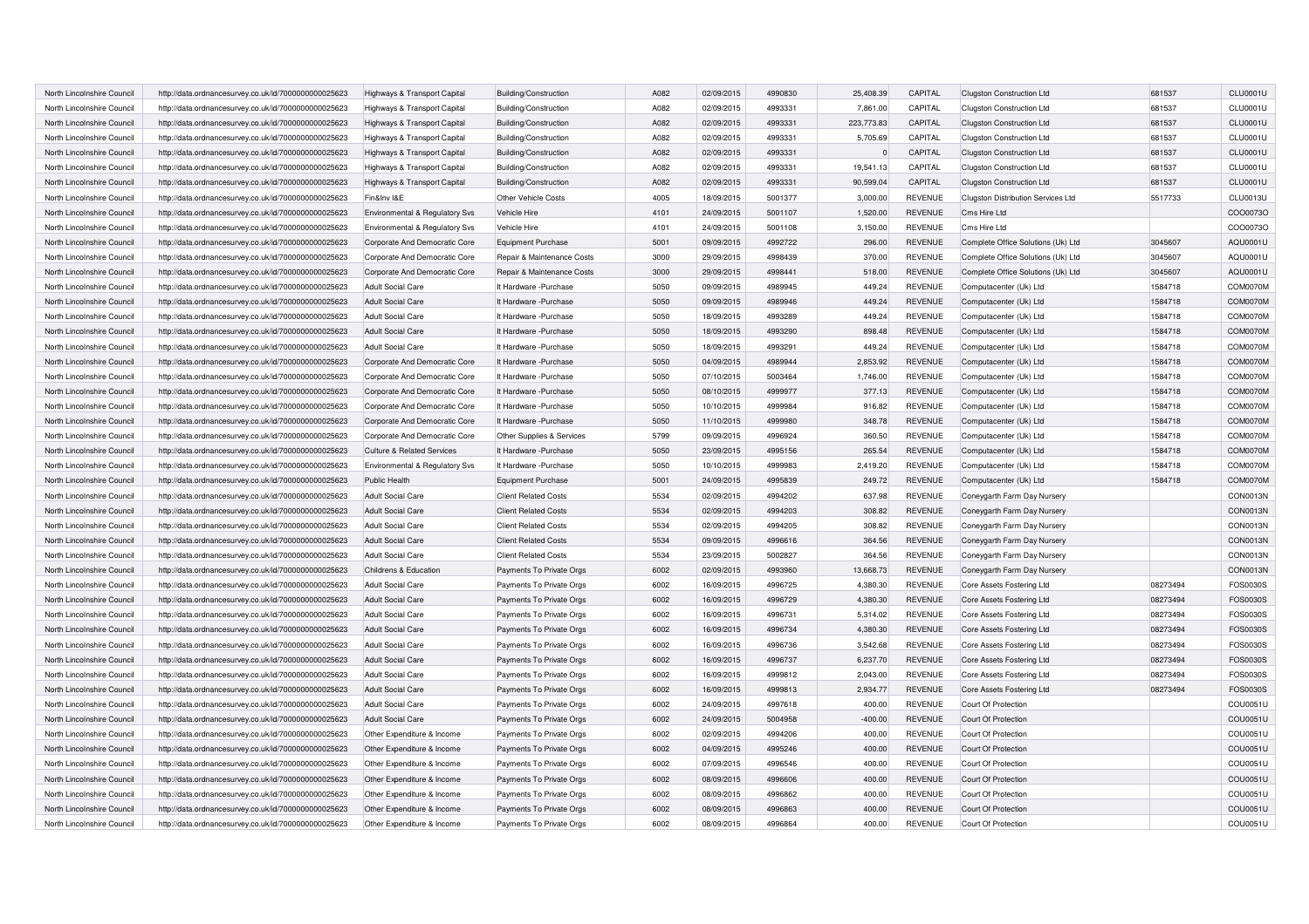| North Lincolnshire Council | http://data.ordnancesurvey.co.uk/id/7000000000025623 | Highways & Transport Capital | Building/Construction | A082 | 02/09/2015 | 4990830 | 25,408.39 | CAPITAL | Clugston Construction Ltd | 681537 | CLU0001U |
|---|---|---|---|---|---|---|---|---|---|---|---|
| North Lincolnshire Council | http://data.ordnancesurvey.co.uk/id/7000000000025623 | Highways & Transport Capital | Building/Construction | A082 | 02/09/2015 | 4993331 | 7,861.00 | CAPITAL | Clugston Construction Ltd | 681537 | CLU0001U |
| North Lincolnshire Council | http://data.ordnancesurvey.co.uk/id/7000000000025623 | Highways & Transport Capital | Building/Construction | A082 | 02/09/2015 | 4993331 | 223,773.83 | CAPITAL | Clugston Construction Ltd | 681537 | CLU0001U |
| North Lincolnshire Council | http://data.ordnancesurvey.co.uk/id/7000000000025623 | Highways & Transport Capital | Building/Construction | A082 | 02/09/2015 | 4993331 | 5,705.69 | CAPITAL | Clugston Construction Ltd | 681537 | CLU0001U |
| North Lincolnshire Council | http://data.ordnancesurvey.co.uk/id/7000000000025623 | Highways & Transport Capital | Building/Construction | A082 | 02/09/2015 | 4993331 | 0 | CAPITAL | Clugston Construction Ltd | 681537 | CLU0001U |
| North Lincolnshire Council | http://data.ordnancesurvey.co.uk/id/7000000000025623 | Highways & Transport Capital | Building/Construction | A082 | 02/09/2015 | 4993331 | 19,541.13 | CAPITAL | Clugston Construction Ltd | 681537 | CLU0001U |
| North Lincolnshire Council | http://data.ordnancesurvey.co.uk/id/7000000000025623 | Highways & Transport Capital | Building/Construction | A082 | 02/09/2015 | 4993331 | 90,599.04 | CAPITAL | Clugston Construction Ltd | 681537 | CLU0001U |
| North Lincolnshire Council | http://data.ordnancesurvey.co.uk/id/7000000000025623 | Fin&Inv I&E | Other Vehicle Costs | 4005 | 18/09/2015 | 5001377 | 3,000.00 | REVENUE | Clugston Distribution Services Ltd | 5517733 | CLU0013U |
| North Lincolnshire Council | http://data.ordnancesurvey.co.uk/id/7000000000025623 | Environmental & Regulatory Svs | Vehicle Hire | 4101 | 24/09/2015 | 5001107 | 1,520.00 | REVENUE | Cms Hire Ltd | | COO0073O |
| North Lincolnshire Council | http://data.ordnancesurvey.co.uk/id/7000000000025623 | Environmental & Regulatory Svs | Vehicle Hire | 4101 | 24/09/2015 | 5001108 | 3,150.00 | REVENUE | Cms Hire Ltd | | COO0073O |
| North Lincolnshire Council | http://data.ordnancesurvey.co.uk/id/7000000000025623 | Corporate And Democratic Core | Equipment Purchase | 5001 | 09/09/2015 | 4992722 | 296.00 | REVENUE | Complete Office Solutions (Uk) Ltd | 3045607 | AQU0001U |
| North Lincolnshire Council | http://data.ordnancesurvey.co.uk/id/7000000000025623 | Corporate And Democratic Core | Repair & Maintenance Costs | 3000 | 29/09/2015 | 4998439 | 370.00 | REVENUE | Complete Office Solutions (Uk) Ltd | 3045607 | AQU0001U |
| North Lincolnshire Council | http://data.ordnancesurvey.co.uk/id/7000000000025623 | Corporate And Democratic Core | Repair & Maintenance Costs | 3000 | 29/09/2015 | 4998441 | 518.00 | REVENUE | Complete Office Solutions (Uk) Ltd | 3045607 | AQU0001U |
| North Lincolnshire Council | http://data.ordnancesurvey.co.uk/id/7000000000025623 | Adult Social Care | It Hardware -Purchase | 5050 | 09/09/2015 | 4989945 | 449.24 | REVENUE | Computacenter (Uk) Ltd | 1584718 | COM0070M |
| North Lincolnshire Council | http://data.ordnancesurvey.co.uk/id/7000000000025623 | Adult Social Care | It Hardware -Purchase | 5050 | 09/09/2015 | 4989946 | 449.24 | REVENUE | Computacenter (Uk) Ltd | 1584718 | COM0070M |
| North Lincolnshire Council | http://data.ordnancesurvey.co.uk/id/7000000000025623 | Adult Social Care | It Hardware -Purchase | 5050 | 18/09/2015 | 4993289 | 449.24 | REVENUE | Computacenter (Uk) Ltd | 1584718 | COM0070M |
| North Lincolnshire Council | http://data.ordnancesurvey.co.uk/id/7000000000025623 | Adult Social Care | It Hardware -Purchase | 5050 | 18/09/2015 | 4993290 | 898.48 | REVENUE | Computacenter (Uk) Ltd | 1584718 | COM0070M |
| North Lincolnshire Council | http://data.ordnancesurvey.co.uk/id/7000000000025623 | Adult Social Care | It Hardware -Purchase | 5050 | 18/09/2015 | 4993291 | 449.24 | REVENUE | Computacenter (Uk) Ltd | 1584718 | COM0070M |
| North Lincolnshire Council | http://data.ordnancesurvey.co.uk/id/7000000000025623 | Corporate And Democratic Core | It Hardware -Purchase | 5050 | 04/09/2015 | 4989944 | 2,853.92 | REVENUE | Computacenter (Uk) Ltd | 1584718 | COM0070M |
| North Lincolnshire Council | http://data.ordnancesurvey.co.uk/id/7000000000025623 | Corporate And Democratic Core | It Hardware -Purchase | 5050 | 07/10/2015 | 5003464 | 1,746.00 | REVENUE | Computacenter (Uk) Ltd | 1584718 | COM0070M |
| North Lincolnshire Council | http://data.ordnancesurvey.co.uk/id/7000000000025623 | Corporate And Democratic Core | It Hardware -Purchase | 5050 | 08/10/2015 | 4999977 | 377.13 | REVENUE | Computacenter (Uk) Ltd | 1584718 | COM0070M |
| North Lincolnshire Council | http://data.ordnancesurvey.co.uk/id/7000000000025623 | Corporate And Democratic Core | It Hardware -Purchase | 5050 | 10/10/2015 | 4999984 | 916.82 | REVENUE | Computacenter (Uk) Ltd | 1584718 | COM0070M |
| North Lincolnshire Council | http://data.ordnancesurvey.co.uk/id/7000000000025623 | Corporate And Democratic Core | It Hardware -Purchase | 5050 | 11/10/2015 | 4999980 | 348.78 | REVENUE | Computacenter (Uk) Ltd | 1584718 | COM0070M |
| North Lincolnshire Council | http://data.ordnancesurvey.co.uk/id/7000000000025623 | Corporate And Democratic Core | Other Supplies & Services | 5799 | 09/09/2015 | 4996924 | 360.50 | REVENUE | Computacenter (Uk) Ltd | 1584718 | COM0070M |
| North Lincolnshire Council | http://data.ordnancesurvey.co.uk/id/7000000000025623 | Culture & Related Services | It Hardware -Purchase | 5050 | 23/09/2015 | 4995156 | 265.54 | REVENUE | Computacenter (Uk) Ltd | 1584718 | COM0070M |
| North Lincolnshire Council | http://data.ordnancesurvey.co.uk/id/7000000000025623 | Environmental & Regulatory Svs | It Hardware -Purchase | 5050 | 10/10/2015 | 4999983 | 2,419.20 | REVENUE | Computacenter (Uk) Ltd | 1584718 | COM0070M |
| North Lincolnshire Council | http://data.ordnancesurvey.co.uk/id/7000000000025623 | Public Health | Equipment Purchase | 5001 | 24/09/2015 | 4995839 | 249.72 | REVENUE | Computacenter (Uk) Ltd | 1584718 | COM0070M |
| North Lincolnshire Council | http://data.ordnancesurvey.co.uk/id/7000000000025623 | Adult Social Care | Client Related Costs | 5534 | 02/09/2015 | 4994202 | 637.98 | REVENUE | Coneygarth Farm Day Nursery | | CON0013N |
| North Lincolnshire Council | http://data.ordnancesurvey.co.uk/id/7000000000025623 | Adult Social Care | Client Related Costs | 5534 | 02/09/2015 | 4994203 | 308.82 | REVENUE | Coneygarth Farm Day Nursery | | CON0013N |
| North Lincolnshire Council | http://data.ordnancesurvey.co.uk/id/7000000000025623 | Adult Social Care | Client Related Costs | 5534 | 02/09/2015 | 4994205 | 308.82 | REVENUE | Coneygarth Farm Day Nursery | | CON0013N |
| North Lincolnshire Council | http://data.ordnancesurvey.co.uk/id/7000000000025623 | Adult Social Care | Client Related Costs | 5534 | 09/09/2015 | 4996616 | 364.56 | REVENUE | Coneygarth Farm Day Nursery | | CON0013N |
| North Lincolnshire Council | http://data.ordnancesurvey.co.uk/id/7000000000025623 | Adult Social Care | Client Related Costs | 5534 | 23/09/2015 | 5002827 | 364.56 | REVENUE | Coneygarth Farm Day Nursery | | CON0013N |
| North Lincolnshire Council | http://data.ordnancesurvey.co.uk/id/7000000000025623 | Childrens & Education | Payments To Private Orgs | 6002 | 02/09/2015 | 4993960 | 13,668.73 | REVENUE | Coneygarth Farm Day Nursery | | CON0013N |
| North Lincolnshire Council | http://data.ordnancesurvey.co.uk/id/7000000000025623 | Adult Social Care | Payments To Private Orgs | 6002 | 16/09/2015 | 4996725 | 4,380.30 | REVENUE | Core Assets Fostering Ltd | 08273494 | FOS0030S |
| North Lincolnshire Council | http://data.ordnancesurvey.co.uk/id/7000000000025623 | Adult Social Care | Payments To Private Orgs | 6002 | 16/09/2015 | 4996729 | 4,380.30 | REVENUE | Core Assets Fostering Ltd | 08273494 | FOS0030S |
| North Lincolnshire Council | http://data.ordnancesurvey.co.uk/id/7000000000025623 | Adult Social Care | Payments To Private Orgs | 6002 | 16/09/2015 | 4996731 | 5,314.02 | REVENUE | Core Assets Fostering Ltd | 08273494 | FOS0030S |
| North Lincolnshire Council | http://data.ordnancesurvey.co.uk/id/7000000000025623 | Adult Social Care | Payments To Private Orgs | 6002 | 16/09/2015 | 4996734 | 4,380.30 | REVENUE | Core Assets Fostering Ltd | 08273494 | FOS0030S |
| North Lincolnshire Council | http://data.ordnancesurvey.co.uk/id/7000000000025623 | Adult Social Care | Payments To Private Orgs | 6002 | 16/09/2015 | 4996736 | 3,542.68 | REVENUE | Core Assets Fostering Ltd | 08273494 | FOS0030S |
| North Lincolnshire Council | http://data.ordnancesurvey.co.uk/id/7000000000025623 | Adult Social Care | Payments To Private Orgs | 6002 | 16/09/2015 | 4996737 | 6,237.70 | REVENUE | Core Assets Fostering Ltd | 08273494 | FOS0030S |
| North Lincolnshire Council | http://data.ordnancesurvey.co.uk/id/7000000000025623 | Adult Social Care | Payments To Private Orgs | 6002 | 16/09/2015 | 4999812 | 2,043.00 | REVENUE | Core Assets Fostering Ltd | 08273494 | FOS0030S |
| North Lincolnshire Council | http://data.ordnancesurvey.co.uk/id/7000000000025623 | Adult Social Care | Payments To Private Orgs | 6002 | 16/09/2015 | 4999813 | 2,934.77 | REVENUE | Core Assets Fostering Ltd | 08273494 | FOS0030S |
| North Lincolnshire Council | http://data.ordnancesurvey.co.uk/id/7000000000025623 | Adult Social Care | Payments To Private Orgs | 6002 | 24/09/2015 | 4997618 | 400.00 | REVENUE | Court Of Protection | | COU0051U |
| North Lincolnshire Council | http://data.ordnancesurvey.co.uk/id/7000000000025623 | Adult Social Care | Payments To Private Orgs | 6002 | 24/09/2015 | 5004958 | -400.00 | REVENUE | Court Of Protection | | COU0051U |
| North Lincolnshire Council | http://data.ordnancesurvey.co.uk/id/7000000000025623 | Other Expenditure & Income | Payments To Private Orgs | 6002 | 02/09/2015 | 4994206 | 400.00 | REVENUE | Court Of Protection | | COU0051U |
| North Lincolnshire Council | http://data.ordnancesurvey.co.uk/id/7000000000025623 | Other Expenditure & Income | Payments To Private Orgs | 6002 | 04/09/2015 | 4995246 | 400.00 | REVENUE | Court Of Protection | | COU0051U |
| North Lincolnshire Council | http://data.ordnancesurvey.co.uk/id/7000000000025623 | Other Expenditure & Income | Payments To Private Orgs | 6002 | 07/09/2015 | 4996546 | 400.00 | REVENUE | Court Of Protection | | COU0051U |
| North Lincolnshire Council | http://data.ordnancesurvey.co.uk/id/7000000000025623 | Other Expenditure & Income | Payments To Private Orgs | 6002 | 08/09/2015 | 4996606 | 400.00 | REVENUE | Court Of Protection | | COU0051U |
| North Lincolnshire Council | http://data.ordnancesurvey.co.uk/id/7000000000025623 | Other Expenditure & Income | Payments To Private Orgs | 6002 | 08/09/2015 | 4996862 | 400.00 | REVENUE | Court Of Protection | | COU0051U |
| North Lincolnshire Council | http://data.ordnancesurvey.co.uk/id/7000000000025623 | Other Expenditure & Income | Payments To Private Orgs | 6002 | 08/09/2015 | 4996863 | 400.00 | REVENUE | Court Of Protection | | COU0051U |
| North Lincolnshire Council | http://data.ordnancesurvey.co.uk/id/7000000000025623 | Other Expenditure & Income | Payments To Private Orgs | 6002 | 08/09/2015 | 4996864 | 400.00 | REVENUE | Court Of Protection | | COU0051U |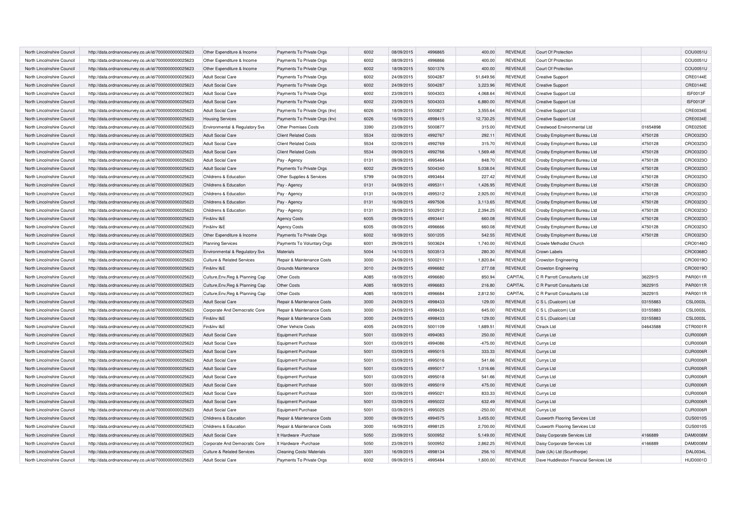| | | | | | | | | | | | |
|---|---|---|---|---|---|---|---|---|---|---|---|
| North Lincolnshire Council | http://data.ordnancesurvey.co.uk/id/7000000000025623 | Other Expenditure & Income | Payments To Private Orgs | 6002 | 08/09/2015 | 4996865 | 400.00 | REVENUE | Court Of Protection | | COU0051U |
| North Lincolnshire Council | http://data.ordnancesurvey.co.uk/id/7000000000025623 | Other Expenditure & Income | Payments To Private Orgs | 6002 | 08/09/2015 | 4996866 | 400.00 | REVENUE | Court Of Protection | | COU0051U |
| North Lincolnshire Council | http://data.ordnancesurvey.co.uk/id/7000000000025623 | Other Expenditure & Income | Payments To Private Orgs | 6002 | 18/09/2015 | 5001376 | 400.00 | REVENUE | Court Of Protection | | COU0051U |
| North Lincolnshire Council | http://data.ordnancesurvey.co.uk/id/7000000000025623 | Adult Social Care | Payments To Private Orgs | 6002 | 24/09/2015 | 5004287 | 51,649.56 | REVENUE | Creative Support | | CRE0144E |
| North Lincolnshire Council | http://data.ordnancesurvey.co.uk/id/7000000000025623 | Adult Social Care | Payments To Private Orgs | 6002 | 24/09/2015 | 5004287 | 3,223.96 | REVENUE | Creative Support | | CRE0144E |
| North Lincolnshire Council | http://data.ordnancesurvey.co.uk/id/7000000000025623 | Adult Social Care | Payments To Private Orgs | 6002 | 23/09/2015 | 5004303 | 4,068.64 | REVENUE | Creative Support Ltd | | ISF0013F |
| North Lincolnshire Council | http://data.ordnancesurvey.co.uk/id/7000000000025623 | Adult Social Care | Payments To Private Orgs | 6002 | 23/09/2015 | 5004303 | 6,880.00 | REVENUE | Creative Support Ltd | | ISF0013F |
| North Lincolnshire Council | http://data.ordnancesurvey.co.uk/id/7000000000025623 | Adult Social Care | Payments To Private Orgs (Inv) | 6026 | 18/09/2015 | 5000827 | 3,555.64 | REVENUE | Creative Support Ltd | | CRE0034E |
| North Lincolnshire Council | http://data.ordnancesurvey.co.uk/id/7000000000025623 | Housing Services | Payments To Private Orgs (Inv) | 6026 | 16/09/2015 | 4998415 | 12,730.25 | REVENUE | Creative Support Ltd | | CRE0034E |
| North Lincolnshire Council | http://data.ordnancesurvey.co.uk/id/7000000000025623 | Environmental & Regulatory Svs | Other Premises Costs | 3390 | 23/09/2015 | 5000877 | 315.00 | REVENUE | Crestwood Environmental Ltd | 01654898 | CRE0250E |
| North Lincolnshire Council | http://data.ordnancesurvey.co.uk/id/7000000000025623 | Adult Social Care | Client Related Costs | 5534 | 02/09/2015 | 4992767 | 292.11 | REVENUE | Crosby Employment Bureau Ltd | 4750128 | CRO0323O |
| North Lincolnshire Council | http://data.ordnancesurvey.co.uk/id/7000000000025623 | Adult Social Care | Client Related Costs | 5534 | 02/09/2015 | 4992769 | 315.70 | REVENUE | Crosby Employment Bureau Ltd | 4750128 | CRO0323O |
| North Lincolnshire Council | http://data.ordnancesurvey.co.uk/id/7000000000025623 | Adult Social Care | Client Related Costs | 5534 | 09/09/2015 | 4992766 | 1,569.48 | REVENUE | Crosby Employment Bureau Ltd | 4750128 | CRO0323O |
| North Lincolnshire Council | http://data.ordnancesurvey.co.uk/id/7000000000025623 | Adult Social Care | Pay - Agency | 0131 | 09/09/2015 | 4995464 | 848.70 | REVENUE | Crosby Employment Bureau Ltd | 4750128 | CRO0323O |
| North Lincolnshire Council | http://data.ordnancesurvey.co.uk/id/7000000000025623 | Adult Social Care | Payments To Private Orgs | 6002 | 29/09/2015 | 5004340 | 5,038.04 | REVENUE | Crosby Employment Bureau Ltd | 4750128 | CRO0323O |
| North Lincolnshire Council | http://data.ordnancesurvey.co.uk/id/7000000000025623 | Childrens & Education | Other Supplies & Services | 5799 | 04/09/2015 | 4993464 | 227.42 | REVENUE | Crosby Employment Bureau Ltd | 4750128 | CRO0323O |
| North Lincolnshire Council | http://data.ordnancesurvey.co.uk/id/7000000000025623 | Childrens & Education | Pay - Agency | 0131 | 04/09/2015 | 4995311 | 1,426.95 | REVENUE | Crosby Employment Bureau Ltd | 4750128 | CRO0323O |
| North Lincolnshire Council | http://data.ordnancesurvey.co.uk/id/7000000000025623 | Childrens & Education | Pay - Agency | 0131 | 04/09/2015 | 4995312 | 2,925.00 | REVENUE | Crosby Employment Bureau Ltd | 4750128 | CRO0323O |
| North Lincolnshire Council | http://data.ordnancesurvey.co.uk/id/7000000000025623 | Childrens & Education | Pay - Agency | 0131 | 16/09/2015 | 4997506 | 3,113.65 | REVENUE | Crosby Employment Bureau Ltd | 4750128 | CRO0323O |
| North Lincolnshire Council | http://data.ordnancesurvey.co.uk/id/7000000000025623 | Childrens & Education | Pay - Agency | 0131 | 29/09/2015 | 5002912 | 2,394.25 | REVENUE | Crosby Employment Bureau Ltd | 4750128 | CRO0323O |
| North Lincolnshire Council | http://data.ordnancesurvey.co.uk/id/7000000000025623 | Fin&Inv I&E | Agency Costs | 6005 | 09/09/2015 | 4993441 | 660.08 | REVENUE | Crosby Employment Bureau Ltd | 4750128 | CRO0323O |
| North Lincolnshire Council | http://data.ordnancesurvey.co.uk/id/7000000000025623 | Fin&Inv I&E | Agency Costs | 6005 | 09/09/2015 | 4996666 | 660.08 | REVENUE | Crosby Employment Bureau Ltd | 4750128 | CRO0323O |
| North Lincolnshire Council | http://data.ordnancesurvey.co.uk/id/7000000000025623 | Other Expenditure & Income | Payments To Private Orgs | 6002 | 18/09/2015 | 5001205 | 542.55 | REVENUE | Crosby Employment Bureau Ltd | 4750128 | CRO0323O |
| North Lincolnshire Council | http://data.ordnancesurvey.co.uk/id/7000000000025623 | Planning Services | Payments To Voluntary Orgs | 6001 | 29/09/2015 | 5003624 | 1,740.00 | REVENUE | Crowle Methodist Church | | CRO0146O |
| North Lincolnshire Council | http://data.ordnancesurvey.co.uk/id/7000000000025623 | Environmental & Regulatory Svs | Materials | 5004 | 14/10/2015 | 5003513 | 280.30 | REVENUE | Crown Labels | | CRO0368O |
| North Lincolnshire Council | http://data.ordnancesurvey.co.uk/id/7000000000025623 | Culture & Related Services | Repair & Maintenance Costs | 3000 | 24/09/2015 | 5000211 | 1,820.84 | REVENUE | Crowston Engineering | | CRO0019O |
| North Lincolnshire Council | http://data.ordnancesurvey.co.uk/id/7000000000025623 | Fin&Inv I&E | Grounds Maintenance | 3010 | 24/09/2015 | 4996682 | 277.08 | REVENUE | Crowston Engineering | | CRO0019O |
| North Lincolnshire Council | http://data.ordnancesurvey.co.uk/id/7000000000025623 | Culture,Env,Reg & Planning Cap | Other Costs | A085 | 18/09/2015 | 4996680 | 850.94 | CAPITAL | C R Parrott Consultants Ltd | 3622915 | PAR0011R |
| North Lincolnshire Council | http://data.ordnancesurvey.co.uk/id/7000000000025623 | Culture,Env,Reg & Planning Cap | Other Costs | A085 | 18/09/2015 | 4996683 | 216.80 | CAPITAL | C R Parrott Consultants Ltd | 3622915 | PAR0011R |
| North Lincolnshire Council | http://data.ordnancesurvey.co.uk/id/7000000000025623 | Culture,Env,Reg & Planning Cap | Other Costs | A085 | 18/09/2015 | 4996684 | 2,812.50 | CAPITAL | C R Parrott Consultants Ltd | 3622915 | PAR0011R |
| North Lincolnshire Council | http://data.ordnancesurvey.co.uk/id/7000000000025623 | Adult Social Care | Repair & Maintenance Costs | 3000 | 24/09/2015 | 4998433 | 129.00 | REVENUE | C S L (Dualcom) Ltd | 03155883 | CSL0003L |
| North Lincolnshire Council | http://data.ordnancesurvey.co.uk/id/7000000000025623 | Corporate And Democratic Core | Repair & Maintenance Costs | 3000 | 24/09/2015 | 4998433 | 645.00 | REVENUE | C S L (Dualcom) Ltd | 03155883 | CSL0003L |
| North Lincolnshire Council | http://data.ordnancesurvey.co.uk/id/7000000000025623 | Fin&Inv I&E | Repair & Maintenance Costs | 3000 | 24/09/2015 | 4998433 | 129.00 | REVENUE | C S L (Dualcom) Ltd | 03155883 | CSL0003L |
| North Lincolnshire Council | http://data.ordnancesurvey.co.uk/id/7000000000025623 | Fin&Inv I&E | Other Vehicle Costs | 4005 | 24/09/2015 | 5001109 | 1,689.51 | REVENUE | Ctrack Ltd | 04643588 | CTR0001R |
| North Lincolnshire Council | http://data.ordnancesurvey.co.uk/id/7000000000025623 | Adult Social Care | Equipment Purchase | 5001 | 03/09/2015 | 4994083 | 250.00 | REVENUE | Currys Ltd | | CUR0006R |
| North Lincolnshire Council | http://data.ordnancesurvey.co.uk/id/7000000000025623 | Adult Social Care | Equipment Purchase | 5001 | 03/09/2015 | 4994086 | -475.00 | REVENUE | Currys Ltd | | CUR0006R |
| North Lincolnshire Council | http://data.ordnancesurvey.co.uk/id/7000000000025623 | Adult Social Care | Equipment Purchase | 5001 | 03/09/2015 | 4995015 | 333.33 | REVENUE | Currys Ltd | | CUR0006R |
| North Lincolnshire Council | http://data.ordnancesurvey.co.uk/id/7000000000025623 | Adult Social Care | Equipment Purchase | 5001 | 03/09/2015 | 4995016 | 541.66 | REVENUE | Currys Ltd | | CUR0006R |
| North Lincolnshire Council | http://data.ordnancesurvey.co.uk/id/7000000000025623 | Adult Social Care | Equipment Purchase | 5001 | 03/09/2015 | 4995017 | 1,016.66 | REVENUE | Currys Ltd | | CUR0006R |
| North Lincolnshire Council | http://data.ordnancesurvey.co.uk/id/7000000000025623 | Adult Social Care | Equipment Purchase | 5001 | 03/09/2015 | 4995018 | 541.66 | REVENUE | Currys Ltd | | CUR0006R |
| North Lincolnshire Council | http://data.ordnancesurvey.co.uk/id/7000000000025623 | Adult Social Care | Equipment Purchase | 5001 | 03/09/2015 | 4995019 | 475.00 | REVENUE | Currys Ltd | | CUR0006R |
| North Lincolnshire Council | http://data.ordnancesurvey.co.uk/id/7000000000025623 | Adult Social Care | Equipment Purchase | 5001 | 03/09/2015 | 4995021 | 833.33 | REVENUE | Currys Ltd | | CUR0006R |
| North Lincolnshire Council | http://data.ordnancesurvey.co.uk/id/7000000000025623 | Adult Social Care | Equipment Purchase | 5001 | 03/09/2015 | 4995022 | 632.49 | REVENUE | Currys Ltd | | CUR0006R |
| North Lincolnshire Council | http://data.ordnancesurvey.co.uk/id/7000000000025623 | Adult Social Care | Equipment Purchase | 5001 | 03/09/2015 | 4995025 | -250.00 | REVENUE | Currys Ltd | | CUR0006R |
| North Lincolnshire Council | http://data.ordnancesurvey.co.uk/id/7000000000025623 | Childrens & Education | Repair & Maintenance Costs | 3000 | 09/09/2015 | 4994575 | 3,455.00 | REVENUE | Cusworth Flooring Services Ltd | | CUS0010S |
| North Lincolnshire Council | http://data.ordnancesurvey.co.uk/id/7000000000025623 | Childrens & Education | Repair & Maintenance Costs | 3000 | 16/09/2015 | 4998125 | 2,700.00 | REVENUE | Cusworth Flooring Services Ltd | | CUS0010S |
| North Lincolnshire Council | http://data.ordnancesurvey.co.uk/id/7000000000025623 | Adult Social Care | It Hardware -Purchase | 5050 | 23/09/2015 | 5000952 | 5,149.00 | REVENUE | Daisy Corporate Services Ltd | 4166889 | DAM0008M |
| North Lincolnshire Council | http://data.ordnancesurvey.co.uk/id/7000000000025623 | Corporate And Democratic Core | It Hardware -Purchase | 5050 | 23/09/2015 | 5000952 | 2,862.25 | REVENUE | Daisy Corporate Services Ltd | 4166889 | DAM0008M |
| North Lincolnshire Council | http://data.ordnancesurvey.co.uk/id/7000000000025623 | Culture & Related Services | Cleaning Costs/ Materials | 3301 | 16/09/2015 | 4998134 | 256.10 | REVENUE | Dale (Uk) Ltd (Scunthorpe) | | DAL0034L |
| North Lincolnshire Council | http://data.ordnancesurvey.co.uk/id/7000000000025623 | Adult Social Care | Payments To Private Orgs | 6002 | 09/09/2015 | 4995484 | 1,600.00 | REVENUE | Dave Huddleston Financial Services Ltd | | HUD0001D |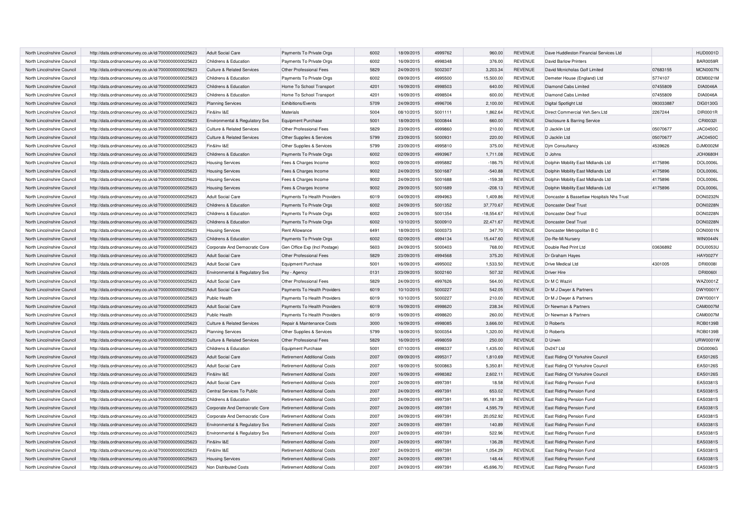| North Lincolnshire Council | http://data.ordnancesurvey.co.uk/id/7000000000025623 | Adult Social Care | Payments To Private Orgs | 6002 | 18/09/2015 | 4999762 | 960.00 | REVENUE | Dave Huddleston Financial Services Ltd | | HUD0001D |
|---|---|---|---|---|---|---|---|---|---|---|---|
| North Lincolnshire Council | http://data.ordnancesurvey.co.uk/id/7000000000025623 | Childrens & Education | Payments To Private Orgs | 6002 | 16/09/2015 | 4998348 | 376.00 | REVENUE | David Barlow Printers | | BAR0059R |
| North Lincolnshire Council | http://data.ordnancesurvey.co.uk/id/7000000000025623 | Culture & Related Services | Other Professional Fees | 5829 | 24/09/2015 | 5002307 | 3,203.34 | REVENUE | David Mcnicholas Golf Limited | 07683155 | MCN0007N |
| North Lincolnshire Council | http://data.ordnancesurvey.co.uk/id/7000000000025623 | Childrens & Education | Payments To Private Orgs | 6002 | 09/09/2015 | 4995500 | 15,500.00 | REVENUE | Demeter House (England) Ltd | 5774107 | DEM0021M |
| North Lincolnshire Council | http://data.ordnancesurvey.co.uk/id/7000000000025623 | Childrens & Education | Home To School Transport | 4201 | 16/09/2015 | 4998503 | 640.00 | REVENUE | Diamond Cabs Limited | 07455809 | DIA0046A |
| North Lincolnshire Council | http://data.ordnancesurvey.co.uk/id/7000000000025623 | Childrens & Education | Home To School Transport | 4201 | 16/09/2015 | 4998504 | 600.00 | REVENUE | Diamond Cabs Limited | 07455809 | DIA0046A |
| North Lincolnshire Council | http://data.ordnancesurvey.co.uk/id/7000000000025623 | Planning Services | Exhibitions/Events | 5709 | 24/09/2015 | 4996706 | 2,100.00 | REVENUE | Digital Spotlight Ltd | 093033887 | DIG0130G |
| North Lincolnshire Council | http://data.ordnancesurvey.co.uk/id/7000000000025623 | Fin&Inv I&E | Materials | 5004 | 08/10/2015 | 5001111 | 1,862.64 | REVENUE | Direct Commercial Veh.Serv.Ltd | 2267244 | DIR0001R |
| North Lincolnshire Council | http://data.ordnancesurvey.co.uk/id/7000000000025623 | Environmental & Regulatory Svs | Equipment Purchase | 5001 | 18/09/2015 | 5000844 | 660.00 | REVENUE | Disclosure & Barring Service | | CRI0032I |
| North Lincolnshire Council | http://data.ordnancesurvey.co.uk/id/7000000000025623 | Culture & Related Services | Other Professional Fees | 5829 | 23/09/2015 | 4999860 | 210.00 | REVENUE | D Jacklin Ltd | 05070677 | JAC0450C |
| North Lincolnshire Council | http://data.ordnancesurvey.co.uk/id/7000000000025623 | Culture & Related Services | Other Supplies & Services | 5799 | 23/09/2015 | 5000931 | 220.00 | REVENUE | D Jacklin Ltd | 05070677 | JAC0450C |
| North Lincolnshire Council | http://data.ordnancesurvey.co.uk/id/7000000000025623 | Fin&Inv I&E | Other Supplies & Services | 5799 | 23/09/2015 | 4995810 | 375.00 | REVENUE | Djm Consultancy | 4539626 | DJM0002M |
| North Lincolnshire Council | http://data.ordnancesurvey.co.uk/id/7000000000025623 | Childrens & Education | Payments To Private Orgs | 6002 | 02/09/2015 | 4993967 | 1,711.08 | REVENUE | D Johns | | JOH0680H |
| North Lincolnshire Council | http://data.ordnancesurvey.co.uk/id/7000000000025623 | Housing Services | Fees & Charges Income | 9002 | 09/09/2015 | 4995882 | -186.75 | REVENUE | Dolphin Mobility East Midlands Ltd | 4175896 | DOL0006L |
| North Lincolnshire Council | http://data.ordnancesurvey.co.uk/id/7000000000025623 | Housing Services | Fees & Charges Income | 9002 | 24/09/2015 | 5001687 | -540.88 | REVENUE | Dolphin Mobility East Midlands Ltd | 4175896 | DOL0006L |
| North Lincolnshire Council | http://data.ordnancesurvey.co.uk/id/7000000000025623 | Housing Services | Fees & Charges Income | 9002 | 24/09/2015 | 5001688 | -159.38 | REVENUE | Dolphin Mobility East Midlands Ltd | 4175896 | DOL0006L |
| North Lincolnshire Council | http://data.ordnancesurvey.co.uk/id/7000000000025623 | Housing Services | Fees & Charges Income | 9002 | 29/09/2015 | 5001689 | -208.13 | REVENUE | Dolphin Mobility East Midlands Ltd | 4175896 | DOL0006L |
| North Lincolnshire Council | http://data.ordnancesurvey.co.uk/id/7000000000025623 | Adult Social Care | Payments To Health Providers | 6019 | 04/09/2015 | 4994963 | 1,409.86 | REVENUE | Doncaster & Bassetlaw Hospitals Nhs Trust | | DON0232N |
| North Lincolnshire Council | http://data.ordnancesurvey.co.uk/id/7000000000025623 | Childrens & Education | Payments To Private Orgs | 6002 | 24/09/2015 | 5001352 | 37,770.67 | REVENUE | Doncaster Deaf Trust | | DON0228N |
| North Lincolnshire Council | http://data.ordnancesurvey.co.uk/id/7000000000025623 | Childrens & Education | Payments To Private Orgs | 6002 | 24/09/2015 | 5001354 | -18,554.67 | REVENUE | Doncaster Deaf Trust | | DON0228N |
| North Lincolnshire Council | http://data.ordnancesurvey.co.uk/id/7000000000025623 | Childrens & Education | Payments To Private Orgs | 6002 | 10/10/2015 | 5000910 | 22,471.67 | REVENUE | Doncaster Deaf Trust | | DON0228N |
| North Lincolnshire Council | http://data.ordnancesurvey.co.uk/id/7000000000025623 | Housing Services | Rent Allowance | 6491 | 18/09/2015 | 5000373 | 347.70 | REVENUE | Doncaster Metropolitan B C | | DON0001N |
| North Lincolnshire Council | http://data.ordnancesurvey.co.uk/id/7000000000025623 | Childrens & Education | Payments To Private Orgs | 6002 | 02/09/2015 | 4994134 | 15,447.60 | REVENUE | Do-Re-Mi Nursery | | WIN0044N |
| North Lincolnshire Council | http://data.ordnancesurvey.co.uk/id/7000000000025623 | Corporate And Democratic Core | Gen Office Exp (Incl Postage) | 5603 | 24/09/2015 | 5000403 | 768.00 | REVENUE | Double Red Print Ltd | 03636892 | DOU0053U |
| North Lincolnshire Council | http://data.ordnancesurvey.co.uk/id/7000000000025623 | Adult Social Care | Other Professional Fees | 5829 | 23/09/2015 | 4994568 | 375.20 | REVENUE | Dr Graham Hayes | | HAY0027Y |
| North Lincolnshire Council | http://data.ordnancesurvey.co.uk/id/7000000000025623 | Adult Social Care | Equipment Purchase | 5001 | 16/09/2015 | 4995002 | 1,533.50 | REVENUE | Drive Medical Ltd | 4301005 | DRI0008I |
| North Lincolnshire Council | http://data.ordnancesurvey.co.uk/id/7000000000025623 | Environmental & Regulatory Svs | Pay - Agency | 0131 | 23/09/2015 | 5002160 | 507.32 | REVENUE | Driver Hire | | DRI0060I |
| North Lincolnshire Council | http://data.ordnancesurvey.co.uk/id/7000000000025623 | Adult Social Care | Other Professional Fees | 5829 | 24/09/2015 | 4997626 | 564.00 | REVENUE | Dr M C Waziri | | WAZ0001Z |
| North Lincolnshire Council | http://data.ordnancesurvey.co.uk/id/7000000000025623 | Adult Social Care | Payments To Health Providers | 6019 | 10/10/2015 | 5000227 | 542.05 | REVENUE | Dr M J Dwyer & Partners | | DWY0001Y |
| North Lincolnshire Council | http://data.ordnancesurvey.co.uk/id/7000000000025623 | Public Health | Payments To Health Providers | 6019 | 10/10/2015 | 5000227 | 210.00 | REVENUE | Dr M J Dwyer & Partners | | DWY0001Y |
| North Lincolnshire Council | http://data.ordnancesurvey.co.uk/id/7000000000025623 | Adult Social Care | Payments To Health Providers | 6019 | 16/09/2015 | 4998620 | 238.34 | REVENUE | Dr Newman & Partners | | CAM0007M |
| North Lincolnshire Council | http://data.ordnancesurvey.co.uk/id/7000000000025623 | Public Health | Payments To Health Providers | 6019 | 16/09/2015 | 4998620 | 260.00 | REVENUE | Dr Newman & Partners | | CAM0007M |
| North Lincolnshire Council | http://data.ordnancesurvey.co.uk/id/7000000000025623 | Culture & Related Services | Repair & Maintenance Costs | 3000 | 16/09/2015 | 4998085 | 3,666.00 | REVENUE | D Roberts | | ROB0139B |
| North Lincolnshire Council | http://data.ordnancesurvey.co.uk/id/7000000000025623 | Planning Services | Other Supplies & Services | 5799 | 18/09/2015 | 5000354 | 1,320.00 | REVENUE | D Roberts | | ROB0139B |
| North Lincolnshire Council | http://data.ordnancesurvey.co.uk/id/7000000000025623 | Culture & Related Services | Other Professional Fees | 5829 | 16/09/2015 | 4998059 | 250.00 | REVENUE | D Urwin | | URW0001W |
| North Lincolnshire Council | http://data.ordnancesurvey.co.uk/id/7000000000025623 | Childrens & Education | Equipment Purchase | 5001 | 07/10/2015 | 4998337 | 1,435.00 | REVENUE | Dv247 Ltd | | DIG0006G |
| North Lincolnshire Council | http://data.ordnancesurvey.co.uk/id/7000000000025623 | Adult Social Care | Retirement Additional Costs | 2007 | 09/09/2015 | 4995317 | 1,810.69 | REVENUE | East Riding Of Yorkshire Council | | EAS0126S |
| North Lincolnshire Council | http://data.ordnancesurvey.co.uk/id/7000000000025623 | Adult Social Care | Retirement Additional Costs | 2007 | 18/09/2015 | 5000863 | 5,350.81 | REVENUE | East Riding Of Yorkshire Council | | EAS0126S |
| North Lincolnshire Council | http://data.ordnancesurvey.co.uk/id/7000000000025623 | Fin&Inv I&E | Retirement Additional Costs | 2007 | 16/09/2015 | 4998382 | 2,602.11 | REVENUE | East Riding Of Yorkshire Council | | EAS0126S |
| North Lincolnshire Council | http://data.ordnancesurvey.co.uk/id/7000000000025623 | Adult Social Care | Retirement Additional Costs | 2007 | 24/09/2015 | 4997391 | 18.58 | REVENUE | East Riding Pension Fund | | EAS0381S |
| North Lincolnshire Council | http://data.ordnancesurvey.co.uk/id/7000000000025623 | Central Services To Public | Retirement Additional Costs | 2007 | 24/09/2015 | 4997391 | 653.02 | REVENUE | East Riding Pension Fund | | EAS0381S |
| North Lincolnshire Council | http://data.ordnancesurvey.co.uk/id/7000000000025623 | Childrens & Education | Retirement Additional Costs | 2007 | 24/09/2015 | 4997391 | 95,181.38 | REVENUE | East Riding Pension Fund | | EAS0381S |
| North Lincolnshire Council | http://data.ordnancesurvey.co.uk/id/7000000000025623 | Corporate And Democratic Core | Retirement Additional Costs | 2007 | 24/09/2015 | 4997391 | 4,595.79 | REVENUE | East Riding Pension Fund | | EAS0381S |
| North Lincolnshire Council | http://data.ordnancesurvey.co.uk/id/7000000000025623 | Corporate And Democratic Core | Retirement Additional Costs | 2007 | 24/09/2015 | 4997391 | 20,052.92 | REVENUE | East Riding Pension Fund | | EAS0381S |
| North Lincolnshire Council | http://data.ordnancesurvey.co.uk/id/7000000000025623 | Environmental & Regulatory Svs | Retirement Additional Costs | 2007 | 24/09/2015 | 4997391 | 140.89 | REVENUE | East Riding Pension Fund | | EAS0381S |
| North Lincolnshire Council | http://data.ordnancesurvey.co.uk/id/7000000000025623 | Environmental & Regulatory Svs | Retirement Additional Costs | 2007 | 24/09/2015 | 4997391 | 522.96 | REVENUE | East Riding Pension Fund | | EAS0381S |
| North Lincolnshire Council | http://data.ordnancesurvey.co.uk/id/7000000000025623 | Fin&Inv I&E | Retirement Additional Costs | 2007 | 24/09/2015 | 4997391 | 136.28 | REVENUE | East Riding Pension Fund | | EAS0381S |
| North Lincolnshire Council | http://data.ordnancesurvey.co.uk/id/7000000000025623 | Fin&Inv I&E | Retirement Additional Costs | 2007 | 24/09/2015 | 4997391 | 1,054.29 | REVENUE | East Riding Pension Fund | | EAS0381S |
| North Lincolnshire Council | http://data.ordnancesurvey.co.uk/id/7000000000025623 | Housing Services | Retirement Additional Costs | 2007 | 24/09/2015 | 4997391 | 148.44 | REVENUE | East Riding Pension Fund | | EAS0381S |
| North Lincolnshire Council | http://data.ordnancesurvey.co.uk/id/7000000000025623 | Non Distributed Costs | Retirement Additional Costs | 2007 | 24/09/2015 | 4997391 | 45,696.70 | REVENUE | East Riding Pension Fund | | EAS0381S |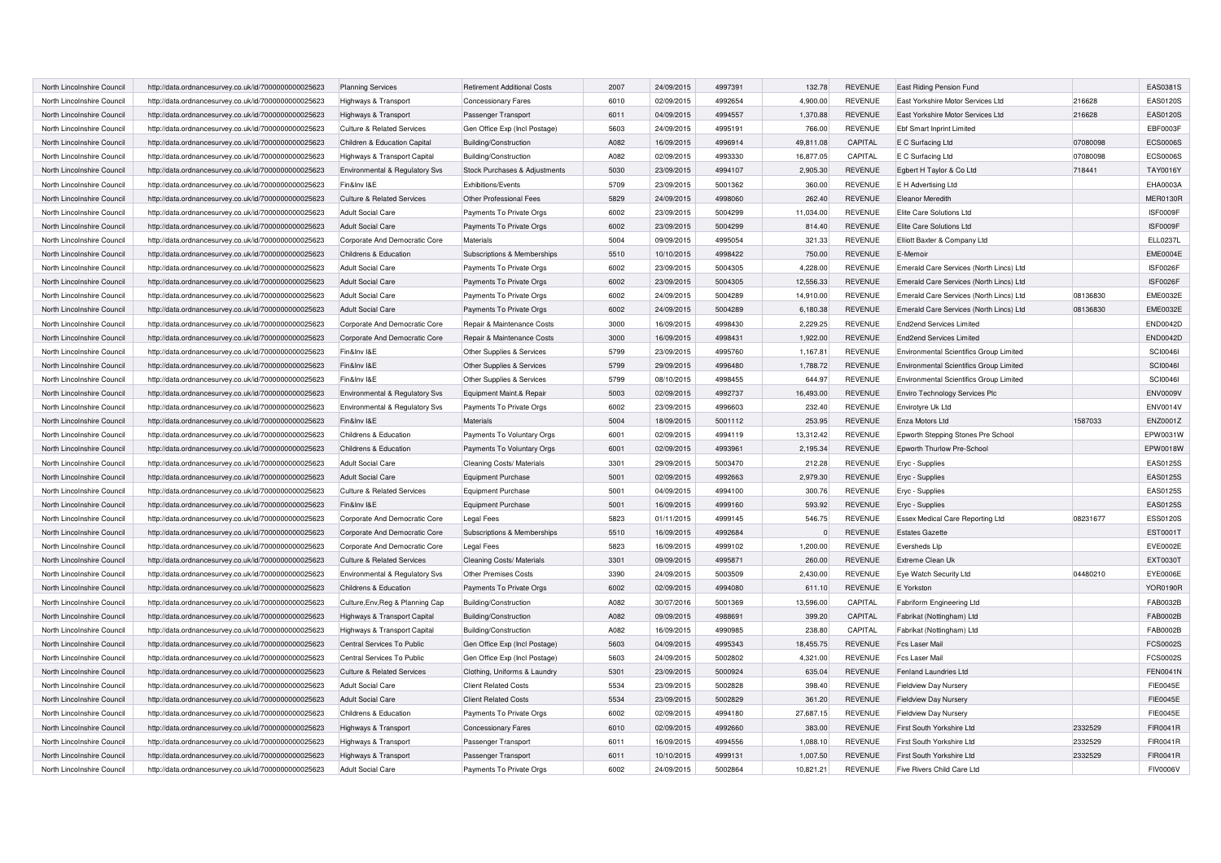| | | | | | | | | | | | |
|---|---|---|---|---|---|---|---|---|---|---|---|
| North Lincolnshire Council | http://data.ordnancesurvey.co.uk/id/7000000000025623 | Planning Services | Retirement Additional Costs | 2007 | 24/09/2015 | 4997391 | 132.78 | REVENUE | East Riding Pension Fund | | EAS0381S |
| North Lincolnshire Council | http://data.ordnancesurvey.co.uk/id/7000000000025623 | Highways & Transport | Concessionary Fares | 6010 | 02/09/2015 | 4992654 | 4,900.00 | REVENUE | East Yorkshire Motor Services Ltd | 216628 | EAS0120S |
| North Lincolnshire Council | http://data.ordnancesurvey.co.uk/id/7000000000025623 | Highways & Transport | Passenger Transport | 6011 | 04/09/2015 | 4994557 | 1,370.88 | REVENUE | East Yorkshire Motor Services Ltd | 216628 | EAS0120S |
| North Lincolnshire Council | http://data.ordnancesurvey.co.uk/id/7000000000025623 | Culture & Related Services | Gen Office Exp (Incl Postage) | 5603 | 24/09/2015 | 4995191 | 766.00 | REVENUE | Ebf Smart Inprint Limited | | EBF0003F |
| North Lincolnshire Council | http://data.ordnancesurvey.co.uk/id/7000000000025623 | Children & Education Capital | Building/Construction | A082 | 16/09/2015 | 4996914 | 49,811.08 | CAPITAL | E C Surfacing Ltd | 07080098 | ECS0006S |
| North Lincolnshire Council | http://data.ordnancesurvey.co.uk/id/7000000000025623 | Highways & Transport Capital | Building/Construction | A082 | 02/09/2015 | 4993330 | 16,877.05 | CAPITAL | E C Surfacing Ltd | 07080098 | ECS0006S |
| North Lincolnshire Council | http://data.ordnancesurvey.co.uk/id/7000000000025623 | Environmental & Regulatory Svs | Stock Purchases & Adjustments | 5030 | 23/09/2015 | 4994107 | 2,905.30 | REVENUE | Egbert H Taylor & Co Ltd | 718441 | TAY0016Y |
| North Lincolnshire Council | http://data.ordnancesurvey.co.uk/id/7000000000025623 | Fin&Inv I&E | Exhibitions/Events | 5709 | 23/09/2015 | 5001362 | 360.00 | REVENUE | E H Advertising Ltd | | EHA0003A |
| North Lincolnshire Council | http://data.ordnancesurvey.co.uk/id/7000000000025623 | Culture & Related Services | Other Professional Fees | 5829 | 24/09/2015 | 4998060 | 262.40 | REVENUE | Eleanor Meredith | | MER0130R |
| North Lincolnshire Council | http://data.ordnancesurvey.co.uk/id/7000000000025623 | Adult Social Care | Payments To Private Orgs | 6002 | 23/09/2015 | 5004299 | 11,034.00 | REVENUE | Elite Care Solutions Ltd | | ISF0009F |
| North Lincolnshire Council | http://data.ordnancesurvey.co.uk/id/7000000000025623 | Adult Social Care | Payments To Private Orgs | 6002 | 23/09/2015 | 5004299 | 814.40 | REVENUE | Elite Care Solutions Ltd | | ISF0009F |
| North Lincolnshire Council | http://data.ordnancesurvey.co.uk/id/7000000000025623 | Corporate And Democratic Core | Materials | 5004 | 09/09/2015 | 4995054 | 321.33 | REVENUE | Elliott Baxter & Company Ltd | | ELL0237L |
| North Lincolnshire Council | http://data.ordnancesurvey.co.uk/id/7000000000025623 | Childrens & Education | Subscriptions & Memberships | 5510 | 10/10/2015 | 4998422 | 750.00 | REVENUE | E-Memoir | | EME0004E |
| North Lincolnshire Council | http://data.ordnancesurvey.co.uk/id/7000000000025623 | Adult Social Care | Payments To Private Orgs | 6002 | 23/09/2015 | 5004305 | 4,228.00 | REVENUE | Emerald Care Services (North Lincs) Ltd | | ISF0026F |
| North Lincolnshire Council | http://data.ordnancesurvey.co.uk/id/7000000000025623 | Adult Social Care | Payments To Private Orgs | 6002 | 23/09/2015 | 5004305 | 12,556.33 | REVENUE | Emerald Care Services (North Lincs) Ltd | | ISF0026F |
| North Lincolnshire Council | http://data.ordnancesurvey.co.uk/id/7000000000025623 | Adult Social Care | Payments To Private Orgs | 6002 | 24/09/2015 | 5004289 | 14,910.00 | REVENUE | Emerald Care Services (North Lincs) Ltd | 08136830 | EME0032E |
| North Lincolnshire Council | http://data.ordnancesurvey.co.uk/id/7000000000025623 | Adult Social Care | Payments To Private Orgs | 6002 | 24/09/2015 | 5004289 | 6,180.38 | REVENUE | Emerald Care Services (North Lincs) Ltd | 08136830 | EME0032E |
| North Lincolnshire Council | http://data.ordnancesurvey.co.uk/id/7000000000025623 | Corporate And Democratic Core | Repair & Maintenance Costs | 3000 | 16/09/2015 | 4998430 | 2,229.25 | REVENUE | End2end Services Limited | | END0042D |
| North Lincolnshire Council | http://data.ordnancesurvey.co.uk/id/7000000000025623 | Corporate And Democratic Core | Repair & Maintenance Costs | 3000 | 16/09/2015 | 4998431 | 1,922.00 | REVENUE | End2end Services Limited | | END0042D |
| North Lincolnshire Council | http://data.ordnancesurvey.co.uk/id/7000000000025623 | Fin&Inv I&E | Other Supplies & Services | 5799 | 23/09/2015 | 4995760 | 1,167.81 | REVENUE | Environmental Scientifics Group Limited | | SCI0046I |
| North Lincolnshire Council | http://data.ordnancesurvey.co.uk/id/7000000000025623 | Fin&Inv I&E | Other Supplies & Services | 5799 | 29/09/2015 | 4996480 | 1,788.72 | REVENUE | Environmental Scientifics Group Limited | | SCI0046I |
| North Lincolnshire Council | http://data.ordnancesurvey.co.uk/id/7000000000025623 | Fin&Inv I&E | Other Supplies & Services | 5799 | 08/10/2015 | 4998455 | 644.97 | REVENUE | Environmental Scientifics Group Limited | | SCI0046I |
| North Lincolnshire Council | http://data.ordnancesurvey.co.uk/id/7000000000025623 | Environmental & Regulatory Svs | Equipment Maint.& Repair | 5003 | 02/09/2015 | 4992737 | 16,493.00 | REVENUE | Enviro Technology Services Plc | | ENV0009V |
| North Lincolnshire Council | http://data.ordnancesurvey.co.uk/id/7000000000025623 | Environmental & Regulatory Svs | Payments To Private Orgs | 6002 | 23/09/2015 | 4996603 | 232.40 | REVENUE | Envirotyre Uk Ltd | | ENV0014V |
| North Lincolnshire Council | http://data.ordnancesurvey.co.uk/id/7000000000025623 | Fin&Inv I&E | Materials | 5004 | 18/09/2015 | 5001112 | 253.95 | REVENUE | Enza Motors Ltd | 1587033 | ENZ0001Z |
| North Lincolnshire Council | http://data.ordnancesurvey.co.uk/id/7000000000025623 | Childrens & Education | Payments To Voluntary Orgs | 6001 | 02/09/2015 | 4994119 | 13,312.42 | REVENUE | Epworth Stepping Stones Pre School | | EPW0031W |
| North Lincolnshire Council | http://data.ordnancesurvey.co.uk/id/7000000000025623 | Childrens & Education | Payments To Voluntary Orgs | 6001 | 02/09/2015 | 4993961 | 2,195.34 | REVENUE | Epworth Thurlow Pre-School | | EPW0018W |
| North Lincolnshire Council | http://data.ordnancesurvey.co.uk/id/7000000000025623 | Adult Social Care | Cleaning Costs/ Materials | 3301 | 29/09/2015 | 5003470 | 212.28 | REVENUE | Eryc - Supplies | | EAS0125S |
| North Lincolnshire Council | http://data.ordnancesurvey.co.uk/id/7000000000025623 | Adult Social Care | Equipment Purchase | 5001 | 02/09/2015 | 4992663 | 2,979.30 | REVENUE | Eryc - Supplies | | EAS0125S |
| North Lincolnshire Council | http://data.ordnancesurvey.co.uk/id/7000000000025623 | Culture & Related Services | Equipment Purchase | 5001 | 04/09/2015 | 4994100 | 300.76 | REVENUE | Eryc - Supplies | | EAS0125S |
| North Lincolnshire Council | http://data.ordnancesurvey.co.uk/id/7000000000025623 | Fin&Inv I&E | Equipment Purchase | 5001 | 16/09/2015 | 4999160 | 593.92 | REVENUE | Eryc - Supplies | | EAS0125S |
| North Lincolnshire Council | http://data.ordnancesurvey.co.uk/id/7000000000025623 | Corporate And Democratic Core | Legal Fees | 5823 | 01/11/2015 | 4999145 | 546.75 | REVENUE | Essex Medical Care Reporting Ltd | 08231677 | ESS0120S |
| North Lincolnshire Council | http://data.ordnancesurvey.co.uk/id/7000000000025623 | Corporate And Democratic Core | Subscriptions & Memberships | 5510 | 16/09/2015 | 4992684 | 0 | REVENUE | Estates Gazette | | EST0001T |
| North Lincolnshire Council | http://data.ordnancesurvey.co.uk/id/7000000000025623 | Corporate And Democratic Core | Legal Fees | 5823 | 16/09/2015 | 4999102 | 1,200.00 | REVENUE | Eversheds Llp | | EVE0002E |
| North Lincolnshire Council | http://data.ordnancesurvey.co.uk/id/7000000000025623 | Culture & Related Services | Cleaning Costs/ Materials | 3301 | 09/09/2015 | 4995871 | 260.00 | REVENUE | Extreme Clean Uk | | EXT0030T |
| North Lincolnshire Council | http://data.ordnancesurvey.co.uk/id/7000000000025623 | Environmental & Regulatory Svs | Other Premises Costs | 3390 | 24/09/2015 | 5003509 | 2,430.00 | REVENUE | Eye Watch Security Ltd | 04480210 | EYE0006E |
| North Lincolnshire Council | http://data.ordnancesurvey.co.uk/id/7000000000025623 | Childrens & Education | Payments To Private Orgs | 6002 | 02/09/2015 | 4994080 | 611.10 | REVENUE | E Yorkston | | YOR0190R |
| North Lincolnshire Council | http://data.ordnancesurvey.co.uk/id/7000000000025623 | Culture,Env,Reg & Planning Cap | Building/Construction | A082 | 30/07/2016 | 5001369 | 13,596.00 | CAPITAL | Fabriform Engineering Ltd | | FAB0032B |
| North Lincolnshire Council | http://data.ordnancesurvey.co.uk/id/7000000000025623 | Highways & Transport Capital | Building/Construction | A082 | 09/09/2015 | 4988691 | 399.20 | CAPITAL | Fabrikat (Nottingham) Ltd | | FAB0002B |
| North Lincolnshire Council | http://data.ordnancesurvey.co.uk/id/7000000000025623 | Highways & Transport Capital | Building/Construction | A082 | 16/09/2015 | 4990985 | 238.80 | CAPITAL | Fabrikat (Nottingham) Ltd | | FAB0002B |
| North Lincolnshire Council | http://data.ordnancesurvey.co.uk/id/7000000000025623 | Central Services To Public | Gen Office Exp (Incl Postage) | 5603 | 04/09/2015 | 4995343 | 18,455.75 | REVENUE | Fcs Laser Mail | | FCS0002S |
| North Lincolnshire Council | http://data.ordnancesurvey.co.uk/id/7000000000025623 | Central Services To Public | Gen Office Exp (Incl Postage) | 5603 | 24/09/2015 | 5002802 | 4,321.00 | REVENUE | Fcs Laser Mail | | FCS0002S |
| North Lincolnshire Council | http://data.ordnancesurvey.co.uk/id/7000000000025623 | Culture & Related Services | Clothing, Uniforms & Laundry | 5301 | 23/09/2015 | 5000924 | 635.04 | REVENUE | Fenland Laundries Ltd | | FEN0041N |
| North Lincolnshire Council | http://data.ordnancesurvey.co.uk/id/7000000000025623 | Adult Social Care | Client Related Costs | 5534 | 23/09/2015 | 5002828 | 398.40 | REVENUE | Fieldview Day Nursery | | FIE0045E |
| North Lincolnshire Council | http://data.ordnancesurvey.co.uk/id/7000000000025623 | Adult Social Care | Client Related Costs | 5534 | 23/09/2015 | 5002829 | 361.20 | REVENUE | Fieldview Day Nursery | | FIE0045E |
| North Lincolnshire Council | http://data.ordnancesurvey.co.uk/id/7000000000025623 | Childrens & Education | Payments To Private Orgs | 6002 | 02/09/2015 | 4994180 | 27,687.15 | REVENUE | Fieldview Day Nursery | | FIE0045E |
| North Lincolnshire Council | http://data.ordnancesurvey.co.uk/id/7000000000025623 | Highways & Transport | Concessionary Fares | 6010 | 02/09/2015 | 4992660 | 383.00 | REVENUE | First South Yorkshire Ltd | 2332529 | FIR0041R |
| North Lincolnshire Council | http://data.ordnancesurvey.co.uk/id/7000000000025623 | Highways & Transport | Passenger Transport | 6011 | 16/09/2015 | 4994556 | 1,088.10 | REVENUE | First South Yorkshire Ltd | 2332529 | FIR0041R |
| North Lincolnshire Council | http://data.ordnancesurvey.co.uk/id/7000000000025623 | Highways & Transport | Passenger Transport | 6011 | 10/10/2015 | 4999131 | 1,007.50 | REVENUE | First South Yorkshire Ltd | 2332529 | FIR0041R |
| North Lincolnshire Council | http://data.ordnancesurvey.co.uk/id/7000000000025623 | Adult Social Care | Payments To Private Orgs | 6002 | 24/09/2015 | 5002864 | 10,821.21 | REVENUE | Five Rivers Child Care Ltd | | FIV0006V |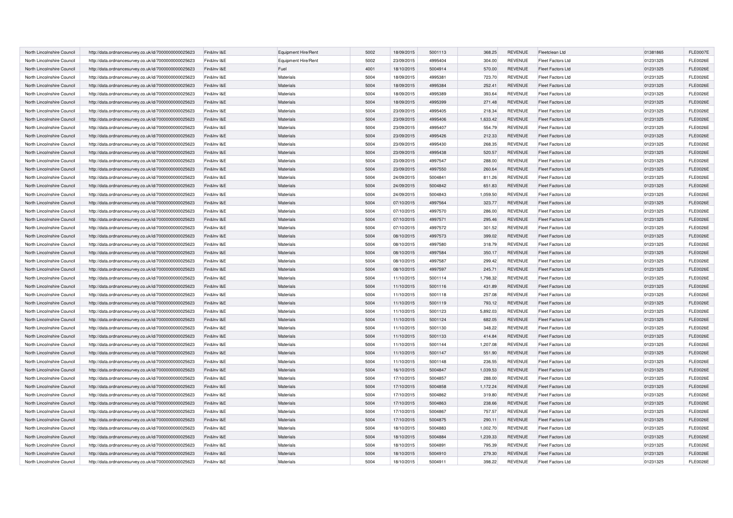| North Lincolnshire Council | http://data.ordnancesurvey.co.uk/id/7000000000025623 | Fin&Inv I&E | Equipment Hire/Rent | 5002 | 18/09/2015 | 5001113 | 368.25 | REVENUE | Fleetclean Ltd | 01381865 | FLE0007E |
|---|---|---|---|---|---|---|---|---|---|---|---|
| North Lincolnshire Council | http://data.ordnancesurvey.co.uk/id/7000000000025623 | Fin&Inv I&E | Equipment Hire/Rent | 5002 | 23/09/2015 | 4995404 | 304.00 | REVENUE | Fleet Factors Ltd | 01231325 | FLE0026E |
| North Lincolnshire Council | http://data.ordnancesurvey.co.uk/id/7000000000025623 | Fin&Inv I&E | Fuel | 4001 | 18/10/2015 | 5004914 | 570.00 | REVENUE | Fleet Factors Ltd | 01231325 | FLE0026E |
| North Lincolnshire Council | http://data.ordnancesurvey.co.uk/id/7000000000025623 | Fin&Inv I&E | Materials | 5004 | 18/09/2015 | 4995381 | 723.70 | REVENUE | Fleet Factors Ltd | 01231325 | FLE0026E |
| North Lincolnshire Council | http://data.ordnancesurvey.co.uk/id/7000000000025623 | Fin&Inv I&E | Materials | 5004 | 18/09/2015 | 4995384 | 252.41 | REVENUE | Fleet Factors Ltd | 01231325 | FLE0026E |
| North Lincolnshire Council | http://data.ordnancesurvey.co.uk/id/7000000000025623 | Fin&Inv I&E | Materials | 5004 | 18/09/2015 | 4995389 | 393.64 | REVENUE | Fleet Factors Ltd | 01231325 | FLE0026E |
| North Lincolnshire Council | http://data.ordnancesurvey.co.uk/id/7000000000025623 | Fin&Inv I&E | Materials | 5004 | 18/09/2015 | 4995399 | 271.48 | REVENUE | Fleet Factors Ltd | 01231325 | FLE0026E |
| North Lincolnshire Council | http://data.ordnancesurvey.co.uk/id/7000000000025623 | Fin&Inv I&E | Materials | 5004 | 23/09/2015 | 4995405 | 218.34 | REVENUE | Fleet Factors Ltd | 01231325 | FLE0026E |
| North Lincolnshire Council | http://data.ordnancesurvey.co.uk/id/7000000000025623 | Fin&Inv I&E | Materials | 5004 | 23/09/2015 | 4995406 | 1,633.42 | REVENUE | Fleet Factors Ltd | 01231325 | FLE0026E |
| North Lincolnshire Council | http://data.ordnancesurvey.co.uk/id/7000000000025623 | Fin&Inv I&E | Materials | 5004 | 23/09/2015 | 4995407 | 554.79 | REVENUE | Fleet Factors Ltd | 01231325 | FLE0026E |
| North Lincolnshire Council | http://data.ordnancesurvey.co.uk/id/7000000000025623 | Fin&Inv I&E | Materials | 5004 | 23/09/2015 | 4995426 | 212.33 | REVENUE | Fleet Factors Ltd | 01231325 | FLE0026E |
| North Lincolnshire Council | http://data.ordnancesurvey.co.uk/id/7000000000025623 | Fin&Inv I&E | Materials | 5004 | 23/09/2015 | 4995430 | 268.35 | REVENUE | Fleet Factors Ltd | 01231325 | FLE0026E |
| North Lincolnshire Council | http://data.ordnancesurvey.co.uk/id/7000000000025623 | Fin&Inv I&E | Materials | 5004 | 23/09/2015 | 4995438 | 520.57 | REVENUE | Fleet Factors Ltd | 01231325 | FLE0026E |
| North Lincolnshire Council | http://data.ordnancesurvey.co.uk/id/7000000000025623 | Fin&Inv I&E | Materials | 5004 | 23/09/2015 | 4997547 | 288.00 | REVENUE | Fleet Factors Ltd | 01231325 | FLE0026E |
| North Lincolnshire Council | http://data.ordnancesurvey.co.uk/id/7000000000025623 | Fin&Inv I&E | Materials | 5004 | 23/09/2015 | 4997550 | 260.64 | REVENUE | Fleet Factors Ltd | 01231325 | FLE0026E |
| North Lincolnshire Council | http://data.ordnancesurvey.co.uk/id/7000000000025623 | Fin&Inv I&E | Materials | 5004 | 24/09/2015 | 5004841 | 811.26 | REVENUE | Fleet Factors Ltd | 01231325 | FLE0026E |
| North Lincolnshire Council | http://data.ordnancesurvey.co.uk/id/7000000000025623 | Fin&Inv I&E | Materials | 5004 | 24/09/2015 | 5004842 | 651.83 | REVENUE | Fleet Factors Ltd | 01231325 | FLE0026E |
| North Lincolnshire Council | http://data.ordnancesurvey.co.uk/id/7000000000025623 | Fin&Inv I&E | Materials | 5004 | 24/09/2015 | 5004843 | 1,059.50 | REVENUE | Fleet Factors Ltd | 01231325 | FLE0026E |
| North Lincolnshire Council | http://data.ordnancesurvey.co.uk/id/7000000000025623 | Fin&Inv I&E | Materials | 5004 | 07/10/2015 | 4997564 | 323.77 | REVENUE | Fleet Factors Ltd | 01231325 | FLE0026E |
| North Lincolnshire Council | http://data.ordnancesurvey.co.uk/id/7000000000025623 | Fin&Inv I&E | Materials | 5004 | 07/10/2015 | 4997570 | 286.00 | REVENUE | Fleet Factors Ltd | 01231325 | FLE0026E |
| North Lincolnshire Council | http://data.ordnancesurvey.co.uk/id/7000000000025623 | Fin&Inv I&E | Materials | 5004 | 07/10/2015 | 4997571 | 295.46 | REVENUE | Fleet Factors Ltd | 01231325 | FLE0026E |
| North Lincolnshire Council | http://data.ordnancesurvey.co.uk/id/7000000000025623 | Fin&Inv I&E | Materials | 5004 | 07/10/2015 | 4997572 | 301.52 | REVENUE | Fleet Factors Ltd | 01231325 | FLE0026E |
| North Lincolnshire Council | http://data.ordnancesurvey.co.uk/id/7000000000025623 | Fin&Inv I&E | Materials | 5004 | 08/10/2015 | 4997573 | 399.02 | REVENUE | Fleet Factors Ltd | 01231325 | FLE0026E |
| North Lincolnshire Council | http://data.ordnancesurvey.co.uk/id/7000000000025623 | Fin&Inv I&E | Materials | 5004 | 08/10/2015 | 4997580 | 318.79 | REVENUE | Fleet Factors Ltd | 01231325 | FLE0026E |
| North Lincolnshire Council | http://data.ordnancesurvey.co.uk/id/7000000000025623 | Fin&Inv I&E | Materials | 5004 | 08/10/2015 | 4997584 | 350.17 | REVENUE | Fleet Factors Ltd | 01231325 | FLE0026E |
| North Lincolnshire Council | http://data.ordnancesurvey.co.uk/id/7000000000025623 | Fin&Inv I&E | Materials | 5004 | 08/10/2015 | 4997587 | 299.42 | REVENUE | Fleet Factors Ltd | 01231325 | FLE0026E |
| North Lincolnshire Council | http://data.ordnancesurvey.co.uk/id/7000000000025623 | Fin&Inv I&E | Materials | 5004 | 08/10/2015 | 4997597 | 245.71 | REVENUE | Fleet Factors Ltd | 01231325 | FLE0026E |
| North Lincolnshire Council | http://data.ordnancesurvey.co.uk/id/7000000000025623 | Fin&Inv I&E | Materials | 5004 | 11/10/2015 | 5001114 | 1,798.32 | REVENUE | Fleet Factors Ltd | 01231325 | FLE0026E |
| North Lincolnshire Council | http://data.ordnancesurvey.co.uk/id/7000000000025623 | Fin&Inv I&E | Materials | 5004 | 11/10/2015 | 5001116 | 431.89 | REVENUE | Fleet Factors Ltd | 01231325 | FLE0026E |
| North Lincolnshire Council | http://data.ordnancesurvey.co.uk/id/7000000000025623 | Fin&Inv I&E | Materials | 5004 | 11/10/2015 | 5001118 | 257.08 | REVENUE | Fleet Factors Ltd | 01231325 | FLE0026E |
| North Lincolnshire Council | http://data.ordnancesurvey.co.uk/id/7000000000025623 | Fin&Inv I&E | Materials | 5004 | 11/10/2015 | 5001119 | 793.12 | REVENUE | Fleet Factors Ltd | 01231325 | FLE0026E |
| North Lincolnshire Council | http://data.ordnancesurvey.co.uk/id/7000000000025623 | Fin&Inv I&E | Materials | 5004 | 11/10/2015 | 5001123 | 5,892.03 | REVENUE | Fleet Factors Ltd | 01231325 | FLE0026E |
| North Lincolnshire Council | http://data.ordnancesurvey.co.uk/id/7000000000025623 | Fin&Inv I&E | Materials | 5004 | 11/10/2015 | 5001124 | 682.05 | REVENUE | Fleet Factors Ltd | 01231325 | FLE0026E |
| North Lincolnshire Council | http://data.ordnancesurvey.co.uk/id/7000000000025623 | Fin&Inv I&E | Materials | 5004 | 11/10/2015 | 5001130 | 348.22 | REVENUE | Fleet Factors Ltd | 01231325 | FLE0026E |
| North Lincolnshire Council | http://data.ordnancesurvey.co.uk/id/7000000000025623 | Fin&Inv I&E | Materials | 5004 | 11/10/2015 | 5001133 | 414.84 | REVENUE | Fleet Factors Ltd | 01231325 | FLE0026E |
| North Lincolnshire Council | http://data.ordnancesurvey.co.uk/id/7000000000025623 | Fin&Inv I&E | Materials | 5004 | 11/10/2015 | 5001144 | 1,207.08 | REVENUE | Fleet Factors Ltd | 01231325 | FLE0026E |
| North Lincolnshire Council | http://data.ordnancesurvey.co.uk/id/7000000000025623 | Fin&Inv I&E | Materials | 5004 | 11/10/2015 | 5001147 | 551.90 | REVENUE | Fleet Factors Ltd | 01231325 | FLE0026E |
| North Lincolnshire Council | http://data.ordnancesurvey.co.uk/id/7000000000025623 | Fin&Inv I&E | Materials | 5004 | 11/10/2015 | 5001148 | 236.55 | REVENUE | Fleet Factors Ltd | 01231325 | FLE0026E |
| North Lincolnshire Council | http://data.ordnancesurvey.co.uk/id/7000000000025623 | Fin&Inv I&E | Materials | 5004 | 16/10/2015 | 5004847 | 1,039.53 | REVENUE | Fleet Factors Ltd | 01231325 | FLE0026E |
| North Lincolnshire Council | http://data.ordnancesurvey.co.uk/id/7000000000025623 | Fin&Inv I&E | Materials | 5004 | 17/10/2015 | 5004857 | 288.00 | REVENUE | Fleet Factors Ltd | 01231325 | FLE0026E |
| North Lincolnshire Council | http://data.ordnancesurvey.co.uk/id/7000000000025623 | Fin&Inv I&E | Materials | 5004 | 17/10/2015 | 5004858 | 1,172.24 | REVENUE | Fleet Factors Ltd | 01231325 | FLE0026E |
| North Lincolnshire Council | http://data.ordnancesurvey.co.uk/id/7000000000025623 | Fin&Inv I&E | Materials | 5004 | 17/10/2015 | 5004862 | 319.80 | REVENUE | Fleet Factors Ltd | 01231325 | FLE0026E |
| North Lincolnshire Council | http://data.ordnancesurvey.co.uk/id/7000000000025623 | Fin&Inv I&E | Materials | 5004 | 17/10/2015 | 5004863 | 238.66 | REVENUE | Fleet Factors Ltd | 01231325 | FLE0026E |
| North Lincolnshire Council | http://data.ordnancesurvey.co.uk/id/7000000000025623 | Fin&Inv I&E | Materials | 5004 | 17/10/2015 | 5004867 | 757.57 | REVENUE | Fleet Factors Ltd | 01231325 | FLE0026E |
| North Lincolnshire Council | http://data.ordnancesurvey.co.uk/id/7000000000025623 | Fin&Inv I&E | Materials | 5004 | 17/10/2015 | 5004875 | 290.11 | REVENUE | Fleet Factors Ltd | 01231325 | FLE0026E |
| North Lincolnshire Council | http://data.ordnancesurvey.co.uk/id/7000000000025623 | Fin&Inv I&E | Materials | 5004 | 18/10/2015 | 5004883 | 1,002.70 | REVENUE | Fleet Factors Ltd | 01231325 | FLE0026E |
| North Lincolnshire Council | http://data.ordnancesurvey.co.uk/id/7000000000025623 | Fin&Inv I&E | Materials | 5004 | 18/10/2015 | 5004884 | 1,239.33 | REVENUE | Fleet Factors Ltd | 01231325 | FLE0026E |
| North Lincolnshire Council | http://data.ordnancesurvey.co.uk/id/7000000000025623 | Fin&Inv I&E | Materials | 5004 | 18/10/2015 | 5004891 | 795.39 | REVENUE | Fleet Factors Ltd | 01231325 | FLE0026E |
| North Lincolnshire Council | http://data.ordnancesurvey.co.uk/id/7000000000025623 | Fin&Inv I&E | Materials | 5004 | 18/10/2015 | 5004910 | 279.30 | REVENUE | Fleet Factors Ltd | 01231325 | FLE0026E |
| North Lincolnshire Council | http://data.ordnancesurvey.co.uk/id/7000000000025623 | Fin&Inv I&E | Materials | 5004 | 18/10/2015 | 5004911 | 398.22 | REVENUE | Fleet Factors Ltd | 01231325 | FLE0026E |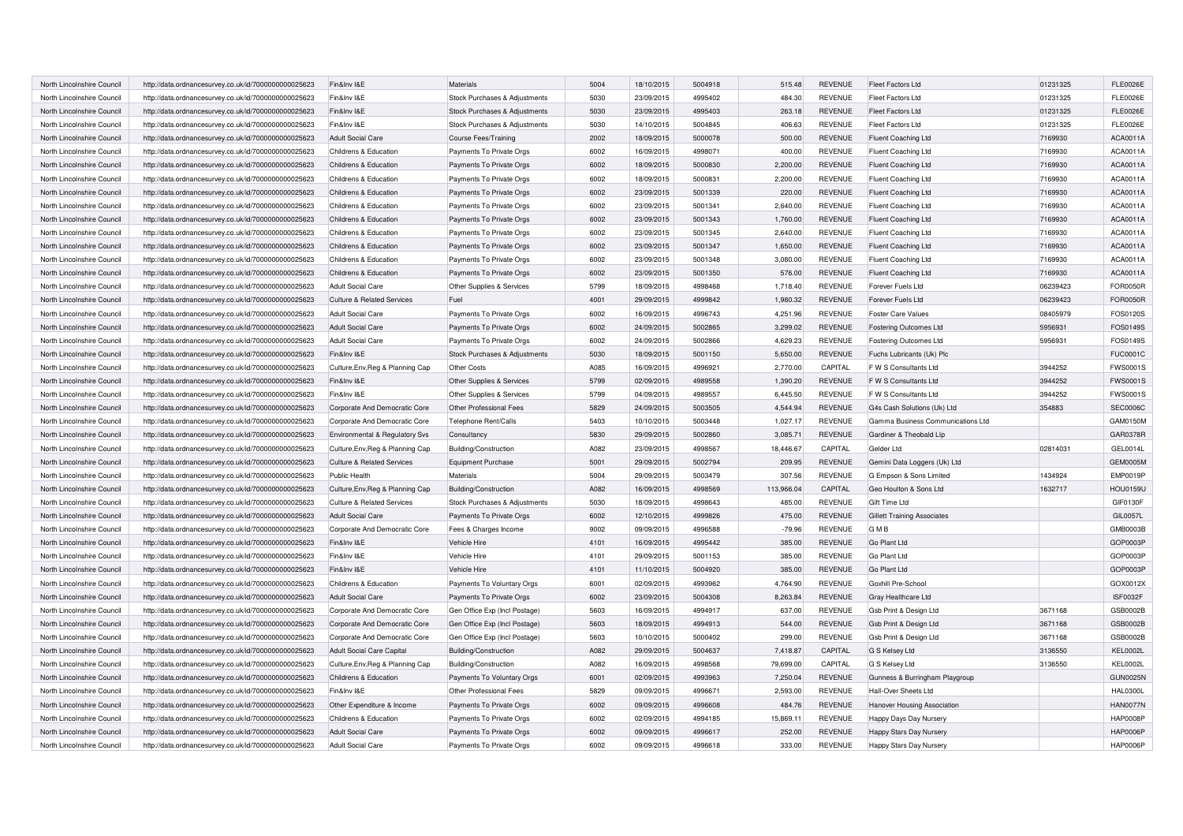| North Lincolnshire Council | http://data.ordnancesurvey.co.uk/id/7000000000025623 | Fin&Inv I&E | Materials | 5004 | 18/10/2015 | 5004918 | 515.48 | REVENUE | Fleet Factors Ltd | 01231325 | FLE0026E |
|---|---|---|---|---|---|---|---|---|---|---|---|
| North Lincolnshire Council | http://data.ordnancesurvey.co.uk/id/7000000000025623 | Fin&Inv I&E | Stock Purchases & Adjustments | 5030 | 23/09/2015 | 4995402 | 484.30 | REVENUE | Fleet Factors Ltd | 01231325 | FLE0026E |
| North Lincolnshire Council | http://data.ordnancesurvey.co.uk/id/7000000000025623 | Fin&Inv I&E | Stock Purchases & Adjustments | 5030 | 23/09/2015 | 4995403 | 263.18 | REVENUE | Fleet Factors Ltd | 01231325 | FLE0026E |
| North Lincolnshire Council | http://data.ordnancesurvey.co.uk/id/7000000000025623 | Fin&Inv I&E | Stock Purchases & Adjustments | 5030 | 14/10/2015 | 5004845 | 406.63 | REVENUE | Fleet Factors Ltd | 01231325 | FLE0026E |
| North Lincolnshire Council | http://data.ordnancesurvey.co.uk/id/7000000000025623 | Adult Social Care | Course Fees/Training | 2002 | 18/09/2015 | 5000078 | 500.00 | REVENUE | Fluent Coaching Ltd | 7169930 | ACA0011A |
| North Lincolnshire Council | http://data.ordnancesurvey.co.uk/id/7000000000025623 | Childrens & Education | Payments To Private Orgs | 6002 | 16/09/2015 | 4998071 | 400.00 | REVENUE | Fluent Coaching Ltd | 7169930 | ACA0011A |
| North Lincolnshire Council | http://data.ordnancesurvey.co.uk/id/7000000000025623 | Childrens & Education | Payments To Private Orgs | 6002 | 18/09/2015 | 5000830 | 2,200.00 | REVENUE | Fluent Coaching Ltd | 7169930 | ACA0011A |
| North Lincolnshire Council | http://data.ordnancesurvey.co.uk/id/7000000000025623 | Childrens & Education | Payments To Private Orgs | 6002 | 18/09/2015 | 5000831 | 2,200.00 | REVENUE | Fluent Coaching Ltd | 7169930 | ACA0011A |
| North Lincolnshire Council | http://data.ordnancesurvey.co.uk/id/7000000000025623 | Childrens & Education | Payments To Private Orgs | 6002 | 23/09/2015 | 5001339 | 220.00 | REVENUE | Fluent Coaching Ltd | 7169930 | ACA0011A |
| North Lincolnshire Council | http://data.ordnancesurvey.co.uk/id/7000000000025623 | Childrens & Education | Payments To Private Orgs | 6002 | 23/09/2015 | 5001341 | 2,640.00 | REVENUE | Fluent Coaching Ltd | 7169930 | ACA0011A |
| North Lincolnshire Council | http://data.ordnancesurvey.co.uk/id/7000000000025623 | Childrens & Education | Payments To Private Orgs | 6002 | 23/09/2015 | 5001343 | 1,760.00 | REVENUE | Fluent Coaching Ltd | 7169930 | ACA0011A |
| North Lincolnshire Council | http://data.ordnancesurvey.co.uk/id/7000000000025623 | Childrens & Education | Payments To Private Orgs | 6002 | 23/09/2015 | 5001345 | 2,640.00 | REVENUE | Fluent Coaching Ltd | 7169930 | ACA0011A |
| North Lincolnshire Council | http://data.ordnancesurvey.co.uk/id/7000000000025623 | Childrens & Education | Payments To Private Orgs | 6002 | 23/09/2015 | 5001347 | 1,650.00 | REVENUE | Fluent Coaching Ltd | 7169930 | ACA0011A |
| North Lincolnshire Council | http://data.ordnancesurvey.co.uk/id/7000000000025623 | Childrens & Education | Payments To Private Orgs | 6002 | 23/09/2015 | 5001348 | 3,080.00 | REVENUE | Fluent Coaching Ltd | 7169930 | ACA0011A |
| North Lincolnshire Council | http://data.ordnancesurvey.co.uk/id/7000000000025623 | Childrens & Education | Payments To Private Orgs | 6002 | 23/09/2015 | 5001350 | 576.00 | REVENUE | Fluent Coaching Ltd | 7169930 | ACA0011A |
| North Lincolnshire Council | http://data.ordnancesurvey.co.uk/id/7000000000025623 | Adult Social Care | Other Supplies & Services | 5799 | 18/09/2015 | 4998468 | 1,718.40 | REVENUE | Forever Fuels Ltd | 06239423 | FOR0050R |
| North Lincolnshire Council | http://data.ordnancesurvey.co.uk/id/7000000000025623 | Culture & Related Services | Fuel | 4001 | 29/09/2015 | 4999842 | 1,980.32 | REVENUE | Forever Fuels Ltd | 06239423 | FOR0050R |
| North Lincolnshire Council | http://data.ordnancesurvey.co.uk/id/7000000000025623 | Adult Social Care | Payments To Private Orgs | 6002 | 16/09/2015 | 4996743 | 4,251.96 | REVENUE | Foster Care Values | 08405979 | FOS0120S |
| North Lincolnshire Council | http://data.ordnancesurvey.co.uk/id/7000000000025623 | Adult Social Care | Payments To Private Orgs | 6002 | 24/09/2015 | 5002865 | 3,299.02 | REVENUE | Fostering Outcomes Ltd | 5956931 | FOS0149S |
| North Lincolnshire Council | http://data.ordnancesurvey.co.uk/id/7000000000025623 | Adult Social Care | Payments To Private Orgs | 6002 | 24/09/2015 | 5002866 | 4,629.23 | REVENUE | Fostering Outcomes Ltd | 5956931 | FOS0149S |
| North Lincolnshire Council | http://data.ordnancesurvey.co.uk/id/7000000000025623 | Fin&Inv I&E | Stock Purchases & Adjustments | 5030 | 18/09/2015 | 5001150 | 5,650.00 | REVENUE | Fuchs Lubricants (Uk) Plc | | FUC0001C |
| North Lincolnshire Council | http://data.ordnancesurvey.co.uk/id/7000000000025623 | Culture,Env,Reg & Planning Cap | Other Costs | A085 | 16/09/2015 | 4996921 | 2,770.00 | CAPITAL | F W S Consultants Ltd | 3944252 | FWS0001S |
| North Lincolnshire Council | http://data.ordnancesurvey.co.uk/id/7000000000025623 | Fin&Inv I&E | Other Supplies & Services | 5799 | 02/09/2015 | 4989558 | 1,390.20 | REVENUE | F W S Consultants Ltd | 3944252 | FWS0001S |
| North Lincolnshire Council | http://data.ordnancesurvey.co.uk/id/7000000000025623 | Fin&Inv I&E | Other Supplies & Services | 5799 | 04/09/2015 | 4989557 | 6,445.50 | REVENUE | F W S Consultants Ltd | 3944252 | FWS0001S |
| North Lincolnshire Council | http://data.ordnancesurvey.co.uk/id/7000000000025623 | Corporate And Democratic Core | Other Professional Fees | 5829 | 24/09/2015 | 5003505 | 4,544.94 | REVENUE | G4s Cash Solutions (Uk) Ltd | 354883 | SEC0006C |
| North Lincolnshire Council | http://data.ordnancesurvey.co.uk/id/7000000000025623 | Corporate And Democratic Core | Telephone Rent/Calls | 5403 | 10/10/2015 | 5003448 | 1,027.17 | REVENUE | Gamma Business Communications Ltd | | GAM0150M |
| North Lincolnshire Council | http://data.ordnancesurvey.co.uk/id/7000000000025623 | Environmental & Regulatory Svs | Consultancy | 5830 | 29/09/2015 | 5002860 | 3,085.71 | REVENUE | Gardiner & Theobald Llp | | GAR0378R |
| North Lincolnshire Council | http://data.ordnancesurvey.co.uk/id/7000000000025623 | Culture,Env,Reg & Planning Cap | Building/Construction | A082 | 23/09/2015 | 4998567 | 18,446.67 | CAPITAL | Gelder Ltd | 02814031 | GEL0014L |
| North Lincolnshire Council | http://data.ordnancesurvey.co.uk/id/7000000000025623 | Culture & Related Services | Equipment Purchase | 5001 | 29/09/2015 | 5002794 | 209.95 | REVENUE | Gemini Data Loggers (Uk) Ltd | | GEM0005M |
| North Lincolnshire Council | http://data.ordnancesurvey.co.uk/id/7000000000025623 | Public Health | Materials | 5004 | 29/09/2015 | 5003479 | 307.56 | REVENUE | G Empson & Sons Limited | 1434924 | EMP0019P |
| North Lincolnshire Council | http://data.ordnancesurvey.co.uk/id/7000000000025623 | Culture,Env,Reg & Planning Cap | Building/Construction | A082 | 16/09/2015 | 4998569 | 113,966.04 | CAPITAL | Geo Houlton & Sons Ltd | 1632717 | HOU0159U |
| North Lincolnshire Council | http://data.ordnancesurvey.co.uk/id/7000000000025623 | Culture & Related Services | Stock Purchases & Adjustments | 5030 | 18/09/2015 | 4998643 | 485.00 | REVENUE | Gift Time Ltd | | GIF0130F |
| North Lincolnshire Council | http://data.ordnancesurvey.co.uk/id/7000000000025623 | Adult Social Care | Payments To Private Orgs | 6002 | 12/10/2015 | 4999826 | 475.00 | REVENUE | Gillett Training Associates | | GIL0057L |
| North Lincolnshire Council | http://data.ordnancesurvey.co.uk/id/7000000000025623 | Corporate And Democratic Core | Fees & Charges Income | 9002 | 09/09/2015 | 4996588 | -79.96 | REVENUE | G M B | | GMB0003B |
| North Lincolnshire Council | http://data.ordnancesurvey.co.uk/id/7000000000025623 | Fin&Inv I&E | Vehicle Hire | 4101 | 16/09/2015 | 4995442 | 385.00 | REVENUE | Go Plant Ltd | | GOP0003P |
| North Lincolnshire Council | http://data.ordnancesurvey.co.uk/id/7000000000025623 | Fin&Inv I&E | Vehicle Hire | 4101 | 29/09/2015 | 5001153 | 385.00 | REVENUE | Go Plant Ltd | | GOP0003P |
| North Lincolnshire Council | http://data.ordnancesurvey.co.uk/id/7000000000025623 | Fin&Inv I&E | Vehicle Hire | 4101 | 11/10/2015 | 5004920 | 385.00 | REVENUE | Go Plant Ltd | | GOP0003P |
| North Lincolnshire Council | http://data.ordnancesurvey.co.uk/id/7000000000025623 | Childrens & Education | Payments To Voluntary Orgs | 6001 | 02/09/2015 | 4993962 | 4,764.90 | REVENUE | Goxhill Pre-School | | GOX0012X |
| North Lincolnshire Council | http://data.ordnancesurvey.co.uk/id/7000000000025623 | Adult Social Care | Payments To Private Orgs | 6002 | 23/09/2015 | 5004308 | 8,263.84 | REVENUE | Gray Healthcare Ltd | | ISF0032F |
| North Lincolnshire Council | http://data.ordnancesurvey.co.uk/id/7000000000025623 | Corporate And Democratic Core | Gen Office Exp (Incl Postage) | 5603 | 16/09/2015 | 4994917 | 637.00 | REVENUE | Gsb Print & Design Ltd | 3671168 | GSB0002B |
| North Lincolnshire Council | http://data.ordnancesurvey.co.uk/id/7000000000025623 | Corporate And Democratic Core | Gen Office Exp (Incl Postage) | 5603 | 18/09/2015 | 4994913 | 544.00 | REVENUE | Gsb Print & Design Ltd | 3671168 | GSB0002B |
| North Lincolnshire Council | http://data.ordnancesurvey.co.uk/id/7000000000025623 | Corporate And Democratic Core | Gen Office Exp (Incl Postage) | 5603 | 10/10/2015 | 5000402 | 299.00 | REVENUE | Gsb Print & Design Ltd | 3671168 | GSB0002B |
| North Lincolnshire Council | http://data.ordnancesurvey.co.uk/id/7000000000025623 | Adult Social Care Capital | Building/Construction | A082 | 29/09/2015 | 5004637 | 7,418.87 | CAPITAL | G S Kelsey Ltd | 3136550 | KEL0002L |
| North Lincolnshire Council | http://data.ordnancesurvey.co.uk/id/7000000000025623 | Culture,Env,Reg & Planning Cap | Building/Construction | A082 | 16/09/2015 | 4998568 | 79,699.00 | CAPITAL | G S Kelsey Ltd | 3136550 | KEL0002L |
| North Lincolnshire Council | http://data.ordnancesurvey.co.uk/id/7000000000025623 | Childrens & Education | Payments To Voluntary Orgs | 6001 | 02/09/2015 | 4993963 | 7,250.04 | REVENUE | Gunness & Burringham Playgroup | | GUN0025N |
| North Lincolnshire Council | http://data.ordnancesurvey.co.uk/id/7000000000025623 | Fin&Inv I&E | Other Professional Fees | 5829 | 09/09/2015 | 4996671 | 2,593.00 | REVENUE | Hall-Over Sheets Ltd | | HAL0300L |
| North Lincolnshire Council | http://data.ordnancesurvey.co.uk/id/7000000000025623 | Other Expenditure & Income | Payments To Private Orgs | 6002 | 09/09/2015 | 4996608 | 484.76 | REVENUE | Hanover Housing Association | | HAN0077N |
| North Lincolnshire Council | http://data.ordnancesurvey.co.uk/id/7000000000025623 | Childrens & Education | Payments To Private Orgs | 6002 | 02/09/2015 | 4994185 | 15,869.11 | REVENUE | Happy Days Day Nursery | | HAP0008P |
| North Lincolnshire Council | http://data.ordnancesurvey.co.uk/id/7000000000025623 | Adult Social Care | Payments To Private Orgs | 6002 | 09/09/2015 | 4996617 | 252.00 | REVENUE | Happy Stars Day Nursery | | HAP0006P |
| North Lincolnshire Council | http://data.ordnancesurvey.co.uk/id/7000000000025623 | Adult Social Care | Payments To Private Orgs | 6002 | 09/09/2015 | 4996618 | 333.00 | REVENUE | Happy Stars Day Nursery | | HAP0006P |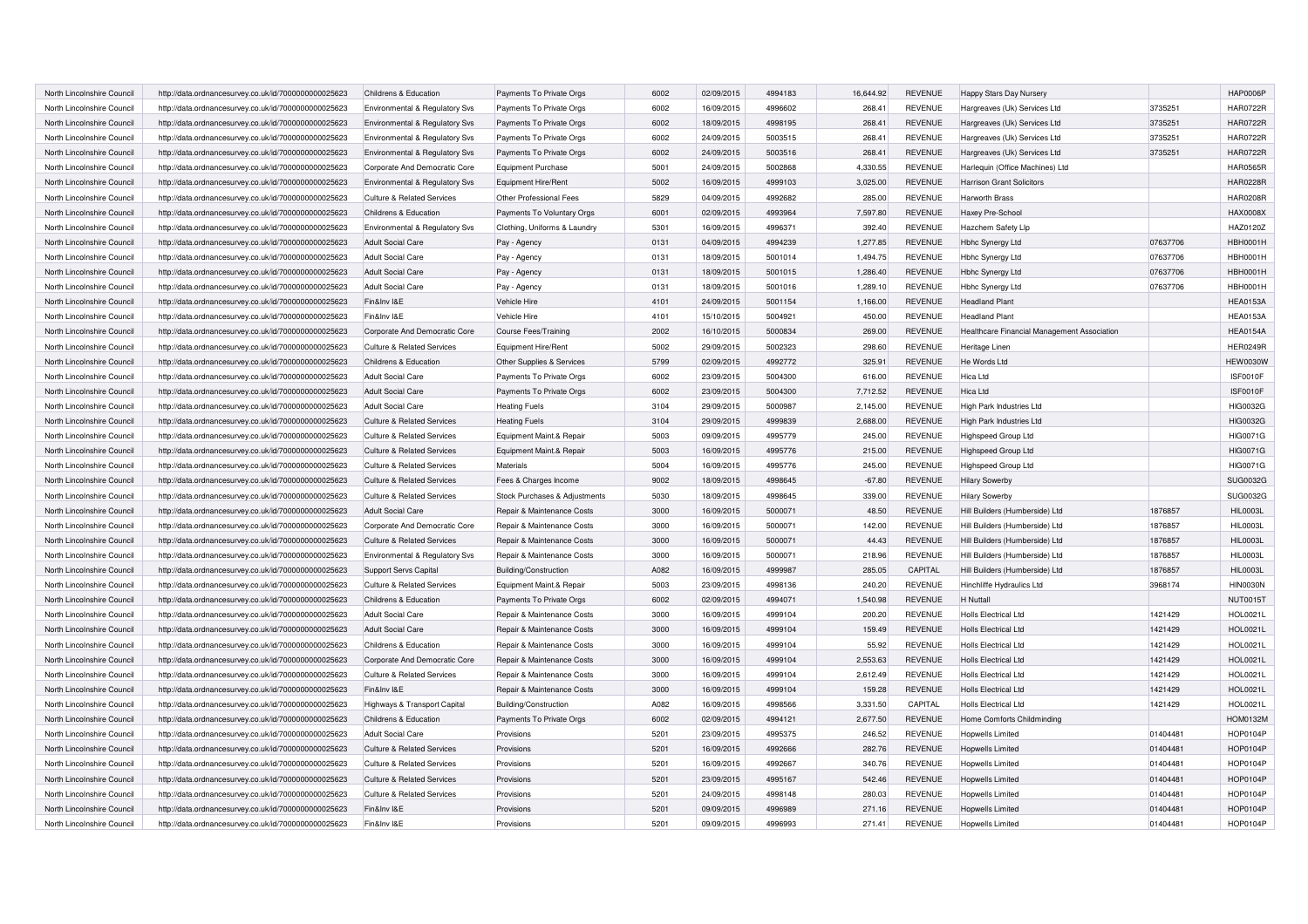| North Lincolnshire Council | http://data.ordnancesurvey.co.uk/id/7000000000025623 | Childrens & Education | Payments To Private Orgs | 6002 | 02/09/2015 | 4994183 | 16,644.92 | REVENUE | Happy Stars Day Nursery | | HAP0006P |
|---|---|---|---|---|---|---|---|---|---|---|---|
| North Lincolnshire Council | http://data.ordnancesurvey.co.uk/id/7000000000025623 | Environmental & Regulatory Svs | Payments To Private Orgs | 6002 | 16/09/2015 | 4996602 | 268.41 | REVENUE | Hargreaves (Uk) Services Ltd | 3735251 | HAR0722R |
| North Lincolnshire Council | http://data.ordnancesurvey.co.uk/id/7000000000025623 | Environmental & Regulatory Svs | Payments To Private Orgs | 6002 | 18/09/2015 | 4998195 | 268.41 | REVENUE | Hargreaves (Uk) Services Ltd | 3735251 | HAR0722R |
| North Lincolnshire Council | http://data.ordnancesurvey.co.uk/id/7000000000025623 | Environmental & Regulatory Svs | Payments To Private Orgs | 6002 | 24/09/2015 | 5003515 | 268.41 | REVENUE | Hargreaves (Uk) Services Ltd | 3735251 | HAR0722R |
| North Lincolnshire Council | http://data.ordnancesurvey.co.uk/id/7000000000025623 | Environmental & Regulatory Svs | Payments To Private Orgs | 6002 | 24/09/2015 | 5003516 | 268.41 | REVENUE | Hargreaves (Uk) Services Ltd | 3735251 | HAR0722R |
| North Lincolnshire Council | http://data.ordnancesurvey.co.uk/id/7000000000025623 | Corporate And Democratic Core | Equipment Purchase | 5001 | 24/09/2015 | 5002868 | 4,330.55 | REVENUE | Harlequin (Office Machines) Ltd | | HAR0565R |
| North Lincolnshire Council | http://data.ordnancesurvey.co.uk/id/7000000000025623 | Environmental & Regulatory Svs | Equipment Hire/Rent | 5002 | 16/09/2015 | 4999103 | 3,025.00 | REVENUE | Harrison Grant Solicitors | | HAR0228R |
| North Lincolnshire Council | http://data.ordnancesurvey.co.uk/id/7000000000025623 | Culture & Related Services | Other Professional Fees | 5829 | 04/09/2015 | 4992682 | 285.00 | REVENUE | Harworth Brass | | HAR0208R |
| North Lincolnshire Council | http://data.ordnancesurvey.co.uk/id/7000000000025623 | Childrens & Education | Payments To Voluntary Orgs | 6001 | 02/09/2015 | 4993964 | 7,597.80 | REVENUE | Haxey Pre-School | | HAX0008X |
| North Lincolnshire Council | http://data.ordnancesurvey.co.uk/id/7000000000025623 | Environmental & Regulatory Svs | Clothing, Uniforms & Laundry | 5301 | 16/09/2015 | 4996371 | 392.40 | REVENUE | Hazchem Safety Llp | | HAZ0120Z |
| North Lincolnshire Council | http://data.ordnancesurvey.co.uk/id/7000000000025623 | Adult Social Care | Pay - Agency | 0131 | 04/09/2015 | 4994239 | 1,277.85 | REVENUE | Hbhc Synergy Ltd | 07637706 | HBH0001H |
| North Lincolnshire Council | http://data.ordnancesurvey.co.uk/id/7000000000025623 | Adult Social Care | Pay - Agency | 0131 | 18/09/2015 | 5001014 | 1,494.75 | REVENUE | Hbhc Synergy Ltd | 07637706 | HBH0001H |
| North Lincolnshire Council | http://data.ordnancesurvey.co.uk/id/7000000000025623 | Adult Social Care | Pay - Agency | 0131 | 18/09/2015 | 5001015 | 1,286.40 | REVENUE | Hbhc Synergy Ltd | 07637706 | HBH0001H |
| North Lincolnshire Council | http://data.ordnancesurvey.co.uk/id/7000000000025623 | Adult Social Care | Pay - Agency | 0131 | 18/09/2015 | 5001016 | 1,289.10 | REVENUE | Hbhc Synergy Ltd | 07637706 | HBH0001H |
| North Lincolnshire Council | http://data.ordnancesurvey.co.uk/id/7000000000025623 | Fin&Inv I&E | Vehicle Hire | 4101 | 24/09/2015 | 5001154 | 1,166.00 | REVENUE | Headland Plant | | HEA0153A |
| North Lincolnshire Council | http://data.ordnancesurvey.co.uk/id/7000000000025623 | Fin&Inv I&E | Vehicle Hire | 4101 | 15/10/2015 | 5004921 | 450.00 | REVENUE | Headland Plant | | HEA0153A |
| North Lincolnshire Council | http://data.ordnancesurvey.co.uk/id/7000000000025623 | Corporate And Democratic Core | Course Fees/Training | 2002 | 16/10/2015 | 5000834 | 269.00 | REVENUE | Healthcare Financial Management Association | | HEA0154A |
| North Lincolnshire Council | http://data.ordnancesurvey.co.uk/id/7000000000025623 | Culture & Related Services | Equipment Hire/Rent | 5002 | 29/09/2015 | 5002323 | 298.60 | REVENUE | Heritage Linen | | HER0249R |
| North Lincolnshire Council | http://data.ordnancesurvey.co.uk/id/7000000000025623 | Childrens & Education | Other Supplies & Services | 5799 | 02/09/2015 | 4992772 | 325.91 | REVENUE | He Words Ltd | | HEW0030W |
| North Lincolnshire Council | http://data.ordnancesurvey.co.uk/id/7000000000025623 | Adult Social Care | Payments To Private Orgs | 6002 | 23/09/2015 | 5004300 | 616.00 | REVENUE | Hica Ltd | | ISF0010F |
| North Lincolnshire Council | http://data.ordnancesurvey.co.uk/id/7000000000025623 | Adult Social Care | Payments To Private Orgs | 6002 | 23/09/2015 | 5004300 | 7,712.52 | REVENUE | Hica Ltd | | ISF0010F |
| North Lincolnshire Council | http://data.ordnancesurvey.co.uk/id/7000000000025623 | Adult Social Care | Heating Fuels | 3104 | 29/09/2015 | 5000987 | 2,145.00 | REVENUE | High Park Industries Ltd | | HIG0032G |
| North Lincolnshire Council | http://data.ordnancesurvey.co.uk/id/7000000000025623 | Culture & Related Services | Heating Fuels | 3104 | 29/09/2015 | 4999839 | 2,688.00 | REVENUE | High Park Industries Ltd | | HIG0032G |
| North Lincolnshire Council | http://data.ordnancesurvey.co.uk/id/7000000000025623 | Culture & Related Services | Equipment Maint.& Repair | 5003 | 09/09/2015 | 4995779 | 245.00 | REVENUE | Highspeed Group Ltd | | HIG0071G |
| North Lincolnshire Council | http://data.ordnancesurvey.co.uk/id/7000000000025623 | Culture & Related Services | Equipment Maint.& Repair | 5003 | 16/09/2015 | 4995776 | 215.00 | REVENUE | Highspeed Group Ltd | | HIG0071G |
| North Lincolnshire Council | http://data.ordnancesurvey.co.uk/id/7000000000025623 | Culture & Related Services | Materials | 5004 | 16/09/2015 | 4995776 | 245.00 | REVENUE | Highspeed Group Ltd | | HIG0071G |
| North Lincolnshire Council | http://data.ordnancesurvey.co.uk/id/7000000000025623 | Culture & Related Services | Fees & Charges Income | 9002 | 18/09/2015 | 4998645 | -67.80 | REVENUE | Hilary Sowerby | | SUG0032G |
| North Lincolnshire Council | http://data.ordnancesurvey.co.uk/id/7000000000025623 | Culture & Related Services | Stock Purchases & Adjustments | 5030 | 18/09/2015 | 4998645 | 339.00 | REVENUE | Hilary Sowerby | | SUG0032G |
| North Lincolnshire Council | http://data.ordnancesurvey.co.uk/id/7000000000025623 | Adult Social Care | Repair & Maintenance Costs | 3000 | 16/09/2015 | 5000071 | 48.50 | REVENUE | Hill Builders (Humberside) Ltd | 1876857 | HIL0003L |
| North Lincolnshire Council | http://data.ordnancesurvey.co.uk/id/7000000000025623 | Corporate And Democratic Core | Repair & Maintenance Costs | 3000 | 16/09/2015 | 5000071 | 142.00 | REVENUE | Hill Builders (Humberside) Ltd | 1876857 | HIL0003L |
| North Lincolnshire Council | http://data.ordnancesurvey.co.uk/id/7000000000025623 | Culture & Related Services | Repair & Maintenance Costs | 3000 | 16/09/2015 | 5000071 | 44.43 | REVENUE | Hill Builders (Humberside) Ltd | 1876857 | HIL0003L |
| North Lincolnshire Council | http://data.ordnancesurvey.co.uk/id/7000000000025623 | Environmental & Regulatory Svs | Repair & Maintenance Costs | 3000 | 16/09/2015 | 5000071 | 218.96 | REVENUE | Hill Builders (Humberside) Ltd | 1876857 | HIL0003L |
| North Lincolnshire Council | http://data.ordnancesurvey.co.uk/id/7000000000025623 | Support Servs Capital | Building/Construction | A082 | 16/09/2015 | 4999987 | 285.05 | CAPITAL | Hill Builders (Humberside) Ltd | 1876857 | HIL0003L |
| North Lincolnshire Council | http://data.ordnancesurvey.co.uk/id/7000000000025623 | Culture & Related Services | Equipment Maint.& Repair | 5003 | 23/09/2015 | 4998136 | 240.20 | REVENUE | Hinchliffe Hydraulics Ltd | 3968174 | HIN0030N |
| North Lincolnshire Council | http://data.ordnancesurvey.co.uk/id/7000000000025623 | Childrens & Education | Payments To Private Orgs | 6002 | 02/09/2015 | 4994071 | 1,540.98 | REVENUE | H Nuttall | | NUT0015T |
| North Lincolnshire Council | http://data.ordnancesurvey.co.uk/id/7000000000025623 | Adult Social Care | Repair & Maintenance Costs | 3000 | 16/09/2015 | 4999104 | 200.20 | REVENUE | Holls Electrical Ltd | 1421429 | HOL0021L |
| North Lincolnshire Council | http://data.ordnancesurvey.co.uk/id/7000000000025623 | Adult Social Care | Repair & Maintenance Costs | 3000 | 16/09/2015 | 4999104 | 159.49 | REVENUE | Holls Electrical Ltd | 1421429 | HOL0021L |
| North Lincolnshire Council | http://data.ordnancesurvey.co.uk/id/7000000000025623 | Childrens & Education | Repair & Maintenance Costs | 3000 | 16/09/2015 | 4999104 | 55.92 | REVENUE | Holls Electrical Ltd | 1421429 | HOL0021L |
| North Lincolnshire Council | http://data.ordnancesurvey.co.uk/id/7000000000025623 | Corporate And Democratic Core | Repair & Maintenance Costs | 3000 | 16/09/2015 | 4999104 | 2,553.63 | REVENUE | Holls Electrical Ltd | 1421429 | HOL0021L |
| North Lincolnshire Council | http://data.ordnancesurvey.co.uk/id/7000000000025623 | Culture & Related Services | Repair & Maintenance Costs | 3000 | 16/09/2015 | 4999104 | 2,612.49 | REVENUE | Holls Electrical Ltd | 1421429 | HOL0021L |
| North Lincolnshire Council | http://data.ordnancesurvey.co.uk/id/7000000000025623 | Fin&Inv I&E | Repair & Maintenance Costs | 3000 | 16/09/2015 | 4999104 | 159.28 | REVENUE | Holls Electrical Ltd | 1421429 | HOL0021L |
| North Lincolnshire Council | http://data.ordnancesurvey.co.uk/id/7000000000025623 | Highways & Transport Capital | Building/Construction | A082 | 16/09/2015 | 4998566 | 3,331.50 | CAPITAL | Holls Electrical Ltd | 1421429 | HOL0021L |
| North Lincolnshire Council | http://data.ordnancesurvey.co.uk/id/7000000000025623 | Childrens & Education | Payments To Private Orgs | 6002 | 02/09/2015 | 4994121 | 2,677.50 | REVENUE | Home Comforts Childminding | | HOM0132M |
| North Lincolnshire Council | http://data.ordnancesurvey.co.uk/id/7000000000025623 | Adult Social Care | Provisions | 5201 | 23/09/2015 | 4995375 | 246.52 | REVENUE | Hopwells Limited | 01404481 | HOP0104P |
| North Lincolnshire Council | http://data.ordnancesurvey.co.uk/id/7000000000025623 | Culture & Related Services | Provisions | 5201 | 16/09/2015 | 4992666 | 282.76 | REVENUE | Hopwells Limited | 01404481 | HOP0104P |
| North Lincolnshire Council | http://data.ordnancesurvey.co.uk/id/7000000000025623 | Culture & Related Services | Provisions | 5201 | 16/09/2015 | 4992667 | 340.76 | REVENUE | Hopwells Limited | 01404481 | HOP0104P |
| North Lincolnshire Council | http://data.ordnancesurvey.co.uk/id/7000000000025623 | Culture & Related Services | Provisions | 5201 | 23/09/2015 | 4995167 | 542.46 | REVENUE | Hopwells Limited | 01404481 | HOP0104P |
| North Lincolnshire Council | http://data.ordnancesurvey.co.uk/id/7000000000025623 | Culture & Related Services | Provisions | 5201 | 24/09/2015 | 4998148 | 280.03 | REVENUE | Hopwells Limited | 01404481 | HOP0104P |
| North Lincolnshire Council | http://data.ordnancesurvey.co.uk/id/7000000000025623 | Fin&Inv I&E | Provisions | 5201 | 09/09/2015 | 4996989 | 271.16 | REVENUE | Hopwells Limited | 01404481 | HOP0104P |
| North Lincolnshire Council | http://data.ordnancesurvey.co.uk/id/7000000000025623 | Fin&Inv I&E | Provisions | 5201 | 09/09/2015 | 4996993 | 271.41 | REVENUE | Hopwells Limited | 01404481 | HOP0104P |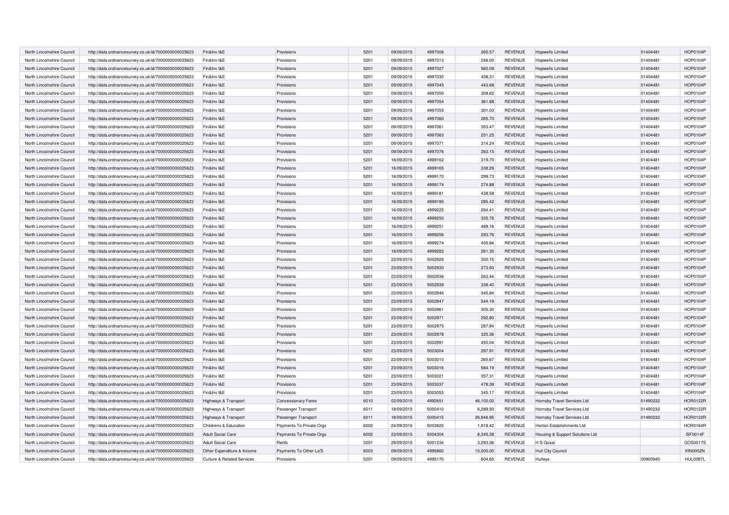| North Lincolnshire Council | http://data.ordnancesurvey.co.uk/id/7000000000025623 | Fin&Inv I&E | Provisions | 5201 | 09/09/2015 | 4997006 | 265.57 | REVENUE | Hopwells Limited | 01404481 | HOP0104P |
|---|---|---|---|---|---|---|---|---|---|---|---|
| North Lincolnshire Council | http://data.ordnancesurvey.co.uk/id/7000000000025623 | Fin&Inv I&E | Provisions | 5201 | 09/09/2015 | 4997013 | 246.00 | REVENUE | Hopwells Limited | 01404481 | HOP0104P |
| North Lincolnshire Council | http://data.ordnancesurvey.co.uk/id/7000000000025623 | Fin&Inv I&E | Provisions | 5201 | 09/09/2015 | 4997027 | 560.09 | REVENUE | Hopwells Limited | 01404481 | HOP0104P |
| North Lincolnshire Council | http://data.ordnancesurvey.co.uk/id/7000000000025623 | Fin&Inv I&E | Provisions | 5201 | 09/09/2015 | 4997030 | 438.31 | REVENUE | Hopwells Limited | 01404481 | HOP0104P |
| North Lincolnshire Council | http://data.ordnancesurvey.co.uk/id/7000000000025623 | Fin&Inv I&E | Provisions | 5201 | 09/09/2015 | 4997045 | 443.68 | REVENUE | Hopwells Limited | 01404481 | HOP0104P |
| North Lincolnshire Council | http://data.ordnancesurvey.co.uk/id/7000000000025623 | Fin&Inv I&E | Provisions | 5201 | 09/09/2015 | 4997050 | 309.62 | REVENUE | Hopwells Limited | 01404481 | HOP0104P |
| North Lincolnshire Council | http://data.ordnancesurvey.co.uk/id/7000000000025623 | Fin&Inv I&E | Provisions | 5201 | 09/09/2015 | 4997054 | 361.88 | REVENUE | Hopwells Limited | 01404481 | HOP0104P |
| North Lincolnshire Council | http://data.ordnancesurvey.co.uk/id/7000000000025623 | Fin&Inv I&E | Provisions | 5201 | 09/09/2015 | 4997055 | 301.03 | REVENUE | Hopwells Limited | 01404481 | HOP0104P |
| North Lincolnshire Council | http://data.ordnancesurvey.co.uk/id/7000000000025623 | Fin&Inv I&E | Provisions | 5201 | 09/09/2015 | 4997060 | 265.70 | REVENUE | Hopwells Limited | 01404481 | HOP0104P |
| North Lincolnshire Council | http://data.ordnancesurvey.co.uk/id/7000000000025623 | Fin&Inv I&E | Provisions | 5201 | 09/09/2015 | 4997061 | 353.47 | REVENUE | Hopwells Limited | 01404481 | HOP0104P |
| North Lincolnshire Council | http://data.ordnancesurvey.co.uk/id/7000000000025623 | Fin&Inv I&E | Provisions | 5201 | 09/09/2015 | 4997063 | 251.25 | REVENUE | Hopwells Limited | 01404481 | HOP0104P |
| North Lincolnshire Council | http://data.ordnancesurvey.co.uk/id/7000000000025623 | Fin&Inv I&E | Provisions | 5201 | 09/09/2015 | 4997071 | 314.24 | REVENUE | Hopwells Limited | 01404481 | HOP0104P |
| North Lincolnshire Council | http://data.ordnancesurvey.co.uk/id/7000000000025623 | Fin&Inv I&E | Provisions | 5201 | 09/09/2015 | 4997076 | 263.15 | REVENUE | Hopwells Limited | 01404481 | HOP0104P |
| North Lincolnshire Council | http://data.ordnancesurvey.co.uk/id/7000000000025623 | Fin&Inv I&E | Provisions | 5201 | 16/09/2015 | 4999162 | 319.70 | REVENUE | Hopwells Limited | 01404481 | HOP0104P |
| North Lincolnshire Council | http://data.ordnancesurvey.co.uk/id/7000000000025623 | Fin&Inv I&E | Provisions | 5201 | 16/09/2015 | 4999165 | 338.26 | REVENUE | Hopwells Limited | 01404481 | HOP0104P |
| North Lincolnshire Council | http://data.ordnancesurvey.co.uk/id/7000000000025623 | Fin&Inv I&E | Provisions | 5201 | 16/09/2015 | 4999170 | 299.73 | REVENUE | Hopwells Limited | 01404481 | HOP0104P |
| North Lincolnshire Council | http://data.ordnancesurvey.co.uk/id/7000000000025623 | Fin&Inv I&E | Provisions | 5201 | 16/09/2015 | 4999174 | 274.88 | REVENUE | Hopwells Limited | 01404481 | HOP0104P |
| North Lincolnshire Council | http://data.ordnancesurvey.co.uk/id/7000000000025623 | Fin&Inv I&E | Provisions | 5201 | 16/09/2015 | 4999181 | 438.58 | REVENUE | Hopwells Limited | 01404481 | HOP0104P |
| North Lincolnshire Council | http://data.ordnancesurvey.co.uk/id/7000000000025623 | Fin&Inv I&E | Provisions | 5201 | 16/09/2015 | 4999195 | 285.42 | REVENUE | Hopwells Limited | 01404481 | HOP0104P |
| North Lincolnshire Council | http://data.ordnancesurvey.co.uk/id/7000000000025623 | Fin&Inv I&E | Provisions | 5201 | 16/09/2015 | 4999225 | 264.41 | REVENUE | Hopwells Limited | 01404481 | HOP0104P |
| North Lincolnshire Council | http://data.ordnancesurvey.co.uk/id/7000000000025623 | Fin&Inv I&E | Provisions | 5201 | 16/09/2015 | 4999250 | 335.76 | REVENUE | Hopwells Limited | 01404481 | HOP0104P |
| North Lincolnshire Council | http://data.ordnancesurvey.co.uk/id/7000000000025623 | Fin&Inv I&E | Provisions | 5201 | 16/09/2015 | 4999251 | 489.16 | REVENUE | Hopwells Limited | 01404481 | HOP0104P |
| North Lincolnshire Council | http://data.ordnancesurvey.co.uk/id/7000000000025623 | Fin&Inv I&E | Provisions | 5201 | 16/09/2015 | 4999256 | 293.76 | REVENUE | Hopwells Limited | 01404481 | HOP0104P |
| North Lincolnshire Council | http://data.ordnancesurvey.co.uk/id/7000000000025623 | Fin&Inv I&E | Provisions | 5201 | 16/09/2015 | 4999274 | 455.84 | REVENUE | Hopwells Limited | 01404481 | HOP0104P |
| North Lincolnshire Council | http://data.ordnancesurvey.co.uk/id/7000000000025623 | Fin&Inv I&E | Provisions | 5201 | 16/09/2015 | 4999283 | 261.35 | REVENUE | Hopwells Limited | 01404481 | HOP0104P |
| North Lincolnshire Council | http://data.ordnancesurvey.co.uk/id/7000000000025623 | Fin&Inv I&E | Provisions | 5201 | 23/09/2015 | 5002926 | 300.15 | REVENUE | Hopwells Limited | 01404481 | HOP0104P |
| North Lincolnshire Council | http://data.ordnancesurvey.co.uk/id/7000000000025623 | Fin&Inv I&E | Provisions | 5201 | 23/09/2015 | 5002930 | 273.93 | REVENUE | Hopwells Limited | 01404481 | HOP0104P |
| North Lincolnshire Council | http://data.ordnancesurvey.co.uk/id/7000000000025623 | Fin&Inv I&E | Provisions | 5201 | 23/09/2015 | 5002936 | 263.44 | REVENUE | Hopwells Limited | 01404481 | HOP0104P |
| North Lincolnshire Council | http://data.ordnancesurvey.co.uk/id/7000000000025623 | Fin&Inv I&E | Provisions | 5201 | 23/09/2015 | 5002939 | 338.40 | REVENUE | Hopwells Limited | 01404481 | HOP0104P |
| North Lincolnshire Council | http://data.ordnancesurvey.co.uk/id/7000000000025623 | Fin&Inv I&E | Provisions | 5201 | 23/09/2015 | 5002946 | 345.84 | REVENUE | Hopwells Limited | 01404481 | HOP0104P |
| North Lincolnshire Council | http://data.ordnancesurvey.co.uk/id/7000000000025623 | Fin&Inv I&E | Provisions | 5201 | 23/09/2015 | 5002947 | 544.19 | REVENUE | Hopwells Limited | 01404481 | HOP0104P |
| North Lincolnshire Council | http://data.ordnancesurvey.co.uk/id/7000000000025623 | Fin&Inv I&E | Provisions | 5201 | 23/09/2015 | 5002961 | 305.30 | REVENUE | Hopwells Limited | 01404481 | HOP0104P |
| North Lincolnshire Council | http://data.ordnancesurvey.co.uk/id/7000000000025623 | Fin&Inv I&E | Provisions | 5201 | 23/09/2015 | 5002971 | 292.80 | REVENUE | Hopwells Limited | 01404481 | HOP0104P |
| North Lincolnshire Council | http://data.ordnancesurvey.co.uk/id/7000000000025623 | Fin&Inv I&E | Provisions | 5201 | 23/09/2015 | 5002975 | 287.84 | REVENUE | Hopwells Limited | 01404481 | HOP0104P |
| North Lincolnshire Council | http://data.ordnancesurvey.co.uk/id/7000000000025623 | Fin&Inv I&E | Provisions | 5201 | 23/09/2015 | 5002978 | 325.36 | REVENUE | Hopwells Limited | 01404481 | HOP0104P |
| North Lincolnshire Council | http://data.ordnancesurvey.co.uk/id/7000000000025623 | Fin&Inv I&E | Provisions | 5201 | 23/09/2015 | 5002991 | 450.04 | REVENUE | Hopwells Limited | 01404481 | HOP0104P |
| North Lincolnshire Council | http://data.ordnancesurvey.co.uk/id/7000000000025623 | Fin&Inv I&E | Provisions | 5201 | 23/09/2015 | 5003004 | 287.91 | REVENUE | Hopwells Limited | 01404481 | HOP0104P |
| North Lincolnshire Council | http://data.ordnancesurvey.co.uk/id/7000000000025623 | Fin&Inv I&E | Provisions | 5201 | 23/09/2015 | 5003010 | 265.67 | REVENUE | Hopwells Limited | 01404481 | HOP0104P |
| North Lincolnshire Council | http://data.ordnancesurvey.co.uk/id/7000000000025623 | Fin&Inv I&E | Provisions | 5201 | 23/09/2015 | 5003016 | 584.19 | REVENUE | Hopwells Limited | 01404481 | HOP0104P |
| North Lincolnshire Council | http://data.ordnancesurvey.co.uk/id/7000000000025623 | Fin&Inv I&E | Provisions | 5201 | 23/09/2015 | 5003021 | 357.31 | REVENUE | Hopwells Limited | 01404481 | HOP0104P |
| North Lincolnshire Council | http://data.ordnancesurvey.co.uk/id/7000000000025623 | Fin&Inv I&E | Provisions | 5201 | 23/09/2015 | 5003037 | 478.39 | REVENUE | Hopwells Limited | 01404481 | HOP0104P |
| North Lincolnshire Council | http://data.ordnancesurvey.co.uk/id/7000000000025623 | Fin&Inv I&E | Provisions | 5201 | 23/09/2015 | 5003053 | 345.17 | REVENUE | Hopwells Limited | 01404481 | HOP0104P |
| North Lincolnshire Council | http://data.ordnancesurvey.co.uk/id/7000000000025623 | Highways & Transport | Concessionary Fares | 6010 | 02/09/2015 | 4992651 | 46,100.00 | REVENUE | Hornsby Travel Services Ltd | 01490232 | HOR0122R |
| North Lincolnshire Council | http://data.ordnancesurvey.co.uk/id/7000000000025623 | Highways & Transport | Passenger Transport | 6011 | 18/09/2015 | 5000410 | 6,289.50 | REVENUE | Hornsby Travel Services Ltd | 01490232 | HOR0122R |
| North Lincolnshire Council | http://data.ordnancesurvey.co.uk/id/7000000000025623 | Highways & Transport | Passenger Transport | 6011 | 18/09/2015 | 5000415 | 26,946.95 | REVENUE | Hornsby Travel Services Ltd | 01490232 | HOR0122R |
| North Lincolnshire Council | http://data.ordnancesurvey.co.uk/id/7000000000025623 | Childrens & Education | Payments To Private Orgs | 6002 | 24/09/2015 | 5003625 | 1,918.42 | REVENUE | Horton Establishments Ltd | | HOR0164R |
| North Lincolnshire Council | http://data.ordnancesurvey.co.uk/id/7000000000025623 | Adult Social Care | Payments To Private Orgs | 6002 | 23/09/2015 | 5004304 | 8,345.28 | REVENUE | Housing & Support Solutions Ltd | | ISF0014F |
| North Lincolnshire Council | http://data.ordnancesurvey.co.uk/id/7000000000025623 | Adult Social Care | Rents | 3201 | 29/09/2015 | 5001234 | 3,293.36 | REVENUE | H S Gosal | | GOS0017S |
| North Lincolnshire Council | http://data.ordnancesurvey.co.uk/id/7000000000025623 | Other Expenditure & Income | Payments To Other La'S | 6003 | 09/09/2015 | 4995860 | 15,000.00 | REVENUE | Hull City Council | | KIN0002N |
| North Lincolnshire Council | http://data.ordnancesurvey.co.uk/id/7000000000025623 | Culture & Related Services | Provisions | 5201 | 09/09/2015 | 4995170 | 604.65 | REVENUE | Hulleys | 00900940 | HUL0087L |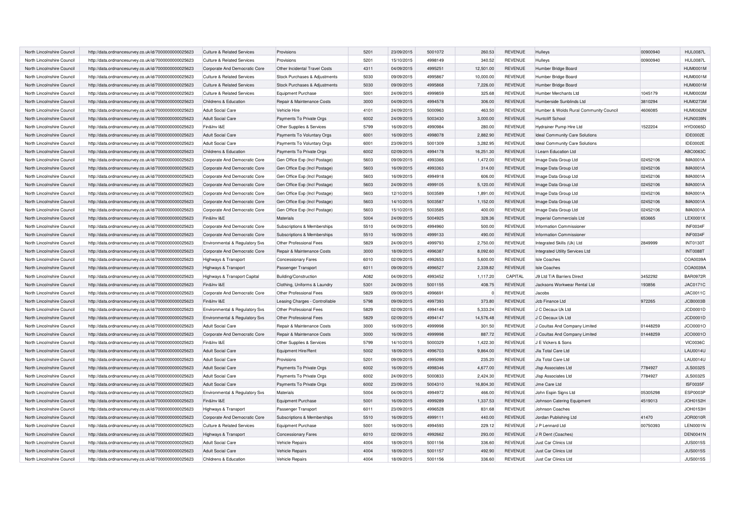| North Lincolnshire Council | http://data.ordnancesurvey.co.uk/id/7000000000025623 | Culture & Related Services | Provisions | 5201 | 23/09/2015 | 5001072 | 260.53 | REVENUE | Hulleys | 00900940 | HUL0087L |
|---|---|---|---|---|---|---|---|---|---|---|---|
| North Lincolnshire Council | http://data.ordnancesurvey.co.uk/id/7000000000025623 | Culture & Related Services | Provisions | 5201 | 15/10/2015 | 4998149 | 340.52 | REVENUE | Hulleys | 00900940 | HUL0087L |
| North Lincolnshire Council | http://data.ordnancesurvey.co.uk/id/7000000000025623 | Corporate And Democratic Core | Other Incidental Travel Costs | 4311 | 04/09/2015 | 4995251 | 12,501.00 | REVENUE | Humber Bridge Board | | HUM0001M |
| North Lincolnshire Council | http://data.ordnancesurvey.co.uk/id/7000000000025623 | Culture & Related Services | Stock Purchases & Adjustments | 5030 | 09/09/2015 | 4995867 | 10,000.00 | REVENUE | Humber Bridge Board | | HUM0001M |
| North Lincolnshire Council | http://data.ordnancesurvey.co.uk/id/7000000000025623 | Culture & Related Services | Stock Purchases & Adjustments | 5030 | 09/09/2015 | 4995868 | 7,226.00 | REVENUE | Humber Bridge Board | | HUM0001M |
| North Lincolnshire Council | http://data.ordnancesurvey.co.uk/id/7000000000025623 | Culture & Related Services | Equipment Purchase | 5001 | 24/09/2015 | 4999859 | 325.68 | REVENUE | Humber Merchants Ltd | 1045179 | HUM0003M |
| North Lincolnshire Council | http://data.ordnancesurvey.co.uk/id/7000000000025623 | Childrens & Education | Repair & Maintenance Costs | 3000 | 04/09/2015 | 4994578 | 306.00 | REVENUE | Humberside Sunblinds Ltd | 3810294 | HUM0273M |
| North Lincolnshire Council | http://data.ordnancesurvey.co.uk/id/7000000000025623 | Adult Social Care | Vehicle Hire | 4101 | 24/09/2015 | 5000963 | 463.50 | REVENUE | Humber & Wolds Rural Community Council | 4606085 | HUM0062M |
| North Lincolnshire Council | http://data.ordnancesurvey.co.uk/id/7000000000025623 | Adult Social Care | Payments To Private Orgs | 6002 | 24/09/2015 | 5003430 | 3,000.00 | REVENUE | Huntcliff School | | HUN0039N |
| North Lincolnshire Council | http://data.ordnancesurvey.co.uk/id/7000000000025623 | Fin&Inv I&E | Other Supplies & Services | 5799 | 16/09/2015 | 4990984 | 280.00 | REVENUE | Hydrainer Pump Hire Ltd | 1522204 | HYD0065D |
| North Lincolnshire Council | http://data.ordnancesurvey.co.uk/id/7000000000025623 | Adult Social Care | Payments To Voluntary Orgs | 6001 | 16/09/2015 | 4998078 | 2,882.90 | REVENUE | Ideal Community Care Solutions | | IDE0002E |
| North Lincolnshire Council | http://data.ordnancesurvey.co.uk/id/7000000000025623 | Adult Social Care | Payments To Voluntary Orgs | 6001 | 23/09/2015 | 5001309 | 3,282.95 | REVENUE | Ideal Community Care Solutions | | IDE0002E |
| North Lincolnshire Council | http://data.ordnancesurvey.co.uk/id/7000000000025623 | Childrens & Education | Payments To Private Orgs | 6002 | 02/09/2015 | 4994178 | 16,251.30 | REVENUE | I Learn Education Ltd | | ABC0063C |
| North Lincolnshire Council | http://data.ordnancesurvey.co.uk/id/7000000000025623 | Corporate And Democratic Core | Gen Office Exp (Incl Postage) | 5603 | 09/09/2015 | 4993366 | 1,472.00 | REVENUE | Image Data Group Ltd | 02452106 | IMA0001A |
| North Lincolnshire Council | http://data.ordnancesurvey.co.uk/id/7000000000025623 | Corporate And Democratic Core | Gen Office Exp (Incl Postage) | 5603 | 16/09/2015 | 4993363 | 314.00 | REVENUE | Image Data Group Ltd | 02452106 | IMA0001A |
| North Lincolnshire Council | http://data.ordnancesurvey.co.uk/id/7000000000025623 | Corporate And Democratic Core | Gen Office Exp (Incl Postage) | 5603 | 16/09/2015 | 4994918 | 606.00 | REVENUE | Image Data Group Ltd | 02452106 | IMA0001A |
| North Lincolnshire Council | http://data.ordnancesurvey.co.uk/id/7000000000025623 | Corporate And Democratic Core | Gen Office Exp (Incl Postage) | 5603 | 24/09/2015 | 4999105 | 5,120.00 | REVENUE | Image Data Group Ltd | 02452106 | IMA0001A |
| North Lincolnshire Council | http://data.ordnancesurvey.co.uk/id/7000000000025623 | Corporate And Democratic Core | Gen Office Exp (Incl Postage) | 5603 | 12/10/2015 | 5003589 | 1,891.00 | REVENUE | Image Data Group Ltd | 02452106 | IMA0001A |
| North Lincolnshire Council | http://data.ordnancesurvey.co.uk/id/7000000000025623 | Corporate And Democratic Core | Gen Office Exp (Incl Postage) | 5603 | 14/10/2015 | 5003587 | 1,152.00 | REVENUE | Image Data Group Ltd | 02452106 | IMA0001A |
| North Lincolnshire Council | http://data.ordnancesurvey.co.uk/id/7000000000025623 | Corporate And Democratic Core | Gen Office Exp (Incl Postage) | 5603 | 15/10/2015 | 5003585 | 400.00 | REVENUE | Image Data Group Ltd | 02452106 | IMA0001A |
| North Lincolnshire Council | http://data.ordnancesurvey.co.uk/id/7000000000025623 | Fin&Inv I&E | Materials | 5004 | 24/09/2015 | 5004925 | 328.36 | REVENUE | Imperial Commercials Ltd | 653665 | LEX0001X |
| North Lincolnshire Council | http://data.ordnancesurvey.co.uk/id/7000000000025623 | Corporate And Democratic Core | Subscriptions & Memberships | 5510 | 04/09/2015 | 4994960 | 500.00 | REVENUE | Information Commissioner | | INF0034F |
| North Lincolnshire Council | http://data.ordnancesurvey.co.uk/id/7000000000025623 | Corporate And Democratic Core | Subscriptions & Memberships | 5510 | 16/09/2015 | 4999133 | 490.00 | REVENUE | Information Commissioner | | INF0034F |
| North Lincolnshire Council | http://data.ordnancesurvey.co.uk/id/7000000000025623 | Environmental & Regulatory Svs | Other Professional Fees | 5829 | 24/09/2015 | 4999793 | 2,750.00 | REVENUE | Integrated Skills (Uk) Ltd | 2849999 | INT0130T |
| North Lincolnshire Council | http://data.ordnancesurvey.co.uk/id/7000000000025623 | Corporate And Democratic Core | Repair & Maintenance Costs | 3000 | 18/09/2015 | 4996387 | 8,092.60 | REVENUE | Integrated Utility Services Ltd | | INT0088T |
| North Lincolnshire Council | http://data.ordnancesurvey.co.uk/id/7000000000025623 | Highways & Transport | Concessionary Fares | 6010 | 02/09/2015 | 4992653 | 5,600.00 | REVENUE | Isle Coaches | | COA0039A |
| North Lincolnshire Council | http://data.ordnancesurvey.co.uk/id/7000000000025623 | Highways & Transport | Passenger Transport | 6011 | 09/09/2015 | 4996527 | 2,339.82 | REVENUE | Isle Coaches | | COA0039A |
| North Lincolnshire Council | http://data.ordnancesurvey.co.uk/id/7000000000025623 | Highways & Transport Capital | Building/Construction | A082 | 04/09/2015 | 4993452 | 1,117.20 | CAPITAL | J9 Ltd T/A Barriers Direct | 3452292 | BAR0972R |
| North Lincolnshire Council | http://data.ordnancesurvey.co.uk/id/7000000000025623 | Fin&Inv I&E | Clothing, Uniforms & Laundry | 5301 | 24/09/2015 | 5001155 | 408.75 | REVENUE | Jacksons Workwear Rental Ltd | 193856 | JAC0171C |
| North Lincolnshire Council | http://data.ordnancesurvey.co.uk/id/7000000000025623 | Corporate And Democratic Core | Other Professional Fees | 5829 | 09/09/2015 | 4996691 | 0 | REVENUE | Jacobs | | JAC0011C |
| North Lincolnshire Council | http://data.ordnancesurvey.co.uk/id/7000000000025623 | Fin&Inv I&E | Leasing Charges - Controllable | 5798 | 09/09/2015 | 4997393 | 373.80 | REVENUE | Jcb Finance Ltd | 972265 | JCB0003B |
| North Lincolnshire Council | http://data.ordnancesurvey.co.uk/id/7000000000025623 | Environmental & Regulatory Svs | Other Professional Fees | 5829 | 02/09/2015 | 4994146 | 5,333.24 | REVENUE | J C Decaux Uk Ltd | | JCD0001D |
| North Lincolnshire Council | http://data.ordnancesurvey.co.uk/id/7000000000025623 | Environmental & Regulatory Svs | Other Professional Fees | 5829 | 02/09/2015 | 4994147 | 14,576.48 | REVENUE | J C Decaux Uk Ltd | | JCD0001D |
| North Lincolnshire Council | http://data.ordnancesurvey.co.uk/id/7000000000025623 | Adult Social Care | Repair & Maintenance Costs | 3000 | 16/09/2015 | 4999998 | 301.50 | REVENUE | J Coultas And Company Limited | 01448259 | JCO0001O |
| North Lincolnshire Council | http://data.ordnancesurvey.co.uk/id/7000000000025623 | Corporate And Democratic Core | Repair & Maintenance Costs | 3000 | 16/09/2015 | 4999998 | 887.72 | REVENUE | J Coultas And Company Limited | 01448259 | JCO0001O |
| North Lincolnshire Council | http://data.ordnancesurvey.co.uk/id/7000000000025623 | Fin&Inv I&E | Other Supplies & Services | 5799 | 14/10/2015 | 5000329 | 1,422.30 | REVENUE | J E Vickers & Sons | | VIC0036C |
| North Lincolnshire Council | http://data.ordnancesurvey.co.uk/id/7000000000025623 | Adult Social Care | Equipment Hire/Rent | 5002 | 18/09/2015 | 4996703 | 9,864.00 | REVENUE | Jla Total Care Ltd | | LAU0014U |
| North Lincolnshire Council | http://data.ordnancesurvey.co.uk/id/7000000000025623 | Adult Social Care | Provisions | 5201 | 09/09/2015 | 4995098 | 235.20 | REVENUE | Jla Total Care Ltd | | LAU0014U |
| North Lincolnshire Council | http://data.ordnancesurvey.co.uk/id/7000000000025623 | Adult Social Care | Payments To Private Orgs | 6002 | 16/09/2015 | 4998346 | 4,677.00 | REVENUE | Jlsp Associates Ltd | 7784927 | JLS0032S |
| North Lincolnshire Council | http://data.ordnancesurvey.co.uk/id/7000000000025623 | Adult Social Care | Payments To Private Orgs | 6002 | 24/09/2015 | 5000833 | 2,424.30 | REVENUE | Jlsp Associates Ltd | 7784927 | JLS0032S |
| North Lincolnshire Council | http://data.ordnancesurvey.co.uk/id/7000000000025623 | Adult Social Care | Payments To Private Orgs | 6002 | 23/09/2015 | 5004310 | 16,804.30 | REVENUE | Jme Care Ltd | | ISF0035F |
| North Lincolnshire Council | http://data.ordnancesurvey.co.uk/id/7000000000025623 | Environmental & Regulatory Svs | Materials | 5004 | 04/09/2015 | 4994972 | 466.00 | REVENUE | John Espin Signs Ltd | 05305298 | ESP0003P |
| North Lincolnshire Council | http://data.ordnancesurvey.co.uk/id/7000000000025623 | Fin&Inv I&E | Equipment Purchase | 5001 | 16/09/2015 | 4999289 | 1,337.53 | REVENUE | Johnson Catering Equipment | 4519013 | JOH0152H |
| North Lincolnshire Council | http://data.ordnancesurvey.co.uk/id/7000000000025623 | Highways & Transport | Passenger Transport | 6011 | 23/09/2015 | 4996528 | 831.68 | REVENUE | Johnson Coaches | | JOH0153H |
| North Lincolnshire Council | http://data.ordnancesurvey.co.uk/id/7000000000025623 | Corporate And Democratic Core | Subscriptions & Memberships | 5510 | 16/09/2015 | 4999111 | 440.00 | REVENUE | Jordan Publishing Ltd | 41470 | JOR0010R |
| North Lincolnshire Council | http://data.ordnancesurvey.co.uk/id/7000000000025623 | Culture & Related Services | Equipment Purchase | 5001 | 16/09/2015 | 4994593 | 229.12 | REVENUE | J P Lennard Ltd | 00750393 | LEN0001N |
| North Lincolnshire Council | http://data.ordnancesurvey.co.uk/id/7000000000025623 | Highways & Transport | Concessionary Fares | 6010 | 02/09/2015 | 4992662 | 293.00 | REVENUE | J R Dent (Coaches) | | DEN0041N |
| North Lincolnshire Council | http://data.ordnancesurvey.co.uk/id/7000000000025623 | Adult Social Care | Vehicle Repairs | 4004 | 18/09/2015 | 5001156 | 336.60 | REVENUE | Just Car Clinics Ltd | | JUS0015S |
| North Lincolnshire Council | http://data.ordnancesurvey.co.uk/id/7000000000025623 | Adult Social Care | Vehicle Repairs | 4004 | 18/09/2015 | 5001157 | 492.90 | REVENUE | Just Car Clinics Ltd | | JUS0015S |
| North Lincolnshire Council | http://data.ordnancesurvey.co.uk/id/7000000000025623 | Childrens & Education | Vehicle Repairs | 4004 | 18/09/2015 | 5001156 | 336.60 | REVENUE | Just Car Clinics Ltd | | JUS0015S |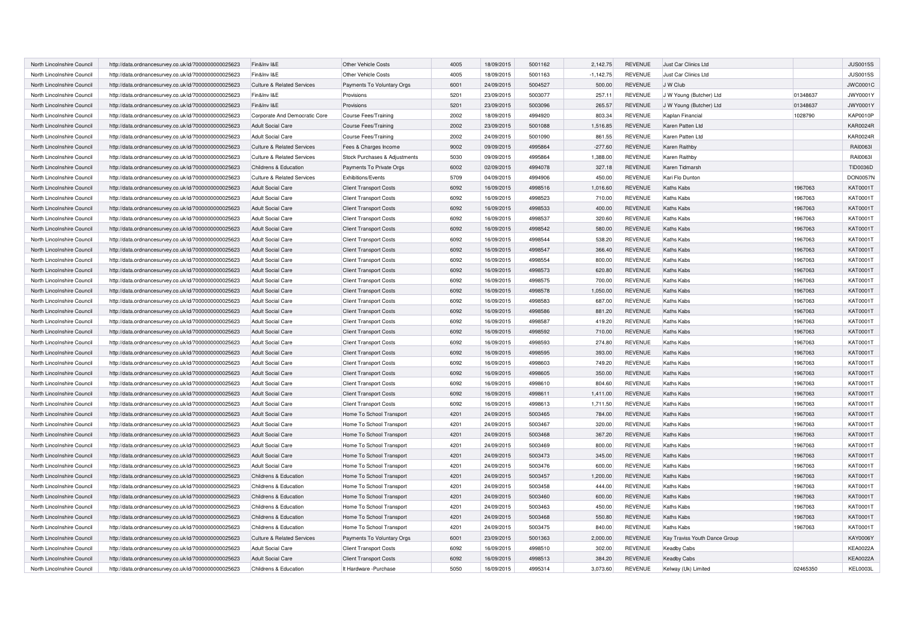| North Lincolnshire Council | http://data.ordnancesurvey.co.uk/id/7000000000025623 | Fin&Inv I&E | Other Vehicle Costs | 4005 | 18/09/2015 | 5001162 | 2,142.75 | REVENUE | Just Car Clinics Ltd | | JUS0015S |
|---|---|---|---|---|---|---|---|---|---|---|---|
| North Lincolnshire Council | http://data.ordnancesurvey.co.uk/id/7000000000025623 | Fin&Inv I&E | Other Vehicle Costs | 4005 | 18/09/2015 | 5001163 | -1,142.75 | REVENUE | Just Car Clinics Ltd | | JUS0015S |
| North Lincolnshire Council | http://data.ordnancesurvey.co.uk/id/7000000000025623 | Culture & Related Services | Payments To Voluntary Orgs | 6001 | 24/09/2015 | 5004527 | 500.00 | REVENUE | J W Club | | JWC0001C |
| North Lincolnshire Council | http://data.ordnancesurvey.co.uk/id/7000000000025623 | Fin&Inv I&E | Provisions | 5201 | 23/09/2015 | 5003077 | 257.11 | REVENUE | J W Young (Butcher) Ltd | 01348637 | JWY0001Y |
| North Lincolnshire Council | http://data.ordnancesurvey.co.uk/id/7000000000025623 | Fin&Inv I&E | Provisions | 5201 | 23/09/2015 | 5003096 | 265.57 | REVENUE | J W Young (Butcher) Ltd | 01348637 | JWY0001Y |
| North Lincolnshire Council | http://data.ordnancesurvey.co.uk/id/7000000000025623 | Corporate And Democratic Core | Course Fees/Training | 2002 | 18/09/2015 | 4994920 | 803.34 | REVENUE | Kaplan Financial | 1028790 | KAP0010P |
| North Lincolnshire Council | http://data.ordnancesurvey.co.uk/id/7000000000025623 | Adult Social Care | Course Fees/Training | 2002 | 23/09/2015 | 5001088 | 1,516.85 | REVENUE | Karen Patten Ltd | | KAR0024R |
| North Lincolnshire Council | http://data.ordnancesurvey.co.uk/id/7000000000025623 | Adult Social Care | Course Fees/Training | 2002 | 24/09/2015 | 5001090 | 861.55 | REVENUE | Karen Patten Ltd | | KAR0024R |
| North Lincolnshire Council | http://data.ordnancesurvey.co.uk/id/7000000000025623 | Culture & Related Services | Fees & Charges Income | 9002 | 09/09/2015 | 4995864 | -277.60 | REVENUE | Karen Raithby | | RAI0063I |
| North Lincolnshire Council | http://data.ordnancesurvey.co.uk/id/7000000000025623 | Culture & Related Services | Stock Purchases & Adjustments | 5030 | 09/09/2015 | 4995864 | 1,388.00 | REVENUE | Karen Raithby | | RAI0063I |
| North Lincolnshire Council | http://data.ordnancesurvey.co.uk/id/7000000000025623 | Childrens & Education | Payments To Private Orgs | 6002 | 02/09/2015 | 4994078 | 327.18 | REVENUE | Karen Tidmarsh | | TID0036D |
| North Lincolnshire Council | http://data.ordnancesurvey.co.uk/id/7000000000025623 | Culture & Related Services | Exhibitions/Events | 5709 | 04/09/2015 | 4994906 | 450.00 | REVENUE | Kari Flo Dunton | | DON0057N |
| North Lincolnshire Council | http://data.ordnancesurvey.co.uk/id/7000000000025623 | Adult Social Care | Client Transport Costs | 6092 | 16/09/2015 | 4998516 | 1,016.60 | REVENUE | Kaths Kabs | 1967063 | KAT0001T |
| North Lincolnshire Council | http://data.ordnancesurvey.co.uk/id/7000000000025623 | Adult Social Care | Client Transport Costs | 6092 | 16/09/2015 | 4998523 | 710.00 | REVENUE | Kaths Kabs | 1967063 | KAT0001T |
| North Lincolnshire Council | http://data.ordnancesurvey.co.uk/id/7000000000025623 | Adult Social Care | Client Transport Costs | 6092 | 16/09/2015 | 4998533 | 400.00 | REVENUE | Kaths Kabs | 1967063 | KAT0001T |
| North Lincolnshire Council | http://data.ordnancesurvey.co.uk/id/7000000000025623 | Adult Social Care | Client Transport Costs | 6092 | 16/09/2015 | 4998537 | 320.60 | REVENUE | Kaths Kabs | 1967063 | KAT0001T |
| North Lincolnshire Council | http://data.ordnancesurvey.co.uk/id/7000000000025623 | Adult Social Care | Client Transport Costs | 6092 | 16/09/2015 | 4998542 | 580.00 | REVENUE | Kaths Kabs | 1967063 | KAT0001T |
| North Lincolnshire Council | http://data.ordnancesurvey.co.uk/id/7000000000025623 | Adult Social Care | Client Transport Costs | 6092 | 16/09/2015 | 4998544 | 538.20 | REVENUE | Kaths Kabs | 1967063 | KAT0001T |
| North Lincolnshire Council | http://data.ordnancesurvey.co.uk/id/7000000000025623 | Adult Social Care | Client Transport Costs | 6092 | 16/09/2015 | 4998547 | 366.40 | REVENUE | Kaths Kabs | 1967063 | KAT0001T |
| North Lincolnshire Council | http://data.ordnancesurvey.co.uk/id/7000000000025623 | Adult Social Care | Client Transport Costs | 6092 | 16/09/2015 | 4998554 | 800.00 | REVENUE | Kaths Kabs | 1967063 | KAT0001T |
| North Lincolnshire Council | http://data.ordnancesurvey.co.uk/id/7000000000025623 | Adult Social Care | Client Transport Costs | 6092 | 16/09/2015 | 4998573 | 620.80 | REVENUE | Kaths Kabs | 1967063 | KAT0001T |
| North Lincolnshire Council | http://data.ordnancesurvey.co.uk/id/7000000000025623 | Adult Social Care | Client Transport Costs | 6092 | 16/09/2015 | 4998575 | 700.00 | REVENUE | Kaths Kabs | 1967063 | KAT0001T |
| North Lincolnshire Council | http://data.ordnancesurvey.co.uk/id/7000000000025623 | Adult Social Care | Client Transport Costs | 6092 | 16/09/2015 | 4998578 | 1,050.00 | REVENUE | Kaths Kabs | 1967063 | KAT0001T |
| North Lincolnshire Council | http://data.ordnancesurvey.co.uk/id/7000000000025623 | Adult Social Care | Client Transport Costs | 6092 | 16/09/2015 | 4998583 | 687.00 | REVENUE | Kaths Kabs | 1967063 | KAT0001T |
| North Lincolnshire Council | http://data.ordnancesurvey.co.uk/id/7000000000025623 | Adult Social Care | Client Transport Costs | 6092 | 16/09/2015 | 4998586 | 881.20 | REVENUE | Kaths Kabs | 1967063 | KAT0001T |
| North Lincolnshire Council | http://data.ordnancesurvey.co.uk/id/7000000000025623 | Adult Social Care | Client Transport Costs | 6092 | 16/09/2015 | 4998587 | 419.20 | REVENUE | Kaths Kabs | 1967063 | KAT0001T |
| North Lincolnshire Council | http://data.ordnancesurvey.co.uk/id/7000000000025623 | Adult Social Care | Client Transport Costs | 6092 | 16/09/2015 | 4998592 | 710.00 | REVENUE | Kaths Kabs | 1967063 | KAT0001T |
| North Lincolnshire Council | http://data.ordnancesurvey.co.uk/id/7000000000025623 | Adult Social Care | Client Transport Costs | 6092 | 16/09/2015 | 4998593 | 274.80 | REVENUE | Kaths Kabs | 1967063 | KAT0001T |
| North Lincolnshire Council | http://data.ordnancesurvey.co.uk/id/7000000000025623 | Adult Social Care | Client Transport Costs | 6092 | 16/09/2015 | 4998595 | 393.00 | REVENUE | Kaths Kabs | 1967063 | KAT0001T |
| North Lincolnshire Council | http://data.ordnancesurvey.co.uk/id/7000000000025623 | Adult Social Care | Client Transport Costs | 6092 | 16/09/2015 | 4998603 | 749.20 | REVENUE | Kaths Kabs | 1967063 | KAT0001T |
| North Lincolnshire Council | http://data.ordnancesurvey.co.uk/id/7000000000025623 | Adult Social Care | Client Transport Costs | 6092 | 16/09/2015 | 4998605 | 350.00 | REVENUE | Kaths Kabs | 1967063 | KAT0001T |
| North Lincolnshire Council | http://data.ordnancesurvey.co.uk/id/7000000000025623 | Adult Social Care | Client Transport Costs | 6092 | 16/09/2015 | 4998610 | 804.60 | REVENUE | Kaths Kabs | 1967063 | KAT0001T |
| North Lincolnshire Council | http://data.ordnancesurvey.co.uk/id/7000000000025623 | Adult Social Care | Client Transport Costs | 6092 | 16/09/2015 | 4998611 | 1,411.00 | REVENUE | Kaths Kabs | 1967063 | KAT0001T |
| North Lincolnshire Council | http://data.ordnancesurvey.co.uk/id/7000000000025623 | Adult Social Care | Client Transport Costs | 6092 | 16/09/2015 | 4998613 | 1,711.50 | REVENUE | Kaths Kabs | 1967063 | KAT0001T |
| North Lincolnshire Council | http://data.ordnancesurvey.co.uk/id/7000000000025623 | Adult Social Care | Home To School Transport | 4201 | 24/09/2015 | 5003465 | 784.00 | REVENUE | Kaths Kabs | 1967063 | KAT0001T |
| North Lincolnshire Council | http://data.ordnancesurvey.co.uk/id/7000000000025623 | Adult Social Care | Home To School Transport | 4201 | 24/09/2015 | 5003467 | 320.00 | REVENUE | Kaths Kabs | 1967063 | KAT0001T |
| North Lincolnshire Council | http://data.ordnancesurvey.co.uk/id/7000000000025623 | Adult Social Care | Home To School Transport | 4201 | 24/09/2015 | 5003468 | 367.20 | REVENUE | Kaths Kabs | 1967063 | KAT0001T |
| North Lincolnshire Council | http://data.ordnancesurvey.co.uk/id/7000000000025623 | Adult Social Care | Home To School Transport | 4201 | 24/09/2015 | 5003469 | 800.00 | REVENUE | Kaths Kabs | 1967063 | KAT0001T |
| North Lincolnshire Council | http://data.ordnancesurvey.co.uk/id/7000000000025623 | Adult Social Care | Home To School Transport | 4201 | 24/09/2015 | 5003473 | 345.00 | REVENUE | Kaths Kabs | 1967063 | KAT0001T |
| North Lincolnshire Council | http://data.ordnancesurvey.co.uk/id/7000000000025623 | Adult Social Care | Home To School Transport | 4201 | 24/09/2015 | 5003476 | 600.00 | REVENUE | Kaths Kabs | 1967063 | KAT0001T |
| North Lincolnshire Council | http://data.ordnancesurvey.co.uk/id/7000000000025623 | Childrens & Education | Home To School Transport | 4201 | 24/09/2015 | 5003457 | 1,200.00 | REVENUE | Kaths Kabs | 1967063 | KAT0001T |
| North Lincolnshire Council | http://data.ordnancesurvey.co.uk/id/7000000000025623 | Childrens & Education | Home To School Transport | 4201 | 24/09/2015 | 5003458 | 444.00 | REVENUE | Kaths Kabs | 1967063 | KAT0001T |
| North Lincolnshire Council | http://data.ordnancesurvey.co.uk/id/7000000000025623 | Childrens & Education | Home To School Transport | 4201 | 24/09/2015 | 5003460 | 600.00 | REVENUE | Kaths Kabs | 1967063 | KAT0001T |
| North Lincolnshire Council | http://data.ordnancesurvey.co.uk/id/7000000000025623 | Childrens & Education | Home To School Transport | 4201 | 24/09/2015 | 5003463 | 450.00 | REVENUE | Kaths Kabs | 1967063 | KAT0001T |
| North Lincolnshire Council | http://data.ordnancesurvey.co.uk/id/7000000000025623 | Childrens & Education | Home To School Transport | 4201 | 24/09/2015 | 5003468 | 550.80 | REVENUE | Kaths Kabs | 1967063 | KAT0001T |
| North Lincolnshire Council | http://data.ordnancesurvey.co.uk/id/7000000000025623 | Childrens & Education | Home To School Transport | 4201 | 24/09/2015 | 5003475 | 840.00 | REVENUE | Kaths Kabs | 1967063 | KAT0001T |
| North Lincolnshire Council | http://data.ordnancesurvey.co.uk/id/7000000000025623 | Culture & Related Services | Payments To Voluntary Orgs | 6001 | 23/09/2015 | 5001363 | 2,000.00 | REVENUE | Kay Traviss Youth Dance Group | | KAY0006Y |
| North Lincolnshire Council | http://data.ordnancesurvey.co.uk/id/7000000000025623 | Adult Social Care | Client Transport Costs | 6092 | 16/09/2015 | 4998510 | 302.00 | REVENUE | Keadby Cabs | | KEA0022A |
| North Lincolnshire Council | http://data.ordnancesurvey.co.uk/id/7000000000025623 | Adult Social Care | Client Transport Costs | 6092 | 16/09/2015 | 4998513 | 384.20 | REVENUE | Keadby Cabs | | KEA0022A |
| North Lincolnshire Council | http://data.ordnancesurvey.co.uk/id/7000000000025623 | Childrens & Education | It Hardware -Purchase | 5050 | 16/09/2015 | 4995314 | 3,073.60 | REVENUE | Kelway (Uk) Limited | 02465350 | KEL0003L |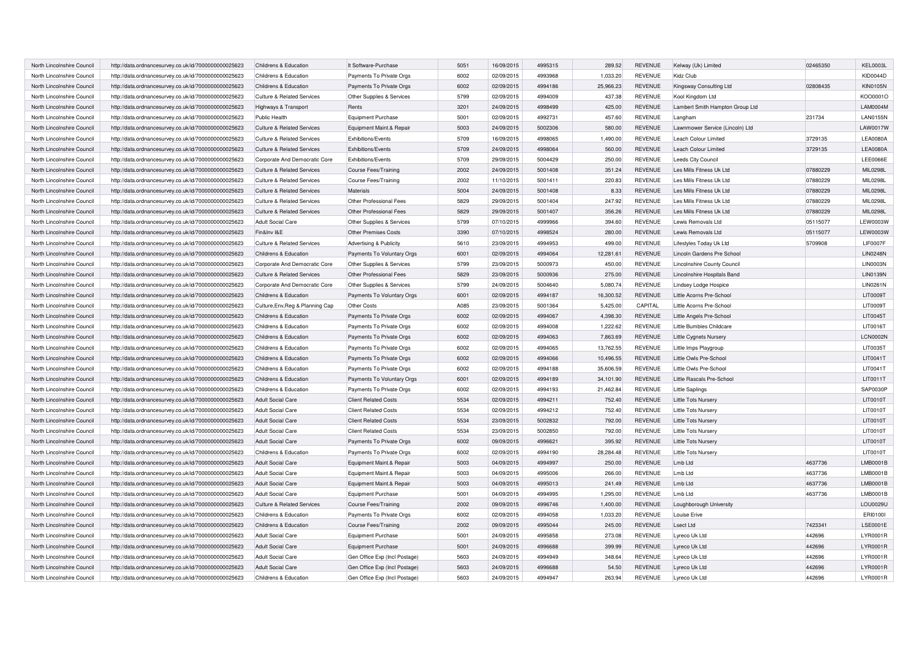| | | | | | | | | | | | |
|---|---|---|---|---|---|---|---|---|---|---|---|
| North Lincolnshire Council | http://data.ordnancesurvey.co.uk/id/7000000000025623 | Childrens & Education | It Software-Purchase | 5051 | 16/09/2015 | 4995315 | 289.52 | REVENUE | Kelway (Uk) Limited | 02465350 | KEL0003L |
| North Lincolnshire Council | http://data.ordnancesurvey.co.uk/id/7000000000025623 | Childrens & Education | Payments To Private Orgs | 6002 | 02/09/2015 | 4993968 | 1,033.20 | REVENUE | Kidz Club | | KID0044D |
| North Lincolnshire Council | http://data.ordnancesurvey.co.uk/id/7000000000025623 | Childrens & Education | Payments To Private Orgs | 6002 | 02/09/2015 | 4994186 | 25,966.23 | REVENUE | Kingsway Consulting Ltd | 02808435 | KIN0105N |
| North Lincolnshire Council | http://data.ordnancesurvey.co.uk/id/7000000000025623 | Culture & Related Services | Other Supplies & Services | 5799 | 02/09/2015 | 4994009 | 437.38 | REVENUE | Kool Kingdom Ltd | | KOO0001O |
| North Lincolnshire Council | http://data.ordnancesurvey.co.uk/id/7000000000025623 | Highways & Transport | Rents | 3201 | 24/09/2015 | 4998499 | 425.00 | REVENUE | Lambert Smith Hampton Group Ltd | | LAM0004M |
| North Lincolnshire Council | http://data.ordnancesurvey.co.uk/id/7000000000025623 | Public Health | Equipment Purchase | 5001 | 02/09/2015 | 4992731 | 457.60 | REVENUE | Langham | 231734 | LAN0155N |
| North Lincolnshire Council | http://data.ordnancesurvey.co.uk/id/7000000000025623 | Culture & Related Services | Equipment Maint.& Repair | 5003 | 24/09/2015 | 5002306 | 580.00 | REVENUE | Lawnmower Service (Lincoln) Ltd | | LAW0017W |
| North Lincolnshire Council | http://data.ordnancesurvey.co.uk/id/7000000000025623 | Culture & Related Services | Exhibitions/Events | 5709 | 16/09/2015 | 4998065 | 1,490.00 | REVENUE | Leach Colour Limited | 3729135 | LEA0080A |
| North Lincolnshire Council | http://data.ordnancesurvey.co.uk/id/7000000000025623 | Culture & Related Services | Exhibitions/Events | 5709 | 24/09/2015 | 4998064 | 560.00 | REVENUE | Leach Colour Limited | 3729135 | LEA0080A |
| North Lincolnshire Council | http://data.ordnancesurvey.co.uk/id/7000000000025623 | Corporate And Democratic Core | Exhibitions/Events | 5709 | 29/09/2015 | 5004429 | 250.00 | REVENUE | Leeds City Council | | LEE0066E |
| North Lincolnshire Council | http://data.ordnancesurvey.co.uk/id/7000000000025623 | Culture & Related Services | Course Fees/Training | 2002 | 24/09/2015 | 5001408 | 351.24 | REVENUE | Les Mills Fitness Uk Ltd | 07880229 | MIL0298L |
| North Lincolnshire Council | http://data.ordnancesurvey.co.uk/id/7000000000025623 | Culture & Related Services | Course Fees/Training | 2002 | 11/10/2015 | 5001411 | 220.83 | REVENUE | Les Mills Fitness Uk Ltd | 07880229 | MIL0298L |
| North Lincolnshire Council | http://data.ordnancesurvey.co.uk/id/7000000000025623 | Culture & Related Services | Materials | 5004 | 24/09/2015 | 5001408 | 8.33 | REVENUE | Les Mills Fitness Uk Ltd | 07880229 | MIL0298L |
| North Lincolnshire Council | http://data.ordnancesurvey.co.uk/id/7000000000025623 | Culture & Related Services | Other Professional Fees | 5829 | 29/09/2015 | 5001404 | 247.92 | REVENUE | Les Mills Fitness Uk Ltd | 07880229 | MIL0298L |
| North Lincolnshire Council | http://data.ordnancesurvey.co.uk/id/7000000000025623 | Culture & Related Services | Other Professional Fees | 5829 | 29/09/2015 | 5001407 | 356.26 | REVENUE | Les Mills Fitness Uk Ltd | 07880229 | MIL0298L |
| North Lincolnshire Council | http://data.ordnancesurvey.co.uk/id/7000000000025623 | Adult Social Care | Other Supplies & Services | 5799 | 07/10/2015 | 4999966 | 394.60 | REVENUE | Lewis Removals Ltd | 05115077 | LEW0003W |
| North Lincolnshire Council | http://data.ordnancesurvey.co.uk/id/7000000000025623 | Fin&Inv I&E | Other Premises Costs | 3390 | 07/10/2015 | 4998524 | 280.00 | REVENUE | Lewis Removals Ltd | 05115077 | LEW0003W |
| North Lincolnshire Council | http://data.ordnancesurvey.co.uk/id/7000000000025623 | Culture & Related Services | Advertising & Publicity | 5610 | 23/09/2015 | 4994953 | 499.00 | REVENUE | Lifestyles Today Uk Ltd | 5709908 | LIF0007F |
| North Lincolnshire Council | http://data.ordnancesurvey.co.uk/id/7000000000025623 | Childrens & Education | Payments To Voluntary Orgs | 6001 | 02/09/2015 | 4994064 | 12,281.61 | REVENUE | Lincoln Gardens Pre School | | LIN0248N |
| North Lincolnshire Council | http://data.ordnancesurvey.co.uk/id/7000000000025623 | Corporate And Democratic Core | Other Supplies & Services | 5799 | 23/09/2015 | 5000973 | 450.00 | REVENUE | Lincolnshire County Council | | LIN0003N |
| North Lincolnshire Council | http://data.ordnancesurvey.co.uk/id/7000000000025623 | Culture & Related Services | Other Professional Fees | 5829 | 23/09/2015 | 5000936 | 275.00 | REVENUE | Lincolnshire Hospitals Band | | LIN0139N |
| North Lincolnshire Council | http://data.ordnancesurvey.co.uk/id/7000000000025623 | Corporate And Democratic Core | Other Supplies & Services | 5799 | 24/09/2015 | 5004640 | 5,080.74 | REVENUE | Lindsey Lodge Hospice | | LIN0261N |
| North Lincolnshire Council | http://data.ordnancesurvey.co.uk/id/7000000000025623 | Childrens & Education | Payments To Voluntary Orgs | 6001 | 02/09/2015 | 4994187 | 16,300.52 | REVENUE | Little Acorns Pre-School | | LIT0009T |
| North Lincolnshire Council | http://data.ordnancesurvey.co.uk/id/7000000000025623 | Culture,Env,Reg & Planning Cap | Other Costs | A085 | 23/09/2015 | 5001364 | 5,425.00 | CAPITAL | Little Acorns Pre-School | | LIT0009T |
| North Lincolnshire Council | http://data.ordnancesurvey.co.uk/id/7000000000025623 | Childrens & Education | Payments To Private Orgs | 6002 | 02/09/2015 | 4994067 | 4,398.30 | REVENUE | Little Angels Pre-School | | LIT0045T |
| North Lincolnshire Council | http://data.ordnancesurvey.co.uk/id/7000000000025623 | Childrens & Education | Payments To Private Orgs | 6002 | 02/09/2015 | 4994008 | 1,222.62 | REVENUE | Little Bumbles Childcare | | LIT0016T |
| North Lincolnshire Council | http://data.ordnancesurvey.co.uk/id/7000000000025623 | Childrens & Education | Payments To Private Orgs | 6002 | 02/09/2015 | 4994063 | 7,863.69 | REVENUE | Little Cygnets Nursery | | LCN0002N |
| North Lincolnshire Council | http://data.ordnancesurvey.co.uk/id/7000000000025623 | Childrens & Education | Payments To Private Orgs | 6002 | 02/09/2015 | 4994065 | 13,762.55 | REVENUE | Little Imps Playgroup | | LIT0035T |
| North Lincolnshire Council | http://data.ordnancesurvey.co.uk/id/7000000000025623 | Childrens & Education | Payments To Private Orgs | 6002 | 02/09/2015 | 4994066 | 10,496.55 | REVENUE | Little Owls Pre-School | | LIT0041T |
| North Lincolnshire Council | http://data.ordnancesurvey.co.uk/id/7000000000025623 | Childrens & Education | Payments To Private Orgs | 6002 | 02/09/2015 | 4994188 | 35,606.59 | REVENUE | Little Owls Pre-School | | LIT0041T |
| North Lincolnshire Council | http://data.ordnancesurvey.co.uk/id/7000000000025623 | Childrens & Education | Payments To Voluntary Orgs | 6001 | 02/09/2015 | 4994189 | 34,101.90 | REVENUE | Little Rascals Pre-School | | LIT0011T |
| North Lincolnshire Council | http://data.ordnancesurvey.co.uk/id/7000000000025623 | Childrens & Education | Payments To Private Orgs | 6002 | 02/09/2015 | 4994193 | 21,462.84 | REVENUE | Little Saplings | | SAP0030P |
| North Lincolnshire Council | http://data.ordnancesurvey.co.uk/id/7000000000025623 | Adult Social Care | Client Related Costs | 5534 | 02/09/2015 | 4994211 | 752.40 | REVENUE | Little Tots Nursery | | LIT0010T |
| North Lincolnshire Council | http://data.ordnancesurvey.co.uk/id/7000000000025623 | Adult Social Care | Client Related Costs | 5534 | 02/09/2015 | 4994212 | 752.40 | REVENUE | Little Tots Nursery | | LIT0010T |
| North Lincolnshire Council | http://data.ordnancesurvey.co.uk/id/7000000000025623 | Adult Social Care | Client Related Costs | 5534 | 23/09/2015 | 5002832 | 792.00 | REVENUE | Little Tots Nursery | | LIT0010T |
| North Lincolnshire Council | http://data.ordnancesurvey.co.uk/id/7000000000025623 | Adult Social Care | Client Related Costs | 5534 | 23/09/2015 | 5002850 | 792.00 | REVENUE | Little Tots Nursery | | LIT0010T |
| North Lincolnshire Council | http://data.ordnancesurvey.co.uk/id/7000000000025623 | Adult Social Care | Payments To Private Orgs | 6002 | 09/09/2015 | 4996621 | 395.92 | REVENUE | Little Tots Nursery | | LIT0010T |
| North Lincolnshire Council | http://data.ordnancesurvey.co.uk/id/7000000000025623 | Childrens & Education | Payments To Private Orgs | 6002 | 02/09/2015 | 4994190 | 28,284.48 | REVENUE | Little Tots Nursery | | LIT0010T |
| North Lincolnshire Council | http://data.ordnancesurvey.co.uk/id/7000000000025623 | Adult Social Care | Equipment Maint.& Repair | 5003 | 04/09/2015 | 4994997 | 250.00 | REVENUE | Lmb Ltd | 4637736 | LMB0001B |
| North Lincolnshire Council | http://data.ordnancesurvey.co.uk/id/7000000000025623 | Adult Social Care | Equipment Maint.& Repair | 5003 | 04/09/2015 | 4995006 | 266.00 | REVENUE | Lmb Ltd | 4637736 | LMB0001B |
| North Lincolnshire Council | http://data.ordnancesurvey.co.uk/id/7000000000025623 | Adult Social Care | Equipment Maint.& Repair | 5003 | 04/09/2015 | 4995013 | 241.49 | REVENUE | Lmb Ltd | 4637736 | LMB0001B |
| North Lincolnshire Council | http://data.ordnancesurvey.co.uk/id/7000000000025623 | Adult Social Care | Equipment Purchase | 5001 | 04/09/2015 | 4994995 | 1,295.00 | REVENUE | Lmb Ltd | 4637736 | LMB0001B |
| North Lincolnshire Council | http://data.ordnancesurvey.co.uk/id/7000000000025623 | Culture & Related Services | Course Fees/Training | 2002 | 09/09/2015 | 4996746 | 1,400.00 | REVENUE | Loughborough University | | LOU0029U |
| North Lincolnshire Council | http://data.ordnancesurvey.co.uk/id/7000000000025623 | Childrens & Education | Payments To Private Orgs | 6002 | 02/09/2015 | 4994058 | 1,033.20 | REVENUE | Louise Erive | | ERI0100I |
| North Lincolnshire Council | http://data.ordnancesurvey.co.uk/id/7000000000025623 | Childrens & Education | Course Fees/Training | 2002 | 09/09/2015 | 4995044 | 245.00 | REVENUE | Lsect Ltd | 7423341 | LSE0001E |
| North Lincolnshire Council | http://data.ordnancesurvey.co.uk/id/7000000000025623 | Adult Social Care | Equipment Purchase | 5001 | 24/09/2015 | 4995858 | 273.08 | REVENUE | Lyreco Uk Ltd | 442696 | LYR0001R |
| North Lincolnshire Council | http://data.ordnancesurvey.co.uk/id/7000000000025623 | Adult Social Care | Equipment Purchase | 5001 | 24/09/2015 | 4996688 | 399.99 | REVENUE | Lyreco Uk Ltd | 442696 | LYR0001R |
| North Lincolnshire Council | http://data.ordnancesurvey.co.uk/id/7000000000025623 | Adult Social Care | Gen Office Exp (Incl Postage) | 5603 | 24/09/2015 | 4994949 | 348.64 | REVENUE | Lyreco Uk Ltd | 442696 | LYR0001R |
| North Lincolnshire Council | http://data.ordnancesurvey.co.uk/id/7000000000025623 | Adult Social Care | Gen Office Exp (Incl Postage) | 5603 | 24/09/2015 | 4996688 | 54.50 | REVENUE | Lyreco Uk Ltd | 442696 | LYR0001R |
| North Lincolnshire Council | http://data.ordnancesurvey.co.uk/id/7000000000025623 | Childrens & Education | Gen Office Exp (Incl Postage) | 5603 | 24/09/2015 | 4994947 | 263.94 | REVENUE | Lyreco Uk Ltd | 442696 | LYR0001R |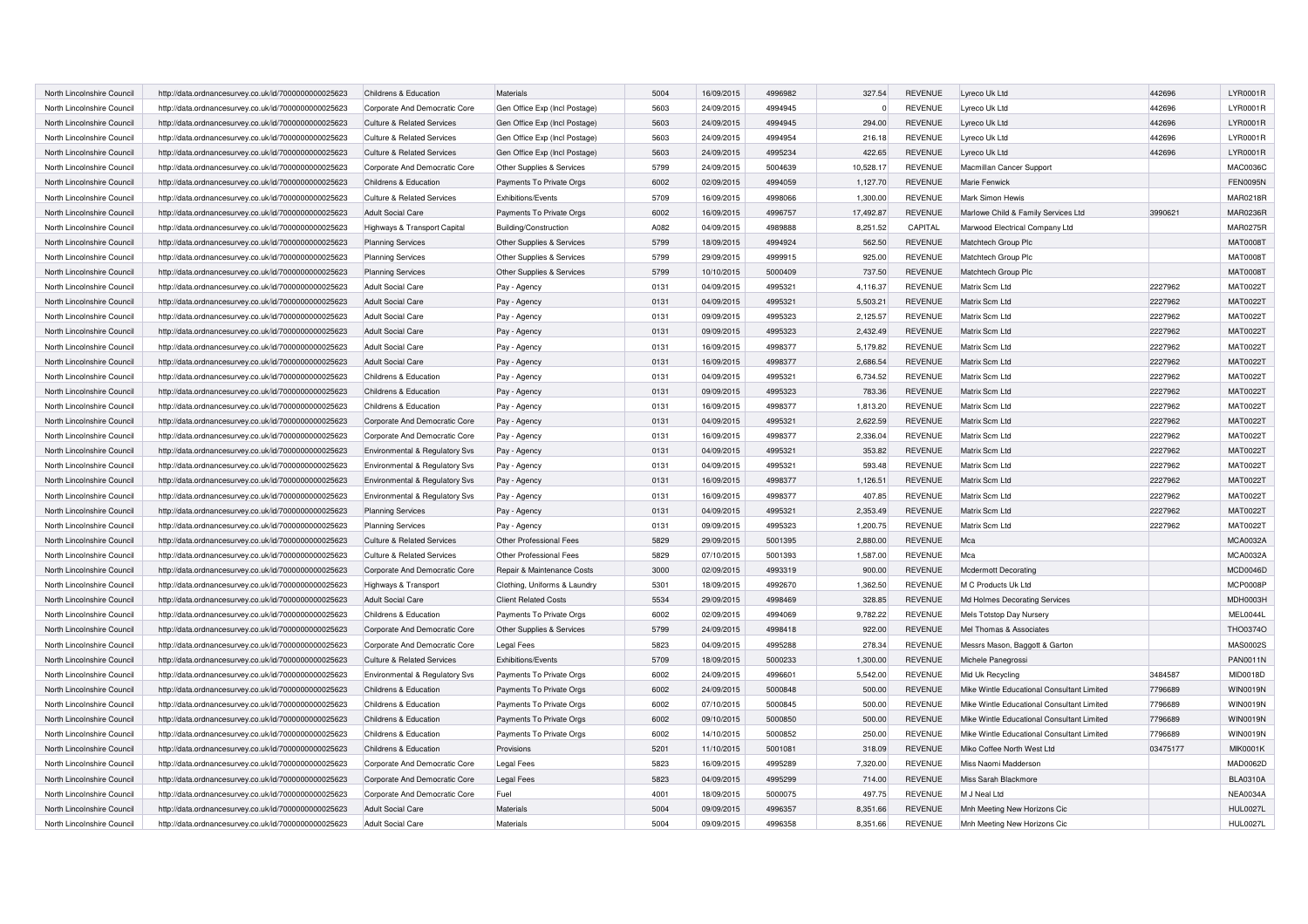| North Lincolnshire Council | http://data.ordnancesurvey.co.uk/id/7000000000025623 | Childrens & Education | Materials | 5004 | 16/09/2015 | 4996982 | 327.54 | REVENUE | Lyreco Uk Ltd | 442696 | LYR0001R |
|---|---|---|---|---|---|---|---|---|---|---|---|
| North Lincolnshire Council | http://data.ordnancesurvey.co.uk/id/7000000000025623 | Corporate And Democratic Core | Gen Office Exp (Incl Postage) | 5603 | 24/09/2015 | 4994945 | 0 | REVENUE | Lyreco Uk Ltd | 442696 | LYR0001R |
| North Lincolnshire Council | http://data.ordnancesurvey.co.uk/id/7000000000025623 | Culture & Related Services | Gen Office Exp (Incl Postage) | 5603 | 24/09/2015 | 4994945 | 294.00 | REVENUE | Lyreco Uk Ltd | 442696 | LYR0001R |
| North Lincolnshire Council | http://data.ordnancesurvey.co.uk/id/7000000000025623 | Culture & Related Services | Gen Office Exp (Incl Postage) | 5603 | 24/09/2015 | 4994954 | 216.18 | REVENUE | Lyreco Uk Ltd | 442696 | LYR0001R |
| North Lincolnshire Council | http://data.ordnancesurvey.co.uk/id/7000000000025623 | Culture & Related Services | Gen Office Exp (Incl Postage) | 5603 | 24/09/2015 | 4995234 | 422.65 | REVENUE | Lyreco Uk Ltd | 442696 | LYR0001R |
| North Lincolnshire Council | http://data.ordnancesurvey.co.uk/id/7000000000025623 | Corporate And Democratic Core | Other Supplies & Services | 5799 | 24/09/2015 | 5004639 | 10,528.17 | REVENUE | Macmillan Cancer Support | | MAC0036C |
| North Lincolnshire Council | http://data.ordnancesurvey.co.uk/id/7000000000025623 | Childrens & Education | Payments To Private Orgs | 6002 | 02/09/2015 | 4994059 | 1,127.70 | REVENUE | Marie Fenwick | | FEN0095N |
| North Lincolnshire Council | http://data.ordnancesurvey.co.uk/id/7000000000025623 | Culture & Related Services | Exhibitions/Events | 5709 | 16/09/2015 | 4998066 | 1,300.00 | REVENUE | Mark Simon Hewis | | MAR0218R |
| North Lincolnshire Council | http://data.ordnancesurvey.co.uk/id/7000000000025623 | Adult Social Care | Payments To Private Orgs | 6002 | 16/09/2015 | 4996757 | 17,492.87 | REVENUE | Marlowe Child & Family Services Ltd | 3990621 | MAR0236R |
| North Lincolnshire Council | http://data.ordnancesurvey.co.uk/id/7000000000025623 | Highways & Transport Capital | Building/Construction | A082 | 04/09/2015 | 4989888 | 8,251.52 | CAPITAL | Marwood Electrical Company Ltd | | MAR0275R |
| North Lincolnshire Council | http://data.ordnancesurvey.co.uk/id/7000000000025623 | Planning Services | Other Supplies & Services | 5799 | 18/09/2015 | 4994924 | 562.50 | REVENUE | Matchtech Group Plc | | MAT0008T |
| North Lincolnshire Council | http://data.ordnancesurvey.co.uk/id/7000000000025623 | Planning Services | Other Supplies & Services | 5799 | 29/09/2015 | 4999915 | 925.00 | REVENUE | Matchtech Group Plc | | MAT0008T |
| North Lincolnshire Council | http://data.ordnancesurvey.co.uk/id/7000000000025623 | Planning Services | Other Supplies & Services | 5799 | 10/10/2015 | 5000409 | 737.50 | REVENUE | Matchtech Group Plc | | MAT0008T |
| North Lincolnshire Council | http://data.ordnancesurvey.co.uk/id/7000000000025623 | Adult Social Care | Pay - Agency | 0131 | 04/09/2015 | 4995321 | 4,116.37 | REVENUE | Matrix Scm Ltd | 2227962 | MAT0022T |
| North Lincolnshire Council | http://data.ordnancesurvey.co.uk/id/7000000000025623 | Adult Social Care | Pay - Agency | 0131 | 04/09/2015 | 4995321 | 5,503.21 | REVENUE | Matrix Scm Ltd | 2227962 | MAT0022T |
| North Lincolnshire Council | http://data.ordnancesurvey.co.uk/id/7000000000025623 | Adult Social Care | Pay - Agency | 0131 | 09/09/2015 | 4995323 | 2,125.57 | REVENUE | Matrix Scm Ltd | 2227962 | MAT0022T |
| North Lincolnshire Council | http://data.ordnancesurvey.co.uk/id/7000000000025623 | Adult Social Care | Pay - Agency | 0131 | 09/09/2015 | 4995323 | 2,432.49 | REVENUE | Matrix Scm Ltd | 2227962 | MAT0022T |
| North Lincolnshire Council | http://data.ordnancesurvey.co.uk/id/7000000000025623 | Adult Social Care | Pay - Agency | 0131 | 16/09/2015 | 4998377 | 5,179.82 | REVENUE | Matrix Scm Ltd | 2227962 | MAT0022T |
| North Lincolnshire Council | http://data.ordnancesurvey.co.uk/id/7000000000025623 | Adult Social Care | Pay - Agency | 0131 | 16/09/2015 | 4998377 | 2,686.54 | REVENUE | Matrix Scm Ltd | 2227962 | MAT0022T |
| North Lincolnshire Council | http://data.ordnancesurvey.co.uk/id/7000000000025623 | Childrens & Education | Pay - Agency | 0131 | 04/09/2015 | 4995321 | 6,734.52 | REVENUE | Matrix Scm Ltd | 2227962 | MAT0022T |
| North Lincolnshire Council | http://data.ordnancesurvey.co.uk/id/7000000000025623 | Childrens & Education | Pay - Agency | 0131 | 09/09/2015 | 4995323 | 783.36 | REVENUE | Matrix Scm Ltd | 2227962 | MAT0022T |
| North Lincolnshire Council | http://data.ordnancesurvey.co.uk/id/7000000000025623 | Childrens & Education | Pay - Agency | 0131 | 16/09/2015 | 4998377 | 1,813.20 | REVENUE | Matrix Scm Ltd | 2227962 | MAT0022T |
| North Lincolnshire Council | http://data.ordnancesurvey.co.uk/id/7000000000025623 | Corporate And Democratic Core | Pay - Agency | 0131 | 04/09/2015 | 4995321 | 2,622.59 | REVENUE | Matrix Scm Ltd | 2227962 | MAT0022T |
| North Lincolnshire Council | http://data.ordnancesurvey.co.uk/id/7000000000025623 | Corporate And Democratic Core | Pay - Agency | 0131 | 16/09/2015 | 4998377 | 2,336.04 | REVENUE | Matrix Scm Ltd | 2227962 | MAT0022T |
| North Lincolnshire Council | http://data.ordnancesurvey.co.uk/id/7000000000025623 | Environmental & Regulatory Svs | Pay - Agency | 0131 | 04/09/2015 | 4995321 | 353.82 | REVENUE | Matrix Scm Ltd | 2227962 | MAT0022T |
| North Lincolnshire Council | http://data.ordnancesurvey.co.uk/id/7000000000025623 | Environmental & Regulatory Svs | Pay - Agency | 0131 | 04/09/2015 | 4995321 | 593.48 | REVENUE | Matrix Scm Ltd | 2227962 | MAT0022T |
| North Lincolnshire Council | http://data.ordnancesurvey.co.uk/id/7000000000025623 | Environmental & Regulatory Svs | Pay - Agency | 0131 | 16/09/2015 | 4998377 | 1,126.51 | REVENUE | Matrix Scm Ltd | 2227962 | MAT0022T |
| North Lincolnshire Council | http://data.ordnancesurvey.co.uk/id/7000000000025623 | Environmental & Regulatory Svs | Pay - Agency | 0131 | 16/09/2015 | 4998377 | 407.85 | REVENUE | Matrix Scm Ltd | 2227962 | MAT0022T |
| North Lincolnshire Council | http://data.ordnancesurvey.co.uk/id/7000000000025623 | Planning Services | Pay - Agency | 0131 | 04/09/2015 | 4995321 | 2,353.49 | REVENUE | Matrix Scm Ltd | 2227962 | MAT0022T |
| North Lincolnshire Council | http://data.ordnancesurvey.co.uk/id/7000000000025623 | Planning Services | Pay - Agency | 0131 | 09/09/2015 | 4995323 | 1,200.75 | REVENUE | Matrix Scm Ltd | 2227962 | MAT0022T |
| North Lincolnshire Council | http://data.ordnancesurvey.co.uk/id/7000000000025623 | Culture & Related Services | Other Professional Fees | 5829 | 29/09/2015 | 5001395 | 2,880.00 | REVENUE | Mca | | MCA0032A |
| North Lincolnshire Council | http://data.ordnancesurvey.co.uk/id/7000000000025623 | Culture & Related Services | Other Professional Fees | 5829 | 07/10/2015 | 5001393 | 1,587.00 | REVENUE | Mca | | MCA0032A |
| North Lincolnshire Council | http://data.ordnancesurvey.co.uk/id/7000000000025623 | Corporate And Democratic Core | Repair & Maintenance Costs | 3000 | 02/09/2015 | 4993319 | 900.00 | REVENUE | Mcdermott Decorating | | MCD0046D |
| North Lincolnshire Council | http://data.ordnancesurvey.co.uk/id/7000000000025623 | Highways & Transport | Clothing, Uniforms & Laundry | 5301 | 18/09/2015 | 4992670 | 1,362.50 | REVENUE | M C Products Uk Ltd | | MCP0008P |
| North Lincolnshire Council | http://data.ordnancesurvey.co.uk/id/7000000000025623 | Adult Social Care | Client Related Costs | 5534 | 29/09/2015 | 4998469 | 328.85 | REVENUE | Md Holmes Decorating Services | | MDH0003H |
| North Lincolnshire Council | http://data.ordnancesurvey.co.uk/id/7000000000025623 | Childrens & Education | Payments To Private Orgs | 6002 | 02/09/2015 | 4994069 | 9,782.22 | REVENUE | Mels Totstop Day Nursery | | MEL0044L |
| North Lincolnshire Council | http://data.ordnancesurvey.co.uk/id/7000000000025623 | Corporate And Democratic Core | Other Supplies & Services | 5799 | 24/09/2015 | 4998418 | 922.00 | REVENUE | Mel Thomas & Associates | | THO0374O |
| North Lincolnshire Council | http://data.ordnancesurvey.co.uk/id/7000000000025623 | Corporate And Democratic Core | Legal Fees | 5823 | 04/09/2015 | 4995288 | 278.34 | REVENUE | Messrs Mason, Baggott & Garton | | MAS0002S |
| North Lincolnshire Council | http://data.ordnancesurvey.co.uk/id/7000000000025623 | Culture & Related Services | Exhibitions/Events | 5709 | 18/09/2015 | 5000233 | 1,300.00 | REVENUE | Michele Panegrossi | | PAN0011N |
| North Lincolnshire Council | http://data.ordnancesurvey.co.uk/id/7000000000025623 | Environmental & Regulatory Svs | Payments To Private Orgs | 6002 | 24/09/2015 | 4996601 | 5,542.00 | REVENUE | Mid Uk Recycling | 3484587 | MID0018D |
| North Lincolnshire Council | http://data.ordnancesurvey.co.uk/id/7000000000025623 | Childrens & Education | Payments To Private Orgs | 6002 | 24/09/2015 | 5000848 | 500.00 | REVENUE | Mike Wintle Educational Consultant Limited | 7796689 | WIN0019N |
| North Lincolnshire Council | http://data.ordnancesurvey.co.uk/id/7000000000025623 | Childrens & Education | Payments To Private Orgs | 6002 | 07/10/2015 | 5000845 | 500.00 | REVENUE | Mike Wintle Educational Consultant Limited | 7796689 | WIN0019N |
| North Lincolnshire Council | http://data.ordnancesurvey.co.uk/id/7000000000025623 | Childrens & Education | Payments To Private Orgs | 6002 | 09/10/2015 | 5000850 | 500.00 | REVENUE | Mike Wintle Educational Consultant Limited | 7796689 | WIN0019N |
| North Lincolnshire Council | http://data.ordnancesurvey.co.uk/id/7000000000025623 | Childrens & Education | Payments To Private Orgs | 6002 | 14/10/2015 | 5000852 | 250.00 | REVENUE | Mike Wintle Educational Consultant Limited | 7796689 | WIN0019N |
| North Lincolnshire Council | http://data.ordnancesurvey.co.uk/id/7000000000025623 | Childrens & Education | Provisions | 5201 | 11/10/2015 | 5001081 | 318.09 | REVENUE | Miko Coffee North West Ltd | 03475177 | MIK0001K |
| North Lincolnshire Council | http://data.ordnancesurvey.co.uk/id/7000000000025623 | Corporate And Democratic Core | Legal Fees | 5823 | 16/09/2015 | 4995289 | 7,320.00 | REVENUE | Miss Naomi Madderson | | MAD0062D |
| North Lincolnshire Council | http://data.ordnancesurvey.co.uk/id/7000000000025623 | Corporate And Democratic Core | Legal Fees | 5823 | 04/09/2015 | 4995299 | 714.00 | REVENUE | Miss Sarah Blackmore | | BLA0310A |
| North Lincolnshire Council | http://data.ordnancesurvey.co.uk/id/7000000000025623 | Corporate And Democratic Core | Fuel | 4001 | 18/09/2015 | 5000075 | 497.75 | REVENUE | M J Neal Ltd | | NEA0034A |
| North Lincolnshire Council | http://data.ordnancesurvey.co.uk/id/7000000000025623 | Adult Social Care | Materials | 5004 | 09/09/2015 | 4996357 | 8,351.66 | REVENUE | Mnh Meeting New Horizons Cic | | HUL0027L |
| North Lincolnshire Council | http://data.ordnancesurvey.co.uk/id/7000000000025623 | Adult Social Care | Materials | 5004 | 09/09/2015 | 4996358 | 8,351.66 | REVENUE | Mnh Meeting New Horizons Cic | | HUL0027L |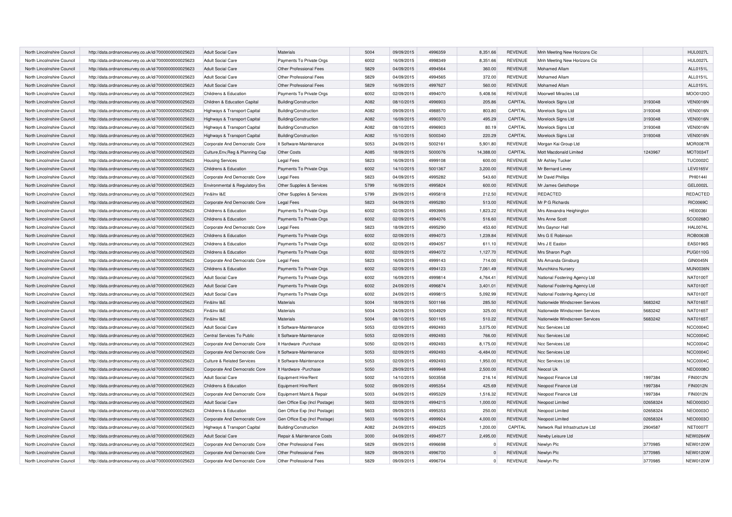| North Lincolnshire Council | http://data.ordnancesurvey.co.uk/id/7000000000025623 | Adult Social Care | Materials | 5004 | 09/09/2015 | 4996359 | 8,351.66 | REVENUE | Mnh Meeting New Horizons Cic | | HUL0027L |
|---|---|---|---|---|---|---|---|---|---|---|---|
| North Lincolnshire Council | http://data.ordnancesurvey.co.uk/id/7000000000025623 | Adult Social Care | Payments To Private Orgs | 6002 | 16/09/2015 | 4998349 | 8,351.66 | REVENUE | Mnh Meeting New Horizons Cic | | HUL0027L |
| North Lincolnshire Council | http://data.ordnancesurvey.co.uk/id/7000000000025623 | Adult Social Care | Other Professional Fees | 5829 | 04/09/2015 | 4994564 | 360.00 | REVENUE | Mohamed Allam | | ALL0151L |
| North Lincolnshire Council | http://data.ordnancesurvey.co.uk/id/7000000000025623 | Adult Social Care | Other Professional Fees | 5829 | 04/09/2015 | 4994565 | 372.00 | REVENUE | Mohamed Allam | | ALL0151L |
| North Lincolnshire Council | http://data.ordnancesurvey.co.uk/id/7000000000025623 | Adult Social Care | Other Professional Fees | 5829 | 16/09/2015 | 4997627 | 560.00 | REVENUE | Mohamed Allam | | ALL0151L |
| North Lincolnshire Council | http://data.ordnancesurvey.co.uk/id/7000000000025623 | Childrens & Education | Payments To Private Orgs | 6002 | 02/09/2015 | 4994070 | 5,408.56 | REVENUE | Moorwell Miracles Ltd | | MOO0120O |
| North Lincolnshire Council | http://data.ordnancesurvey.co.uk/id/7000000000025623 | Children & Education Capital | Building/Construction | A082 | 08/10/2015 | 4996903 | 205.86 | CAPITAL | Morelock Signs Ltd | 3193048 | VEN0016N |
| North Lincolnshire Council | http://data.ordnancesurvey.co.uk/id/7000000000025623 | Highways & Transport Capital | Building/Construction | A082 | 09/09/2015 | 4988570 | 803.80 | CAPITAL | Morelock Signs Ltd | 3193048 | VEN0016N |
| North Lincolnshire Council | http://data.ordnancesurvey.co.uk/id/7000000000025623 | Highways & Transport Capital | Building/Construction | A082 | 16/09/2015 | 4990370 | 495.29 | CAPITAL | Morelock Signs Ltd | 3193048 | VEN0016N |
| North Lincolnshire Council | http://data.ordnancesurvey.co.uk/id/7000000000025623 | Highways & Transport Capital | Building/Construction | A082 | 08/10/2015 | 4996903 | 80.19 | CAPITAL | Morelock Signs Ltd | 3193048 | VEN0016N |
| North Lincolnshire Council | http://data.ordnancesurvey.co.uk/id/7000000000025623 | Highways & Transport Capital | Building/Construction | A082 | 15/10/2015 | 5000340 | 220.29 | CAPITAL | Morelock Signs Ltd | 3193048 | VEN0016N |
| North Lincolnshire Council | http://data.ordnancesurvey.co.uk/id/7000000000025623 | Corporate And Democratic Core | It Software-Maintenance | 5053 | 24/09/2015 | 5002161 | 5,901.80 | REVENUE | Morgan Kai Group Ltd | | MOR0087R |
| North Lincolnshire Council | http://data.ordnancesurvey.co.uk/id/7000000000025623 | Culture,Env,Reg & Planning Cap | Other Costs | A085 | 18/09/2015 | 5000076 | 14,388.00 | CAPITAL | Mott Macdonald Limited | 1243967 | MOT0034T |
| North Lincolnshire Council | http://data.ordnancesurvey.co.uk/id/7000000000025623 | Housing Services | Legal Fees | 5823 | 16/09/2015 | 4999108 | 600.00 | REVENUE | Mr Ashley Tucker | | TUC0002C |
| North Lincolnshire Council | http://data.ordnancesurvey.co.uk/id/7000000000025623 | Childrens & Education | Payments To Private Orgs | 6002 | 14/10/2015 | 5001367 | 3,200.00 | REVENUE | Mr Bernard Levey | | LEV0165V |
| North Lincolnshire Council | http://data.ordnancesurvey.co.uk/id/7000000000025623 | Corporate And Democratic Core | Legal Fees | 5823 | 04/09/2015 | 4995282 | 543.60 | REVENUE | Mr David Phillips | | PHI0144I |
| North Lincolnshire Council | http://data.ordnancesurvey.co.uk/id/7000000000025623 | Environmental & Regulatory Svs | Other Supplies & Services | 5799 | 16/09/2015 | 4995824 | 600.00 | REVENUE | Mr James Gelsthorpe | | GEL0002L |
| North Lincolnshire Council | http://data.ordnancesurvey.co.uk/id/7000000000025623 | Fin&Inv I&E | Other Supplies & Services | 5799 | 29/09/2015 | 4995818 | 212.50 | REVENUE | REDACTED | | REDACTED |
| North Lincolnshire Council | http://data.ordnancesurvey.co.uk/id/7000000000025623 | Corporate And Democratic Core | Legal Fees | 5823 | 04/09/2015 | 4995280 | 513.00 | REVENUE | Mr P G Richards | | RIC0069C |
| North Lincolnshire Council | http://data.ordnancesurvey.co.uk/id/7000000000025623 | Childrens & Education | Payments To Private Orgs | 6002 | 02/09/2015 | 4993965 | 1,823.22 | REVENUE | Mrs Alexandra Heighington | | HEI0036I |
| North Lincolnshire Council | http://data.ordnancesurvey.co.uk/id/7000000000025623 | Childrens & Education | Payments To Private Orgs | 6002 | 02/09/2015 | 4994076 | 516.60 | REVENUE | Mrs Anne Scott | | SCO0268O |
| North Lincolnshire Council | http://data.ordnancesurvey.co.uk/id/7000000000025623 | Corporate And Democratic Core | Legal Fees | 5823 | 18/09/2015 | 4995290 | 453.60 | REVENUE | Mrs Gaynor Hall | | HAL0074L |
| North Lincolnshire Council | http://data.ordnancesurvey.co.uk/id/7000000000025623 | Childrens & Education | Payments To Private Orgs | 6002 | 02/09/2015 | 4994073 | 1,239.84 | REVENUE | Mrs G E Robinson | | ROB0063B |
| North Lincolnshire Council | http://data.ordnancesurvey.co.uk/id/7000000000025623 | Childrens & Education | Payments To Private Orgs | 6002 | 02/09/2015 | 4994057 | 611.10 | REVENUE | Mrs J E Easton | | EAS0196S |
| North Lincolnshire Council | http://data.ordnancesurvey.co.uk/id/7000000000025623 | Childrens & Education | Payments To Private Orgs | 6002 | 02/09/2015 | 4994072 | 1,127.70 | REVENUE | Mrs Sharon Pugh | | PUG0110G |
| North Lincolnshire Council | http://data.ordnancesurvey.co.uk/id/7000000000025623 | Corporate And Democratic Core | Legal Fees | 5823 | 16/09/2015 | 4999143 | 714.00 | REVENUE | Ms Amanda Ginsburg | | GIN0045N |
| North Lincolnshire Council | http://data.ordnancesurvey.co.uk/id/7000000000025623 | Childrens & Education | Payments To Private Orgs | 6002 | 02/09/2015 | 4994123 | 7,061.49 | REVENUE | Munchkins Nursery | | MUN0036N |
| North Lincolnshire Council | http://data.ordnancesurvey.co.uk/id/7000000000025623 | Adult Social Care | Payments To Private Orgs | 6002 | 16/09/2015 | 4999814 | 4,764.41 | REVENUE | National Fostering Agency Ltd | | NAT0100T |
| North Lincolnshire Council | http://data.ordnancesurvey.co.uk/id/7000000000025623 | Adult Social Care | Payments To Private Orgs | 6002 | 24/09/2015 | 4996874 | 3,401.01 | REVENUE | National Fostering Agency Ltd | | NAT0100T |
| North Lincolnshire Council | http://data.ordnancesurvey.co.uk/id/7000000000025623 | Adult Social Care | Payments To Private Orgs | 6002 | 24/09/2015 | 4999815 | 5,092.99 | REVENUE | National Fostering Agency Ltd | | NAT0100T |
| North Lincolnshire Council | http://data.ordnancesurvey.co.uk/id/7000000000025623 | Fin&Inv I&E | Materials | 5004 | 18/09/2015 | 5001166 | 285.50 | REVENUE | Nationwide Windscreen Services | 5683242 | NAT0165T |
| North Lincolnshire Council | http://data.ordnancesurvey.co.uk/id/7000000000025623 | Fin&Inv I&E | Materials | 5004 | 24/09/2015 | 5004929 | 325.00 | REVENUE | Nationwide Windscreen Services | 5683242 | NAT0165T |
| North Lincolnshire Council | http://data.ordnancesurvey.co.uk/id/7000000000025623 | Fin&Inv I&E | Materials | 5004 | 08/10/2015 | 5001165 | 510.22 | REVENUE | Nationwide Windscreen Services | 5683242 | NAT0165T |
| North Lincolnshire Council | http://data.ordnancesurvey.co.uk/id/7000000000025623 | Adult Social Care | It Software-Maintenance | 5053 | 02/09/2015 | 4992493 | 3,075.00 | REVENUE | Ncc Services Ltd | | NCC0004C |
| North Lincolnshire Council | http://data.ordnancesurvey.co.uk/id/7000000000025623 | Central Services To Public | It Software-Maintenance | 5053 | 02/09/2015 | 4992493 | 766.00 | REVENUE | Ncc Services Ltd | | NCC0004C |
| North Lincolnshire Council | http://data.ordnancesurvey.co.uk/id/7000000000025623 | Corporate And Democratic Core | It Hardware -Purchase | 5050 | 02/09/2015 | 4992493 | 8,175.00 | REVENUE | Ncc Services Ltd | | NCC0004C |
| North Lincolnshire Council | http://data.ordnancesurvey.co.uk/id/7000000000025623 | Corporate And Democratic Core | It Software-Maintenance | 5053 | 02/09/2015 | 4992493 | -6,484.00 | REVENUE | Ncc Services Ltd | | NCC0004C |
| North Lincolnshire Council | http://data.ordnancesurvey.co.uk/id/7000000000025623 | Culture & Related Services | It Software-Maintenance | 5053 | 02/09/2015 | 4992493 | 1,950.00 | REVENUE | Ncc Services Ltd | | NCC0004C |
| North Lincolnshire Council | http://data.ordnancesurvey.co.uk/id/7000000000025623 | Corporate And Democratic Core | It Hardware -Purchase | 5050 | 29/09/2015 | 4999948 | 2,500.00 | REVENUE | Neocol Uk | | NEO0008O |
| North Lincolnshire Council | http://data.ordnancesurvey.co.uk/id/7000000000025623 | Adult Social Care | Equipment Hire/Rent | 5002 | 14/10/2015 | 5003558 | 216.14 | REVENUE | Neopost Finance Ltd | 1997384 | FIN0012N |
| North Lincolnshire Council | http://data.ordnancesurvey.co.uk/id/7000000000025623 | Childrens & Education | Equipment Hire/Rent | 5002 | 09/09/2015 | 4995354 | 425.69 | REVENUE | Neopost Finance Ltd | 1997384 | FIN0012N |
| North Lincolnshire Council | http://data.ordnancesurvey.co.uk/id/7000000000025623 | Corporate And Democratic Core | Equipment Maint.& Repair | 5003 | 04/09/2015 | 4995329 | 1,516.32 | REVENUE | Neopost Finance Ltd | 1997384 | FIN0012N |
| North Lincolnshire Council | http://data.ordnancesurvey.co.uk/id/7000000000025623 | Adult Social Care | Gen Office Exp (Incl Postage) | 5603 | 02/09/2015 | 4994215 | 1,000.00 | REVENUE | Neopost Limited | 02658324 | NEO0003O |
| North Lincolnshire Council | http://data.ordnancesurvey.co.uk/id/7000000000025623 | Childrens & Education | Gen Office Exp (Incl Postage) | 5603 | 09/09/2015 | 4995353 | 250.00 | REVENUE | Neopost Limited | 02658324 | NEO0003O |
| North Lincolnshire Council | http://data.ordnancesurvey.co.uk/id/7000000000025623 | Corporate And Democratic Core | Gen Office Exp (Incl Postage) | 5603 | 16/09/2015 | 4999924 | 4,000.00 | REVENUE | Neopost Limited | 02658324 | NEO0003O |
| North Lincolnshire Council | http://data.ordnancesurvey.co.uk/id/7000000000025623 | Highways & Transport Capital | Building/Construction | A082 | 24/09/2015 | 4994225 | 1,200.00 | CAPITAL | Network Rail Infrastructure Ltd | 2904587 | NET0007T |
| North Lincolnshire Council | http://data.ordnancesurvey.co.uk/id/7000000000025623 | Adult Social Care | Repair & Maintenance Costs | 3000 | 04/09/2015 | 4994577 | 2,495.00 | REVENUE | Newby Leisure Ltd | | NEW0264W |
| North Lincolnshire Council | http://data.ordnancesurvey.co.uk/id/7000000000025623 | Corporate And Democratic Core | Other Professional Fees | 5829 | 09/09/2015 | 4996698 | 0 | REVENUE | Newlyn Plc | 3770985 | NEW0120W |
| North Lincolnshire Council | http://data.ordnancesurvey.co.uk/id/7000000000025623 | Corporate And Democratic Core | Other Professional Fees | 5829 | 09/09/2015 | 4996700 | 0 | REVENUE | Newlyn Plc | 3770985 | NEW0120W |
| North Lincolnshire Council | http://data.ordnancesurvey.co.uk/id/7000000000025623 | Corporate And Democratic Core | Other Professional Fees | 5829 | 09/09/2015 | 4996704 | 0 | REVENUE | Newlyn Plc | 3770985 | NEW0120W |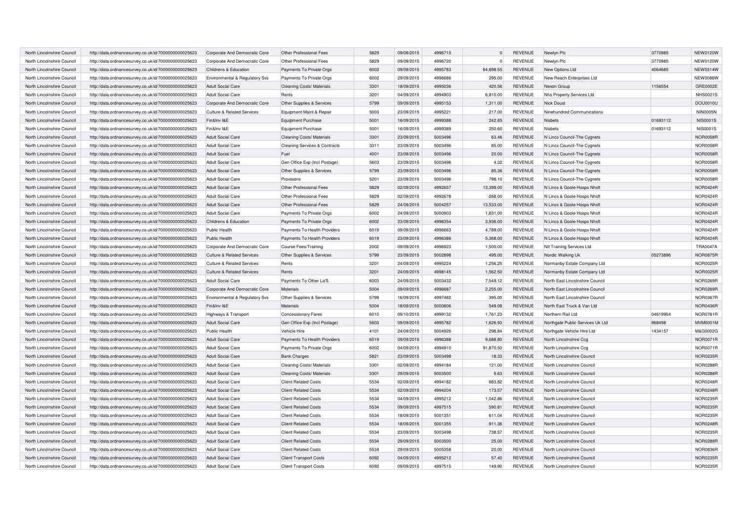| | | | | | | | | | | | |
|---|---|---|---|---|---|---|---|---|---|---|---|
| North Lincolnshire Council | http://data.ordnancesurvey.co.uk/id/7000000000025623 | Corporate And Democratic Core | Other Professional Fees | 5829 | 09/09/2015 | 4996715 | 0 | REVENUE | Newlyn Plc | 3770985 | NEW0120W |
| North Lincolnshire Council | http://data.ordnancesurvey.co.uk/id/7000000000025623 | Corporate And Democratic Core | Other Professional Fees | 5829 | 09/09/2015 | 4996720 | 0 | REVENUE | Newlyn Plc | 3770985 | NEW0120W |
| North Lincolnshire Council | http://data.ordnancesurvey.co.uk/id/7000000000025623 | Childrens & Education | Payments To Private Orgs | 6002 | 09/09/2015 | 4995783 | 64,698.55 | REVENUE | New Options Ltd | 4064685 | NEW0314W |
| North Lincolnshire Council | http://data.ordnancesurvey.co.uk/id/7000000000025623 | Environmental & Regulatory Svs | Payments To Private Orgs | 6002 | 29/09/2015 | 4996686 | 295.00 | REVENUE | New Reach Enterprises Ltd | | NEW0086W |
| North Lincolnshire Council | http://data.ordnancesurvey.co.uk/id/7000000000025623 | Adult Social Care | Cleaning Costs/ Materials | 3301 | 18/09/2015 | 4995036 | 420.56 | REVENUE | Nexon Group | 1156554 | GRE0002E |
| North Lincolnshire Council | http://data.ordnancesurvey.co.uk/id/7000000000025623 | Adult Social Care | Rents | 3201 | 04/09/2015 | 4994903 | 6,810.00 | REVENUE | Nhs Property Services Ltd | | NHS0021S |
| North Lincolnshire Council | http://data.ordnancesurvey.co.uk/id/7000000000025623 | Corporate And Democratic Core | Other Supplies & Services | 5799 | 09/09/2015 | 4995153 | 1,311.00 | REVENUE | Nick Doust | | DOU0010U |
| North Lincolnshire Council | http://data.ordnancesurvey.co.uk/id/7000000000025623 | Culture & Related Services | Equipment Maint.& Repair | 5003 | 23/09/2015 | 4995221 | 217.00 | REVENUE | Ninehundred Communications | | NIN0005N |
| North Lincolnshire Council | http://data.ordnancesurvey.co.uk/id/7000000000025623 | Fin&Inv I&E | Equipment Purchase | 5001 | 16/09/2015 | 4999388 | 242.85 | REVENUE | Nisbets | 01693112 | NIS0001S |
| North Lincolnshire Council | http://data.ordnancesurvey.co.uk/id/7000000000025623 | Fin&Inv I&E | Equipment Purchase | 5001 | 16/09/2015 | 4999389 | 250.60 | REVENUE | Nisbets | 01693112 | NIS0001S |
| North Lincolnshire Council | http://data.ordnancesurvey.co.uk/id/7000000000025623 | Adult Social Care | Cleaning Costs/ Materials | 3301 | 23/09/2015 | 5003496 | 63.46 | REVENUE | N Lincs Council-The Cygnets | | NOR0058R |
| North Lincolnshire Council | http://data.ordnancesurvey.co.uk/id/7000000000025623 | Adult Social Care | Cleaning Services & Contracts | 3311 | 23/09/2015 | 5003496 | 85.00 | REVENUE | N Lincs Council-The Cygnets | | NOR0058R |
| North Lincolnshire Council | http://data.ordnancesurvey.co.uk/id/7000000000025623 | Adult Social Care | Fuel | 4001 | 23/09/2015 | 5003496 | 20.00 | REVENUE | N Lincs Council-The Cygnets | | NOR0058R |
| North Lincolnshire Council | http://data.ordnancesurvey.co.uk/id/7000000000025623 | Adult Social Care | Gen Office Exp (Incl Postage) | 5603 | 23/09/2015 | 5003496 | 4.32 | REVENUE | N Lincs Council-The Cygnets | | NOR0058R |
| North Lincolnshire Council | http://data.ordnancesurvey.co.uk/id/7000000000025623 | Adult Social Care | Other Supplies & Services | 5799 | 23/09/2015 | 5003496 | 85.36 | REVENUE | N Lincs Council-The Cygnets | | NOR0058R |
| North Lincolnshire Council | http://data.ordnancesurvey.co.uk/id/7000000000025623 | Adult Social Care | Provisions | 5201 | 23/09/2015 | 5003496 | 798.10 | REVENUE | N Lincs Council-The Cygnets | | NOR0058R |
| North Lincolnshire Council | http://data.ordnancesurvey.co.uk/id/7000000000025623 | Adult Social Care | Other Professional Fees | 5829 | 02/09/2015 | 4992657 | 13,399.00 | REVENUE | N Lincs & Goole Hosps Nhsft | | NOR0424R |
| North Lincolnshire Council | http://data.ordnancesurvey.co.uk/id/7000000000025623 | Adult Social Care | Other Professional Fees | 5829 | 02/09/2015 | 4992678 | -268.00 | REVENUE | N Lincs & Goole Hosps Nhsft | | NOR0424R |
| North Lincolnshire Council | http://data.ordnancesurvey.co.uk/id/7000000000025623 | Adult Social Care | Other Professional Fees | 5829 | 24/09/2015 | 5004257 | 13,533.00 | REVENUE | N Lincs & Goole Hosps Nhsft | | NOR0424R |
| North Lincolnshire Council | http://data.ordnancesurvey.co.uk/id/7000000000025623 | Adult Social Care | Payments To Private Orgs | 6002 | 24/09/2015 | 5000903 | 1,831.00 | REVENUE | N Lincs & Goole Hosps Nhsft | | NOR0424R |
| North Lincolnshire Council | http://data.ordnancesurvey.co.uk/id/7000000000025623 | Childrens & Education | Payments To Private Orgs | 6002 | 23/09/2015 | 4998354 | 3,936.00 | REVENUE | N Lincs & Goole Hosps Nhsft | | NOR0424R |
| North Lincolnshire Council | http://data.ordnancesurvey.co.uk/id/7000000000025623 | Public Health | Payments To Health Providers | 6019 | 09/09/2015 | 4996663 | 4,789.00 | REVENUE | N Lincs & Goole Hosps Nhsft | | NOR0424R |
| North Lincolnshire Council | http://data.ordnancesurvey.co.uk/id/7000000000025623 | Public Health | Payments To Health Providers | 6019 | 23/09/2015 | 4996386 | 5,368.00 | REVENUE | N Lincs & Goole Hosps Nhsft | | NOR0424R |
| North Lincolnshire Council | http://data.ordnancesurvey.co.uk/id/7000000000025623 | Corporate And Democratic Core | Course Fees/Training | 2002 | 09/09/2015 | 4996923 | 1,500.00 | REVENUE | Nlt Training Services Ltd | | TRA0047A |
| North Lincolnshire Council | http://data.ordnancesurvey.co.uk/id/7000000000025623 | Culture & Related Services | Other Supplies & Services | 5799 | 23/09/2015 | 5002898 | 495.00 | REVENUE | Nordic Walking Uk | 05273896 | NOR0875R |
| North Lincolnshire Council | http://data.ordnancesurvey.co.uk/id/7000000000025623 | Culture & Related Services | Rents | 3201 | 24/09/2015 | 4995224 | 1,256.25 | REVENUE | Normanby Estate Company Ltd | | NOR0025R |
| North Lincolnshire Council | http://data.ordnancesurvey.co.uk/id/7000000000025623 | Culture & Related Services | Rents | 3201 | 24/09/2015 | 4998145 | 1,562.50 | REVENUE | Normanby Estate Company Ltd | | NOR0025R |
| North Lincolnshire Council | http://data.ordnancesurvey.co.uk/id/7000000000025623 | Adult Social Care | Payments To Other La'S | 6003 | 24/09/2015 | 5003432 | 7,549.12 | REVENUE | North East Lincolnshire Council | | NOR0269R |
| North Lincolnshire Council | http://data.ordnancesurvey.co.uk/id/7000000000025623 | Corporate And Democratic Core | Materials | 5004 | 09/09/2015 | 4996687 | 2,255.00 | REVENUE | North East Lincolnshire Council | | NOR0269R |
| North Lincolnshire Council | http://data.ordnancesurvey.co.uk/id/7000000000025623 | Environmental & Regulatory Svs | Other Supplies & Services | 5799 | 16/09/2015 | 4997482 | 395.00 | REVENUE | North East Lincolnshire Council | | NOR0367R |
| North Lincolnshire Council | http://data.ordnancesurvey.co.uk/id/7000000000025623 | Fin&Inv I&E | Materials | 5004 | 18/09/2015 | 5000806 | 549.08 | REVENUE | North East Truck & Van Ltd | | NOR0436R |
| North Lincolnshire Council | http://data.ordnancesurvey.co.uk/id/7000000000025623 | Highways & Transport | Concessionary Fares | 6010 | 09/10/2015 | 4999132 | 1,761.23 | REVENUE | Northern Rail Ltd | 04619954 | NOR0761R |
| North Lincolnshire Council | http://data.ordnancesurvey.co.uk/id/7000000000025623 | Adult Social Care | Gen Office Exp (Incl Postage) | 5603 | 09/09/2015 | 4995782 | 1,626.93 | REVENUE | Northgate Public Services Uk Ltd | 968498 | MVM0001M |
| North Lincolnshire Council | http://data.ordnancesurvey.co.uk/id/7000000000025623 | Public Health | Vehicle Hire | 4101 | 24/09/2015 | 5004926 | 298.84 | REVENUE | Northgate Vehicle Hire Ltd | 1434157 | M&G0002G |
| North Lincolnshire Council | http://data.ordnancesurvey.co.uk/id/7000000000025623 | Adult Social Care | Payments To Health Providers | 6019 | 09/09/2015 | 4996388 | 9,688.80 | REVENUE | North Lincolnshire Ccg | | NOR0071R |
| North Lincolnshire Council | http://data.ordnancesurvey.co.uk/id/7000000000025623 | Adult Social Care | Payments To Private Orgs | 6002 | 04/09/2015 | 4994910 | 91,870.50 | REVENUE | North Lincolnshire Ccg | | NOR0071R |
| North Lincolnshire Council | http://data.ordnancesurvey.co.uk/id/7000000000025623 | Adult Social Care | Bank Charges | 5821 | 23/09/2015 | 5003498 | 18.33 | REVENUE | North Lincolnshire Council | | NOR0235R |
| North Lincolnshire Council | http://data.ordnancesurvey.co.uk/id/7000000000025623 | Adult Social Care | Cleaning Costs/ Materials | 3301 | 02/09/2015 | 4994184 | 121.00 | REVENUE | North Lincolnshire Council | | NOR0288R |
| North Lincolnshire Council | http://data.ordnancesurvey.co.uk/id/7000000000025623 | Adult Social Care | Cleaning Costs/ Materials | 3301 | 29/09/2015 | 5003500 | 5.63 | REVENUE | North Lincolnshire Council | | NOR0288R |
| North Lincolnshire Council | http://data.ordnancesurvey.co.uk/id/7000000000025623 | Adult Social Care | Client Related Costs | 5534 | 02/09/2015 | 4994182 | 683.82 | REVENUE | North Lincolnshire Council | | NOR0248R |
| North Lincolnshire Council | http://data.ordnancesurvey.co.uk/id/7000000000025623 | Adult Social Care | Client Related Costs | 5534 | 02/09/2015 | 4994204 | 173.57 | REVENUE | North Lincolnshire Council | | NOR0248R |
| North Lincolnshire Council | http://data.ordnancesurvey.co.uk/id/7000000000025623 | Adult Social Care | Client Related Costs | 5534 | 04/09/2015 | 4995212 | 1,042.86 | REVENUE | North Lincolnshire Council | | NOR0235R |
| North Lincolnshire Council | http://data.ordnancesurvey.co.uk/id/7000000000025623 | Adult Social Care | Client Related Costs | 5534 | 09/09/2015 | 4997515 | 590.81 | REVENUE | North Lincolnshire Council | | NOR0235R |
| North Lincolnshire Council | http://data.ordnancesurvey.co.uk/id/7000000000025623 | Adult Social Care | Client Related Costs | 5534 | 18/09/2015 | 5001351 | 611.04 | REVENUE | North Lincolnshire Council | | NOR0235R |
| North Lincolnshire Council | http://data.ordnancesurvey.co.uk/id/7000000000025623 | Adult Social Care | Client Related Costs | 5534 | 18/09/2015 | 5001355 | 911.36 | REVENUE | North Lincolnshire Council | | NOR0248R |
| North Lincolnshire Council | http://data.ordnancesurvey.co.uk/id/7000000000025623 | Adult Social Care | Client Related Costs | 5534 | 23/09/2015 | 5003498 | 738.57 | REVENUE | North Lincolnshire Council | | NOR0235R |
| North Lincolnshire Council | http://data.ordnancesurvey.co.uk/id/7000000000025623 | Adult Social Care | Client Related Costs | 5534 | 29/09/2015 | 5003500 | 25.00 | REVENUE | North Lincolnshire Council | | NOR0288R |
| North Lincolnshire Council | http://data.ordnancesurvey.co.uk/id/7000000000025623 | Adult Social Care | Client Related Costs | 5534 | 29/09/2015 | 5005358 | 20.00 | REVENUE | North Lincolnshire Council | | NOR0836R |
| North Lincolnshire Council | http://data.ordnancesurvey.co.uk/id/7000000000025623 | Adult Social Care | Client Transport Costs | 6092 | 04/09/2015 | 4995212 | 57.40 | REVENUE | North Lincolnshire Council | | NOR0235R |
| North Lincolnshire Council | http://data.ordnancesurvey.co.uk/id/7000000000025623 | Adult Social Care | Client Transport Costs | 6092 | 09/09/2015 | 4997515 | 149.90 | REVENUE | North Lincolnshire Council | | NOR0235R |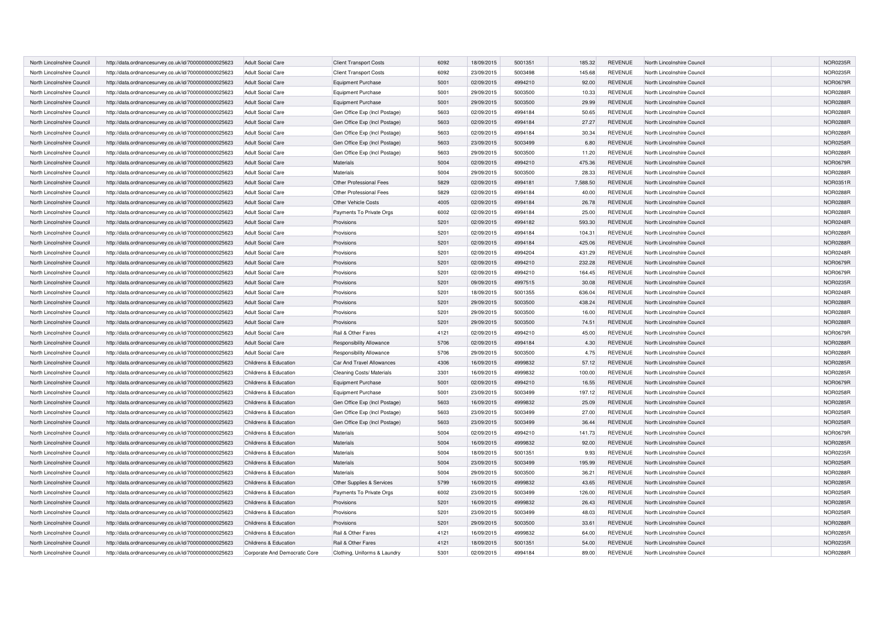| | | | | | | | | | | | |
|---|---|---|---|---|---|---|---|---|---|---|---|
| North Lincolnshire Council | http://data.ordnancesurvey.co.uk/id/7000000000025623 | Adult Social Care | Client Transport Costs | 6092 | 18/09/2015 | 5001351 | 185.32 | REVENUE | North Lincolnshire Council | | NOR0235R |
| North Lincolnshire Council | http://data.ordnancesurvey.co.uk/id/7000000000025623 | Adult Social Care | Client Transport Costs | 6092 | 23/09/2015 | 5003498 | 145.68 | REVENUE | North Lincolnshire Council | | NOR0235R |
| North Lincolnshire Council | http://data.ordnancesurvey.co.uk/id/7000000000025623 | Adult Social Care | Equipment Purchase | 5001 | 02/09/2015 | 4994210 | 92.00 | REVENUE | North Lincolnshire Council | | NOR0679R |
| North Lincolnshire Council | http://data.ordnancesurvey.co.uk/id/7000000000025623 | Adult Social Care | Equipment Purchase | 5001 | 29/09/2015 | 5003500 | 10.33 | REVENUE | North Lincolnshire Council | | NOR0288R |
| North Lincolnshire Council | http://data.ordnancesurvey.co.uk/id/7000000000025623 | Adult Social Care | Equipment Purchase | 5001 | 29/09/2015 | 5003500 | 29.99 | REVENUE | North Lincolnshire Council | | NOR0288R |
| North Lincolnshire Council | http://data.ordnancesurvey.co.uk/id/7000000000025623 | Adult Social Care | Gen Office Exp (Incl Postage) | 5603 | 02/09/2015 | 4994184 | 50.65 | REVENUE | North Lincolnshire Council | | NOR0288R |
| North Lincolnshire Council | http://data.ordnancesurvey.co.uk/id/7000000000025623 | Adult Social Care | Gen Office Exp (Incl Postage) | 5603 | 02/09/2015 | 4994184 | 27.27 | REVENUE | North Lincolnshire Council | | NOR0288R |
| North Lincolnshire Council | http://data.ordnancesurvey.co.uk/id/7000000000025623 | Adult Social Care | Gen Office Exp (Incl Postage) | 5603 | 02/09/2015 | 4994184 | 30.34 | REVENUE | North Lincolnshire Council | | NOR0288R |
| North Lincolnshire Council | http://data.ordnancesurvey.co.uk/id/7000000000025623 | Adult Social Care | Gen Office Exp (Incl Postage) | 5603 | 23/09/2015 | 5003499 | 6.80 | REVENUE | North Lincolnshire Council | | NOR0258R |
| North Lincolnshire Council | http://data.ordnancesurvey.co.uk/id/7000000000025623 | Adult Social Care | Gen Office Exp (Incl Postage) | 5603 | 29/09/2015 | 5003500 | 11.20 | REVENUE | North Lincolnshire Council | | NOR0288R |
| North Lincolnshire Council | http://data.ordnancesurvey.co.uk/id/7000000000025623 | Adult Social Care | Materials | 5004 | 02/09/2015 | 4994210 | 475.36 | REVENUE | North Lincolnshire Council | | NOR0679R |
| North Lincolnshire Council | http://data.ordnancesurvey.co.uk/id/7000000000025623 | Adult Social Care | Materials | 5004 | 29/09/2015 | 5003500 | 28.33 | REVENUE | North Lincolnshire Council | | NOR0288R |
| North Lincolnshire Council | http://data.ordnancesurvey.co.uk/id/7000000000025623 | Adult Social Care | Other Professional Fees | 5829 | 02/09/2015 | 4994181 | 7,588.50 | REVENUE | North Lincolnshire Council | | NOR0351R |
| North Lincolnshire Council | http://data.ordnancesurvey.co.uk/id/7000000000025623 | Adult Social Care | Other Professional Fees | 5829 | 02/09/2015 | 4994184 | 40.00 | REVENUE | North Lincolnshire Council | | NOR0288R |
| North Lincolnshire Council | http://data.ordnancesurvey.co.uk/id/7000000000025623 | Adult Social Care | Other Vehicle Costs | 4005 | 02/09/2015 | 4994184 | 26.78 | REVENUE | North Lincolnshire Council | | NOR0288R |
| North Lincolnshire Council | http://data.ordnancesurvey.co.uk/id/7000000000025623 | Adult Social Care | Payments To Private Orgs | 6002 | 02/09/2015 | 4994184 | 25.00 | REVENUE | North Lincolnshire Council | | NOR0288R |
| North Lincolnshire Council | http://data.ordnancesurvey.co.uk/id/7000000000025623 | Adult Social Care | Provisions | 5201 | 02/09/2015 | 4994182 | 593.30 | REVENUE | North Lincolnshire Council | | NOR0248R |
| North Lincolnshire Council | http://data.ordnancesurvey.co.uk/id/7000000000025623 | Adult Social Care | Provisions | 5201 | 02/09/2015 | 4994184 | 104.31 | REVENUE | North Lincolnshire Council | | NOR0288R |
| North Lincolnshire Council | http://data.ordnancesurvey.co.uk/id/7000000000025623 | Adult Social Care | Provisions | 5201 | 02/09/2015 | 4994184 | 425.06 | REVENUE | North Lincolnshire Council | | NOR0288R |
| North Lincolnshire Council | http://data.ordnancesurvey.co.uk/id/7000000000025623 | Adult Social Care | Provisions | 5201 | 02/09/2015 | 4994204 | 431.29 | REVENUE | North Lincolnshire Council | | NOR0248R |
| North Lincolnshire Council | http://data.ordnancesurvey.co.uk/id/7000000000025623 | Adult Social Care | Provisions | 5201 | 02/09/2015 | 4994210 | 232.28 | REVENUE | North Lincolnshire Council | | NOR0679R |
| North Lincolnshire Council | http://data.ordnancesurvey.co.uk/id/7000000000025623 | Adult Social Care | Provisions | 5201 | 02/09/2015 | 4994210 | 164.45 | REVENUE | North Lincolnshire Council | | NOR0679R |
| North Lincolnshire Council | http://data.ordnancesurvey.co.uk/id/7000000000025623 | Adult Social Care | Provisions | 5201 | 09/09/2015 | 4997515 | 30.08 | REVENUE | North Lincolnshire Council | | NOR0235R |
| North Lincolnshire Council | http://data.ordnancesurvey.co.uk/id/7000000000025623 | Adult Social Care | Provisions | 5201 | 18/09/2015 | 5001355 | 636.04 | REVENUE | North Lincolnshire Council | | NOR0248R |
| North Lincolnshire Council | http://data.ordnancesurvey.co.uk/id/7000000000025623 | Adult Social Care | Provisions | 5201 | 29/09/2015 | 5003500 | 438.24 | REVENUE | North Lincolnshire Council | | NOR0288R |
| North Lincolnshire Council | http://data.ordnancesurvey.co.uk/id/7000000000025623 | Adult Social Care | Provisions | 5201 | 29/09/2015 | 5003500 | 16.00 | REVENUE | North Lincolnshire Council | | NOR0288R |
| North Lincolnshire Council | http://data.ordnancesurvey.co.uk/id/7000000000025623 | Adult Social Care | Provisions | 5201 | 29/09/2015 | 5003500 | 74.51 | REVENUE | North Lincolnshire Council | | NOR0288R |
| North Lincolnshire Council | http://data.ordnancesurvey.co.uk/id/7000000000025623 | Adult Social Care | Rail & Other Fares | 4121 | 02/09/2015 | 4994210 | 45.00 | REVENUE | North Lincolnshire Council | | NOR0679R |
| North Lincolnshire Council | http://data.ordnancesurvey.co.uk/id/7000000000025623 | Adult Social Care | Responsibility Allowance | 5706 | 02/09/2015 | 4994184 | 4.30 | REVENUE | North Lincolnshire Council | | NOR0288R |
| North Lincolnshire Council | http://data.ordnancesurvey.co.uk/id/7000000000025623 | Adult Social Care | Responsibility Allowance | 5706 | 29/09/2015 | 5003500 | 4.75 | REVENUE | North Lincolnshire Council | | NOR0288R |
| North Lincolnshire Council | http://data.ordnancesurvey.co.uk/id/7000000000025623 | Childrens & Education | Car And Travel Allowances | 4306 | 16/09/2015 | 4999832 | 57.12 | REVENUE | North Lincolnshire Council | | NOR0285R |
| North Lincolnshire Council | http://data.ordnancesurvey.co.uk/id/7000000000025623 | Childrens & Education | Cleaning Costs/ Materials | 3301 | 16/09/2015 | 4999832 | 100.00 | REVENUE | North Lincolnshire Council | | NOR0285R |
| North Lincolnshire Council | http://data.ordnancesurvey.co.uk/id/7000000000025623 | Childrens & Education | Equipment Purchase | 5001 | 02/09/2015 | 4994210 | 16.55 | REVENUE | North Lincolnshire Council | | NOR0679R |
| North Lincolnshire Council | http://data.ordnancesurvey.co.uk/id/7000000000025623 | Childrens & Education | Equipment Purchase | 5001 | 23/09/2015 | 5003499 | 197.12 | REVENUE | North Lincolnshire Council | | NOR0258R |
| North Lincolnshire Council | http://data.ordnancesurvey.co.uk/id/7000000000025623 | Childrens & Education | Gen Office Exp (Incl Postage) | 5603 | 16/09/2015 | 4999832 | 25.09 | REVENUE | North Lincolnshire Council | | NOR0285R |
| North Lincolnshire Council | http://data.ordnancesurvey.co.uk/id/7000000000025623 | Childrens & Education | Gen Office Exp (Incl Postage) | 5603 | 23/09/2015 | 5003499 | 27.00 | REVENUE | North Lincolnshire Council | | NOR0258R |
| North Lincolnshire Council | http://data.ordnancesurvey.co.uk/id/7000000000025623 | Childrens & Education | Gen Office Exp (Incl Postage) | 5603 | 23/09/2015 | 5003499 | 36.44 | REVENUE | North Lincolnshire Council | | NOR0258R |
| North Lincolnshire Council | http://data.ordnancesurvey.co.uk/id/7000000000025623 | Childrens & Education | Materials | 5004 | 02/09/2015 | 4994210 | 141.73 | REVENUE | North Lincolnshire Council | | NOR0679R |
| North Lincolnshire Council | http://data.ordnancesurvey.co.uk/id/7000000000025623 | Childrens & Education | Materials | 5004 | 16/09/2015 | 4999832 | 92.00 | REVENUE | North Lincolnshire Council | | NOR0285R |
| North Lincolnshire Council | http://data.ordnancesurvey.co.uk/id/7000000000025623 | Childrens & Education | Materials | 5004 | 18/09/2015 | 5001351 | 9.93 | REVENUE | North Lincolnshire Council | | NOR0235R |
| North Lincolnshire Council | http://data.ordnancesurvey.co.uk/id/7000000000025623 | Childrens & Education | Materials | 5004 | 23/09/2015 | 5003499 | 195.99 | REVENUE | North Lincolnshire Council | | NOR0258R |
| North Lincolnshire Council | http://data.ordnancesurvey.co.uk/id/7000000000025623 | Childrens & Education | Materials | 5004 | 29/09/2015 | 5003500 | 36.21 | REVENUE | North Lincolnshire Council | | NOR0288R |
| North Lincolnshire Council | http://data.ordnancesurvey.co.uk/id/7000000000025623 | Childrens & Education | Other Supplies & Services | 5799 | 16/09/2015 | 4999832 | 43.65 | REVENUE | North Lincolnshire Council | | NOR0285R |
| North Lincolnshire Council | http://data.ordnancesurvey.co.uk/id/7000000000025623 | Childrens & Education | Payments To Private Orgs | 6002 | 23/09/2015 | 5003499 | 126.00 | REVENUE | North Lincolnshire Council | | NOR0258R |
| North Lincolnshire Council | http://data.ordnancesurvey.co.uk/id/7000000000025623 | Childrens & Education | Provisions | 5201 | 16/09/2015 | 4999832 | 26.43 | REVENUE | North Lincolnshire Council | | NOR0285R |
| North Lincolnshire Council | http://data.ordnancesurvey.co.uk/id/7000000000025623 | Childrens & Education | Provisions | 5201 | 23/09/2015 | 5003499 | 48.03 | REVENUE | North Lincolnshire Council | | NOR0258R |
| North Lincolnshire Council | http://data.ordnancesurvey.co.uk/id/7000000000025623 | Childrens & Education | Provisions | 5201 | 29/09/2015 | 5003500 | 33.61 | REVENUE | North Lincolnshire Council | | NOR0288R |
| North Lincolnshire Council | http://data.ordnancesurvey.co.uk/id/7000000000025623 | Childrens & Education | Rail & Other Fares | 4121 | 16/09/2015 | 4999832 | 64.00 | REVENUE | North Lincolnshire Council | | NOR0285R |
| North Lincolnshire Council | http://data.ordnancesurvey.co.uk/id/7000000000025623 | Childrens & Education | Rail & Other Fares | 4121 | 18/09/2015 | 5001351 | 54.00 | REVENUE | North Lincolnshire Council | | NOR0235R |
| North Lincolnshire Council | http://data.ordnancesurvey.co.uk/id/7000000000025623 | Corporate And Democratic Core | Clothing, Uniforms & Laundry | 5301 | 02/09/2015 | 4994184 | 89.00 | REVENUE | North Lincolnshire Council | | NOR0288R |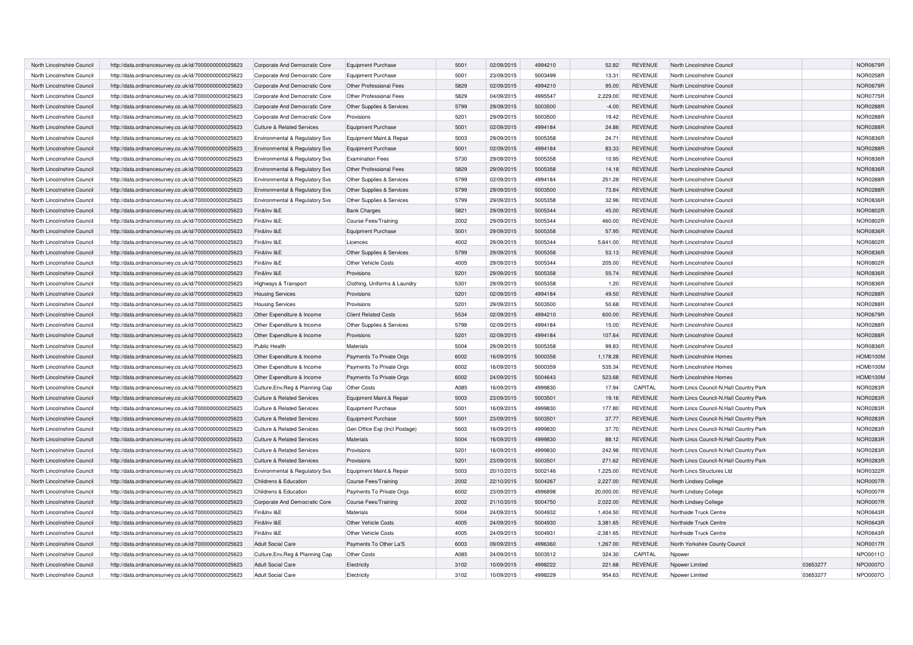| North Lincolnshire Council | http://data.ordnancesurvey.co.uk/id/7000000000025623 | Corporate And Democratic Core | Equipment Purchase | 5001 | 02/09/2015 | 4994210 | 52.82 | REVENUE | North Lincolnshire Council | | NOR0679R |
|---|---|---|---|---|---|---|---|---|---|---|---|
| North Lincolnshire Council | http://data.ordnancesurvey.co.uk/id/7000000000025623 | Corporate And Democratic Core | Equipment Purchase | 5001 | 23/09/2015 | 5003499 | 13.31 | REVENUE | North Lincolnshire Council | | NOR0258R |
| North Lincolnshire Council | http://data.ordnancesurvey.co.uk/id/7000000000025623 | Corporate And Democratic Core | Other Professional Fees | 5829 | 02/09/2015 | 4994210 | 95.00 | REVENUE | North Lincolnshire Council | | NOR0679R |
| North Lincolnshire Council | http://data.ordnancesurvey.co.uk/id/7000000000025623 | Corporate And Democratic Core | Other Professional Fees | 5829 | 04/09/2015 | 4995547 | 2,229.00 | REVENUE | North Lincolnshire Council | | NOR0775R |
| North Lincolnshire Council | http://data.ordnancesurvey.co.uk/id/7000000000025623 | Corporate And Democratic Core | Other Supplies & Services | 5799 | 29/09/2015 | 5003500 | -4.00 | REVENUE | North Lincolnshire Council | | NOR0288R |
| North Lincolnshire Council | http://data.ordnancesurvey.co.uk/id/7000000000025623 | Corporate And Democratic Core | Provisions | 5201 | 29/09/2015 | 5003500 | 19.42 | REVENUE | North Lincolnshire Council | | NOR0288R |
| North Lincolnshire Council | http://data.ordnancesurvey.co.uk/id/7000000000025623 | Culture & Related Services | Equipment Purchase | 5001 | 02/09/2015 | 4994184 | 24.86 | REVENUE | North Lincolnshire Council | | NOR0288R |
| North Lincolnshire Council | http://data.ordnancesurvey.co.uk/id/7000000000025623 | Environmental & Regulatory Svs | Equipment Maint.& Repair | 5003 | 29/09/2015 | 5005358 | 24.71 | REVENUE | North Lincolnshire Council | | NOR0836R |
| North Lincolnshire Council | http://data.ordnancesurvey.co.uk/id/7000000000025623 | Environmental & Regulatory Svs | Equipment Purchase | 5001 | 02/09/2015 | 4994184 | 83.33 | REVENUE | North Lincolnshire Council | | NOR0288R |
| North Lincolnshire Council | http://data.ordnancesurvey.co.uk/id/7000000000025623 | Environmental & Regulatory Svs | Examination Fees | 5730 | 29/09/2015 | 5005358 | 10.95 | REVENUE | North Lincolnshire Council | | NOR0836R |
| North Lincolnshire Council | http://data.ordnancesurvey.co.uk/id/7000000000025623 | Environmental & Regulatory Svs | Other Professional Fees | 5829 | 29/09/2015 | 5005358 | 14.18 | REVENUE | North Lincolnshire Council | | NOR0836R |
| North Lincolnshire Council | http://data.ordnancesurvey.co.uk/id/7000000000025623 | Environmental & Regulatory Svs | Other Supplies & Services | 5799 | 02/09/2015 | 4994184 | 251.28 | REVENUE | North Lincolnshire Council | | NOR0288R |
| North Lincolnshire Council | http://data.ordnancesurvey.co.uk/id/7000000000025623 | Environmental & Regulatory Svs | Other Supplies & Services | 5799 | 29/09/2015 | 5003500 | 73.84 | REVENUE | North Lincolnshire Council | | NOR0288R |
| North Lincolnshire Council | http://data.ordnancesurvey.co.uk/id/7000000000025623 | Environmental & Regulatory Svs | Other Supplies & Services | 5799 | 29/09/2015 | 5005358 | 32.96 | REVENUE | North Lincolnshire Council | | NOR0836R |
| North Lincolnshire Council | http://data.ordnancesurvey.co.uk/id/7000000000025623 | Fin&Inv I&E | Bank Charges | 5821 | 29/09/2015 | 5005344 | 45.00 | REVENUE | North Lincolnshire Council | | NOR0802R |
| North Lincolnshire Council | http://data.ordnancesurvey.co.uk/id/7000000000025623 | Fin&Inv I&E | Course Fees/Training | 2002 | 29/09/2015 | 5005344 | 460.00 | REVENUE | North Lincolnshire Council | | NOR0802R |
| North Lincolnshire Council | http://data.ordnancesurvey.co.uk/id/7000000000025623 | Fin&Inv I&E | Equipment Purchase | 5001 | 29/09/2015 | 5005358 | 57.95 | REVENUE | North Lincolnshire Council | | NOR0836R |
| North Lincolnshire Council | http://data.ordnancesurvey.co.uk/id/7000000000025623 | Fin&Inv I&E | Licences | 4002 | 29/09/2015 | 5005344 | 5,641.00 | REVENUE | North Lincolnshire Council | | NOR0802R |
| North Lincolnshire Council | http://data.ordnancesurvey.co.uk/id/7000000000025623 | Fin&Inv I&E | Other Supplies & Services | 5799 | 29/09/2015 | 5005358 | 53.13 | REVENUE | North Lincolnshire Council | | NOR0836R |
| North Lincolnshire Council | http://data.ordnancesurvey.co.uk/id/7000000000025623 | Fin&Inv I&E | Other Vehicle Costs | 4005 | 29/09/2015 | 5005344 | 205.00 | REVENUE | North Lincolnshire Council | | NOR0802R |
| North Lincolnshire Council | http://data.ordnancesurvey.co.uk/id/7000000000025623 | Fin&Inv I&E | Provisions | 5201 | 29/09/2015 | 5005358 | 55.74 | REVENUE | North Lincolnshire Council | | NOR0836R |
| North Lincolnshire Council | http://data.ordnancesurvey.co.uk/id/7000000000025623 | Highways & Transport | Clothing, Uniforms & Laundry | 5301 | 29/09/2015 | 5005358 | 1.20 | REVENUE | North Lincolnshire Council | | NOR0836R |
| North Lincolnshire Council | http://data.ordnancesurvey.co.uk/id/7000000000025623 | Housing Services | Provisions | 5201 | 02/09/2015 | 4994184 | 49.50 | REVENUE | North Lincolnshire Council | | NOR0288R |
| North Lincolnshire Council | http://data.ordnancesurvey.co.uk/id/7000000000025623 | Housing Services | Provisions | 5201 | 29/09/2015 | 5003500 | 50.68 | REVENUE | North Lincolnshire Council | | NOR0288R |
| North Lincolnshire Council | http://data.ordnancesurvey.co.uk/id/7000000000025623 | Other Expenditure & Income | Client Related Costs | 5534 | 02/09/2015 | 4994210 | 600.00 | REVENUE | North Lincolnshire Council | | NOR0679R |
| North Lincolnshire Council | http://data.ordnancesurvey.co.uk/id/7000000000025623 | Other Expenditure & Income | Other Supplies & Services | 5799 | 02/09/2015 | 4994184 | 15.00 | REVENUE | North Lincolnshire Council | | NOR0288R |
| North Lincolnshire Council | http://data.ordnancesurvey.co.uk/id/7000000000025623 | Other Expenditure & Income | Provisions | 5201 | 02/09/2015 | 4994184 | 107.64 | REVENUE | North Lincolnshire Council | | NOR0288R |
| North Lincolnshire Council | http://data.ordnancesurvey.co.uk/id/7000000000025623 | Public Health | Materials | 5004 | 29/09/2015 | 5005358 | 99.83 | REVENUE | North Lincolnshire Council | | NOR0836R |
| North Lincolnshire Council | http://data.ordnancesurvey.co.uk/id/7000000000025623 | Other Expenditure & Income | Payments To Private Orgs | 6002 | 16/09/2015 | 5000358 | 1,178.28 | REVENUE | North Lincolnshire Homes | | HOM0100M |
| North Lincolnshire Council | http://data.ordnancesurvey.co.uk/id/7000000000025623 | Other Expenditure & Income | Payments To Private Orgs | 6002 | 16/09/2015 | 5000359 | 535.34 | REVENUE | North Lincolnshire Homes | | HOM0100M |
| North Lincolnshire Council | http://data.ordnancesurvey.co.uk/id/7000000000025623 | Other Expenditure & Income | Payments To Private Orgs | 6002 | 24/09/2015 | 5004643 | 523.68 | REVENUE | North Lincolnshire Homes | | HOM0100M |
| North Lincolnshire Council | http://data.ordnancesurvey.co.uk/id/7000000000025623 | Culture,Env,Reg & Planning Cap | Other Costs | A085 | 16/09/2015 | 4999830 | 17.94 | CAPITAL | North Lincs Council-N.Hall Country Park | | NOR0283R |
| North Lincolnshire Council | http://data.ordnancesurvey.co.uk/id/7000000000025623 | Culture & Related Services | Equipment Maint.& Repair | 5003 | 23/09/2015 | 5003501 | 19.16 | REVENUE | North Lincs Council-N.Hall Country Park | | NOR0283R |
| North Lincolnshire Council | http://data.ordnancesurvey.co.uk/id/7000000000025623 | Culture & Related Services | Equipment Purchase | 5001 | 16/09/2015 | 4999830 | 177.80 | REVENUE | North Lincs Council-N.Hall Country Park | | NOR0283R |
| North Lincolnshire Council | http://data.ordnancesurvey.co.uk/id/7000000000025623 | Culture & Related Services | Equipment Purchase | 5001 | 23/09/2015 | 5003501 | 37.77 | REVENUE | North Lincs Council-N.Hall Country Park | | NOR0283R |
| North Lincolnshire Council | http://data.ordnancesurvey.co.uk/id/7000000000025623 | Culture & Related Services | Gen Office Exp (Incl Postage) | 5603 | 16/09/2015 | 4999830 | 37.70 | REVENUE | North Lincs Council-N.Hall Country Park | | NOR0283R |
| North Lincolnshire Council | http://data.ordnancesurvey.co.uk/id/7000000000025623 | Culture & Related Services | Materials | 5004 | 16/09/2015 | 4999830 | 88.12 | REVENUE | North Lincs Council-N.Hall Country Park | | NOR0283R |
| North Lincolnshire Council | http://data.ordnancesurvey.co.uk/id/7000000000025623 | Culture & Related Services | Provisions | 5201 | 16/09/2015 | 4999830 | 242.98 | REVENUE | North Lincs Council-N.Hall Country Park | | NOR0283R |
| North Lincolnshire Council | http://data.ordnancesurvey.co.uk/id/7000000000025623 | Culture & Related Services | Provisions | 5201 | 23/09/2015 | 5003501 | 271.62 | REVENUE | North Lincs Council-N.Hall Country Park | | NOR0283R |
| North Lincolnshire Council | http://data.ordnancesurvey.co.uk/id/7000000000025623 | Environmental & Regulatory Svs | Equipment Maint.& Repair | 5003 | 20/10/2015 | 5002146 | 1,225.00 | REVENUE | North Lincs Structures Ltd | | NOR0322R |
| North Lincolnshire Council | http://data.ordnancesurvey.co.uk/id/7000000000025623 | Childrens & Education | Course Fees/Training | 2002 | 22/10/2015 | 5004267 | 2,227.00 | REVENUE | North Lindsey College | | NOR0007R |
| North Lincolnshire Council | http://data.ordnancesurvey.co.uk/id/7000000000025623 | Childrens & Education | Payments To Private Orgs | 6002 | 23/09/2015 | 4996898 | 20,000.00 | REVENUE | North Lindsey College | | NOR0007R |
| North Lincolnshire Council | http://data.ordnancesurvey.co.uk/id/7000000000025623 | Corporate And Democratic Core | Course Fees/Training | 2002 | 21/10/2015 | 5004750 | 2,022.00 | REVENUE | North Lindsey College | | NOR0007R |
| North Lincolnshire Council | http://data.ordnancesurvey.co.uk/id/7000000000025623 | Fin&Inv I&E | Materials | 5004 | 24/09/2015 | 5004932 | 1,404.50 | REVENUE | Northside Truck Centre | | NOR0643R |
| North Lincolnshire Council | http://data.ordnancesurvey.co.uk/id/7000000000025623 | Fin&Inv I&E | Other Vehicle Costs | 4005 | 24/09/2015 | 5004930 | 3,381.65 | REVENUE | Northside Truck Centre | | NOR0643R |
| North Lincolnshire Council | http://data.ordnancesurvey.co.uk/id/7000000000025623 | Fin&Inv I&E | Other Vehicle Costs | 4005 | 24/09/2015 | 5004931 | -2,381.65 | REVENUE | Northside Truck Centre | | NOR0643R |
| North Lincolnshire Council | http://data.ordnancesurvey.co.uk/id/7000000000025623 | Adult Social Care | Payments To Other La'S | 6003 | 09/09/2015 | 4996360 | 1,267.00 | REVENUE | North Yorkshire County Council | | NOR0017R |
| North Lincolnshire Council | http://data.ordnancesurvey.co.uk/id/7000000000025623 | Culture,Env,Reg & Planning Cap | Other Costs | A085 | 24/09/2015 | 5003512 | 324.30 | CAPITAL | Npower | | NPO0011O |
| North Lincolnshire Council | http://data.ordnancesurvey.co.uk/id/7000000000025623 | Adult Social Care | Electricity | 3102 | 10/09/2015 | 4998222 | 221.68 | REVENUE | Npower Limited | 03653277 | NPO0007O |
| North Lincolnshire Council | http://data.ordnancesurvey.co.uk/id/7000000000025623 | Adult Social Care | Electricity | 3102 | 10/09/2015 | 4998229 | 954.63 | REVENUE | Npower Limited | 03653277 | NPO0007O |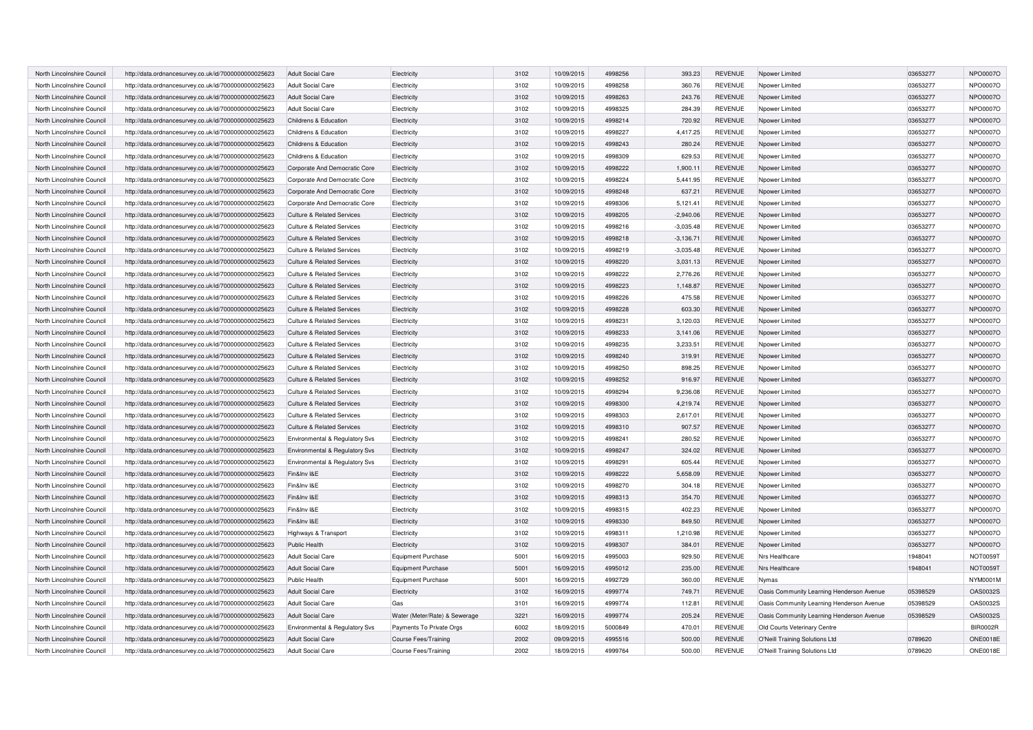| North Lincolnshire Council | http://data.ordnancesurvey.co.uk/id/7000000000025623 | Adult Social Care | Electricity | 3102 | 10/09/2015 | 4998256 | 393.23 | REVENUE | Npower Limited | 03653277 | NPO0007O |
|---|---|---|---|---|---|---|---|---|---|---|---|
| North Lincolnshire Council | http://data.ordnancesurvey.co.uk/id/7000000000025623 | Adult Social Care | Electricity | 3102 | 10/09/2015 | 4998258 | 360.76 | REVENUE | Npower Limited | 03653277 | NPO0007O |
| North Lincolnshire Council | http://data.ordnancesurvey.co.uk/id/7000000000025623 | Adult Social Care | Electricity | 3102 | 10/09/2015 | 4998263 | 243.76 | REVENUE | Npower Limited | 03653277 | NPO0007O |
| North Lincolnshire Council | http://data.ordnancesurvey.co.uk/id/7000000000025623 | Adult Social Care | Electricity | 3102 | 10/09/2015 | 4998325 | 284.39 | REVENUE | Npower Limited | 03653277 | NPO0007O |
| North Lincolnshire Council | http://data.ordnancesurvey.co.uk/id/7000000000025623 | Childrens & Education | Electricity | 3102 | 10/09/2015 | 4998214 | 720.92 | REVENUE | Npower Limited | 03653277 | NPO0007O |
| North Lincolnshire Council | http://data.ordnancesurvey.co.uk/id/7000000000025623 | Childrens & Education | Electricity | 3102 | 10/09/2015 | 4998227 | 4,417.25 | REVENUE | Npower Limited | 03653277 | NPO0007O |
| North Lincolnshire Council | http://data.ordnancesurvey.co.uk/id/7000000000025623 | Childrens & Education | Electricity | 3102 | 10/09/2015 | 4998243 | 280.24 | REVENUE | Npower Limited | 03653277 | NPO0007O |
| North Lincolnshire Council | http://data.ordnancesurvey.co.uk/id/7000000000025623 | Childrens & Education | Electricity | 3102 | 10/09/2015 | 4998309 | 629.53 | REVENUE | Npower Limited | 03653277 | NPO0007O |
| North Lincolnshire Council | http://data.ordnancesurvey.co.uk/id/7000000000025623 | Corporate And Democratic Core | Electricity | 3102 | 10/09/2015 | 4998222 | 1,900.11 | REVENUE | Npower Limited | 03653277 | NPO0007O |
| North Lincolnshire Council | http://data.ordnancesurvey.co.uk/id/7000000000025623 | Corporate And Democratic Core | Electricity | 3102 | 10/09/2015 | 4998224 | 5,441.95 | REVENUE | Npower Limited | 03653277 | NPO0007O |
| North Lincolnshire Council | http://data.ordnancesurvey.co.uk/id/7000000000025623 | Corporate And Democratic Core | Electricity | 3102 | 10/09/2015 | 4998248 | 637.21 | REVENUE | Npower Limited | 03653277 | NPO0007O |
| North Lincolnshire Council | http://data.ordnancesurvey.co.uk/id/7000000000025623 | Corporate And Democratic Core | Electricity | 3102 | 10/09/2015 | 4998306 | 5,121.41 | REVENUE | Npower Limited | 03653277 | NPO0007O |
| North Lincolnshire Council | http://data.ordnancesurvey.co.uk/id/7000000000025623 | Culture & Related Services | Electricity | 3102 | 10/09/2015 | 4998205 | -2,940.06 | REVENUE | Npower Limited | 03653277 | NPO0007O |
| North Lincolnshire Council | http://data.ordnancesurvey.co.uk/id/7000000000025623 | Culture & Related Services | Electricity | 3102 | 10/09/2015 | 4998216 | -3,035.48 | REVENUE | Npower Limited | 03653277 | NPO0007O |
| North Lincolnshire Council | http://data.ordnancesurvey.co.uk/id/7000000000025623 | Culture & Related Services | Electricity | 3102 | 10/09/2015 | 4998218 | -3,136.71 | REVENUE | Npower Limited | 03653277 | NPO0007O |
| North Lincolnshire Council | http://data.ordnancesurvey.co.uk/id/7000000000025623 | Culture & Related Services | Electricity | 3102 | 10/09/2015 | 4998219 | -3,035.48 | REVENUE | Npower Limited | 03653277 | NPO0007O |
| North Lincolnshire Council | http://data.ordnancesurvey.co.uk/id/7000000000025623 | Culture & Related Services | Electricity | 3102 | 10/09/2015 | 4998220 | 3,031.13 | REVENUE | Npower Limited | 03653277 | NPO0007O |
| North Lincolnshire Council | http://data.ordnancesurvey.co.uk/id/7000000000025623 | Culture & Related Services | Electricity | 3102 | 10/09/2015 | 4998222 | 2,776.26 | REVENUE | Npower Limited | 03653277 | NPO0007O |
| North Lincolnshire Council | http://data.ordnancesurvey.co.uk/id/7000000000025623 | Culture & Related Services | Electricity | 3102 | 10/09/2015 | 4998223 | 1,148.87 | REVENUE | Npower Limited | 03653277 | NPO0007O |
| North Lincolnshire Council | http://data.ordnancesurvey.co.uk/id/7000000000025623 | Culture & Related Services | Electricity | 3102 | 10/09/2015 | 4998226 | 475.58 | REVENUE | Npower Limited | 03653277 | NPO0007O |
| North Lincolnshire Council | http://data.ordnancesurvey.co.uk/id/7000000000025623 | Culture & Related Services | Electricity | 3102 | 10/09/2015 | 4998228 | 603.30 | REVENUE | Npower Limited | 03653277 | NPO0007O |
| North Lincolnshire Council | http://data.ordnancesurvey.co.uk/id/7000000000025623 | Culture & Related Services | Electricity | 3102 | 10/09/2015 | 4998231 | 3,120.03 | REVENUE | Npower Limited | 03653277 | NPO0007O |
| North Lincolnshire Council | http://data.ordnancesurvey.co.uk/id/7000000000025623 | Culture & Related Services | Electricity | 3102 | 10/09/2015 | 4998233 | 3,141.06 | REVENUE | Npower Limited | 03653277 | NPO0007O |
| North Lincolnshire Council | http://data.ordnancesurvey.co.uk/id/7000000000025623 | Culture & Related Services | Electricity | 3102 | 10/09/2015 | 4998235 | 3,233.51 | REVENUE | Npower Limited | 03653277 | NPO0007O |
| North Lincolnshire Council | http://data.ordnancesurvey.co.uk/id/7000000000025623 | Culture & Related Services | Electricity | 3102 | 10/09/2015 | 4998240 | 319.91 | REVENUE | Npower Limited | 03653277 | NPO0007O |
| North Lincolnshire Council | http://data.ordnancesurvey.co.uk/id/7000000000025623 | Culture & Related Services | Electricity | 3102 | 10/09/2015 | 4998250 | 898.25 | REVENUE | Npower Limited | 03653277 | NPO0007O |
| North Lincolnshire Council | http://data.ordnancesurvey.co.uk/id/7000000000025623 | Culture & Related Services | Electricity | 3102 | 10/09/2015 | 4998252 | 916.97 | REVENUE | Npower Limited | 03653277 | NPO0007O |
| North Lincolnshire Council | http://data.ordnancesurvey.co.uk/id/7000000000025623 | Culture & Related Services | Electricity | 3102 | 10/09/2015 | 4998294 | 9,236.08 | REVENUE | Npower Limited | 03653277 | NPO0007O |
| North Lincolnshire Council | http://data.ordnancesurvey.co.uk/id/7000000000025623 | Culture & Related Services | Electricity | 3102 | 10/09/2015 | 4998300 | 4,219.74 | REVENUE | Npower Limited | 03653277 | NPO0007O |
| North Lincolnshire Council | http://data.ordnancesurvey.co.uk/id/7000000000025623 | Culture & Related Services | Electricity | 3102 | 10/09/2015 | 4998303 | 2,617.01 | REVENUE | Npower Limited | 03653277 | NPO0007O |
| North Lincolnshire Council | http://data.ordnancesurvey.co.uk/id/7000000000025623 | Culture & Related Services | Electricity | 3102 | 10/09/2015 | 4998310 | 907.57 | REVENUE | Npower Limited | 03653277 | NPO0007O |
| North Lincolnshire Council | http://data.ordnancesurvey.co.uk/id/7000000000025623 | Environmental & Regulatory Svs | Electricity | 3102 | 10/09/2015 | 4998241 | 280.52 | REVENUE | Npower Limited | 03653277 | NPO0007O |
| North Lincolnshire Council | http://data.ordnancesurvey.co.uk/id/7000000000025623 | Environmental & Regulatory Svs | Electricity | 3102 | 10/09/2015 | 4998247 | 324.02 | REVENUE | Npower Limited | 03653277 | NPO0007O |
| North Lincolnshire Council | http://data.ordnancesurvey.co.uk/id/7000000000025623 | Environmental & Regulatory Svs | Electricity | 3102 | 10/09/2015 | 4998291 | 605.44 | REVENUE | Npower Limited | 03653277 | NPO0007O |
| North Lincolnshire Council | http://data.ordnancesurvey.co.uk/id/7000000000025623 | Fin&Inv I&E | Electricity | 3102 | 10/09/2015 | 4998222 | 5,658.09 | REVENUE | Npower Limited | 03653277 | NPO0007O |
| North Lincolnshire Council | http://data.ordnancesurvey.co.uk/id/7000000000025623 | Fin&Inv I&E | Electricity | 3102 | 10/09/2015 | 4998270 | 304.18 | REVENUE | Npower Limited | 03653277 | NPO0007O |
| North Lincolnshire Council | http://data.ordnancesurvey.co.uk/id/7000000000025623 | Fin&Inv I&E | Electricity | 3102 | 10/09/2015 | 4998313 | 354.70 | REVENUE | Npower Limited | 03653277 | NPO0007O |
| North Lincolnshire Council | http://data.ordnancesurvey.co.uk/id/7000000000025623 | Fin&Inv I&E | Electricity | 3102 | 10/09/2015 | 4998315 | 402.23 | REVENUE | Npower Limited | 03653277 | NPO0007O |
| North Lincolnshire Council | http://data.ordnancesurvey.co.uk/id/7000000000025623 | Fin&Inv I&E | Electricity | 3102 | 10/09/2015 | 4998330 | 849.50 | REVENUE | Npower Limited | 03653277 | NPO0007O |
| North Lincolnshire Council | http://data.ordnancesurvey.co.uk/id/7000000000025623 | Highways & Transport | Electricity | 3102 | 10/09/2015 | 4998311 | 1,210.98 | REVENUE | Npower Limited | 03653277 | NPO0007O |
| North Lincolnshire Council | http://data.ordnancesurvey.co.uk/id/7000000000025623 | Public Health | Electricity | 3102 | 10/09/2015 | 4998307 | 384.01 | REVENUE | Npower Limited | 03653277 | NPO0007O |
| North Lincolnshire Council | http://data.ordnancesurvey.co.uk/id/7000000000025623 | Adult Social Care | Equipment Purchase | 5001 | 16/09/2015 | 4995003 | 929.50 | REVENUE | Nrs Healthcare | 1948041 | NOT0059T |
| North Lincolnshire Council | http://data.ordnancesurvey.co.uk/id/7000000000025623 | Adult Social Care | Equipment Purchase | 5001 | 16/09/2015 | 4995012 | 235.00 | REVENUE | Nrs Healthcare | 1948041 | NOT0059T |
| North Lincolnshire Council | http://data.ordnancesurvey.co.uk/id/7000000000025623 | Public Health | Equipment Purchase | 5001 | 16/09/2015 | 4992729 | 360.00 | REVENUE | Nymas | | NYM0001M |
| North Lincolnshire Council | http://data.ordnancesurvey.co.uk/id/7000000000025623 | Adult Social Care | Electricity | 3102 | 16/09/2015 | 4999774 | 749.71 | REVENUE | Oasis Community Learning Henderson Avenue | 05398529 | OAS0032S |
| North Lincolnshire Council | http://data.ordnancesurvey.co.uk/id/7000000000025623 | Adult Social Care | Gas | 3101 | 16/09/2015 | 4999774 | 112.81 | REVENUE | Oasis Community Learning Henderson Avenue | 05398529 | OAS0032S |
| North Lincolnshire Council | http://data.ordnancesurvey.co.uk/id/7000000000025623 | Adult Social Care | Water (Meter/Rate) & Sewerage | 3221 | 16/09/2015 | 4999774 | 205.24 | REVENUE | Oasis Community Learning Henderson Avenue | 05398529 | OAS0032S |
| North Lincolnshire Council | http://data.ordnancesurvey.co.uk/id/7000000000025623 | Environmental & Regulatory Svs | Payments To Private Orgs | 6002 | 18/09/2015 | 5000849 | 470.01 | REVENUE | Old Courts Veterinary Centre | | BIR0002R |
| North Lincolnshire Council | http://data.ordnancesurvey.co.uk/id/7000000000025623 | Adult Social Care | Course Fees/Training | 2002 | 09/09/2015 | 4995516 | 500.00 | REVENUE | O'Neill Training Solutions Ltd | 0789620 | ONE0018E |
| North Lincolnshire Council | http://data.ordnancesurvey.co.uk/id/7000000000025623 | Adult Social Care | Course Fees/Training | 2002 | 18/09/2015 | 4999764 | 500.00 | REVENUE | O'Neill Training Solutions Ltd | 0789620 | ONE0018E |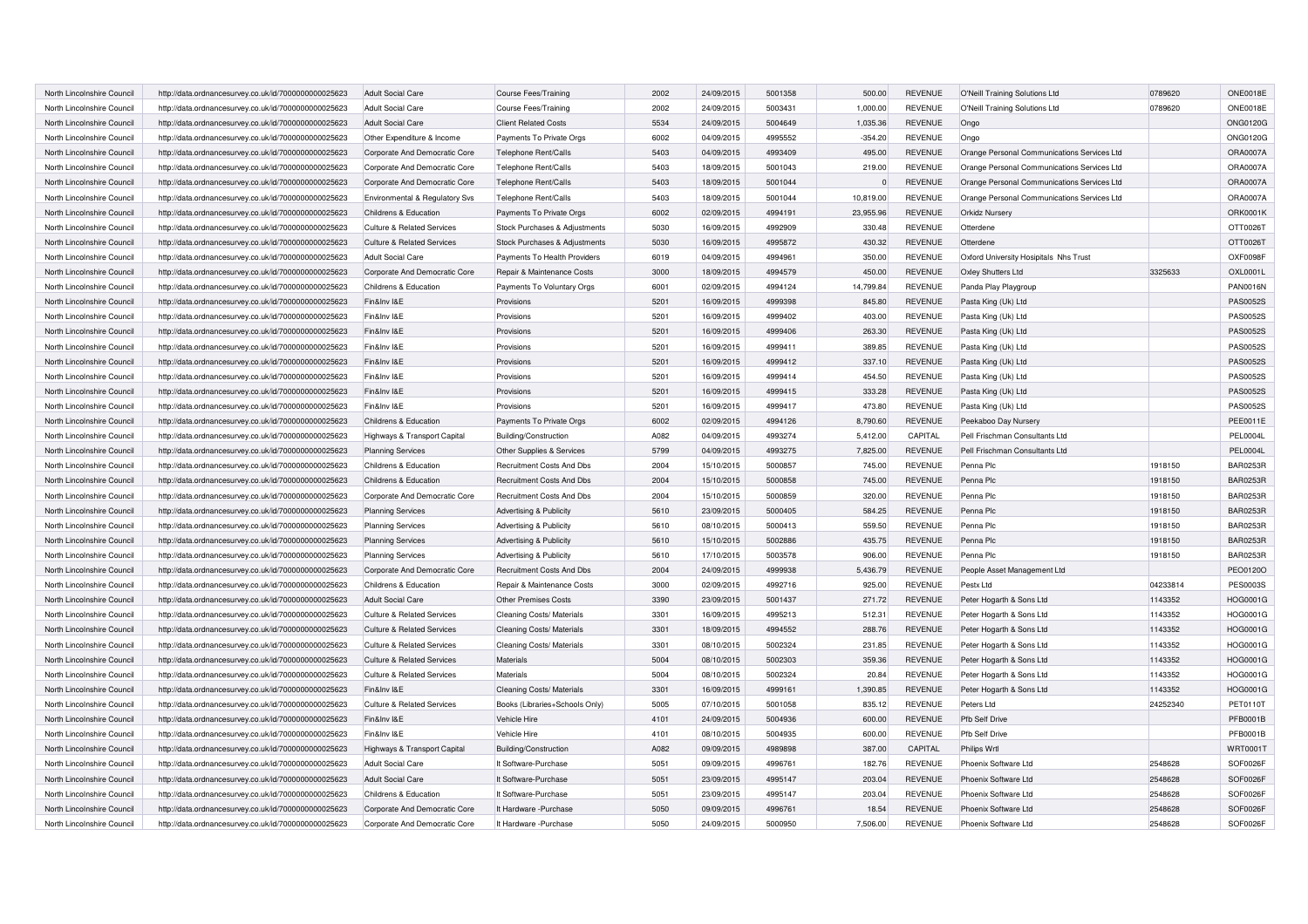| North Lincolnshire Council | http://data.ordnancesurvey.co.uk/id/7000000000025623 | Adult Social Care | Course Fees/Training | 2002 | 24/09/2015 | 5001358 | 500.00 | REVENUE | O'Neill Training Solutions Ltd | 0789620 | ONE0018E |
|---|---|---|---|---|---|---|---|---|---|---|---|
| North Lincolnshire Council | http://data.ordnancesurvey.co.uk/id/7000000000025623 | Adult Social Care | Course Fees/Training | 2002 | 24/09/2015 | 5003431 | 1,000.00 | REVENUE | O'Neill Training Solutions Ltd | 0789620 | ONE0018E |
| North Lincolnshire Council | http://data.ordnancesurvey.co.uk/id/7000000000025623 | Adult Social Care | Client Related Costs | 5534 | 24/09/2015 | 5004649 | 1,035.36 | REVENUE | Ongo | | ONG0120G |
| North Lincolnshire Council | http://data.ordnancesurvey.co.uk/id/7000000000025623 | Other Expenditure & Income | Payments To Private Orgs | 6002 | 04/09/2015 | 4995552 | -354.20 | REVENUE | Ongo | | ONG0120G |
| North Lincolnshire Council | http://data.ordnancesurvey.co.uk/id/7000000000025623 | Corporate And Democratic Core | Telephone Rent/Calls | 5403 | 04/09/2015 | 4993409 | 495.00 | REVENUE | Orange Personal Communications Services Ltd | | ORA0007A |
| North Lincolnshire Council | http://data.ordnancesurvey.co.uk/id/7000000000025623 | Corporate And Democratic Core | Telephone Rent/Calls | 5403 | 18/09/2015 | 5001043 | 219.00 | REVENUE | Orange Personal Communications Services Ltd | | ORA0007A |
| North Lincolnshire Council | http://data.ordnancesurvey.co.uk/id/7000000000025623 | Corporate And Democratic Core | Telephone Rent/Calls | 5403 | 18/09/2015 | 5001044 | 0 | REVENUE | Orange Personal Communications Services Ltd | | ORA0007A |
| North Lincolnshire Council | http://data.ordnancesurvey.co.uk/id/7000000000025623 | Environmental & Regulatory Svs | Telephone Rent/Calls | 5403 | 18/09/2015 | 5001044 | 10,819.00 | REVENUE | Orange Personal Communications Services Ltd | | ORA0007A |
| North Lincolnshire Council | http://data.ordnancesurvey.co.uk/id/7000000000025623 | Childrens & Education | Payments To Private Orgs | 6002 | 02/09/2015 | 4994191 | 23,955.96 | REVENUE | Orkidz Nursery | | ORK0001K |
| North Lincolnshire Council | http://data.ordnancesurvey.co.uk/id/7000000000025623 | Culture & Related Services | Stock Purchases & Adjustments | 5030 | 16/09/2015 | 4992909 | 330.48 | REVENUE | Otterdene | | OTT0026T |
| North Lincolnshire Council | http://data.ordnancesurvey.co.uk/id/7000000000025623 | Culture & Related Services | Stock Purchases & Adjustments | 5030 | 16/09/2015 | 4995872 | 430.32 | REVENUE | Otterdene | | OTT0026T |
| North Lincolnshire Council | http://data.ordnancesurvey.co.uk/id/7000000000025623 | Adult Social Care | Payments To Health Providers | 6019 | 04/09/2015 | 4994961 | 350.00 | REVENUE | Oxford University Hosipitals Nhs Trust | | OXF0098F |
| North Lincolnshire Council | http://data.ordnancesurvey.co.uk/id/7000000000025623 | Corporate And Democratic Core | Repair & Maintenance Costs | 3000 | 18/09/2015 | 4994579 | 450.00 | REVENUE | Oxley Shutters Ltd | 3325633 | OXL0001L |
| North Lincolnshire Council | http://data.ordnancesurvey.co.uk/id/7000000000025623 | Childrens & Education | Payments To Voluntary Orgs | 6001 | 02/09/2015 | 4994124 | 14,799.84 | REVENUE | Panda Play Playgroup | | PAN0016N |
| North Lincolnshire Council | http://data.ordnancesurvey.co.uk/id/7000000000025623 | Fin&Inv I&E | Provisions | 5201 | 16/09/2015 | 4999398 | 845.80 | REVENUE | Pasta King (Uk) Ltd | | PAS0052S |
| North Lincolnshire Council | http://data.ordnancesurvey.co.uk/id/7000000000025623 | Fin&Inv I&E | Provisions | 5201 | 16/09/2015 | 4999402 | 403.00 | REVENUE | Pasta King (Uk) Ltd | | PAS0052S |
| North Lincolnshire Council | http://data.ordnancesurvey.co.uk/id/7000000000025623 | Fin&Inv I&E | Provisions | 5201 | 16/09/2015 | 4999406 | 263.30 | REVENUE | Pasta King (Uk) Ltd | | PAS0052S |
| North Lincolnshire Council | http://data.ordnancesurvey.co.uk/id/7000000000025623 | Fin&Inv I&E | Provisions | 5201 | 16/09/2015 | 4999411 | 389.85 | REVENUE | Pasta King (Uk) Ltd | | PAS0052S |
| North Lincolnshire Council | http://data.ordnancesurvey.co.uk/id/7000000000025623 | Fin&Inv I&E | Provisions | 5201 | 16/09/2015 | 4999412 | 337.10 | REVENUE | Pasta King (Uk) Ltd | | PAS0052S |
| North Lincolnshire Council | http://data.ordnancesurvey.co.uk/id/7000000000025623 | Fin&Inv I&E | Provisions | 5201 | 16/09/2015 | 4999414 | 454.50 | REVENUE | Pasta King (Uk) Ltd | | PAS0052S |
| North Lincolnshire Council | http://data.ordnancesurvey.co.uk/id/7000000000025623 | Fin&Inv I&E | Provisions | 5201 | 16/09/2015 | 4999415 | 333.28 | REVENUE | Pasta King (Uk) Ltd | | PAS0052S |
| North Lincolnshire Council | http://data.ordnancesurvey.co.uk/id/7000000000025623 | Fin&Inv I&E | Provisions | 5201 | 16/09/2015 | 4999417 | 473.80 | REVENUE | Pasta King (Uk) Ltd | | PAS0052S |
| North Lincolnshire Council | http://data.ordnancesurvey.co.uk/id/7000000000025623 | Childrens & Education | Payments To Private Orgs | 6002 | 02/09/2015 | 4994126 | 8,790.60 | REVENUE | Peekaboo Day Nursery | | PEE0011E |
| North Lincolnshire Council | http://data.ordnancesurvey.co.uk/id/7000000000025623 | Highways & Transport Capital | Building/Construction | A082 | 04/09/2015 | 4993274 | 5,412.00 | CAPITAL | Pell Frischman Consultants Ltd | | PEL0004L |
| North Lincolnshire Council | http://data.ordnancesurvey.co.uk/id/7000000000025623 | Planning Services | Other Supplies & Services | 5799 | 04/09/2015 | 4993275 | 7,825.00 | REVENUE | Pell Frischman Consultants Ltd | | PEL0004L |
| North Lincolnshire Council | http://data.ordnancesurvey.co.uk/id/7000000000025623 | Childrens & Education | Recruitment Costs And Dbs | 2004 | 15/10/2015 | 5000857 | 745.00 | REVENUE | Penna Plc | 1918150 | BAR0253R |
| North Lincolnshire Council | http://data.ordnancesurvey.co.uk/id/7000000000025623 | Childrens & Education | Recruitment Costs And Dbs | 2004 | 15/10/2015 | 5000858 | 745.00 | REVENUE | Penna Plc | 1918150 | BAR0253R |
| North Lincolnshire Council | http://data.ordnancesurvey.co.uk/id/7000000000025623 | Corporate And Democratic Core | Recruitment Costs And Dbs | 2004 | 15/10/2015 | 5000859 | 320.00 | REVENUE | Penna Plc | 1918150 | BAR0253R |
| North Lincolnshire Council | http://data.ordnancesurvey.co.uk/id/7000000000025623 | Planning Services | Advertising & Publicity | 5610 | 23/09/2015 | 5000405 | 584.25 | REVENUE | Penna Plc | 1918150 | BAR0253R |
| North Lincolnshire Council | http://data.ordnancesurvey.co.uk/id/7000000000025623 | Planning Services | Advertising & Publicity | 5610 | 08/10/2015 | 5000413 | 559.50 | REVENUE | Penna Plc | 1918150 | BAR0253R |
| North Lincolnshire Council | http://data.ordnancesurvey.co.uk/id/7000000000025623 | Planning Services | Advertising & Publicity | 5610 | 15/10/2015 | 5002886 | 435.75 | REVENUE | Penna Plc | 1918150 | BAR0253R |
| North Lincolnshire Council | http://data.ordnancesurvey.co.uk/id/7000000000025623 | Planning Services | Advertising & Publicity | 5610 | 17/10/2015 | 5003578 | 906.00 | REVENUE | Penna Plc | 1918150 | BAR0253R |
| North Lincolnshire Council | http://data.ordnancesurvey.co.uk/id/7000000000025623 | Corporate And Democratic Core | Recruitment Costs And Dbs | 2004 | 24/09/2015 | 4999938 | 5,436.79 | REVENUE | People Asset Management Ltd | | PEO0120O |
| North Lincolnshire Council | http://data.ordnancesurvey.co.uk/id/7000000000025623 | Childrens & Education | Repair & Maintenance Costs | 3000 | 02/09/2015 | 4992716 | 925.00 | REVENUE | Pestx Ltd | 04233814 | PES0003S |
| North Lincolnshire Council | http://data.ordnancesurvey.co.uk/id/7000000000025623 | Adult Social Care | Other Premises Costs | 3390 | 23/09/2015 | 5001437 | 271.72 | REVENUE | Peter Hogarth & Sons Ltd | 1143352 | HOG0001G |
| North Lincolnshire Council | http://data.ordnancesurvey.co.uk/id/7000000000025623 | Culture & Related Services | Cleaning Costs/ Materials | 3301 | 16/09/2015 | 4995213 | 512.31 | REVENUE | Peter Hogarth & Sons Ltd | 1143352 | HOG0001G |
| North Lincolnshire Council | http://data.ordnancesurvey.co.uk/id/7000000000025623 | Culture & Related Services | Cleaning Costs/ Materials | 3301 | 18/09/2015 | 4994552 | 288.76 | REVENUE | Peter Hogarth & Sons Ltd | 1143352 | HOG0001G |
| North Lincolnshire Council | http://data.ordnancesurvey.co.uk/id/7000000000025623 | Culture & Related Services | Cleaning Costs/ Materials | 3301 | 08/10/2015 | 5002324 | 231.85 | REVENUE | Peter Hogarth & Sons Ltd | 1143352 | HOG0001G |
| North Lincolnshire Council | http://data.ordnancesurvey.co.uk/id/7000000000025623 | Culture & Related Services | Materials | 5004 | 08/10/2015 | 5002303 | 359.36 | REVENUE | Peter Hogarth & Sons Ltd | 1143352 | HOG0001G |
| North Lincolnshire Council | http://data.ordnancesurvey.co.uk/id/7000000000025623 | Culture & Related Services | Materials | 5004 | 08/10/2015 | 5002324 | 20.84 | REVENUE | Peter Hogarth & Sons Ltd | 1143352 | HOG0001G |
| North Lincolnshire Council | http://data.ordnancesurvey.co.uk/id/7000000000025623 | Fin&Inv I&E | Cleaning Costs/ Materials | 3301 | 16/09/2015 | 4999161 | 1,390.85 | REVENUE | Peter Hogarth & Sons Ltd | 1143352 | HOG0001G |
| North Lincolnshire Council | http://data.ordnancesurvey.co.uk/id/7000000000025623 | Culture & Related Services | Books (Libraries+Schools Only) | 5005 | 07/10/2015 | 5001058 | 835.12 | REVENUE | Peters Ltd | 24252340 | PET0110T |
| North Lincolnshire Council | http://data.ordnancesurvey.co.uk/id/7000000000025623 | Fin&Inv I&E | Vehicle Hire | 4101 | 24/09/2015 | 5004936 | 600.00 | REVENUE | Pfb Self Drive | | PFB0001B |
| North Lincolnshire Council | http://data.ordnancesurvey.co.uk/id/7000000000025623 | Fin&Inv I&E | Vehicle Hire | 4101 | 08/10/2015 | 5004935 | 600.00 | REVENUE | Pfb Self Drive | | PFB0001B |
| North Lincolnshire Council | http://data.ordnancesurvey.co.uk/id/7000000000025623 | Highways & Transport Capital | Building/Construction | A082 | 09/09/2015 | 4989898 | 387.00 | CAPITAL | Philips Wrtl | | WRT0001T |
| North Lincolnshire Council | http://data.ordnancesurvey.co.uk/id/7000000000025623 | Adult Social Care | It Software-Purchase | 5051 | 09/09/2015 | 4996761 | 182.76 | REVENUE | Phoenix Software Ltd | 2548628 | SOF0026F |
| North Lincolnshire Council | http://data.ordnancesurvey.co.uk/id/7000000000025623 | Adult Social Care | It Software-Purchase | 5051 | 23/09/2015 | 4995147 | 203.04 | REVENUE | Phoenix Software Ltd | 2548628 | SOF0026F |
| North Lincolnshire Council | http://data.ordnancesurvey.co.uk/id/7000000000025623 | Childrens & Education | It Software-Purchase | 5051 | 23/09/2015 | 4995147 | 203.04 | REVENUE | Phoenix Software Ltd | 2548628 | SOF0026F |
| North Lincolnshire Council | http://data.ordnancesurvey.co.uk/id/7000000000025623 | Corporate And Democratic Core | It Hardware -Purchase | 5050 | 09/09/2015 | 4996761 | 18.54 | REVENUE | Phoenix Software Ltd | 2548628 | SOF0026F |
| North Lincolnshire Council | http://data.ordnancesurvey.co.uk/id/7000000000025623 | Corporate And Democratic Core | It Hardware -Purchase | 5050 | 24/09/2015 | 5000950 | 7,506.00 | REVENUE | Phoenix Software Ltd | 2548628 | SOF0026F |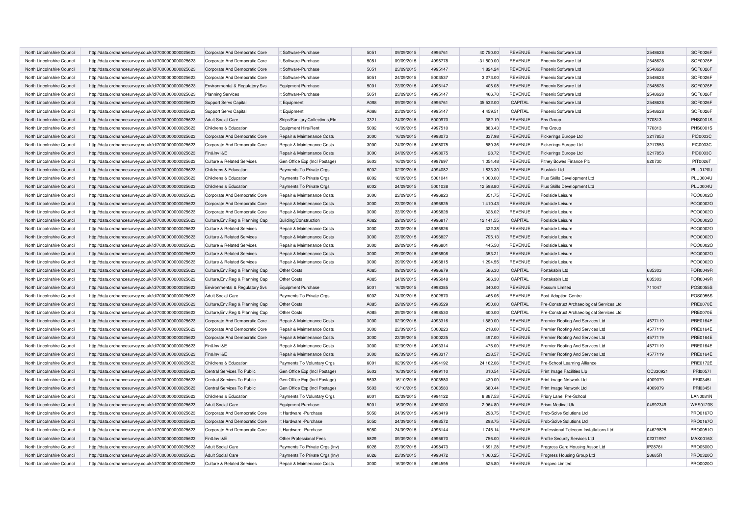| | | | | | | | | | | | |
|---|---|---|---|---|---|---|---|---|---|---|---|
| North Lincolnshire Council | http://data.ordnancesurvey.co.uk/id/7000000000025623 | Corporate And Democratic Core | It Software-Purchase | 5051 | 09/09/2015 | 4996761 | 40,750.00 | REVENUE | Phoenix Software Ltd | 2548628 | SOF0026F |
| North Lincolnshire Council | http://data.ordnancesurvey.co.uk/id/7000000000025623 | Corporate And Democratic Core | It Software-Purchase | 5051 | 09/09/2015 | 4996778 | -31,500.00 | REVENUE | Phoenix Software Ltd | 2548628 | SOF0026F |
| North Lincolnshire Council | http://data.ordnancesurvey.co.uk/id/7000000000025623 | Corporate And Democratic Core | It Software-Purchase | 5051 | 23/09/2015 | 4995147 | 1,824.24 | REVENUE | Phoenix Software Ltd | 2548628 | SOF0026F |
| North Lincolnshire Council | http://data.ordnancesurvey.co.uk/id/7000000000025623 | Corporate And Democratic Core | It Software-Purchase | 5051 | 24/09/2015 | 5003537 | 3,273.00 | REVENUE | Phoenix Software Ltd | 2548628 | SOF0026F |
| North Lincolnshire Council | http://data.ordnancesurvey.co.uk/id/7000000000025623 | Environmental & Regulatory Svs | Equipment Purchase | 5001 | 23/09/2015 | 4995147 | 406.08 | REVENUE | Phoenix Software Ltd | 2548628 | SOF0026F |
| North Lincolnshire Council | http://data.ordnancesurvey.co.uk/id/7000000000025623 | Planning Services | It Software-Purchase | 5051 | 23/09/2015 | 4995147 | 466.70 | REVENUE | Phoenix Software Ltd | 2548628 | SOF0026F |
| North Lincolnshire Council | http://data.ordnancesurvey.co.uk/id/7000000000025623 | Support Servs Capital | It Equipment | A098 | 09/09/2015 | 4996761 | 35,532.00 | CAPITAL | Phoenix Software Ltd | 2548628 | SOF0026F |
| North Lincolnshire Council | http://data.ordnancesurvey.co.uk/id/7000000000025623 | Support Servs Capital | It Equipment | A098 | 23/09/2015 | 4995147 | 4,459.51 | CAPITAL | Phoenix Software Ltd | 2548628 | SOF0026F |
| North Lincolnshire Council | http://data.ordnancesurvey.co.uk/id/7000000000025623 | Adult Social Care | Skips/Sanitary Collections,Etc | 3321 | 24/09/2015 | 5000970 | 382.19 | REVENUE | Phs Group | 770813 | PHS0001S |
| North Lincolnshire Council | http://data.ordnancesurvey.co.uk/id/7000000000025623 | Childrens & Education | Equipment Hire/Rent | 5002 | 16/09/2015 | 4997510 | 883.43 | REVENUE | Phs Group | 770813 | PHS0001S |
| North Lincolnshire Council | http://data.ordnancesurvey.co.uk/id/7000000000025623 | Corporate And Democratic Core | Repair & Maintenance Costs | 3000 | 16/09/2015 | 4998073 | 337.98 | REVENUE | Pickerings Europe Ltd | 3217853 | PIC0003C |
| North Lincolnshire Council | http://data.ordnancesurvey.co.uk/id/7000000000025623 | Corporate And Democratic Core | Repair & Maintenance Costs | 3000 | 24/09/2015 | 4998075 | 580.36 | REVENUE | Pickerings Europe Ltd | 3217853 | PIC0003C |
| North Lincolnshire Council | http://data.ordnancesurvey.co.uk/id/7000000000025623 | Fin&Inv I&E | Repair & Maintenance Costs | 3000 | 24/09/2015 | 4998075 | 28.72 | REVENUE | Pickerings Europe Ltd | 3217853 | PIC0003C |
| North Lincolnshire Council | http://data.ordnancesurvey.co.uk/id/7000000000025623 | Culture & Related Services | Gen Office Exp (Incl Postage) | 5603 | 16/09/2015 | 4997697 | 1,054.48 | REVENUE | Pitney Bowes Finance Plc | 820730 | PIT0026T |
| North Lincolnshire Council | http://data.ordnancesurvey.co.uk/id/7000000000025623 | Childrens & Education | Payments To Private Orgs | 6002 | 02/09/2015 | 4994082 | 1,833.30 | REVENUE | Pluskidz Ltd | | PLU0120U |
| North Lincolnshire Council | http://data.ordnancesurvey.co.uk/id/7000000000025623 | Childrens & Education | Payments To Private Orgs | 6002 | 18/09/2015 | 5001041 | 1,000.00 | REVENUE | Plus Skills Development Ltd | | PLU0004U |
| North Lincolnshire Council | http://data.ordnancesurvey.co.uk/id/7000000000025623 | Childrens & Education | Payments To Private Orgs | 6002 | 24/09/2015 | 5001038 | 12,598.80 | REVENUE | Plus Skills Development Ltd | | PLU0004U |
| North Lincolnshire Council | http://data.ordnancesurvey.co.uk/id/7000000000025623 | Corporate And Democratic Core | Repair & Maintenance Costs | 3000 | 23/09/2015 | 4996823 | 351.75 | REVENUE | Poolside Leisure | | POO0002O |
| North Lincolnshire Council | http://data.ordnancesurvey.co.uk/id/7000000000025623 | Corporate And Democratic Core | Repair & Maintenance Costs | 3000 | 23/09/2015 | 4996825 | 1,410.43 | REVENUE | Poolside Leisure | | POO0002O |
| North Lincolnshire Council | http://data.ordnancesurvey.co.uk/id/7000000000025623 | Corporate And Democratic Core | Repair & Maintenance Costs | 3000 | 23/09/2015 | 4996828 | 328.02 | REVENUE | Poolside Leisure | | POO0002O |
| North Lincolnshire Council | http://data.ordnancesurvey.co.uk/id/7000000000025623 | Culture,Env,Reg & Planning Cap | Building/Construction | A082 | 29/09/2015 | 4996817 | 12,141.55 | CAPITAL | Poolside Leisure | | POO0002O |
| North Lincolnshire Council | http://data.ordnancesurvey.co.uk/id/7000000000025623 | Culture & Related Services | Repair & Maintenance Costs | 3000 | 23/09/2015 | 4996826 | 332.38 | REVENUE | Poolside Leisure | | POO0002O |
| North Lincolnshire Council | http://data.ordnancesurvey.co.uk/id/7000000000025623 | Culture & Related Services | Repair & Maintenance Costs | 3000 | 23/09/2015 | 4996827 | 795.13 | REVENUE | Poolside Leisure | | POO0002O |
| North Lincolnshire Council | http://data.ordnancesurvey.co.uk/id/7000000000025623 | Culture & Related Services | Repair & Maintenance Costs | 3000 | 29/09/2015 | 4996801 | 445.50 | REVENUE | Poolside Leisure | | POO0002O |
| North Lincolnshire Council | http://data.ordnancesurvey.co.uk/id/7000000000025623 | Culture & Related Services | Repair & Maintenance Costs | 3000 | 29/09/2015 | 4996808 | 353.21 | REVENUE | Poolside Leisure | | POO0002O |
| North Lincolnshire Council | http://data.ordnancesurvey.co.uk/id/7000000000025623 | Culture & Related Services | Repair & Maintenance Costs | 3000 | 29/09/2015 | 4996815 | 1,294.55 | REVENUE | Poolside Leisure | | POO0002O |
| North Lincolnshire Council | http://data.ordnancesurvey.co.uk/id/7000000000025623 | Culture,Env,Reg & Planning Cap | Other Costs | A085 | 09/09/2015 | 4996679 | 586.30 | CAPITAL | Portakabin Ltd | 685303 | POR0049R |
| North Lincolnshire Council | http://data.ordnancesurvey.co.uk/id/7000000000025623 | Culture,Env,Reg & Planning Cap | Other Costs | A085 | 24/09/2015 | 4995048 | 586.30 | CAPITAL | Portakabin Ltd | 685303 | POR0049R |
| North Lincolnshire Council | http://data.ordnancesurvey.co.uk/id/7000000000025623 | Environmental & Regulatory Svs | Equipment Purchase | 5001 | 16/09/2015 | 4998385 | 340.00 | REVENUE | Possum Limited | 711047 | POS0055S |
| North Lincolnshire Council | http://data.ordnancesurvey.co.uk/id/7000000000025623 | Adult Social Care | Payments To Private Orgs | 6002 | 24/09/2015 | 5002870 | 466.06 | REVENUE | Post-Adoption Centre | | POS0056S |
| North Lincolnshire Council | http://data.ordnancesurvey.co.uk/id/7000000000025623 | Culture,Env,Reg & Planning Cap | Other Costs | A085 | 29/09/2015 | 4998529 | 950.00 | CAPITAL | Pre-Construct Archaeological Services Ltd | | PRE0070E |
| North Lincolnshire Council | http://data.ordnancesurvey.co.uk/id/7000000000025623 | Culture,Env,Reg & Planning Cap | Other Costs | A085 | 29/09/2015 | 4998530 | 600.00 | CAPITAL | Pre-Construct Archaeological Services Ltd | | PRE0070E |
| North Lincolnshire Council | http://data.ordnancesurvey.co.uk/id/7000000000025623 | Corporate And Democratic Core | Repair & Maintenance Costs | 3000 | 02/09/2015 | 4993316 | 1,880.00 | REVENUE | Premier Roofing And Services Ltd | 4577119 | PRE0164E |
| North Lincolnshire Council | http://data.ordnancesurvey.co.uk/id/7000000000025623 | Corporate And Democratic Core | Repair & Maintenance Costs | 3000 | 23/09/2015 | 5000223 | 218.00 | REVENUE | Premier Roofing And Services Ltd | 4577119 | PRE0164E |
| North Lincolnshire Council | http://data.ordnancesurvey.co.uk/id/7000000000025623 | Corporate And Democratic Core | Repair & Maintenance Costs | 3000 | 23/09/2015 | 5000225 | 497.00 | REVENUE | Premier Roofing And Services Ltd | 4577119 | PRE0164E |
| North Lincolnshire Council | http://data.ordnancesurvey.co.uk/id/7000000000025623 | Fin&Inv I&E | Repair & Maintenance Costs | 3000 | 02/09/2015 | 4993314 | 475.00 | REVENUE | Premier Roofing And Services Ltd | 4577119 | PRE0164E |
| North Lincolnshire Council | http://data.ordnancesurvey.co.uk/id/7000000000025623 | Fin&Inv I&E | Repair & Maintenance Costs | 3000 | 02/09/2015 | 4993317 | 238.57 | REVENUE | Premier Roofing And Services Ltd | 4577119 | PRE0164E |
| North Lincolnshire Council | http://data.ordnancesurvey.co.uk/id/7000000000025623 | Childrens & Education | Payments To Voluntary Orgs | 6001 | 02/09/2015 | 4994192 | 24,162.06 | REVENUE | Pre-School Learning Alliance | | PRE0172E |
| North Lincolnshire Council | http://data.ordnancesurvey.co.uk/id/7000000000025623 | Central Services To Public | Gen Office Exp (Incl Postage) | 5603 | 16/09/2015 | 4999110 | 310.54 | REVENUE | Print Image Facilities Llp | OC330921 | PRI0057I |
| North Lincolnshire Council | http://data.ordnancesurvey.co.uk/id/7000000000025623 | Central Services To Public | Gen Office Exp (Incl Postage) | 5603 | 16/10/2015 | 5003580 | 430.00 | REVENUE | Print Image Network Ltd | 4009079 | PRI0345I |
| North Lincolnshire Council | http://data.ordnancesurvey.co.uk/id/7000000000025623 | Central Services To Public | Gen Office Exp (Incl Postage) | 5603 | 16/10/2015 | 5003583 | 680.44 | REVENUE | Print Image Network Ltd | 4009079 | PRI0345I |
| North Lincolnshire Council | http://data.ordnancesurvey.co.uk/id/7000000000025623 | Childrens & Education | Payments To Voluntary Orgs | 6001 | 02/09/2015 | 4994122 | 8,887.53 | REVENUE | Priory Lane Pre-School | | LAN0081N |
| North Lincolnshire Council | http://data.ordnancesurvey.co.uk/id/7000000000025623 | Adult Social Care | Equipment Purchase | 5001 | 16/09/2015 | 4995000 | 2,964.80 | REVENUE | Prism Medical Uk | 04992349 | WES0123S |
| North Lincolnshire Council | http://data.ordnancesurvey.co.uk/id/7000000000025623 | Corporate And Democratic Core | It Hardware -Purchase | 5050 | 24/09/2015 | 4998419 | 298.75 | REVENUE | Prob-Solve Solutions Ltd | | PRO0167O |
| North Lincolnshire Council | http://data.ordnancesurvey.co.uk/id/7000000000025623 | Corporate And Democratic Core | It Hardware -Purchase | 5050 | 24/09/2015 | 4998572 | 298.75 | REVENUE | Prob-Solve Solutions Ltd | | PRO0167O |
| North Lincolnshire Council | http://data.ordnancesurvey.co.uk/id/7000000000025623 | Corporate And Democratic Core | It Hardware -Purchase | 5050 | 24/09/2015 | 4995144 | 1,745.14 | REVENUE | Professional Telecom Installations Ltd | 04629825 | PRO0051O |
| North Lincolnshire Council | http://data.ordnancesurvey.co.uk/id/7000000000025623 | Fin&Inv I&E | Other Professional Fees | 5829 | 09/09/2015 | 4996670 | 756.00 | REVENUE | Profile Security Services Ltd | 02371997 | MAX0016X |
| North Lincolnshire Council | http://data.ordnancesurvey.co.uk/id/7000000000025623 | Adult Social Care | Payments To Private Orgs (Inv) | 6026 | 23/09/2015 | 4998473 | 1,591.28 | REVENUE | Progress Care Housing Assoc Ltd | IP28761 | PRO0500O |
| North Lincolnshire Council | http://data.ordnancesurvey.co.uk/id/7000000000025623 | Adult Social Care | Payments To Private Orgs (Inv) | 6026 | 23/09/2015 | 4998472 | 1,060.25 | REVENUE | Progress Housing Group Ltd | 28685R | PRO0320O |
| North Lincolnshire Council | http://data.ordnancesurvey.co.uk/id/7000000000025623 | Culture & Related Services | Repair & Maintenance Costs | 3000 | 16/09/2015 | 4994595 | 525.80 | REVENUE | Prospec Limited | | PRO0020O |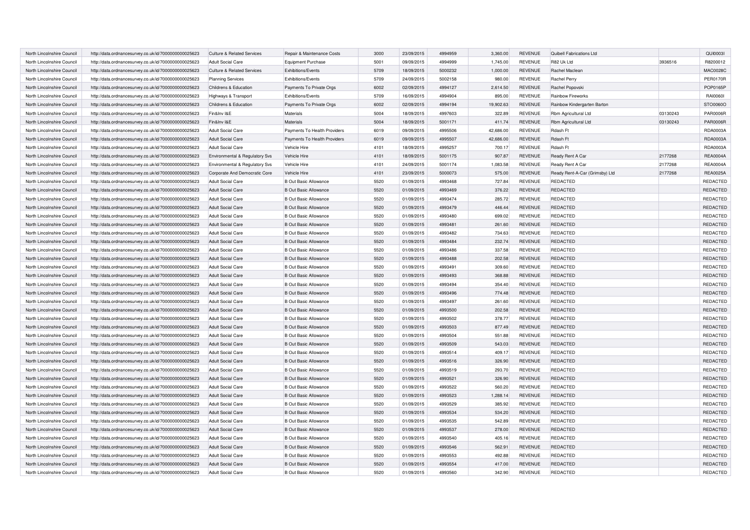| North Lincolnshire Council | http://data.ordnancesurvey.co.uk/id/7000000000025623 | Culture & Related Services | Repair & Maintenance Costs | 3000 | 23/09/2015 | 4994959 | 3,360.00 | REVENUE | Quibell Fabrications Ltd | | QUI0003I |
|---|---|---|---|---|---|---|---|---|---|---|---|
| North Lincolnshire Council | http://data.ordnancesurvey.co.uk/id/7000000000025623 | Adult Social Care | Equipment Purchase | 5001 | 09/09/2015 | 4994999 | 1,745.00 | REVENUE | R82 Uk Ltd | 3936516 | R8200012 |
| North Lincolnshire Council | http://data.ordnancesurvey.co.uk/id/7000000000025623 | Culture & Related Services | Exhibitions/Events | 5709 | 18/09/2015 | 5000232 | 1,000.00 | REVENUE | Rachel Maclean | | MAC0028C |
| North Lincolnshire Council | http://data.ordnancesurvey.co.uk/id/7000000000025623 | Planning Services | Exhibitions/Events | 5709 | 24/09/2015 | 5002158 | 980.00 | REVENUE | Rachel Perry | | PER0170R |
| North Lincolnshire Council | http://data.ordnancesurvey.co.uk/id/7000000000025623 | Childrens & Education | Payments To Private Orgs | 6002 | 02/09/2015 | 4994127 | 2,614.50 | REVENUE | Rachel Popovski | | POP0165P |
| North Lincolnshire Council | http://data.ordnancesurvey.co.uk/id/7000000000025623 | Highways & Transport | Exhibitions/Events | 5709 | 16/09/2015 | 4994904 | 895.00 | REVENUE | Rainbow Fireworks | | RAI0060I |
| North Lincolnshire Council | http://data.ordnancesurvey.co.uk/id/7000000000025623 | Childrens & Education | Payments To Private Orgs | 6002 | 02/09/2015 | 4994194 | 19,902.63 | REVENUE | Rainbow Kindergarten Barton | | STO0060O |
| North Lincolnshire Council | http://data.ordnancesurvey.co.uk/id/7000000000025623 | Fin&Inv I&E | Materials | 5004 | 18/09/2015 | 4997603 | 322.89 | REVENUE | Rbm Agricultural Ltd | 03130243 | PAR0006R |
| North Lincolnshire Council | http://data.ordnancesurvey.co.uk/id/7000000000025623 | Fin&Inv I&E | Materials | 5004 | 18/09/2015 | 5001171 | 411.74 | REVENUE | Rbm Agricultural Ltd | 03130243 | PAR0006R |
| North Lincolnshire Council | http://data.ordnancesurvey.co.uk/id/7000000000025623 | Adult Social Care | Payments To Health Providers | 6019 | 09/09/2015 | 4995506 | 42,686.00 | REVENUE | Rdash Ft | | RDA0003A |
| North Lincolnshire Council | http://data.ordnancesurvey.co.uk/id/7000000000025623 | Adult Social Care | Payments To Health Providers | 6019 | 09/09/2015 | 4995507 | 42,686.00 | REVENUE | Rdash Ft | | RDA0003A |
| North Lincolnshire Council | http://data.ordnancesurvey.co.uk/id/7000000000025623 | Adult Social Care | Vehicle Hire | 4101 | 18/09/2015 | 4995257 | 700.17 | REVENUE | Rdash Ft | | RDA0003A |
| North Lincolnshire Council | http://data.ordnancesurvey.co.uk/id/7000000000025623 | Environmental & Regulatory Svs | Vehicle Hire | 4101 | 18/09/2015 | 5001175 | 907.87 | REVENUE | Ready Rent A Car | 2177268 | REA0004A |
| North Lincolnshire Council | http://data.ordnancesurvey.co.uk/id/7000000000025623 | Environmental & Regulatory Svs | Vehicle Hire | 4101 | 24/09/2015 | 5001174 | 1,083.58 | REVENUE | Ready Rent A Car | 2177268 | REA0004A |
| North Lincolnshire Council | http://data.ordnancesurvey.co.uk/id/7000000000025623 | Corporate And Democratic Core | Vehicle Hire | 4101 | 23/09/2015 | 5000073 | 575.00 | REVENUE | Ready Rent-A-Car (Grimsby) Ltd | 2177268 | REA0025A |
| North Lincolnshire Council | http://data.ordnancesurvey.co.uk/id/7000000000025623 | Adult Social Care | B Out Basic Allowance | 5520 | 01/09/2015 | 4993468 | 727.84 | REVENUE | REDACTED | | REDACTED |
| North Lincolnshire Council | http://data.ordnancesurvey.co.uk/id/7000000000025623 | Adult Social Care | B Out Basic Allowance | 5520 | 01/09/2015 | 4993469 | 376.22 | REVENUE | REDACTED | | REDACTED |
| North Lincolnshire Council | http://data.ordnancesurvey.co.uk/id/7000000000025623 | Adult Social Care | B Out Basic Allowance | 5520 | 01/09/2015 | 4993474 | 285.72 | REVENUE | REDACTED | | REDACTED |
| North Lincolnshire Council | http://data.ordnancesurvey.co.uk/id/7000000000025623 | Adult Social Care | B Out Basic Allowance | 5520 | 01/09/2015 | 4993479 | 446.44 | REVENUE | REDACTED | | REDACTED |
| North Lincolnshire Council | http://data.ordnancesurvey.co.uk/id/7000000000025623 | Adult Social Care | B Out Basic Allowance | 5520 | 01/09/2015 | 4993480 | 699.02 | REVENUE | REDACTED | | REDACTED |
| North Lincolnshire Council | http://data.ordnancesurvey.co.uk/id/7000000000025623 | Adult Social Care | B Out Basic Allowance | 5520 | 01/09/2015 | 4993481 | 261.60 | REVENUE | REDACTED | | REDACTED |
| North Lincolnshire Council | http://data.ordnancesurvey.co.uk/id/7000000000025623 | Adult Social Care | B Out Basic Allowance | 5520 | 01/09/2015 | 4993482 | 734.63 | REVENUE | REDACTED | | REDACTED |
| North Lincolnshire Council | http://data.ordnancesurvey.co.uk/id/7000000000025623 | Adult Social Care | B Out Basic Allowance | 5520 | 01/09/2015 | 4993484 | 232.74 | REVENUE | REDACTED | | REDACTED |
| North Lincolnshire Council | http://data.ordnancesurvey.co.uk/id/7000000000025623 | Adult Social Care | B Out Basic Allowance | 5520 | 01/09/2015 | 4993486 | 337.58 | REVENUE | REDACTED | | REDACTED |
| North Lincolnshire Council | http://data.ordnancesurvey.co.uk/id/7000000000025623 | Adult Social Care | B Out Basic Allowance | 5520 | 01/09/2015 | 4993488 | 202.58 | REVENUE | REDACTED | | REDACTED |
| North Lincolnshire Council | http://data.ordnancesurvey.co.uk/id/7000000000025623 | Adult Social Care | B Out Basic Allowance | 5520 | 01/09/2015 | 4993491 | 309.60 | REVENUE | REDACTED | | REDACTED |
| North Lincolnshire Council | http://data.ordnancesurvey.co.uk/id/7000000000025623 | Adult Social Care | B Out Basic Allowance | 5520 | 01/09/2015 | 4993493 | 368.88 | REVENUE | REDACTED | | REDACTED |
| North Lincolnshire Council | http://data.ordnancesurvey.co.uk/id/7000000000025623 | Adult Social Care | B Out Basic Allowance | 5520 | 01/09/2015 | 4993494 | 354.40 | REVENUE | REDACTED | | REDACTED |
| North Lincolnshire Council | http://data.ordnancesurvey.co.uk/id/7000000000025623 | Adult Social Care | B Out Basic Allowance | 5520 | 01/09/2015 | 4993496 | 774.48 | REVENUE | REDACTED | | REDACTED |
| North Lincolnshire Council | http://data.ordnancesurvey.co.uk/id/7000000000025623 | Adult Social Care | B Out Basic Allowance | 5520 | 01/09/2015 | 4993497 | 261.60 | REVENUE | REDACTED | | REDACTED |
| North Lincolnshire Council | http://data.ordnancesurvey.co.uk/id/7000000000025623 | Adult Social Care | B Out Basic Allowance | 5520 | 01/09/2015 | 4993500 | 202.58 | REVENUE | REDACTED | | REDACTED |
| North Lincolnshire Council | http://data.ordnancesurvey.co.uk/id/7000000000025623 | Adult Social Care | B Out Basic Allowance | 5520 | 01/09/2015 | 4993502 | 378.77 | REVENUE | REDACTED | | REDACTED |
| North Lincolnshire Council | http://data.ordnancesurvey.co.uk/id/7000000000025623 | Adult Social Care | B Out Basic Allowance | 5520 | 01/09/2015 | 4993503 | 877.49 | REVENUE | REDACTED | | REDACTED |
| North Lincolnshire Council | http://data.ordnancesurvey.co.uk/id/7000000000025623 | Adult Social Care | B Out Basic Allowance | 5520 | 01/09/2015 | 4993504 | 551.88 | REVENUE | REDACTED | | REDACTED |
| North Lincolnshire Council | http://data.ordnancesurvey.co.uk/id/7000000000025623 | Adult Social Care | B Out Basic Allowance | 5520 | 01/09/2015 | 4993509 | 543.03 | REVENUE | REDACTED | | REDACTED |
| North Lincolnshire Council | http://data.ordnancesurvey.co.uk/id/7000000000025623 | Adult Social Care | B Out Basic Allowance | 5520 | 01/09/2015 | 4993514 | 409.17 | REVENUE | REDACTED | | REDACTED |
| North Lincolnshire Council | http://data.ordnancesurvey.co.uk/id/7000000000025623 | Adult Social Care | B Out Basic Allowance | 5520 | 01/09/2015 | 4993516 | 326.90 | REVENUE | REDACTED | | REDACTED |
| North Lincolnshire Council | http://data.ordnancesurvey.co.uk/id/7000000000025623 | Adult Social Care | B Out Basic Allowance | 5520 | 01/09/2015 | 4993519 | 293.70 | REVENUE | REDACTED | | REDACTED |
| North Lincolnshire Council | http://data.ordnancesurvey.co.uk/id/7000000000025623 | Adult Social Care | B Out Basic Allowance | 5520 | 01/09/2015 | 4993521 | 326.90 | REVENUE | REDACTED | | REDACTED |
| North Lincolnshire Council | http://data.ordnancesurvey.co.uk/id/7000000000025623 | Adult Social Care | B Out Basic Allowance | 5520 | 01/09/2015 | 4993522 | 560.20 | REVENUE | REDACTED | | REDACTED |
| North Lincolnshire Council | http://data.ordnancesurvey.co.uk/id/7000000000025623 | Adult Social Care | B Out Basic Allowance | 5520 | 01/09/2015 | 4993523 | 1,288.14 | REVENUE | REDACTED | | REDACTED |
| North Lincolnshire Council | http://data.ordnancesurvey.co.uk/id/7000000000025623 | Adult Social Care | B Out Basic Allowance | 5520 | 01/09/2015 | 4993529 | 385.92 | REVENUE | REDACTED | | REDACTED |
| North Lincolnshire Council | http://data.ordnancesurvey.co.uk/id/7000000000025623 | Adult Social Care | B Out Basic Allowance | 5520 | 01/09/2015 | 4993534 | 534.20 | REVENUE | REDACTED | | REDACTED |
| North Lincolnshire Council | http://data.ordnancesurvey.co.uk/id/7000000000025623 | Adult Social Care | B Out Basic Allowance | 5520 | 01/09/2015 | 4993535 | 542.89 | REVENUE | REDACTED | | REDACTED |
| North Lincolnshire Council | http://data.ordnancesurvey.co.uk/id/7000000000025623 | Adult Social Care | B Out Basic Allowance | 5520 | 01/09/2015 | 4993537 | 278.00 | REVENUE | REDACTED | | REDACTED |
| North Lincolnshire Council | http://data.ordnancesurvey.co.uk/id/7000000000025623 | Adult Social Care | B Out Basic Allowance | 5520 | 01/09/2015 | 4993540 | 405.16 | REVENUE | REDACTED | | REDACTED |
| North Lincolnshire Council | http://data.ordnancesurvey.co.uk/id/7000000000025623 | Adult Social Care | B Out Basic Allowance | 5520 | 01/09/2015 | 4993546 | 562.91 | REVENUE | REDACTED | | REDACTED |
| North Lincolnshire Council | http://data.ordnancesurvey.co.uk/id/7000000000025623 | Adult Social Care | B Out Basic Allowance | 5520 | 01/09/2015 | 4993553 | 492.88 | REVENUE | REDACTED | | REDACTED |
| North Lincolnshire Council | http://data.ordnancesurvey.co.uk/id/7000000000025623 | Adult Social Care | B Out Basic Allowance | 5520 | 01/09/2015 | 4993554 | 417.00 | REVENUE | REDACTED | | REDACTED |
| North Lincolnshire Council | http://data.ordnancesurvey.co.uk/id/7000000000025623 | Adult Social Care | B Out Basic Allowance | 5520 | 01/09/2015 | 4993560 | 342.90 | REVENUE | REDACTED | | REDACTED |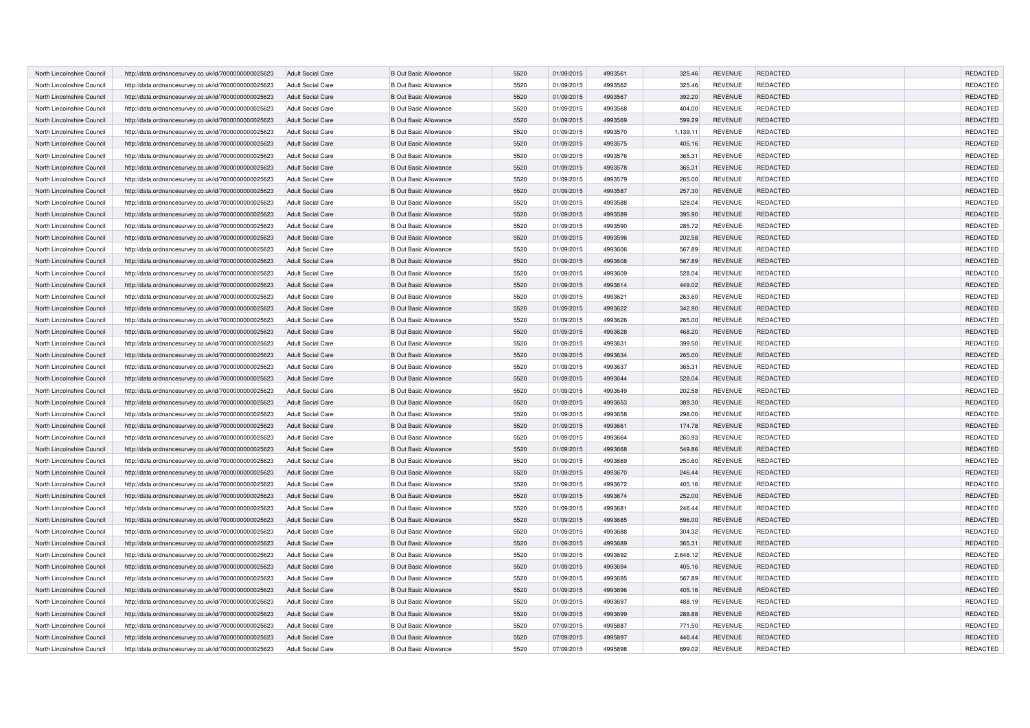| | | | | | | | | | | | |
|---|---|---|---|---|---|---|---|---|---|---|---|
| North Lincolnshire Council | http://data.ordnancesurvey.co.uk/id/7000000000025623 | Adult Social Care | B Out Basic Allowance | 5520 | 01/09/2015 | 4993561 | 325.46 | REVENUE | REDACTED | | REDACTED |
| North Lincolnshire Council | http://data.ordnancesurvey.co.uk/id/7000000000025623 | Adult Social Care | B Out Basic Allowance | 5520 | 01/09/2015 | 4993562 | 325.46 | REVENUE | REDACTED | | REDACTED |
| North Lincolnshire Council | http://data.ordnancesurvey.co.uk/id/7000000000025623 | Adult Social Care | B Out Basic Allowance | 5520 | 01/09/2015 | 4993567 | 392.20 | REVENUE | REDACTED | | REDACTED |
| North Lincolnshire Council | http://data.ordnancesurvey.co.uk/id/7000000000025623 | Adult Social Care | B Out Basic Allowance | 5520 | 01/09/2015 | 4993568 | 404.00 | REVENUE | REDACTED | | REDACTED |
| North Lincolnshire Council | http://data.ordnancesurvey.co.uk/id/7000000000025623 | Adult Social Care | B Out Basic Allowance | 5520 | 01/09/2015 | 4993569 | 599.29 | REVENUE | REDACTED | | REDACTED |
| North Lincolnshire Council | http://data.ordnancesurvey.co.uk/id/7000000000025623 | Adult Social Care | B Out Basic Allowance | 5520 | 01/09/2015 | 4993570 | 1,139.11 | REVENUE | REDACTED | | REDACTED |
| North Lincolnshire Council | http://data.ordnancesurvey.co.uk/id/7000000000025623 | Adult Social Care | B Out Basic Allowance | 5520 | 01/09/2015 | 4993575 | 405.16 | REVENUE | REDACTED | | REDACTED |
| North Lincolnshire Council | http://data.ordnancesurvey.co.uk/id/7000000000025623 | Adult Social Care | B Out Basic Allowance | 5520 | 01/09/2015 | 4993576 | 365.31 | REVENUE | REDACTED | | REDACTED |
| North Lincolnshire Council | http://data.ordnancesurvey.co.uk/id/7000000000025623 | Adult Social Care | B Out Basic Allowance | 5520 | 01/09/2015 | 4993578 | 365.31 | REVENUE | REDACTED | | REDACTED |
| North Lincolnshire Council | http://data.ordnancesurvey.co.uk/id/7000000000025623 | Adult Social Care | B Out Basic Allowance | 5520 | 01/09/2015 | 4993579 | 265.00 | REVENUE | REDACTED | | REDACTED |
| North Lincolnshire Council | http://data.ordnancesurvey.co.uk/id/7000000000025623 | Adult Social Care | B Out Basic Allowance | 5520 | 01/09/2015 | 4993587 | 257.30 | REVENUE | REDACTED | | REDACTED |
| North Lincolnshire Council | http://data.ordnancesurvey.co.uk/id/7000000000025623 | Adult Social Care | B Out Basic Allowance | 5520 | 01/09/2015 | 4993588 | 528.04 | REVENUE | REDACTED | | REDACTED |
| North Lincolnshire Council | http://data.ordnancesurvey.co.uk/id/7000000000025623 | Adult Social Care | B Out Basic Allowance | 5520 | 01/09/2015 | 4993589 | 395.90 | REVENUE | REDACTED | | REDACTED |
| North Lincolnshire Council | http://data.ordnancesurvey.co.uk/id/7000000000025623 | Adult Social Care | B Out Basic Allowance | 5520 | 01/09/2015 | 4993590 | 285.72 | REVENUE | REDACTED | | REDACTED |
| North Lincolnshire Council | http://data.ordnancesurvey.co.uk/id/7000000000025623 | Adult Social Care | B Out Basic Allowance | 5520 | 01/09/2015 | 4993596 | 202.58 | REVENUE | REDACTED | | REDACTED |
| North Lincolnshire Council | http://data.ordnancesurvey.co.uk/id/7000000000025623 | Adult Social Care | B Out Basic Allowance | 5520 | 01/09/2015 | 4993606 | 567.89 | REVENUE | REDACTED | | REDACTED |
| North Lincolnshire Council | http://data.ordnancesurvey.co.uk/id/7000000000025623 | Adult Social Care | B Out Basic Allowance | 5520 | 01/09/2015 | 4993608 | 567.89 | REVENUE | REDACTED | | REDACTED |
| North Lincolnshire Council | http://data.ordnancesurvey.co.uk/id/7000000000025623 | Adult Social Care | B Out Basic Allowance | 5520 | 01/09/2015 | 4993609 | 528.04 | REVENUE | REDACTED | | REDACTED |
| North Lincolnshire Council | http://data.ordnancesurvey.co.uk/id/7000000000025623 | Adult Social Care | B Out Basic Allowance | 5520 | 01/09/2015 | 4993614 | 449.02 | REVENUE | REDACTED | | REDACTED |
| North Lincolnshire Council | http://data.ordnancesurvey.co.uk/id/7000000000025623 | Adult Social Care | B Out Basic Allowance | 5520 | 01/09/2015 | 4993621 | 263.60 | REVENUE | REDACTED | | REDACTED |
| North Lincolnshire Council | http://data.ordnancesurvey.co.uk/id/7000000000025623 | Adult Social Care | B Out Basic Allowance | 5520 | 01/09/2015 | 4993622 | 342.90 | REVENUE | REDACTED | | REDACTED |
| North Lincolnshire Council | http://data.ordnancesurvey.co.uk/id/7000000000025623 | Adult Social Care | B Out Basic Allowance | 5520 | 01/09/2015 | 4993626 | 265.00 | REVENUE | REDACTED | | REDACTED |
| North Lincolnshire Council | http://data.ordnancesurvey.co.uk/id/7000000000025623 | Adult Social Care | B Out Basic Allowance | 5520 | 01/09/2015 | 4993628 | 468.20 | REVENUE | REDACTED | | REDACTED |
| North Lincolnshire Council | http://data.ordnancesurvey.co.uk/id/7000000000025623 | Adult Social Care | B Out Basic Allowance | 5520 | 01/09/2015 | 4993631 | 399.50 | REVENUE | REDACTED | | REDACTED |
| North Lincolnshire Council | http://data.ordnancesurvey.co.uk/id/7000000000025623 | Adult Social Care | B Out Basic Allowance | 5520 | 01/09/2015 | 4993634 | 265.00 | REVENUE | REDACTED | | REDACTED |
| North Lincolnshire Council | http://data.ordnancesurvey.co.uk/id/7000000000025623 | Adult Social Care | B Out Basic Allowance | 5520 | 01/09/2015 | 4993637 | 365.31 | REVENUE | REDACTED | | REDACTED |
| North Lincolnshire Council | http://data.ordnancesurvey.co.uk/id/7000000000025623 | Adult Social Care | B Out Basic Allowance | 5520 | 01/09/2015 | 4993644 | 528.04 | REVENUE | REDACTED | | REDACTED |
| North Lincolnshire Council | http://data.ordnancesurvey.co.uk/id/7000000000025623 | Adult Social Care | B Out Basic Allowance | 5520 | 01/09/2015 | 4993649 | 202.58 | REVENUE | REDACTED | | REDACTED |
| North Lincolnshire Council | http://data.ordnancesurvey.co.uk/id/7000000000025623 | Adult Social Care | B Out Basic Allowance | 5520 | 01/09/2015 | 4993653 | 389.30 | REVENUE | REDACTED | | REDACTED |
| North Lincolnshire Council | http://data.ordnancesurvey.co.uk/id/7000000000025623 | Adult Social Care | B Out Basic Allowance | 5520 | 01/09/2015 | 4993658 | 298.00 | REVENUE | REDACTED | | REDACTED |
| North Lincolnshire Council | http://data.ordnancesurvey.co.uk/id/7000000000025623 | Adult Social Care | B Out Basic Allowance | 5520 | 01/09/2015 | 4993661 | 174.78 | REVENUE | REDACTED | | REDACTED |
| North Lincolnshire Council | http://data.ordnancesurvey.co.uk/id/7000000000025623 | Adult Social Care | B Out Basic Allowance | 5520 | 01/09/2015 | 4993664 | 260.93 | REVENUE | REDACTED | | REDACTED |
| North Lincolnshire Council | http://data.ordnancesurvey.co.uk/id/7000000000025623 | Adult Social Care | B Out Basic Allowance | 5520 | 01/09/2015 | 4993668 | 549.86 | REVENUE | REDACTED | | REDACTED |
| North Lincolnshire Council | http://data.ordnancesurvey.co.uk/id/7000000000025623 | Adult Social Care | B Out Basic Allowance | 5520 | 01/09/2015 | 4993669 | 250.60 | REVENUE | REDACTED | | REDACTED |
| North Lincolnshire Council | http://data.ordnancesurvey.co.uk/id/7000000000025623 | Adult Social Care | B Out Basic Allowance | 5520 | 01/09/2015 | 4993670 | 246.44 | REVENUE | REDACTED | | REDACTED |
| North Lincolnshire Council | http://data.ordnancesurvey.co.uk/id/7000000000025623 | Adult Social Care | B Out Basic Allowance | 5520 | 01/09/2015 | 4993672 | 405.16 | REVENUE | REDACTED | | REDACTED |
| North Lincolnshire Council | http://data.ordnancesurvey.co.uk/id/7000000000025623 | Adult Social Care | B Out Basic Allowance | 5520 | 01/09/2015 | 4993674 | 252.00 | REVENUE | REDACTED | | REDACTED |
| North Lincolnshire Council | http://data.ordnancesurvey.co.uk/id/7000000000025623 | Adult Social Care | B Out Basic Allowance | 5520 | 01/09/2015 | 4993681 | 246.44 | REVENUE | REDACTED | | REDACTED |
| North Lincolnshire Council | http://data.ordnancesurvey.co.uk/id/7000000000025623 | Adult Social Care | B Out Basic Allowance | 5520 | 01/09/2015 | 4993685 | 596.00 | REVENUE | REDACTED | | REDACTED |
| North Lincolnshire Council | http://data.ordnancesurvey.co.uk/id/7000000000025623 | Adult Social Care | B Out Basic Allowance | 5520 | 01/09/2015 | 4993688 | 304.32 | REVENUE | REDACTED | | REDACTED |
| North Lincolnshire Council | http://data.ordnancesurvey.co.uk/id/7000000000025623 | Adult Social Care | B Out Basic Allowance | 5520 | 01/09/2015 | 4993689 | 365.31 | REVENUE | REDACTED | | REDACTED |
| North Lincolnshire Council | http://data.ordnancesurvey.co.uk/id/7000000000025623 | Adult Social Care | B Out Basic Allowance | 5520 | 01/09/2015 | 4993692 | 2,648.12 | REVENUE | REDACTED | | REDACTED |
| North Lincolnshire Council | http://data.ordnancesurvey.co.uk/id/7000000000025623 | Adult Social Care | B Out Basic Allowance | 5520 | 01/09/2015 | 4993694 | 405.16 | REVENUE | REDACTED | | REDACTED |
| North Lincolnshire Council | http://data.ordnancesurvey.co.uk/id/7000000000025623 | Adult Social Care | B Out Basic Allowance | 5520 | 01/09/2015 | 4993695 | 567.89 | REVENUE | REDACTED | | REDACTED |
| North Lincolnshire Council | http://data.ordnancesurvey.co.uk/id/7000000000025623 | Adult Social Care | B Out Basic Allowance | 5520 | 01/09/2015 | 4993696 | 405.16 | REVENUE | REDACTED | | REDACTED |
| North Lincolnshire Council | http://data.ordnancesurvey.co.uk/id/7000000000025623 | Adult Social Care | B Out Basic Allowance | 5520 | 01/09/2015 | 4993697 | 488.19 | REVENUE | REDACTED | | REDACTED |
| North Lincolnshire Council | http://data.ordnancesurvey.co.uk/id/7000000000025623 | Adult Social Care | B Out Basic Allowance | 5520 | 01/09/2015 | 4993699 | 288.88 | REVENUE | REDACTED | | REDACTED |
| North Lincolnshire Council | http://data.ordnancesurvey.co.uk/id/7000000000025623 | Adult Social Care | B Out Basic Allowance | 5520 | 07/09/2015 | 4995887 | 771.50 | REVENUE | REDACTED | | REDACTED |
| North Lincolnshire Council | http://data.ordnancesurvey.co.uk/id/7000000000025623 | Adult Social Care | B Out Basic Allowance | 5520 | 07/09/2015 | 4995897 | 446.44 | REVENUE | REDACTED | | REDACTED |
| North Lincolnshire Council | http://data.ordnancesurvey.co.uk/id/7000000000025623 | Adult Social Care | B Out Basic Allowance | 5520 | 07/09/2015 | 4995898 | 699.02 | REVENUE | REDACTED | | REDACTED |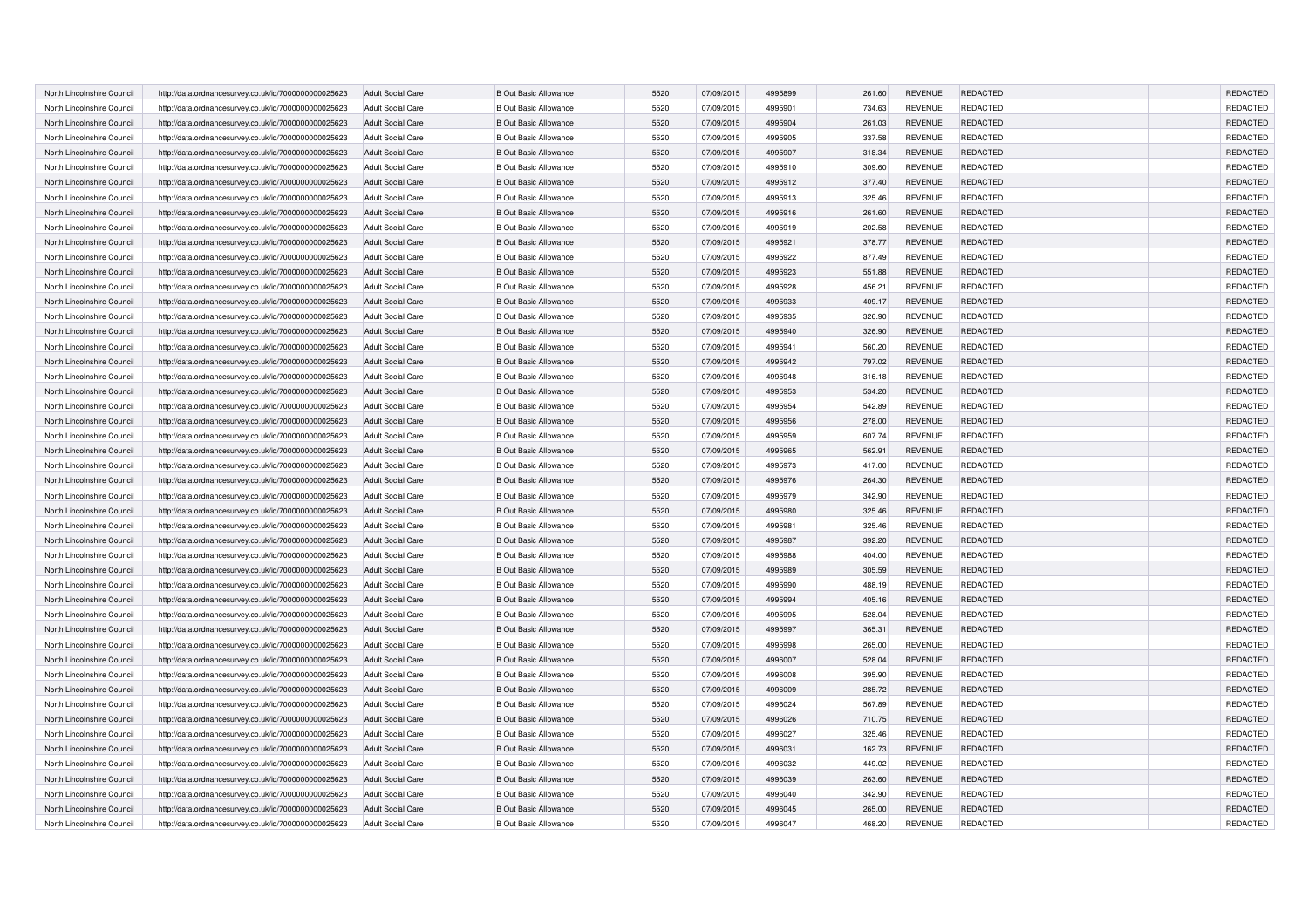| North Lincolnshire Council | http://data.ordnancesurvey.co.uk/id/7000000000025623 | Adult Social Care | B Out Basic Allowance | 5520 | 07/09/2015 | 4995899 | 261.60 | REVENUE | REDACTED | | REDACTED |
|---|---|---|---|---|---|---|---|---|---|---|---|
| North Lincolnshire Council | http://data.ordnancesurvey.co.uk/id/7000000000025623 | Adult Social Care | B Out Basic Allowance | 5520 | 07/09/2015 | 4995901 | 734.63 | REVENUE | REDACTED | | REDACTED |
| North Lincolnshire Council | http://data.ordnancesurvey.co.uk/id/7000000000025623 | Adult Social Care | B Out Basic Allowance | 5520 | 07/09/2015 | 4995904 | 261.03 | REVENUE | REDACTED | | REDACTED |
| North Lincolnshire Council | http://data.ordnancesurvey.co.uk/id/7000000000025623 | Adult Social Care | B Out Basic Allowance | 5520 | 07/09/2015 | 4995905 | 337.58 | REVENUE | REDACTED | | REDACTED |
| North Lincolnshire Council | http://data.ordnancesurvey.co.uk/id/7000000000025623 | Adult Social Care | B Out Basic Allowance | 5520 | 07/09/2015 | 4995907 | 318.34 | REVENUE | REDACTED | | REDACTED |
| North Lincolnshire Council | http://data.ordnancesurvey.co.uk/id/7000000000025623 | Adult Social Care | B Out Basic Allowance | 5520 | 07/09/2015 | 4995910 | 309.60 | REVENUE | REDACTED | | REDACTED |
| North Lincolnshire Council | http://data.ordnancesurvey.co.uk/id/7000000000025623 | Adult Social Care | B Out Basic Allowance | 5520 | 07/09/2015 | 4995912 | 377.40 | REVENUE | REDACTED | | REDACTED |
| North Lincolnshire Council | http://data.ordnancesurvey.co.uk/id/7000000000025623 | Adult Social Care | B Out Basic Allowance | 5520 | 07/09/2015 | 4995913 | 325.46 | REVENUE | REDACTED | | REDACTED |
| North Lincolnshire Council | http://data.ordnancesurvey.co.uk/id/7000000000025623 | Adult Social Care | B Out Basic Allowance | 5520 | 07/09/2015 | 4995916 | 261.60 | REVENUE | REDACTED | | REDACTED |
| North Lincolnshire Council | http://data.ordnancesurvey.co.uk/id/7000000000025623 | Adult Social Care | B Out Basic Allowance | 5520 | 07/09/2015 | 4995919 | 202.58 | REVENUE | REDACTED | | REDACTED |
| North Lincolnshire Council | http://data.ordnancesurvey.co.uk/id/7000000000025623 | Adult Social Care | B Out Basic Allowance | 5520 | 07/09/2015 | 4995921 | 378.77 | REVENUE | REDACTED | | REDACTED |
| North Lincolnshire Council | http://data.ordnancesurvey.co.uk/id/7000000000025623 | Adult Social Care | B Out Basic Allowance | 5520 | 07/09/2015 | 4995922 | 877.49 | REVENUE | REDACTED | | REDACTED |
| North Lincolnshire Council | http://data.ordnancesurvey.co.uk/id/7000000000025623 | Adult Social Care | B Out Basic Allowance | 5520 | 07/09/2015 | 4995923 | 551.88 | REVENUE | REDACTED | | REDACTED |
| North Lincolnshire Council | http://data.ordnancesurvey.co.uk/id/7000000000025623 | Adult Social Care | B Out Basic Allowance | 5520 | 07/09/2015 | 4995928 | 456.21 | REVENUE | REDACTED | | REDACTED |
| North Lincolnshire Council | http://data.ordnancesurvey.co.uk/id/7000000000025623 | Adult Social Care | B Out Basic Allowance | 5520 | 07/09/2015 | 4995933 | 409.17 | REVENUE | REDACTED | | REDACTED |
| North Lincolnshire Council | http://data.ordnancesurvey.co.uk/id/7000000000025623 | Adult Social Care | B Out Basic Allowance | 5520 | 07/09/2015 | 4995935 | 326.90 | REVENUE | REDACTED | | REDACTED |
| North Lincolnshire Council | http://data.ordnancesurvey.co.uk/id/7000000000025623 | Adult Social Care | B Out Basic Allowance | 5520 | 07/09/2015 | 4995940 | 326.90 | REVENUE | REDACTED | | REDACTED |
| North Lincolnshire Council | http://data.ordnancesurvey.co.uk/id/7000000000025623 | Adult Social Care | B Out Basic Allowance | 5520 | 07/09/2015 | 4995941 | 560.20 | REVENUE | REDACTED | | REDACTED |
| North Lincolnshire Council | http://data.ordnancesurvey.co.uk/id/7000000000025623 | Adult Social Care | B Out Basic Allowance | 5520 | 07/09/2015 | 4995942 | 797.02 | REVENUE | REDACTED | | REDACTED |
| North Lincolnshire Council | http://data.ordnancesurvey.co.uk/id/7000000000025623 | Adult Social Care | B Out Basic Allowance | 5520 | 07/09/2015 | 4995948 | 316.18 | REVENUE | REDACTED | | REDACTED |
| North Lincolnshire Council | http://data.ordnancesurvey.co.uk/id/7000000000025623 | Adult Social Care | B Out Basic Allowance | 5520 | 07/09/2015 | 4995953 | 534.20 | REVENUE | REDACTED | | REDACTED |
| North Lincolnshire Council | http://data.ordnancesurvey.co.uk/id/7000000000025623 | Adult Social Care | B Out Basic Allowance | 5520 | 07/09/2015 | 4995954 | 542.89 | REVENUE | REDACTED | | REDACTED |
| North Lincolnshire Council | http://data.ordnancesurvey.co.uk/id/7000000000025623 | Adult Social Care | B Out Basic Allowance | 5520 | 07/09/2015 | 4995956 | 278.00 | REVENUE | REDACTED | | REDACTED |
| North Lincolnshire Council | http://data.ordnancesurvey.co.uk/id/7000000000025623 | Adult Social Care | B Out Basic Allowance | 5520 | 07/09/2015 | 4995959 | 607.74 | REVENUE | REDACTED | | REDACTED |
| North Lincolnshire Council | http://data.ordnancesurvey.co.uk/id/7000000000025623 | Adult Social Care | B Out Basic Allowance | 5520 | 07/09/2015 | 4995965 | 562.91 | REVENUE | REDACTED | | REDACTED |
| North Lincolnshire Council | http://data.ordnancesurvey.co.uk/id/7000000000025623 | Adult Social Care | B Out Basic Allowance | 5520 | 07/09/2015 | 4995973 | 417.00 | REVENUE | REDACTED | | REDACTED |
| North Lincolnshire Council | http://data.ordnancesurvey.co.uk/id/7000000000025623 | Adult Social Care | B Out Basic Allowance | 5520 | 07/09/2015 | 4995976 | 264.30 | REVENUE | REDACTED | | REDACTED |
| North Lincolnshire Council | http://data.ordnancesurvey.co.uk/id/7000000000025623 | Adult Social Care | B Out Basic Allowance | 5520 | 07/09/2015 | 4995979 | 342.90 | REVENUE | REDACTED | | REDACTED |
| North Lincolnshire Council | http://data.ordnancesurvey.co.uk/id/7000000000025623 | Adult Social Care | B Out Basic Allowance | 5520 | 07/09/2015 | 4995980 | 325.46 | REVENUE | REDACTED | | REDACTED |
| North Lincolnshire Council | http://data.ordnancesurvey.co.uk/id/7000000000025623 | Adult Social Care | B Out Basic Allowance | 5520 | 07/09/2015 | 4995981 | 325.46 | REVENUE | REDACTED | | REDACTED |
| North Lincolnshire Council | http://data.ordnancesurvey.co.uk/id/7000000000025623 | Adult Social Care | B Out Basic Allowance | 5520 | 07/09/2015 | 4995987 | 392.20 | REVENUE | REDACTED | | REDACTED |
| North Lincolnshire Council | http://data.ordnancesurvey.co.uk/id/7000000000025623 | Adult Social Care | B Out Basic Allowance | 5520 | 07/09/2015 | 4995988 | 404.00 | REVENUE | REDACTED | | REDACTED |
| North Lincolnshire Council | http://data.ordnancesurvey.co.uk/id/7000000000025623 | Adult Social Care | B Out Basic Allowance | 5520 | 07/09/2015 | 4995989 | 305.59 | REVENUE | REDACTED | | REDACTED |
| North Lincolnshire Council | http://data.ordnancesurvey.co.uk/id/7000000000025623 | Adult Social Care | B Out Basic Allowance | 5520 | 07/09/2015 | 4995990 | 488.19 | REVENUE | REDACTED | | REDACTED |
| North Lincolnshire Council | http://data.ordnancesurvey.co.uk/id/7000000000025623 | Adult Social Care | B Out Basic Allowance | 5520 | 07/09/2015 | 4995994 | 405.16 | REVENUE | REDACTED | | REDACTED |
| North Lincolnshire Council | http://data.ordnancesurvey.co.uk/id/7000000000025623 | Adult Social Care | B Out Basic Allowance | 5520 | 07/09/2015 | 4995995 | 528.04 | REVENUE | REDACTED | | REDACTED |
| North Lincolnshire Council | http://data.ordnancesurvey.co.uk/id/7000000000025623 | Adult Social Care | B Out Basic Allowance | 5520 | 07/09/2015 | 4995997 | 365.31 | REVENUE | REDACTED | | REDACTED |
| North Lincolnshire Council | http://data.ordnancesurvey.co.uk/id/7000000000025623 | Adult Social Care | B Out Basic Allowance | 5520 | 07/09/2015 | 4995998 | 265.00 | REVENUE | REDACTED | | REDACTED |
| North Lincolnshire Council | http://data.ordnancesurvey.co.uk/id/7000000000025623 | Adult Social Care | B Out Basic Allowance | 5520 | 07/09/2015 | 4996007 | 528.04 | REVENUE | REDACTED | | REDACTED |
| North Lincolnshire Council | http://data.ordnancesurvey.co.uk/id/7000000000025623 | Adult Social Care | B Out Basic Allowance | 5520 | 07/09/2015 | 4996008 | 395.90 | REVENUE | REDACTED | | REDACTED |
| North Lincolnshire Council | http://data.ordnancesurvey.co.uk/id/7000000000025623 | Adult Social Care | B Out Basic Allowance | 5520 | 07/09/2015 | 4996009 | 285.72 | REVENUE | REDACTED | | REDACTED |
| North Lincolnshire Council | http://data.ordnancesurvey.co.uk/id/7000000000025623 | Adult Social Care | B Out Basic Allowance | 5520 | 07/09/2015 | 4996024 | 567.89 | REVENUE | REDACTED | | REDACTED |
| North Lincolnshire Council | http://data.ordnancesurvey.co.uk/id/7000000000025623 | Adult Social Care | B Out Basic Allowance | 5520 | 07/09/2015 | 4996026 | 710.75 | REVENUE | REDACTED | | REDACTED |
| North Lincolnshire Council | http://data.ordnancesurvey.co.uk/id/7000000000025623 | Adult Social Care | B Out Basic Allowance | 5520 | 07/09/2015 | 4996027 | 325.46 | REVENUE | REDACTED | | REDACTED |
| North Lincolnshire Council | http://data.ordnancesurvey.co.uk/id/7000000000025623 | Adult Social Care | B Out Basic Allowance | 5520 | 07/09/2015 | 4996031 | 162.73 | REVENUE | REDACTED | | REDACTED |
| North Lincolnshire Council | http://data.ordnancesurvey.co.uk/id/7000000000025623 | Adult Social Care | B Out Basic Allowance | 5520 | 07/09/2015 | 4996032 | 449.02 | REVENUE | REDACTED | | REDACTED |
| North Lincolnshire Council | http://data.ordnancesurvey.co.uk/id/7000000000025623 | Adult Social Care | B Out Basic Allowance | 5520 | 07/09/2015 | 4996039 | 263.60 | REVENUE | REDACTED | | REDACTED |
| North Lincolnshire Council | http://data.ordnancesurvey.co.uk/id/7000000000025623 | Adult Social Care | B Out Basic Allowance | 5520 | 07/09/2015 | 4996040 | 342.90 | REVENUE | REDACTED | | REDACTED |
| North Lincolnshire Council | http://data.ordnancesurvey.co.uk/id/7000000000025623 | Adult Social Care | B Out Basic Allowance | 5520 | 07/09/2015 | 4996045 | 265.00 | REVENUE | REDACTED | | REDACTED |
| North Lincolnshire Council | http://data.ordnancesurvey.co.uk/id/7000000000025623 | Adult Social Care | B Out Basic Allowance | 5520 | 07/09/2015 | 4996047 | 468.20 | REVENUE | REDACTED | | REDACTED |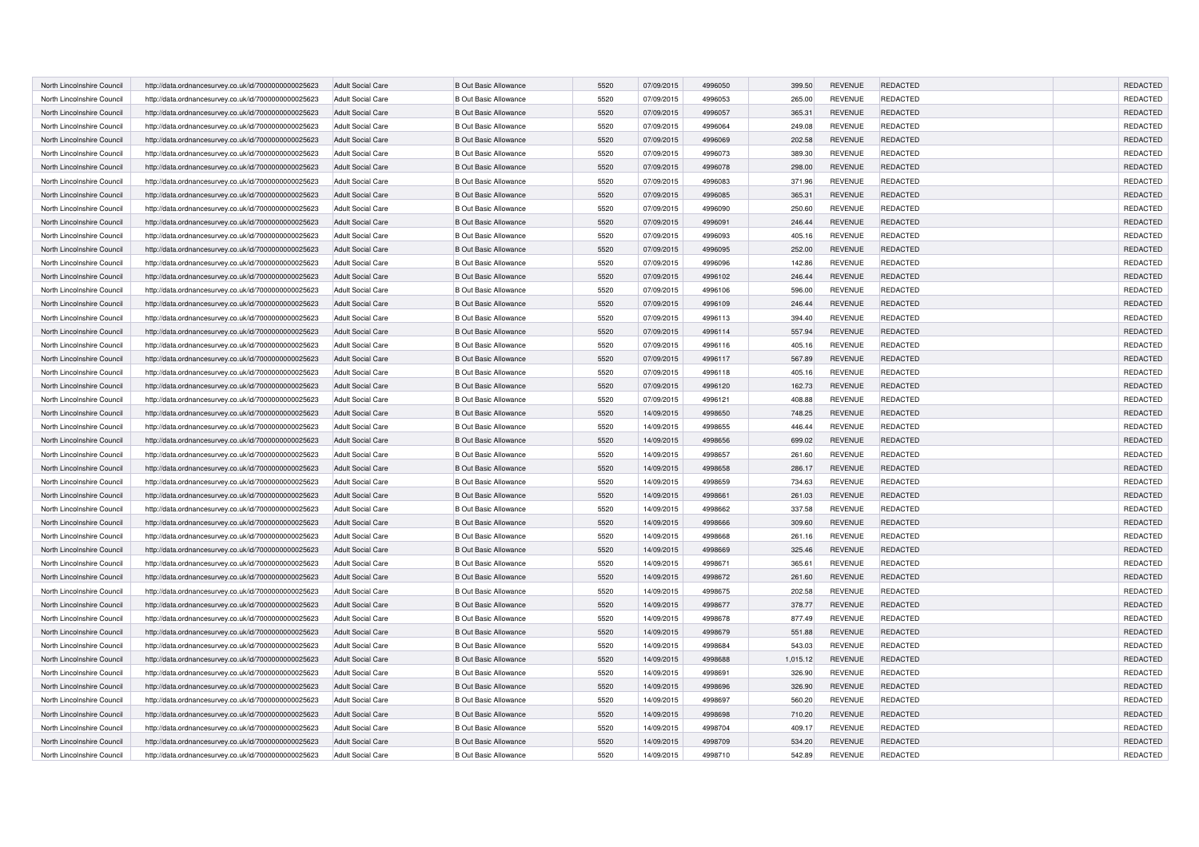| North Lincolnshire Council | http://data.ordnancesurvey.co.uk/id/7000000000025623 | Adult Social Care | B Out Basic Allowance | 5520 | 07/09/2015 | 4996050 | 399.50 | REVENUE | REDACTED | | REDACTED |
|---|---|---|---|---|---|---|---|---|---|---|---|
| North Lincolnshire Council | http://data.ordnancesurvey.co.uk/id/7000000000025623 | Adult Social Care | B Out Basic Allowance | 5520 | 07/09/2015 | 4996053 | 265.00 | REVENUE | REDACTED | | REDACTED |
| North Lincolnshire Council | http://data.ordnancesurvey.co.uk/id/7000000000025623 | Adult Social Care | B Out Basic Allowance | 5520 | 07/09/2015 | 4996057 | 365.31 | REVENUE | REDACTED | | REDACTED |
| North Lincolnshire Council | http://data.ordnancesurvey.co.uk/id/7000000000025623 | Adult Social Care | B Out Basic Allowance | 5520 | 07/09/2015 | 4996064 | 249.08 | REVENUE | REDACTED | | REDACTED |
| North Lincolnshire Council | http://data.ordnancesurvey.co.uk/id/7000000000025623 | Adult Social Care | B Out Basic Allowance | 5520 | 07/09/2015 | 4996069 | 202.58 | REVENUE | REDACTED | | REDACTED |
| North Lincolnshire Council | http://data.ordnancesurvey.co.uk/id/7000000000025623 | Adult Social Care | B Out Basic Allowance | 5520 | 07/09/2015 | 4996073 | 389.30 | REVENUE | REDACTED | | REDACTED |
| North Lincolnshire Council | http://data.ordnancesurvey.co.uk/id/7000000000025623 | Adult Social Care | B Out Basic Allowance | 5520 | 07/09/2015 | 4996078 | 298.00 | REVENUE | REDACTED | | REDACTED |
| North Lincolnshire Council | http://data.ordnancesurvey.co.uk/id/7000000000025623 | Adult Social Care | B Out Basic Allowance | 5520 | 07/09/2015 | 4996083 | 371.96 | REVENUE | REDACTED | | REDACTED |
| North Lincolnshire Council | http://data.ordnancesurvey.co.uk/id/7000000000025623 | Adult Social Care | B Out Basic Allowance | 5520 | 07/09/2015 | 4996085 | 365.31 | REVENUE | REDACTED | | REDACTED |
| North Lincolnshire Council | http://data.ordnancesurvey.co.uk/id/7000000000025623 | Adult Social Care | B Out Basic Allowance | 5520 | 07/09/2015 | 4996090 | 250.60 | REVENUE | REDACTED | | REDACTED |
| North Lincolnshire Council | http://data.ordnancesurvey.co.uk/id/7000000000025623 | Adult Social Care | B Out Basic Allowance | 5520 | 07/09/2015 | 4996091 | 246.44 | REVENUE | REDACTED | | REDACTED |
| North Lincolnshire Council | http://data.ordnancesurvey.co.uk/id/7000000000025623 | Adult Social Care | B Out Basic Allowance | 5520 | 07/09/2015 | 4996093 | 405.16 | REVENUE | REDACTED | | REDACTED |
| North Lincolnshire Council | http://data.ordnancesurvey.co.uk/id/7000000000025623 | Adult Social Care | B Out Basic Allowance | 5520 | 07/09/2015 | 4996095 | 252.00 | REVENUE | REDACTED | | REDACTED |
| North Lincolnshire Council | http://data.ordnancesurvey.co.uk/id/7000000000025623 | Adult Social Care | B Out Basic Allowance | 5520 | 07/09/2015 | 4996096 | 142.86 | REVENUE | REDACTED | | REDACTED |
| North Lincolnshire Council | http://data.ordnancesurvey.co.uk/id/7000000000025623 | Adult Social Care | B Out Basic Allowance | 5520 | 07/09/2015 | 4996102 | 246.44 | REVENUE | REDACTED | | REDACTED |
| North Lincolnshire Council | http://data.ordnancesurvey.co.uk/id/7000000000025623 | Adult Social Care | B Out Basic Allowance | 5520 | 07/09/2015 | 4996106 | 596.00 | REVENUE | REDACTED | | REDACTED |
| North Lincolnshire Council | http://data.ordnancesurvey.co.uk/id/7000000000025623 | Adult Social Care | B Out Basic Allowance | 5520 | 07/09/2015 | 4996109 | 246.44 | REVENUE | REDACTED | | REDACTED |
| North Lincolnshire Council | http://data.ordnancesurvey.co.uk/id/7000000000025623 | Adult Social Care | B Out Basic Allowance | 5520 | 07/09/2015 | 4996113 | 394.40 | REVENUE | REDACTED | | REDACTED |
| North Lincolnshire Council | http://data.ordnancesurvey.co.uk/id/7000000000025623 | Adult Social Care | B Out Basic Allowance | 5520 | 07/09/2015 | 4996114 | 557.94 | REVENUE | REDACTED | | REDACTED |
| North Lincolnshire Council | http://data.ordnancesurvey.co.uk/id/7000000000025623 | Adult Social Care | B Out Basic Allowance | 5520 | 07/09/2015 | 4996116 | 405.16 | REVENUE | REDACTED | | REDACTED |
| North Lincolnshire Council | http://data.ordnancesurvey.co.uk/id/7000000000025623 | Adult Social Care | B Out Basic Allowance | 5520 | 07/09/2015 | 4996117 | 567.89 | REVENUE | REDACTED | | REDACTED |
| North Lincolnshire Council | http://data.ordnancesurvey.co.uk/id/7000000000025623 | Adult Social Care | B Out Basic Allowance | 5520 | 07/09/2015 | 4996118 | 405.16 | REVENUE | REDACTED | | REDACTED |
| North Lincolnshire Council | http://data.ordnancesurvey.co.uk/id/7000000000025623 | Adult Social Care | B Out Basic Allowance | 5520 | 07/09/2015 | 4996120 | 162.73 | REVENUE | REDACTED | | REDACTED |
| North Lincolnshire Council | http://data.ordnancesurvey.co.uk/id/7000000000025623 | Adult Social Care | B Out Basic Allowance | 5520 | 07/09/2015 | 4996121 | 408.88 | REVENUE | REDACTED | | REDACTED |
| North Lincolnshire Council | http://data.ordnancesurvey.co.uk/id/7000000000025623 | Adult Social Care | B Out Basic Allowance | 5520 | 14/09/2015 | 4998650 | 748.25 | REVENUE | REDACTED | | REDACTED |
| North Lincolnshire Council | http://data.ordnancesurvey.co.uk/id/7000000000025623 | Adult Social Care | B Out Basic Allowance | 5520 | 14/09/2015 | 4998655 | 446.44 | REVENUE | REDACTED | | REDACTED |
| North Lincolnshire Council | http://data.ordnancesurvey.co.uk/id/7000000000025623 | Adult Social Care | B Out Basic Allowance | 5520 | 14/09/2015 | 4998656 | 699.02 | REVENUE | REDACTED | | REDACTED |
| North Lincolnshire Council | http://data.ordnancesurvey.co.uk/id/7000000000025623 | Adult Social Care | B Out Basic Allowance | 5520 | 14/09/2015 | 4998657 | 261.60 | REVENUE | REDACTED | | REDACTED |
| North Lincolnshire Council | http://data.ordnancesurvey.co.uk/id/7000000000025623 | Adult Social Care | B Out Basic Allowance | 5520 | 14/09/2015 | 4998658 | 286.17 | REVENUE | REDACTED | | REDACTED |
| North Lincolnshire Council | http://data.ordnancesurvey.co.uk/id/7000000000025623 | Adult Social Care | B Out Basic Allowance | 5520 | 14/09/2015 | 4998659 | 734.63 | REVENUE | REDACTED | | REDACTED |
| North Lincolnshire Council | http://data.ordnancesurvey.co.uk/id/7000000000025623 | Adult Social Care | B Out Basic Allowance | 5520 | 14/09/2015 | 4998661 | 261.03 | REVENUE | REDACTED | | REDACTED |
| North Lincolnshire Council | http://data.ordnancesurvey.co.uk/id/7000000000025623 | Adult Social Care | B Out Basic Allowance | 5520 | 14/09/2015 | 4998662 | 337.58 | REVENUE | REDACTED | | REDACTED |
| North Lincolnshire Council | http://data.ordnancesurvey.co.uk/id/7000000000025623 | Adult Social Care | B Out Basic Allowance | 5520 | 14/09/2015 | 4998666 | 309.60 | REVENUE | REDACTED | | REDACTED |
| North Lincolnshire Council | http://data.ordnancesurvey.co.uk/id/7000000000025623 | Adult Social Care | B Out Basic Allowance | 5520 | 14/09/2015 | 4998668 | 261.16 | REVENUE | REDACTED | | REDACTED |
| North Lincolnshire Council | http://data.ordnancesurvey.co.uk/id/7000000000025623 | Adult Social Care | B Out Basic Allowance | 5520 | 14/09/2015 | 4998669 | 325.46 | REVENUE | REDACTED | | REDACTED |
| North Lincolnshire Council | http://data.ordnancesurvey.co.uk/id/7000000000025623 | Adult Social Care | B Out Basic Allowance | 5520 | 14/09/2015 | 4998671 | 365.61 | REVENUE | REDACTED | | REDACTED |
| North Lincolnshire Council | http://data.ordnancesurvey.co.uk/id/7000000000025623 | Adult Social Care | B Out Basic Allowance | 5520 | 14/09/2015 | 4998672 | 261.60 | REVENUE | REDACTED | | REDACTED |
| North Lincolnshire Council | http://data.ordnancesurvey.co.uk/id/7000000000025623 | Adult Social Care | B Out Basic Allowance | 5520 | 14/09/2015 | 4998675 | 202.58 | REVENUE | REDACTED | | REDACTED |
| North Lincolnshire Council | http://data.ordnancesurvey.co.uk/id/7000000000025623 | Adult Social Care | B Out Basic Allowance | 5520 | 14/09/2015 | 4998677 | 378.77 | REVENUE | REDACTED | | REDACTED |
| North Lincolnshire Council | http://data.ordnancesurvey.co.uk/id/7000000000025623 | Adult Social Care | B Out Basic Allowance | 5520 | 14/09/2015 | 4998678 | 877.49 | REVENUE | REDACTED | | REDACTED |
| North Lincolnshire Council | http://data.ordnancesurvey.co.uk/id/7000000000025623 | Adult Social Care | B Out Basic Allowance | 5520 | 14/09/2015 | 4998679 | 551.88 | REVENUE | REDACTED | | REDACTED |
| North Lincolnshire Council | http://data.ordnancesurvey.co.uk/id/7000000000025623 | Adult Social Care | B Out Basic Allowance | 5520 | 14/09/2015 | 4998684 | 543.03 | REVENUE | REDACTED | | REDACTED |
| North Lincolnshire Council | http://data.ordnancesurvey.co.uk/id/7000000000025623 | Adult Social Care | B Out Basic Allowance | 5520 | 14/09/2015 | 4998688 | 1,015.12 | REVENUE | REDACTED | | REDACTED |
| North Lincolnshire Council | http://data.ordnancesurvey.co.uk/id/7000000000025623 | Adult Social Care | B Out Basic Allowance | 5520 | 14/09/2015 | 4998691 | 326.90 | REVENUE | REDACTED | | REDACTED |
| North Lincolnshire Council | http://data.ordnancesurvey.co.uk/id/7000000000025623 | Adult Social Care | B Out Basic Allowance | 5520 | 14/09/2015 | 4998696 | 326.90 | REVENUE | REDACTED | | REDACTED |
| North Lincolnshire Council | http://data.ordnancesurvey.co.uk/id/7000000000025623 | Adult Social Care | B Out Basic Allowance | 5520 | 14/09/2015 | 4998697 | 560.20 | REVENUE | REDACTED | | REDACTED |
| North Lincolnshire Council | http://data.ordnancesurvey.co.uk/id/7000000000025623 | Adult Social Care | B Out Basic Allowance | 5520 | 14/09/2015 | 4998698 | 710.20 | REVENUE | REDACTED | | REDACTED |
| North Lincolnshire Council | http://data.ordnancesurvey.co.uk/id/7000000000025623 | Adult Social Care | B Out Basic Allowance | 5520 | 14/09/2015 | 4998704 | 409.17 | REVENUE | REDACTED | | REDACTED |
| North Lincolnshire Council | http://data.ordnancesurvey.co.uk/id/7000000000025623 | Adult Social Care | B Out Basic Allowance | 5520 | 14/09/2015 | 4998709 | 534.20 | REVENUE | REDACTED | | REDACTED |
| North Lincolnshire Council | http://data.ordnancesurvey.co.uk/id/7000000000025623 | Adult Social Care | B Out Basic Allowance | 5520 | 14/09/2015 | 4998710 | 542.89 | REVENUE | REDACTED | | REDACTED |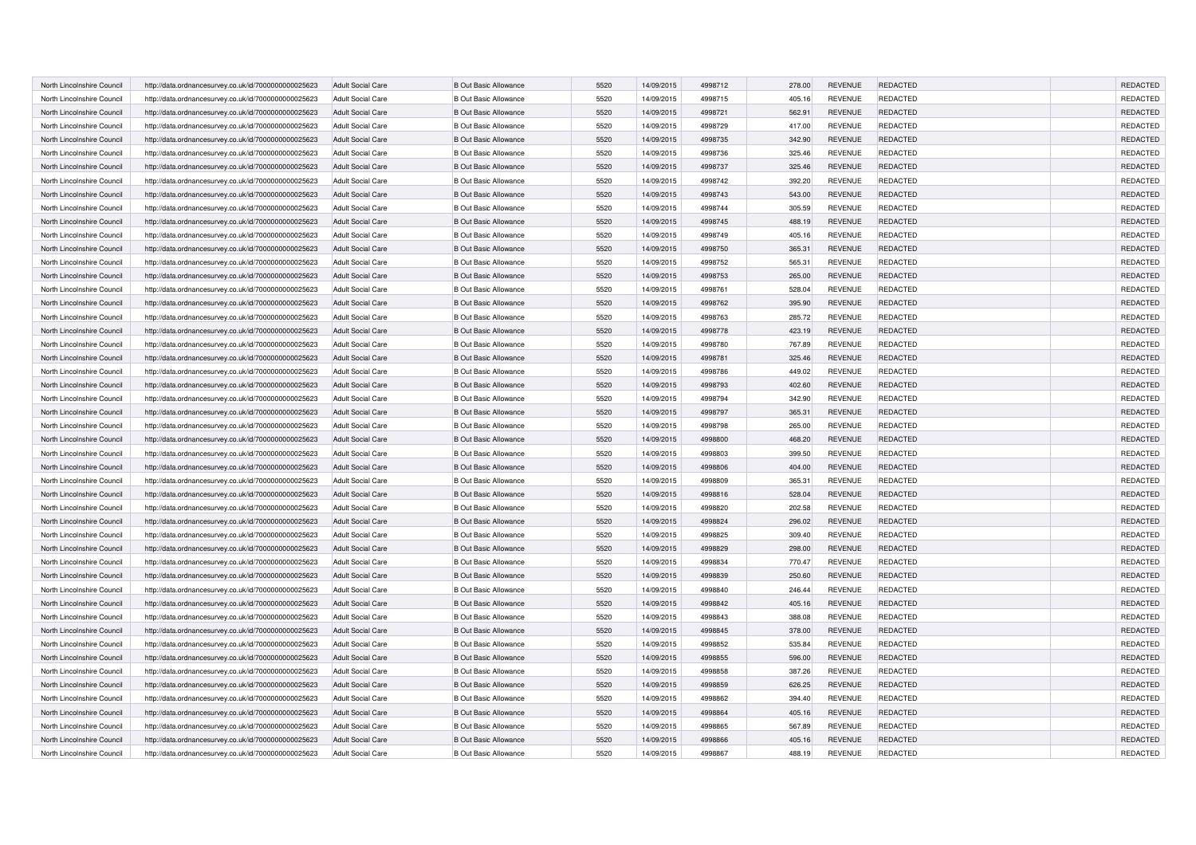| | | | | | | | | | | | |
|---|---|---|---|---|---|---|---|---|---|---|---|
| North Lincolnshire Council | http://data.ordnancesurvey.co.uk/id/7000000000025623 | Adult Social Care | B Out Basic Allowance | 5520 | 14/09/2015 | 4998712 | 278.00 | REVENUE | REDACTED | | REDACTED |
| North Lincolnshire Council | http://data.ordnancesurvey.co.uk/id/7000000000025623 | Adult Social Care | B Out Basic Allowance | 5520 | 14/09/2015 | 4998715 | 405.16 | REVENUE | REDACTED | | REDACTED |
| North Lincolnshire Council | http://data.ordnancesurvey.co.uk/id/7000000000025623 | Adult Social Care | B Out Basic Allowance | 5520 | 14/09/2015 | 4998721 | 562.91 | REVENUE | REDACTED | | REDACTED |
| North Lincolnshire Council | http://data.ordnancesurvey.co.uk/id/7000000000025623 | Adult Social Care | B Out Basic Allowance | 5520 | 14/09/2015 | 4998729 | 417.00 | REVENUE | REDACTED | | REDACTED |
| North Lincolnshire Council | http://data.ordnancesurvey.co.uk/id/7000000000025623 | Adult Social Care | B Out Basic Allowance | 5520 | 14/09/2015 | 4998735 | 342.90 | REVENUE | REDACTED | | REDACTED |
| North Lincolnshire Council | http://data.ordnancesurvey.co.uk/id/7000000000025623 | Adult Social Care | B Out Basic Allowance | 5520 | 14/09/2015 | 4998736 | 325.46 | REVENUE | REDACTED | | REDACTED |
| North Lincolnshire Council | http://data.ordnancesurvey.co.uk/id/7000000000025623 | Adult Social Care | B Out Basic Allowance | 5520 | 14/09/2015 | 4998737 | 325.46 | REVENUE | REDACTED | | REDACTED |
| North Lincolnshire Council | http://data.ordnancesurvey.co.uk/id/7000000000025623 | Adult Social Care | B Out Basic Allowance | 5520 | 14/09/2015 | 4998742 | 392.20 | REVENUE | REDACTED | | REDACTED |
| North Lincolnshire Council | http://data.ordnancesurvey.co.uk/id/7000000000025623 | Adult Social Care | B Out Basic Allowance | 5520 | 14/09/2015 | 4998743 | 543.00 | REVENUE | REDACTED | | REDACTED |
| North Lincolnshire Council | http://data.ordnancesurvey.co.uk/id/7000000000025623 | Adult Social Care | B Out Basic Allowance | 5520 | 14/09/2015 | 4998744 | 305.59 | REVENUE | REDACTED | | REDACTED |
| North Lincolnshire Council | http://data.ordnancesurvey.co.uk/id/7000000000025623 | Adult Social Care | B Out Basic Allowance | 5520 | 14/09/2015 | 4998745 | 488.19 | REVENUE | REDACTED | | REDACTED |
| North Lincolnshire Council | http://data.ordnancesurvey.co.uk/id/7000000000025623 | Adult Social Care | B Out Basic Allowance | 5520 | 14/09/2015 | 4998749 | 405.16 | REVENUE | REDACTED | | REDACTED |
| North Lincolnshire Council | http://data.ordnancesurvey.co.uk/id/7000000000025623 | Adult Social Care | B Out Basic Allowance | 5520 | 14/09/2015 | 4998750 | 365.31 | REVENUE | REDACTED | | REDACTED |
| North Lincolnshire Council | http://data.ordnancesurvey.co.uk/id/7000000000025623 | Adult Social Care | B Out Basic Allowance | 5520 | 14/09/2015 | 4998752 | 565.31 | REVENUE | REDACTED | | REDACTED |
| North Lincolnshire Council | http://data.ordnancesurvey.co.uk/id/7000000000025623 | Adult Social Care | B Out Basic Allowance | 5520 | 14/09/2015 | 4998753 | 265.00 | REVENUE | REDACTED | | REDACTED |
| North Lincolnshire Council | http://data.ordnancesurvey.co.uk/id/7000000000025623 | Adult Social Care | B Out Basic Allowance | 5520 | 14/09/2015 | 4998761 | 528.04 | REVENUE | REDACTED | | REDACTED |
| North Lincolnshire Council | http://data.ordnancesurvey.co.uk/id/7000000000025623 | Adult Social Care | B Out Basic Allowance | 5520 | 14/09/2015 | 4998762 | 395.90 | REVENUE | REDACTED | | REDACTED |
| North Lincolnshire Council | http://data.ordnancesurvey.co.uk/id/7000000000025623 | Adult Social Care | B Out Basic Allowance | 5520 | 14/09/2015 | 4998763 | 285.72 | REVENUE | REDACTED | | REDACTED |
| North Lincolnshire Council | http://data.ordnancesurvey.co.uk/id/7000000000025623 | Adult Social Care | B Out Basic Allowance | 5520 | 14/09/2015 | 4998778 | 423.19 | REVENUE | REDACTED | | REDACTED |
| North Lincolnshire Council | http://data.ordnancesurvey.co.uk/id/7000000000025623 | Adult Social Care | B Out Basic Allowance | 5520 | 14/09/2015 | 4998780 | 767.89 | REVENUE | REDACTED | | REDACTED |
| North Lincolnshire Council | http://data.ordnancesurvey.co.uk/id/7000000000025623 | Adult Social Care | B Out Basic Allowance | 5520 | 14/09/2015 | 4998781 | 325.46 | REVENUE | REDACTED | | REDACTED |
| North Lincolnshire Council | http://data.ordnancesurvey.co.uk/id/7000000000025623 | Adult Social Care | B Out Basic Allowance | 5520 | 14/09/2015 | 4998786 | 449.02 | REVENUE | REDACTED | | REDACTED |
| North Lincolnshire Council | http://data.ordnancesurvey.co.uk/id/7000000000025623 | Adult Social Care | B Out Basic Allowance | 5520 | 14/09/2015 | 4998793 | 402.60 | REVENUE | REDACTED | | REDACTED |
| North Lincolnshire Council | http://data.ordnancesurvey.co.uk/id/7000000000025623 | Adult Social Care | B Out Basic Allowance | 5520 | 14/09/2015 | 4998794 | 342.90 | REVENUE | REDACTED | | REDACTED |
| North Lincolnshire Council | http://data.ordnancesurvey.co.uk/id/7000000000025623 | Adult Social Care | B Out Basic Allowance | 5520 | 14/09/2015 | 4998797 | 365.31 | REVENUE | REDACTED | | REDACTED |
| North Lincolnshire Council | http://data.ordnancesurvey.co.uk/id/7000000000025623 | Adult Social Care | B Out Basic Allowance | 5520 | 14/09/2015 | 4998798 | 265.00 | REVENUE | REDACTED | | REDACTED |
| North Lincolnshire Council | http://data.ordnancesurvey.co.uk/id/7000000000025623 | Adult Social Care | B Out Basic Allowance | 5520 | 14/09/2015 | 4998800 | 468.20 | REVENUE | REDACTED | | REDACTED |
| North Lincolnshire Council | http://data.ordnancesurvey.co.uk/id/7000000000025623 | Adult Social Care | B Out Basic Allowance | 5520 | 14/09/2015 | 4998803 | 399.50 | REVENUE | REDACTED | | REDACTED |
| North Lincolnshire Council | http://data.ordnancesurvey.co.uk/id/7000000000025623 | Adult Social Care | B Out Basic Allowance | 5520 | 14/09/2015 | 4998806 | 404.00 | REVENUE | REDACTED | | REDACTED |
| North Lincolnshire Council | http://data.ordnancesurvey.co.uk/id/7000000000025623 | Adult Social Care | B Out Basic Allowance | 5520 | 14/09/2015 | 4998809 | 365.31 | REVENUE | REDACTED | | REDACTED |
| North Lincolnshire Council | http://data.ordnancesurvey.co.uk/id/7000000000025623 | Adult Social Care | B Out Basic Allowance | 5520 | 14/09/2015 | 4998816 | 528.04 | REVENUE | REDACTED | | REDACTED |
| North Lincolnshire Council | http://data.ordnancesurvey.co.uk/id/7000000000025623 | Adult Social Care | B Out Basic Allowance | 5520 | 14/09/2015 | 4998820 | 202.58 | REVENUE | REDACTED | | REDACTED |
| North Lincolnshire Council | http://data.ordnancesurvey.co.uk/id/7000000000025623 | Adult Social Care | B Out Basic Allowance | 5520 | 14/09/2015 | 4998824 | 296.02 | REVENUE | REDACTED | | REDACTED |
| North Lincolnshire Council | http://data.ordnancesurvey.co.uk/id/7000000000025623 | Adult Social Care | B Out Basic Allowance | 5520 | 14/09/2015 | 4998825 | 309.40 | REVENUE | REDACTED | | REDACTED |
| North Lincolnshire Council | http://data.ordnancesurvey.co.uk/id/7000000000025623 | Adult Social Care | B Out Basic Allowance | 5520 | 14/09/2015 | 4998829 | 298.00 | REVENUE | REDACTED | | REDACTED |
| North Lincolnshire Council | http://data.ordnancesurvey.co.uk/id/7000000000025623 | Adult Social Care | B Out Basic Allowance | 5520 | 14/09/2015 | 4998834 | 770.47 | REVENUE | REDACTED | | REDACTED |
| North Lincolnshire Council | http://data.ordnancesurvey.co.uk/id/7000000000025623 | Adult Social Care | B Out Basic Allowance | 5520 | 14/09/2015 | 4998839 | 250.60 | REVENUE | REDACTED | | REDACTED |
| North Lincolnshire Council | http://data.ordnancesurvey.co.uk/id/7000000000025623 | Adult Social Care | B Out Basic Allowance | 5520 | 14/09/2015 | 4998840 | 246.44 | REVENUE | REDACTED | | REDACTED |
| North Lincolnshire Council | http://data.ordnancesurvey.co.uk/id/7000000000025623 | Adult Social Care | B Out Basic Allowance | 5520 | 14/09/2015 | 4998842 | 405.16 | REVENUE | REDACTED | | REDACTED |
| North Lincolnshire Council | http://data.ordnancesurvey.co.uk/id/7000000000025623 | Adult Social Care | B Out Basic Allowance | 5520 | 14/09/2015 | 4998843 | 388.08 | REVENUE | REDACTED | | REDACTED |
| North Lincolnshire Council | http://data.ordnancesurvey.co.uk/id/7000000000025623 | Adult Social Care | B Out Basic Allowance | 5520 | 14/09/2015 | 4998845 | 378.00 | REVENUE | REDACTED | | REDACTED |
| North Lincolnshire Council | http://data.ordnancesurvey.co.uk/id/7000000000025623 | Adult Social Care | B Out Basic Allowance | 5520 | 14/09/2015 | 4998852 | 535.84 | REVENUE | REDACTED | | REDACTED |
| North Lincolnshire Council | http://data.ordnancesurvey.co.uk/id/7000000000025623 | Adult Social Care | B Out Basic Allowance | 5520 | 14/09/2015 | 4998855 | 596.00 | REVENUE | REDACTED | | REDACTED |
| North Lincolnshire Council | http://data.ordnancesurvey.co.uk/id/7000000000025623 | Adult Social Care | B Out Basic Allowance | 5520 | 14/09/2015 | 4998858 | 387.26 | REVENUE | REDACTED | | REDACTED |
| North Lincolnshire Council | http://data.ordnancesurvey.co.uk/id/7000000000025623 | Adult Social Care | B Out Basic Allowance | 5520 | 14/09/2015 | 4998859 | 626.25 | REVENUE | REDACTED | | REDACTED |
| North Lincolnshire Council | http://data.ordnancesurvey.co.uk/id/7000000000025623 | Adult Social Care | B Out Basic Allowance | 5520 | 14/09/2015 | 4998862 | 394.40 | REVENUE | REDACTED | | REDACTED |
| North Lincolnshire Council | http://data.ordnancesurvey.co.uk/id/7000000000025623 | Adult Social Care | B Out Basic Allowance | 5520 | 14/09/2015 | 4998864 | 405.16 | REVENUE | REDACTED | | REDACTED |
| North Lincolnshire Council | http://data.ordnancesurvey.co.uk/id/7000000000025623 | Adult Social Care | B Out Basic Allowance | 5520 | 14/09/2015 | 4998865 | 567.89 | REVENUE | REDACTED | | REDACTED |
| North Lincolnshire Council | http://data.ordnancesurvey.co.uk/id/7000000000025623 | Adult Social Care | B Out Basic Allowance | 5520 | 14/09/2015 | 4998866 | 405.16 | REVENUE | REDACTED | | REDACTED |
| North Lincolnshire Council | http://data.ordnancesurvey.co.uk/id/7000000000025623 | Adult Social Care | B Out Basic Allowance | 5520 | 14/09/2015 | 4998867 | 488.19 | REVENUE | REDACTED | | REDACTED |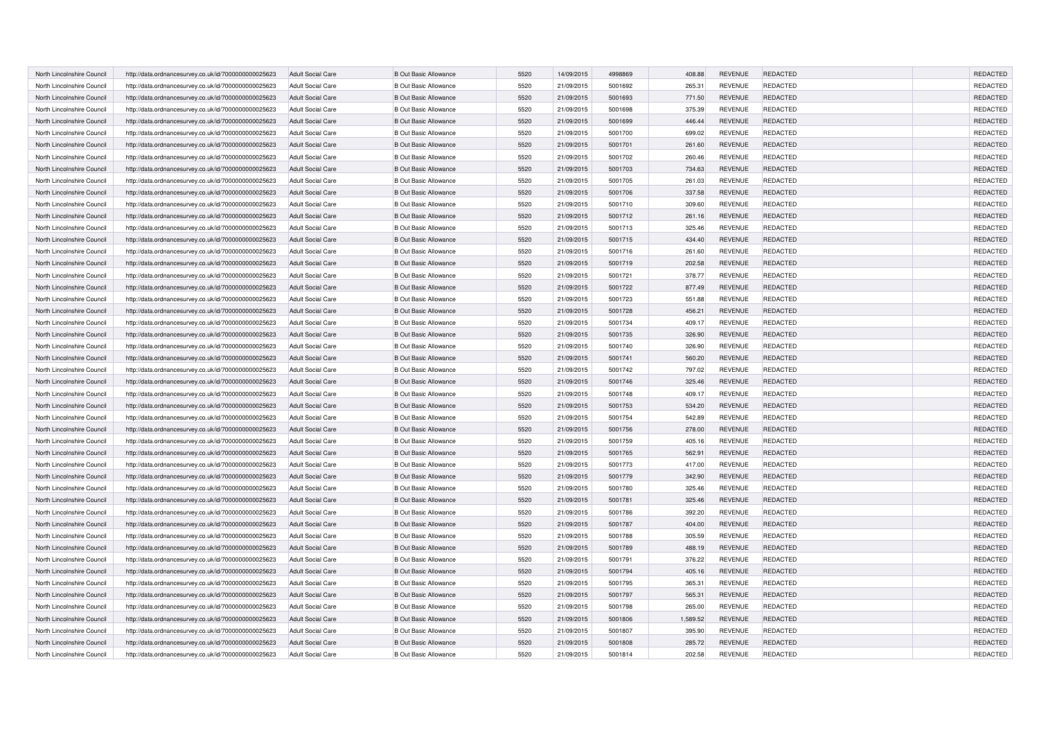| | | | | | | | | | | | |
|---|---|---|---|---|---|---|---|---|---|---|---|
| North Lincolnshire Council | http://data.ordnancesurvey.co.uk/id/7000000000025623 | Adult Social Care | B Out Basic Allowance | 5520 | 14/09/2015 | 4998869 | 408.88 | REVENUE | REDACTED | | REDACTED |
| North Lincolnshire Council | http://data.ordnancesurvey.co.uk/id/7000000000025623 | Adult Social Care | B Out Basic Allowance | 5520 | 21/09/2015 | 5001692 | 265.31 | REVENUE | REDACTED | | REDACTED |
| North Lincolnshire Council | http://data.ordnancesurvey.co.uk/id/7000000000025623 | Adult Social Care | B Out Basic Allowance | 5520 | 21/09/2015 | 5001693 | 771.50 | REVENUE | REDACTED | | REDACTED |
| North Lincolnshire Council | http://data.ordnancesurvey.co.uk/id/7000000000025623 | Adult Social Care | B Out Basic Allowance | 5520 | 21/09/2015 | 5001698 | 375.39 | REVENUE | REDACTED | | REDACTED |
| North Lincolnshire Council | http://data.ordnancesurvey.co.uk/id/7000000000025623 | Adult Social Care | B Out Basic Allowance | 5520 | 21/09/2015 | 5001699 | 446.44 | REVENUE | REDACTED | | REDACTED |
| North Lincolnshire Council | http://data.ordnancesurvey.co.uk/id/7000000000025623 | Adult Social Care | B Out Basic Allowance | 5520 | 21/09/2015 | 5001700 | 699.02 | REVENUE | REDACTED | | REDACTED |
| North Lincolnshire Council | http://data.ordnancesurvey.co.uk/id/7000000000025623 | Adult Social Care | B Out Basic Allowance | 5520 | 21/09/2015 | 5001701 | 261.60 | REVENUE | REDACTED | | REDACTED |
| North Lincolnshire Council | http://data.ordnancesurvey.co.uk/id/7000000000025623 | Adult Social Care | B Out Basic Allowance | 5520 | 21/09/2015 | 5001702 | 260.46 | REVENUE | REDACTED | | REDACTED |
| North Lincolnshire Council | http://data.ordnancesurvey.co.uk/id/7000000000025623 | Adult Social Care | B Out Basic Allowance | 5520 | 21/09/2015 | 5001703 | 734.63 | REVENUE | REDACTED | | REDACTED |
| North Lincolnshire Council | http://data.ordnancesurvey.co.uk/id/7000000000025623 | Adult Social Care | B Out Basic Allowance | 5520 | 21/09/2015 | 5001705 | 261.03 | REVENUE | REDACTED | | REDACTED |
| North Lincolnshire Council | http://data.ordnancesurvey.co.uk/id/7000000000025623 | Adult Social Care | B Out Basic Allowance | 5520 | 21/09/2015 | 5001706 | 337.58 | REVENUE | REDACTED | | REDACTED |
| North Lincolnshire Council | http://data.ordnancesurvey.co.uk/id/7000000000025623 | Adult Social Care | B Out Basic Allowance | 5520 | 21/09/2015 | 5001710 | 309.60 | REVENUE | REDACTED | | REDACTED |
| North Lincolnshire Council | http://data.ordnancesurvey.co.uk/id/7000000000025623 | Adult Social Care | B Out Basic Allowance | 5520 | 21/09/2015 | 5001712 | 261.16 | REVENUE | REDACTED | | REDACTED |
| North Lincolnshire Council | http://data.ordnancesurvey.co.uk/id/7000000000025623 | Adult Social Care | B Out Basic Allowance | 5520 | 21/09/2015 | 5001713 | 325.46 | REVENUE | REDACTED | | REDACTED |
| North Lincolnshire Council | http://data.ordnancesurvey.co.uk/id/7000000000025623 | Adult Social Care | B Out Basic Allowance | 5520 | 21/09/2015 | 5001715 | 434.40 | REVENUE | REDACTED | | REDACTED |
| North Lincolnshire Council | http://data.ordnancesurvey.co.uk/id/7000000000025623 | Adult Social Care | B Out Basic Allowance | 5520 | 21/09/2015 | 5001716 | 261.60 | REVENUE | REDACTED | | REDACTED |
| North Lincolnshire Council | http://data.ordnancesurvey.co.uk/id/7000000000025623 | Adult Social Care | B Out Basic Allowance | 5520 | 21/09/2015 | 5001719 | 202.58 | REVENUE | REDACTED | | REDACTED |
| North Lincolnshire Council | http://data.ordnancesurvey.co.uk/id/7000000000025623 | Adult Social Care | B Out Basic Allowance | 5520 | 21/09/2015 | 5001721 | 378.77 | REVENUE | REDACTED | | REDACTED |
| North Lincolnshire Council | http://data.ordnancesurvey.co.uk/id/7000000000025623 | Adult Social Care | B Out Basic Allowance | 5520 | 21/09/2015 | 5001722 | 877.49 | REVENUE | REDACTED | | REDACTED |
| North Lincolnshire Council | http://data.ordnancesurvey.co.uk/id/7000000000025623 | Adult Social Care | B Out Basic Allowance | 5520 | 21/09/2015 | 5001723 | 551.88 | REVENUE | REDACTED | | REDACTED |
| North Lincolnshire Council | http://data.ordnancesurvey.co.uk/id/7000000000025623 | Adult Social Care | B Out Basic Allowance | 5520 | 21/09/2015 | 5001728 | 456.21 | REVENUE | REDACTED | | REDACTED |
| North Lincolnshire Council | http://data.ordnancesurvey.co.uk/id/7000000000025623 | Adult Social Care | B Out Basic Allowance | 5520 | 21/09/2015 | 5001734 | 409.17 | REVENUE | REDACTED | | REDACTED |
| North Lincolnshire Council | http://data.ordnancesurvey.co.uk/id/7000000000025623 | Adult Social Care | B Out Basic Allowance | 5520 | 21/09/2015 | 5001735 | 326.90 | REVENUE | REDACTED | | REDACTED |
| North Lincolnshire Council | http://data.ordnancesurvey.co.uk/id/7000000000025623 | Adult Social Care | B Out Basic Allowance | 5520 | 21/09/2015 | 5001740 | 326.90 | REVENUE | REDACTED | | REDACTED |
| North Lincolnshire Council | http://data.ordnancesurvey.co.uk/id/7000000000025623 | Adult Social Care | B Out Basic Allowance | 5520 | 21/09/2015 | 5001741 | 560.20 | REVENUE | REDACTED | | REDACTED |
| North Lincolnshire Council | http://data.ordnancesurvey.co.uk/id/7000000000025623 | Adult Social Care | B Out Basic Allowance | 5520 | 21/09/2015 | 5001742 | 797.02 | REVENUE | REDACTED | | REDACTED |
| North Lincolnshire Council | http://data.ordnancesurvey.co.uk/id/7000000000025623 | Adult Social Care | B Out Basic Allowance | 5520 | 21/09/2015 | 5001746 | 325.46 | REVENUE | REDACTED | | REDACTED |
| North Lincolnshire Council | http://data.ordnancesurvey.co.uk/id/7000000000025623 | Adult Social Care | B Out Basic Allowance | 5520 | 21/09/2015 | 5001748 | 409.17 | REVENUE | REDACTED | | REDACTED |
| North Lincolnshire Council | http://data.ordnancesurvey.co.uk/id/7000000000025623 | Adult Social Care | B Out Basic Allowance | 5520 | 21/09/2015 | 5001753 | 534.20 | REVENUE | REDACTED | | REDACTED |
| North Lincolnshire Council | http://data.ordnancesurvey.co.uk/id/7000000000025623 | Adult Social Care | B Out Basic Allowance | 5520 | 21/09/2015 | 5001754 | 542.89 | REVENUE | REDACTED | | REDACTED |
| North Lincolnshire Council | http://data.ordnancesurvey.co.uk/id/7000000000025623 | Adult Social Care | B Out Basic Allowance | 5520 | 21/09/2015 | 5001756 | 278.00 | REVENUE | REDACTED | | REDACTED |
| North Lincolnshire Council | http://data.ordnancesurvey.co.uk/id/7000000000025623 | Adult Social Care | B Out Basic Allowance | 5520 | 21/09/2015 | 5001759 | 405.16 | REVENUE | REDACTED | | REDACTED |
| North Lincolnshire Council | http://data.ordnancesurvey.co.uk/id/7000000000025623 | Adult Social Care | B Out Basic Allowance | 5520 | 21/09/2015 | 5001765 | 562.91 | REVENUE | REDACTED | | REDACTED |
| North Lincolnshire Council | http://data.ordnancesurvey.co.uk/id/7000000000025623 | Adult Social Care | B Out Basic Allowance | 5520 | 21/09/2015 | 5001773 | 417.00 | REVENUE | REDACTED | | REDACTED |
| North Lincolnshire Council | http://data.ordnancesurvey.co.uk/id/7000000000025623 | Adult Social Care | B Out Basic Allowance | 5520 | 21/09/2015 | 5001779 | 342.90 | REVENUE | REDACTED | | REDACTED |
| North Lincolnshire Council | http://data.ordnancesurvey.co.uk/id/7000000000025623 | Adult Social Care | B Out Basic Allowance | 5520 | 21/09/2015 | 5001780 | 325.46 | REVENUE | REDACTED | | REDACTED |
| North Lincolnshire Council | http://data.ordnancesurvey.co.uk/id/7000000000025623 | Adult Social Care | B Out Basic Allowance | 5520 | 21/09/2015 | 5001781 | 325.46 | REVENUE | REDACTED | | REDACTED |
| North Lincolnshire Council | http://data.ordnancesurvey.co.uk/id/7000000000025623 | Adult Social Care | B Out Basic Allowance | 5520 | 21/09/2015 | 5001786 | 392.20 | REVENUE | REDACTED | | REDACTED |
| North Lincolnshire Council | http://data.ordnancesurvey.co.uk/id/7000000000025623 | Adult Social Care | B Out Basic Allowance | 5520 | 21/09/2015 | 5001787 | 404.00 | REVENUE | REDACTED | | REDACTED |
| North Lincolnshire Council | http://data.ordnancesurvey.co.uk/id/7000000000025623 | Adult Social Care | B Out Basic Allowance | 5520 | 21/09/2015 | 5001788 | 305.59 | REVENUE | REDACTED | | REDACTED |
| North Lincolnshire Council | http://data.ordnancesurvey.co.uk/id/7000000000025623 | Adult Social Care | B Out Basic Allowance | 5520 | 21/09/2015 | 5001789 | 488.19 | REVENUE | REDACTED | | REDACTED |
| North Lincolnshire Council | http://data.ordnancesurvey.co.uk/id/7000000000025623 | Adult Social Care | B Out Basic Allowance | 5520 | 21/09/2015 | 5001791 | 376.22 | REVENUE | REDACTED | | REDACTED |
| North Lincolnshire Council | http://data.ordnancesurvey.co.uk/id/7000000000025623 | Adult Social Care | B Out Basic Allowance | 5520 | 21/09/2015 | 5001794 | 405.16 | REVENUE | REDACTED | | REDACTED |
| North Lincolnshire Council | http://data.ordnancesurvey.co.uk/id/7000000000025623 | Adult Social Care | B Out Basic Allowance | 5520 | 21/09/2015 | 5001795 | 365.31 | REVENUE | REDACTED | | REDACTED |
| North Lincolnshire Council | http://data.ordnancesurvey.co.uk/id/7000000000025623 | Adult Social Care | B Out Basic Allowance | 5520 | 21/09/2015 | 5001797 | 565.31 | REVENUE | REDACTED | | REDACTED |
| North Lincolnshire Council | http://data.ordnancesurvey.co.uk/id/7000000000025623 | Adult Social Care | B Out Basic Allowance | 5520 | 21/09/2015 | 5001798 | 265.00 | REVENUE | REDACTED | | REDACTED |
| North Lincolnshire Council | http://data.ordnancesurvey.co.uk/id/7000000000025623 | Adult Social Care | B Out Basic Allowance | 5520 | 21/09/2015 | 5001806 | 1,589.52 | REVENUE | REDACTED | | REDACTED |
| North Lincolnshire Council | http://data.ordnancesurvey.co.uk/id/7000000000025623 | Adult Social Care | B Out Basic Allowance | 5520 | 21/09/2015 | 5001807 | 395.90 | REVENUE | REDACTED | | REDACTED |
| North Lincolnshire Council | http://data.ordnancesurvey.co.uk/id/7000000000025623 | Adult Social Care | B Out Basic Allowance | 5520 | 21/09/2015 | 5001808 | 285.72 | REVENUE | REDACTED | | REDACTED |
| North Lincolnshire Council | http://data.ordnancesurvey.co.uk/id/7000000000025623 | Adult Social Care | B Out Basic Allowance | 5520 | 21/09/2015 | 5001814 | 202.58 | REVENUE | REDACTED | | REDACTED |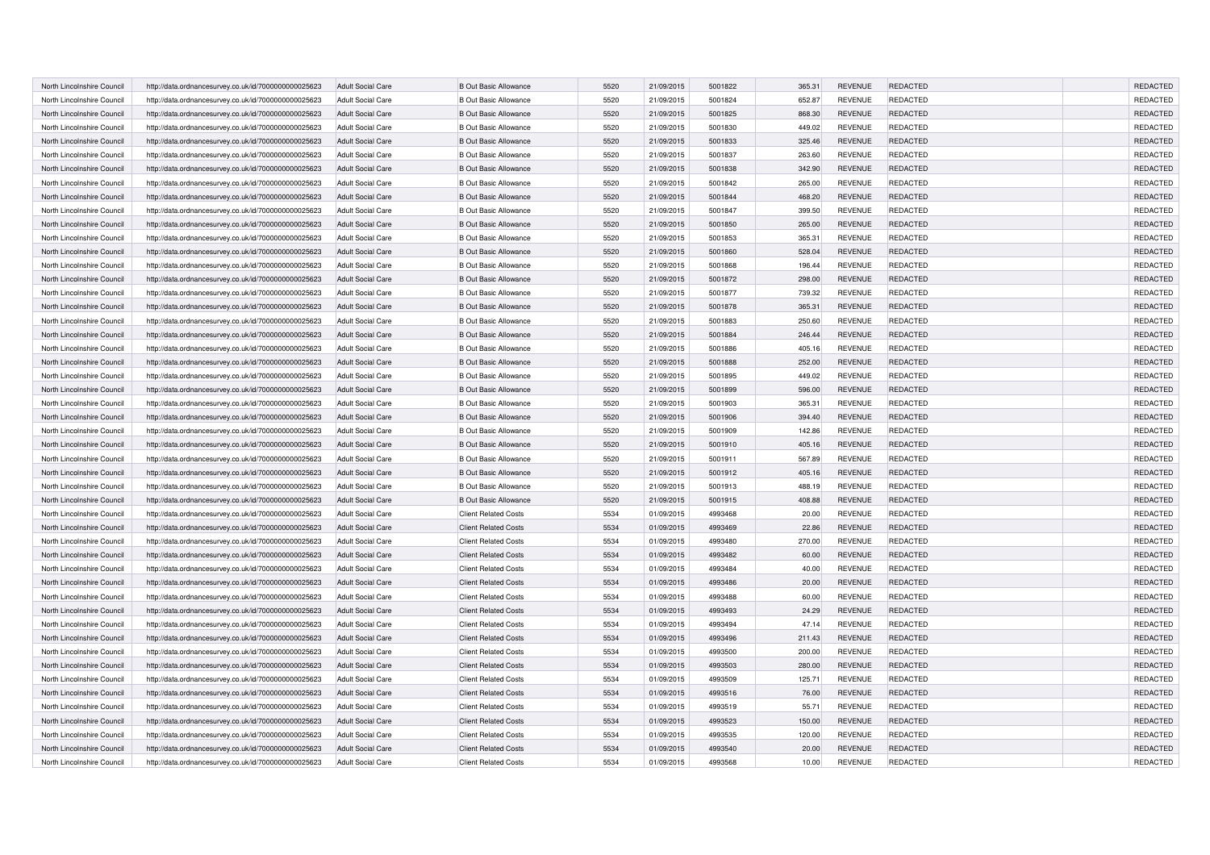| | | | | | | | | | | | |
|---|---|---|---|---|---|---|---|---|---|---|---|
| North Lincolnshire Council | http://data.ordnancesurvey.co.uk/id/7000000000025623 | Adult Social Care | B Out Basic Allowance | 5520 | 21/09/2015 | 5001822 | 365.31 | REVENUE | REDACTED | | REDACTED |
| North Lincolnshire Council | http://data.ordnancesurvey.co.uk/id/7000000000025623 | Adult Social Care | B Out Basic Allowance | 5520 | 21/09/2015 | 5001824 | 652.87 | REVENUE | REDACTED | | REDACTED |
| North Lincolnshire Council | http://data.ordnancesurvey.co.uk/id/7000000000025623 | Adult Social Care | B Out Basic Allowance | 5520 | 21/09/2015 | 5001825 | 868.30 | REVENUE | REDACTED | | REDACTED |
| North Lincolnshire Council | http://data.ordnancesurvey.co.uk/id/7000000000025623 | Adult Social Care | B Out Basic Allowance | 5520 | 21/09/2015 | 5001830 | 449.02 | REVENUE | REDACTED | | REDACTED |
| North Lincolnshire Council | http://data.ordnancesurvey.co.uk/id/7000000000025623 | Adult Social Care | B Out Basic Allowance | 5520 | 21/09/2015 | 5001833 | 325.46 | REVENUE | REDACTED | | REDACTED |
| North Lincolnshire Council | http://data.ordnancesurvey.co.uk/id/7000000000025623 | Adult Social Care | B Out Basic Allowance | 5520 | 21/09/2015 | 5001837 | 263.60 | REVENUE | REDACTED | | REDACTED |
| North Lincolnshire Council | http://data.ordnancesurvey.co.uk/id/7000000000025623 | Adult Social Care | B Out Basic Allowance | 5520 | 21/09/2015 | 5001838 | 342.90 | REVENUE | REDACTED | | REDACTED |
| North Lincolnshire Council | http://data.ordnancesurvey.co.uk/id/7000000000025623 | Adult Social Care | B Out Basic Allowance | 5520 | 21/09/2015 | 5001842 | 265.00 | REVENUE | REDACTED | | REDACTED |
| North Lincolnshire Council | http://data.ordnancesurvey.co.uk/id/7000000000025623 | Adult Social Care | B Out Basic Allowance | 5520 | 21/09/2015 | 5001844 | 468.20 | REVENUE | REDACTED | | REDACTED |
| North Lincolnshire Council | http://data.ordnancesurvey.co.uk/id/7000000000025623 | Adult Social Care | B Out Basic Allowance | 5520 | 21/09/2015 | 5001847 | 399.50 | REVENUE | REDACTED | | REDACTED |
| North Lincolnshire Council | http://data.ordnancesurvey.co.uk/id/7000000000025623 | Adult Social Care | B Out Basic Allowance | 5520 | 21/09/2015 | 5001850 | 265.00 | REVENUE | REDACTED | | REDACTED |
| North Lincolnshire Council | http://data.ordnancesurvey.co.uk/id/7000000000025623 | Adult Social Care | B Out Basic Allowance | 5520 | 21/09/2015 | 5001853 | 365.31 | REVENUE | REDACTED | | REDACTED |
| North Lincolnshire Council | http://data.ordnancesurvey.co.uk/id/7000000000025623 | Adult Social Care | B Out Basic Allowance | 5520 | 21/09/2015 | 5001860 | 528.04 | REVENUE | REDACTED | | REDACTED |
| North Lincolnshire Council | http://data.ordnancesurvey.co.uk/id/7000000000025623 | Adult Social Care | B Out Basic Allowance | 5520 | 21/09/2015 | 5001868 | 196.44 | REVENUE | REDACTED | | REDACTED |
| North Lincolnshire Council | http://data.ordnancesurvey.co.uk/id/7000000000025623 | Adult Social Care | B Out Basic Allowance | 5520 | 21/09/2015 | 5001872 | 298.00 | REVENUE | REDACTED | | REDACTED |
| North Lincolnshire Council | http://data.ordnancesurvey.co.uk/id/7000000000025623 | Adult Social Care | B Out Basic Allowance | 5520 | 21/09/2015 | 5001877 | 739.32 | REVENUE | REDACTED | | REDACTED |
| North Lincolnshire Council | http://data.ordnancesurvey.co.uk/id/7000000000025623 | Adult Social Care | B Out Basic Allowance | 5520 | 21/09/2015 | 5001878 | 365.31 | REVENUE | REDACTED | | REDACTED |
| North Lincolnshire Council | http://data.ordnancesurvey.co.uk/id/7000000000025623 | Adult Social Care | B Out Basic Allowance | 5520 | 21/09/2015 | 5001883 | 250.60 | REVENUE | REDACTED | | REDACTED |
| North Lincolnshire Council | http://data.ordnancesurvey.co.uk/id/7000000000025623 | Adult Social Care | B Out Basic Allowance | 5520 | 21/09/2015 | 5001884 | 246.44 | REVENUE | REDACTED | | REDACTED |
| North Lincolnshire Council | http://data.ordnancesurvey.co.uk/id/7000000000025623 | Adult Social Care | B Out Basic Allowance | 5520 | 21/09/2015 | 5001886 | 405.16 | REVENUE | REDACTED | | REDACTED |
| North Lincolnshire Council | http://data.ordnancesurvey.co.uk/id/7000000000025623 | Adult Social Care | B Out Basic Allowance | 5520 | 21/09/2015 | 5001888 | 252.00 | REVENUE | REDACTED | | REDACTED |
| North Lincolnshire Council | http://data.ordnancesurvey.co.uk/id/7000000000025623 | Adult Social Care | B Out Basic Allowance | 5520 | 21/09/2015 | 5001895 | 449.02 | REVENUE | REDACTED | | REDACTED |
| North Lincolnshire Council | http://data.ordnancesurvey.co.uk/id/7000000000025623 | Adult Social Care | B Out Basic Allowance | 5520 | 21/09/2015 | 5001899 | 596.00 | REVENUE | REDACTED | | REDACTED |
| North Lincolnshire Council | http://data.ordnancesurvey.co.uk/id/7000000000025623 | Adult Social Care | B Out Basic Allowance | 5520 | 21/09/2015 | 5001903 | 365.31 | REVENUE | REDACTED | | REDACTED |
| North Lincolnshire Council | http://data.ordnancesurvey.co.uk/id/7000000000025623 | Adult Social Care | B Out Basic Allowance | 5520 | 21/09/2015 | 5001906 | 394.40 | REVENUE | REDACTED | | REDACTED |
| North Lincolnshire Council | http://data.ordnancesurvey.co.uk/id/7000000000025623 | Adult Social Care | B Out Basic Allowance | 5520 | 21/09/2015 | 5001909 | 142.86 | REVENUE | REDACTED | | REDACTED |
| North Lincolnshire Council | http://data.ordnancesurvey.co.uk/id/7000000000025623 | Adult Social Care | B Out Basic Allowance | 5520 | 21/09/2015 | 5001910 | 405.16 | REVENUE | REDACTED | | REDACTED |
| North Lincolnshire Council | http://data.ordnancesurvey.co.uk/id/7000000000025623 | Adult Social Care | B Out Basic Allowance | 5520 | 21/09/2015 | 5001911 | 567.89 | REVENUE | REDACTED | | REDACTED |
| North Lincolnshire Council | http://data.ordnancesurvey.co.uk/id/7000000000025623 | Adult Social Care | B Out Basic Allowance | 5520 | 21/09/2015 | 5001912 | 405.16 | REVENUE | REDACTED | | REDACTED |
| North Lincolnshire Council | http://data.ordnancesurvey.co.uk/id/7000000000025623 | Adult Social Care | B Out Basic Allowance | 5520 | 21/09/2015 | 5001913 | 488.19 | REVENUE | REDACTED | | REDACTED |
| North Lincolnshire Council | http://data.ordnancesurvey.co.uk/id/7000000000025623 | Adult Social Care | B Out Basic Allowance | 5520 | 21/09/2015 | 5001915 | 408.88 | REVENUE | REDACTED | | REDACTED |
| North Lincolnshire Council | http://data.ordnancesurvey.co.uk/id/7000000000025623 | Adult Social Care | Client Related Costs | 5534 | 01/09/2015 | 4993468 | 20.00 | REVENUE | REDACTED | | REDACTED |
| North Lincolnshire Council | http://data.ordnancesurvey.co.uk/id/7000000000025623 | Adult Social Care | Client Related Costs | 5534 | 01/09/2015 | 4993469 | 22.86 | REVENUE | REDACTED | | REDACTED |
| North Lincolnshire Council | http://data.ordnancesurvey.co.uk/id/7000000000025623 | Adult Social Care | Client Related Costs | 5534 | 01/09/2015 | 4993480 | 270.00 | REVENUE | REDACTED | | REDACTED |
| North Lincolnshire Council | http://data.ordnancesurvey.co.uk/id/7000000000025623 | Adult Social Care | Client Related Costs | 5534 | 01/09/2015 | 4993482 | 60.00 | REVENUE | REDACTED | | REDACTED |
| North Lincolnshire Council | http://data.ordnancesurvey.co.uk/id/7000000000025623 | Adult Social Care | Client Related Costs | 5534 | 01/09/2015 | 4993484 | 40.00 | REVENUE | REDACTED | | REDACTED |
| North Lincolnshire Council | http://data.ordnancesurvey.co.uk/id/7000000000025623 | Adult Social Care | Client Related Costs | 5534 | 01/09/2015 | 4993486 | 20.00 | REVENUE | REDACTED | | REDACTED |
| North Lincolnshire Council | http://data.ordnancesurvey.co.uk/id/7000000000025623 | Adult Social Care | Client Related Costs | 5534 | 01/09/2015 | 4993488 | 60.00 | REVENUE | REDACTED | | REDACTED |
| North Lincolnshire Council | http://data.ordnancesurvey.co.uk/id/7000000000025623 | Adult Social Care | Client Related Costs | 5534 | 01/09/2015 | 4993493 | 24.29 | REVENUE | REDACTED | | REDACTED |
| North Lincolnshire Council | http://data.ordnancesurvey.co.uk/id/7000000000025623 | Adult Social Care | Client Related Costs | 5534 | 01/09/2015 | 4993494 | 47.14 | REVENUE | REDACTED | | REDACTED |
| North Lincolnshire Council | http://data.ordnancesurvey.co.uk/id/7000000000025623 | Adult Social Care | Client Related Costs | 5534 | 01/09/2015 | 4993496 | 211.43 | REVENUE | REDACTED | | REDACTED |
| North Lincolnshire Council | http://data.ordnancesurvey.co.uk/id/7000000000025623 | Adult Social Care | Client Related Costs | 5534 | 01/09/2015 | 4993500 | 200.00 | REVENUE | REDACTED | | REDACTED |
| North Lincolnshire Council | http://data.ordnancesurvey.co.uk/id/7000000000025623 | Adult Social Care | Client Related Costs | 5534 | 01/09/2015 | 4993503 | 280.00 | REVENUE | REDACTED | | REDACTED |
| North Lincolnshire Council | http://data.ordnancesurvey.co.uk/id/7000000000025623 | Adult Social Care | Client Related Costs | 5534 | 01/09/2015 | 4993509 | 125.71 | REVENUE | REDACTED | | REDACTED |
| North Lincolnshire Council | http://data.ordnancesurvey.co.uk/id/7000000000025623 | Adult Social Care | Client Related Costs | 5534 | 01/09/2015 | 4993516 | 76.00 | REVENUE | REDACTED | | REDACTED |
| North Lincolnshire Council | http://data.ordnancesurvey.co.uk/id/7000000000025623 | Adult Social Care | Client Related Costs | 5534 | 01/09/2015 | 4993519 | 55.71 | REVENUE | REDACTED | | REDACTED |
| North Lincolnshire Council | http://data.ordnancesurvey.co.uk/id/7000000000025623 | Adult Social Care | Client Related Costs | 5534 | 01/09/2015 | 4993523 | 150.00 | REVENUE | REDACTED | | REDACTED |
| North Lincolnshire Council | http://data.ordnancesurvey.co.uk/id/7000000000025623 | Adult Social Care | Client Related Costs | 5534 | 01/09/2015 | 4993535 | 120.00 | REVENUE | REDACTED | | REDACTED |
| North Lincolnshire Council | http://data.ordnancesurvey.co.uk/id/7000000000025623 | Adult Social Care | Client Related Costs | 5534 | 01/09/2015 | 4993540 | 20.00 | REVENUE | REDACTED | | REDACTED |
| North Lincolnshire Council | http://data.ordnancesurvey.co.uk/id/7000000000025623 | Adult Social Care | Client Related Costs | 5534 | 01/09/2015 | 4993568 | 10.00 | REVENUE | REDACTED | | REDACTED |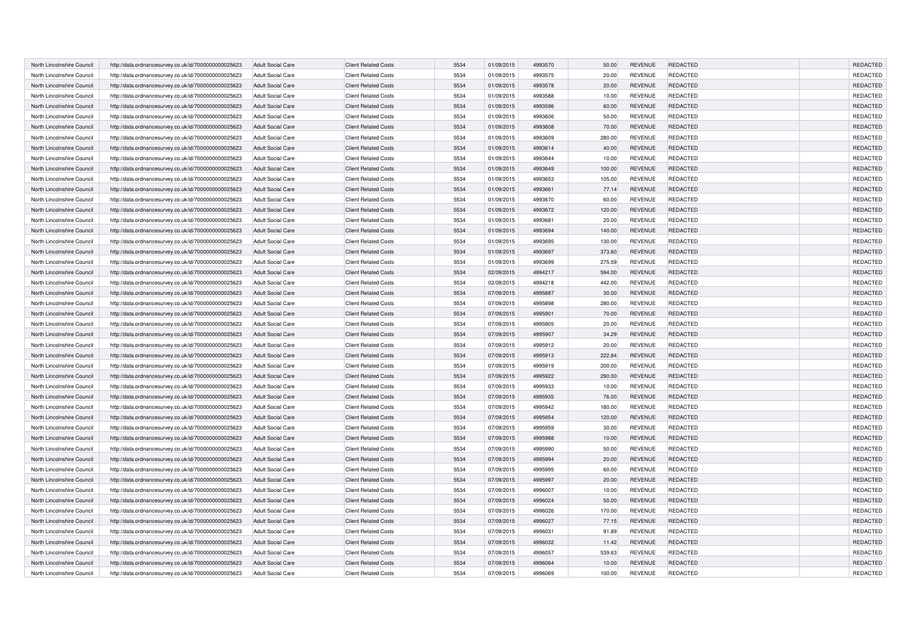| | | | | | | | | | | | |
|---|---|---|---|---|---|---|---|---|---|---|---|
| North Lincolnshire Council | http://data.ordnancesurvey.co.uk/id/7000000000025623 | Adult Social Care | Client Related Costs | 5534 | 01/09/2015 | 4993570 | 50.00 | REVENUE | REDACTED | | REDACTED |
| North Lincolnshire Council | http://data.ordnancesurvey.co.uk/id/7000000000025623 | Adult Social Care | Client Related Costs | 5534 | 01/09/2015 | 4993575 | 20.00 | REVENUE | REDACTED | | REDACTED |
| North Lincolnshire Council | http://data.ordnancesurvey.co.uk/id/7000000000025623 | Adult Social Care | Client Related Costs | 5534 | 01/09/2015 | 4993578 | 20.00 | REVENUE | REDACTED | | REDACTED |
| North Lincolnshire Council | http://data.ordnancesurvey.co.uk/id/7000000000025623 | Adult Social Care | Client Related Costs | 5534 | 01/09/2015 | 4993588 | 10.00 | REVENUE | REDACTED | | REDACTED |
| North Lincolnshire Council | http://data.ordnancesurvey.co.uk/id/7000000000025623 | Adult Social Care | Client Related Costs | 5534 | 01/09/2015 | 4993596 | 60.00 | REVENUE | REDACTED | | REDACTED |
| North Lincolnshire Council | http://data.ordnancesurvey.co.uk/id/7000000000025623 | Adult Social Care | Client Related Costs | 5534 | 01/09/2015 | 4993606 | 50.00 | REVENUE | REDACTED | | REDACTED |
| North Lincolnshire Council | http://data.ordnancesurvey.co.uk/id/7000000000025623 | Adult Social Care | Client Related Costs | 5534 | 01/09/2015 | 4993608 | 70.00 | REVENUE | REDACTED | | REDACTED |
| North Lincolnshire Council | http://data.ordnancesurvey.co.uk/id/7000000000025623 | Adult Social Care | Client Related Costs | 5534 | 01/09/2015 | 4993609 | 280.00 | REVENUE | REDACTED | | REDACTED |
| North Lincolnshire Council | http://data.ordnancesurvey.co.uk/id/7000000000025623 | Adult Social Care | Client Related Costs | 5534 | 01/09/2015 | 4993614 | 40.00 | REVENUE | REDACTED | | REDACTED |
| North Lincolnshire Council | http://data.ordnancesurvey.co.uk/id/7000000000025623 | Adult Social Care | Client Related Costs | 5534 | 01/09/2015 | 4993644 | 10.00 | REVENUE | REDACTED | | REDACTED |
| North Lincolnshire Council | http://data.ordnancesurvey.co.uk/id/7000000000025623 | Adult Social Care | Client Related Costs | 5534 | 01/09/2015 | 4993649 | 100.00 | REVENUE | REDACTED | | REDACTED |
| North Lincolnshire Council | http://data.ordnancesurvey.co.uk/id/7000000000025623 | Adult Social Care | Client Related Costs | 5534 | 01/09/2015 | 4993653 | 105.00 | REVENUE | REDACTED | | REDACTED |
| North Lincolnshire Council | http://data.ordnancesurvey.co.uk/id/7000000000025623 | Adult Social Care | Client Related Costs | 5534 | 01/09/2015 | 4993661 | 77.14 | REVENUE | REDACTED | | REDACTED |
| North Lincolnshire Council | http://data.ordnancesurvey.co.uk/id/7000000000025623 | Adult Social Care | Client Related Costs | 5534 | 01/09/2015 | 4993670 | 60.00 | REVENUE | REDACTED | | REDACTED |
| North Lincolnshire Council | http://data.ordnancesurvey.co.uk/id/7000000000025623 | Adult Social Care | Client Related Costs | 5534 | 01/09/2015 | 4993672 | 120.00 | REVENUE | REDACTED | | REDACTED |
| North Lincolnshire Council | http://data.ordnancesurvey.co.uk/id/7000000000025623 | Adult Social Care | Client Related Costs | 5534 | 01/09/2015 | 4993681 | 20.00 | REVENUE | REDACTED | | REDACTED |
| North Lincolnshire Council | http://data.ordnancesurvey.co.uk/id/7000000000025623 | Adult Social Care | Client Related Costs | 5534 | 01/09/2015 | 4993694 | 140.00 | REVENUE | REDACTED | | REDACTED |
| North Lincolnshire Council | http://data.ordnancesurvey.co.uk/id/7000000000025623 | Adult Social Care | Client Related Costs | 5534 | 01/09/2015 | 4993695 | 130.00 | REVENUE | REDACTED | | REDACTED |
| North Lincolnshire Council | http://data.ordnancesurvey.co.uk/id/7000000000025623 | Adult Social Care | Client Related Costs | 5534 | 01/09/2015 | 4993697 | 373.60 | REVENUE | REDACTED | | REDACTED |
| North Lincolnshire Council | http://data.ordnancesurvey.co.uk/id/7000000000025623 | Adult Social Care | Client Related Costs | 5534 | 01/09/2015 | 4993699 | 275.59 | REVENUE | REDACTED | | REDACTED |
| North Lincolnshire Council | http://data.ordnancesurvey.co.uk/id/7000000000025623 | Adult Social Care | Client Related Costs | 5534 | 02/09/2015 | 4994217 | 594.00 | REVENUE | REDACTED | | REDACTED |
| North Lincolnshire Council | http://data.ordnancesurvey.co.uk/id/7000000000025623 | Adult Social Care | Client Related Costs | 5534 | 02/09/2015 | 4994218 | 442.00 | REVENUE | REDACTED | | REDACTED |
| North Lincolnshire Council | http://data.ordnancesurvey.co.uk/id/7000000000025623 | Adult Social Care | Client Related Costs | 5534 | 07/09/2015 | 4995887 | 30.00 | REVENUE | REDACTED | | REDACTED |
| North Lincolnshire Council | http://data.ordnancesurvey.co.uk/id/7000000000025623 | Adult Social Care | Client Related Costs | 5534 | 07/09/2015 | 4995898 | 280.00 | REVENUE | REDACTED | | REDACTED |
| North Lincolnshire Council | http://data.ordnancesurvey.co.uk/id/7000000000025623 | Adult Social Care | Client Related Costs | 5534 | 07/09/2015 | 4995901 | 70.00 | REVENUE | REDACTED | | REDACTED |
| North Lincolnshire Council | http://data.ordnancesurvey.co.uk/id/7000000000025623 | Adult Social Care | Client Related Costs | 5534 | 07/09/2015 | 4995905 | 20.00 | REVENUE | REDACTED | | REDACTED |
| North Lincolnshire Council | http://data.ordnancesurvey.co.uk/id/7000000000025623 | Adult Social Care | Client Related Costs | 5534 | 07/09/2015 | 4995907 | 34.29 | REVENUE | REDACTED | | REDACTED |
| North Lincolnshire Council | http://data.ordnancesurvey.co.uk/id/7000000000025623 | Adult Social Care | Client Related Costs | 5534 | 07/09/2015 | 4995912 | 20.00 | REVENUE | REDACTED | | REDACTED |
| North Lincolnshire Council | http://data.ordnancesurvey.co.uk/id/7000000000025623 | Adult Social Care | Client Related Costs | 5534 | 07/09/2015 | 4995913 | 222.84 | REVENUE | REDACTED | | REDACTED |
| North Lincolnshire Council | http://data.ordnancesurvey.co.uk/id/7000000000025623 | Adult Social Care | Client Related Costs | 5534 | 07/09/2015 | 4995919 | 200.00 | REVENUE | REDACTED | | REDACTED |
| North Lincolnshire Council | http://data.ordnancesurvey.co.uk/id/7000000000025623 | Adult Social Care | Client Related Costs | 5534 | 07/09/2015 | 4995922 | 290.00 | REVENUE | REDACTED | | REDACTED |
| North Lincolnshire Council | http://data.ordnancesurvey.co.uk/id/7000000000025623 | Adult Social Care | Client Related Costs | 5534 | 07/09/2015 | 4995933 | 10.00 | REVENUE | REDACTED | | REDACTED |
| North Lincolnshire Council | http://data.ordnancesurvey.co.uk/id/7000000000025623 | Adult Social Care | Client Related Costs | 5534 | 07/09/2015 | 4995935 | 76.00 | REVENUE | REDACTED | | REDACTED |
| North Lincolnshire Council | http://data.ordnancesurvey.co.uk/id/7000000000025623 | Adult Social Care | Client Related Costs | 5534 | 07/09/2015 | 4995942 | 180.00 | REVENUE | REDACTED | | REDACTED |
| North Lincolnshire Council | http://data.ordnancesurvey.co.uk/id/7000000000025623 | Adult Social Care | Client Related Costs | 5534 | 07/09/2015 | 4995954 | 120.00 | REVENUE | REDACTED | | REDACTED |
| North Lincolnshire Council | http://data.ordnancesurvey.co.uk/id/7000000000025623 | Adult Social Care | Client Related Costs | 5534 | 07/09/2015 | 4995959 | 30.00 | REVENUE | REDACTED | | REDACTED |
| North Lincolnshire Council | http://data.ordnancesurvey.co.uk/id/7000000000025623 | Adult Social Care | Client Related Costs | 5534 | 07/09/2015 | 4995988 | 10.00 | REVENUE | REDACTED | | REDACTED |
| North Lincolnshire Council | http://data.ordnancesurvey.co.uk/id/7000000000025623 | Adult Social Care | Client Related Costs | 5534 | 07/09/2015 | 4995990 | 50.00 | REVENUE | REDACTED | | REDACTED |
| North Lincolnshire Council | http://data.ordnancesurvey.co.uk/id/7000000000025623 | Adult Social Care | Client Related Costs | 5534 | 07/09/2015 | 4995994 | 20.00 | REVENUE | REDACTED | | REDACTED |
| North Lincolnshire Council | http://data.ordnancesurvey.co.uk/id/7000000000025623 | Adult Social Care | Client Related Costs | 5534 | 07/09/2015 | 4995995 | 60.00 | REVENUE | REDACTED | | REDACTED |
| North Lincolnshire Council | http://data.ordnancesurvey.co.uk/id/7000000000025623 | Adult Social Care | Client Related Costs | 5534 | 07/09/2015 | 4995997 | 20.00 | REVENUE | REDACTED | | REDACTED |
| North Lincolnshire Council | http://data.ordnancesurvey.co.uk/id/7000000000025623 | Adult Social Care | Client Related Costs | 5534 | 07/09/2015 | 4996007 | 10.00 | REVENUE | REDACTED | | REDACTED |
| North Lincolnshire Council | http://data.ordnancesurvey.co.uk/id/7000000000025623 | Adult Social Care | Client Related Costs | 5534 | 07/09/2015 | 4996024 | 50.00 | REVENUE | REDACTED | | REDACTED |
| North Lincolnshire Council | http://data.ordnancesurvey.co.uk/id/7000000000025623 | Adult Social Care | Client Related Costs | 5534 | 07/09/2015 | 4996026 | 170.00 | REVENUE | REDACTED | | REDACTED |
| North Lincolnshire Council | http://data.ordnancesurvey.co.uk/id/7000000000025623 | Adult Social Care | Client Related Costs | 5534 | 07/09/2015 | 4996027 | 77.15 | REVENUE | REDACTED | | REDACTED |
| North Lincolnshire Council | http://data.ordnancesurvey.co.uk/id/7000000000025623 | Adult Social Care | Client Related Costs | 5534 | 07/09/2015 | 4996031 | 91.89 | REVENUE | REDACTED | | REDACTED |
| North Lincolnshire Council | http://data.ordnancesurvey.co.uk/id/7000000000025623 | Adult Social Care | Client Related Costs | 5534 | 07/09/2015 | 4996032 | 11.42 | REVENUE | REDACTED | | REDACTED |
| North Lincolnshire Council | http://data.ordnancesurvey.co.uk/id/7000000000025623 | Adult Social Care | Client Related Costs | 5534 | 07/09/2015 | 4996057 | 539.63 | REVENUE | REDACTED | | REDACTED |
| North Lincolnshire Council | http://data.ordnancesurvey.co.uk/id/7000000000025623 | Adult Social Care | Client Related Costs | 5534 | 07/09/2015 | 4996064 | 10.00 | REVENUE | REDACTED | | REDACTED |
| North Lincolnshire Council | http://data.ordnancesurvey.co.uk/id/7000000000025623 | Adult Social Care | Client Related Costs | 5534 | 07/09/2015 | 4996069 | 100.00 | REVENUE | REDACTED | | REDACTED |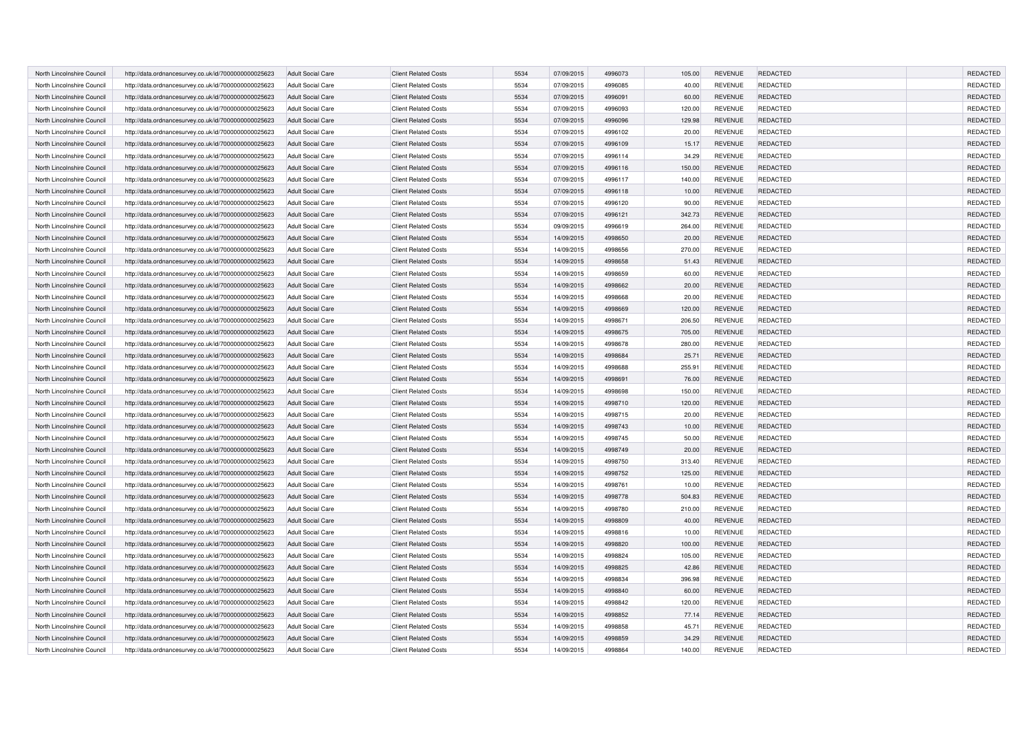| | | | | | | | | | | | |
|---|---|---|---|---|---|---|---|---|---|---|---|
| North Lincolnshire Council | http://data.ordnancesurvey.co.uk/id/7000000000025623 | Adult Social Care | Client Related Costs | 5534 | 07/09/2015 | 4996073 | 105.00 | REVENUE | REDACTED | | REDACTED |
| North Lincolnshire Council | http://data.ordnancesurvey.co.uk/id/7000000000025623 | Adult Social Care | Client Related Costs | 5534 | 07/09/2015 | 4996085 | 40.00 | REVENUE | REDACTED | | REDACTED |
| North Lincolnshire Council | http://data.ordnancesurvey.co.uk/id/7000000000025623 | Adult Social Care | Client Related Costs | 5534 | 07/09/2015 | 4996091 | 60.00 | REVENUE | REDACTED | | REDACTED |
| North Lincolnshire Council | http://data.ordnancesurvey.co.uk/id/7000000000025623 | Adult Social Care | Client Related Costs | 5534 | 07/09/2015 | 4996093 | 120.00 | REVENUE | REDACTED | | REDACTED |
| North Lincolnshire Council | http://data.ordnancesurvey.co.uk/id/7000000000025623 | Adult Social Care | Client Related Costs | 5534 | 07/09/2015 | 4996096 | 129.98 | REVENUE | REDACTED | | REDACTED |
| North Lincolnshire Council | http://data.ordnancesurvey.co.uk/id/7000000000025623 | Adult Social Care | Client Related Costs | 5534 | 07/09/2015 | 4996102 | 20.00 | REVENUE | REDACTED | | REDACTED |
| North Lincolnshire Council | http://data.ordnancesurvey.co.uk/id/7000000000025623 | Adult Social Care | Client Related Costs | 5534 | 07/09/2015 | 4996109 | 15.17 | REVENUE | REDACTED | | REDACTED |
| North Lincolnshire Council | http://data.ordnancesurvey.co.uk/id/7000000000025623 | Adult Social Care | Client Related Costs | 5534 | 07/09/2015 | 4996114 | 34.29 | REVENUE | REDACTED | | REDACTED |
| North Lincolnshire Council | http://data.ordnancesurvey.co.uk/id/7000000000025623 | Adult Social Care | Client Related Costs | 5534 | 07/09/2015 | 4996116 | 150.00 | REVENUE | REDACTED | | REDACTED |
| North Lincolnshire Council | http://data.ordnancesurvey.co.uk/id/7000000000025623 | Adult Social Care | Client Related Costs | 5534 | 07/09/2015 | 4996117 | 140.00 | REVENUE | REDACTED | | REDACTED |
| North Lincolnshire Council | http://data.ordnancesurvey.co.uk/id/7000000000025623 | Adult Social Care | Client Related Costs | 5534 | 07/09/2015 | 4996118 | 10.00 | REVENUE | REDACTED | | REDACTED |
| North Lincolnshire Council | http://data.ordnancesurvey.co.uk/id/7000000000025623 | Adult Social Care | Client Related Costs | 5534 | 07/09/2015 | 4996120 | 90.00 | REVENUE | REDACTED | | REDACTED |
| North Lincolnshire Council | http://data.ordnancesurvey.co.uk/id/7000000000025623 | Adult Social Care | Client Related Costs | 5534 | 07/09/2015 | 4996121 | 342.73 | REVENUE | REDACTED | | REDACTED |
| North Lincolnshire Council | http://data.ordnancesurvey.co.uk/id/7000000000025623 | Adult Social Care | Client Related Costs | 5534 | 09/09/2015 | 4996619 | 264.00 | REVENUE | REDACTED | | REDACTED |
| North Lincolnshire Council | http://data.ordnancesurvey.co.uk/id/7000000000025623 | Adult Social Care | Client Related Costs | 5534 | 14/09/2015 | 4998650 | 20.00 | REVENUE | REDACTED | | REDACTED |
| North Lincolnshire Council | http://data.ordnancesurvey.co.uk/id/7000000000025623 | Adult Social Care | Client Related Costs | 5534 | 14/09/2015 | 4998656 | 270.00 | REVENUE | REDACTED | | REDACTED |
| North Lincolnshire Council | http://data.ordnancesurvey.co.uk/id/7000000000025623 | Adult Social Care | Client Related Costs | 5534 | 14/09/2015 | 4998658 | 51.43 | REVENUE | REDACTED | | REDACTED |
| North Lincolnshire Council | http://data.ordnancesurvey.co.uk/id/7000000000025623 | Adult Social Care | Client Related Costs | 5534 | 14/09/2015 | 4998659 | 60.00 | REVENUE | REDACTED | | REDACTED |
| North Lincolnshire Council | http://data.ordnancesurvey.co.uk/id/7000000000025623 | Adult Social Care | Client Related Costs | 5534 | 14/09/2015 | 4998662 | 20.00 | REVENUE | REDACTED | | REDACTED |
| North Lincolnshire Council | http://data.ordnancesurvey.co.uk/id/7000000000025623 | Adult Social Care | Client Related Costs | 5534 | 14/09/2015 | 4998668 | 20.00 | REVENUE | REDACTED | | REDACTED |
| North Lincolnshire Council | http://data.ordnancesurvey.co.uk/id/7000000000025623 | Adult Social Care | Client Related Costs | 5534 | 14/09/2015 | 4998669 | 120.00 | REVENUE | REDACTED | | REDACTED |
| North Lincolnshire Council | http://data.ordnancesurvey.co.uk/id/7000000000025623 | Adult Social Care | Client Related Costs | 5534 | 14/09/2015 | 4998671 | 206.50 | REVENUE | REDACTED | | REDACTED |
| North Lincolnshire Council | http://data.ordnancesurvey.co.uk/id/7000000000025623 | Adult Social Care | Client Related Costs | 5534 | 14/09/2015 | 4998675 | 705.00 | REVENUE | REDACTED | | REDACTED |
| North Lincolnshire Council | http://data.ordnancesurvey.co.uk/id/7000000000025623 | Adult Social Care | Client Related Costs | 5534 | 14/09/2015 | 4998678 | 280.00 | REVENUE | REDACTED | | REDACTED |
| North Lincolnshire Council | http://data.ordnancesurvey.co.uk/id/7000000000025623 | Adult Social Care | Client Related Costs | 5534 | 14/09/2015 | 4998684 | 25.71 | REVENUE | REDACTED | | REDACTED |
| North Lincolnshire Council | http://data.ordnancesurvey.co.uk/id/7000000000025623 | Adult Social Care | Client Related Costs | 5534 | 14/09/2015 | 4998688 | 255.91 | REVENUE | REDACTED | | REDACTED |
| North Lincolnshire Council | http://data.ordnancesurvey.co.uk/id/7000000000025623 | Adult Social Care | Client Related Costs | 5534 | 14/09/2015 | 4998691 | 76.00 | REVENUE | REDACTED | | REDACTED |
| North Lincolnshire Council | http://data.ordnancesurvey.co.uk/id/7000000000025623 | Adult Social Care | Client Related Costs | 5534 | 14/09/2015 | 4998698 | 150.00 | REVENUE | REDACTED | | REDACTED |
| North Lincolnshire Council | http://data.ordnancesurvey.co.uk/id/7000000000025623 | Adult Social Care | Client Related Costs | 5534 | 14/09/2015 | 4998710 | 120.00 | REVENUE | REDACTED | | REDACTED |
| North Lincolnshire Council | http://data.ordnancesurvey.co.uk/id/7000000000025623 | Adult Social Care | Client Related Costs | 5534 | 14/09/2015 | 4998715 | 20.00 | REVENUE | REDACTED | | REDACTED |
| North Lincolnshire Council | http://data.ordnancesurvey.co.uk/id/7000000000025623 | Adult Social Care | Client Related Costs | 5534 | 14/09/2015 | 4998743 | 10.00 | REVENUE | REDACTED | | REDACTED |
| North Lincolnshire Council | http://data.ordnancesurvey.co.uk/id/7000000000025623 | Adult Social Care | Client Related Costs | 5534 | 14/09/2015 | 4998745 | 50.00 | REVENUE | REDACTED | | REDACTED |
| North Lincolnshire Council | http://data.ordnancesurvey.co.uk/id/7000000000025623 | Adult Social Care | Client Related Costs | 5534 | 14/09/2015 | 4998749 | 20.00 | REVENUE | REDACTED | | REDACTED |
| North Lincolnshire Council | http://data.ordnancesurvey.co.uk/id/7000000000025623 | Adult Social Care | Client Related Costs | 5534 | 14/09/2015 | 4998750 | 313.40 | REVENUE | REDACTED | | REDACTED |
| North Lincolnshire Council | http://data.ordnancesurvey.co.uk/id/7000000000025623 | Adult Social Care | Client Related Costs | 5534 | 14/09/2015 | 4998752 | 125.00 | REVENUE | REDACTED | | REDACTED |
| North Lincolnshire Council | http://data.ordnancesurvey.co.uk/id/7000000000025623 | Adult Social Care | Client Related Costs | 5534 | 14/09/2015 | 4998761 | 10.00 | REVENUE | REDACTED | | REDACTED |
| North Lincolnshire Council | http://data.ordnancesurvey.co.uk/id/7000000000025623 | Adult Social Care | Client Related Costs | 5534 | 14/09/2015 | 4998778 | 504.83 | REVENUE | REDACTED | | REDACTED |
| North Lincolnshire Council | http://data.ordnancesurvey.co.uk/id/7000000000025623 | Adult Social Care | Client Related Costs | 5534 | 14/09/2015 | 4998780 | 210.00 | REVENUE | REDACTED | | REDACTED |
| North Lincolnshire Council | http://data.ordnancesurvey.co.uk/id/7000000000025623 | Adult Social Care | Client Related Costs | 5534 | 14/09/2015 | 4998809 | 40.00 | REVENUE | REDACTED | | REDACTED |
| North Lincolnshire Council | http://data.ordnancesurvey.co.uk/id/7000000000025623 | Adult Social Care | Client Related Costs | 5534 | 14/09/2015 | 4998816 | 10.00 | REVENUE | REDACTED | | REDACTED |
| North Lincolnshire Council | http://data.ordnancesurvey.co.uk/id/7000000000025623 | Adult Social Care | Client Related Costs | 5534 | 14/09/2015 | 4998820 | 100.00 | REVENUE | REDACTED | | REDACTED |
| North Lincolnshire Council | http://data.ordnancesurvey.co.uk/id/7000000000025623 | Adult Social Care | Client Related Costs | 5534 | 14/09/2015 | 4998824 | 105.00 | REVENUE | REDACTED | | REDACTED |
| North Lincolnshire Council | http://data.ordnancesurvey.co.uk/id/7000000000025623 | Adult Social Care | Client Related Costs | 5534 | 14/09/2015 | 4998825 | 42.86 | REVENUE | REDACTED | | REDACTED |
| North Lincolnshire Council | http://data.ordnancesurvey.co.uk/id/7000000000025623 | Adult Social Care | Client Related Costs | 5534 | 14/09/2015 | 4998834 | 396.98 | REVENUE | REDACTED | | REDACTED |
| North Lincolnshire Council | http://data.ordnancesurvey.co.uk/id/7000000000025623 | Adult Social Care | Client Related Costs | 5534 | 14/09/2015 | 4998840 | 60.00 | REVENUE | REDACTED | | REDACTED |
| North Lincolnshire Council | http://data.ordnancesurvey.co.uk/id/7000000000025623 | Adult Social Care | Client Related Costs | 5534 | 14/09/2015 | 4998842 | 120.00 | REVENUE | REDACTED | | REDACTED |
| North Lincolnshire Council | http://data.ordnancesurvey.co.uk/id/7000000000025623 | Adult Social Care | Client Related Costs | 5534 | 14/09/2015 | 4998852 | 77.14 | REVENUE | REDACTED | | REDACTED |
| North Lincolnshire Council | http://data.ordnancesurvey.co.uk/id/7000000000025623 | Adult Social Care | Client Related Costs | 5534 | 14/09/2015 | 4998858 | 45.71 | REVENUE | REDACTED | | REDACTED |
| North Lincolnshire Council | http://data.ordnancesurvey.co.uk/id/7000000000025623 | Adult Social Care | Client Related Costs | 5534 | 14/09/2015 | 4998859 | 34.29 | REVENUE | REDACTED | | REDACTED |
| North Lincolnshire Council | http://data.ordnancesurvey.co.uk/id/7000000000025623 | Adult Social Care | Client Related Costs | 5534 | 14/09/2015 | 4998864 | 140.00 | REVENUE | REDACTED | | REDACTED |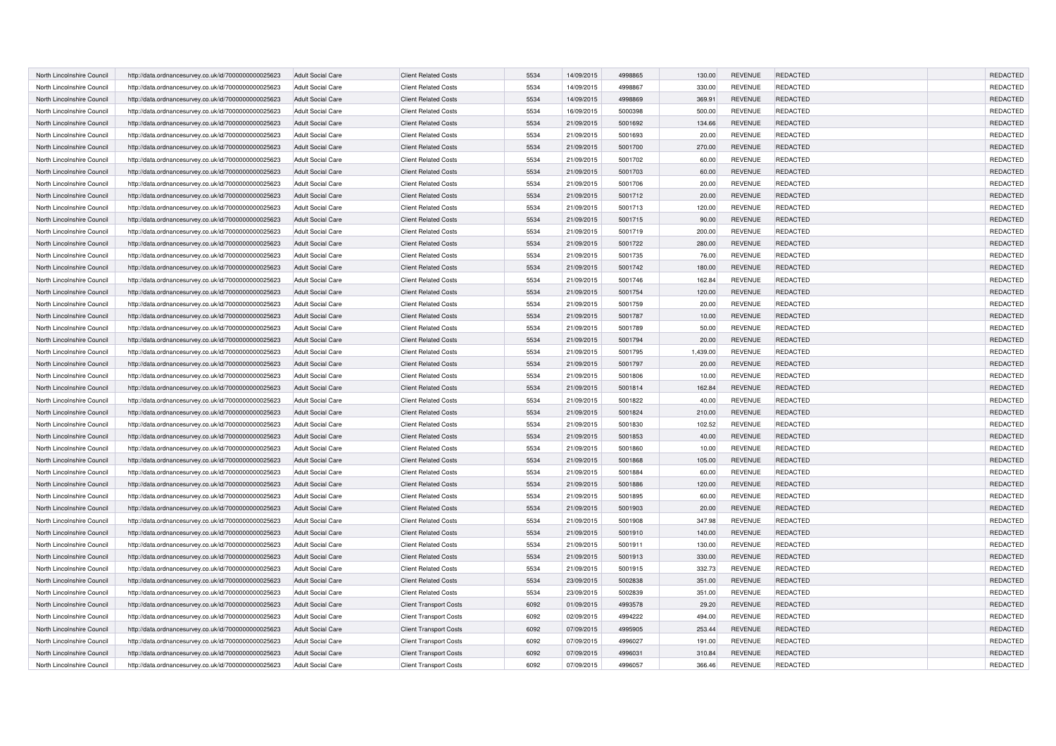| | | | | | | | | | | | |
|---|---|---|---|---|---|---|---|---|---|---|---|
| North Lincolnshire Council | http://data.ordnancesurvey.co.uk/id/7000000000025623 | Adult Social Care | Client Related Costs | 5534 | 14/09/2015 | 4998865 | 130.00 | REVENUE | REDACTED | | REDACTED |
| North Lincolnshire Council | http://data.ordnancesurvey.co.uk/id/7000000000025623 | Adult Social Care | Client Related Costs | 5534 | 14/09/2015 | 4998867 | 330.00 | REVENUE | REDACTED | | REDACTED |
| North Lincolnshire Council | http://data.ordnancesurvey.co.uk/id/7000000000025623 | Adult Social Care | Client Related Costs | 5534 | 14/09/2015 | 4998869 | 369.91 | REVENUE | REDACTED | | REDACTED |
| North Lincolnshire Council | http://data.ordnancesurvey.co.uk/id/7000000000025623 | Adult Social Care | Client Related Costs | 5534 | 16/09/2015 | 5000398 | 500.00 | REVENUE | REDACTED | | REDACTED |
| North Lincolnshire Council | http://data.ordnancesurvey.co.uk/id/7000000000025623 | Adult Social Care | Client Related Costs | 5534 | 21/09/2015 | 5001692 | 134.66 | REVENUE | REDACTED | | REDACTED |
| North Lincolnshire Council | http://data.ordnancesurvey.co.uk/id/7000000000025623 | Adult Social Care | Client Related Costs | 5534 | 21/09/2015 | 5001693 | 20.00 | REVENUE | REDACTED | | REDACTED |
| North Lincolnshire Council | http://data.ordnancesurvey.co.uk/id/7000000000025623 | Adult Social Care | Client Related Costs | 5534 | 21/09/2015 | 5001700 | 270.00 | REVENUE | REDACTED | | REDACTED |
| North Lincolnshire Council | http://data.ordnancesurvey.co.uk/id/7000000000025623 | Adult Social Care | Client Related Costs | 5534 | 21/09/2015 | 5001702 | 60.00 | REVENUE | REDACTED | | REDACTED |
| North Lincolnshire Council | http://data.ordnancesurvey.co.uk/id/7000000000025623 | Adult Social Care | Client Related Costs | 5534 | 21/09/2015 | 5001703 | 60.00 | REVENUE | REDACTED | | REDACTED |
| North Lincolnshire Council | http://data.ordnancesurvey.co.uk/id/7000000000025623 | Adult Social Care | Client Related Costs | 5534 | 21/09/2015 | 5001706 | 20.00 | REVENUE | REDACTED | | REDACTED |
| North Lincolnshire Council | http://data.ordnancesurvey.co.uk/id/7000000000025623 | Adult Social Care | Client Related Costs | 5534 | 21/09/2015 | 5001712 | 20.00 | REVENUE | REDACTED | | REDACTED |
| North Lincolnshire Council | http://data.ordnancesurvey.co.uk/id/7000000000025623 | Adult Social Care | Client Related Costs | 5534 | 21/09/2015 | 5001713 | 120.00 | REVENUE | REDACTED | | REDACTED |
| North Lincolnshire Council | http://data.ordnancesurvey.co.uk/id/7000000000025623 | Adult Social Care | Client Related Costs | 5534 | 21/09/2015 | 5001715 | 90.00 | REVENUE | REDACTED | | REDACTED |
| North Lincolnshire Council | http://data.ordnancesurvey.co.uk/id/7000000000025623 | Adult Social Care | Client Related Costs | 5534 | 21/09/2015 | 5001719 | 200.00 | REVENUE | REDACTED | | REDACTED |
| North Lincolnshire Council | http://data.ordnancesurvey.co.uk/id/7000000000025623 | Adult Social Care | Client Related Costs | 5534 | 21/09/2015 | 5001722 | 280.00 | REVENUE | REDACTED | | REDACTED |
| North Lincolnshire Council | http://data.ordnancesurvey.co.uk/id/7000000000025623 | Adult Social Care | Client Related Costs | 5534 | 21/09/2015 | 5001735 | 76.00 | REVENUE | REDACTED | | REDACTED |
| North Lincolnshire Council | http://data.ordnancesurvey.co.uk/id/7000000000025623 | Adult Social Care | Client Related Costs | 5534 | 21/09/2015 | 5001742 | 180.00 | REVENUE | REDACTED | | REDACTED |
| North Lincolnshire Council | http://data.ordnancesurvey.co.uk/id/7000000000025623 | Adult Social Care | Client Related Costs | 5534 | 21/09/2015 | 5001746 | 162.84 | REVENUE | REDACTED | | REDACTED |
| North Lincolnshire Council | http://data.ordnancesurvey.co.uk/id/7000000000025623 | Adult Social Care | Client Related Costs | 5534 | 21/09/2015 | 5001754 | 120.00 | REVENUE | REDACTED | | REDACTED |
| North Lincolnshire Council | http://data.ordnancesurvey.co.uk/id/7000000000025623 | Adult Social Care | Client Related Costs | 5534 | 21/09/2015 | 5001759 | 20.00 | REVENUE | REDACTED | | REDACTED |
| North Lincolnshire Council | http://data.ordnancesurvey.co.uk/id/7000000000025623 | Adult Social Care | Client Related Costs | 5534 | 21/09/2015 | 5001787 | 10.00 | REVENUE | REDACTED | | REDACTED |
| North Lincolnshire Council | http://data.ordnancesurvey.co.uk/id/7000000000025623 | Adult Social Care | Client Related Costs | 5534 | 21/09/2015 | 5001789 | 50.00 | REVENUE | REDACTED | | REDACTED |
| North Lincolnshire Council | http://data.ordnancesurvey.co.uk/id/7000000000025623 | Adult Social Care | Client Related Costs | 5534 | 21/09/2015 | 5001794 | 20.00 | REVENUE | REDACTED | | REDACTED |
| North Lincolnshire Council | http://data.ordnancesurvey.co.uk/id/7000000000025623 | Adult Social Care | Client Related Costs | 5534 | 21/09/2015 | 5001795 | 1,439.00 | REVENUE | REDACTED | | REDACTED |
| North Lincolnshire Council | http://data.ordnancesurvey.co.uk/id/7000000000025623 | Adult Social Care | Client Related Costs | 5534 | 21/09/2015 | 5001797 | 20.00 | REVENUE | REDACTED | | REDACTED |
| North Lincolnshire Council | http://data.ordnancesurvey.co.uk/id/7000000000025623 | Adult Social Care | Client Related Costs | 5534 | 21/09/2015 | 5001806 | 10.00 | REVENUE | REDACTED | | REDACTED |
| North Lincolnshire Council | http://data.ordnancesurvey.co.uk/id/7000000000025623 | Adult Social Care | Client Related Costs | 5534 | 21/09/2015 | 5001814 | 162.84 | REVENUE | REDACTED | | REDACTED |
| North Lincolnshire Council | http://data.ordnancesurvey.co.uk/id/7000000000025623 | Adult Social Care | Client Related Costs | 5534 | 21/09/2015 | 5001822 | 40.00 | REVENUE | REDACTED | | REDACTED |
| North Lincolnshire Council | http://data.ordnancesurvey.co.uk/id/7000000000025623 | Adult Social Care | Client Related Costs | 5534 | 21/09/2015 | 5001824 | 210.00 | REVENUE | REDACTED | | REDACTED |
| North Lincolnshire Council | http://data.ordnancesurvey.co.uk/id/7000000000025623 | Adult Social Care | Client Related Costs | 5534 | 21/09/2015 | 5001830 | 102.52 | REVENUE | REDACTED | | REDACTED |
| North Lincolnshire Council | http://data.ordnancesurvey.co.uk/id/7000000000025623 | Adult Social Care | Client Related Costs | 5534 | 21/09/2015 | 5001853 | 40.00 | REVENUE | REDACTED | | REDACTED |
| North Lincolnshire Council | http://data.ordnancesurvey.co.uk/id/7000000000025623 | Adult Social Care | Client Related Costs | 5534 | 21/09/2015 | 5001860 | 10.00 | REVENUE | REDACTED | | REDACTED |
| North Lincolnshire Council | http://data.ordnancesurvey.co.uk/id/7000000000025623 | Adult Social Care | Client Related Costs | 5534 | 21/09/2015 | 5001868 | 105.00 | REVENUE | REDACTED | | REDACTED |
| North Lincolnshire Council | http://data.ordnancesurvey.co.uk/id/7000000000025623 | Adult Social Care | Client Related Costs | 5534 | 21/09/2015 | 5001884 | 60.00 | REVENUE | REDACTED | | REDACTED |
| North Lincolnshire Council | http://data.ordnancesurvey.co.uk/id/7000000000025623 | Adult Social Care | Client Related Costs | 5534 | 21/09/2015 | 5001886 | 120.00 | REVENUE | REDACTED | | REDACTED |
| North Lincolnshire Council | http://data.ordnancesurvey.co.uk/id/7000000000025623 | Adult Social Care | Client Related Costs | 5534 | 21/09/2015 | 5001895 | 60.00 | REVENUE | REDACTED | | REDACTED |
| North Lincolnshire Council | http://data.ordnancesurvey.co.uk/id/7000000000025623 | Adult Social Care | Client Related Costs | 5534 | 21/09/2015 | 5001903 | 20.00 | REVENUE | REDACTED | | REDACTED |
| North Lincolnshire Council | http://data.ordnancesurvey.co.uk/id/7000000000025623 | Adult Social Care | Client Related Costs | 5534 | 21/09/2015 | 5001908 | 347.98 | REVENUE | REDACTED | | REDACTED |
| North Lincolnshire Council | http://data.ordnancesurvey.co.uk/id/7000000000025623 | Adult Social Care | Client Related Costs | 5534 | 21/09/2015 | 5001910 | 140.00 | REVENUE | REDACTED | | REDACTED |
| North Lincolnshire Council | http://data.ordnancesurvey.co.uk/id/7000000000025623 | Adult Social Care | Client Related Costs | 5534 | 21/09/2015 | 5001911 | 130.00 | REVENUE | REDACTED | | REDACTED |
| North Lincolnshire Council | http://data.ordnancesurvey.co.uk/id/7000000000025623 | Adult Social Care | Client Related Costs | 5534 | 21/09/2015 | 5001913 | 330.00 | REVENUE | REDACTED | | REDACTED |
| North Lincolnshire Council | http://data.ordnancesurvey.co.uk/id/7000000000025623 | Adult Social Care | Client Related Costs | 5534 | 21/09/2015 | 5001915 | 332.73 | REVENUE | REDACTED | | REDACTED |
| North Lincolnshire Council | http://data.ordnancesurvey.co.uk/id/7000000000025623 | Adult Social Care | Client Related Costs | 5534 | 23/09/2015 | 5002838 | 351.00 | REVENUE | REDACTED | | REDACTED |
| North Lincolnshire Council | http://data.ordnancesurvey.co.uk/id/7000000000025623 | Adult Social Care | Client Related Costs | 5534 | 23/09/2015 | 5002839 | 351.00 | REVENUE | REDACTED | | REDACTED |
| North Lincolnshire Council | http://data.ordnancesurvey.co.uk/id/7000000000025623 | Adult Social Care | Client Transport Costs | 6092 | 01/09/2015 | 4993578 | 29.20 | REVENUE | REDACTED | | REDACTED |
| North Lincolnshire Council | http://data.ordnancesurvey.co.uk/id/7000000000025623 | Adult Social Care | Client Transport Costs | 6092 | 02/09/2015 | 4994222 | 494.00 | REVENUE | REDACTED | | REDACTED |
| North Lincolnshire Council | http://data.ordnancesurvey.co.uk/id/7000000000025623 | Adult Social Care | Client Transport Costs | 6092 | 07/09/2015 | 4995905 | 253.44 | REVENUE | REDACTED | | REDACTED |
| North Lincolnshire Council | http://data.ordnancesurvey.co.uk/id/7000000000025623 | Adult Social Care | Client Transport Costs | 6092 | 07/09/2015 | 4996027 | 191.00 | REVENUE | REDACTED | | REDACTED |
| North Lincolnshire Council | http://data.ordnancesurvey.co.uk/id/7000000000025623 | Adult Social Care | Client Transport Costs | 6092 | 07/09/2015 | 4996031 | 310.84 | REVENUE | REDACTED | | REDACTED |
| North Lincolnshire Council | http://data.ordnancesurvey.co.uk/id/7000000000025623 | Adult Social Care | Client Transport Costs | 6092 | 07/09/2015 | 4996057 | 366.46 | REVENUE | REDACTED | | REDACTED |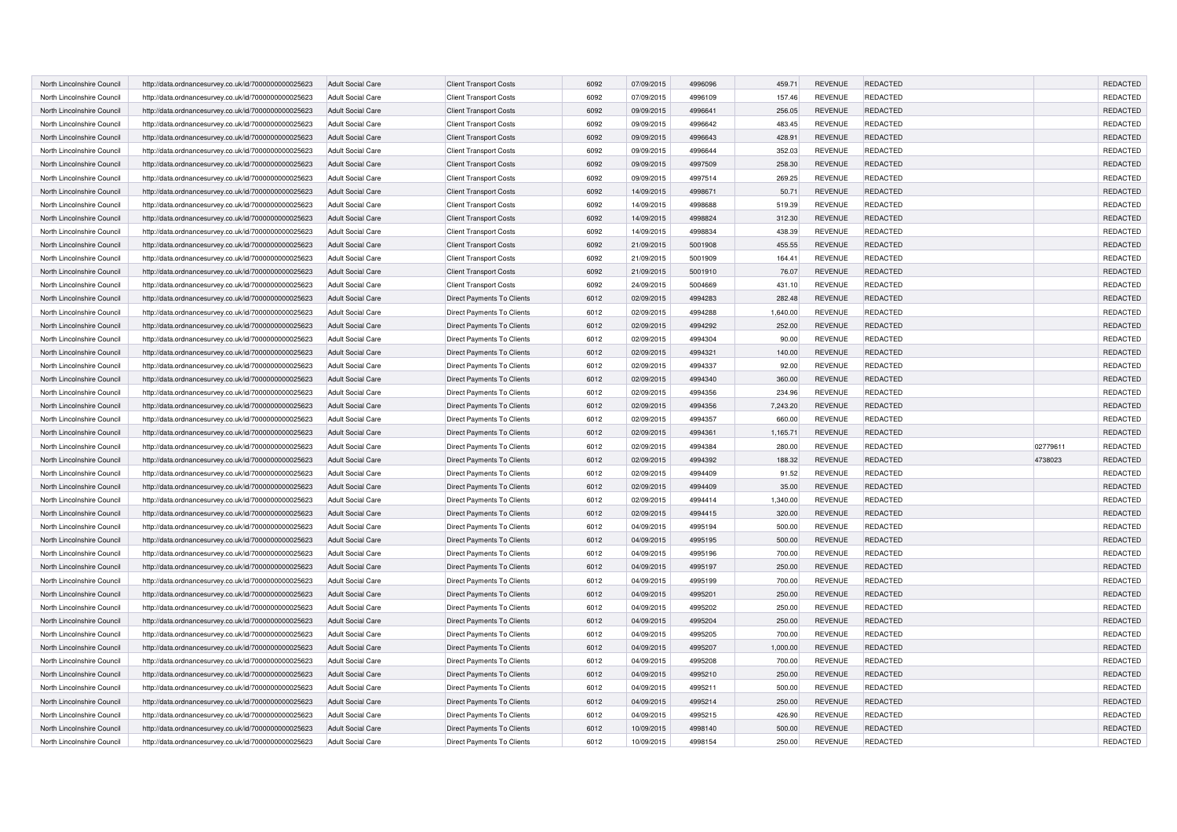| | | | | | | | | | | | |
|---|---|---|---|---|---|---|---|---|---|---|---|
| North Lincolnshire Council | http://data.ordnancesurvey.co.uk/id/7000000000025623 | Adult Social Care | Client Transport Costs | 6092 | 07/09/2015 | 4996096 | 459.71 | REVENUE | REDACTED | | REDACTED |
| North Lincolnshire Council | http://data.ordnancesurvey.co.uk/id/7000000000025623 | Adult Social Care | Client Transport Costs | 6092 | 07/09/2015 | 4996109 | 157.46 | REVENUE | REDACTED | | REDACTED |
| North Lincolnshire Council | http://data.ordnancesurvey.co.uk/id/7000000000025623 | Adult Social Care | Client Transport Costs | 6092 | 09/09/2015 | 4996641 | 256.05 | REVENUE | REDACTED | | REDACTED |
| North Lincolnshire Council | http://data.ordnancesurvey.co.uk/id/7000000000025623 | Adult Social Care | Client Transport Costs | 6092 | 09/09/2015 | 4996642 | 483.45 | REVENUE | REDACTED | | REDACTED |
| North Lincolnshire Council | http://data.ordnancesurvey.co.uk/id/7000000000025623 | Adult Social Care | Client Transport Costs | 6092 | 09/09/2015 | 4996643 | 428.91 | REVENUE | REDACTED | | REDACTED |
| North Lincolnshire Council | http://data.ordnancesurvey.co.uk/id/7000000000025623 | Adult Social Care | Client Transport Costs | 6092 | 09/09/2015 | 4996644 | 352.03 | REVENUE | REDACTED | | REDACTED |
| North Lincolnshire Council | http://data.ordnancesurvey.co.uk/id/7000000000025623 | Adult Social Care | Client Transport Costs | 6092 | 09/09/2015 | 4997509 | 258.30 | REVENUE | REDACTED | | REDACTED |
| North Lincolnshire Council | http://data.ordnancesurvey.co.uk/id/7000000000025623 | Adult Social Care | Client Transport Costs | 6092 | 09/09/2015 | 4997514 | 269.25 | REVENUE | REDACTED | | REDACTED |
| North Lincolnshire Council | http://data.ordnancesurvey.co.uk/id/7000000000025623 | Adult Social Care | Client Transport Costs | 6092 | 14/09/2015 | 4998671 | 50.71 | REVENUE | REDACTED | | REDACTED |
| North Lincolnshire Council | http://data.ordnancesurvey.co.uk/id/7000000000025623 | Adult Social Care | Client Transport Costs | 6092 | 14/09/2015 | 4998688 | 519.39 | REVENUE | REDACTED | | REDACTED |
| North Lincolnshire Council | http://data.ordnancesurvey.co.uk/id/7000000000025623 | Adult Social Care | Client Transport Costs | 6092 | 14/09/2015 | 4998824 | 312.30 | REVENUE | REDACTED | | REDACTED |
| North Lincolnshire Council | http://data.ordnancesurvey.co.uk/id/7000000000025623 | Adult Social Care | Client Transport Costs | 6092 | 14/09/2015 | 4998834 | 438.39 | REVENUE | REDACTED | | REDACTED |
| North Lincolnshire Council | http://data.ordnancesurvey.co.uk/id/7000000000025623 | Adult Social Care | Client Transport Costs | 6092 | 21/09/2015 | 5001908 | 455.55 | REVENUE | REDACTED | | REDACTED |
| North Lincolnshire Council | http://data.ordnancesurvey.co.uk/id/7000000000025623 | Adult Social Care | Client Transport Costs | 6092 | 21/09/2015 | 5001909 | 164.41 | REVENUE | REDACTED | | REDACTED |
| North Lincolnshire Council | http://data.ordnancesurvey.co.uk/id/7000000000025623 | Adult Social Care | Client Transport Costs | 6092 | 21/09/2015 | 5001910 | 76.07 | REVENUE | REDACTED | | REDACTED |
| North Lincolnshire Council | http://data.ordnancesurvey.co.uk/id/7000000000025623 | Adult Social Care | Client Transport Costs | 6092 | 24/09/2015 | 5004669 | 431.10 | REVENUE | REDACTED | | REDACTED |
| North Lincolnshire Council | http://data.ordnancesurvey.co.uk/id/7000000000025623 | Adult Social Care | Direct Payments To Clients | 6012 | 02/09/2015 | 4994283 | 282.48 | REVENUE | REDACTED | | REDACTED |
| North Lincolnshire Council | http://data.ordnancesurvey.co.uk/id/7000000000025623 | Adult Social Care | Direct Payments To Clients | 6012 | 02/09/2015 | 4994288 | 1,640.00 | REVENUE | REDACTED | | REDACTED |
| North Lincolnshire Council | http://data.ordnancesurvey.co.uk/id/7000000000025623 | Adult Social Care | Direct Payments To Clients | 6012 | 02/09/2015 | 4994292 | 252.00 | REVENUE | REDACTED | | REDACTED |
| North Lincolnshire Council | http://data.ordnancesurvey.co.uk/id/7000000000025623 | Adult Social Care | Direct Payments To Clients | 6012 | 02/09/2015 | 4994304 | 90.00 | REVENUE | REDACTED | | REDACTED |
| North Lincolnshire Council | http://data.ordnancesurvey.co.uk/id/7000000000025623 | Adult Social Care | Direct Payments To Clients | 6012 | 02/09/2015 | 4994321 | 140.00 | REVENUE | REDACTED | | REDACTED |
| North Lincolnshire Council | http://data.ordnancesurvey.co.uk/id/7000000000025623 | Adult Social Care | Direct Payments To Clients | 6012 | 02/09/2015 | 4994337 | 92.00 | REVENUE | REDACTED | | REDACTED |
| North Lincolnshire Council | http://data.ordnancesurvey.co.uk/id/7000000000025623 | Adult Social Care | Direct Payments To Clients | 6012 | 02/09/2015 | 4994340 | 360.00 | REVENUE | REDACTED | | REDACTED |
| North Lincolnshire Council | http://data.ordnancesurvey.co.uk/id/7000000000025623 | Adult Social Care | Direct Payments To Clients | 6012 | 02/09/2015 | 4994356 | 234.96 | REVENUE | REDACTED | | REDACTED |
| North Lincolnshire Council | http://data.ordnancesurvey.co.uk/id/7000000000025623 | Adult Social Care | Direct Payments To Clients | 6012 | 02/09/2015 | 4994356 | 7,243.20 | REVENUE | REDACTED | | REDACTED |
| North Lincolnshire Council | http://data.ordnancesurvey.co.uk/id/7000000000025623 | Adult Social Care | Direct Payments To Clients | 6012 | 02/09/2015 | 4994357 | 660.00 | REVENUE | REDACTED | | REDACTED |
| North Lincolnshire Council | http://data.ordnancesurvey.co.uk/id/7000000000025623 | Adult Social Care | Direct Payments To Clients | 6012 | 02/09/2015 | 4994361 | 1,165.71 | REVENUE | REDACTED | | REDACTED |
| North Lincolnshire Council | http://data.ordnancesurvey.co.uk/id/7000000000025623 | Adult Social Care | Direct Payments To Clients | 6012 | 02/09/2015 | 4994384 | 280.00 | REVENUE | REDACTED | 02779611 | REDACTED |
| North Lincolnshire Council | http://data.ordnancesurvey.co.uk/id/7000000000025623 | Adult Social Care | Direct Payments To Clients | 6012 | 02/09/2015 | 4994392 | 188.32 | REVENUE | REDACTED | 4738023 | REDACTED |
| North Lincolnshire Council | http://data.ordnancesurvey.co.uk/id/7000000000025623 | Adult Social Care | Direct Payments To Clients | 6012 | 02/09/2015 | 4994409 | 91.52 | REVENUE | REDACTED | | REDACTED |
| North Lincolnshire Council | http://data.ordnancesurvey.co.uk/id/7000000000025623 | Adult Social Care | Direct Payments To Clients | 6012 | 02/09/2015 | 4994409 | 35.00 | REVENUE | REDACTED | | REDACTED |
| North Lincolnshire Council | http://data.ordnancesurvey.co.uk/id/7000000000025623 | Adult Social Care | Direct Payments To Clients | 6012 | 02/09/2015 | 4994414 | 1,340.00 | REVENUE | REDACTED | | REDACTED |
| North Lincolnshire Council | http://data.ordnancesurvey.co.uk/id/7000000000025623 | Adult Social Care | Direct Payments To Clients | 6012 | 02/09/2015 | 4994415 | 320.00 | REVENUE | REDACTED | | REDACTED |
| North Lincolnshire Council | http://data.ordnancesurvey.co.uk/id/7000000000025623 | Adult Social Care | Direct Payments To Clients | 6012 | 04/09/2015 | 4995194 | 500.00 | REVENUE | REDACTED | | REDACTED |
| North Lincolnshire Council | http://data.ordnancesurvey.co.uk/id/7000000000025623 | Adult Social Care | Direct Payments To Clients | 6012 | 04/09/2015 | 4995195 | 500.00 | REVENUE | REDACTED | | REDACTED |
| North Lincolnshire Council | http://data.ordnancesurvey.co.uk/id/7000000000025623 | Adult Social Care | Direct Payments To Clients | 6012 | 04/09/2015 | 4995196 | 700.00 | REVENUE | REDACTED | | REDACTED |
| North Lincolnshire Council | http://data.ordnancesurvey.co.uk/id/7000000000025623 | Adult Social Care | Direct Payments To Clients | 6012 | 04/09/2015 | 4995197 | 250.00 | REVENUE | REDACTED | | REDACTED |
| North Lincolnshire Council | http://data.ordnancesurvey.co.uk/id/7000000000025623 | Adult Social Care | Direct Payments To Clients | 6012 | 04/09/2015 | 4995199 | 700.00 | REVENUE | REDACTED | | REDACTED |
| North Lincolnshire Council | http://data.ordnancesurvey.co.uk/id/7000000000025623 | Adult Social Care | Direct Payments To Clients | 6012 | 04/09/2015 | 4995201 | 250.00 | REVENUE | REDACTED | | REDACTED |
| North Lincolnshire Council | http://data.ordnancesurvey.co.uk/id/7000000000025623 | Adult Social Care | Direct Payments To Clients | 6012 | 04/09/2015 | 4995202 | 250.00 | REVENUE | REDACTED | | REDACTED |
| North Lincolnshire Council | http://data.ordnancesurvey.co.uk/id/7000000000025623 | Adult Social Care | Direct Payments To Clients | 6012 | 04/09/2015 | 4995204 | 250.00 | REVENUE | REDACTED | | REDACTED |
| North Lincolnshire Council | http://data.ordnancesurvey.co.uk/id/7000000000025623 | Adult Social Care | Direct Payments To Clients | 6012 | 04/09/2015 | 4995205 | 700.00 | REVENUE | REDACTED | | REDACTED |
| North Lincolnshire Council | http://data.ordnancesurvey.co.uk/id/7000000000025623 | Adult Social Care | Direct Payments To Clients | 6012 | 04/09/2015 | 4995207 | 1,000.00 | REVENUE | REDACTED | | REDACTED |
| North Lincolnshire Council | http://data.ordnancesurvey.co.uk/id/7000000000025623 | Adult Social Care | Direct Payments To Clients | 6012 | 04/09/2015 | 4995208 | 700.00 | REVENUE | REDACTED | | REDACTED |
| North Lincolnshire Council | http://data.ordnancesurvey.co.uk/id/7000000000025623 | Adult Social Care | Direct Payments To Clients | 6012 | 04/09/2015 | 4995210 | 250.00 | REVENUE | REDACTED | | REDACTED |
| North Lincolnshire Council | http://data.ordnancesurvey.co.uk/id/7000000000025623 | Adult Social Care | Direct Payments To Clients | 6012 | 04/09/2015 | 4995211 | 500.00 | REVENUE | REDACTED | | REDACTED |
| North Lincolnshire Council | http://data.ordnancesurvey.co.uk/id/7000000000025623 | Adult Social Care | Direct Payments To Clients | 6012 | 04/09/2015 | 4995214 | 250.00 | REVENUE | REDACTED | | REDACTED |
| North Lincolnshire Council | http://data.ordnancesurvey.co.uk/id/7000000000025623 | Adult Social Care | Direct Payments To Clients | 6012 | 04/09/2015 | 4995215 | 426.90 | REVENUE | REDACTED | | REDACTED |
| North Lincolnshire Council | http://data.ordnancesurvey.co.uk/id/7000000000025623 | Adult Social Care | Direct Payments To Clients | 6012 | 10/09/2015 | 4998140 | 500.00 | REVENUE | REDACTED | | REDACTED |
| North Lincolnshire Council | http://data.ordnancesurvey.co.uk/id/7000000000025623 | Adult Social Care | Direct Payments To Clients | 6012 | 10/09/2015 | 4998154 | 250.00 | REVENUE | REDACTED | | REDACTED |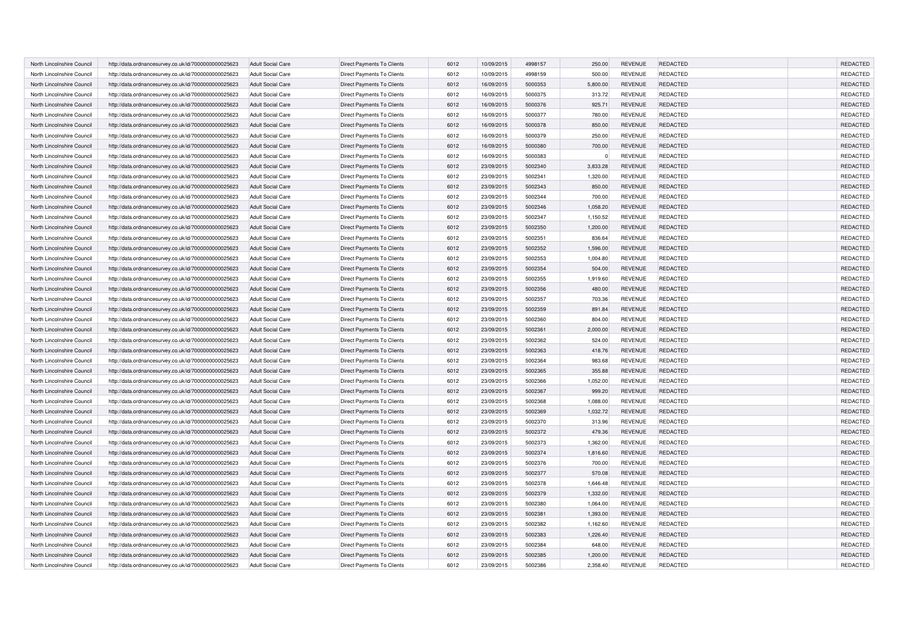| | | | | | | | | | | | |
|---|---|---|---|---|---|---|---|---|---|---|---|
| North Lincolnshire Council | http://data.ordnancesurvey.co.uk/id/7000000000025623 | Adult Social Care | Direct Payments To Clients | 6012 | 10/09/2015 | 4998157 | 250.00 | REVENUE | REDACTED | | REDACTED |
| North Lincolnshire Council | http://data.ordnancesurvey.co.uk/id/7000000000025623 | Adult Social Care | Direct Payments To Clients | 6012 | 10/09/2015 | 4998159 | 500.00 | REVENUE | REDACTED | | REDACTED |
| North Lincolnshire Council | http://data.ordnancesurvey.co.uk/id/7000000000025623 | Adult Social Care | Direct Payments To Clients | 6012 | 16/09/2015 | 5000353 | 5,800.00 | REVENUE | REDACTED | | REDACTED |
| North Lincolnshire Council | http://data.ordnancesurvey.co.uk/id/7000000000025623 | Adult Social Care | Direct Payments To Clients | 6012 | 16/09/2015 | 5000375 | 313.72 | REVENUE | REDACTED | | REDACTED |
| North Lincolnshire Council | http://data.ordnancesurvey.co.uk/id/7000000000025623 | Adult Social Care | Direct Payments To Clients | 6012 | 16/09/2015 | 5000376 | 925.71 | REVENUE | REDACTED | | REDACTED |
| North Lincolnshire Council | http://data.ordnancesurvey.co.uk/id/7000000000025623 | Adult Social Care | Direct Payments To Clients | 6012 | 16/09/2015 | 5000377 | 780.00 | REVENUE | REDACTED | | REDACTED |
| North Lincolnshire Council | http://data.ordnancesurvey.co.uk/id/7000000000025623 | Adult Social Care | Direct Payments To Clients | 6012 | 16/09/2015 | 5000378 | 850.00 | REVENUE | REDACTED | | REDACTED |
| North Lincolnshire Council | http://data.ordnancesurvey.co.uk/id/7000000000025623 | Adult Social Care | Direct Payments To Clients | 6012 | 16/09/2015 | 5000379 | 250.00 | REVENUE | REDACTED | | REDACTED |
| North Lincolnshire Council | http://data.ordnancesurvey.co.uk/id/7000000000025623 | Adult Social Care | Direct Payments To Clients | 6012 | 16/09/2015 | 5000380 | 700.00 | REVENUE | REDACTED | | REDACTED |
| North Lincolnshire Council | http://data.ordnancesurvey.co.uk/id/7000000000025623 | Adult Social Care | Direct Payments To Clients | 6012 | 16/09/2015 | 5000383 | 0 | REVENUE | REDACTED | | REDACTED |
| North Lincolnshire Council | http://data.ordnancesurvey.co.uk/id/7000000000025623 | Adult Social Care | Direct Payments To Clients | 6012 | 23/09/2015 | 5002340 | 3,833.28 | REVENUE | REDACTED | | REDACTED |
| North Lincolnshire Council | http://data.ordnancesurvey.co.uk/id/7000000000025623 | Adult Social Care | Direct Payments To Clients | 6012 | 23/09/2015 | 5002341 | 1,320.00 | REVENUE | REDACTED | | REDACTED |
| North Lincolnshire Council | http://data.ordnancesurvey.co.uk/id/7000000000025623 | Adult Social Care | Direct Payments To Clients | 6012 | 23/09/2015 | 5002343 | 850.00 | REVENUE | REDACTED | | REDACTED |
| North Lincolnshire Council | http://data.ordnancesurvey.co.uk/id/7000000000025623 | Adult Social Care | Direct Payments To Clients | 6012 | 23/09/2015 | 5002344 | 700.00 | REVENUE | REDACTED | | REDACTED |
| North Lincolnshire Council | http://data.ordnancesurvey.co.uk/id/7000000000025623 | Adult Social Care | Direct Payments To Clients | 6012 | 23/09/2015 | 5002346 | 1,058.20 | REVENUE | REDACTED | | REDACTED |
| North Lincolnshire Council | http://data.ordnancesurvey.co.uk/id/7000000000025623 | Adult Social Care | Direct Payments To Clients | 6012 | 23/09/2015 | 5002347 | 1,150.52 | REVENUE | REDACTED | | REDACTED |
| North Lincolnshire Council | http://data.ordnancesurvey.co.uk/id/7000000000025623 | Adult Social Care | Direct Payments To Clients | 6012 | 23/09/2015 | 5002350 | 1,200.00 | REVENUE | REDACTED | | REDACTED |
| North Lincolnshire Council | http://data.ordnancesurvey.co.uk/id/7000000000025623 | Adult Social Care | Direct Payments To Clients | 6012 | 23/09/2015 | 5002351 | 836.64 | REVENUE | REDACTED | | REDACTED |
| North Lincolnshire Council | http://data.ordnancesurvey.co.uk/id/7000000000025623 | Adult Social Care | Direct Payments To Clients | 6012 | 23/09/2015 | 5002352 | 1,596.00 | REVENUE | REDACTED | | REDACTED |
| North Lincolnshire Council | http://data.ordnancesurvey.co.uk/id/7000000000025623 | Adult Social Care | Direct Payments To Clients | 6012 | 23/09/2015 | 5002353 | 1,004.80 | REVENUE | REDACTED | | REDACTED |
| North Lincolnshire Council | http://data.ordnancesurvey.co.uk/id/7000000000025623 | Adult Social Care | Direct Payments To Clients | 6012 | 23/09/2015 | 5002354 | 504.00 | REVENUE | REDACTED | | REDACTED |
| North Lincolnshire Council | http://data.ordnancesurvey.co.uk/id/7000000000025623 | Adult Social Care | Direct Payments To Clients | 6012 | 23/09/2015 | 5002355 | 1,919.60 | REVENUE | REDACTED | | REDACTED |
| North Lincolnshire Council | http://data.ordnancesurvey.co.uk/id/7000000000025623 | Adult Social Care | Direct Payments To Clients | 6012 | 23/09/2015 | 5002356 | 480.00 | REVENUE | REDACTED | | REDACTED |
| North Lincolnshire Council | http://data.ordnancesurvey.co.uk/id/7000000000025623 | Adult Social Care | Direct Payments To Clients | 6012 | 23/09/2015 | 5002357 | 703.36 | REVENUE | REDACTED | | REDACTED |
| North Lincolnshire Council | http://data.ordnancesurvey.co.uk/id/7000000000025623 | Adult Social Care | Direct Payments To Clients | 6012 | 23/09/2015 | 5002359 | 891.84 | REVENUE | REDACTED | | REDACTED |
| North Lincolnshire Council | http://data.ordnancesurvey.co.uk/id/7000000000025623 | Adult Social Care | Direct Payments To Clients | 6012 | 23/09/2015 | 5002360 | 804.00 | REVENUE | REDACTED | | REDACTED |
| North Lincolnshire Council | http://data.ordnancesurvey.co.uk/id/7000000000025623 | Adult Social Care | Direct Payments To Clients | 6012 | 23/09/2015 | 5002361 | 2,000.00 | REVENUE | REDACTED | | REDACTED |
| North Lincolnshire Council | http://data.ordnancesurvey.co.uk/id/7000000000025623 | Adult Social Care | Direct Payments To Clients | 6012 | 23/09/2015 | 5002362 | 524.00 | REVENUE | REDACTED | | REDACTED |
| North Lincolnshire Council | http://data.ordnancesurvey.co.uk/id/7000000000025623 | Adult Social Care | Direct Payments To Clients | 6012 | 23/09/2015 | 5002363 | 418.76 | REVENUE | REDACTED | | REDACTED |
| North Lincolnshire Council | http://data.ordnancesurvey.co.uk/id/7000000000025623 | Adult Social Care | Direct Payments To Clients | 6012 | 23/09/2015 | 5002364 | 983.68 | REVENUE | REDACTED | | REDACTED |
| North Lincolnshire Council | http://data.ordnancesurvey.co.uk/id/7000000000025623 | Adult Social Care | Direct Payments To Clients | 6012 | 23/09/2015 | 5002365 | 355.88 | REVENUE | REDACTED | | REDACTED |
| North Lincolnshire Council | http://data.ordnancesurvey.co.uk/id/7000000000025623 | Adult Social Care | Direct Payments To Clients | 6012 | 23/09/2015 | 5002366 | 1,052.00 | REVENUE | REDACTED | | REDACTED |
| North Lincolnshire Council | http://data.ordnancesurvey.co.uk/id/7000000000025623 | Adult Social Care | Direct Payments To Clients | 6012 | 23/09/2015 | 5002367 | 999.20 | REVENUE | REDACTED | | REDACTED |
| North Lincolnshire Council | http://data.ordnancesurvey.co.uk/id/7000000000025623 | Adult Social Care | Direct Payments To Clients | 6012 | 23/09/2015 | 5002368 | 1,088.00 | REVENUE | REDACTED | | REDACTED |
| North Lincolnshire Council | http://data.ordnancesurvey.co.uk/id/7000000000025623 | Adult Social Care | Direct Payments To Clients | 6012 | 23/09/2015 | 5002369 | 1,032.72 | REVENUE | REDACTED | | REDACTED |
| North Lincolnshire Council | http://data.ordnancesurvey.co.uk/id/7000000000025623 | Adult Social Care | Direct Payments To Clients | 6012 | 23/09/2015 | 5002370 | 313.96 | REVENUE | REDACTED | | REDACTED |
| North Lincolnshire Council | http://data.ordnancesurvey.co.uk/id/7000000000025623 | Adult Social Care | Direct Payments To Clients | 6012 | 23/09/2015 | 5002372 | 479.36 | REVENUE | REDACTED | | REDACTED |
| North Lincolnshire Council | http://data.ordnancesurvey.co.uk/id/7000000000025623 | Adult Social Care | Direct Payments To Clients | 6012 | 23/09/2015 | 5002373 | 1,362.00 | REVENUE | REDACTED | | REDACTED |
| North Lincolnshire Council | http://data.ordnancesurvey.co.uk/id/7000000000025623 | Adult Social Care | Direct Payments To Clients | 6012 | 23/09/2015 | 5002374 | 1,816.60 | REVENUE | REDACTED | | REDACTED |
| North Lincolnshire Council | http://data.ordnancesurvey.co.uk/id/7000000000025623 | Adult Social Care | Direct Payments To Clients | 6012 | 23/09/2015 | 5002376 | 700.00 | REVENUE | REDACTED | | REDACTED |
| North Lincolnshire Council | http://data.ordnancesurvey.co.uk/id/7000000000025623 | Adult Social Care | Direct Payments To Clients | 6012 | 23/09/2015 | 5002377 | 570.08 | REVENUE | REDACTED | | REDACTED |
| North Lincolnshire Council | http://data.ordnancesurvey.co.uk/id/7000000000025623 | Adult Social Care | Direct Payments To Clients | 6012 | 23/09/2015 | 5002378 | 1,646.48 | REVENUE | REDACTED | | REDACTED |
| North Lincolnshire Council | http://data.ordnancesurvey.co.uk/id/7000000000025623 | Adult Social Care | Direct Payments To Clients | 6012 | 23/09/2015 | 5002379 | 1,332.00 | REVENUE | REDACTED | | REDACTED |
| North Lincolnshire Council | http://data.ordnancesurvey.co.uk/id/7000000000025623 | Adult Social Care | Direct Payments To Clients | 6012 | 23/09/2015 | 5002380 | 1,064.00 | REVENUE | REDACTED | | REDACTED |
| North Lincolnshire Council | http://data.ordnancesurvey.co.uk/id/7000000000025623 | Adult Social Care | Direct Payments To Clients | 6012 | 23/09/2015 | 5002381 | 1,393.00 | REVENUE | REDACTED | | REDACTED |
| North Lincolnshire Council | http://data.ordnancesurvey.co.uk/id/7000000000025623 | Adult Social Care | Direct Payments To Clients | 6012 | 23/09/2015 | 5002382 | 1,162.60 | REVENUE | REDACTED | | REDACTED |
| North Lincolnshire Council | http://data.ordnancesurvey.co.uk/id/7000000000025623 | Adult Social Care | Direct Payments To Clients | 6012 | 23/09/2015 | 5002383 | 1,226.40 | REVENUE | REDACTED | | REDACTED |
| North Lincolnshire Council | http://data.ordnancesurvey.co.uk/id/7000000000025623 | Adult Social Care | Direct Payments To Clients | 6012 | 23/09/2015 | 5002384 | 648.00 | REVENUE | REDACTED | | REDACTED |
| North Lincolnshire Council | http://data.ordnancesurvey.co.uk/id/7000000000025623 | Adult Social Care | Direct Payments To Clients | 6012 | 23/09/2015 | 5002385 | 1,200.00 | REVENUE | REDACTED | | REDACTED |
| North Lincolnshire Council | http://data.ordnancesurvey.co.uk/id/7000000000025623 | Adult Social Care | Direct Payments To Clients | 6012 | 23/09/2015 | 5002386 | 2,358.40 | REVENUE | REDACTED | | REDACTED |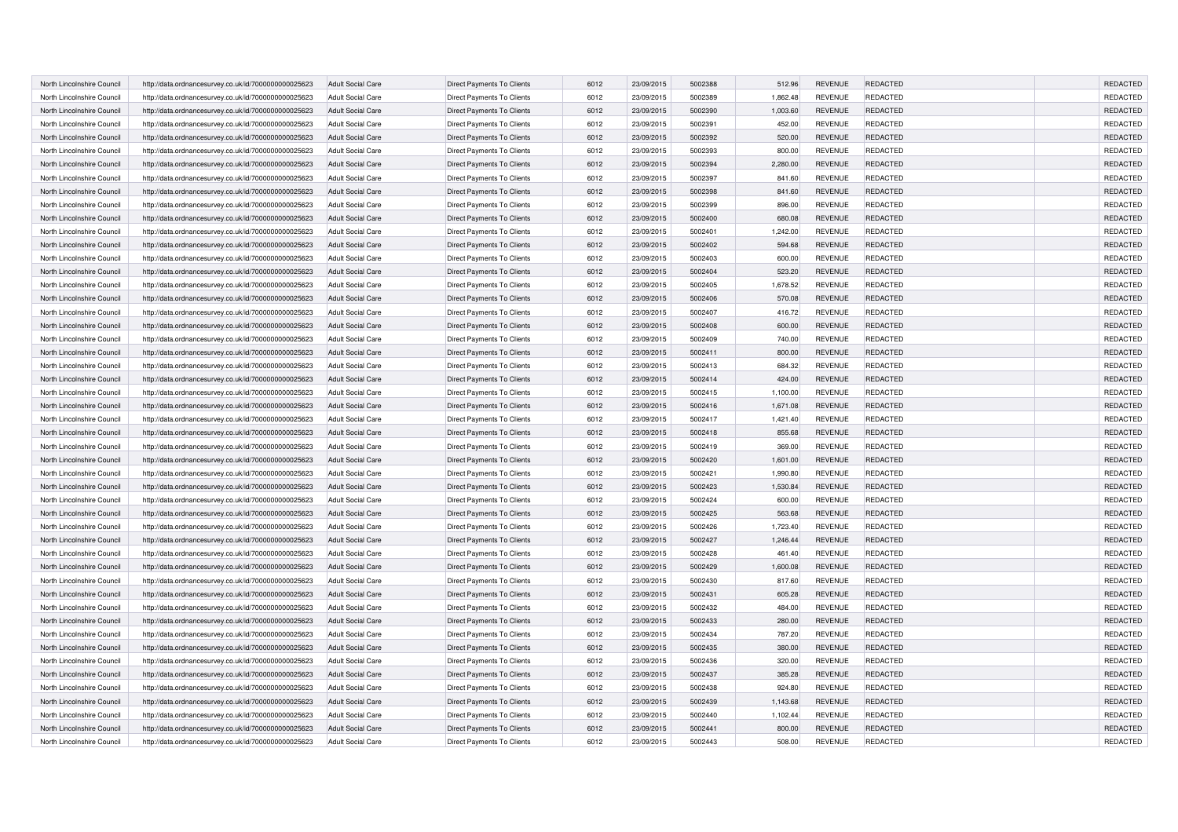| | | | | | | | | | | | |
|---|---|---|---|---|---|---|---|---|---|---|---|
| North Lincolnshire Council | http://data.ordnancesurvey.co.uk/id/7000000000025623 | Adult Social Care | Direct Payments To Clients | 6012 | 23/09/2015 | 5002388 | 512.96 | REVENUE | REDACTED | | REDACTED |
| North Lincolnshire Council | http://data.ordnancesurvey.co.uk/id/7000000000025623 | Adult Social Care | Direct Payments To Clients | 6012 | 23/09/2015 | 5002389 | 1,862.48 | REVENUE | REDACTED | | REDACTED |
| North Lincolnshire Council | http://data.ordnancesurvey.co.uk/id/7000000000025623 | Adult Social Care | Direct Payments To Clients | 6012 | 23/09/2015 | 5002390 | 1,003.60 | REVENUE | REDACTED | | REDACTED |
| North Lincolnshire Council | http://data.ordnancesurvey.co.uk/id/7000000000025623 | Adult Social Care | Direct Payments To Clients | 6012 | 23/09/2015 | 5002391 | 452.00 | REVENUE | REDACTED | | REDACTED |
| North Lincolnshire Council | http://data.ordnancesurvey.co.uk/id/7000000000025623 | Adult Social Care | Direct Payments To Clients | 6012 | 23/09/2015 | 5002392 | 520.00 | REVENUE | REDACTED | | REDACTED |
| North Lincolnshire Council | http://data.ordnancesurvey.co.uk/id/7000000000025623 | Adult Social Care | Direct Payments To Clients | 6012 | 23/09/2015 | 5002393 | 800.00 | REVENUE | REDACTED | | REDACTED |
| North Lincolnshire Council | http://data.ordnancesurvey.co.uk/id/7000000000025623 | Adult Social Care | Direct Payments To Clients | 6012 | 23/09/2015 | 5002394 | 2,280.00 | REVENUE | REDACTED | | REDACTED |
| North Lincolnshire Council | http://data.ordnancesurvey.co.uk/id/7000000000025623 | Adult Social Care | Direct Payments To Clients | 6012 | 23/09/2015 | 5002397 | 841.60 | REVENUE | REDACTED | | REDACTED |
| North Lincolnshire Council | http://data.ordnancesurvey.co.uk/id/7000000000025623 | Adult Social Care | Direct Payments To Clients | 6012 | 23/09/2015 | 5002398 | 841.60 | REVENUE | REDACTED | | REDACTED |
| North Lincolnshire Council | http://data.ordnancesurvey.co.uk/id/7000000000025623 | Adult Social Care | Direct Payments To Clients | 6012 | 23/09/2015 | 5002399 | 896.00 | REVENUE | REDACTED | | REDACTED |
| North Lincolnshire Council | http://data.ordnancesurvey.co.uk/id/7000000000025623 | Adult Social Care | Direct Payments To Clients | 6012 | 23/09/2015 | 5002400 | 680.08 | REVENUE | REDACTED | | REDACTED |
| North Lincolnshire Council | http://data.ordnancesurvey.co.uk/id/7000000000025623 | Adult Social Care | Direct Payments To Clients | 6012 | 23/09/2015 | 5002401 | 1,242.00 | REVENUE | REDACTED | | REDACTED |
| North Lincolnshire Council | http://data.ordnancesurvey.co.uk/id/7000000000025623 | Adult Social Care | Direct Payments To Clients | 6012 | 23/09/2015 | 5002402 | 594.68 | REVENUE | REDACTED | | REDACTED |
| North Lincolnshire Council | http://data.ordnancesurvey.co.uk/id/7000000000025623 | Adult Social Care | Direct Payments To Clients | 6012 | 23/09/2015 | 5002403 | 600.00 | REVENUE | REDACTED | | REDACTED |
| North Lincolnshire Council | http://data.ordnancesurvey.co.uk/id/7000000000025623 | Adult Social Care | Direct Payments To Clients | 6012 | 23/09/2015 | 5002404 | 523.20 | REVENUE | REDACTED | | REDACTED |
| North Lincolnshire Council | http://data.ordnancesurvey.co.uk/id/7000000000025623 | Adult Social Care | Direct Payments To Clients | 6012 | 23/09/2015 | 5002405 | 1,678.52 | REVENUE | REDACTED | | REDACTED |
| North Lincolnshire Council | http://data.ordnancesurvey.co.uk/id/7000000000025623 | Adult Social Care | Direct Payments To Clients | 6012 | 23/09/2015 | 5002406 | 570.08 | REVENUE | REDACTED | | REDACTED |
| North Lincolnshire Council | http://data.ordnancesurvey.co.uk/id/7000000000025623 | Adult Social Care | Direct Payments To Clients | 6012 | 23/09/2015 | 5002407 | 416.72 | REVENUE | REDACTED | | REDACTED |
| North Lincolnshire Council | http://data.ordnancesurvey.co.uk/id/7000000000025623 | Adult Social Care | Direct Payments To Clients | 6012 | 23/09/2015 | 5002408 | 600.00 | REVENUE | REDACTED | | REDACTED |
| North Lincolnshire Council | http://data.ordnancesurvey.co.uk/id/7000000000025623 | Adult Social Care | Direct Payments To Clients | 6012 | 23/09/2015 | 5002409 | 740.00 | REVENUE | REDACTED | | REDACTED |
| North Lincolnshire Council | http://data.ordnancesurvey.co.uk/id/7000000000025623 | Adult Social Care | Direct Payments To Clients | 6012 | 23/09/2015 | 5002411 | 800.00 | REVENUE | REDACTED | | REDACTED |
| North Lincolnshire Council | http://data.ordnancesurvey.co.uk/id/7000000000025623 | Adult Social Care | Direct Payments To Clients | 6012 | 23/09/2015 | 5002413 | 684.32 | REVENUE | REDACTED | | REDACTED |
| North Lincolnshire Council | http://data.ordnancesurvey.co.uk/id/7000000000025623 | Adult Social Care | Direct Payments To Clients | 6012 | 23/09/2015 | 5002414 | 424.00 | REVENUE | REDACTED | | REDACTED |
| North Lincolnshire Council | http://data.ordnancesurvey.co.uk/id/7000000000025623 | Adult Social Care | Direct Payments To Clients | 6012 | 23/09/2015 | 5002415 | 1,100.00 | REVENUE | REDACTED | | REDACTED |
| North Lincolnshire Council | http://data.ordnancesurvey.co.uk/id/7000000000025623 | Adult Social Care | Direct Payments To Clients | 6012 | 23/09/2015 | 5002416 | 1,671.08 | REVENUE | REDACTED | | REDACTED |
| North Lincolnshire Council | http://data.ordnancesurvey.co.uk/id/7000000000025623 | Adult Social Care | Direct Payments To Clients | 6012 | 23/09/2015 | 5002417 | 1,421.40 | REVENUE | REDACTED | | REDACTED |
| North Lincolnshire Council | http://data.ordnancesurvey.co.uk/id/7000000000025623 | Adult Social Care | Direct Payments To Clients | 6012 | 23/09/2015 | 5002418 | 855.68 | REVENUE | REDACTED | | REDACTED |
| North Lincolnshire Council | http://data.ordnancesurvey.co.uk/id/7000000000025623 | Adult Social Care | Direct Payments To Clients | 6012 | 23/09/2015 | 5002419 | 369.00 | REVENUE | REDACTED | | REDACTED |
| North Lincolnshire Council | http://data.ordnancesurvey.co.uk/id/7000000000025623 | Adult Social Care | Direct Payments To Clients | 6012 | 23/09/2015 | 5002420 | 1,601.00 | REVENUE | REDACTED | | REDACTED |
| North Lincolnshire Council | http://data.ordnancesurvey.co.uk/id/7000000000025623 | Adult Social Care | Direct Payments To Clients | 6012 | 23/09/2015 | 5002421 | 1,990.80 | REVENUE | REDACTED | | REDACTED |
| North Lincolnshire Council | http://data.ordnancesurvey.co.uk/id/7000000000025623 | Adult Social Care | Direct Payments To Clients | 6012 | 23/09/2015 | 5002423 | 1,530.84 | REVENUE | REDACTED | | REDACTED |
| North Lincolnshire Council | http://data.ordnancesurvey.co.uk/id/7000000000025623 | Adult Social Care | Direct Payments To Clients | 6012 | 23/09/2015 | 5002424 | 600.00 | REVENUE | REDACTED | | REDACTED |
| North Lincolnshire Council | http://data.ordnancesurvey.co.uk/id/7000000000025623 | Adult Social Care | Direct Payments To Clients | 6012 | 23/09/2015 | 5002425 | 563.68 | REVENUE | REDACTED | | REDACTED |
| North Lincolnshire Council | http://data.ordnancesurvey.co.uk/id/7000000000025623 | Adult Social Care | Direct Payments To Clients | 6012 | 23/09/2015 | 5002426 | 1,723.40 | REVENUE | REDACTED | | REDACTED |
| North Lincolnshire Council | http://data.ordnancesurvey.co.uk/id/7000000000025623 | Adult Social Care | Direct Payments To Clients | 6012 | 23/09/2015 | 5002427 | 1,246.44 | REVENUE | REDACTED | | REDACTED |
| North Lincolnshire Council | http://data.ordnancesurvey.co.uk/id/7000000000025623 | Adult Social Care | Direct Payments To Clients | 6012 | 23/09/2015 | 5002428 | 461.40 | REVENUE | REDACTED | | REDACTED |
| North Lincolnshire Council | http://data.ordnancesurvey.co.uk/id/7000000000025623 | Adult Social Care | Direct Payments To Clients | 6012 | 23/09/2015 | 5002429 | 1,600.08 | REVENUE | REDACTED | | REDACTED |
| North Lincolnshire Council | http://data.ordnancesurvey.co.uk/id/7000000000025623 | Adult Social Care | Direct Payments To Clients | 6012 | 23/09/2015 | 5002430 | 817.60 | REVENUE | REDACTED | | REDACTED |
| North Lincolnshire Council | http://data.ordnancesurvey.co.uk/id/7000000000025623 | Adult Social Care | Direct Payments To Clients | 6012 | 23/09/2015 | 5002431 | 605.28 | REVENUE | REDACTED | | REDACTED |
| North Lincolnshire Council | http://data.ordnancesurvey.co.uk/id/7000000000025623 | Adult Social Care | Direct Payments To Clients | 6012 | 23/09/2015 | 5002432 | 484.00 | REVENUE | REDACTED | | REDACTED |
| North Lincolnshire Council | http://data.ordnancesurvey.co.uk/id/7000000000025623 | Adult Social Care | Direct Payments To Clients | 6012 | 23/09/2015 | 5002433 | 280.00 | REVENUE | REDACTED | | REDACTED |
| North Lincolnshire Council | http://data.ordnancesurvey.co.uk/id/7000000000025623 | Adult Social Care | Direct Payments To Clients | 6012 | 23/09/2015 | 5002434 | 787.20 | REVENUE | REDACTED | | REDACTED |
| North Lincolnshire Council | http://data.ordnancesurvey.co.uk/id/7000000000025623 | Adult Social Care | Direct Payments To Clients | 6012 | 23/09/2015 | 5002435 | 380.00 | REVENUE | REDACTED | | REDACTED |
| North Lincolnshire Council | http://data.ordnancesurvey.co.uk/id/7000000000025623 | Adult Social Care | Direct Payments To Clients | 6012 | 23/09/2015 | 5002436 | 320.00 | REVENUE | REDACTED | | REDACTED |
| North Lincolnshire Council | http://data.ordnancesurvey.co.uk/id/7000000000025623 | Adult Social Care | Direct Payments To Clients | 6012 | 23/09/2015 | 5002437 | 385.28 | REVENUE | REDACTED | | REDACTED |
| North Lincolnshire Council | http://data.ordnancesurvey.co.uk/id/7000000000025623 | Adult Social Care | Direct Payments To Clients | 6012 | 23/09/2015 | 5002438 | 924.80 | REVENUE | REDACTED | | REDACTED |
| North Lincolnshire Council | http://data.ordnancesurvey.co.uk/id/7000000000025623 | Adult Social Care | Direct Payments To Clients | 6012 | 23/09/2015 | 5002439 | 1,143.68 | REVENUE | REDACTED | | REDACTED |
| North Lincolnshire Council | http://data.ordnancesurvey.co.uk/id/7000000000025623 | Adult Social Care | Direct Payments To Clients | 6012 | 23/09/2015 | 5002440 | 1,102.44 | REVENUE | REDACTED | | REDACTED |
| North Lincolnshire Council | http://data.ordnancesurvey.co.uk/id/7000000000025623 | Adult Social Care | Direct Payments To Clients | 6012 | 23/09/2015 | 5002441 | 800.00 | REVENUE | REDACTED | | REDACTED |
| North Lincolnshire Council | http://data.ordnancesurvey.co.uk/id/7000000000025623 | Adult Social Care | Direct Payments To Clients | 6012 | 23/09/2015 | 5002443 | 508.00 | REVENUE | REDACTED | | REDACTED |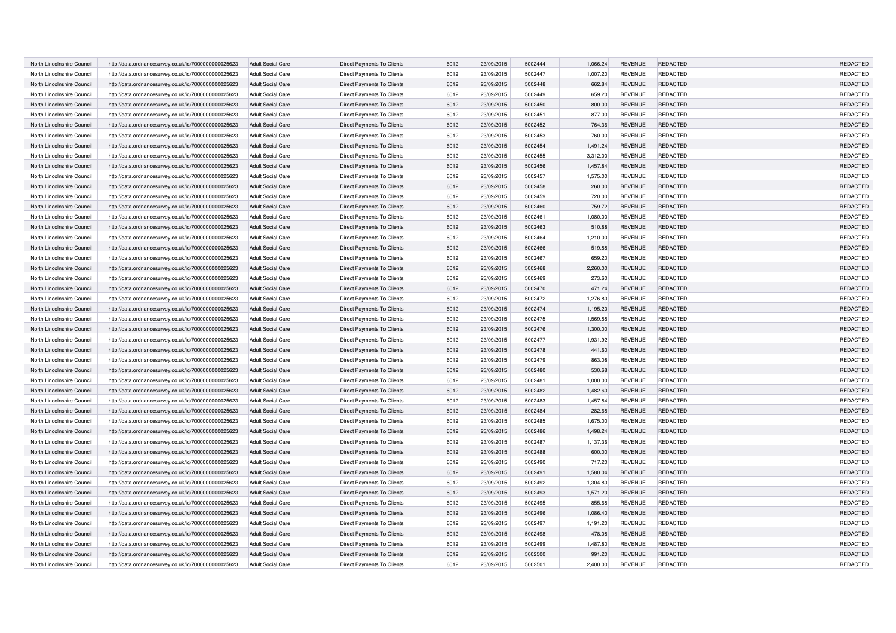| North Lincolnshire Council | http://data.ordnancesurvey.co.uk/id/7000000000025623 | Adult Social Care | Direct Payments To Clients | 6012 | 23/09/2015 | 5002444 | 1,066.24 | REVENUE | REDACTED | | REDACTED |
|---|---|---|---|---|---|---|---|---|---|---|---|
| North Lincolnshire Council | http://data.ordnancesurvey.co.uk/id/7000000000025623 | Adult Social Care | Direct Payments To Clients | 6012 | 23/09/2015 | 5002447 | 1,007.20 | REVENUE | REDACTED | | REDACTED |
| North Lincolnshire Council | http://data.ordnancesurvey.co.uk/id/7000000000025623 | Adult Social Care | Direct Payments To Clients | 6012 | 23/09/2015 | 5002448 | 662.84 | REVENUE | REDACTED | | REDACTED |
| North Lincolnshire Council | http://data.ordnancesurvey.co.uk/id/7000000000025623 | Adult Social Care | Direct Payments To Clients | 6012 | 23/09/2015 | 5002449 | 659.20 | REVENUE | REDACTED | | REDACTED |
| North Lincolnshire Council | http://data.ordnancesurvey.co.uk/id/7000000000025623 | Adult Social Care | Direct Payments To Clients | 6012 | 23/09/2015 | 5002450 | 800.00 | REVENUE | REDACTED | | REDACTED |
| North Lincolnshire Council | http://data.ordnancesurvey.co.uk/id/7000000000025623 | Adult Social Care | Direct Payments To Clients | 6012 | 23/09/2015 | 5002451 | 877.00 | REVENUE | REDACTED | | REDACTED |
| North Lincolnshire Council | http://data.ordnancesurvey.co.uk/id/7000000000025623 | Adult Social Care | Direct Payments To Clients | 6012 | 23/09/2015 | 5002452 | 764.36 | REVENUE | REDACTED | | REDACTED |
| North Lincolnshire Council | http://data.ordnancesurvey.co.uk/id/7000000000025623 | Adult Social Care | Direct Payments To Clients | 6012 | 23/09/2015 | 5002453 | 760.00 | REVENUE | REDACTED | | REDACTED |
| North Lincolnshire Council | http://data.ordnancesurvey.co.uk/id/7000000000025623 | Adult Social Care | Direct Payments To Clients | 6012 | 23/09/2015 | 5002454 | 1,491.24 | REVENUE | REDACTED | | REDACTED |
| North Lincolnshire Council | http://data.ordnancesurvey.co.uk/id/7000000000025623 | Adult Social Care | Direct Payments To Clients | 6012 | 23/09/2015 | 5002455 | 3,312.00 | REVENUE | REDACTED | | REDACTED |
| North Lincolnshire Council | http://data.ordnancesurvey.co.uk/id/7000000000025623 | Adult Social Care | Direct Payments To Clients | 6012 | 23/09/2015 | 5002456 | 1,457.84 | REVENUE | REDACTED | | REDACTED |
| North Lincolnshire Council | http://data.ordnancesurvey.co.uk/id/7000000000025623 | Adult Social Care | Direct Payments To Clients | 6012 | 23/09/2015 | 5002457 | 1,575.00 | REVENUE | REDACTED | | REDACTED |
| North Lincolnshire Council | http://data.ordnancesurvey.co.uk/id/7000000000025623 | Adult Social Care | Direct Payments To Clients | 6012 | 23/09/2015 | 5002458 | 260.00 | REVENUE | REDACTED | | REDACTED |
| North Lincolnshire Council | http://data.ordnancesurvey.co.uk/id/7000000000025623 | Adult Social Care | Direct Payments To Clients | 6012 | 23/09/2015 | 5002459 | 720.00 | REVENUE | REDACTED | | REDACTED |
| North Lincolnshire Council | http://data.ordnancesurvey.co.uk/id/7000000000025623 | Adult Social Care | Direct Payments To Clients | 6012 | 23/09/2015 | 5002460 | 759.72 | REVENUE | REDACTED | | REDACTED |
| North Lincolnshire Council | http://data.ordnancesurvey.co.uk/id/7000000000025623 | Adult Social Care | Direct Payments To Clients | 6012 | 23/09/2015 | 5002461 | 1,080.00 | REVENUE | REDACTED | | REDACTED |
| North Lincolnshire Council | http://data.ordnancesurvey.co.uk/id/7000000000025623 | Adult Social Care | Direct Payments To Clients | 6012 | 23/09/2015 | 5002463 | 510.88 | REVENUE | REDACTED | | REDACTED |
| North Lincolnshire Council | http://data.ordnancesurvey.co.uk/id/7000000000025623 | Adult Social Care | Direct Payments To Clients | 6012 | 23/09/2015 | 5002464 | 1,210.00 | REVENUE | REDACTED | | REDACTED |
| North Lincolnshire Council | http://data.ordnancesurvey.co.uk/id/7000000000025623 | Adult Social Care | Direct Payments To Clients | 6012 | 23/09/2015 | 5002466 | 519.88 | REVENUE | REDACTED | | REDACTED |
| North Lincolnshire Council | http://data.ordnancesurvey.co.uk/id/7000000000025623 | Adult Social Care | Direct Payments To Clients | 6012 | 23/09/2015 | 5002467 | 659.20 | REVENUE | REDACTED | | REDACTED |
| North Lincolnshire Council | http://data.ordnancesurvey.co.uk/id/7000000000025623 | Adult Social Care | Direct Payments To Clients | 6012 | 23/09/2015 | 5002468 | 2,260.00 | REVENUE | REDACTED | | REDACTED |
| North Lincolnshire Council | http://data.ordnancesurvey.co.uk/id/7000000000025623 | Adult Social Care | Direct Payments To Clients | 6012 | 23/09/2015 | 5002469 | 273.60 | REVENUE | REDACTED | | REDACTED |
| North Lincolnshire Council | http://data.ordnancesurvey.co.uk/id/7000000000025623 | Adult Social Care | Direct Payments To Clients | 6012 | 23/09/2015 | 5002470 | 471.24 | REVENUE | REDACTED | | REDACTED |
| North Lincolnshire Council | http://data.ordnancesurvey.co.uk/id/7000000000025623 | Adult Social Care | Direct Payments To Clients | 6012 | 23/09/2015 | 5002472 | 1,276.80 | REVENUE | REDACTED | | REDACTED |
| North Lincolnshire Council | http://data.ordnancesurvey.co.uk/id/7000000000025623 | Adult Social Care | Direct Payments To Clients | 6012 | 23/09/2015 | 5002474 | 1,195.20 | REVENUE | REDACTED | | REDACTED |
| North Lincolnshire Council | http://data.ordnancesurvey.co.uk/id/7000000000025623 | Adult Social Care | Direct Payments To Clients | 6012 | 23/09/2015 | 5002475 | 1,569.88 | REVENUE | REDACTED | | REDACTED |
| North Lincolnshire Council | http://data.ordnancesurvey.co.uk/id/7000000000025623 | Adult Social Care | Direct Payments To Clients | 6012 | 23/09/2015 | 5002476 | 1,300.00 | REVENUE | REDACTED | | REDACTED |
| North Lincolnshire Council | http://data.ordnancesurvey.co.uk/id/7000000000025623 | Adult Social Care | Direct Payments To Clients | 6012 | 23/09/2015 | 5002477 | 1,931.92 | REVENUE | REDACTED | | REDACTED |
| North Lincolnshire Council | http://data.ordnancesurvey.co.uk/id/7000000000025623 | Adult Social Care | Direct Payments To Clients | 6012 | 23/09/2015 | 5002478 | 441.60 | REVENUE | REDACTED | | REDACTED |
| North Lincolnshire Council | http://data.ordnancesurvey.co.uk/id/7000000000025623 | Adult Social Care | Direct Payments To Clients | 6012 | 23/09/2015 | 5002479 | 863.08 | REVENUE | REDACTED | | REDACTED |
| North Lincolnshire Council | http://data.ordnancesurvey.co.uk/id/7000000000025623 | Adult Social Care | Direct Payments To Clients | 6012 | 23/09/2015 | 5002480 | 530.68 | REVENUE | REDACTED | | REDACTED |
| North Lincolnshire Council | http://data.ordnancesurvey.co.uk/id/7000000000025623 | Adult Social Care | Direct Payments To Clients | 6012 | 23/09/2015 | 5002481 | 1,000.00 | REVENUE | REDACTED | | REDACTED |
| North Lincolnshire Council | http://data.ordnancesurvey.co.uk/id/7000000000025623 | Adult Social Care | Direct Payments To Clients | 6012 | 23/09/2015 | 5002482 | 1,482.60 | REVENUE | REDACTED | | REDACTED |
| North Lincolnshire Council | http://data.ordnancesurvey.co.uk/id/7000000000025623 | Adult Social Care | Direct Payments To Clients | 6012 | 23/09/2015 | 5002483 | 1,457.84 | REVENUE | REDACTED | | REDACTED |
| North Lincolnshire Council | http://data.ordnancesurvey.co.uk/id/7000000000025623 | Adult Social Care | Direct Payments To Clients | 6012 | 23/09/2015 | 5002484 | 282.68 | REVENUE | REDACTED | | REDACTED |
| North Lincolnshire Council | http://data.ordnancesurvey.co.uk/id/7000000000025623 | Adult Social Care | Direct Payments To Clients | 6012 | 23/09/2015 | 5002485 | 1,675.00 | REVENUE | REDACTED | | REDACTED |
| North Lincolnshire Council | http://data.ordnancesurvey.co.uk/id/7000000000025623 | Adult Social Care | Direct Payments To Clients | 6012 | 23/09/2015 | 5002486 | 1,498.24 | REVENUE | REDACTED | | REDACTED |
| North Lincolnshire Council | http://data.ordnancesurvey.co.uk/id/7000000000025623 | Adult Social Care | Direct Payments To Clients | 6012 | 23/09/2015 | 5002487 | 1,137.36 | REVENUE | REDACTED | | REDACTED |
| North Lincolnshire Council | http://data.ordnancesurvey.co.uk/id/7000000000025623 | Adult Social Care | Direct Payments To Clients | 6012 | 23/09/2015 | 5002488 | 600.00 | REVENUE | REDACTED | | REDACTED |
| North Lincolnshire Council | http://data.ordnancesurvey.co.uk/id/7000000000025623 | Adult Social Care | Direct Payments To Clients | 6012 | 23/09/2015 | 5002490 | 717.20 | REVENUE | REDACTED | | REDACTED |
| North Lincolnshire Council | http://data.ordnancesurvey.co.uk/id/7000000000025623 | Adult Social Care | Direct Payments To Clients | 6012 | 23/09/2015 | 5002491 | 1,580.04 | REVENUE | REDACTED | | REDACTED |
| North Lincolnshire Council | http://data.ordnancesurvey.co.uk/id/7000000000025623 | Adult Social Care | Direct Payments To Clients | 6012 | 23/09/2015 | 5002492 | 1,304.80 | REVENUE | REDACTED | | REDACTED |
| North Lincolnshire Council | http://data.ordnancesurvey.co.uk/id/7000000000025623 | Adult Social Care | Direct Payments To Clients | 6012 | 23/09/2015 | 5002493 | 1,571.20 | REVENUE | REDACTED | | REDACTED |
| North Lincolnshire Council | http://data.ordnancesurvey.co.uk/id/7000000000025623 | Adult Social Care | Direct Payments To Clients | 6012 | 23/09/2015 | 5002495 | 855.68 | REVENUE | REDACTED | | REDACTED |
| North Lincolnshire Council | http://data.ordnancesurvey.co.uk/id/7000000000025623 | Adult Social Care | Direct Payments To Clients | 6012 | 23/09/2015 | 5002496 | 1,086.40 | REVENUE | REDACTED | | REDACTED |
| North Lincolnshire Council | http://data.ordnancesurvey.co.uk/id/7000000000025623 | Adult Social Care | Direct Payments To Clients | 6012 | 23/09/2015 | 5002497 | 1,191.20 | REVENUE | REDACTED | | REDACTED |
| North Lincolnshire Council | http://data.ordnancesurvey.co.uk/id/7000000000025623 | Adult Social Care | Direct Payments To Clients | 6012 | 23/09/2015 | 5002498 | 478.08 | REVENUE | REDACTED | | REDACTED |
| North Lincolnshire Council | http://data.ordnancesurvey.co.uk/id/7000000000025623 | Adult Social Care | Direct Payments To Clients | 6012 | 23/09/2015 | 5002499 | 1,487.80 | REVENUE | REDACTED | | REDACTED |
| North Lincolnshire Council | http://data.ordnancesurvey.co.uk/id/7000000000025623 | Adult Social Care | Direct Payments To Clients | 6012 | 23/09/2015 | 5002500 | 991.20 | REVENUE | REDACTED | | REDACTED |
| North Lincolnshire Council | http://data.ordnancesurvey.co.uk/id/7000000000025623 | Adult Social Care | Direct Payments To Clients | 6012 | 23/09/2015 | 5002501 | 2,400.00 | REVENUE | REDACTED | | REDACTED |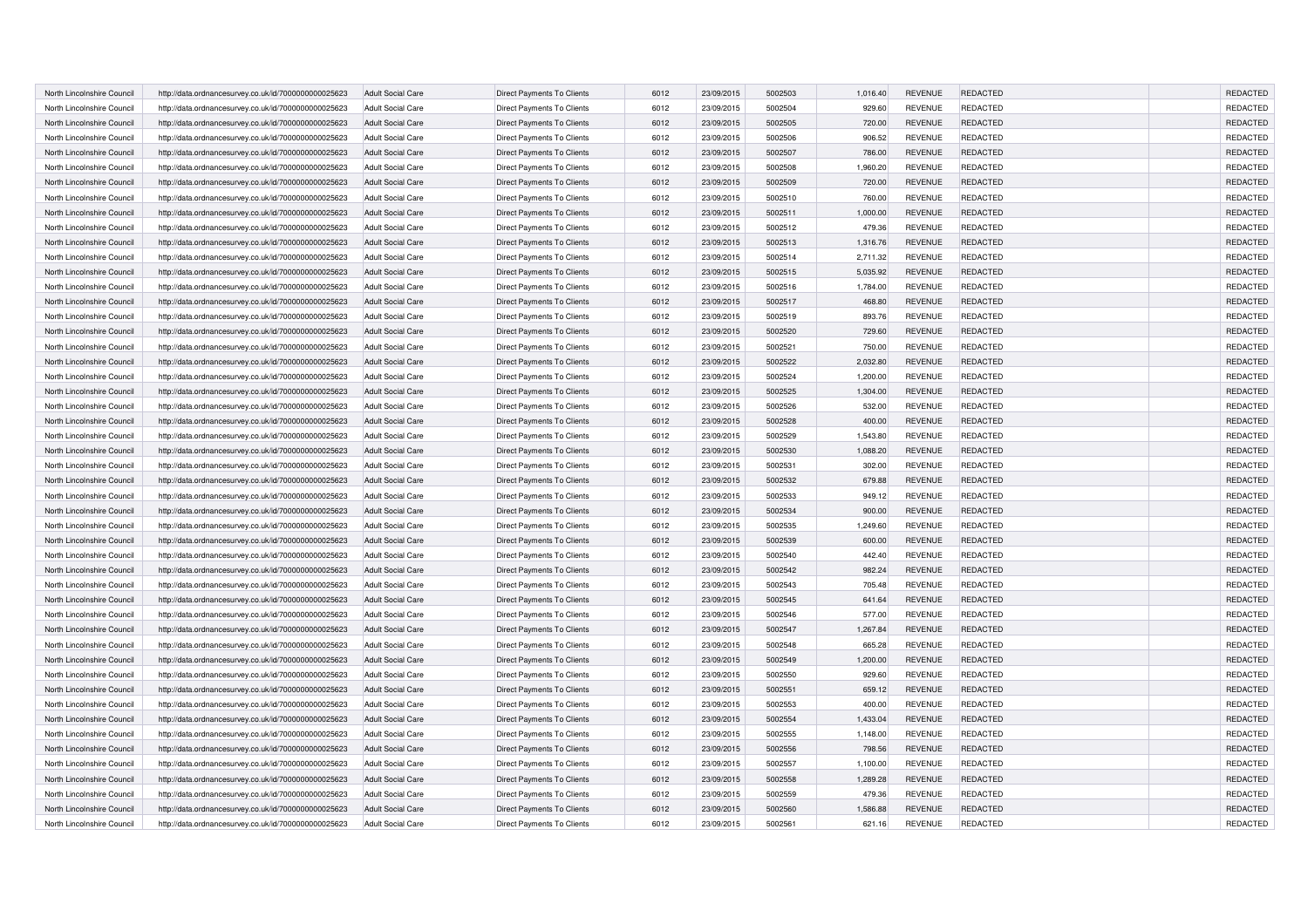| North Lincolnshire Council | http://data.ordnancesurvey.co.uk/id/7000000000025623 | Adult Social Care | Direct Payments To Clients | 6012 | 23/09/2015 | 5002503 | 1,016.40 | REVENUE | REDACTED | | REDACTED |
|---|---|---|---|---|---|---|---|---|---|---|---|
| North Lincolnshire Council | http://data.ordnancesurvey.co.uk/id/7000000000025623 | Adult Social Care | Direct Payments To Clients | 6012 | 23/09/2015 | 5002504 | 929.60 | REVENUE | REDACTED | | REDACTED |
| North Lincolnshire Council | http://data.ordnancesurvey.co.uk/id/7000000000025623 | Adult Social Care | Direct Payments To Clients | 6012 | 23/09/2015 | 5002505 | 720.00 | REVENUE | REDACTED | | REDACTED |
| North Lincolnshire Council | http://data.ordnancesurvey.co.uk/id/7000000000025623 | Adult Social Care | Direct Payments To Clients | 6012 | 23/09/2015 | 5002506 | 906.52 | REVENUE | REDACTED | | REDACTED |
| North Lincolnshire Council | http://data.ordnancesurvey.co.uk/id/7000000000025623 | Adult Social Care | Direct Payments To Clients | 6012 | 23/09/2015 | 5002507 | 786.00 | REVENUE | REDACTED | | REDACTED |
| North Lincolnshire Council | http://data.ordnancesurvey.co.uk/id/7000000000025623 | Adult Social Care | Direct Payments To Clients | 6012 | 23/09/2015 | 5002508 | 1,960.20 | REVENUE | REDACTED | | REDACTED |
| North Lincolnshire Council | http://data.ordnancesurvey.co.uk/id/7000000000025623 | Adult Social Care | Direct Payments To Clients | 6012 | 23/09/2015 | 5002509 | 720.00 | REVENUE | REDACTED | | REDACTED |
| North Lincolnshire Council | http://data.ordnancesurvey.co.uk/id/7000000000025623 | Adult Social Care | Direct Payments To Clients | 6012 | 23/09/2015 | 5002510 | 760.00 | REVENUE | REDACTED | | REDACTED |
| North Lincolnshire Council | http://data.ordnancesurvey.co.uk/id/7000000000025623 | Adult Social Care | Direct Payments To Clients | 6012 | 23/09/2015 | 5002511 | 1,000.00 | REVENUE | REDACTED | | REDACTED |
| North Lincolnshire Council | http://data.ordnancesurvey.co.uk/id/7000000000025623 | Adult Social Care | Direct Payments To Clients | 6012 | 23/09/2015 | 5002512 | 479.36 | REVENUE | REDACTED | | REDACTED |
| North Lincolnshire Council | http://data.ordnancesurvey.co.uk/id/7000000000025623 | Adult Social Care | Direct Payments To Clients | 6012 | 23/09/2015 | 5002513 | 1,316.76 | REVENUE | REDACTED | | REDACTED |
| North Lincolnshire Council | http://data.ordnancesurvey.co.uk/id/7000000000025623 | Adult Social Care | Direct Payments To Clients | 6012 | 23/09/2015 | 5002514 | 2,711.32 | REVENUE | REDACTED | | REDACTED |
| North Lincolnshire Council | http://data.ordnancesurvey.co.uk/id/7000000000025623 | Adult Social Care | Direct Payments To Clients | 6012 | 23/09/2015 | 5002515 | 5,035.92 | REVENUE | REDACTED | | REDACTED |
| North Lincolnshire Council | http://data.ordnancesurvey.co.uk/id/7000000000025623 | Adult Social Care | Direct Payments To Clients | 6012 | 23/09/2015 | 5002516 | 1,784.00 | REVENUE | REDACTED | | REDACTED |
| North Lincolnshire Council | http://data.ordnancesurvey.co.uk/id/7000000000025623 | Adult Social Care | Direct Payments To Clients | 6012 | 23/09/2015 | 5002517 | 468.80 | REVENUE | REDACTED | | REDACTED |
| North Lincolnshire Council | http://data.ordnancesurvey.co.uk/id/7000000000025623 | Adult Social Care | Direct Payments To Clients | 6012 | 23/09/2015 | 5002519 | 893.76 | REVENUE | REDACTED | | REDACTED |
| North Lincolnshire Council | http://data.ordnancesurvey.co.uk/id/7000000000025623 | Adult Social Care | Direct Payments To Clients | 6012 | 23/09/2015 | 5002520 | 729.60 | REVENUE | REDACTED | | REDACTED |
| North Lincolnshire Council | http://data.ordnancesurvey.co.uk/id/7000000000025623 | Adult Social Care | Direct Payments To Clients | 6012 | 23/09/2015 | 5002521 | 750.00 | REVENUE | REDACTED | | REDACTED |
| North Lincolnshire Council | http://data.ordnancesurvey.co.uk/id/7000000000025623 | Adult Social Care | Direct Payments To Clients | 6012 | 23/09/2015 | 5002522 | 2,032.80 | REVENUE | REDACTED | | REDACTED |
| North Lincolnshire Council | http://data.ordnancesurvey.co.uk/id/7000000000025623 | Adult Social Care | Direct Payments To Clients | 6012 | 23/09/2015 | 5002524 | 1,200.00 | REVENUE | REDACTED | | REDACTED |
| North Lincolnshire Council | http://data.ordnancesurvey.co.uk/id/7000000000025623 | Adult Social Care | Direct Payments To Clients | 6012 | 23/09/2015 | 5002525 | 1,304.00 | REVENUE | REDACTED | | REDACTED |
| North Lincolnshire Council | http://data.ordnancesurvey.co.uk/id/7000000000025623 | Adult Social Care | Direct Payments To Clients | 6012 | 23/09/2015 | 5002526 | 532.00 | REVENUE | REDACTED | | REDACTED |
| North Lincolnshire Council | http://data.ordnancesurvey.co.uk/id/7000000000025623 | Adult Social Care | Direct Payments To Clients | 6012 | 23/09/2015 | 5002528 | 400.00 | REVENUE | REDACTED | | REDACTED |
| North Lincolnshire Council | http://data.ordnancesurvey.co.uk/id/7000000000025623 | Adult Social Care | Direct Payments To Clients | 6012 | 23/09/2015 | 5002529 | 1,543.80 | REVENUE | REDACTED | | REDACTED |
| North Lincolnshire Council | http://data.ordnancesurvey.co.uk/id/7000000000025623 | Adult Social Care | Direct Payments To Clients | 6012 | 23/09/2015 | 5002530 | 1,088.20 | REVENUE | REDACTED | | REDACTED |
| North Lincolnshire Council | http://data.ordnancesurvey.co.uk/id/7000000000025623 | Adult Social Care | Direct Payments To Clients | 6012 | 23/09/2015 | 5002531 | 302.00 | REVENUE | REDACTED | | REDACTED |
| North Lincolnshire Council | http://data.ordnancesurvey.co.uk/id/7000000000025623 | Adult Social Care | Direct Payments To Clients | 6012 | 23/09/2015 | 5002532 | 679.88 | REVENUE | REDACTED | | REDACTED |
| North Lincolnshire Council | http://data.ordnancesurvey.co.uk/id/7000000000025623 | Adult Social Care | Direct Payments To Clients | 6012 | 23/09/2015 | 5002533 | 949.12 | REVENUE | REDACTED | | REDACTED |
| North Lincolnshire Council | http://data.ordnancesurvey.co.uk/id/7000000000025623 | Adult Social Care | Direct Payments To Clients | 6012 | 23/09/2015 | 5002534 | 900.00 | REVENUE | REDACTED | | REDACTED |
| North Lincolnshire Council | http://data.ordnancesurvey.co.uk/id/7000000000025623 | Adult Social Care | Direct Payments To Clients | 6012 | 23/09/2015 | 5002535 | 1,249.60 | REVENUE | REDACTED | | REDACTED |
| North Lincolnshire Council | http://data.ordnancesurvey.co.uk/id/7000000000025623 | Adult Social Care | Direct Payments To Clients | 6012 | 23/09/2015 | 5002539 | 600.00 | REVENUE | REDACTED | | REDACTED |
| North Lincolnshire Council | http://data.ordnancesurvey.co.uk/id/7000000000025623 | Adult Social Care | Direct Payments To Clients | 6012 | 23/09/2015 | 5002540 | 442.40 | REVENUE | REDACTED | | REDACTED |
| North Lincolnshire Council | http://data.ordnancesurvey.co.uk/id/7000000000025623 | Adult Social Care | Direct Payments To Clients | 6012 | 23/09/2015 | 5002542 | 982.24 | REVENUE | REDACTED | | REDACTED |
| North Lincolnshire Council | http://data.ordnancesurvey.co.uk/id/7000000000025623 | Adult Social Care | Direct Payments To Clients | 6012 | 23/09/2015 | 5002543 | 705.48 | REVENUE | REDACTED | | REDACTED |
| North Lincolnshire Council | http://data.ordnancesurvey.co.uk/id/7000000000025623 | Adult Social Care | Direct Payments To Clients | 6012 | 23/09/2015 | 5002545 | 641.64 | REVENUE | REDACTED | | REDACTED |
| North Lincolnshire Council | http://data.ordnancesurvey.co.uk/id/7000000000025623 | Adult Social Care | Direct Payments To Clients | 6012 | 23/09/2015 | 5002546 | 577.00 | REVENUE | REDACTED | | REDACTED |
| North Lincolnshire Council | http://data.ordnancesurvey.co.uk/id/7000000000025623 | Adult Social Care | Direct Payments To Clients | 6012 | 23/09/2015 | 5002547 | 1,267.84 | REVENUE | REDACTED | | REDACTED |
| North Lincolnshire Council | http://data.ordnancesurvey.co.uk/id/7000000000025623 | Adult Social Care | Direct Payments To Clients | 6012 | 23/09/2015 | 5002548 | 665.28 | REVENUE | REDACTED | | REDACTED |
| North Lincolnshire Council | http://data.ordnancesurvey.co.uk/id/7000000000025623 | Adult Social Care | Direct Payments To Clients | 6012 | 23/09/2015 | 5002549 | 1,200.00 | REVENUE | REDACTED | | REDACTED |
| North Lincolnshire Council | http://data.ordnancesurvey.co.uk/id/7000000000025623 | Adult Social Care | Direct Payments To Clients | 6012 | 23/09/2015 | 5002550 | 929.60 | REVENUE | REDACTED | | REDACTED |
| North Lincolnshire Council | http://data.ordnancesurvey.co.uk/id/7000000000025623 | Adult Social Care | Direct Payments To Clients | 6012 | 23/09/2015 | 5002551 | 659.12 | REVENUE | REDACTED | | REDACTED |
| North Lincolnshire Council | http://data.ordnancesurvey.co.uk/id/7000000000025623 | Adult Social Care | Direct Payments To Clients | 6012 | 23/09/2015 | 5002553 | 400.00 | REVENUE | REDACTED | | REDACTED |
| North Lincolnshire Council | http://data.ordnancesurvey.co.uk/id/7000000000025623 | Adult Social Care | Direct Payments To Clients | 6012 | 23/09/2015 | 5002554 | 1,433.04 | REVENUE | REDACTED | | REDACTED |
| North Lincolnshire Council | http://data.ordnancesurvey.co.uk/id/7000000000025623 | Adult Social Care | Direct Payments To Clients | 6012 | 23/09/2015 | 5002555 | 1,148.00 | REVENUE | REDACTED | | REDACTED |
| North Lincolnshire Council | http://data.ordnancesurvey.co.uk/id/7000000000025623 | Adult Social Care | Direct Payments To Clients | 6012 | 23/09/2015 | 5002556 | 798.56 | REVENUE | REDACTED | | REDACTED |
| North Lincolnshire Council | http://data.ordnancesurvey.co.uk/id/7000000000025623 | Adult Social Care | Direct Payments To Clients | 6012 | 23/09/2015 | 5002557 | 1,100.00 | REVENUE | REDACTED | | REDACTED |
| North Lincolnshire Council | http://data.ordnancesurvey.co.uk/id/7000000000025623 | Adult Social Care | Direct Payments To Clients | 6012 | 23/09/2015 | 5002558 | 1,289.28 | REVENUE | REDACTED | | REDACTED |
| North Lincolnshire Council | http://data.ordnancesurvey.co.uk/id/7000000000025623 | Adult Social Care | Direct Payments To Clients | 6012 | 23/09/2015 | 5002559 | 479.36 | REVENUE | REDACTED | | REDACTED |
| North Lincolnshire Council | http://data.ordnancesurvey.co.uk/id/7000000000025623 | Adult Social Care | Direct Payments To Clients | 6012 | 23/09/2015 | 5002560 | 1,586.88 | REVENUE | REDACTED | | REDACTED |
| North Lincolnshire Council | http://data.ordnancesurvey.co.uk/id/7000000000025623 | Adult Social Care | Direct Payments To Clients | 6012 | 23/09/2015 | 5002561 | 621.16 | REVENUE | REDACTED | | REDACTED |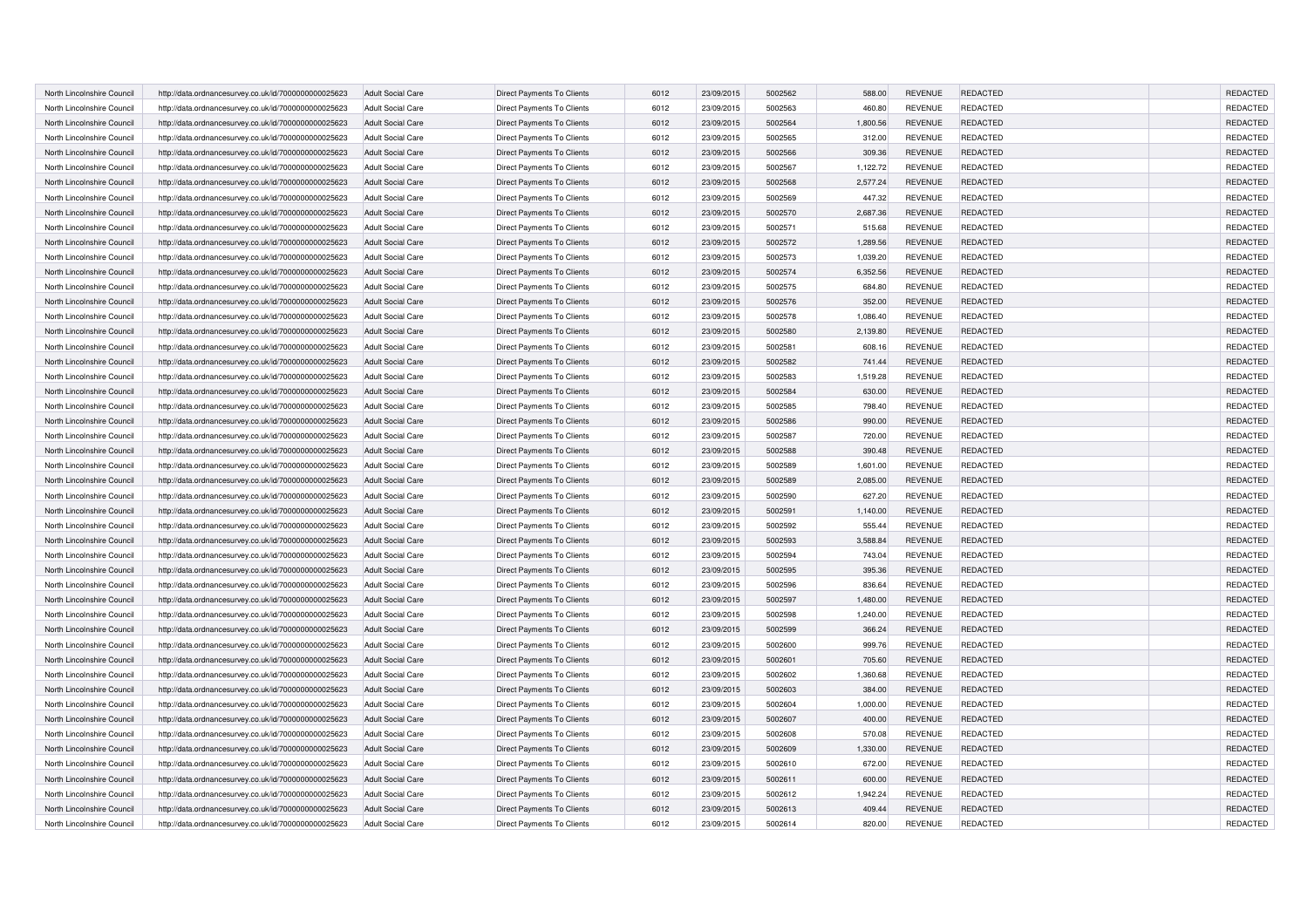| | | | | | | | | | | | |
|---|---|---|---|---|---|---|---|---|---|---|---|
| North Lincolnshire Council | http://data.ordnancesurvey.co.uk/id/7000000000025623 | Adult Social Care | Direct Payments To Clients | 6012 | 23/09/2015 | 5002562 | 588.00 | REVENUE | REDACTED | | REDACTED |
| North Lincolnshire Council | http://data.ordnancesurvey.co.uk/id/7000000000025623 | Adult Social Care | Direct Payments To Clients | 6012 | 23/09/2015 | 5002563 | 460.80 | REVENUE | REDACTED | | REDACTED |
| North Lincolnshire Council | http://data.ordnancesurvey.co.uk/id/7000000000025623 | Adult Social Care | Direct Payments To Clients | 6012 | 23/09/2015 | 5002564 | 1,800.56 | REVENUE | REDACTED | | REDACTED |
| North Lincolnshire Council | http://data.ordnancesurvey.co.uk/id/7000000000025623 | Adult Social Care | Direct Payments To Clients | 6012 | 23/09/2015 | 5002565 | 312.00 | REVENUE | REDACTED | | REDACTED |
| North Lincolnshire Council | http://data.ordnancesurvey.co.uk/id/7000000000025623 | Adult Social Care | Direct Payments To Clients | 6012 | 23/09/2015 | 5002566 | 309.36 | REVENUE | REDACTED | | REDACTED |
| North Lincolnshire Council | http://data.ordnancesurvey.co.uk/id/7000000000025623 | Adult Social Care | Direct Payments To Clients | 6012 | 23/09/2015 | 5002567 | 1,122.72 | REVENUE | REDACTED | | REDACTED |
| North Lincolnshire Council | http://data.ordnancesurvey.co.uk/id/7000000000025623 | Adult Social Care | Direct Payments To Clients | 6012 | 23/09/2015 | 5002568 | 2,577.24 | REVENUE | REDACTED | | REDACTED |
| North Lincolnshire Council | http://data.ordnancesurvey.co.uk/id/7000000000025623 | Adult Social Care | Direct Payments To Clients | 6012 | 23/09/2015 | 5002569 | 447.32 | REVENUE | REDACTED | | REDACTED |
| North Lincolnshire Council | http://data.ordnancesurvey.co.uk/id/7000000000025623 | Adult Social Care | Direct Payments To Clients | 6012 | 23/09/2015 | 5002570 | 2,687.36 | REVENUE | REDACTED | | REDACTED |
| North Lincolnshire Council | http://data.ordnancesurvey.co.uk/id/7000000000025623 | Adult Social Care | Direct Payments To Clients | 6012 | 23/09/2015 | 5002571 | 515.68 | REVENUE | REDACTED | | REDACTED |
| North Lincolnshire Council | http://data.ordnancesurvey.co.uk/id/7000000000025623 | Adult Social Care | Direct Payments To Clients | 6012 | 23/09/2015 | 5002572 | 1,289.56 | REVENUE | REDACTED | | REDACTED |
| North Lincolnshire Council | http://data.ordnancesurvey.co.uk/id/7000000000025623 | Adult Social Care | Direct Payments To Clients | 6012 | 23/09/2015 | 5002573 | 1,039.20 | REVENUE | REDACTED | | REDACTED |
| North Lincolnshire Council | http://data.ordnancesurvey.co.uk/id/7000000000025623 | Adult Social Care | Direct Payments To Clients | 6012 | 23/09/2015 | 5002574 | 6,352.56 | REVENUE | REDACTED | | REDACTED |
| North Lincolnshire Council | http://data.ordnancesurvey.co.uk/id/7000000000025623 | Adult Social Care | Direct Payments To Clients | 6012 | 23/09/2015 | 5002575 | 684.80 | REVENUE | REDACTED | | REDACTED |
| North Lincolnshire Council | http://data.ordnancesurvey.co.uk/id/7000000000025623 | Adult Social Care | Direct Payments To Clients | 6012 | 23/09/2015 | 5002576 | 352.00 | REVENUE | REDACTED | | REDACTED |
| North Lincolnshire Council | http://data.ordnancesurvey.co.uk/id/7000000000025623 | Adult Social Care | Direct Payments To Clients | 6012 | 23/09/2015 | 5002578 | 1,086.40 | REVENUE | REDACTED | | REDACTED |
| North Lincolnshire Council | http://data.ordnancesurvey.co.uk/id/7000000000025623 | Adult Social Care | Direct Payments To Clients | 6012 | 23/09/2015 | 5002580 | 2,139.80 | REVENUE | REDACTED | | REDACTED |
| North Lincolnshire Council | http://data.ordnancesurvey.co.uk/id/7000000000025623 | Adult Social Care | Direct Payments To Clients | 6012 | 23/09/2015 | 5002581 | 608.16 | REVENUE | REDACTED | | REDACTED |
| North Lincolnshire Council | http://data.ordnancesurvey.co.uk/id/7000000000025623 | Adult Social Care | Direct Payments To Clients | 6012 | 23/09/2015 | 5002582 | 741.44 | REVENUE | REDACTED | | REDACTED |
| North Lincolnshire Council | http://data.ordnancesurvey.co.uk/id/7000000000025623 | Adult Social Care | Direct Payments To Clients | 6012 | 23/09/2015 | 5002583 | 1,519.28 | REVENUE | REDACTED | | REDACTED |
| North Lincolnshire Council | http://data.ordnancesurvey.co.uk/id/7000000000025623 | Adult Social Care | Direct Payments To Clients | 6012 | 23/09/2015 | 5002584 | 630.00 | REVENUE | REDACTED | | REDACTED |
| North Lincolnshire Council | http://data.ordnancesurvey.co.uk/id/7000000000025623 | Adult Social Care | Direct Payments To Clients | 6012 | 23/09/2015 | 5002585 | 798.40 | REVENUE | REDACTED | | REDACTED |
| North Lincolnshire Council | http://data.ordnancesurvey.co.uk/id/7000000000025623 | Adult Social Care | Direct Payments To Clients | 6012 | 23/09/2015 | 5002586 | 990.00 | REVENUE | REDACTED | | REDACTED |
| North Lincolnshire Council | http://data.ordnancesurvey.co.uk/id/7000000000025623 | Adult Social Care | Direct Payments To Clients | 6012 | 23/09/2015 | 5002587 | 720.00 | REVENUE | REDACTED | | REDACTED |
| North Lincolnshire Council | http://data.ordnancesurvey.co.uk/id/7000000000025623 | Adult Social Care | Direct Payments To Clients | 6012 | 23/09/2015 | 5002588 | 390.48 | REVENUE | REDACTED | | REDACTED |
| North Lincolnshire Council | http://data.ordnancesurvey.co.uk/id/7000000000025623 | Adult Social Care | Direct Payments To Clients | 6012 | 23/09/2015 | 5002589 | 1,601.00 | REVENUE | REDACTED | | REDACTED |
| North Lincolnshire Council | http://data.ordnancesurvey.co.uk/id/7000000000025623 | Adult Social Care | Direct Payments To Clients | 6012 | 23/09/2015 | 5002589 | 2,085.00 | REVENUE | REDACTED | | REDACTED |
| North Lincolnshire Council | http://data.ordnancesurvey.co.uk/id/7000000000025623 | Adult Social Care | Direct Payments To Clients | 6012 | 23/09/2015 | 5002590 | 627.20 | REVENUE | REDACTED | | REDACTED |
| North Lincolnshire Council | http://data.ordnancesurvey.co.uk/id/7000000000025623 | Adult Social Care | Direct Payments To Clients | 6012 | 23/09/2015 | 5002591 | 1,140.00 | REVENUE | REDACTED | | REDACTED |
| North Lincolnshire Council | http://data.ordnancesurvey.co.uk/id/7000000000025623 | Adult Social Care | Direct Payments To Clients | 6012 | 23/09/2015 | 5002592 | 555.44 | REVENUE | REDACTED | | REDACTED |
| North Lincolnshire Council | http://data.ordnancesurvey.co.uk/id/7000000000025623 | Adult Social Care | Direct Payments To Clients | 6012 | 23/09/2015 | 5002593 | 3,588.84 | REVENUE | REDACTED | | REDACTED |
| North Lincolnshire Council | http://data.ordnancesurvey.co.uk/id/7000000000025623 | Adult Social Care | Direct Payments To Clients | 6012 | 23/09/2015 | 5002594 | 743.04 | REVENUE | REDACTED | | REDACTED |
| North Lincolnshire Council | http://data.ordnancesurvey.co.uk/id/7000000000025623 | Adult Social Care | Direct Payments To Clients | 6012 | 23/09/2015 | 5002595 | 395.36 | REVENUE | REDACTED | | REDACTED |
| North Lincolnshire Council | http://data.ordnancesurvey.co.uk/id/7000000000025623 | Adult Social Care | Direct Payments To Clients | 6012 | 23/09/2015 | 5002596 | 836.64 | REVENUE | REDACTED | | REDACTED |
| North Lincolnshire Council | http://data.ordnancesurvey.co.uk/id/7000000000025623 | Adult Social Care | Direct Payments To Clients | 6012 | 23/09/2015 | 5002597 | 1,480.00 | REVENUE | REDACTED | | REDACTED |
| North Lincolnshire Council | http://data.ordnancesurvey.co.uk/id/7000000000025623 | Adult Social Care | Direct Payments To Clients | 6012 | 23/09/2015 | 5002598 | 1,240.00 | REVENUE | REDACTED | | REDACTED |
| North Lincolnshire Council | http://data.ordnancesurvey.co.uk/id/7000000000025623 | Adult Social Care | Direct Payments To Clients | 6012 | 23/09/2015 | 5002599 | 366.24 | REVENUE | REDACTED | | REDACTED |
| North Lincolnshire Council | http://data.ordnancesurvey.co.uk/id/7000000000025623 | Adult Social Care | Direct Payments To Clients | 6012 | 23/09/2015 | 5002600 | 999.76 | REVENUE | REDACTED | | REDACTED |
| North Lincolnshire Council | http://data.ordnancesurvey.co.uk/id/7000000000025623 | Adult Social Care | Direct Payments To Clients | 6012 | 23/09/2015 | 5002601 | 705.60 | REVENUE | REDACTED | | REDACTED |
| North Lincolnshire Council | http://data.ordnancesurvey.co.uk/id/7000000000025623 | Adult Social Care | Direct Payments To Clients | 6012 | 23/09/2015 | 5002602 | 1,360.68 | REVENUE | REDACTED | | REDACTED |
| North Lincolnshire Council | http://data.ordnancesurvey.co.uk/id/7000000000025623 | Adult Social Care | Direct Payments To Clients | 6012 | 23/09/2015 | 5002603 | 384.00 | REVENUE | REDACTED | | REDACTED |
| North Lincolnshire Council | http://data.ordnancesurvey.co.uk/id/7000000000025623 | Adult Social Care | Direct Payments To Clients | 6012 | 23/09/2015 | 5002604 | 1,000.00 | REVENUE | REDACTED | | REDACTED |
| North Lincolnshire Council | http://data.ordnancesurvey.co.uk/id/7000000000025623 | Adult Social Care | Direct Payments To Clients | 6012 | 23/09/2015 | 5002607 | 400.00 | REVENUE | REDACTED | | REDACTED |
| North Lincolnshire Council | http://data.ordnancesurvey.co.uk/id/7000000000025623 | Adult Social Care | Direct Payments To Clients | 6012 | 23/09/2015 | 5002608 | 570.08 | REVENUE | REDACTED | | REDACTED |
| North Lincolnshire Council | http://data.ordnancesurvey.co.uk/id/7000000000025623 | Adult Social Care | Direct Payments To Clients | 6012 | 23/09/2015 | 5002609 | 1,330.00 | REVENUE | REDACTED | | REDACTED |
| North Lincolnshire Council | http://data.ordnancesurvey.co.uk/id/7000000000025623 | Adult Social Care | Direct Payments To Clients | 6012 | 23/09/2015 | 5002610 | 672.00 | REVENUE | REDACTED | | REDACTED |
| North Lincolnshire Council | http://data.ordnancesurvey.co.uk/id/7000000000025623 | Adult Social Care | Direct Payments To Clients | 6012 | 23/09/2015 | 5002611 | 600.00 | REVENUE | REDACTED | | REDACTED |
| North Lincolnshire Council | http://data.ordnancesurvey.co.uk/id/7000000000025623 | Adult Social Care | Direct Payments To Clients | 6012 | 23/09/2015 | 5002612 | 1,942.24 | REVENUE | REDACTED | | REDACTED |
| North Lincolnshire Council | http://data.ordnancesurvey.co.uk/id/7000000000025623 | Adult Social Care | Direct Payments To Clients | 6012 | 23/09/2015 | 5002613 | 409.44 | REVENUE | REDACTED | | REDACTED |
| North Lincolnshire Council | http://data.ordnancesurvey.co.uk/id/7000000000025623 | Adult Social Care | Direct Payments To Clients | 6012 | 23/09/2015 | 5002614 | 820.00 | REVENUE | REDACTED | | REDACTED |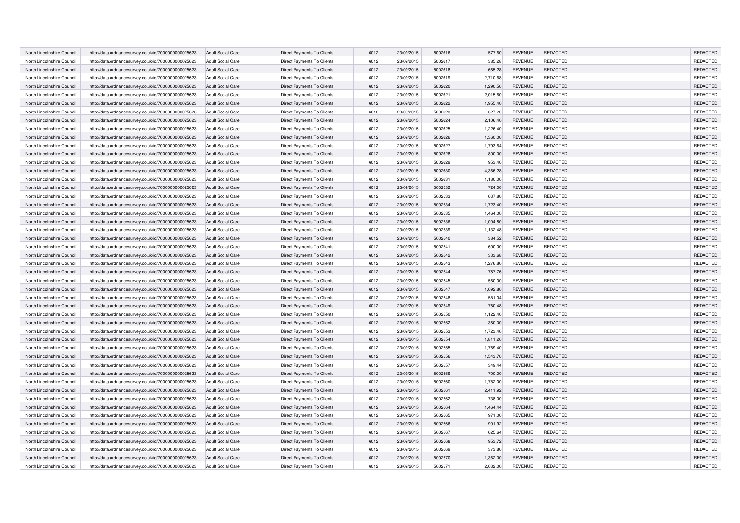| North Lincolnshire Council | http://data.ordnancesurvey.co.uk/id/7000000000025623 | Adult Social Care | Direct Payments To Clients | 6012 | 23/09/2015 | 5002616 | 577.60 | REVENUE | REDACTED | | REDACTED |
|---|---|---|---|---|---|---|---|---|---|---|---|
| North Lincolnshire Council | http://data.ordnancesurvey.co.uk/id/7000000000025623 | Adult Social Care | Direct Payments To Clients | 6012 | 23/09/2015 | 5002617 | 385.28 | REVENUE | REDACTED | | REDACTED |
| North Lincolnshire Council | http://data.ordnancesurvey.co.uk/id/7000000000025623 | Adult Social Care | Direct Payments To Clients | 6012 | 23/09/2015 | 5002618 | 665.28 | REVENUE | REDACTED | | REDACTED |
| North Lincolnshire Council | http://data.ordnancesurvey.co.uk/id/7000000000025623 | Adult Social Care | Direct Payments To Clients | 6012 | 23/09/2015 | 5002619 | 2,710.68 | REVENUE | REDACTED | | REDACTED |
| North Lincolnshire Council | http://data.ordnancesurvey.co.uk/id/7000000000025623 | Adult Social Care | Direct Payments To Clients | 6012 | 23/09/2015 | 5002620 | 1,290.56 | REVENUE | REDACTED | | REDACTED |
| North Lincolnshire Council | http://data.ordnancesurvey.co.uk/id/7000000000025623 | Adult Social Care | Direct Payments To Clients | 6012 | 23/09/2015 | 5002621 | 2,015.60 | REVENUE | REDACTED | | REDACTED |
| North Lincolnshire Council | http://data.ordnancesurvey.co.uk/id/7000000000025623 | Adult Social Care | Direct Payments To Clients | 6012 | 23/09/2015 | 5002622 | 1,955.40 | REVENUE | REDACTED | | REDACTED |
| North Lincolnshire Council | http://data.ordnancesurvey.co.uk/id/7000000000025623 | Adult Social Care | Direct Payments To Clients | 6012 | 23/09/2015 | 5002623 | 627.20 | REVENUE | REDACTED | | REDACTED |
| North Lincolnshire Council | http://data.ordnancesurvey.co.uk/id/7000000000025623 | Adult Social Care | Direct Payments To Clients | 6012 | 23/09/2015 | 5002624 | 2,106.40 | REVENUE | REDACTED | | REDACTED |
| North Lincolnshire Council | http://data.ordnancesurvey.co.uk/id/7000000000025623 | Adult Social Care | Direct Payments To Clients | 6012 | 23/09/2015 | 5002625 | 1,226.40 | REVENUE | REDACTED | | REDACTED |
| North Lincolnshire Council | http://data.ordnancesurvey.co.uk/id/7000000000025623 | Adult Social Care | Direct Payments To Clients | 6012 | 23/09/2015 | 5002626 | 1,360.00 | REVENUE | REDACTED | | REDACTED |
| North Lincolnshire Council | http://data.ordnancesurvey.co.uk/id/7000000000025623 | Adult Social Care | Direct Payments To Clients | 6012 | 23/09/2015 | 5002627 | 1,793.64 | REVENUE | REDACTED | | REDACTED |
| North Lincolnshire Council | http://data.ordnancesurvey.co.uk/id/7000000000025623 | Adult Social Care | Direct Payments To Clients | 6012 | 23/09/2015 | 5002628 | 800.00 | REVENUE | REDACTED | | REDACTED |
| North Lincolnshire Council | http://data.ordnancesurvey.co.uk/id/7000000000025623 | Adult Social Care | Direct Payments To Clients | 6012 | 23/09/2015 | 5002629 | 953.40 | REVENUE | REDACTED | | REDACTED |
| North Lincolnshire Council | http://data.ordnancesurvey.co.uk/id/7000000000025623 | Adult Social Care | Direct Payments To Clients | 6012 | 23/09/2015 | 5002630 | 4,366.28 | REVENUE | REDACTED | | REDACTED |
| North Lincolnshire Council | http://data.ordnancesurvey.co.uk/id/7000000000025623 | Adult Social Care | Direct Payments To Clients | 6012 | 23/09/2015 | 5002631 | 1,180.00 | REVENUE | REDACTED | | REDACTED |
| North Lincolnshire Council | http://data.ordnancesurvey.co.uk/id/7000000000025623 | Adult Social Care | Direct Payments To Clients | 6012 | 23/09/2015 | 5002632 | 724.00 | REVENUE | REDACTED | | REDACTED |
| North Lincolnshire Council | http://data.ordnancesurvey.co.uk/id/7000000000025623 | Adult Social Care | Direct Payments To Clients | 6012 | 23/09/2015 | 5002633 | 637.80 | REVENUE | REDACTED | | REDACTED |
| North Lincolnshire Council | http://data.ordnancesurvey.co.uk/id/7000000000025623 | Adult Social Care | Direct Payments To Clients | 6012 | 23/09/2015 | 5002634 | 1,723.40 | REVENUE | REDACTED | | REDACTED |
| North Lincolnshire Council | http://data.ordnancesurvey.co.uk/id/7000000000025623 | Adult Social Care | Direct Payments To Clients | 6012 | 23/09/2015 | 5002635 | 1,464.00 | REVENUE | REDACTED | | REDACTED |
| North Lincolnshire Council | http://data.ordnancesurvey.co.uk/id/7000000000025623 | Adult Social Care | Direct Payments To Clients | 6012 | 23/09/2015 | 5002636 | 1,004.80 | REVENUE | REDACTED | | REDACTED |
| North Lincolnshire Council | http://data.ordnancesurvey.co.uk/id/7000000000025623 | Adult Social Care | Direct Payments To Clients | 6012 | 23/09/2015 | 5002639 | 1,132.48 | REVENUE | REDACTED | | REDACTED |
| North Lincolnshire Council | http://data.ordnancesurvey.co.uk/id/7000000000025623 | Adult Social Care | Direct Payments To Clients | 6012 | 23/09/2015 | 5002640 | 384.52 | REVENUE | REDACTED | | REDACTED |
| North Lincolnshire Council | http://data.ordnancesurvey.co.uk/id/7000000000025623 | Adult Social Care | Direct Payments To Clients | 6012 | 23/09/2015 | 5002641 | 600.00 | REVENUE | REDACTED | | REDACTED |
| North Lincolnshire Council | http://data.ordnancesurvey.co.uk/id/7000000000025623 | Adult Social Care | Direct Payments To Clients | 6012 | 23/09/2015 | 5002642 | 333.68 | REVENUE | REDACTED | | REDACTED |
| North Lincolnshire Council | http://data.ordnancesurvey.co.uk/id/7000000000025623 | Adult Social Care | Direct Payments To Clients | 6012 | 23/09/2015 | 5002643 | 1,276.80 | REVENUE | REDACTED | | REDACTED |
| North Lincolnshire Council | http://data.ordnancesurvey.co.uk/id/7000000000025623 | Adult Social Care | Direct Payments To Clients | 6012 | 23/09/2015 | 5002644 | 787.76 | REVENUE | REDACTED | | REDACTED |
| North Lincolnshire Council | http://data.ordnancesurvey.co.uk/id/7000000000025623 | Adult Social Care | Direct Payments To Clients | 6012 | 23/09/2015 | 5002645 | 560.00 | REVENUE | REDACTED | | REDACTED |
| North Lincolnshire Council | http://data.ordnancesurvey.co.uk/id/7000000000025623 | Adult Social Care | Direct Payments To Clients | 6012 | 23/09/2015 | 5002647 | 1,692.80 | REVENUE | REDACTED | | REDACTED |
| North Lincolnshire Council | http://data.ordnancesurvey.co.uk/id/7000000000025623 | Adult Social Care | Direct Payments To Clients | 6012 | 23/09/2015 | 5002648 | 551.04 | REVENUE | REDACTED | | REDACTED |
| North Lincolnshire Council | http://data.ordnancesurvey.co.uk/id/7000000000025623 | Adult Social Care | Direct Payments To Clients | 6012 | 23/09/2015 | 5002649 | 760.48 | REVENUE | REDACTED | | REDACTED |
| North Lincolnshire Council | http://data.ordnancesurvey.co.uk/id/7000000000025623 | Adult Social Care | Direct Payments To Clients | 6012 | 23/09/2015 | 5002650 | 1,122.40 | REVENUE | REDACTED | | REDACTED |
| North Lincolnshire Council | http://data.ordnancesurvey.co.uk/id/7000000000025623 | Adult Social Care | Direct Payments To Clients | 6012 | 23/09/2015 | 5002652 | 360.00 | REVENUE | REDACTED | | REDACTED |
| North Lincolnshire Council | http://data.ordnancesurvey.co.uk/id/7000000000025623 | Adult Social Care | Direct Payments To Clients | 6012 | 23/09/2015 | 5002653 | 1,723.40 | REVENUE | REDACTED | | REDACTED |
| North Lincolnshire Council | http://data.ordnancesurvey.co.uk/id/7000000000025623 | Adult Social Care | Direct Payments To Clients | 6012 | 23/09/2015 | 5002654 | 1,811.20 | REVENUE | REDACTED | | REDACTED |
| North Lincolnshire Council | http://data.ordnancesurvey.co.uk/id/7000000000025623 | Adult Social Care | Direct Payments To Clients | 6012 | 23/09/2015 | 5002655 | 1,769.40 | REVENUE | REDACTED | | REDACTED |
| North Lincolnshire Council | http://data.ordnancesurvey.co.uk/id/7000000000025623 | Adult Social Care | Direct Payments To Clients | 6012 | 23/09/2015 | 5002656 | 1,543.76 | REVENUE | REDACTED | | REDACTED |
| North Lincolnshire Council | http://data.ordnancesurvey.co.uk/id/7000000000025623 | Adult Social Care | Direct Payments To Clients | 6012 | 23/09/2015 | 5002657 | 349.44 | REVENUE | REDACTED | | REDACTED |
| North Lincolnshire Council | http://data.ordnancesurvey.co.uk/id/7000000000025623 | Adult Social Care | Direct Payments To Clients | 6012 | 23/09/2015 | 5002659 | 700.00 | REVENUE | REDACTED | | REDACTED |
| North Lincolnshire Council | http://data.ordnancesurvey.co.uk/id/7000000000025623 | Adult Social Care | Direct Payments To Clients | 6012 | 23/09/2015 | 5002660 | 1,752.00 | REVENUE | REDACTED | | REDACTED |
| North Lincolnshire Council | http://data.ordnancesurvey.co.uk/id/7000000000025623 | Adult Social Care | Direct Payments To Clients | 6012 | 23/09/2015 | 5002661 | 2,411.92 | REVENUE | REDACTED | | REDACTED |
| North Lincolnshire Council | http://data.ordnancesurvey.co.uk/id/7000000000025623 | Adult Social Care | Direct Payments To Clients | 6012 | 23/09/2015 | 5002662 | 738.00 | REVENUE | REDACTED | | REDACTED |
| North Lincolnshire Council | http://data.ordnancesurvey.co.uk/id/7000000000025623 | Adult Social Care | Direct Payments To Clients | 6012 | 23/09/2015 | 5002664 | 1,464.44 | REVENUE | REDACTED | | REDACTED |
| North Lincolnshire Council | http://data.ordnancesurvey.co.uk/id/7000000000025623 | Adult Social Care | Direct Payments To Clients | 6012 | 23/09/2015 | 5002665 | 971.00 | REVENUE | REDACTED | | REDACTED |
| North Lincolnshire Council | http://data.ordnancesurvey.co.uk/id/7000000000025623 | Adult Social Care | Direct Payments To Clients | 6012 | 23/09/2015 | 5002666 | 901.92 | REVENUE | REDACTED | | REDACTED |
| North Lincolnshire Council | http://data.ordnancesurvey.co.uk/id/7000000000025623 | Adult Social Care | Direct Payments To Clients | 6012 | 23/09/2015 | 5002667 | 625.64 | REVENUE | REDACTED | | REDACTED |
| North Lincolnshire Council | http://data.ordnancesurvey.co.uk/id/7000000000025623 | Adult Social Care | Direct Payments To Clients | 6012 | 23/09/2015 | 5002668 | 953.72 | REVENUE | REDACTED | | REDACTED |
| North Lincolnshire Council | http://data.ordnancesurvey.co.uk/id/7000000000025623 | Adult Social Care | Direct Payments To Clients | 6012 | 23/09/2015 | 5002669 | 373.80 | REVENUE | REDACTED | | REDACTED |
| North Lincolnshire Council | http://data.ordnancesurvey.co.uk/id/7000000000025623 | Adult Social Care | Direct Payments To Clients | 6012 | 23/09/2015 | 5002670 | 1,362.00 | REVENUE | REDACTED | | REDACTED |
| North Lincolnshire Council | http://data.ordnancesurvey.co.uk/id/7000000000025623 | Adult Social Care | Direct Payments To Clients | 6012 | 23/09/2015 | 5002671 | 2,032.00 | REVENUE | REDACTED | | REDACTED |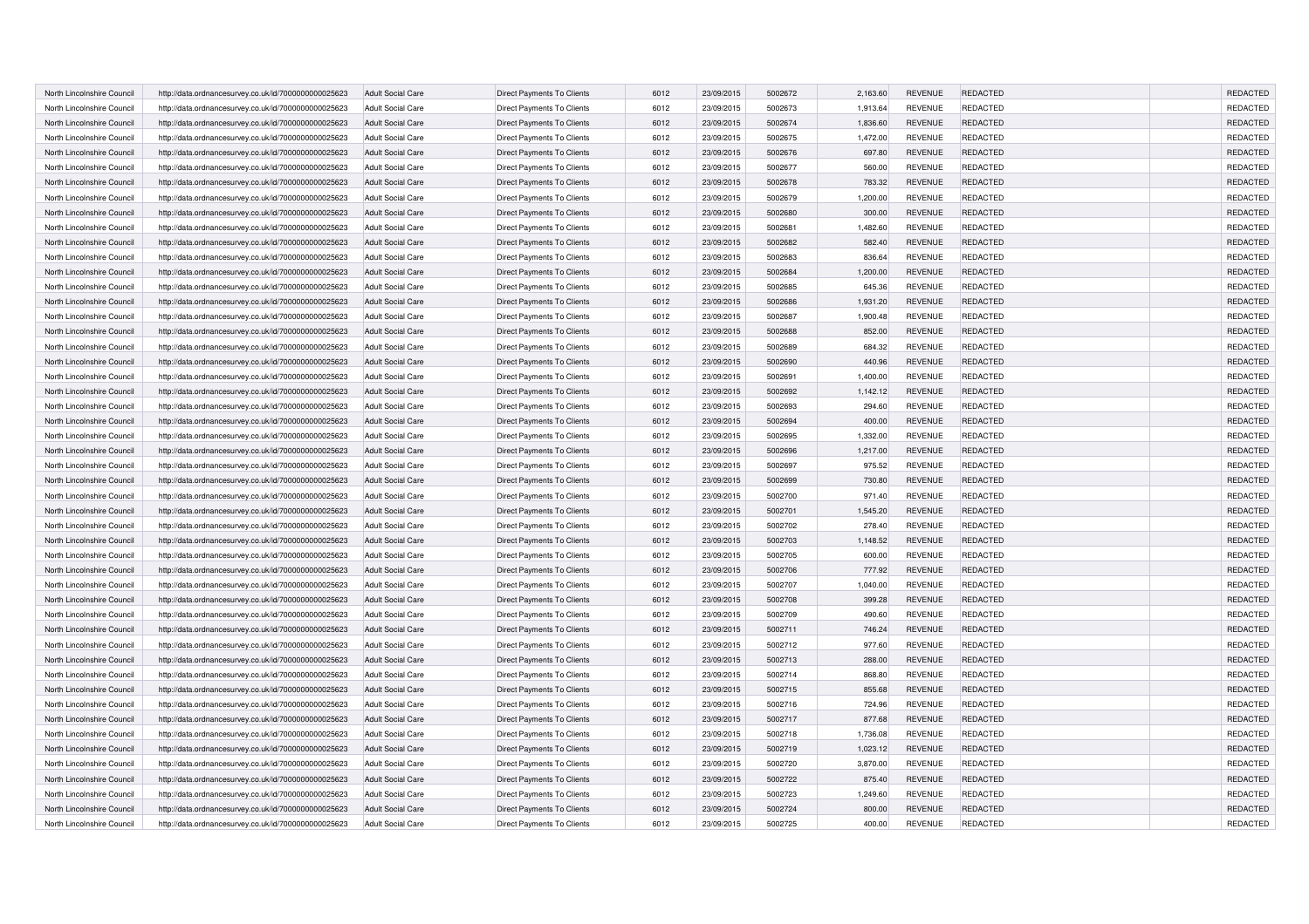| North Lincolnshire Council | http://data.ordnancesurvey.co.uk/id/7000000000025623 | Adult Social Care | Direct Payments To Clients | 6012 | 23/09/2015 | 5002672 | 2,163.60 | REVENUE | REDACTED | | REDACTED |
|---|---|---|---|---|---|---|---|---|---|---|---|
| North Lincolnshire Council | http://data.ordnancesurvey.co.uk/id/7000000000025623 | Adult Social Care | Direct Payments To Clients | 6012 | 23/09/2015 | 5002673 | 1,913.64 | REVENUE | REDACTED | | REDACTED |
| North Lincolnshire Council | http://data.ordnancesurvey.co.uk/id/7000000000025623 | Adult Social Care | Direct Payments To Clients | 6012 | 23/09/2015 | 5002674 | 1,836.60 | REVENUE | REDACTED | | REDACTED |
| North Lincolnshire Council | http://data.ordnancesurvey.co.uk/id/7000000000025623 | Adult Social Care | Direct Payments To Clients | 6012 | 23/09/2015 | 5002675 | 1,472.00 | REVENUE | REDACTED | | REDACTED |
| North Lincolnshire Council | http://data.ordnancesurvey.co.uk/id/7000000000025623 | Adult Social Care | Direct Payments To Clients | 6012 | 23/09/2015 | 5002676 | 697.80 | REVENUE | REDACTED | | REDACTED |
| North Lincolnshire Council | http://data.ordnancesurvey.co.uk/id/7000000000025623 | Adult Social Care | Direct Payments To Clients | 6012 | 23/09/2015 | 5002677 | 560.00 | REVENUE | REDACTED | | REDACTED |
| North Lincolnshire Council | http://data.ordnancesurvey.co.uk/id/7000000000025623 | Adult Social Care | Direct Payments To Clients | 6012 | 23/09/2015 | 5002678 | 783.32 | REVENUE | REDACTED | | REDACTED |
| North Lincolnshire Council | http://data.ordnancesurvey.co.uk/id/7000000000025623 | Adult Social Care | Direct Payments To Clients | 6012 | 23/09/2015 | 5002679 | 1,200.00 | REVENUE | REDACTED | | REDACTED |
| North Lincolnshire Council | http://data.ordnancesurvey.co.uk/id/7000000000025623 | Adult Social Care | Direct Payments To Clients | 6012 | 23/09/2015 | 5002680 | 300.00 | REVENUE | REDACTED | | REDACTED |
| North Lincolnshire Council | http://data.ordnancesurvey.co.uk/id/7000000000025623 | Adult Social Care | Direct Payments To Clients | 6012 | 23/09/2015 | 5002681 | 1,482.60 | REVENUE | REDACTED | | REDACTED |
| North Lincolnshire Council | http://data.ordnancesurvey.co.uk/id/7000000000025623 | Adult Social Care | Direct Payments To Clients | 6012 | 23/09/2015 | 5002682 | 582.40 | REVENUE | REDACTED | | REDACTED |
| North Lincolnshire Council | http://data.ordnancesurvey.co.uk/id/7000000000025623 | Adult Social Care | Direct Payments To Clients | 6012 | 23/09/2015 | 5002683 | 836.64 | REVENUE | REDACTED | | REDACTED |
| North Lincolnshire Council | http://data.ordnancesurvey.co.uk/id/7000000000025623 | Adult Social Care | Direct Payments To Clients | 6012 | 23/09/2015 | 5002684 | 1,200.00 | REVENUE | REDACTED | | REDACTED |
| North Lincolnshire Council | http://data.ordnancesurvey.co.uk/id/7000000000025623 | Adult Social Care | Direct Payments To Clients | 6012 | 23/09/2015 | 5002685 | 645.36 | REVENUE | REDACTED | | REDACTED |
| North Lincolnshire Council | http://data.ordnancesurvey.co.uk/id/7000000000025623 | Adult Social Care | Direct Payments To Clients | 6012 | 23/09/2015 | 5002686 | 1,931.20 | REVENUE | REDACTED | | REDACTED |
| North Lincolnshire Council | http://data.ordnancesurvey.co.uk/id/7000000000025623 | Adult Social Care | Direct Payments To Clients | 6012 | 23/09/2015 | 5002687 | 1,900.48 | REVENUE | REDACTED | | REDACTED |
| North Lincolnshire Council | http://data.ordnancesurvey.co.uk/id/7000000000025623 | Adult Social Care | Direct Payments To Clients | 6012 | 23/09/2015 | 5002688 | 852.00 | REVENUE | REDACTED | | REDACTED |
| North Lincolnshire Council | http://data.ordnancesurvey.co.uk/id/7000000000025623 | Adult Social Care | Direct Payments To Clients | 6012 | 23/09/2015 | 5002689 | 684.32 | REVENUE | REDACTED | | REDACTED |
| North Lincolnshire Council | http://data.ordnancesurvey.co.uk/id/7000000000025623 | Adult Social Care | Direct Payments To Clients | 6012 | 23/09/2015 | 5002690 | 440.96 | REVENUE | REDACTED | | REDACTED |
| North Lincolnshire Council | http://data.ordnancesurvey.co.uk/id/7000000000025623 | Adult Social Care | Direct Payments To Clients | 6012 | 23/09/2015 | 5002691 | 1,400.00 | REVENUE | REDACTED | | REDACTED |
| North Lincolnshire Council | http://data.ordnancesurvey.co.uk/id/7000000000025623 | Adult Social Care | Direct Payments To Clients | 6012 | 23/09/2015 | 5002692 | 1,142.12 | REVENUE | REDACTED | | REDACTED |
| North Lincolnshire Council | http://data.ordnancesurvey.co.uk/id/7000000000025623 | Adult Social Care | Direct Payments To Clients | 6012 | 23/09/2015 | 5002693 | 294.60 | REVENUE | REDACTED | | REDACTED |
| North Lincolnshire Council | http://data.ordnancesurvey.co.uk/id/7000000000025623 | Adult Social Care | Direct Payments To Clients | 6012 | 23/09/2015 | 5002694 | 400.00 | REVENUE | REDACTED | | REDACTED |
| North Lincolnshire Council | http://data.ordnancesurvey.co.uk/id/7000000000025623 | Adult Social Care | Direct Payments To Clients | 6012 | 23/09/2015 | 5002695 | 1,332.00 | REVENUE | REDACTED | | REDACTED |
| North Lincolnshire Council | http://data.ordnancesurvey.co.uk/id/7000000000025623 | Adult Social Care | Direct Payments To Clients | 6012 | 23/09/2015 | 5002696 | 1,217.00 | REVENUE | REDACTED | | REDACTED |
| North Lincolnshire Council | http://data.ordnancesurvey.co.uk/id/7000000000025623 | Adult Social Care | Direct Payments To Clients | 6012 | 23/09/2015 | 5002697 | 975.52 | REVENUE | REDACTED | | REDACTED |
| North Lincolnshire Council | http://data.ordnancesurvey.co.uk/id/7000000000025623 | Adult Social Care | Direct Payments To Clients | 6012 | 23/09/2015 | 5002699 | 730.80 | REVENUE | REDACTED | | REDACTED |
| North Lincolnshire Council | http://data.ordnancesurvey.co.uk/id/7000000000025623 | Adult Social Care | Direct Payments To Clients | 6012 | 23/09/2015 | 5002700 | 971.40 | REVENUE | REDACTED | | REDACTED |
| North Lincolnshire Council | http://data.ordnancesurvey.co.uk/id/7000000000025623 | Adult Social Care | Direct Payments To Clients | 6012 | 23/09/2015 | 5002701 | 1,545.20 | REVENUE | REDACTED | | REDACTED |
| North Lincolnshire Council | http://data.ordnancesurvey.co.uk/id/7000000000025623 | Adult Social Care | Direct Payments To Clients | 6012 | 23/09/2015 | 5002702 | 278.40 | REVENUE | REDACTED | | REDACTED |
| North Lincolnshire Council | http://data.ordnancesurvey.co.uk/id/7000000000025623 | Adult Social Care | Direct Payments To Clients | 6012 | 23/09/2015 | 5002703 | 1,148.52 | REVENUE | REDACTED | | REDACTED |
| North Lincolnshire Council | http://data.ordnancesurvey.co.uk/id/7000000000025623 | Adult Social Care | Direct Payments To Clients | 6012 | 23/09/2015 | 5002705 | 600.00 | REVENUE | REDACTED | | REDACTED |
| North Lincolnshire Council | http://data.ordnancesurvey.co.uk/id/7000000000025623 | Adult Social Care | Direct Payments To Clients | 6012 | 23/09/2015 | 5002706 | 777.92 | REVENUE | REDACTED | | REDACTED |
| North Lincolnshire Council | http://data.ordnancesurvey.co.uk/id/7000000000025623 | Adult Social Care | Direct Payments To Clients | 6012 | 23/09/2015 | 5002707 | 1,040.00 | REVENUE | REDACTED | | REDACTED |
| North Lincolnshire Council | http://data.ordnancesurvey.co.uk/id/7000000000025623 | Adult Social Care | Direct Payments To Clients | 6012 | 23/09/2015 | 5002708 | 399.28 | REVENUE | REDACTED | | REDACTED |
| North Lincolnshire Council | http://data.ordnancesurvey.co.uk/id/7000000000025623 | Adult Social Care | Direct Payments To Clients | 6012 | 23/09/2015 | 5002709 | 490.60 | REVENUE | REDACTED | | REDACTED |
| North Lincolnshire Council | http://data.ordnancesurvey.co.uk/id/7000000000025623 | Adult Social Care | Direct Payments To Clients | 6012 | 23/09/2015 | 5002711 | 746.24 | REVENUE | REDACTED | | REDACTED |
| North Lincolnshire Council | http://data.ordnancesurvey.co.uk/id/7000000000025623 | Adult Social Care | Direct Payments To Clients | 6012 | 23/09/2015 | 5002712 | 977.60 | REVENUE | REDACTED | | REDACTED |
| North Lincolnshire Council | http://data.ordnancesurvey.co.uk/id/7000000000025623 | Adult Social Care | Direct Payments To Clients | 6012 | 23/09/2015 | 5002713 | 288.00 | REVENUE | REDACTED | | REDACTED |
| North Lincolnshire Council | http://data.ordnancesurvey.co.uk/id/7000000000025623 | Adult Social Care | Direct Payments To Clients | 6012 | 23/09/2015 | 5002714 | 868.80 | REVENUE | REDACTED | | REDACTED |
| North Lincolnshire Council | http://data.ordnancesurvey.co.uk/id/7000000000025623 | Adult Social Care | Direct Payments To Clients | 6012 | 23/09/2015 | 5002715 | 855.68 | REVENUE | REDACTED | | REDACTED |
| North Lincolnshire Council | http://data.ordnancesurvey.co.uk/id/7000000000025623 | Adult Social Care | Direct Payments To Clients | 6012 | 23/09/2015 | 5002716 | 724.96 | REVENUE | REDACTED | | REDACTED |
| North Lincolnshire Council | http://data.ordnancesurvey.co.uk/id/7000000000025623 | Adult Social Care | Direct Payments To Clients | 6012 | 23/09/2015 | 5002717 | 877.68 | REVENUE | REDACTED | | REDACTED |
| North Lincolnshire Council | http://data.ordnancesurvey.co.uk/id/7000000000025623 | Adult Social Care | Direct Payments To Clients | 6012 | 23/09/2015 | 5002718 | 1,736.08 | REVENUE | REDACTED | | REDACTED |
| North Lincolnshire Council | http://data.ordnancesurvey.co.uk/id/7000000000025623 | Adult Social Care | Direct Payments To Clients | 6012 | 23/09/2015 | 5002719 | 1,023.12 | REVENUE | REDACTED | | REDACTED |
| North Lincolnshire Council | http://data.ordnancesurvey.co.uk/id/7000000000025623 | Adult Social Care | Direct Payments To Clients | 6012 | 23/09/2015 | 5002720 | 3,870.00 | REVENUE | REDACTED | | REDACTED |
| North Lincolnshire Council | http://data.ordnancesurvey.co.uk/id/7000000000025623 | Adult Social Care | Direct Payments To Clients | 6012 | 23/09/2015 | 5002722 | 875.40 | REVENUE | REDACTED | | REDACTED |
| North Lincolnshire Council | http://data.ordnancesurvey.co.uk/id/7000000000025623 | Adult Social Care | Direct Payments To Clients | 6012 | 23/09/2015 | 5002723 | 1,249.60 | REVENUE | REDACTED | | REDACTED |
| North Lincolnshire Council | http://data.ordnancesurvey.co.uk/id/7000000000025623 | Adult Social Care | Direct Payments To Clients | 6012 | 23/09/2015 | 5002724 | 800.00 | REVENUE | REDACTED | | REDACTED |
| North Lincolnshire Council | http://data.ordnancesurvey.co.uk/id/7000000000025623 | Adult Social Care | Direct Payments To Clients | 6012 | 23/09/2015 | 5002725 | 400.00 | REVENUE | REDACTED | | REDACTED |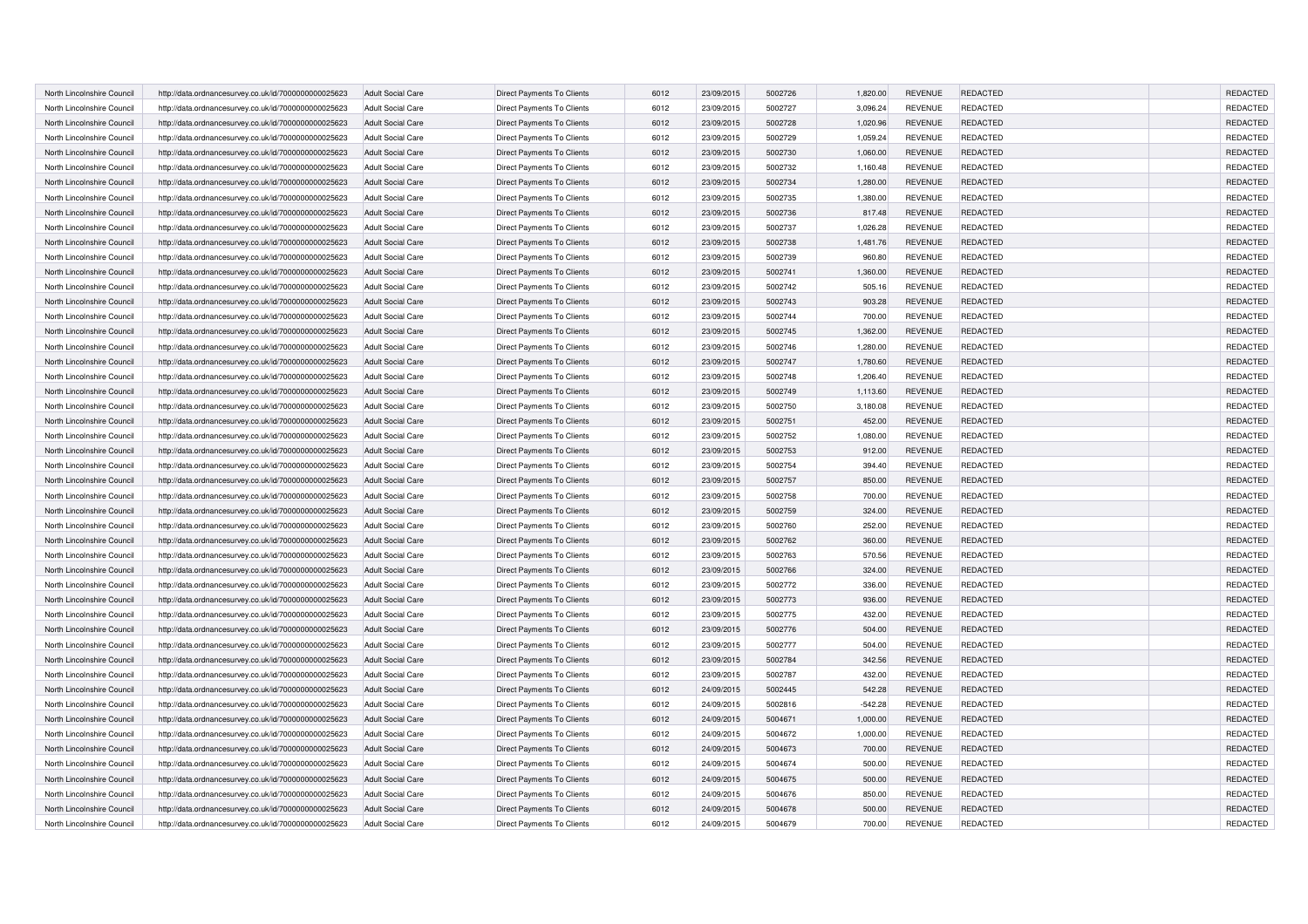| North Lincolnshire Council | http://data.ordnancesurvey.co.uk/id/7000000000025623 | Adult Social Care | Direct Payments To Clients | 6012 | 23/09/2015 | 5002726 | 1,820.00 | REVENUE | REDACTED | | REDACTED |
|---|---|---|---|---|---|---|---|---|---|---|---|
| North Lincolnshire Council | http://data.ordnancesurvey.co.uk/id/7000000000025623 | Adult Social Care | Direct Payments To Clients | 6012 | 23/09/2015 | 5002727 | 3,096.24 | REVENUE | REDACTED | | REDACTED |
| North Lincolnshire Council | http://data.ordnancesurvey.co.uk/id/7000000000025623 | Adult Social Care | Direct Payments To Clients | 6012 | 23/09/2015 | 5002728 | 1,020.96 | REVENUE | REDACTED | | REDACTED |
| North Lincolnshire Council | http://data.ordnancesurvey.co.uk/id/7000000000025623 | Adult Social Care | Direct Payments To Clients | 6012 | 23/09/2015 | 5002729 | 1,059.24 | REVENUE | REDACTED | | REDACTED |
| North Lincolnshire Council | http://data.ordnancesurvey.co.uk/id/7000000000025623 | Adult Social Care | Direct Payments To Clients | 6012 | 23/09/2015 | 5002730 | 1,060.00 | REVENUE | REDACTED | | REDACTED |
| North Lincolnshire Council | http://data.ordnancesurvey.co.uk/id/7000000000025623 | Adult Social Care | Direct Payments To Clients | 6012 | 23/09/2015 | 5002732 | 1,160.48 | REVENUE | REDACTED | | REDACTED |
| North Lincolnshire Council | http://data.ordnancesurvey.co.uk/id/7000000000025623 | Adult Social Care | Direct Payments To Clients | 6012 | 23/09/2015 | 5002734 | 1,280.00 | REVENUE | REDACTED | | REDACTED |
| North Lincolnshire Council | http://data.ordnancesurvey.co.uk/id/7000000000025623 | Adult Social Care | Direct Payments To Clients | 6012 | 23/09/2015 | 5002735 | 1,380.00 | REVENUE | REDACTED | | REDACTED |
| North Lincolnshire Council | http://data.ordnancesurvey.co.uk/id/7000000000025623 | Adult Social Care | Direct Payments To Clients | 6012 | 23/09/2015 | 5002736 | 817.48 | REVENUE | REDACTED | | REDACTED |
| North Lincolnshire Council | http://data.ordnancesurvey.co.uk/id/7000000000025623 | Adult Social Care | Direct Payments To Clients | 6012 | 23/09/2015 | 5002737 | 1,026.28 | REVENUE | REDACTED | | REDACTED |
| North Lincolnshire Council | http://data.ordnancesurvey.co.uk/id/7000000000025623 | Adult Social Care | Direct Payments To Clients | 6012 | 23/09/2015 | 5002738 | 1,481.76 | REVENUE | REDACTED | | REDACTED |
| North Lincolnshire Council | http://data.ordnancesurvey.co.uk/id/7000000000025623 | Adult Social Care | Direct Payments To Clients | 6012 | 23/09/2015 | 5002739 | 960.80 | REVENUE | REDACTED | | REDACTED |
| North Lincolnshire Council | http://data.ordnancesurvey.co.uk/id/7000000000025623 | Adult Social Care | Direct Payments To Clients | 6012 | 23/09/2015 | 5002741 | 1,360.00 | REVENUE | REDACTED | | REDACTED |
| North Lincolnshire Council | http://data.ordnancesurvey.co.uk/id/7000000000025623 | Adult Social Care | Direct Payments To Clients | 6012 | 23/09/2015 | 5002742 | 505.16 | REVENUE | REDACTED | | REDACTED |
| North Lincolnshire Council | http://data.ordnancesurvey.co.uk/id/7000000000025623 | Adult Social Care | Direct Payments To Clients | 6012 | 23/09/2015 | 5002743 | 903.28 | REVENUE | REDACTED | | REDACTED |
| North Lincolnshire Council | http://data.ordnancesurvey.co.uk/id/7000000000025623 | Adult Social Care | Direct Payments To Clients | 6012 | 23/09/2015 | 5002744 | 700.00 | REVENUE | REDACTED | | REDACTED |
| North Lincolnshire Council | http://data.ordnancesurvey.co.uk/id/7000000000025623 | Adult Social Care | Direct Payments To Clients | 6012 | 23/09/2015 | 5002745 | 1,362.00 | REVENUE | REDACTED | | REDACTED |
| North Lincolnshire Council | http://data.ordnancesurvey.co.uk/id/7000000000025623 | Adult Social Care | Direct Payments To Clients | 6012 | 23/09/2015 | 5002746 | 1,280.00 | REVENUE | REDACTED | | REDACTED |
| North Lincolnshire Council | http://data.ordnancesurvey.co.uk/id/7000000000025623 | Adult Social Care | Direct Payments To Clients | 6012 | 23/09/2015 | 5002747 | 1,780.60 | REVENUE | REDACTED | | REDACTED |
| North Lincolnshire Council | http://data.ordnancesurvey.co.uk/id/7000000000025623 | Adult Social Care | Direct Payments To Clients | 6012 | 23/09/2015 | 5002748 | 1,206.40 | REVENUE | REDACTED | | REDACTED |
| North Lincolnshire Council | http://data.ordnancesurvey.co.uk/id/7000000000025623 | Adult Social Care | Direct Payments To Clients | 6012 | 23/09/2015 | 5002749 | 1,113.60 | REVENUE | REDACTED | | REDACTED |
| North Lincolnshire Council | http://data.ordnancesurvey.co.uk/id/7000000000025623 | Adult Social Care | Direct Payments To Clients | 6012 | 23/09/2015 | 5002750 | 3,180.08 | REVENUE | REDACTED | | REDACTED |
| North Lincolnshire Council | http://data.ordnancesurvey.co.uk/id/7000000000025623 | Adult Social Care | Direct Payments To Clients | 6012 | 23/09/2015 | 5002751 | 452.00 | REVENUE | REDACTED | | REDACTED |
| North Lincolnshire Council | http://data.ordnancesurvey.co.uk/id/7000000000025623 | Adult Social Care | Direct Payments To Clients | 6012 | 23/09/2015 | 5002752 | 1,080.00 | REVENUE | REDACTED | | REDACTED |
| North Lincolnshire Council | http://data.ordnancesurvey.co.uk/id/7000000000025623 | Adult Social Care | Direct Payments To Clients | 6012 | 23/09/2015 | 5002753 | 912.00 | REVENUE | REDACTED | | REDACTED |
| North Lincolnshire Council | http://data.ordnancesurvey.co.uk/id/7000000000025623 | Adult Social Care | Direct Payments To Clients | 6012 | 23/09/2015 | 5002754 | 394.40 | REVENUE | REDACTED | | REDACTED |
| North Lincolnshire Council | http://data.ordnancesurvey.co.uk/id/7000000000025623 | Adult Social Care | Direct Payments To Clients | 6012 | 23/09/2015 | 5002757 | 850.00 | REVENUE | REDACTED | | REDACTED |
| North Lincolnshire Council | http://data.ordnancesurvey.co.uk/id/7000000000025623 | Adult Social Care | Direct Payments To Clients | 6012 | 23/09/2015 | 5002758 | 700.00 | REVENUE | REDACTED | | REDACTED |
| North Lincolnshire Council | http://data.ordnancesurvey.co.uk/id/7000000000025623 | Adult Social Care | Direct Payments To Clients | 6012 | 23/09/2015 | 5002759 | 324.00 | REVENUE | REDACTED | | REDACTED |
| North Lincolnshire Council | http://data.ordnancesurvey.co.uk/id/7000000000025623 | Adult Social Care | Direct Payments To Clients | 6012 | 23/09/2015 | 5002760 | 252.00 | REVENUE | REDACTED | | REDACTED |
| North Lincolnshire Council | http://data.ordnancesurvey.co.uk/id/7000000000025623 | Adult Social Care | Direct Payments To Clients | 6012 | 23/09/2015 | 5002762 | 360.00 | REVENUE | REDACTED | | REDACTED |
| North Lincolnshire Council | http://data.ordnancesurvey.co.uk/id/7000000000025623 | Adult Social Care | Direct Payments To Clients | 6012 | 23/09/2015 | 5002763 | 570.56 | REVENUE | REDACTED | | REDACTED |
| North Lincolnshire Council | http://data.ordnancesurvey.co.uk/id/7000000000025623 | Adult Social Care | Direct Payments To Clients | 6012 | 23/09/2015 | 5002766 | 324.00 | REVENUE | REDACTED | | REDACTED |
| North Lincolnshire Council | http://data.ordnancesurvey.co.uk/id/7000000000025623 | Adult Social Care | Direct Payments To Clients | 6012 | 23/09/2015 | 5002772 | 336.00 | REVENUE | REDACTED | | REDACTED |
| North Lincolnshire Council | http://data.ordnancesurvey.co.uk/id/7000000000025623 | Adult Social Care | Direct Payments To Clients | 6012 | 23/09/2015 | 5002773 | 936.00 | REVENUE | REDACTED | | REDACTED |
| North Lincolnshire Council | http://data.ordnancesurvey.co.uk/id/7000000000025623 | Adult Social Care | Direct Payments To Clients | 6012 | 23/09/2015 | 5002775 | 432.00 | REVENUE | REDACTED | | REDACTED |
| North Lincolnshire Council | http://data.ordnancesurvey.co.uk/id/7000000000025623 | Adult Social Care | Direct Payments To Clients | 6012 | 23/09/2015 | 5002776 | 504.00 | REVENUE | REDACTED | | REDACTED |
| North Lincolnshire Council | http://data.ordnancesurvey.co.uk/id/7000000000025623 | Adult Social Care | Direct Payments To Clients | 6012 | 23/09/2015 | 5002777 | 504.00 | REVENUE | REDACTED | | REDACTED |
| North Lincolnshire Council | http://data.ordnancesurvey.co.uk/id/7000000000025623 | Adult Social Care | Direct Payments To Clients | 6012 | 23/09/2015 | 5002784 | 342.56 | REVENUE | REDACTED | | REDACTED |
| North Lincolnshire Council | http://data.ordnancesurvey.co.uk/id/7000000000025623 | Adult Social Care | Direct Payments To Clients | 6012 | 23/09/2015 | 5002787 | 432.00 | REVENUE | REDACTED | | REDACTED |
| North Lincolnshire Council | http://data.ordnancesurvey.co.uk/id/7000000000025623 | Adult Social Care | Direct Payments To Clients | 6012 | 24/09/2015 | 5002445 | 542.28 | REVENUE | REDACTED | | REDACTED |
| North Lincolnshire Council | http://data.ordnancesurvey.co.uk/id/7000000000025623 | Adult Social Care | Direct Payments To Clients | 6012 | 24/09/2015 | 5002816 | -542.28 | REVENUE | REDACTED | | REDACTED |
| North Lincolnshire Council | http://data.ordnancesurvey.co.uk/id/7000000000025623 | Adult Social Care | Direct Payments To Clients | 6012 | 24/09/2015 | 5004671 | 1,000.00 | REVENUE | REDACTED | | REDACTED |
| North Lincolnshire Council | http://data.ordnancesurvey.co.uk/id/7000000000025623 | Adult Social Care | Direct Payments To Clients | 6012 | 24/09/2015 | 5004672 | 1,000.00 | REVENUE | REDACTED | | REDACTED |
| North Lincolnshire Council | http://data.ordnancesurvey.co.uk/id/7000000000025623 | Adult Social Care | Direct Payments To Clients | 6012 | 24/09/2015 | 5004673 | 700.00 | REVENUE | REDACTED | | REDACTED |
| North Lincolnshire Council | http://data.ordnancesurvey.co.uk/id/7000000000025623 | Adult Social Care | Direct Payments To Clients | 6012 | 24/09/2015 | 5004674 | 500.00 | REVENUE | REDACTED | | REDACTED |
| North Lincolnshire Council | http://data.ordnancesurvey.co.uk/id/7000000000025623 | Adult Social Care | Direct Payments To Clients | 6012 | 24/09/2015 | 5004675 | 500.00 | REVENUE | REDACTED | | REDACTED |
| North Lincolnshire Council | http://data.ordnancesurvey.co.uk/id/7000000000025623 | Adult Social Care | Direct Payments To Clients | 6012 | 24/09/2015 | 5004676 | 850.00 | REVENUE | REDACTED | | REDACTED |
| North Lincolnshire Council | http://data.ordnancesurvey.co.uk/id/7000000000025623 | Adult Social Care | Direct Payments To Clients | 6012 | 24/09/2015 | 5004678 | 500.00 | REVENUE | REDACTED | | REDACTED |
| North Lincolnshire Council | http://data.ordnancesurvey.co.uk/id/7000000000025623 | Adult Social Care | Direct Payments To Clients | 6012 | 24/09/2015 | 5004679 | 700.00 | REVENUE | REDACTED | | REDACTED |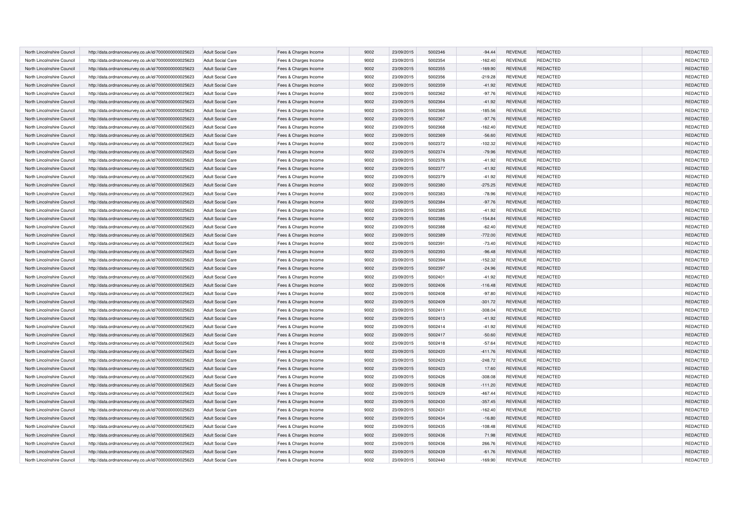| North Lincolnshire Council | http://data.ordnancesurvey.co.uk/id/7000000000025623 | Adult Social Care | Fees & Charges Income | 9002 | 23/09/2015 | 5002346 | -94.44 | REVENUE | REDACTED | | REDACTED |
|---|---|---|---|---|---|---|---|---|---|---|---|
| North Lincolnshire Council | http://data.ordnancesurvey.co.uk/id/7000000000025623 | Adult Social Care | Fees & Charges Income | 9002 | 23/09/2015 | 5002354 | -162.40 | REVENUE | REDACTED | | REDACTED |
| North Lincolnshire Council | http://data.ordnancesurvey.co.uk/id/7000000000025623 | Adult Social Care | Fees & Charges Income | 9002 | 23/09/2015 | 5002355 | -169.90 | REVENUE | REDACTED | | REDACTED |
| North Lincolnshire Council | http://data.ordnancesurvey.co.uk/id/7000000000025623 | Adult Social Care | Fees & Charges Income | 9002 | 23/09/2015 | 5002356 | -219.28 | REVENUE | REDACTED | | REDACTED |
| North Lincolnshire Council | http://data.ordnancesurvey.co.uk/id/7000000000025623 | Adult Social Care | Fees & Charges Income | 9002 | 23/09/2015 | 5002359 | -41.92 | REVENUE | REDACTED | | REDACTED |
| North Lincolnshire Council | http://data.ordnancesurvey.co.uk/id/7000000000025623 | Adult Social Care | Fees & Charges Income | 9002 | 23/09/2015 | 5002362 | -97.76 | REVENUE | REDACTED | | REDACTED |
| North Lincolnshire Council | http://data.ordnancesurvey.co.uk/id/7000000000025623 | Adult Social Care | Fees & Charges Income | 9002 | 23/09/2015 | 5002364 | -41.92 | REVENUE | REDACTED | | REDACTED |
| North Lincolnshire Council | http://data.ordnancesurvey.co.uk/id/7000000000025623 | Adult Social Care | Fees & Charges Income | 9002 | 23/09/2015 | 5002366 | -185.56 | REVENUE | REDACTED | | REDACTED |
| North Lincolnshire Council | http://data.ordnancesurvey.co.uk/id/7000000000025623 | Adult Social Care | Fees & Charges Income | 9002 | 23/09/2015 | 5002367 | -97.76 | REVENUE | REDACTED | | REDACTED |
| North Lincolnshire Council | http://data.ordnancesurvey.co.uk/id/7000000000025623 | Adult Social Care | Fees & Charges Income | 9002 | 23/09/2015 | 5002368 | -162.40 | REVENUE | REDACTED | | REDACTED |
| North Lincolnshire Council | http://data.ordnancesurvey.co.uk/id/7000000000025623 | Adult Social Care | Fees & Charges Income | 9002 | 23/09/2015 | 5002369 | -56.60 | REVENUE | REDACTED | | REDACTED |
| North Lincolnshire Council | http://data.ordnancesurvey.co.uk/id/7000000000025623 | Adult Social Care | Fees & Charges Income | 9002 | 23/09/2015 | 5002372 | -102.32 | REVENUE | REDACTED | | REDACTED |
| North Lincolnshire Council | http://data.ordnancesurvey.co.uk/id/7000000000025623 | Adult Social Care | Fees & Charges Income | 9002 | 23/09/2015 | 5002374 | -79.96 | REVENUE | REDACTED | | REDACTED |
| North Lincolnshire Council | http://data.ordnancesurvey.co.uk/id/7000000000025623 | Adult Social Care | Fees & Charges Income | 9002 | 23/09/2015 | 5002376 | -41.92 | REVENUE | REDACTED | | REDACTED |
| North Lincolnshire Council | http://data.ordnancesurvey.co.uk/id/7000000000025623 | Adult Social Care | Fees & Charges Income | 9002 | 23/09/2015 | 5002377 | -41.92 | REVENUE | REDACTED | | REDACTED |
| North Lincolnshire Council | http://data.ordnancesurvey.co.uk/id/7000000000025623 | Adult Social Care | Fees & Charges Income | 9002 | 23/09/2015 | 5002379 | -41.92 | REVENUE | REDACTED | | REDACTED |
| North Lincolnshire Council | http://data.ordnancesurvey.co.uk/id/7000000000025623 | Adult Social Care | Fees & Charges Income | 9002 | 23/09/2015 | 5002380 | -275.25 | REVENUE | REDACTED | | REDACTED |
| North Lincolnshire Council | http://data.ordnancesurvey.co.uk/id/7000000000025623 | Adult Social Care | Fees & Charges Income | 9002 | 23/09/2015 | 5002383 | -78.96 | REVENUE | REDACTED | | REDACTED |
| North Lincolnshire Council | http://data.ordnancesurvey.co.uk/id/7000000000025623 | Adult Social Care | Fees & Charges Income | 9002 | 23/09/2015 | 5002384 | -97.76 | REVENUE | REDACTED | | REDACTED |
| North Lincolnshire Council | http://data.ordnancesurvey.co.uk/id/7000000000025623 | Adult Social Care | Fees & Charges Income | 9002 | 23/09/2015 | 5002385 | -41.92 | REVENUE | REDACTED | | REDACTED |
| North Lincolnshire Council | http://data.ordnancesurvey.co.uk/id/7000000000025623 | Adult Social Care | Fees & Charges Income | 9002 | 23/09/2015 | 5002386 | -154.84 | REVENUE | REDACTED | | REDACTED |
| North Lincolnshire Council | http://data.ordnancesurvey.co.uk/id/7000000000025623 | Adult Social Care | Fees & Charges Income | 9002 | 23/09/2015 | 5002388 | -62.40 | REVENUE | REDACTED | | REDACTED |
| North Lincolnshire Council | http://data.ordnancesurvey.co.uk/id/7000000000025623 | Adult Social Care | Fees & Charges Income | 9002 | 23/09/2015 | 5002389 | -772.00 | REVENUE | REDACTED | | REDACTED |
| North Lincolnshire Council | http://data.ordnancesurvey.co.uk/id/7000000000025623 | Adult Social Care | Fees & Charges Income | 9002 | 23/09/2015 | 5002391 | -73.40 | REVENUE | REDACTED | | REDACTED |
| North Lincolnshire Council | http://data.ordnancesurvey.co.uk/id/7000000000025623 | Adult Social Care | Fees & Charges Income | 9002 | 23/09/2015 | 5002393 | -96.48 | REVENUE | REDACTED | | REDACTED |
| North Lincolnshire Council | http://data.ordnancesurvey.co.uk/id/7000000000025623 | Adult Social Care | Fees & Charges Income | 9002 | 23/09/2015 | 5002394 | -152.32 | REVENUE | REDACTED | | REDACTED |
| North Lincolnshire Council | http://data.ordnancesurvey.co.uk/id/7000000000025623 | Adult Social Care | Fees & Charges Income | 9002 | 23/09/2015 | 5002397 | -24.96 | REVENUE | REDACTED | | REDACTED |
| North Lincolnshire Council | http://data.ordnancesurvey.co.uk/id/7000000000025623 | Adult Social Care | Fees & Charges Income | 9002 | 23/09/2015 | 5002401 | -41.92 | REVENUE | REDACTED | | REDACTED |
| North Lincolnshire Council | http://data.ordnancesurvey.co.uk/id/7000000000025623 | Adult Social Care | Fees & Charges Income | 9002 | 23/09/2015 | 5002406 | -116.48 | REVENUE | REDACTED | | REDACTED |
| North Lincolnshire Council | http://data.ordnancesurvey.co.uk/id/7000000000025623 | Adult Social Care | Fees & Charges Income | 9002 | 23/09/2015 | 5002408 | -97.80 | REVENUE | REDACTED | | REDACTED |
| North Lincolnshire Council | http://data.ordnancesurvey.co.uk/id/7000000000025623 | Adult Social Care | Fees & Charges Income | 9002 | 23/09/2015 | 5002409 | -301.72 | REVENUE | REDACTED | | REDACTED |
| North Lincolnshire Council | http://data.ordnancesurvey.co.uk/id/7000000000025623 | Adult Social Care | Fees & Charges Income | 9002 | 23/09/2015 | 5002411 | -308.04 | REVENUE | REDACTED | | REDACTED |
| North Lincolnshire Council | http://data.ordnancesurvey.co.uk/id/7000000000025623 | Adult Social Care | Fees & Charges Income | 9002 | 23/09/2015 | 5002413 | -41.92 | REVENUE | REDACTED | | REDACTED |
| North Lincolnshire Council | http://data.ordnancesurvey.co.uk/id/7000000000025623 | Adult Social Care | Fees & Charges Income | 9002 | 23/09/2015 | 5002414 | -41.92 | REVENUE | REDACTED | | REDACTED |
| North Lincolnshire Council | http://data.ordnancesurvey.co.uk/id/7000000000025623 | Adult Social Care | Fees & Charges Income | 9002 | 23/09/2015 | 5002417 | -50.60 | REVENUE | REDACTED | | REDACTED |
| North Lincolnshire Council | http://data.ordnancesurvey.co.uk/id/7000000000025623 | Adult Social Care | Fees & Charges Income | 9002 | 23/09/2015 | 5002418 | -57.64 | REVENUE | REDACTED | | REDACTED |
| North Lincolnshire Council | http://data.ordnancesurvey.co.uk/id/7000000000025623 | Adult Social Care | Fees & Charges Income | 9002 | 23/09/2015 | 5002420 | -411.76 | REVENUE | REDACTED | | REDACTED |
| North Lincolnshire Council | http://data.ordnancesurvey.co.uk/id/7000000000025623 | Adult Social Care | Fees & Charges Income | 9002 | 23/09/2015 | 5002423 | -248.72 | REVENUE | REDACTED | | REDACTED |
| North Lincolnshire Council | http://data.ordnancesurvey.co.uk/id/7000000000025623 | Adult Social Care | Fees & Charges Income | 9002 | 23/09/2015 | 5002423 | 17.60 | REVENUE | REDACTED | | REDACTED |
| North Lincolnshire Council | http://data.ordnancesurvey.co.uk/id/7000000000025623 | Adult Social Care | Fees & Charges Income | 9002 | 23/09/2015 | 5002426 | -308.08 | REVENUE | REDACTED | | REDACTED |
| North Lincolnshire Council | http://data.ordnancesurvey.co.uk/id/7000000000025623 | Adult Social Care | Fees & Charges Income | 9002 | 23/09/2015 | 5002428 | -111.20 | REVENUE | REDACTED | | REDACTED |
| North Lincolnshire Council | http://data.ordnancesurvey.co.uk/id/7000000000025623 | Adult Social Care | Fees & Charges Income | 9002 | 23/09/2015 | 5002429 | -467.44 | REVENUE | REDACTED | | REDACTED |
| North Lincolnshire Council | http://data.ordnancesurvey.co.uk/id/7000000000025623 | Adult Social Care | Fees & Charges Income | 9002 | 23/09/2015 | 5002430 | -357.45 | REVENUE | REDACTED | | REDACTED |
| North Lincolnshire Council | http://data.ordnancesurvey.co.uk/id/7000000000025623 | Adult Social Care | Fees & Charges Income | 9002 | 23/09/2015 | 5002431 | -162.40 | REVENUE | REDACTED | | REDACTED |
| North Lincolnshire Council | http://data.ordnancesurvey.co.uk/id/7000000000025623 | Adult Social Care | Fees & Charges Income | 9002 | 23/09/2015 | 5002434 | -16.80 | REVENUE | REDACTED | | REDACTED |
| North Lincolnshire Council | http://data.ordnancesurvey.co.uk/id/7000000000025623 | Adult Social Care | Fees & Charges Income | 9002 | 23/09/2015 | 5002435 | -108.48 | REVENUE | REDACTED | | REDACTED |
| North Lincolnshire Council | http://data.ordnancesurvey.co.uk/id/7000000000025623 | Adult Social Care | Fees & Charges Income | 9002 | 23/09/2015 | 5002436 | 71.98 | REVENUE | REDACTED | | REDACTED |
| North Lincolnshire Council | http://data.ordnancesurvey.co.uk/id/7000000000025623 | Adult Social Care | Fees & Charges Income | 9002 | 23/09/2015 | 5002436 | 266.76 | REVENUE | REDACTED | | REDACTED |
| North Lincolnshire Council | http://data.ordnancesurvey.co.uk/id/7000000000025623 | Adult Social Care | Fees & Charges Income | 9002 | 23/09/2015 | 5002439 | -61.76 | REVENUE | REDACTED | | REDACTED |
| North Lincolnshire Council | http://data.ordnancesurvey.co.uk/id/7000000000025623 | Adult Social Care | Fees & Charges Income | 9002 | 23/09/2015 | 5002440 | -169.90 | REVENUE | REDACTED | | REDACTED |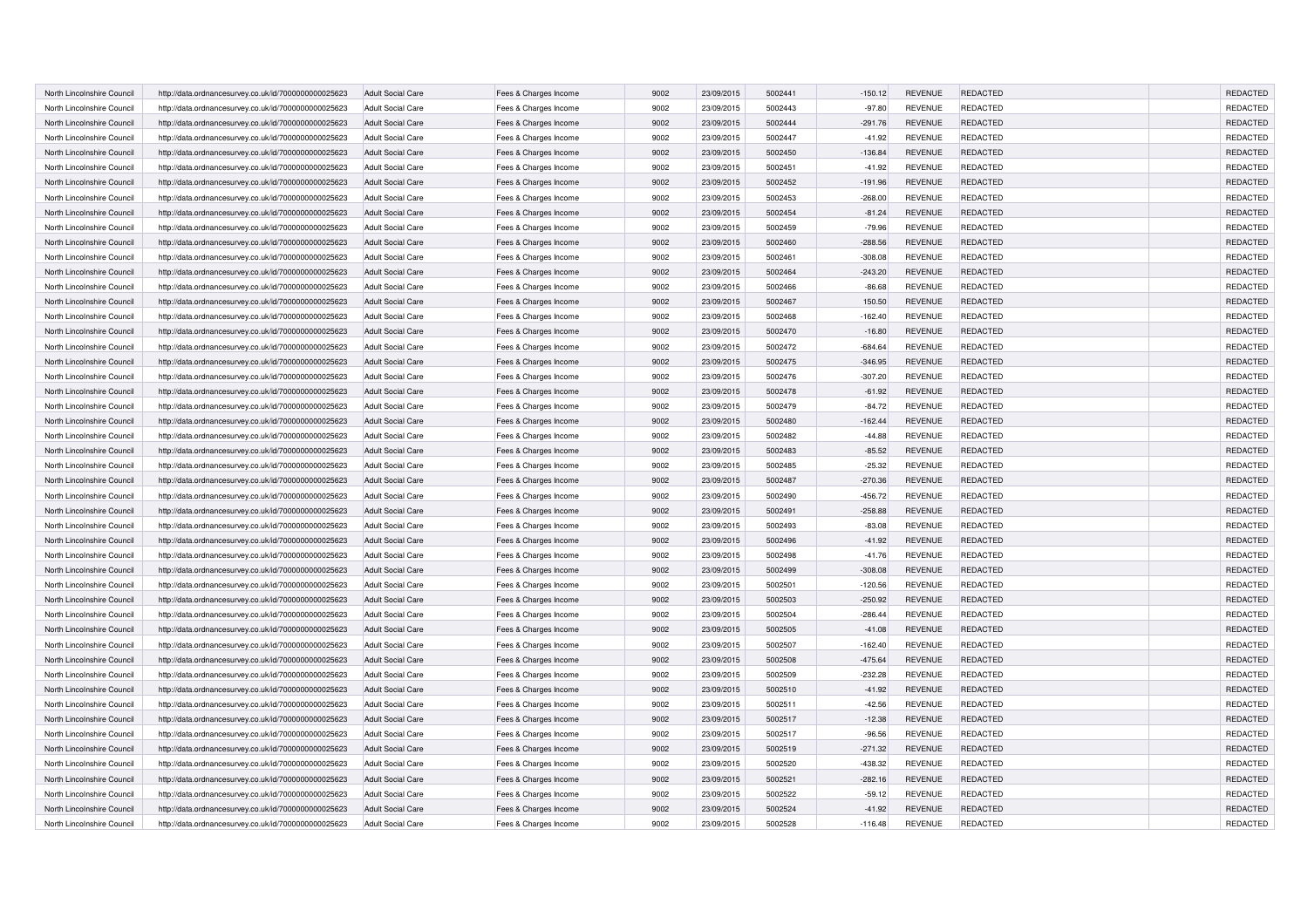| North Lincolnshire Council | http://data.ordnancesurvey.co.uk/id/7000000000025623 | Adult Social Care | Fees & Charges Income | 9002 | 23/09/2015 | 5002441 | -150.12 | REVENUE | REDACTED | | REDACTED |
|---|---|---|---|---|---|---|---|---|---|---|---|
| North Lincolnshire Council | http://data.ordnancesurvey.co.uk/id/7000000000025623 | Adult Social Care | Fees & Charges Income | 9002 | 23/09/2015 | 5002443 | -97.80 | REVENUE | REDACTED | | REDACTED |
| North Lincolnshire Council | http://data.ordnancesurvey.co.uk/id/7000000000025623 | Adult Social Care | Fees & Charges Income | 9002 | 23/09/2015 | 5002444 | -291.76 | REVENUE | REDACTED | | REDACTED |
| North Lincolnshire Council | http://data.ordnancesurvey.co.uk/id/7000000000025623 | Adult Social Care | Fees & Charges Income | 9002 | 23/09/2015 | 5002447 | -41.92 | REVENUE | REDACTED | | REDACTED |
| North Lincolnshire Council | http://data.ordnancesurvey.co.uk/id/7000000000025623 | Adult Social Care | Fees & Charges Income | 9002 | 23/09/2015 | 5002450 | -136.84 | REVENUE | REDACTED | | REDACTED |
| North Lincolnshire Council | http://data.ordnancesurvey.co.uk/id/7000000000025623 | Adult Social Care | Fees & Charges Income | 9002 | 23/09/2015 | 5002451 | -41.92 | REVENUE | REDACTED | | REDACTED |
| North Lincolnshire Council | http://data.ordnancesurvey.co.uk/id/7000000000025623 | Adult Social Care | Fees & Charges Income | 9002 | 23/09/2015 | 5002452 | -191.96 | REVENUE | REDACTED | | REDACTED |
| North Lincolnshire Council | http://data.ordnancesurvey.co.uk/id/7000000000025623 | Adult Social Care | Fees & Charges Income | 9002 | 23/09/2015 | 5002453 | -268.00 | REVENUE | REDACTED | | REDACTED |
| North Lincolnshire Council | http://data.ordnancesurvey.co.uk/id/7000000000025623 | Adult Social Care | Fees & Charges Income | 9002 | 23/09/2015 | 5002454 | -81.24 | REVENUE | REDACTED | | REDACTED |
| North Lincolnshire Council | http://data.ordnancesurvey.co.uk/id/7000000000025623 | Adult Social Care | Fees & Charges Income | 9002 | 23/09/2015 | 5002459 | -79.96 | REVENUE | REDACTED | | REDACTED |
| North Lincolnshire Council | http://data.ordnancesurvey.co.uk/id/7000000000025623 | Adult Social Care | Fees & Charges Income | 9002 | 23/09/2015 | 5002460 | -288.56 | REVENUE | REDACTED | | REDACTED |
| North Lincolnshire Council | http://data.ordnancesurvey.co.uk/id/7000000000025623 | Adult Social Care | Fees & Charges Income | 9002 | 23/09/2015 | 5002461 | -308.08 | REVENUE | REDACTED | | REDACTED |
| North Lincolnshire Council | http://data.ordnancesurvey.co.uk/id/7000000000025623 | Adult Social Care | Fees & Charges Income | 9002 | 23/09/2015 | 5002464 | -243.20 | REVENUE | REDACTED | | REDACTED |
| North Lincolnshire Council | http://data.ordnancesurvey.co.uk/id/7000000000025623 | Adult Social Care | Fees & Charges Income | 9002 | 23/09/2015 | 5002466 | -86.68 | REVENUE | REDACTED | | REDACTED |
| North Lincolnshire Council | http://data.ordnancesurvey.co.uk/id/7000000000025623 | Adult Social Care | Fees & Charges Income | 9002 | 23/09/2015 | 5002467 | 150.50 | REVENUE | REDACTED | | REDACTED |
| North Lincolnshire Council | http://data.ordnancesurvey.co.uk/id/7000000000025623 | Adult Social Care | Fees & Charges Income | 9002 | 23/09/2015 | 5002468 | -162.40 | REVENUE | REDACTED | | REDACTED |
| North Lincolnshire Council | http://data.ordnancesurvey.co.uk/id/7000000000025623 | Adult Social Care | Fees & Charges Income | 9002 | 23/09/2015 | 5002470 | -16.80 | REVENUE | REDACTED | | REDACTED |
| North Lincolnshire Council | http://data.ordnancesurvey.co.uk/id/7000000000025623 | Adult Social Care | Fees & Charges Income | 9002 | 23/09/2015 | 5002472 | -684.64 | REVENUE | REDACTED | | REDACTED |
| North Lincolnshire Council | http://data.ordnancesurvey.co.uk/id/7000000000025623 | Adult Social Care | Fees & Charges Income | 9002 | 23/09/2015 | 5002475 | -346.95 | REVENUE | REDACTED | | REDACTED |
| North Lincolnshire Council | http://data.ordnancesurvey.co.uk/id/7000000000025623 | Adult Social Care | Fees & Charges Income | 9002 | 23/09/2015 | 5002476 | -307.20 | REVENUE | REDACTED | | REDACTED |
| North Lincolnshire Council | http://data.ordnancesurvey.co.uk/id/7000000000025623 | Adult Social Care | Fees & Charges Income | 9002 | 23/09/2015 | 5002478 | -61.92 | REVENUE | REDACTED | | REDACTED |
| North Lincolnshire Council | http://data.ordnancesurvey.co.uk/id/7000000000025623 | Adult Social Care | Fees & Charges Income | 9002 | 23/09/2015 | 5002479 | -84.72 | REVENUE | REDACTED | | REDACTED |
| North Lincolnshire Council | http://data.ordnancesurvey.co.uk/id/7000000000025623 | Adult Social Care | Fees & Charges Income | 9002 | 23/09/2015 | 5002480 | -162.44 | REVENUE | REDACTED | | REDACTED |
| North Lincolnshire Council | http://data.ordnancesurvey.co.uk/id/7000000000025623 | Adult Social Care | Fees & Charges Income | 9002 | 23/09/2015 | 5002482 | -44.88 | REVENUE | REDACTED | | REDACTED |
| North Lincolnshire Council | http://data.ordnancesurvey.co.uk/id/7000000000025623 | Adult Social Care | Fees & Charges Income | 9002 | 23/09/2015 | 5002483 | -85.52 | REVENUE | REDACTED | | REDACTED |
| North Lincolnshire Council | http://data.ordnancesurvey.co.uk/id/7000000000025623 | Adult Social Care | Fees & Charges Income | 9002 | 23/09/2015 | 5002485 | -25.32 | REVENUE | REDACTED | | REDACTED |
| North Lincolnshire Council | http://data.ordnancesurvey.co.uk/id/7000000000025623 | Adult Social Care | Fees & Charges Income | 9002 | 23/09/2015 | 5002487 | -270.36 | REVENUE | REDACTED | | REDACTED |
| North Lincolnshire Council | http://data.ordnancesurvey.co.uk/id/7000000000025623 | Adult Social Care | Fees & Charges Income | 9002 | 23/09/2015 | 5002490 | -456.72 | REVENUE | REDACTED | | REDACTED |
| North Lincolnshire Council | http://data.ordnancesurvey.co.uk/id/7000000000025623 | Adult Social Care | Fees & Charges Income | 9002 | 23/09/2015 | 5002491 | -258.88 | REVENUE | REDACTED | | REDACTED |
| North Lincolnshire Council | http://data.ordnancesurvey.co.uk/id/7000000000025623 | Adult Social Care | Fees & Charges Income | 9002 | 23/09/2015 | 5002493 | -83.08 | REVENUE | REDACTED | | REDACTED |
| North Lincolnshire Council | http://data.ordnancesurvey.co.uk/id/7000000000025623 | Adult Social Care | Fees & Charges Income | 9002 | 23/09/2015 | 5002496 | -41.92 | REVENUE | REDACTED | | REDACTED |
| North Lincolnshire Council | http://data.ordnancesurvey.co.uk/id/7000000000025623 | Adult Social Care | Fees & Charges Income | 9002 | 23/09/2015 | 5002498 | -41.76 | REVENUE | REDACTED | | REDACTED |
| North Lincolnshire Council | http://data.ordnancesurvey.co.uk/id/7000000000025623 | Adult Social Care | Fees & Charges Income | 9002 | 23/09/2015 | 5002499 | -308.08 | REVENUE | REDACTED | | REDACTED |
| North Lincolnshire Council | http://data.ordnancesurvey.co.uk/id/7000000000025623 | Adult Social Care | Fees & Charges Income | 9002 | 23/09/2015 | 5002501 | -120.56 | REVENUE | REDACTED | | REDACTED |
| North Lincolnshire Council | http://data.ordnancesurvey.co.uk/id/7000000000025623 | Adult Social Care | Fees & Charges Income | 9002 | 23/09/2015 | 5002503 | -250.92 | REVENUE | REDACTED | | REDACTED |
| North Lincolnshire Council | http://data.ordnancesurvey.co.uk/id/7000000000025623 | Adult Social Care | Fees & Charges Income | 9002 | 23/09/2015 | 5002504 | -286.44 | REVENUE | REDACTED | | REDACTED |
| North Lincolnshire Council | http://data.ordnancesurvey.co.uk/id/7000000000025623 | Adult Social Care | Fees & Charges Income | 9002 | 23/09/2015 | 5002505 | -41.08 | REVENUE | REDACTED | | REDACTED |
| North Lincolnshire Council | http://data.ordnancesurvey.co.uk/id/7000000000025623 | Adult Social Care | Fees & Charges Income | 9002 | 23/09/2015 | 5002507 | -162.40 | REVENUE | REDACTED | | REDACTED |
| North Lincolnshire Council | http://data.ordnancesurvey.co.uk/id/7000000000025623 | Adult Social Care | Fees & Charges Income | 9002 | 23/09/2015 | 5002508 | -475.64 | REVENUE | REDACTED | | REDACTED |
| North Lincolnshire Council | http://data.ordnancesurvey.co.uk/id/7000000000025623 | Adult Social Care | Fees & Charges Income | 9002 | 23/09/2015 | 5002509 | -232.28 | REVENUE | REDACTED | | REDACTED |
| North Lincolnshire Council | http://data.ordnancesurvey.co.uk/id/7000000000025623 | Adult Social Care | Fees & Charges Income | 9002 | 23/09/2015 | 5002510 | -41.92 | REVENUE | REDACTED | | REDACTED |
| North Lincolnshire Council | http://data.ordnancesurvey.co.uk/id/7000000000025623 | Adult Social Care | Fees & Charges Income | 9002 | 23/09/2015 | 5002511 | -42.56 | REVENUE | REDACTED | | REDACTED |
| North Lincolnshire Council | http://data.ordnancesurvey.co.uk/id/7000000000025623 | Adult Social Care | Fees & Charges Income | 9002 | 23/09/2015 | 5002517 | -12.38 | REVENUE | REDACTED | | REDACTED |
| North Lincolnshire Council | http://data.ordnancesurvey.co.uk/id/7000000000025623 | Adult Social Care | Fees & Charges Income | 9002 | 23/09/2015 | 5002517 | -96.56 | REVENUE | REDACTED | | REDACTED |
| North Lincolnshire Council | http://data.ordnancesurvey.co.uk/id/7000000000025623 | Adult Social Care | Fees & Charges Income | 9002 | 23/09/2015 | 5002519 | -271.32 | REVENUE | REDACTED | | REDACTED |
| North Lincolnshire Council | http://data.ordnancesurvey.co.uk/id/7000000000025623 | Adult Social Care | Fees & Charges Income | 9002 | 23/09/2015 | 5002520 | -438.32 | REVENUE | REDACTED | | REDACTED |
| North Lincolnshire Council | http://data.ordnancesurvey.co.uk/id/7000000000025623 | Adult Social Care | Fees & Charges Income | 9002 | 23/09/2015 | 5002521 | -282.16 | REVENUE | REDACTED | | REDACTED |
| North Lincolnshire Council | http://data.ordnancesurvey.co.uk/id/7000000000025623 | Adult Social Care | Fees & Charges Income | 9002 | 23/09/2015 | 5002522 | -59.12 | REVENUE | REDACTED | | REDACTED |
| North Lincolnshire Council | http://data.ordnancesurvey.co.uk/id/7000000000025623 | Adult Social Care | Fees & Charges Income | 9002 | 23/09/2015 | 5002524 | -41.92 | REVENUE | REDACTED | | REDACTED |
| North Lincolnshire Council | http://data.ordnancesurvey.co.uk/id/7000000000025623 | Adult Social Care | Fees & Charges Income | 9002 | 23/09/2015 | 5002528 | -116.48 | REVENUE | REDACTED | | REDACTED |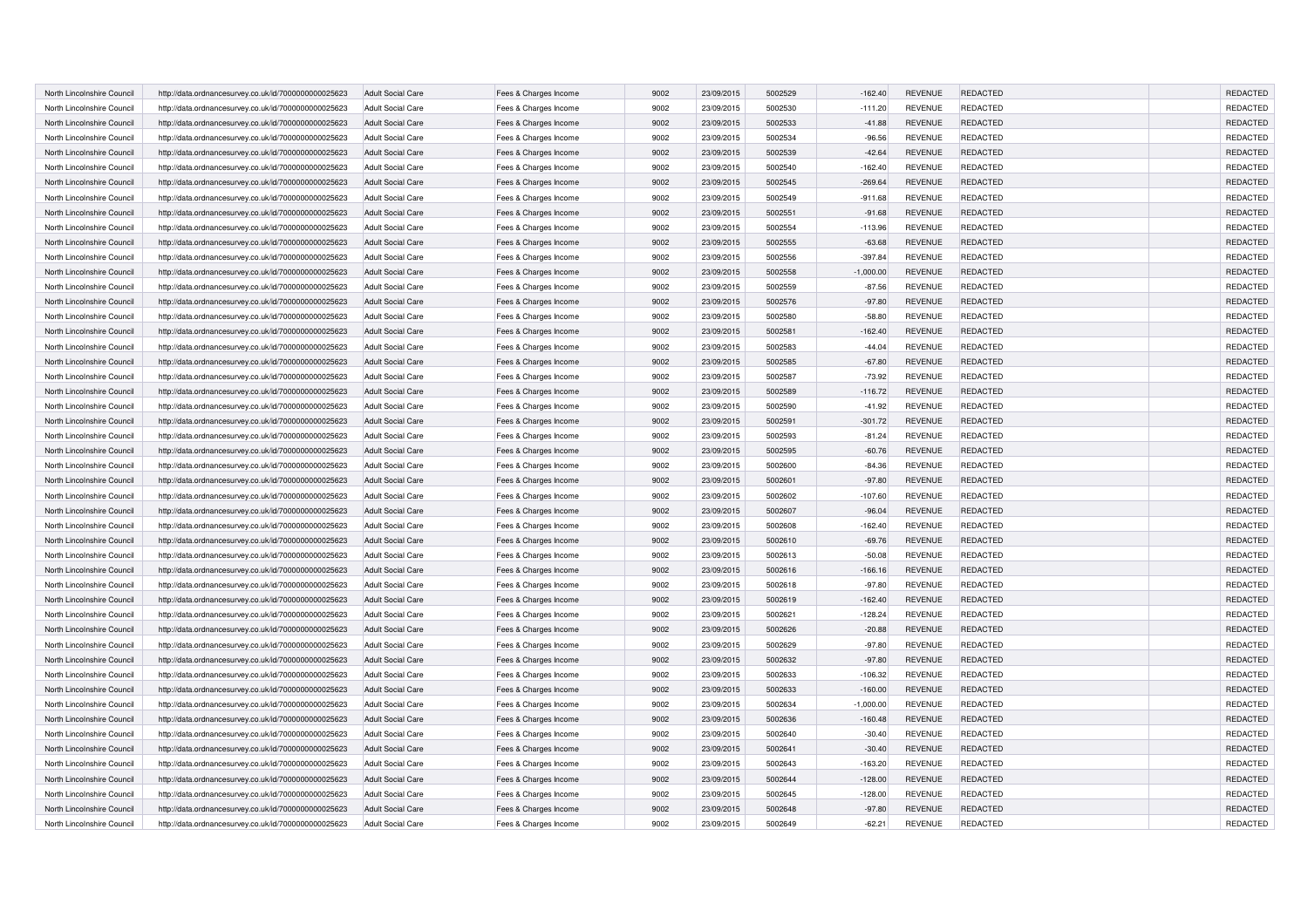| North Lincolnshire Council | http://data.ordnancesurvey.co.uk/id/7000000000025623 | Adult Social Care | Fees & Charges Income | 9002 | 23/09/2015 | 5002529 | -162.40 | REVENUE | REDACTED | | REDACTED |
|---|---|---|---|---|---|---|---|---|---|---|---|
| North Lincolnshire Council | http://data.ordnancesurvey.co.uk/id/7000000000025623 | Adult Social Care | Fees & Charges Income | 9002 | 23/09/2015 | 5002530 | -111.20 | REVENUE | REDACTED | | REDACTED |
| North Lincolnshire Council | http://data.ordnancesurvey.co.uk/id/7000000000025623 | Adult Social Care | Fees & Charges Income | 9002 | 23/09/2015 | 5002533 | -41.88 | REVENUE | REDACTED | | REDACTED |
| North Lincolnshire Council | http://data.ordnancesurvey.co.uk/id/7000000000025623 | Adult Social Care | Fees & Charges Income | 9002 | 23/09/2015 | 5002534 | -96.56 | REVENUE | REDACTED | | REDACTED |
| North Lincolnshire Council | http://data.ordnancesurvey.co.uk/id/7000000000025623 | Adult Social Care | Fees & Charges Income | 9002 | 23/09/2015 | 5002539 | -42.64 | REVENUE | REDACTED | | REDACTED |
| North Lincolnshire Council | http://data.ordnancesurvey.co.uk/id/7000000000025623 | Adult Social Care | Fees & Charges Income | 9002 | 23/09/2015 | 5002540 | -162.40 | REVENUE | REDACTED | | REDACTED |
| North Lincolnshire Council | http://data.ordnancesurvey.co.uk/id/7000000000025623 | Adult Social Care | Fees & Charges Income | 9002 | 23/09/2015 | 5002545 | -269.64 | REVENUE | REDACTED | | REDACTED |
| North Lincolnshire Council | http://data.ordnancesurvey.co.uk/id/7000000000025623 | Adult Social Care | Fees & Charges Income | 9002 | 23/09/2015 | 5002549 | -911.68 | REVENUE | REDACTED | | REDACTED |
| North Lincolnshire Council | http://data.ordnancesurvey.co.uk/id/7000000000025623 | Adult Social Care | Fees & Charges Income | 9002 | 23/09/2015 | 5002551 | -91.68 | REVENUE | REDACTED | | REDACTED |
| North Lincolnshire Council | http://data.ordnancesurvey.co.uk/id/7000000000025623 | Adult Social Care | Fees & Charges Income | 9002 | 23/09/2015 | 5002554 | -113.96 | REVENUE | REDACTED | | REDACTED |
| North Lincolnshire Council | http://data.ordnancesurvey.co.uk/id/7000000000025623 | Adult Social Care | Fees & Charges Income | 9002 | 23/09/2015 | 5002555 | -63.68 | REVENUE | REDACTED | | REDACTED |
| North Lincolnshire Council | http://data.ordnancesurvey.co.uk/id/7000000000025623 | Adult Social Care | Fees & Charges Income | 9002 | 23/09/2015 | 5002556 | -397.84 | REVENUE | REDACTED | | REDACTED |
| North Lincolnshire Council | http://data.ordnancesurvey.co.uk/id/7000000000025623 | Adult Social Care | Fees & Charges Income | 9002 | 23/09/2015 | 5002558 | -1,000.00 | REVENUE | REDACTED | | REDACTED |
| North Lincolnshire Council | http://data.ordnancesurvey.co.uk/id/7000000000025623 | Adult Social Care | Fees & Charges Income | 9002 | 23/09/2015 | 5002559 | -87.56 | REVENUE | REDACTED | | REDACTED |
| North Lincolnshire Council | http://data.ordnancesurvey.co.uk/id/7000000000025623 | Adult Social Care | Fees & Charges Income | 9002 | 23/09/2015 | 5002576 | -97.80 | REVENUE | REDACTED | | REDACTED |
| North Lincolnshire Council | http://data.ordnancesurvey.co.uk/id/7000000000025623 | Adult Social Care | Fees & Charges Income | 9002 | 23/09/2015 | 5002580 | -58.80 | REVENUE | REDACTED | | REDACTED |
| North Lincolnshire Council | http://data.ordnancesurvey.co.uk/id/7000000000025623 | Adult Social Care | Fees & Charges Income | 9002 | 23/09/2015 | 5002581 | -162.40 | REVENUE | REDACTED | | REDACTED |
| North Lincolnshire Council | http://data.ordnancesurvey.co.uk/id/7000000000025623 | Adult Social Care | Fees & Charges Income | 9002 | 23/09/2015 | 5002583 | -44.04 | REVENUE | REDACTED | | REDACTED |
| North Lincolnshire Council | http://data.ordnancesurvey.co.uk/id/7000000000025623 | Adult Social Care | Fees & Charges Income | 9002 | 23/09/2015 | 5002585 | -67.80 | REVENUE | REDACTED | | REDACTED |
| North Lincolnshire Council | http://data.ordnancesurvey.co.uk/id/7000000000025623 | Adult Social Care | Fees & Charges Income | 9002 | 23/09/2015 | 5002587 | -73.92 | REVENUE | REDACTED | | REDACTED |
| North Lincolnshire Council | http://data.ordnancesurvey.co.uk/id/7000000000025623 | Adult Social Care | Fees & Charges Income | 9002 | 23/09/2015 | 5002589 | -116.72 | REVENUE | REDACTED | | REDACTED |
| North Lincolnshire Council | http://data.ordnancesurvey.co.uk/id/7000000000025623 | Adult Social Care | Fees & Charges Income | 9002 | 23/09/2015 | 5002590 | -41.92 | REVENUE | REDACTED | | REDACTED |
| North Lincolnshire Council | http://data.ordnancesurvey.co.uk/id/7000000000025623 | Adult Social Care | Fees & Charges Income | 9002 | 23/09/2015 | 5002591 | -301.72 | REVENUE | REDACTED | | REDACTED |
| North Lincolnshire Council | http://data.ordnancesurvey.co.uk/id/7000000000025623 | Adult Social Care | Fees & Charges Income | 9002 | 23/09/2015 | 5002593 | -81.24 | REVENUE | REDACTED | | REDACTED |
| North Lincolnshire Council | http://data.ordnancesurvey.co.uk/id/7000000000025623 | Adult Social Care | Fees & Charges Income | 9002 | 23/09/2015 | 5002595 | -60.76 | REVENUE | REDACTED | | REDACTED |
| North Lincolnshire Council | http://data.ordnancesurvey.co.uk/id/7000000000025623 | Adult Social Care | Fees & Charges Income | 9002 | 23/09/2015 | 5002600 | -84.36 | REVENUE | REDACTED | | REDACTED |
| North Lincolnshire Council | http://data.ordnancesurvey.co.uk/id/7000000000025623 | Adult Social Care | Fees & Charges Income | 9002 | 23/09/2015 | 5002601 | -97.80 | REVENUE | REDACTED | | REDACTED |
| North Lincolnshire Council | http://data.ordnancesurvey.co.uk/id/7000000000025623 | Adult Social Care | Fees & Charges Income | 9002 | 23/09/2015 | 5002602 | -107.60 | REVENUE | REDACTED | | REDACTED |
| North Lincolnshire Council | http://data.ordnancesurvey.co.uk/id/7000000000025623 | Adult Social Care | Fees & Charges Income | 9002 | 23/09/2015 | 5002607 | -96.04 | REVENUE | REDACTED | | REDACTED |
| North Lincolnshire Council | http://data.ordnancesurvey.co.uk/id/7000000000025623 | Adult Social Care | Fees & Charges Income | 9002 | 23/09/2015 | 5002608 | -162.40 | REVENUE | REDACTED | | REDACTED |
| North Lincolnshire Council | http://data.ordnancesurvey.co.uk/id/7000000000025623 | Adult Social Care | Fees & Charges Income | 9002 | 23/09/2015 | 5002610 | -69.76 | REVENUE | REDACTED | | REDACTED |
| North Lincolnshire Council | http://data.ordnancesurvey.co.uk/id/7000000000025623 | Adult Social Care | Fees & Charges Income | 9002 | 23/09/2015 | 5002613 | -50.08 | REVENUE | REDACTED | | REDACTED |
| North Lincolnshire Council | http://data.ordnancesurvey.co.uk/id/7000000000025623 | Adult Social Care | Fees & Charges Income | 9002 | 23/09/2015 | 5002616 | -166.16 | REVENUE | REDACTED | | REDACTED |
| North Lincolnshire Council | http://data.ordnancesurvey.co.uk/id/7000000000025623 | Adult Social Care | Fees & Charges Income | 9002 | 23/09/2015 | 5002618 | -97.80 | REVENUE | REDACTED | | REDACTED |
| North Lincolnshire Council | http://data.ordnancesurvey.co.uk/id/7000000000025623 | Adult Social Care | Fees & Charges Income | 9002 | 23/09/2015 | 5002619 | -162.40 | REVENUE | REDACTED | | REDACTED |
| North Lincolnshire Council | http://data.ordnancesurvey.co.uk/id/7000000000025623 | Adult Social Care | Fees & Charges Income | 9002 | 23/09/2015 | 5002621 | -128.24 | REVENUE | REDACTED | | REDACTED |
| North Lincolnshire Council | http://data.ordnancesurvey.co.uk/id/7000000000025623 | Adult Social Care | Fees & Charges Income | 9002 | 23/09/2015 | 5002626 | -20.88 | REVENUE | REDACTED | | REDACTED |
| North Lincolnshire Council | http://data.ordnancesurvey.co.uk/id/7000000000025623 | Adult Social Care | Fees & Charges Income | 9002 | 23/09/2015 | 5002629 | -97.80 | REVENUE | REDACTED | | REDACTED |
| North Lincolnshire Council | http://data.ordnancesurvey.co.uk/id/7000000000025623 | Adult Social Care | Fees & Charges Income | 9002 | 23/09/2015 | 5002632 | -97.80 | REVENUE | REDACTED | | REDACTED |
| North Lincolnshire Council | http://data.ordnancesurvey.co.uk/id/7000000000025623 | Adult Social Care | Fees & Charges Income | 9002 | 23/09/2015 | 5002633 | -106.32 | REVENUE | REDACTED | | REDACTED |
| North Lincolnshire Council | http://data.ordnancesurvey.co.uk/id/7000000000025623 | Adult Social Care | Fees & Charges Income | 9002 | 23/09/2015 | 5002633 | -160.00 | REVENUE | REDACTED | | REDACTED |
| North Lincolnshire Council | http://data.ordnancesurvey.co.uk/id/7000000000025623 | Adult Social Care | Fees & Charges Income | 9002 | 23/09/2015 | 5002634 | -1,000.00 | REVENUE | REDACTED | | REDACTED |
| North Lincolnshire Council | http://data.ordnancesurvey.co.uk/id/7000000000025623 | Adult Social Care | Fees & Charges Income | 9002 | 23/09/2015 | 5002636 | -160.48 | REVENUE | REDACTED | | REDACTED |
| North Lincolnshire Council | http://data.ordnancesurvey.co.uk/id/7000000000025623 | Adult Social Care | Fees & Charges Income | 9002 | 23/09/2015 | 5002640 | -30.40 | REVENUE | REDACTED | | REDACTED |
| North Lincolnshire Council | http://data.ordnancesurvey.co.uk/id/7000000000025623 | Adult Social Care | Fees & Charges Income | 9002 | 23/09/2015 | 5002641 | -30.40 | REVENUE | REDACTED | | REDACTED |
| North Lincolnshire Council | http://data.ordnancesurvey.co.uk/id/7000000000025623 | Adult Social Care | Fees & Charges Income | 9002 | 23/09/2015 | 5002643 | -163.20 | REVENUE | REDACTED | | REDACTED |
| North Lincolnshire Council | http://data.ordnancesurvey.co.uk/id/7000000000025623 | Adult Social Care | Fees & Charges Income | 9002 | 23/09/2015 | 5002644 | -128.00 | REVENUE | REDACTED | | REDACTED |
| North Lincolnshire Council | http://data.ordnancesurvey.co.uk/id/7000000000025623 | Adult Social Care | Fees & Charges Income | 9002 | 23/09/2015 | 5002645 | -128.00 | REVENUE | REDACTED | | REDACTED |
| North Lincolnshire Council | http://data.ordnancesurvey.co.uk/id/7000000000025623 | Adult Social Care | Fees & Charges Income | 9002 | 23/09/2015 | 5002648 | -97.80 | REVENUE | REDACTED | | REDACTED |
| North Lincolnshire Council | http://data.ordnancesurvey.co.uk/id/7000000000025623 | Adult Social Care | Fees & Charges Income | 9002 | 23/09/2015 | 5002649 | -62.21 | REVENUE | REDACTED | | REDACTED |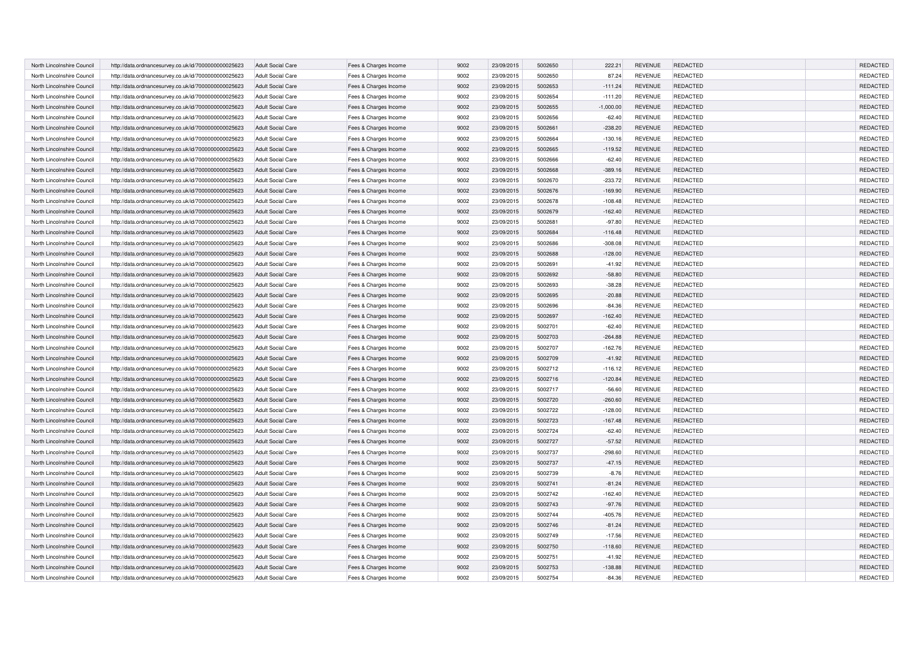| North Lincolnshire Council | http://data.ordnancesurvey.co.uk/id/7000000000025623 | Adult Social Care | Fees & Charges Income | 9002 | 23/09/2015 | 5002650 | 222.21 | REVENUE | REDACTED | | REDACTED |
|---|---|---|---|---|---|---|---|---|---|---|---|
| North Lincolnshire Council | http://data.ordnancesurvey.co.uk/id/7000000000025623 | Adult Social Care | Fees & Charges Income | 9002 | 23/09/2015 | 5002650 | 87.24 | REVENUE | REDACTED | | REDACTED |
| North Lincolnshire Council | http://data.ordnancesurvey.co.uk/id/7000000000025623 | Adult Social Care | Fees & Charges Income | 9002 | 23/09/2015 | 5002653 | -111.24 | REVENUE | REDACTED | | REDACTED |
| North Lincolnshire Council | http://data.ordnancesurvey.co.uk/id/7000000000025623 | Adult Social Care | Fees & Charges Income | 9002 | 23/09/2015 | 5002654 | -111.20 | REVENUE | REDACTED | | REDACTED |
| North Lincolnshire Council | http://data.ordnancesurvey.co.uk/id/7000000000025623 | Adult Social Care | Fees & Charges Income | 9002 | 23/09/2015 | 5002655 | -1,000.00 | REVENUE | REDACTED | | REDACTED |
| North Lincolnshire Council | http://data.ordnancesurvey.co.uk/id/7000000000025623 | Adult Social Care | Fees & Charges Income | 9002 | 23/09/2015 | 5002656 | -62.40 | REVENUE | REDACTED | | REDACTED |
| North Lincolnshire Council | http://data.ordnancesurvey.co.uk/id/7000000000025623 | Adult Social Care | Fees & Charges Income | 9002 | 23/09/2015 | 5002661 | -238.20 | REVENUE | REDACTED | | REDACTED |
| North Lincolnshire Council | http://data.ordnancesurvey.co.uk/id/7000000000025623 | Adult Social Care | Fees & Charges Income | 9002 | 23/09/2015 | 5002664 | -130.16 | REVENUE | REDACTED | | REDACTED |
| North Lincolnshire Council | http://data.ordnancesurvey.co.uk/id/7000000000025623 | Adult Social Care | Fees & Charges Income | 9002 | 23/09/2015 | 5002665 | -119.52 | REVENUE | REDACTED | | REDACTED |
| North Lincolnshire Council | http://data.ordnancesurvey.co.uk/id/7000000000025623 | Adult Social Care | Fees & Charges Income | 9002 | 23/09/2015 | 5002666 | -62.40 | REVENUE | REDACTED | | REDACTED |
| North Lincolnshire Council | http://data.ordnancesurvey.co.uk/id/7000000000025623 | Adult Social Care | Fees & Charges Income | 9002 | 23/09/2015 | 5002668 | -389.16 | REVENUE | REDACTED | | REDACTED |
| North Lincolnshire Council | http://data.ordnancesurvey.co.uk/id/7000000000025623 | Adult Social Care | Fees & Charges Income | 9002 | 23/09/2015 | 5002670 | -233.72 | REVENUE | REDACTED | | REDACTED |
| North Lincolnshire Council | http://data.ordnancesurvey.co.uk/id/7000000000025623 | Adult Social Care | Fees & Charges Income | 9002 | 23/09/2015 | 5002676 | -169.90 | REVENUE | REDACTED | | REDACTED |
| North Lincolnshire Council | http://data.ordnancesurvey.co.uk/id/7000000000025623 | Adult Social Care | Fees & Charges Income | 9002 | 23/09/2015 | 5002678 | -108.48 | REVENUE | REDACTED | | REDACTED |
| North Lincolnshire Council | http://data.ordnancesurvey.co.uk/id/7000000000025623 | Adult Social Care | Fees & Charges Income | 9002 | 23/09/2015 | 5002679 | -162.40 | REVENUE | REDACTED | | REDACTED |
| North Lincolnshire Council | http://data.ordnancesurvey.co.uk/id/7000000000025623 | Adult Social Care | Fees & Charges Income | 9002 | 23/09/2015 | 5002681 | -97.80 | REVENUE | REDACTED | | REDACTED |
| North Lincolnshire Council | http://data.ordnancesurvey.co.uk/id/7000000000025623 | Adult Social Care | Fees & Charges Income | 9002 | 23/09/2015 | 5002684 | -116.48 | REVENUE | REDACTED | | REDACTED |
| North Lincolnshire Council | http://data.ordnancesurvey.co.uk/id/7000000000025623 | Adult Social Care | Fees & Charges Income | 9002 | 23/09/2015 | 5002686 | -308.08 | REVENUE | REDACTED | | REDACTED |
| North Lincolnshire Council | http://data.ordnancesurvey.co.uk/id/7000000000025623 | Adult Social Care | Fees & Charges Income | 9002 | 23/09/2015 | 5002688 | -128.00 | REVENUE | REDACTED | | REDACTED |
| North Lincolnshire Council | http://data.ordnancesurvey.co.uk/id/7000000000025623 | Adult Social Care | Fees & Charges Income | 9002 | 23/09/2015 | 5002691 | -41.92 | REVENUE | REDACTED | | REDACTED |
| North Lincolnshire Council | http://data.ordnancesurvey.co.uk/id/7000000000025623 | Adult Social Care | Fees & Charges Income | 9002 | 23/09/2015 | 5002692 | -58.80 | REVENUE | REDACTED | | REDACTED |
| North Lincolnshire Council | http://data.ordnancesurvey.co.uk/id/7000000000025623 | Adult Social Care | Fees & Charges Income | 9002 | 23/09/2015 | 5002693 | -38.28 | REVENUE | REDACTED | | REDACTED |
| North Lincolnshire Council | http://data.ordnancesurvey.co.uk/id/7000000000025623 | Adult Social Care | Fees & Charges Income | 9002 | 23/09/2015 | 5002695 | -20.88 | REVENUE | REDACTED | | REDACTED |
| North Lincolnshire Council | http://data.ordnancesurvey.co.uk/id/7000000000025623 | Adult Social Care | Fees & Charges Income | 9002 | 23/09/2015 | 5002696 | -84.36 | REVENUE | REDACTED | | REDACTED |
| North Lincolnshire Council | http://data.ordnancesurvey.co.uk/id/7000000000025623 | Adult Social Care | Fees & Charges Income | 9002 | 23/09/2015 | 5002697 | -162.40 | REVENUE | REDACTED | | REDACTED |
| North Lincolnshire Council | http://data.ordnancesurvey.co.uk/id/7000000000025623 | Adult Social Care | Fees & Charges Income | 9002 | 23/09/2015 | 5002701 | -62.40 | REVENUE | REDACTED | | REDACTED |
| North Lincolnshire Council | http://data.ordnancesurvey.co.uk/id/7000000000025623 | Adult Social Care | Fees & Charges Income | 9002 | 23/09/2015 | 5002703 | -264.88 | REVENUE | REDACTED | | REDACTED |
| North Lincolnshire Council | http://data.ordnancesurvey.co.uk/id/7000000000025623 | Adult Social Care | Fees & Charges Income | 9002 | 23/09/2015 | 5002707 | -162.76 | REVENUE | REDACTED | | REDACTED |
| North Lincolnshire Council | http://data.ordnancesurvey.co.uk/id/7000000000025623 | Adult Social Care | Fees & Charges Income | 9002 | 23/09/2015 | 5002709 | -41.92 | REVENUE | REDACTED | | REDACTED |
| North Lincolnshire Council | http://data.ordnancesurvey.co.uk/id/7000000000025623 | Adult Social Care | Fees & Charges Income | 9002 | 23/09/2015 | 5002712 | -116.12 | REVENUE | REDACTED | | REDACTED |
| North Lincolnshire Council | http://data.ordnancesurvey.co.uk/id/7000000000025623 | Adult Social Care | Fees & Charges Income | 9002 | 23/09/2015 | 5002716 | -120.84 | REVENUE | REDACTED | | REDACTED |
| North Lincolnshire Council | http://data.ordnancesurvey.co.uk/id/7000000000025623 | Adult Social Care | Fees & Charges Income | 9002 | 23/09/2015 | 5002717 | -56.60 | REVENUE | REDACTED | | REDACTED |
| North Lincolnshire Council | http://data.ordnancesurvey.co.uk/id/7000000000025623 | Adult Social Care | Fees & Charges Income | 9002 | 23/09/2015 | 5002720 | -260.60 | REVENUE | REDACTED | | REDACTED |
| North Lincolnshire Council | http://data.ordnancesurvey.co.uk/id/7000000000025623 | Adult Social Care | Fees & Charges Income | 9002 | 23/09/2015 | 5002722 | -128.00 | REVENUE | REDACTED | | REDACTED |
| North Lincolnshire Council | http://data.ordnancesurvey.co.uk/id/7000000000025623 | Adult Social Care | Fees & Charges Income | 9002 | 23/09/2015 | 5002723 | -167.48 | REVENUE | REDACTED | | REDACTED |
| North Lincolnshire Council | http://data.ordnancesurvey.co.uk/id/7000000000025623 | Adult Social Care | Fees & Charges Income | 9002 | 23/09/2015 | 5002724 | -62.40 | REVENUE | REDACTED | | REDACTED |
| North Lincolnshire Council | http://data.ordnancesurvey.co.uk/id/7000000000025623 | Adult Social Care | Fees & Charges Income | 9002 | 23/09/2015 | 5002727 | -57.52 | REVENUE | REDACTED | | REDACTED |
| North Lincolnshire Council | http://data.ordnancesurvey.co.uk/id/7000000000025623 | Adult Social Care | Fees & Charges Income | 9002 | 23/09/2015 | 5002737 | -298.60 | REVENUE | REDACTED | | REDACTED |
| North Lincolnshire Council | http://data.ordnancesurvey.co.uk/id/7000000000025623 | Adult Social Care | Fees & Charges Income | 9002 | 23/09/2015 | 5002737 | -47.15 | REVENUE | REDACTED | | REDACTED |
| North Lincolnshire Council | http://data.ordnancesurvey.co.uk/id/7000000000025623 | Adult Social Care | Fees & Charges Income | 9002 | 23/09/2015 | 5002739 | -8.76 | REVENUE | REDACTED | | REDACTED |
| North Lincolnshire Council | http://data.ordnancesurvey.co.uk/id/7000000000025623 | Adult Social Care | Fees & Charges Income | 9002 | 23/09/2015 | 5002741 | -81.24 | REVENUE | REDACTED | | REDACTED |
| North Lincolnshire Council | http://data.ordnancesurvey.co.uk/id/7000000000025623 | Adult Social Care | Fees & Charges Income | 9002 | 23/09/2015 | 5002742 | -162.40 | REVENUE | REDACTED | | REDACTED |
| North Lincolnshire Council | http://data.ordnancesurvey.co.uk/id/7000000000025623 | Adult Social Care | Fees & Charges Income | 9002 | 23/09/2015 | 5002743 | -97.76 | REVENUE | REDACTED | | REDACTED |
| North Lincolnshire Council | http://data.ordnancesurvey.co.uk/id/7000000000025623 | Adult Social Care | Fees & Charges Income | 9002 | 23/09/2015 | 5002744 | -405.76 | REVENUE | REDACTED | | REDACTED |
| North Lincolnshire Council | http://data.ordnancesurvey.co.uk/id/7000000000025623 | Adult Social Care | Fees & Charges Income | 9002 | 23/09/2015 | 5002746 | -81.24 | REVENUE | REDACTED | | REDACTED |
| North Lincolnshire Council | http://data.ordnancesurvey.co.uk/id/7000000000025623 | Adult Social Care | Fees & Charges Income | 9002 | 23/09/2015 | 5002749 | -17.56 | REVENUE | REDACTED | | REDACTED |
| North Lincolnshire Council | http://data.ordnancesurvey.co.uk/id/7000000000025623 | Adult Social Care | Fees & Charges Income | 9002 | 23/09/2015 | 5002750 | -118.60 | REVENUE | REDACTED | | REDACTED |
| North Lincolnshire Council | http://data.ordnancesurvey.co.uk/id/7000000000025623 | Adult Social Care | Fees & Charges Income | 9002 | 23/09/2015 | 5002751 | -41.92 | REVENUE | REDACTED | | REDACTED |
| North Lincolnshire Council | http://data.ordnancesurvey.co.uk/id/7000000000025623 | Adult Social Care | Fees & Charges Income | 9002 | 23/09/2015 | 5002753 | -138.88 | REVENUE | REDACTED | | REDACTED |
| North Lincolnshire Council | http://data.ordnancesurvey.co.uk/id/7000000000025623 | Adult Social Care | Fees & Charges Income | 9002 | 23/09/2015 | 5002754 | -84.36 | REVENUE | REDACTED | | REDACTED |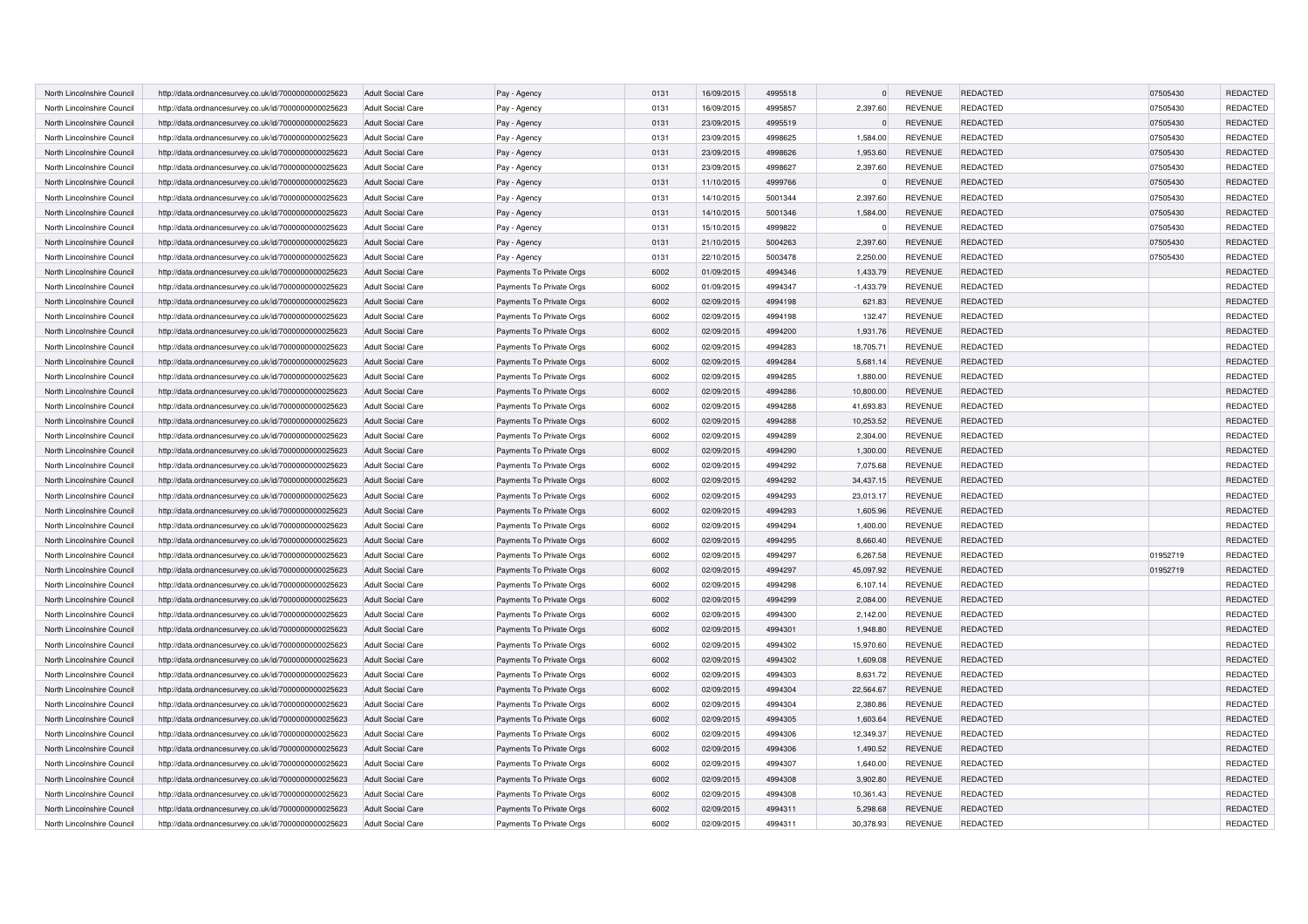| North Lincolnshire Council | http://data.ordnancesurvey.co.uk/id/7000000000025623 | Adult Social Care | Pay - Agency | 0131 | 16/09/2015 | 4995518 | 0 | REVENUE | REDACTED | 07505430 | REDACTED |
|---|---|---|---|---|---|---|---|---|---|---|---|
| North Lincolnshire Council | http://data.ordnancesurvey.co.uk/id/7000000000025623 | Adult Social Care | Pay - Agency | 0131 | 16/09/2015 | 4995857 | 2,397.60 | REVENUE | REDACTED | 07505430 | REDACTED |
| North Lincolnshire Council | http://data.ordnancesurvey.co.uk/id/7000000000025623 | Adult Social Care | Pay - Agency | 0131 | 23/09/2015 | 4995519 | 0 | REVENUE | REDACTED | 07505430 | REDACTED |
| North Lincolnshire Council | http://data.ordnancesurvey.co.uk/id/7000000000025623 | Adult Social Care | Pay - Agency | 0131 | 23/09/2015 | 4998625 | 1,584.00 | REVENUE | REDACTED | 07505430 | REDACTED |
| North Lincolnshire Council | http://data.ordnancesurvey.co.uk/id/7000000000025623 | Adult Social Care | Pay - Agency | 0131 | 23/09/2015 | 4998626 | 1,953.60 | REVENUE | REDACTED | 07505430 | REDACTED |
| North Lincolnshire Council | http://data.ordnancesurvey.co.uk/id/7000000000025623 | Adult Social Care | Pay - Agency | 0131 | 23/09/2015 | 4998627 | 2,397.60 | REVENUE | REDACTED | 07505430 | REDACTED |
| North Lincolnshire Council | http://data.ordnancesurvey.co.uk/id/7000000000025623 | Adult Social Care | Pay - Agency | 0131 | 11/10/2015 | 4999766 | 0 | REVENUE | REDACTED | 07505430 | REDACTED |
| North Lincolnshire Council | http://data.ordnancesurvey.co.uk/id/7000000000025623 | Adult Social Care | Pay - Agency | 0131 | 14/10/2015 | 5001344 | 2,397.60 | REVENUE | REDACTED | 07505430 | REDACTED |
| North Lincolnshire Council | http://data.ordnancesurvey.co.uk/id/7000000000025623 | Adult Social Care | Pay - Agency | 0131 | 14/10/2015 | 5001346 | 1,584.00 | REVENUE | REDACTED | 07505430 | REDACTED |
| North Lincolnshire Council | http://data.ordnancesurvey.co.uk/id/7000000000025623 | Adult Social Care | Pay - Agency | 0131 | 15/10/2015 | 4999822 | 0 | REVENUE | REDACTED | 07505430 | REDACTED |
| North Lincolnshire Council | http://data.ordnancesurvey.co.uk/id/7000000000025623 | Adult Social Care | Pay - Agency | 0131 | 21/10/2015 | 5004263 | 2,397.60 | REVENUE | REDACTED | 07505430 | REDACTED |
| North Lincolnshire Council | http://data.ordnancesurvey.co.uk/id/7000000000025623 | Adult Social Care | Pay - Agency | 0131 | 22/10/2015 | 5003478 | 2,250.00 | REVENUE | REDACTED | 07505430 | REDACTED |
| North Lincolnshire Council | http://data.ordnancesurvey.co.uk/id/7000000000025623 | Adult Social Care | Payments To Private Orgs | 6002 | 01/09/2015 | 4994346 | 1,433.79 | REVENUE | REDACTED | | REDACTED |
| North Lincolnshire Council | http://data.ordnancesurvey.co.uk/id/7000000000025623 | Adult Social Care | Payments To Private Orgs | 6002 | 01/09/2015 | 4994347 | -1,433.79 | REVENUE | REDACTED | | REDACTED |
| North Lincolnshire Council | http://data.ordnancesurvey.co.uk/id/7000000000025623 | Adult Social Care | Payments To Private Orgs | 6002 | 02/09/2015 | 4994198 | 621.83 | REVENUE | REDACTED | | REDACTED |
| North Lincolnshire Council | http://data.ordnancesurvey.co.uk/id/7000000000025623 | Adult Social Care | Payments To Private Orgs | 6002 | 02/09/2015 | 4994198 | 132.47 | REVENUE | REDACTED | | REDACTED |
| North Lincolnshire Council | http://data.ordnancesurvey.co.uk/id/7000000000025623 | Adult Social Care | Payments To Private Orgs | 6002 | 02/09/2015 | 4994200 | 1,931.76 | REVENUE | REDACTED | | REDACTED |
| North Lincolnshire Council | http://data.ordnancesurvey.co.uk/id/7000000000025623 | Adult Social Care | Payments To Private Orgs | 6002 | 02/09/2015 | 4994283 | 18,705.71 | REVENUE | REDACTED | | REDACTED |
| North Lincolnshire Council | http://data.ordnancesurvey.co.uk/id/7000000000025623 | Adult Social Care | Payments To Private Orgs | 6002 | 02/09/2015 | 4994284 | 5,681.14 | REVENUE | REDACTED | | REDACTED |
| North Lincolnshire Council | http://data.ordnancesurvey.co.uk/id/7000000000025623 | Adult Social Care | Payments To Private Orgs | 6002 | 02/09/2015 | 4994285 | 1,880.00 | REVENUE | REDACTED | | REDACTED |
| North Lincolnshire Council | http://data.ordnancesurvey.co.uk/id/7000000000025623 | Adult Social Care | Payments To Private Orgs | 6002 | 02/09/2015 | 4994286 | 10,800.00 | REVENUE | REDACTED | | REDACTED |
| North Lincolnshire Council | http://data.ordnancesurvey.co.uk/id/7000000000025623 | Adult Social Care | Payments To Private Orgs | 6002 | 02/09/2015 | 4994288 | 41,693.83 | REVENUE | REDACTED | | REDACTED |
| North Lincolnshire Council | http://data.ordnancesurvey.co.uk/id/7000000000025623 | Adult Social Care | Payments To Private Orgs | 6002 | 02/09/2015 | 4994288 | 10,253.52 | REVENUE | REDACTED | | REDACTED |
| North Lincolnshire Council | http://data.ordnancesurvey.co.uk/id/7000000000025623 | Adult Social Care | Payments To Private Orgs | 6002 | 02/09/2015 | 4994289 | 2,304.00 | REVENUE | REDACTED | | REDACTED |
| North Lincolnshire Council | http://data.ordnancesurvey.co.uk/id/7000000000025623 | Adult Social Care | Payments To Private Orgs | 6002 | 02/09/2015 | 4994290 | 1,300.00 | REVENUE | REDACTED | | REDACTED |
| North Lincolnshire Council | http://data.ordnancesurvey.co.uk/id/7000000000025623 | Adult Social Care | Payments To Private Orgs | 6002 | 02/09/2015 | 4994292 | 7,075.68 | REVENUE | REDACTED | | REDACTED |
| North Lincolnshire Council | http://data.ordnancesurvey.co.uk/id/7000000000025623 | Adult Social Care | Payments To Private Orgs | 6002 | 02/09/2015 | 4994292 | 34,437.15 | REVENUE | REDACTED | | REDACTED |
| North Lincolnshire Council | http://data.ordnancesurvey.co.uk/id/7000000000025623 | Adult Social Care | Payments To Private Orgs | 6002 | 02/09/2015 | 4994293 | 23,013.17 | REVENUE | REDACTED | | REDACTED |
| North Lincolnshire Council | http://data.ordnancesurvey.co.uk/id/7000000000025623 | Adult Social Care | Payments To Private Orgs | 6002 | 02/09/2015 | 4994293 | 1,605.96 | REVENUE | REDACTED | | REDACTED |
| North Lincolnshire Council | http://data.ordnancesurvey.co.uk/id/7000000000025623 | Adult Social Care | Payments To Private Orgs | 6002 | 02/09/2015 | 4994294 | 1,400.00 | REVENUE | REDACTED | | REDACTED |
| North Lincolnshire Council | http://data.ordnancesurvey.co.uk/id/7000000000025623 | Adult Social Care | Payments To Private Orgs | 6002 | 02/09/2015 | 4994295 | 8,660.40 | REVENUE | REDACTED | | REDACTED |
| North Lincolnshire Council | http://data.ordnancesurvey.co.uk/id/7000000000025623 | Adult Social Care | Payments To Private Orgs | 6002 | 02/09/2015 | 4994297 | 6,267.58 | REVENUE | REDACTED | 01952719 | REDACTED |
| North Lincolnshire Council | http://data.ordnancesurvey.co.uk/id/7000000000025623 | Adult Social Care | Payments To Private Orgs | 6002 | 02/09/2015 | 4994297 | 45,097.92 | REVENUE | REDACTED | 01952719 | REDACTED |
| North Lincolnshire Council | http://data.ordnancesurvey.co.uk/id/7000000000025623 | Adult Social Care | Payments To Private Orgs | 6002 | 02/09/2015 | 4994298 | 6,107.14 | REVENUE | REDACTED | | REDACTED |
| North Lincolnshire Council | http://data.ordnancesurvey.co.uk/id/7000000000025623 | Adult Social Care | Payments To Private Orgs | 6002 | 02/09/2015 | 4994299 | 2,084.00 | REVENUE | REDACTED | | REDACTED |
| North Lincolnshire Council | http://data.ordnancesurvey.co.uk/id/7000000000025623 | Adult Social Care | Payments To Private Orgs | 6002 | 02/09/2015 | 4994300 | 2,142.00 | REVENUE | REDACTED | | REDACTED |
| North Lincolnshire Council | http://data.ordnancesurvey.co.uk/id/7000000000025623 | Adult Social Care | Payments To Private Orgs | 6002 | 02/09/2015 | 4994301 | 1,948.80 | REVENUE | REDACTED | | REDACTED |
| North Lincolnshire Council | http://data.ordnancesurvey.co.uk/id/7000000000025623 | Adult Social Care | Payments To Private Orgs | 6002 | 02/09/2015 | 4994302 | 15,970.60 | REVENUE | REDACTED | | REDACTED |
| North Lincolnshire Council | http://data.ordnancesurvey.co.uk/id/7000000000025623 | Adult Social Care | Payments To Private Orgs | 6002 | 02/09/2015 | 4994302 | 1,609.08 | REVENUE | REDACTED | | REDACTED |
| North Lincolnshire Council | http://data.ordnancesurvey.co.uk/id/7000000000025623 | Adult Social Care | Payments To Private Orgs | 6002 | 02/09/2015 | 4994303 | 8,631.72 | REVENUE | REDACTED | | REDACTED |
| North Lincolnshire Council | http://data.ordnancesurvey.co.uk/id/7000000000025623 | Adult Social Care | Payments To Private Orgs | 6002 | 02/09/2015 | 4994304 | 22,564.67 | REVENUE | REDACTED | | REDACTED |
| North Lincolnshire Council | http://data.ordnancesurvey.co.uk/id/7000000000025623 | Adult Social Care | Payments To Private Orgs | 6002 | 02/09/2015 | 4994304 | 2,380.86 | REVENUE | REDACTED | | REDACTED |
| North Lincolnshire Council | http://data.ordnancesurvey.co.uk/id/7000000000025623 | Adult Social Care | Payments To Private Orgs | 6002 | 02/09/2015 | 4994305 | 1,603.64 | REVENUE | REDACTED | | REDACTED |
| North Lincolnshire Council | http://data.ordnancesurvey.co.uk/id/7000000000025623 | Adult Social Care | Payments To Private Orgs | 6002 | 02/09/2015 | 4994306 | 12,349.37 | REVENUE | REDACTED | | REDACTED |
| North Lincolnshire Council | http://data.ordnancesurvey.co.uk/id/7000000000025623 | Adult Social Care | Payments To Private Orgs | 6002 | 02/09/2015 | 4994306 | 1,490.52 | REVENUE | REDACTED | | REDACTED |
| North Lincolnshire Council | http://data.ordnancesurvey.co.uk/id/7000000000025623 | Adult Social Care | Payments To Private Orgs | 6002 | 02/09/2015 | 4994307 | 1,640.00 | REVENUE | REDACTED | | REDACTED |
| North Lincolnshire Council | http://data.ordnancesurvey.co.uk/id/7000000000025623 | Adult Social Care | Payments To Private Orgs | 6002 | 02/09/2015 | 4994308 | 3,902.80 | REVENUE | REDACTED | | REDACTED |
| North Lincolnshire Council | http://data.ordnancesurvey.co.uk/id/7000000000025623 | Adult Social Care | Payments To Private Orgs | 6002 | 02/09/2015 | 4994308 | 10,361.43 | REVENUE | REDACTED | | REDACTED |
| North Lincolnshire Council | http://data.ordnancesurvey.co.uk/id/7000000000025623 | Adult Social Care | Payments To Private Orgs | 6002 | 02/09/2015 | 4994311 | 5,298.68 | REVENUE | REDACTED | | REDACTED |
| North Lincolnshire Council | http://data.ordnancesurvey.co.uk/id/7000000000025623 | Adult Social Care | Payments To Private Orgs | 6002 | 02/09/2015 | 4994311 | 30,378.93 | REVENUE | REDACTED | | REDACTED |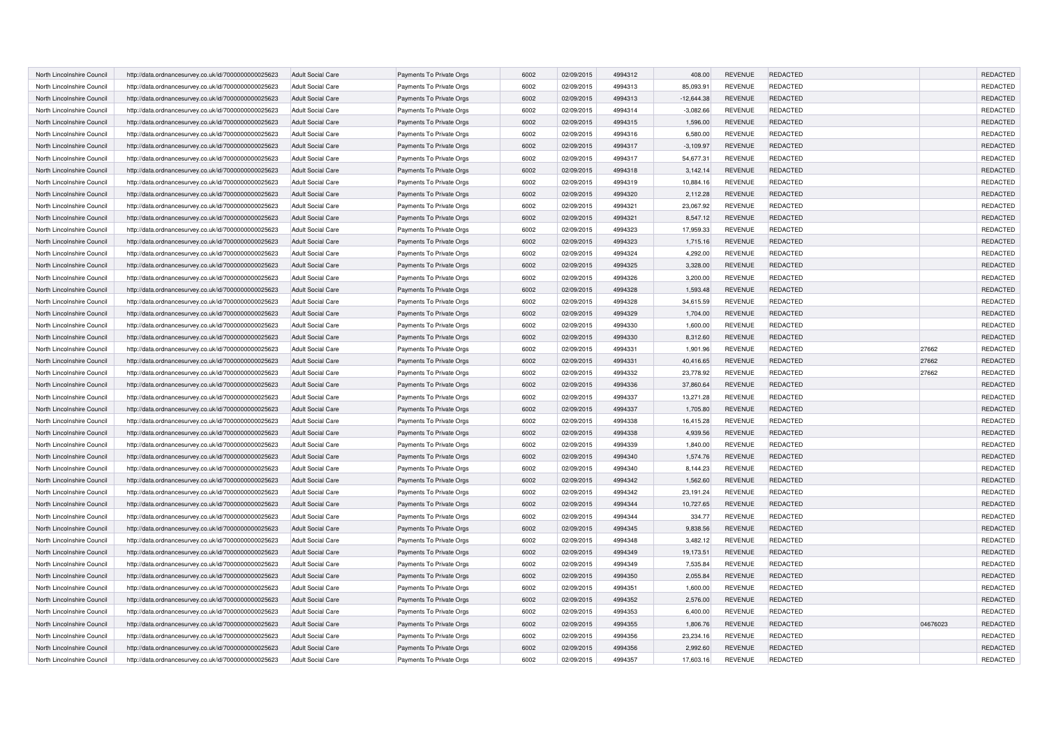| North Lincolnshire Council | http://data.ordnancesurvey.co.uk/id/7000000000025623 | Adult Social Care | Payments To Private Orgs | 6002 | 02/09/2015 | 4994312 | 408.00 | REVENUE | REDACTED | | REDACTED |
|---|---|---|---|---|---|---|---|---|---|---|---|
| North Lincolnshire Council | http://data.ordnancesurvey.co.uk/id/7000000000025623 | Adult Social Care | Payments To Private Orgs | 6002 | 02/09/2015 | 4994313 | 85,093.91 | REVENUE | REDACTED | | REDACTED |
| North Lincolnshire Council | http://data.ordnancesurvey.co.uk/id/7000000000025623 | Adult Social Care | Payments To Private Orgs | 6002 | 02/09/2015 | 4994313 | -12,644.38 | REVENUE | REDACTED | | REDACTED |
| North Lincolnshire Council | http://data.ordnancesurvey.co.uk/id/7000000000025623 | Adult Social Care | Payments To Private Orgs | 6002 | 02/09/2015 | 4994314 | -3,082.66 | REVENUE | REDACTED | | REDACTED |
| North Lincolnshire Council | http://data.ordnancesurvey.co.uk/id/7000000000025623 | Adult Social Care | Payments To Private Orgs | 6002 | 02/09/2015 | 4994315 | 1,596.00 | REVENUE | REDACTED | | REDACTED |
| North Lincolnshire Council | http://data.ordnancesurvey.co.uk/id/7000000000025623 | Adult Social Care | Payments To Private Orgs | 6002 | 02/09/2015 | 4994316 | 6,580.00 | REVENUE | REDACTED | | REDACTED |
| North Lincolnshire Council | http://data.ordnancesurvey.co.uk/id/7000000000025623 | Adult Social Care | Payments To Private Orgs | 6002 | 02/09/2015 | 4994317 | -3,109.97 | REVENUE | REDACTED | | REDACTED |
| North Lincolnshire Council | http://data.ordnancesurvey.co.uk/id/7000000000025623 | Adult Social Care | Payments To Private Orgs | 6002 | 02/09/2015 | 4994317 | 54,677.31 | REVENUE | REDACTED | | REDACTED |
| North Lincolnshire Council | http://data.ordnancesurvey.co.uk/id/7000000000025623 | Adult Social Care | Payments To Private Orgs | 6002 | 02/09/2015 | 4994318 | 3,142.14 | REVENUE | REDACTED | | REDACTED |
| North Lincolnshire Council | http://data.ordnancesurvey.co.uk/id/7000000000025623 | Adult Social Care | Payments To Private Orgs | 6002 | 02/09/2015 | 4994319 | 10,884.16 | REVENUE | REDACTED | | REDACTED |
| North Lincolnshire Council | http://data.ordnancesurvey.co.uk/id/7000000000025623 | Adult Social Care | Payments To Private Orgs | 6002 | 02/09/2015 | 4994320 | 2,112.28 | REVENUE | REDACTED | | REDACTED |
| North Lincolnshire Council | http://data.ordnancesurvey.co.uk/id/7000000000025623 | Adult Social Care | Payments To Private Orgs | 6002 | 02/09/2015 | 4994321 | 23,067.92 | REVENUE | REDACTED | | REDACTED |
| North Lincolnshire Council | http://data.ordnancesurvey.co.uk/id/7000000000025623 | Adult Social Care | Payments To Private Orgs | 6002 | 02/09/2015 | 4994321 | 8,547.12 | REVENUE | REDACTED | | REDACTED |
| North Lincolnshire Council | http://data.ordnancesurvey.co.uk/id/7000000000025623 | Adult Social Care | Payments To Private Orgs | 6002 | 02/09/2015 | 4994323 | 17,959.33 | REVENUE | REDACTED | | REDACTED |
| North Lincolnshire Council | http://data.ordnancesurvey.co.uk/id/7000000000025623 | Adult Social Care | Payments To Private Orgs | 6002 | 02/09/2015 | 4994323 | 1,715.16 | REVENUE | REDACTED | | REDACTED |
| North Lincolnshire Council | http://data.ordnancesurvey.co.uk/id/7000000000025623 | Adult Social Care | Payments To Private Orgs | 6002 | 02/09/2015 | 4994324 | 4,292.00 | REVENUE | REDACTED | | REDACTED |
| North Lincolnshire Council | http://data.ordnancesurvey.co.uk/id/7000000000025623 | Adult Social Care | Payments To Private Orgs | 6002 | 02/09/2015 | 4994325 | 3,328.00 | REVENUE | REDACTED | | REDACTED |
| North Lincolnshire Council | http://data.ordnancesurvey.co.uk/id/7000000000025623 | Adult Social Care | Payments To Private Orgs | 6002 | 02/09/2015 | 4994326 | 3,200.00 | REVENUE | REDACTED | | REDACTED |
| North Lincolnshire Council | http://data.ordnancesurvey.co.uk/id/7000000000025623 | Adult Social Care | Payments To Private Orgs | 6002 | 02/09/2015 | 4994328 | 1,593.48 | REVENUE | REDACTED | | REDACTED |
| North Lincolnshire Council | http://data.ordnancesurvey.co.uk/id/7000000000025623 | Adult Social Care | Payments To Private Orgs | 6002 | 02/09/2015 | 4994328 | 34,615.59 | REVENUE | REDACTED | | REDACTED |
| North Lincolnshire Council | http://data.ordnancesurvey.co.uk/id/7000000000025623 | Adult Social Care | Payments To Private Orgs | 6002 | 02/09/2015 | 4994329 | 1,704.00 | REVENUE | REDACTED | | REDACTED |
| North Lincolnshire Council | http://data.ordnancesurvey.co.uk/id/7000000000025623 | Adult Social Care | Payments To Private Orgs | 6002 | 02/09/2015 | 4994330 | 1,600.00 | REVENUE | REDACTED | | REDACTED |
| North Lincolnshire Council | http://data.ordnancesurvey.co.uk/id/7000000000025623 | Adult Social Care | Payments To Private Orgs | 6002 | 02/09/2015 | 4994330 | 8,312.60 | REVENUE | REDACTED | | REDACTED |
| North Lincolnshire Council | http://data.ordnancesurvey.co.uk/id/7000000000025623 | Adult Social Care | Payments To Private Orgs | 6002 | 02/09/2015 | 4994331 | 1,901.96 | REVENUE | REDACTED | 27662 | REDACTED |
| North Lincolnshire Council | http://data.ordnancesurvey.co.uk/id/7000000000025623 | Adult Social Care | Payments To Private Orgs | 6002 | 02/09/2015 | 4994331 | 40,416.65 | REVENUE | REDACTED | 27662 | REDACTED |
| North Lincolnshire Council | http://data.ordnancesurvey.co.uk/id/7000000000025623 | Adult Social Care | Payments To Private Orgs | 6002 | 02/09/2015 | 4994332 | 23,778.92 | REVENUE | REDACTED | 27662 | REDACTED |
| North Lincolnshire Council | http://data.ordnancesurvey.co.uk/id/7000000000025623 | Adult Social Care | Payments To Private Orgs | 6002 | 02/09/2015 | 4994336 | 37,860.64 | REVENUE | REDACTED | | REDACTED |
| North Lincolnshire Council | http://data.ordnancesurvey.co.uk/id/7000000000025623 | Adult Social Care | Payments To Private Orgs | 6002 | 02/09/2015 | 4994337 | 13,271.28 | REVENUE | REDACTED | | REDACTED |
| North Lincolnshire Council | http://data.ordnancesurvey.co.uk/id/7000000000025623 | Adult Social Care | Payments To Private Orgs | 6002 | 02/09/2015 | 4994337 | 1,705.80 | REVENUE | REDACTED | | REDACTED |
| North Lincolnshire Council | http://data.ordnancesurvey.co.uk/id/7000000000025623 | Adult Social Care | Payments To Private Orgs | 6002 | 02/09/2015 | 4994338 | 16,415.28 | REVENUE | REDACTED | | REDACTED |
| North Lincolnshire Council | http://data.ordnancesurvey.co.uk/id/7000000000025623 | Adult Social Care | Payments To Private Orgs | 6002 | 02/09/2015 | 4994338 | 4,939.56 | REVENUE | REDACTED | | REDACTED |
| North Lincolnshire Council | http://data.ordnancesurvey.co.uk/id/7000000000025623 | Adult Social Care | Payments To Private Orgs | 6002 | 02/09/2015 | 4994339 | 1,840.00 | REVENUE | REDACTED | | REDACTED |
| North Lincolnshire Council | http://data.ordnancesurvey.co.uk/id/7000000000025623 | Adult Social Care | Payments To Private Orgs | 6002 | 02/09/2015 | 4994340 | 1,574.76 | REVENUE | REDACTED | | REDACTED |
| North Lincolnshire Council | http://data.ordnancesurvey.co.uk/id/7000000000025623 | Adult Social Care | Payments To Private Orgs | 6002 | 02/09/2015 | 4994340 | 8,144.23 | REVENUE | REDACTED | | REDACTED |
| North Lincolnshire Council | http://data.ordnancesurvey.co.uk/id/7000000000025623 | Adult Social Care | Payments To Private Orgs | 6002 | 02/09/2015 | 4994342 | 1,562.60 | REVENUE | REDACTED | | REDACTED |
| North Lincolnshire Council | http://data.ordnancesurvey.co.uk/id/7000000000025623 | Adult Social Care | Payments To Private Orgs | 6002 | 02/09/2015 | 4994342 | 23,191.24 | REVENUE | REDACTED | | REDACTED |
| North Lincolnshire Council | http://data.ordnancesurvey.co.uk/id/7000000000025623 | Adult Social Care | Payments To Private Orgs | 6002 | 02/09/2015 | 4994344 | 10,727.65 | REVENUE | REDACTED | | REDACTED |
| North Lincolnshire Council | http://data.ordnancesurvey.co.uk/id/7000000000025623 | Adult Social Care | Payments To Private Orgs | 6002 | 02/09/2015 | 4994344 | 334.77 | REVENUE | REDACTED | | REDACTED |
| North Lincolnshire Council | http://data.ordnancesurvey.co.uk/id/7000000000025623 | Adult Social Care | Payments To Private Orgs | 6002 | 02/09/2015 | 4994345 | 9,838.56 | REVENUE | REDACTED | | REDACTED |
| North Lincolnshire Council | http://data.ordnancesurvey.co.uk/id/7000000000025623 | Adult Social Care | Payments To Private Orgs | 6002 | 02/09/2015 | 4994348 | 3,482.12 | REVENUE | REDACTED | | REDACTED |
| North Lincolnshire Council | http://data.ordnancesurvey.co.uk/id/7000000000025623 | Adult Social Care | Payments To Private Orgs | 6002 | 02/09/2015 | 4994349 | 19,173.51 | REVENUE | REDACTED | | REDACTED |
| North Lincolnshire Council | http://data.ordnancesurvey.co.uk/id/7000000000025623 | Adult Social Care | Payments To Private Orgs | 6002 | 02/09/2015 | 4994349 | 7,535.84 | REVENUE | REDACTED | | REDACTED |
| North Lincolnshire Council | http://data.ordnancesurvey.co.uk/id/7000000000025623 | Adult Social Care | Payments To Private Orgs | 6002 | 02/09/2015 | 4994350 | 2,055.84 | REVENUE | REDACTED | | REDACTED |
| North Lincolnshire Council | http://data.ordnancesurvey.co.uk/id/7000000000025623 | Adult Social Care | Payments To Private Orgs | 6002 | 02/09/2015 | 4994351 | 1,600.00 | REVENUE | REDACTED | | REDACTED |
| North Lincolnshire Council | http://data.ordnancesurvey.co.uk/id/7000000000025623 | Adult Social Care | Payments To Private Orgs | 6002 | 02/09/2015 | 4994352 | 2,576.00 | REVENUE | REDACTED | | REDACTED |
| North Lincolnshire Council | http://data.ordnancesurvey.co.uk/id/7000000000025623 | Adult Social Care | Payments To Private Orgs | 6002 | 02/09/2015 | 4994353 | 6,400.00 | REVENUE | REDACTED | | REDACTED |
| North Lincolnshire Council | http://data.ordnancesurvey.co.uk/id/7000000000025623 | Adult Social Care | Payments To Private Orgs | 6002 | 02/09/2015 | 4994355 | 1,806.76 | REVENUE | REDACTED | 04676023 | REDACTED |
| North Lincolnshire Council | http://data.ordnancesurvey.co.uk/id/7000000000025623 | Adult Social Care | Payments To Private Orgs | 6002 | 02/09/2015 | 4994356 | 23,234.16 | REVENUE | REDACTED | | REDACTED |
| North Lincolnshire Council | http://data.ordnancesurvey.co.uk/id/7000000000025623 | Adult Social Care | Payments To Private Orgs | 6002 | 02/09/2015 | 4994356 | 2,992.60 | REVENUE | REDACTED | | REDACTED |
| North Lincolnshire Council | http://data.ordnancesurvey.co.uk/id/7000000000025623 | Adult Social Care | Payments To Private Orgs | 6002 | 02/09/2015 | 4994357 | 17,603.16 | REVENUE | REDACTED | | REDACTED |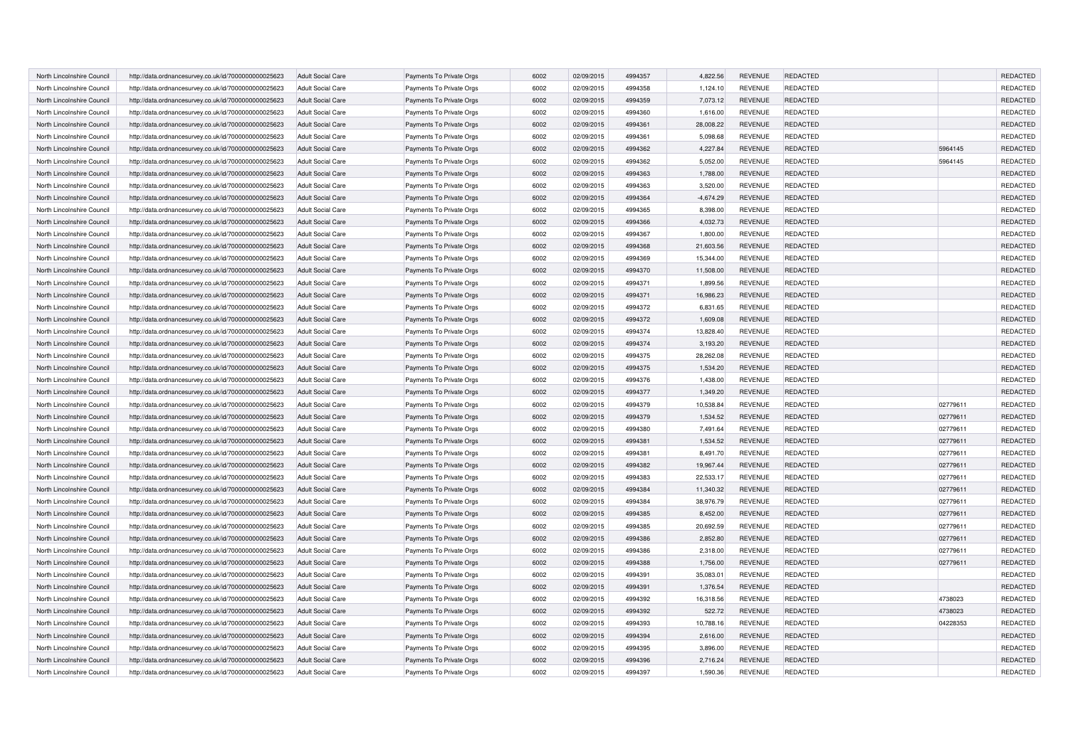| North Lincolnshire Council | http://data.ordnancesurvey.co.uk/id/7000000000025623 | Adult Social Care | Payments To Private Orgs | 6002 | 02/09/2015 | 4994357 | 4,822.56 | REVENUE | REDACTED | | REDACTED |
|---|---|---|---|---|---|---|---|---|---|---|---|
| North Lincolnshire Council | http://data.ordnancesurvey.co.uk/id/7000000000025623 | Adult Social Care | Payments To Private Orgs | 6002 | 02/09/2015 | 4994358 | 1,124.10 | REVENUE | REDACTED | | REDACTED |
| North Lincolnshire Council | http://data.ordnancesurvey.co.uk/id/7000000000025623 | Adult Social Care | Payments To Private Orgs | 6002 | 02/09/2015 | 4994359 | 7,073.12 | REVENUE | REDACTED | | REDACTED |
| North Lincolnshire Council | http://data.ordnancesurvey.co.uk/id/7000000000025623 | Adult Social Care | Payments To Private Orgs | 6002 | 02/09/2015 | 4994360 | 1,616.00 | REVENUE | REDACTED | | REDACTED |
| North Lincolnshire Council | http://data.ordnancesurvey.co.uk/id/7000000000025623 | Adult Social Care | Payments To Private Orgs | 6002 | 02/09/2015 | 4994361 | 28,008.22 | REVENUE | REDACTED | | REDACTED |
| North Lincolnshire Council | http://data.ordnancesurvey.co.uk/id/7000000000025623 | Adult Social Care | Payments To Private Orgs | 6002 | 02/09/2015 | 4994361 | 5,098.68 | REVENUE | REDACTED | | REDACTED |
| North Lincolnshire Council | http://data.ordnancesurvey.co.uk/id/7000000000025623 | Adult Social Care | Payments To Private Orgs | 6002 | 02/09/2015 | 4994362 | 4,227.84 | REVENUE | REDACTED | 5964145 | REDACTED |
| North Lincolnshire Council | http://data.ordnancesurvey.co.uk/id/7000000000025623 | Adult Social Care | Payments To Private Orgs | 6002 | 02/09/2015 | 4994362 | 5,052.00 | REVENUE | REDACTED | 5964145 | REDACTED |
| North Lincolnshire Council | http://data.ordnancesurvey.co.uk/id/7000000000025623 | Adult Social Care | Payments To Private Orgs | 6002 | 02/09/2015 | 4994363 | 1,788.00 | REVENUE | REDACTED | | REDACTED |
| North Lincolnshire Council | http://data.ordnancesurvey.co.uk/id/7000000000025623 | Adult Social Care | Payments To Private Orgs | 6002 | 02/09/2015 | 4994363 | 3,520.00 | REVENUE | REDACTED | | REDACTED |
| North Lincolnshire Council | http://data.ordnancesurvey.co.uk/id/7000000000025623 | Adult Social Care | Payments To Private Orgs | 6002 | 02/09/2015 | 4994364 | -4,674.29 | REVENUE | REDACTED | | REDACTED |
| North Lincolnshire Council | http://data.ordnancesurvey.co.uk/id/7000000000025623 | Adult Social Care | Payments To Private Orgs | 6002 | 02/09/2015 | 4994365 | 8,398.00 | REVENUE | REDACTED | | REDACTED |
| North Lincolnshire Council | http://data.ordnancesurvey.co.uk/id/7000000000025623 | Adult Social Care | Payments To Private Orgs | 6002 | 02/09/2015 | 4994366 | 4,032.73 | REVENUE | REDACTED | | REDACTED |
| North Lincolnshire Council | http://data.ordnancesurvey.co.uk/id/7000000000025623 | Adult Social Care | Payments To Private Orgs | 6002 | 02/09/2015 | 4994367 | 1,800.00 | REVENUE | REDACTED | | REDACTED |
| North Lincolnshire Council | http://data.ordnancesurvey.co.uk/id/7000000000025623 | Adult Social Care | Payments To Private Orgs | 6002 | 02/09/2015 | 4994368 | 21,603.56 | REVENUE | REDACTED | | REDACTED |
| North Lincolnshire Council | http://data.ordnancesurvey.co.uk/id/7000000000025623 | Adult Social Care | Payments To Private Orgs | 6002 | 02/09/2015 | 4994369 | 15,344.00 | REVENUE | REDACTED | | REDACTED |
| North Lincolnshire Council | http://data.ordnancesurvey.co.uk/id/7000000000025623 | Adult Social Care | Payments To Private Orgs | 6002 | 02/09/2015 | 4994370 | 11,508.00 | REVENUE | REDACTED | | REDACTED |
| North Lincolnshire Council | http://data.ordnancesurvey.co.uk/id/7000000000025623 | Adult Social Care | Payments To Private Orgs | 6002 | 02/09/2015 | 4994371 | 1,899.56 | REVENUE | REDACTED | | REDACTED |
| North Lincolnshire Council | http://data.ordnancesurvey.co.uk/id/7000000000025623 | Adult Social Care | Payments To Private Orgs | 6002 | 02/09/2015 | 4994371 | 16,986.23 | REVENUE | REDACTED | | REDACTED |
| North Lincolnshire Council | http://data.ordnancesurvey.co.uk/id/7000000000025623 | Adult Social Care | Payments To Private Orgs | 6002 | 02/09/2015 | 4994372 | 6,831.65 | REVENUE | REDACTED | | REDACTED |
| North Lincolnshire Council | http://data.ordnancesurvey.co.uk/id/7000000000025623 | Adult Social Care | Payments To Private Orgs | 6002 | 02/09/2015 | 4994372 | 1,609.08 | REVENUE | REDACTED | | REDACTED |
| North Lincolnshire Council | http://data.ordnancesurvey.co.uk/id/7000000000025623 | Adult Social Care | Payments To Private Orgs | 6002 | 02/09/2015 | 4994374 | 13,828.40 | REVENUE | REDACTED | | REDACTED |
| North Lincolnshire Council | http://data.ordnancesurvey.co.uk/id/7000000000025623 | Adult Social Care | Payments To Private Orgs | 6002 | 02/09/2015 | 4994374 | 3,193.20 | REVENUE | REDACTED | | REDACTED |
| North Lincolnshire Council | http://data.ordnancesurvey.co.uk/id/7000000000025623 | Adult Social Care | Payments To Private Orgs | 6002 | 02/09/2015 | 4994375 | 28,262.08 | REVENUE | REDACTED | | REDACTED |
| North Lincolnshire Council | http://data.ordnancesurvey.co.uk/id/7000000000025623 | Adult Social Care | Payments To Private Orgs | 6002 | 02/09/2015 | 4994375 | 1,534.20 | REVENUE | REDACTED | | REDACTED |
| North Lincolnshire Council | http://data.ordnancesurvey.co.uk/id/7000000000025623 | Adult Social Care | Payments To Private Orgs | 6002 | 02/09/2015 | 4994376 | 1,438.00 | REVENUE | REDACTED | | REDACTED |
| North Lincolnshire Council | http://data.ordnancesurvey.co.uk/id/7000000000025623 | Adult Social Care | Payments To Private Orgs | 6002 | 02/09/2015 | 4994377 | 1,349.20 | REVENUE | REDACTED | | REDACTED |
| North Lincolnshire Council | http://data.ordnancesurvey.co.uk/id/7000000000025623 | Adult Social Care | Payments To Private Orgs | 6002 | 02/09/2015 | 4994379 | 10,538.84 | REVENUE | REDACTED | 02779611 | REDACTED |
| North Lincolnshire Council | http://data.ordnancesurvey.co.uk/id/7000000000025623 | Adult Social Care | Payments To Private Orgs | 6002 | 02/09/2015 | 4994379 | 1,534.52 | REVENUE | REDACTED | 02779611 | REDACTED |
| North Lincolnshire Council | http://data.ordnancesurvey.co.uk/id/7000000000025623 | Adult Social Care | Payments To Private Orgs | 6002 | 02/09/2015 | 4994380 | 7,491.64 | REVENUE | REDACTED | 02779611 | REDACTED |
| North Lincolnshire Council | http://data.ordnancesurvey.co.uk/id/7000000000025623 | Adult Social Care | Payments To Private Orgs | 6002 | 02/09/2015 | 4994381 | 1,534.52 | REVENUE | REDACTED | 02779611 | REDACTED |
| North Lincolnshire Council | http://data.ordnancesurvey.co.uk/id/7000000000025623 | Adult Social Care | Payments To Private Orgs | 6002 | 02/09/2015 | 4994381 | 8,491.70 | REVENUE | REDACTED | 02779611 | REDACTED |
| North Lincolnshire Council | http://data.ordnancesurvey.co.uk/id/7000000000025623 | Adult Social Care | Payments To Private Orgs | 6002 | 02/09/2015 | 4994382 | 19,967.44 | REVENUE | REDACTED | 02779611 | REDACTED |
| North Lincolnshire Council | http://data.ordnancesurvey.co.uk/id/7000000000025623 | Adult Social Care | Payments To Private Orgs | 6002 | 02/09/2015 | 4994383 | 22,533.17 | REVENUE | REDACTED | 02779611 | REDACTED |
| North Lincolnshire Council | http://data.ordnancesurvey.co.uk/id/7000000000025623 | Adult Social Care | Payments To Private Orgs | 6002 | 02/09/2015 | 4994384 | 11,340.32 | REVENUE | REDACTED | 02779611 | REDACTED |
| North Lincolnshire Council | http://data.ordnancesurvey.co.uk/id/7000000000025623 | Adult Social Care | Payments To Private Orgs | 6002 | 02/09/2015 | 4994384 | 38,976.79 | REVENUE | REDACTED | 02779611 | REDACTED |
| North Lincolnshire Council | http://data.ordnancesurvey.co.uk/id/7000000000025623 | Adult Social Care | Payments To Private Orgs | 6002 | 02/09/2015 | 4994385 | 8,452.00 | REVENUE | REDACTED | 02779611 | REDACTED |
| North Lincolnshire Council | http://data.ordnancesurvey.co.uk/id/7000000000025623 | Adult Social Care | Payments To Private Orgs | 6002 | 02/09/2015 | 4994385 | 20,692.59 | REVENUE | REDACTED | 02779611 | REDACTED |
| North Lincolnshire Council | http://data.ordnancesurvey.co.uk/id/7000000000025623 | Adult Social Care | Payments To Private Orgs | 6002 | 02/09/2015 | 4994386 | 2,852.80 | REVENUE | REDACTED | 02779611 | REDACTED |
| North Lincolnshire Council | http://data.ordnancesurvey.co.uk/id/7000000000025623 | Adult Social Care | Payments To Private Orgs | 6002 | 02/09/2015 | 4994386 | 2,318.00 | REVENUE | REDACTED | 02779611 | REDACTED |
| North Lincolnshire Council | http://data.ordnancesurvey.co.uk/id/7000000000025623 | Adult Social Care | Payments To Private Orgs | 6002 | 02/09/2015 | 4994388 | 1,756.00 | REVENUE | REDACTED | 02779611 | REDACTED |
| North Lincolnshire Council | http://data.ordnancesurvey.co.uk/id/7000000000025623 | Adult Social Care | Payments To Private Orgs | 6002 | 02/09/2015 | 4994391 | 35,083.01 | REVENUE | REDACTED | | REDACTED |
| North Lincolnshire Council | http://data.ordnancesurvey.co.uk/id/7000000000025623 | Adult Social Care | Payments To Private Orgs | 6002 | 02/09/2015 | 4994391 | 1,376.54 | REVENUE | REDACTED | | REDACTED |
| North Lincolnshire Council | http://data.ordnancesurvey.co.uk/id/7000000000025623 | Adult Social Care | Payments To Private Orgs | 6002 | 02/09/2015 | 4994392 | 16,318.56 | REVENUE | REDACTED | 4738023 | REDACTED |
| North Lincolnshire Council | http://data.ordnancesurvey.co.uk/id/7000000000025623 | Adult Social Care | Payments To Private Orgs | 6002 | 02/09/2015 | 4994392 | 522.72 | REVENUE | REDACTED | 4738023 | REDACTED |
| North Lincolnshire Council | http://data.ordnancesurvey.co.uk/id/7000000000025623 | Adult Social Care | Payments To Private Orgs | 6002 | 02/09/2015 | 4994393 | 10,788.16 | REVENUE | REDACTED | 04228353 | REDACTED |
| North Lincolnshire Council | http://data.ordnancesurvey.co.uk/id/7000000000025623 | Adult Social Care | Payments To Private Orgs | 6002 | 02/09/2015 | 4994394 | 2,616.00 | REVENUE | REDACTED | | REDACTED |
| North Lincolnshire Council | http://data.ordnancesurvey.co.uk/id/7000000000025623 | Adult Social Care | Payments To Private Orgs | 6002 | 02/09/2015 | 4994395 | 3,896.00 | REVENUE | REDACTED | | REDACTED |
| North Lincolnshire Council | http://data.ordnancesurvey.co.uk/id/7000000000025623 | Adult Social Care | Payments To Private Orgs | 6002 | 02/09/2015 | 4994396 | 2,716.24 | REVENUE | REDACTED | | REDACTED |
| North Lincolnshire Council | http://data.ordnancesurvey.co.uk/id/7000000000025623 | Adult Social Care | Payments To Private Orgs | 6002 | 02/09/2015 | 4994397 | 1,590.36 | REVENUE | REDACTED | | REDACTED |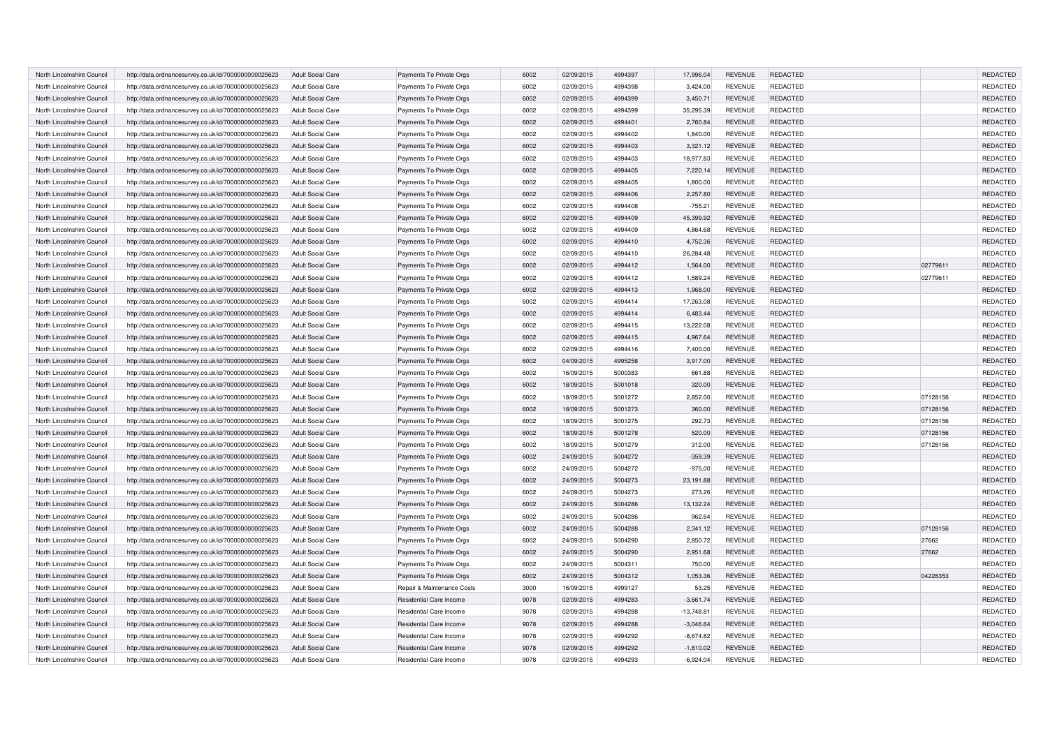| North Lincolnshire Council | http://data.ordnancesurvey.co.uk/id/7000000000025623 | Adult Social Care | Payments To Private Orgs | 6002 | 02/09/2015 | 4994397 | 17,996.04 | REVENUE | REDACTED | | REDACTED |
|---|---|---|---|---|---|---|---|---|---|---|---|
| North Lincolnshire Council | http://data.ordnancesurvey.co.uk/id/7000000000025623 | Adult Social Care | Payments To Private Orgs | 6002 | 02/09/2015 | 4994398 | 3,424.00 | REVENUE | REDACTED | | REDACTED |
| North Lincolnshire Council | http://data.ordnancesurvey.co.uk/id/7000000000025623 | Adult Social Care | Payments To Private Orgs | 6002 | 02/09/2015 | 4994399 | 3,450.71 | REVENUE | REDACTED | | REDACTED |
| North Lincolnshire Council | http://data.ordnancesurvey.co.uk/id/7000000000025623 | Adult Social Care | Payments To Private Orgs | 6002 | 02/09/2015 | 4994399 | 35,295.39 | REVENUE | REDACTED | | REDACTED |
| North Lincolnshire Council | http://data.ordnancesurvey.co.uk/id/7000000000025623 | Adult Social Care | Payments To Private Orgs | 6002 | 02/09/2015 | 4994401 | 2,760.84 | REVENUE | REDACTED | | REDACTED |
| North Lincolnshire Council | http://data.ordnancesurvey.co.uk/id/7000000000025623 | Adult Social Care | Payments To Private Orgs | 6002 | 02/09/2015 | 4994402 | 1,840.00 | REVENUE | REDACTED | | REDACTED |
| North Lincolnshire Council | http://data.ordnancesurvey.co.uk/id/7000000000025623 | Adult Social Care | Payments To Private Orgs | 6002 | 02/09/2015 | 4994403 | 3,321.12 | REVENUE | REDACTED | | REDACTED |
| North Lincolnshire Council | http://data.ordnancesurvey.co.uk/id/7000000000025623 | Adult Social Care | Payments To Private Orgs | 6002 | 02/09/2015 | 4994403 | 18,977.83 | REVENUE | REDACTED | | REDACTED |
| North Lincolnshire Council | http://data.ordnancesurvey.co.uk/id/7000000000025623 | Adult Social Care | Payments To Private Orgs | 6002 | 02/09/2015 | 4994405 | 7,220.14 | REVENUE | REDACTED | | REDACTED |
| North Lincolnshire Council | http://data.ordnancesurvey.co.uk/id/7000000000025623 | Adult Social Care | Payments To Private Orgs | 6002 | 02/09/2015 | 4994405 | 1,800.00 | REVENUE | REDACTED | | REDACTED |
| North Lincolnshire Council | http://data.ordnancesurvey.co.uk/id/7000000000025623 | Adult Social Care | Payments To Private Orgs | 6002 | 02/09/2015 | 4994406 | 2,257.80 | REVENUE | REDACTED | | REDACTED |
| North Lincolnshire Council | http://data.ordnancesurvey.co.uk/id/7000000000025623 | Adult Social Care | Payments To Private Orgs | 6002 | 02/09/2015 | 4994408 | -755.21 | REVENUE | REDACTED | | REDACTED |
| North Lincolnshire Council | http://data.ordnancesurvey.co.uk/id/7000000000025623 | Adult Social Care | Payments To Private Orgs | 6002 | 02/09/2015 | 4994409 | 45,399.92 | REVENUE | REDACTED | | REDACTED |
| North Lincolnshire Council | http://data.ordnancesurvey.co.uk/id/7000000000025623 | Adult Social Care | Payments To Private Orgs | 6002 | 02/09/2015 | 4994409 | 4,864.68 | REVENUE | REDACTED | | REDACTED |
| North Lincolnshire Council | http://data.ordnancesurvey.co.uk/id/7000000000025623 | Adult Social Care | Payments To Private Orgs | 6002 | 02/09/2015 | 4994410 | 4,752.36 | REVENUE | REDACTED | | REDACTED |
| North Lincolnshire Council | http://data.ordnancesurvey.co.uk/id/7000000000025623 | Adult Social Care | Payments To Private Orgs | 6002 | 02/09/2015 | 4994410 | 26,284.48 | REVENUE | REDACTED | | REDACTED |
| North Lincolnshire Council | http://data.ordnancesurvey.co.uk/id/7000000000025623 | Adult Social Care | Payments To Private Orgs | 6002 | 02/09/2015 | 4994412 | 1,564.00 | REVENUE | REDACTED | 02779611 | REDACTED |
| North Lincolnshire Council | http://data.ordnancesurvey.co.uk/id/7000000000025623 | Adult Social Care | Payments To Private Orgs | 6002 | 02/09/2015 | 4994412 | 1,589.24 | REVENUE | REDACTED | 02779611 | REDACTED |
| North Lincolnshire Council | http://data.ordnancesurvey.co.uk/id/7000000000025623 | Adult Social Care | Payments To Private Orgs | 6002 | 02/09/2015 | 4994413 | 1,968.00 | REVENUE | REDACTED | | REDACTED |
| North Lincolnshire Council | http://data.ordnancesurvey.co.uk/id/7000000000025623 | Adult Social Care | Payments To Private Orgs | 6002 | 02/09/2015 | 4994414 | 17,263.08 | REVENUE | REDACTED | | REDACTED |
| North Lincolnshire Council | http://data.ordnancesurvey.co.uk/id/7000000000025623 | Adult Social Care | Payments To Private Orgs | 6002 | 02/09/2015 | 4994414 | 6,483.44 | REVENUE | REDACTED | | REDACTED |
| North Lincolnshire Council | http://data.ordnancesurvey.co.uk/id/7000000000025623 | Adult Social Care | Payments To Private Orgs | 6002 | 02/09/2015 | 4994415 | 13,222.08 | REVENUE | REDACTED | | REDACTED |
| North Lincolnshire Council | http://data.ordnancesurvey.co.uk/id/7000000000025623 | Adult Social Care | Payments To Private Orgs | 6002 | 02/09/2015 | 4994415 | 4,967.64 | REVENUE | REDACTED | | REDACTED |
| North Lincolnshire Council | http://data.ordnancesurvey.co.uk/id/7000000000025623 | Adult Social Care | Payments To Private Orgs | 6002 | 02/09/2015 | 4994416 | 7,400.00 | REVENUE | REDACTED | | REDACTED |
| North Lincolnshire Council | http://data.ordnancesurvey.co.uk/id/7000000000025623 | Adult Social Care | Payments To Private Orgs | 6002 | 04/09/2015 | 4995258 | 3,917.00 | REVENUE | REDACTED | | REDACTED |
| North Lincolnshire Council | http://data.ordnancesurvey.co.uk/id/7000000000025623 | Adult Social Care | Payments To Private Orgs | 6002 | 16/09/2015 | 5000383 | 661.88 | REVENUE | REDACTED | | REDACTED |
| North Lincolnshire Council | http://data.ordnancesurvey.co.uk/id/7000000000025623 | Adult Social Care | Payments To Private Orgs | 6002 | 18/09/2015 | 5001018 | 320.00 | REVENUE | REDACTED | | REDACTED |
| North Lincolnshire Council | http://data.ordnancesurvey.co.uk/id/7000000000025623 | Adult Social Care | Payments To Private Orgs | 6002 | 18/09/2015 | 5001272 | 2,852.00 | REVENUE | REDACTED | 07128156 | REDACTED |
| North Lincolnshire Council | http://data.ordnancesurvey.co.uk/id/7000000000025623 | Adult Social Care | Payments To Private Orgs | 6002 | 18/09/2015 | 5001273 | 360.00 | REVENUE | REDACTED | 07128156 | REDACTED |
| North Lincolnshire Council | http://data.ordnancesurvey.co.uk/id/7000000000025623 | Adult Social Care | Payments To Private Orgs | 6002 | 18/09/2015 | 5001275 | 292.73 | REVENUE | REDACTED | 07128156 | REDACTED |
| North Lincolnshire Council | http://data.ordnancesurvey.co.uk/id/7000000000025623 | Adult Social Care | Payments To Private Orgs | 6002 | 18/09/2015 | 5001278 | 520.00 | REVENUE | REDACTED | 07128156 | REDACTED |
| North Lincolnshire Council | http://data.ordnancesurvey.co.uk/id/7000000000025623 | Adult Social Care | Payments To Private Orgs | 6002 | 18/09/2015 | 5001279 | 312.00 | REVENUE | REDACTED | 07128156 | REDACTED |
| North Lincolnshire Council | http://data.ordnancesurvey.co.uk/id/7000000000025623 | Adult Social Care | Payments To Private Orgs | 6002 | 24/09/2015 | 5004272 | -359.39 | REVENUE | REDACTED | | REDACTED |
| North Lincolnshire Council | http://data.ordnancesurvey.co.uk/id/7000000000025623 | Adult Social Care | Payments To Private Orgs | 6002 | 24/09/2015 | 5004272 | -975.00 | REVENUE | REDACTED | | REDACTED |
| North Lincolnshire Council | http://data.ordnancesurvey.co.uk/id/7000000000025623 | Adult Social Care | Payments To Private Orgs | 6002 | 24/09/2015 | 5004273 | 23,191.88 | REVENUE | REDACTED | | REDACTED |
| North Lincolnshire Council | http://data.ordnancesurvey.co.uk/id/7000000000025623 | Adult Social Care | Payments To Private Orgs | 6002 | 24/09/2015 | 5004273 | 273.26 | REVENUE | REDACTED | | REDACTED |
| North Lincolnshire Council | http://data.ordnancesurvey.co.uk/id/7000000000025623 | Adult Social Care | Payments To Private Orgs | 6002 | 24/09/2015 | 5004286 | 13,132.24 | REVENUE | REDACTED | | REDACTED |
| North Lincolnshire Council | http://data.ordnancesurvey.co.uk/id/7000000000025623 | Adult Social Care | Payments To Private Orgs | 6002 | 24/09/2015 | 5004286 | 962.64 | REVENUE | REDACTED | | REDACTED |
| North Lincolnshire Council | http://data.ordnancesurvey.co.uk/id/7000000000025623 | Adult Social Care | Payments To Private Orgs | 6002 | 24/09/2015 | 5004288 | 2,341.12 | REVENUE | REDACTED | 07128156 | REDACTED |
| North Lincolnshire Council | http://data.ordnancesurvey.co.uk/id/7000000000025623 | Adult Social Care | Payments To Private Orgs | 6002 | 24/09/2015 | 5004290 | 2,850.72 | REVENUE | REDACTED | 27662 | REDACTED |
| North Lincolnshire Council | http://data.ordnancesurvey.co.uk/id/7000000000025623 | Adult Social Care | Payments To Private Orgs | 6002 | 24/09/2015 | 5004290 | 2,951.68 | REVENUE | REDACTED | 27662 | REDACTED |
| North Lincolnshire Council | http://data.ordnancesurvey.co.uk/id/7000000000025623 | Adult Social Care | Payments To Private Orgs | 6002 | 24/09/2015 | 5004311 | 750.00 | REVENUE | REDACTED | | REDACTED |
| North Lincolnshire Council | http://data.ordnancesurvey.co.uk/id/7000000000025623 | Adult Social Care | Payments To Private Orgs | 6002 | 24/09/2015 | 5004312 | 1,053.36 | REVENUE | REDACTED | 04228353 | REDACTED |
| North Lincolnshire Council | http://data.ordnancesurvey.co.uk/id/7000000000025623 | Adult Social Care | Repair & Maintenance Costs | 3000 | 16/09/2015 | 4999127 | 53.25 | REVENUE | REDACTED | | REDACTED |
| North Lincolnshire Council | http://data.ordnancesurvey.co.uk/id/7000000000025623 | Adult Social Care | Residential Care Income | 9078 | 02/09/2015 | 4994283 | -3,661.74 | REVENUE | REDACTED | | REDACTED |
| North Lincolnshire Council | http://data.ordnancesurvey.co.uk/id/7000000000025623 | Adult Social Care | Residential Care Income | 9078 | 02/09/2015 | 4994288 | -13,748.81 | REVENUE | REDACTED | | REDACTED |
| North Lincolnshire Council | http://data.ordnancesurvey.co.uk/id/7000000000025623 | Adult Social Care | Residential Care Income | 9078 | 02/09/2015 | 4994288 | -3,046.64 | REVENUE | REDACTED | | REDACTED |
| North Lincolnshire Council | http://data.ordnancesurvey.co.uk/id/7000000000025623 | Adult Social Care | Residential Care Income | 9078 | 02/09/2015 | 4994292 | -8,674.82 | REVENUE | REDACTED | | REDACTED |
| North Lincolnshire Council | http://data.ordnancesurvey.co.uk/id/7000000000025623 | Adult Social Care | Residential Care Income | 9078 | 02/09/2015 | 4994292 | -1,810.02 | REVENUE | REDACTED | | REDACTED |
| North Lincolnshire Council | http://data.ordnancesurvey.co.uk/id/7000000000025623 | Adult Social Care | Residential Care Income | 9078 | 02/09/2015 | 4994293 | -6,924.04 | REVENUE | REDACTED | | REDACTED |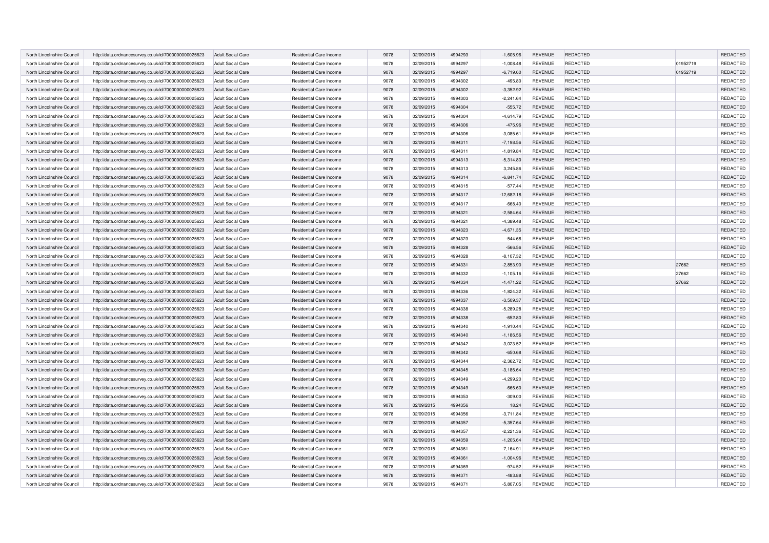| | | | | | | | | | | | |
|---|---|---|---|---|---|---|---|---|---|---|---|
| North Lincolnshire Council | http://data.ordnancesurvey.co.uk/id/7000000000025623 | Adult Social Care | Residential Care Income | 9078 | 02/09/2015 | 4994293 | -1,605.96 | REVENUE | REDACTED | | REDACTED |
| North Lincolnshire Council | http://data.ordnancesurvey.co.uk/id/7000000000025623 | Adult Social Care | Residential Care Income | 9078 | 02/09/2015 | 4994297 | -1,008.48 | REVENUE | REDACTED | 01952719 | REDACTED |
| North Lincolnshire Council | http://data.ordnancesurvey.co.uk/id/7000000000025623 | Adult Social Care | Residential Care Income | 9078 | 02/09/2015 | 4994297 | -6,719.60 | REVENUE | REDACTED | 01952719 | REDACTED |
| North Lincolnshire Council | http://data.ordnancesurvey.co.uk/id/7000000000025623 | Adult Social Care | Residential Care Income | 9078 | 02/09/2015 | 4994302 | -495.80 | REVENUE | REDACTED | | REDACTED |
| North Lincolnshire Council | http://data.ordnancesurvey.co.uk/id/7000000000025623 | Adult Social Care | Residential Care Income | 9078 | 02/09/2015 | 4994302 | -3,352.92 | REVENUE | REDACTED | | REDACTED |
| North Lincolnshire Council | http://data.ordnancesurvey.co.uk/id/7000000000025623 | Adult Social Care | Residential Care Income | 9078 | 02/09/2015 | 4994303 | -2,241.64 | REVENUE | REDACTED | | REDACTED |
| North Lincolnshire Council | http://data.ordnancesurvey.co.uk/id/7000000000025623 | Adult Social Care | Residential Care Income | 9078 | 02/09/2015 | 4994304 | -555.72 | REVENUE | REDACTED | | REDACTED |
| North Lincolnshire Council | http://data.ordnancesurvey.co.uk/id/7000000000025623 | Adult Social Care | Residential Care Income | 9078 | 02/09/2015 | 4994304 | -4,614.79 | REVENUE | REDACTED | | REDACTED |
| North Lincolnshire Council | http://data.ordnancesurvey.co.uk/id/7000000000025623 | Adult Social Care | Residential Care Income | 9078 | 02/09/2015 | 4994306 | -475.96 | REVENUE | REDACTED | | REDACTED |
| North Lincolnshire Council | http://data.ordnancesurvey.co.uk/id/7000000000025623 | Adult Social Care | Residential Care Income | 9078 | 02/09/2015 | 4994306 | -3,085.61 | REVENUE | REDACTED | | REDACTED |
| North Lincolnshire Council | http://data.ordnancesurvey.co.uk/id/7000000000025623 | Adult Social Care | Residential Care Income | 9078 | 02/09/2015 | 4994311 | -7,198.56 | REVENUE | REDACTED | | REDACTED |
| North Lincolnshire Council | http://data.ordnancesurvey.co.uk/id/7000000000025623 | Adult Social Care | Residential Care Income | 9078 | 02/09/2015 | 4994311 | -1,819.84 | REVENUE | REDACTED | | REDACTED |
| North Lincolnshire Council | http://data.ordnancesurvey.co.uk/id/7000000000025623 | Adult Social Care | Residential Care Income | 9078 | 02/09/2015 | 4994313 | -5,314.80 | REVENUE | REDACTED | | REDACTED |
| North Lincolnshire Council | http://data.ordnancesurvey.co.uk/id/7000000000025623 | Adult Social Care | Residential Care Income | 9078 | 02/09/2015 | 4994313 | 3,245.86 | REVENUE | REDACTED | | REDACTED |
| North Lincolnshire Council | http://data.ordnancesurvey.co.uk/id/7000000000025623 | Adult Social Care | Residential Care Income | 9078 | 02/09/2015 | 4994314 | -6,841.74 | REVENUE | REDACTED | | REDACTED |
| North Lincolnshire Council | http://data.ordnancesurvey.co.uk/id/7000000000025623 | Adult Social Care | Residential Care Income | 9078 | 02/09/2015 | 4994315 | -577.44 | REVENUE | REDACTED | | REDACTED |
| North Lincolnshire Council | http://data.ordnancesurvey.co.uk/id/7000000000025623 | Adult Social Care | Residential Care Income | 9078 | 02/09/2015 | 4994317 | -12,682.18 | REVENUE | REDACTED | | REDACTED |
| North Lincolnshire Council | http://data.ordnancesurvey.co.uk/id/7000000000025623 | Adult Social Care | Residential Care Income | 9078 | 02/09/2015 | 4994317 | -668.40 | REVENUE | REDACTED | | REDACTED |
| North Lincolnshire Council | http://data.ordnancesurvey.co.uk/id/7000000000025623 | Adult Social Care | Residential Care Income | 9078 | 02/09/2015 | 4994321 | -2,584.64 | REVENUE | REDACTED | | REDACTED |
| North Lincolnshire Council | http://data.ordnancesurvey.co.uk/id/7000000000025623 | Adult Social Care | Residential Care Income | 9078 | 02/09/2015 | 4994321 | -4,389.48 | REVENUE | REDACTED | | REDACTED |
| North Lincolnshire Council | http://data.ordnancesurvey.co.uk/id/7000000000025623 | Adult Social Care | Residential Care Income | 9078 | 02/09/2015 | 4994323 | -4,671.35 | REVENUE | REDACTED | | REDACTED |
| North Lincolnshire Council | http://data.ordnancesurvey.co.uk/id/7000000000025623 | Adult Social Care | Residential Care Income | 9078 | 02/09/2015 | 4994323 | -544.68 | REVENUE | REDACTED | | REDACTED |
| North Lincolnshire Council | http://data.ordnancesurvey.co.uk/id/7000000000025623 | Adult Social Care | Residential Care Income | 9078 | 02/09/2015 | 4994328 | -566.56 | REVENUE | REDACTED | | REDACTED |
| North Lincolnshire Council | http://data.ordnancesurvey.co.uk/id/7000000000025623 | Adult Social Care | Residential Care Income | 9078 | 02/09/2015 | 4994328 | -8,107.32 | REVENUE | REDACTED | | REDACTED |
| North Lincolnshire Council | http://data.ordnancesurvey.co.uk/id/7000000000025623 | Adult Social Care | Residential Care Income | 9078 | 02/09/2015 | 4994331 | -2,853.90 | REVENUE | REDACTED | 27662 | REDACTED |
| North Lincolnshire Council | http://data.ordnancesurvey.co.uk/id/7000000000025623 | Adult Social Care | Residential Care Income | 9078 | 02/09/2015 | 4994332 | -1,105.16 | REVENUE | REDACTED | 27662 | REDACTED |
| North Lincolnshire Council | http://data.ordnancesurvey.co.uk/id/7000000000025623 | Adult Social Care | Residential Care Income | 9078 | 02/09/2015 | 4994334 | -1,471.22 | REVENUE | REDACTED | 27662 | REDACTED |
| North Lincolnshire Council | http://data.ordnancesurvey.co.uk/id/7000000000025623 | Adult Social Care | Residential Care Income | 9078 | 02/09/2015 | 4994336 | -1,824.32 | REVENUE | REDACTED | | REDACTED |
| North Lincolnshire Council | http://data.ordnancesurvey.co.uk/id/7000000000025623 | Adult Social Care | Residential Care Income | 9078 | 02/09/2015 | 4994337 | -3,509.37 | REVENUE | REDACTED | | REDACTED |
| North Lincolnshire Council | http://data.ordnancesurvey.co.uk/id/7000000000025623 | Adult Social Care | Residential Care Income | 9078 | 02/09/2015 | 4994338 | -5,289.28 | REVENUE | REDACTED | | REDACTED |
| North Lincolnshire Council | http://data.ordnancesurvey.co.uk/id/7000000000025623 | Adult Social Care | Residential Care Income | 9078 | 02/09/2015 | 4994338 | -652.80 | REVENUE | REDACTED | | REDACTED |
| North Lincolnshire Council | http://data.ordnancesurvey.co.uk/id/7000000000025623 | Adult Social Care | Residential Care Income | 9078 | 02/09/2015 | 4994340 | -1,910.44 | REVENUE | REDACTED | | REDACTED |
| North Lincolnshire Council | http://data.ordnancesurvey.co.uk/id/7000000000025623 | Adult Social Care | Residential Care Income | 9078 | 02/09/2015 | 4994340 | -1,186.56 | REVENUE | REDACTED | | REDACTED |
| North Lincolnshire Council | http://data.ordnancesurvey.co.uk/id/7000000000025623 | Adult Social Care | Residential Care Income | 9078 | 02/09/2015 | 4994342 | -3,023.52 | REVENUE | REDACTED | | REDACTED |
| North Lincolnshire Council | http://data.ordnancesurvey.co.uk/id/7000000000025623 | Adult Social Care | Residential Care Income | 9078 | 02/09/2015 | 4994342 | -650.68 | REVENUE | REDACTED | | REDACTED |
| North Lincolnshire Council | http://data.ordnancesurvey.co.uk/id/7000000000025623 | Adult Social Care | Residential Care Income | 9078 | 02/09/2015 | 4994344 | -2,362.72 | REVENUE | REDACTED | | REDACTED |
| North Lincolnshire Council | http://data.ordnancesurvey.co.uk/id/7000000000025623 | Adult Social Care | Residential Care Income | 9078 | 02/09/2015 | 4994345 | -3,186.64 | REVENUE | REDACTED | | REDACTED |
| North Lincolnshire Council | http://data.ordnancesurvey.co.uk/id/7000000000025623 | Adult Social Care | Residential Care Income | 9078 | 02/09/2015 | 4994349 | -4,299.20 | REVENUE | REDACTED | | REDACTED |
| North Lincolnshire Council | http://data.ordnancesurvey.co.uk/id/7000000000025623 | Adult Social Care | Residential Care Income | 9078 | 02/09/2015 | 4994349 | -666.60 | REVENUE | REDACTED | | REDACTED |
| North Lincolnshire Council | http://data.ordnancesurvey.co.uk/id/7000000000025623 | Adult Social Care | Residential Care Income | 9078 | 02/09/2015 | 4994353 | -309.00 | REVENUE | REDACTED | | REDACTED |
| North Lincolnshire Council | http://data.ordnancesurvey.co.uk/id/7000000000025623 | Adult Social Care | Residential Care Income | 9078 | 02/09/2015 | 4994356 | 18.24 | REVENUE | REDACTED | | REDACTED |
| North Lincolnshire Council | http://data.ordnancesurvey.co.uk/id/7000000000025623 | Adult Social Care | Residential Care Income | 9078 | 02/09/2015 | 4994356 | -3,711.84 | REVENUE | REDACTED | | REDACTED |
| North Lincolnshire Council | http://data.ordnancesurvey.co.uk/id/7000000000025623 | Adult Social Care | Residential Care Income | 9078 | 02/09/2015 | 4994357 | -5,357.64 | REVENUE | REDACTED | | REDACTED |
| North Lincolnshire Council | http://data.ordnancesurvey.co.uk/id/7000000000025623 | Adult Social Care | Residential Care Income | 9078 | 02/09/2015 | 4994357 | -2,221.36 | REVENUE | REDACTED | | REDACTED |
| North Lincolnshire Council | http://data.ordnancesurvey.co.uk/id/7000000000025623 | Adult Social Care | Residential Care Income | 9078 | 02/09/2015 | 4994359 | -1,205.64 | REVENUE | REDACTED | | REDACTED |
| North Lincolnshire Council | http://data.ordnancesurvey.co.uk/id/7000000000025623 | Adult Social Care | Residential Care Income | 9078 | 02/09/2015 | 4994361 | -7,164.91 | REVENUE | REDACTED | | REDACTED |
| North Lincolnshire Council | http://data.ordnancesurvey.co.uk/id/7000000000025623 | Adult Social Care | Residential Care Income | 9078 | 02/09/2015 | 4994361 | -1,004.96 | REVENUE | REDACTED | | REDACTED |
| North Lincolnshire Council | http://data.ordnancesurvey.co.uk/id/7000000000025623 | Adult Social Care | Residential Care Income | 9078 | 02/09/2015 | 4994369 | -974.52 | REVENUE | REDACTED | | REDACTED |
| North Lincolnshire Council | http://data.ordnancesurvey.co.uk/id/7000000000025623 | Adult Social Care | Residential Care Income | 9078 | 02/09/2015 | 4994371 | -483.88 | REVENUE | REDACTED | | REDACTED |
| North Lincolnshire Council | http://data.ordnancesurvey.co.uk/id/7000000000025623 | Adult Social Care | Residential Care Income | 9078 | 02/09/2015 | 4994371 | -5,807.05 | REVENUE | REDACTED | | REDACTED |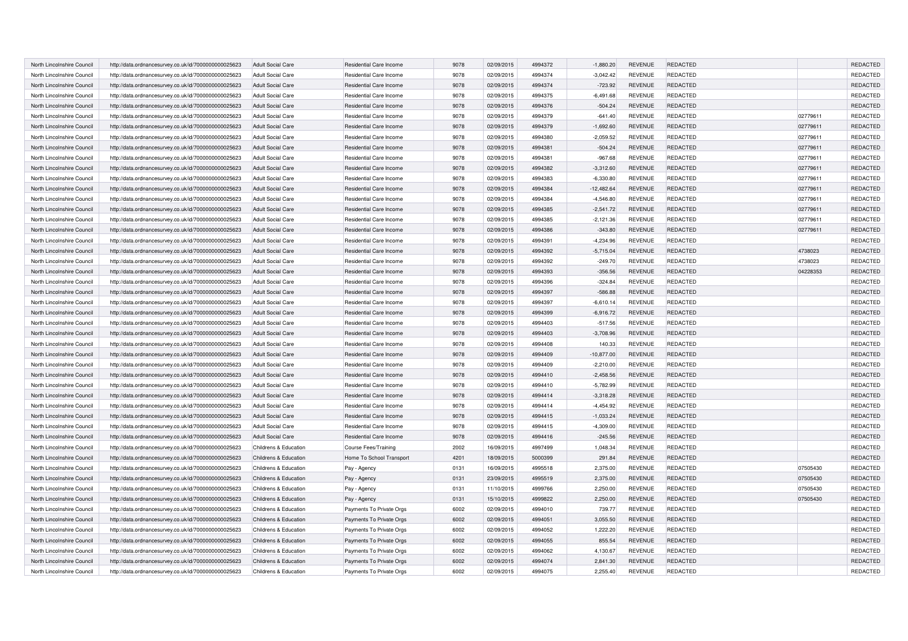| | | | | | | | | | | | |
|---|---|---|---|---|---|---|---|---|---|---|---|
| North Lincolnshire Council | http://data.ordnancesurvey.co.uk/id/7000000000025623 | Adult Social Care | Residential Care Income | 9078 | 02/09/2015 | 4994372 | -1,880.20 | REVENUE | REDACTED | | REDACTED |
| North Lincolnshire Council | http://data.ordnancesurvey.co.uk/id/7000000000025623 | Adult Social Care | Residential Care Income | 9078 | 02/09/2015 | 4994374 | -3,042.42 | REVENUE | REDACTED | | REDACTED |
| North Lincolnshire Council | http://data.ordnancesurvey.co.uk/id/7000000000025623 | Adult Social Care | Residential Care Income | 9078 | 02/09/2015 | 4994374 | -723.92 | REVENUE | REDACTED | | REDACTED |
| North Lincolnshire Council | http://data.ordnancesurvey.co.uk/id/7000000000025623 | Adult Social Care | Residential Care Income | 9078 | 02/09/2015 | 4994375 | -6,491.68 | REVENUE | REDACTED | | REDACTED |
| North Lincolnshire Council | http://data.ordnancesurvey.co.uk/id/7000000000025623 | Adult Social Care | Residential Care Income | 9078 | 02/09/2015 | 4994376 | -504.24 | REVENUE | REDACTED | | REDACTED |
| North Lincolnshire Council | http://data.ordnancesurvey.co.uk/id/7000000000025623 | Adult Social Care | Residential Care Income | 9078 | 02/09/2015 | 4994379 | -641.40 | REVENUE | REDACTED | 02779611 | REDACTED |
| North Lincolnshire Council | http://data.ordnancesurvey.co.uk/id/7000000000025623 | Adult Social Care | Residential Care Income | 9078 | 02/09/2015 | 4994379 | -1,692.60 | REVENUE | REDACTED | 02779611 | REDACTED |
| North Lincolnshire Council | http://data.ordnancesurvey.co.uk/id/7000000000025623 | Adult Social Care | Residential Care Income | 9078 | 02/09/2015 | 4994380 | -2,059.52 | REVENUE | REDACTED | 02779611 | REDACTED |
| North Lincolnshire Council | http://data.ordnancesurvey.co.uk/id/7000000000025623 | Adult Social Care | Residential Care Income | 9078 | 02/09/2015 | 4994381 | -504.24 | REVENUE | REDACTED | 02779611 | REDACTED |
| North Lincolnshire Council | http://data.ordnancesurvey.co.uk/id/7000000000025623 | Adult Social Care | Residential Care Income | 9078 | 02/09/2015 | 4994381 | -967.68 | REVENUE | REDACTED | 02779611 | REDACTED |
| North Lincolnshire Council | http://data.ordnancesurvey.co.uk/id/7000000000025623 | Adult Social Care | Residential Care Income | 9078 | 02/09/2015 | 4994382 | -3,312.60 | REVENUE | REDACTED | 02779611 | REDACTED |
| North Lincolnshire Council | http://data.ordnancesurvey.co.uk/id/7000000000025623 | Adult Social Care | Residential Care Income | 9078 | 02/09/2015 | 4994383 | -6,330.80 | REVENUE | REDACTED | 02779611 | REDACTED |
| North Lincolnshire Council | http://data.ordnancesurvey.co.uk/id/7000000000025623 | Adult Social Care | Residential Care Income | 9078 | 02/09/2015 | 4994384 | -12,482.64 | REVENUE | REDACTED | 02779611 | REDACTED |
| North Lincolnshire Council | http://data.ordnancesurvey.co.uk/id/7000000000025623 | Adult Social Care | Residential Care Income | 9078 | 02/09/2015 | 4994384 | -4,546.80 | REVENUE | REDACTED | 02779611 | REDACTED |
| North Lincolnshire Council | http://data.ordnancesurvey.co.uk/id/7000000000025623 | Adult Social Care | Residential Care Income | 9078 | 02/09/2015 | 4994385 | -2,541.72 | REVENUE | REDACTED | 02779611 | REDACTED |
| North Lincolnshire Council | http://data.ordnancesurvey.co.uk/id/7000000000025623 | Adult Social Care | Residential Care Income | 9078 | 02/09/2015 | 4994385 | -2,121.36 | REVENUE | REDACTED | 02779611 | REDACTED |
| North Lincolnshire Council | http://data.ordnancesurvey.co.uk/id/7000000000025623 | Adult Social Care | Residential Care Income | 9078 | 02/09/2015 | 4994386 | -343.80 | REVENUE | REDACTED | 02779611 | REDACTED |
| North Lincolnshire Council | http://data.ordnancesurvey.co.uk/id/7000000000025623 | Adult Social Care | Residential Care Income | 9078 | 02/09/2015 | 4994391 | -4,234.96 | REVENUE | REDACTED | | REDACTED |
| North Lincolnshire Council | http://data.ordnancesurvey.co.uk/id/7000000000025623 | Adult Social Care | Residential Care Income | 9078 | 02/09/2015 | 4994392 | -5,715.04 | REVENUE | REDACTED | 4738023 | REDACTED |
| North Lincolnshire Council | http://data.ordnancesurvey.co.uk/id/7000000000025623 | Adult Social Care | Residential Care Income | 9078 | 02/09/2015 | 4994392 | -249.70 | REVENUE | REDACTED | 4738023 | REDACTED |
| North Lincolnshire Council | http://data.ordnancesurvey.co.uk/id/7000000000025623 | Adult Social Care | Residential Care Income | 9078 | 02/09/2015 | 4994393 | -356.56 | REVENUE | REDACTED | 04228353 | REDACTED |
| North Lincolnshire Council | http://data.ordnancesurvey.co.uk/id/7000000000025623 | Adult Social Care | Residential Care Income | 9078 | 02/09/2015 | 4994396 | -324.84 | REVENUE | REDACTED | | REDACTED |
| North Lincolnshire Council | http://data.ordnancesurvey.co.uk/id/7000000000025623 | Adult Social Care | Residential Care Income | 9078 | 02/09/2015 | 4994397 | -586.88 | REVENUE | REDACTED | | REDACTED |
| North Lincolnshire Council | http://data.ordnancesurvey.co.uk/id/7000000000025623 | Adult Social Care | Residential Care Income | 9078 | 02/09/2015 | 4994397 | -6,610.14 | REVENUE | REDACTED | | REDACTED |
| North Lincolnshire Council | http://data.ordnancesurvey.co.uk/id/7000000000025623 | Adult Social Care | Residential Care Income | 9078 | 02/09/2015 | 4994399 | -6,916.72 | REVENUE | REDACTED | | REDACTED |
| North Lincolnshire Council | http://data.ordnancesurvey.co.uk/id/7000000000025623 | Adult Social Care | Residential Care Income | 9078 | 02/09/2015 | 4994403 | -517.56 | REVENUE | REDACTED | | REDACTED |
| North Lincolnshire Council | http://data.ordnancesurvey.co.uk/id/7000000000025623 | Adult Social Care | Residential Care Income | 9078 | 02/09/2015 | 4994403 | -3,708.96 | REVENUE | REDACTED | | REDACTED |
| North Lincolnshire Council | http://data.ordnancesurvey.co.uk/id/7000000000025623 | Adult Social Care | Residential Care Income | 9078 | 02/09/2015 | 4994408 | 140.33 | REVENUE | REDACTED | | REDACTED |
| North Lincolnshire Council | http://data.ordnancesurvey.co.uk/id/7000000000025623 | Adult Social Care | Residential Care Income | 9078 | 02/09/2015 | 4994409 | -10,877.00 | REVENUE | REDACTED | | REDACTED |
| North Lincolnshire Council | http://data.ordnancesurvey.co.uk/id/7000000000025623 | Adult Social Care | Residential Care Income | 9078 | 02/09/2015 | 4994409 | -2,210.00 | REVENUE | REDACTED | | REDACTED |
| North Lincolnshire Council | http://data.ordnancesurvey.co.uk/id/7000000000025623 | Adult Social Care | Residential Care Income | 9078 | 02/09/2015 | 4994410 | -2,458.56 | REVENUE | REDACTED | | REDACTED |
| North Lincolnshire Council | http://data.ordnancesurvey.co.uk/id/7000000000025623 | Adult Social Care | Residential Care Income | 9078 | 02/09/2015 | 4994410 | -5,782.99 | REVENUE | REDACTED | | REDACTED |
| North Lincolnshire Council | http://data.ordnancesurvey.co.uk/id/7000000000025623 | Adult Social Care | Residential Care Income | 9078 | 02/09/2015 | 4994414 | -3,318.28 | REVENUE | REDACTED | | REDACTED |
| North Lincolnshire Council | http://data.ordnancesurvey.co.uk/id/7000000000025623 | Adult Social Care | Residential Care Income | 9078 | 02/09/2015 | 4994414 | -4,454.92 | REVENUE | REDACTED | | REDACTED |
| North Lincolnshire Council | http://data.ordnancesurvey.co.uk/id/7000000000025623 | Adult Social Care | Residential Care Income | 9078 | 02/09/2015 | 4994415 | -1,033.24 | REVENUE | REDACTED | | REDACTED |
| North Lincolnshire Council | http://data.ordnancesurvey.co.uk/id/7000000000025623 | Adult Social Care | Residential Care Income | 9078 | 02/09/2015 | 4994415 | -4,309.00 | REVENUE | REDACTED | | REDACTED |
| North Lincolnshire Council | http://data.ordnancesurvey.co.uk/id/7000000000025623 | Adult Social Care | Residential Care Income | 9078 | 02/09/2015 | 4994416 | -245.56 | REVENUE | REDACTED | | REDACTED |
| North Lincolnshire Council | http://data.ordnancesurvey.co.uk/id/7000000000025623 | Childrens & Education | Course Fees/Training | 2002 | 16/09/2015 | 4997499 | 1,048.34 | REVENUE | REDACTED | | REDACTED |
| North Lincolnshire Council | http://data.ordnancesurvey.co.uk/id/7000000000025623 | Childrens & Education | Home To School Transport | 4201 | 18/09/2015 | 5000399 | 291.84 | REVENUE | REDACTED | | REDACTED |
| North Lincolnshire Council | http://data.ordnancesurvey.co.uk/id/7000000000025623 | Childrens & Education | Pay - Agency | 0131 | 16/09/2015 | 4995518 | 2,375.00 | REVENUE | REDACTED | 07505430 | REDACTED |
| North Lincolnshire Council | http://data.ordnancesurvey.co.uk/id/7000000000025623 | Childrens & Education | Pay - Agency | 0131 | 23/09/2015 | 4995519 | 2,375.00 | REVENUE | REDACTED | 07505430 | REDACTED |
| North Lincolnshire Council | http://data.ordnancesurvey.co.uk/id/7000000000025623 | Childrens & Education | Pay - Agency | 0131 | 11/10/2015 | 4999766 | 2,250.00 | REVENUE | REDACTED | 07505430 | REDACTED |
| North Lincolnshire Council | http://data.ordnancesurvey.co.uk/id/7000000000025623 | Childrens & Education | Pay - Agency | 0131 | 15/10/2015 | 4999822 | 2,250.00 | REVENUE | REDACTED | 07505430 | REDACTED |
| North Lincolnshire Council | http://data.ordnancesurvey.co.uk/id/7000000000025623 | Childrens & Education | Payments To Private Orgs | 6002 | 02/09/2015 | 4994010 | 739.77 | REVENUE | REDACTED | | REDACTED |
| North Lincolnshire Council | http://data.ordnancesurvey.co.uk/id/7000000000025623 | Childrens & Education | Payments To Private Orgs | 6002 | 02/09/2015 | 4994051 | 3,055.50 | REVENUE | REDACTED | | REDACTED |
| North Lincolnshire Council | http://data.ordnancesurvey.co.uk/id/7000000000025623 | Childrens & Education | Payments To Private Orgs | 6002 | 02/09/2015 | 4994052 | 1,222.20 | REVENUE | REDACTED | | REDACTED |
| North Lincolnshire Council | http://data.ordnancesurvey.co.uk/id/7000000000025623 | Childrens & Education | Payments To Private Orgs | 6002 | 02/09/2015 | 4994055 | 855.54 | REVENUE | REDACTED | | REDACTED |
| North Lincolnshire Council | http://data.ordnancesurvey.co.uk/id/7000000000025623 | Childrens & Education | Payments To Private Orgs | 6002 | 02/09/2015 | 4994062 | 4,130.67 | REVENUE | REDACTED | | REDACTED |
| North Lincolnshire Council | http://data.ordnancesurvey.co.uk/id/7000000000025623 | Childrens & Education | Payments To Private Orgs | 6002 | 02/09/2015 | 4994074 | 2,841.30 | REVENUE | REDACTED | | REDACTED |
| North Lincolnshire Council | http://data.ordnancesurvey.co.uk/id/7000000000025623 | Childrens & Education | Payments To Private Orgs | 6002 | 02/09/2015 | 4994075 | 2,255.40 | REVENUE | REDACTED | | REDACTED |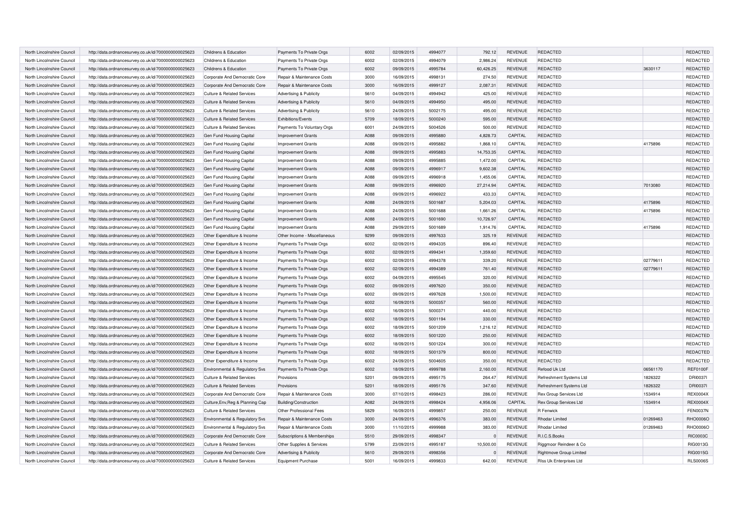| | | | | | | | | | | | |
|---|---|---|---|---|---|---|---|---|---|---|---|
| North Lincolnshire Council | http://data.ordnancesurvey.co.uk/id/7000000000025623 | Childrens & Education | Payments To Private Orgs | 6002 | 02/09/2015 | 4994077 | 792.12 | REVENUE | REDACTED | | REDACTED |
| North Lincolnshire Council | http://data.ordnancesurvey.co.uk/id/7000000000025623 | Childrens & Education | Payments To Private Orgs | 6002 | 02/09/2015 | 4994079 | 2,986.24 | REVENUE | REDACTED | | REDACTED |
| North Lincolnshire Council | http://data.ordnancesurvey.co.uk/id/7000000000025623 | Childrens & Education | Payments To Private Orgs | 6002 | 09/09/2015 | 4995784 | 60,426.25 | REVENUE | REDACTED | 3630117 | REDACTED |
| North Lincolnshire Council | http://data.ordnancesurvey.co.uk/id/7000000000025623 | Corporate And Democratic Core | Repair & Maintenance Costs | 3000 | 16/09/2015 | 4998131 | 274.50 | REVENUE | REDACTED | | REDACTED |
| North Lincolnshire Council | http://data.ordnancesurvey.co.uk/id/7000000000025623 | Corporate And Democratic Core | Repair & Maintenance Costs | 3000 | 16/09/2015 | 4999127 | 2,087.31 | REVENUE | REDACTED | | REDACTED |
| North Lincolnshire Council | http://data.ordnancesurvey.co.uk/id/7000000000025623 | Culture & Related Services | Advertising & Publicity | 5610 | 04/09/2015 | 4994942 | 425.00 | REVENUE | REDACTED | | REDACTED |
| North Lincolnshire Council | http://data.ordnancesurvey.co.uk/id/7000000000025623 | Culture & Related Services | Advertising & Publicity | 5610 | 04/09/2015 | 4994950 | 495.00 | REVENUE | REDACTED | | REDACTED |
| North Lincolnshire Council | http://data.ordnancesurvey.co.uk/id/7000000000025623 | Culture & Related Services | Advertising & Publicity | 5610 | 24/09/2015 | 5002175 | 495.00 | REVENUE | REDACTED | | REDACTED |
| North Lincolnshire Council | http://data.ordnancesurvey.co.uk/id/7000000000025623 | Culture & Related Services | Exhibitions/Events | 5709 | 18/09/2015 | 5000240 | 595.00 | REVENUE | REDACTED | | REDACTED |
| North Lincolnshire Council | http://data.ordnancesurvey.co.uk/id/7000000000025623 | Culture & Related Services | Payments To Voluntary Orgs | 6001 | 24/09/2015 | 5004526 | 500.00 | REVENUE | REDACTED | | REDACTED |
| North Lincolnshire Council | http://data.ordnancesurvey.co.uk/id/7000000000025623 | Gen Fund Housing Capital | Improvement Grants | A088 | 09/09/2015 | 4995880 | 4,828.73 | CAPITAL | REDACTED | | REDACTED |
| North Lincolnshire Council | http://data.ordnancesurvey.co.uk/id/7000000000025623 | Gen Fund Housing Capital | Improvement Grants | A088 | 09/09/2015 | 4995882 | 1,868.10 | CAPITAL | REDACTED | 4175896 | REDACTED |
| North Lincolnshire Council | http://data.ordnancesurvey.co.uk/id/7000000000025623 | Gen Fund Housing Capital | Improvement Grants | A088 | 09/09/2015 | 4995883 | 14,753.35 | CAPITAL | REDACTED | | REDACTED |
| North Lincolnshire Council | http://data.ordnancesurvey.co.uk/id/7000000000025623 | Gen Fund Housing Capital | Improvement Grants | A088 | 09/09/2015 | 4995885 | 1,472.00 | CAPITAL | REDACTED | | REDACTED |
| North Lincolnshire Council | http://data.ordnancesurvey.co.uk/id/7000000000025623 | Gen Fund Housing Capital | Improvement Grants | A088 | 09/09/2015 | 4996917 | 9,602.38 | CAPITAL | REDACTED | | REDACTED |
| North Lincolnshire Council | http://data.ordnancesurvey.co.uk/id/7000000000025623 | Gen Fund Housing Capital | Improvement Grants | A088 | 09/09/2015 | 4996918 | 1,455.06 | CAPITAL | REDACTED | | REDACTED |
| North Lincolnshire Council | http://data.ordnancesurvey.co.uk/id/7000000000025623 | Gen Fund Housing Capital | Improvement Grants | A088 | 09/09/2015 | 4996920 | 27,214.94 | CAPITAL | REDACTED | 7013080 | REDACTED |
| North Lincolnshire Council | http://data.ordnancesurvey.co.uk/id/7000000000025623 | Gen Fund Housing Capital | Improvement Grants | A088 | 09/09/2015 | 4996922 | 433.33 | CAPITAL | REDACTED | | REDACTED |
| North Lincolnshire Council | http://data.ordnancesurvey.co.uk/id/7000000000025623 | Gen Fund Housing Capital | Improvement Grants | A088 | 24/09/2015 | 5001687 | 5,204.03 | CAPITAL | REDACTED | 4175896 | REDACTED |
| North Lincolnshire Council | http://data.ordnancesurvey.co.uk/id/7000000000025623 | Gen Fund Housing Capital | Improvement Grants | A088 | 24/09/2015 | 5001688 | 1,661.26 | CAPITAL | REDACTED | 4175896 | REDACTED |
| North Lincolnshire Council | http://data.ordnancesurvey.co.uk/id/7000000000025623 | Gen Fund Housing Capital | Improvement Grants | A088 | 24/09/2015 | 5001690 | 10,726.97 | CAPITAL | REDACTED | | REDACTED |
| North Lincolnshire Council | http://data.ordnancesurvey.co.uk/id/7000000000025623 | Gen Fund Housing Capital | Improvement Grants | A088 | 29/09/2015 | 5001689 | 1,914.76 | CAPITAL | REDACTED | 4175896 | REDACTED |
| North Lincolnshire Council | http://data.ordnancesurvey.co.uk/id/7000000000025623 | Other Expenditure & Income | Other Income - Miscellaneous | 9299 | 09/09/2015 | 4997633 | 325.19 | REVENUE | REDACTED | | REDACTED |
| North Lincolnshire Council | http://data.ordnancesurvey.co.uk/id/7000000000025623 | Other Expenditure & Income | Payments To Private Orgs | 6002 | 02/09/2015 | 4994335 | 896.40 | REVENUE | REDACTED | | REDACTED |
| North Lincolnshire Council | http://data.ordnancesurvey.co.uk/id/7000000000025623 | Other Expenditure & Income | Payments To Private Orgs | 6002 | 02/09/2015 | 4994341 | 1,359.60 | REVENUE | REDACTED | | REDACTED |
| North Lincolnshire Council | http://data.ordnancesurvey.co.uk/id/7000000000025623 | Other Expenditure & Income | Payments To Private Orgs | 6002 | 02/09/2015 | 4994378 | 339.20 | REVENUE | REDACTED | 02779611 | REDACTED |
| North Lincolnshire Council | http://data.ordnancesurvey.co.uk/id/7000000000025623 | Other Expenditure & Income | Payments To Private Orgs | 6002 | 02/09/2015 | 4994389 | 761.40 | REVENUE | REDACTED | 02779611 | REDACTED |
| North Lincolnshire Council | http://data.ordnancesurvey.co.uk/id/7000000000025623 | Other Expenditure & Income | Payments To Private Orgs | 6002 | 04/09/2015 | 4995545 | 320.00 | REVENUE | REDACTED | | REDACTED |
| North Lincolnshire Council | http://data.ordnancesurvey.co.uk/id/7000000000025623 | Other Expenditure & Income | Payments To Private Orgs | 6002 | 09/09/2015 | 4997620 | 350.00 | REVENUE | REDACTED | | REDACTED |
| North Lincolnshire Council | http://data.ordnancesurvey.co.uk/id/7000000000025623 | Other Expenditure & Income | Payments To Private Orgs | 6002 | 09/09/2015 | 4997628 | 1,500.00 | REVENUE | REDACTED | | REDACTED |
| North Lincolnshire Council | http://data.ordnancesurvey.co.uk/id/7000000000025623 | Other Expenditure & Income | Payments To Private Orgs | 6002 | 16/09/2015 | 5000357 | 560.00 | REVENUE | REDACTED | | REDACTED |
| North Lincolnshire Council | http://data.ordnancesurvey.co.uk/id/7000000000025623 | Other Expenditure & Income | Payments To Private Orgs | 6002 | 16/09/2015 | 5000371 | 440.00 | REVENUE | REDACTED | | REDACTED |
| North Lincolnshire Council | http://data.ordnancesurvey.co.uk/id/7000000000025623 | Other Expenditure & Income | Payments To Private Orgs | 6002 | 18/09/2015 | 5001194 | 330.00 | REVENUE | REDACTED | | REDACTED |
| North Lincolnshire Council | http://data.ordnancesurvey.co.uk/id/7000000000025623 | Other Expenditure & Income | Payments To Private Orgs | 6002 | 18/09/2015 | 5001209 | 1,216.12 | REVENUE | REDACTED | | REDACTED |
| North Lincolnshire Council | http://data.ordnancesurvey.co.uk/id/7000000000025623 | Other Expenditure & Income | Payments To Private Orgs | 6002 | 18/09/2015 | 5001220 | 250.00 | REVENUE | REDACTED | | REDACTED |
| North Lincolnshire Council | http://data.ordnancesurvey.co.uk/id/7000000000025623 | Other Expenditure & Income | Payments To Private Orgs | 6002 | 18/09/2015 | 5001224 | 300.00 | REVENUE | REDACTED | | REDACTED |
| North Lincolnshire Council | http://data.ordnancesurvey.co.uk/id/7000000000025623 | Other Expenditure & Income | Payments To Private Orgs | 6002 | 18/09/2015 | 5001379 | 800.00 | REVENUE | REDACTED | | REDACTED |
| North Lincolnshire Council | http://data.ordnancesurvey.co.uk/id/7000000000025623 | Other Expenditure & Income | Payments To Private Orgs | 6002 | 24/09/2015 | 5004605 | 350.00 | REVENUE | REDACTED | | REDACTED |
| North Lincolnshire Council | http://data.ordnancesurvey.co.uk/id/7000000000025623 | Environmental & Regulatory Svs | Payments To Private Orgs | 6002 | 18/09/2015 | 4999788 | 2,160.00 | REVENUE | Refood Uk Ltd | 06561170 | REF0100F |
| North Lincolnshire Council | http://data.ordnancesurvey.co.uk/id/7000000000025623 | Culture & Related Services | Provisions | 5201 | 09/09/2015 | 4995175 | 264.47 | REVENUE | Refreshment Systems Ltd | 1826322 | DRI0037I |
| North Lincolnshire Council | http://data.ordnancesurvey.co.uk/id/7000000000025623 | Culture & Related Services | Provisions | 5201 | 18/09/2015 | 4995176 | 347.60 | REVENUE | Refreshment Systems Ltd | 1826322 | DRI0037I |
| North Lincolnshire Council | http://data.ordnancesurvey.co.uk/id/7000000000025623 | Corporate And Democratic Core | Repair & Maintenance Costs | 3000 | 07/10/2015 | 4998423 | 286.00 | REVENUE | Rex Group Services Ltd | 1534914 | REX0004X |
| North Lincolnshire Council | http://data.ordnancesurvey.co.uk/id/7000000000025623 | Culture,Env,Reg & Planning Cap | Building/Construction | A082 | 24/09/2015 | 4998424 | 4,956.06 | CAPITAL | Rex Group Services Ltd | 1534914 | REX0004X |
| North Lincolnshire Council | http://data.ordnancesurvey.co.uk/id/7000000000025623 | Culture & Related Services | Other Professional Fees | 5829 | 16/09/2015 | 4999857 | 250.00 | REVENUE | R Fenwick | | FEN0037N |
| North Lincolnshire Council | http://data.ordnancesurvey.co.uk/id/7000000000025623 | Environmental & Regulatory Svs | Repair & Maintenance Costs | 3000 | 24/09/2015 | 4996376 | 383.00 | REVENUE | Rhodar Limited | 01269463 | RHO0006O |
| North Lincolnshire Council | http://data.ordnancesurvey.co.uk/id/7000000000025623 | Environmental & Regulatory Svs | Repair & Maintenance Costs | 3000 | 11/10/2015 | 4999988 | 383.00 | REVENUE | Rhodar Limited | 01269463 | RHO0006O |
| North Lincolnshire Council | http://data.ordnancesurvey.co.uk/id/7000000000025623 | Corporate And Democratic Core | Subscriptions & Memberships | 5510 | 29/09/2015 | 4998347 | 0 | REVENUE | R.I.C.S.Books | | RIC0003C |
| North Lincolnshire Council | http://data.ordnancesurvey.co.uk/id/7000000000025623 | Culture & Related Services | Other Supplies & Services | 5799 | 23/09/2015 | 4995187 | 10,500.00 | REVENUE | Riggmoor Reindeer & Co | | RIG0013G |
| North Lincolnshire Council | http://data.ordnancesurvey.co.uk/id/7000000000025623 | Corporate And Democratic Core | Advertising & Publicity | 5610 | 29/09/2015 | 4998356 | 0 | REVENUE | Rightmove Group Limited | | RIG0015G |
| North Lincolnshire Council | http://data.ordnancesurvey.co.uk/id/7000000000025623 | Culture & Related Services | Equipment Purchase | 5001 | 16/09/2015 | 4999833 | 642.00 | REVENUE | Rlss Uk Enterprises Ltd | | RLS0006S |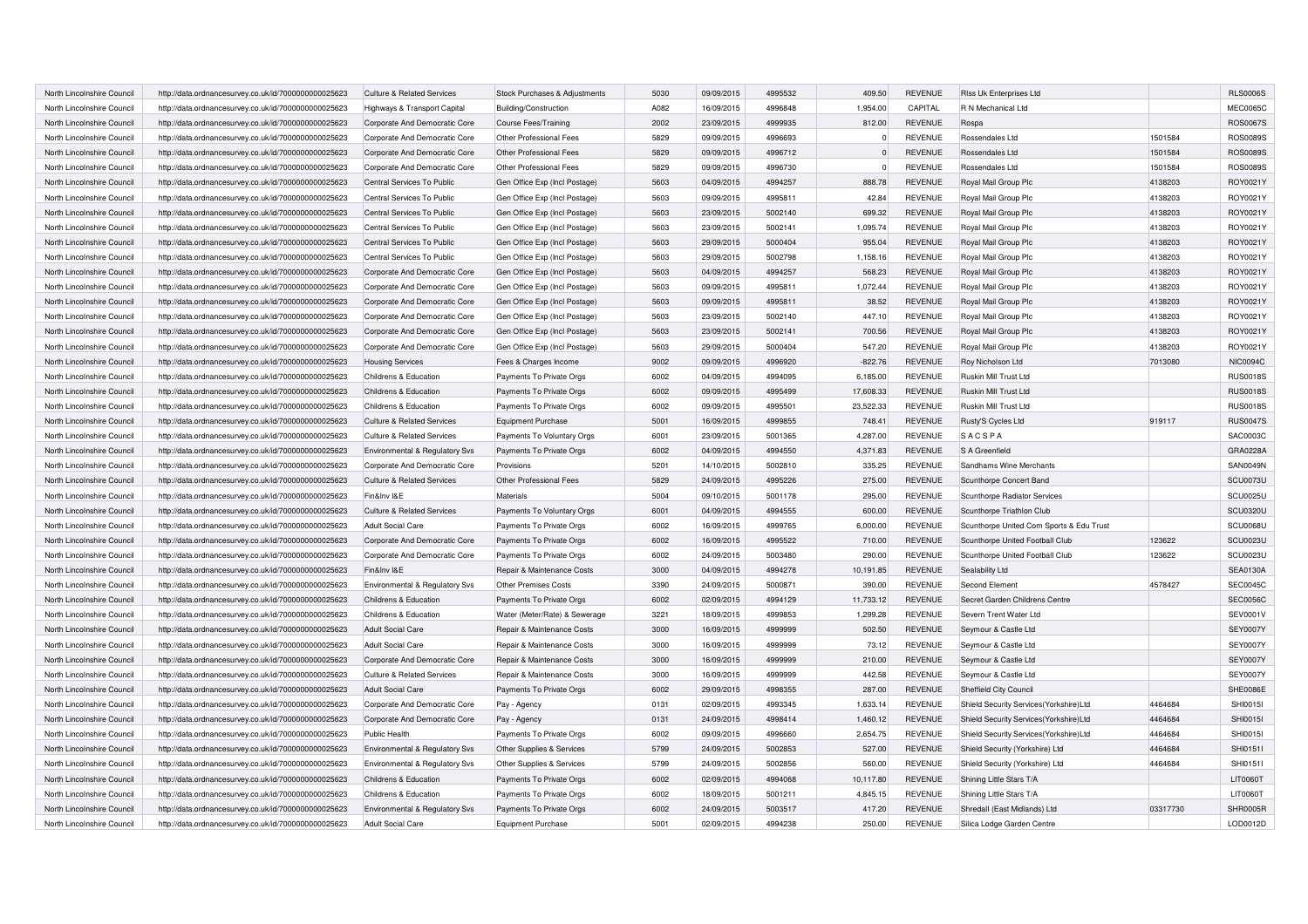| North Lincolnshire Council | http://data.ordnancesurvey.co.uk/id/7000000000025623 | Culture & Related Services | Stock Purchases & Adjustments | 5030 | 09/09/2015 | 4995532 | 409.50 | REVENUE | Rlss Uk Enterprises Ltd | | RLS0006S |
|---|---|---|---|---|---|---|---|---|---|---|---|
| North Lincolnshire Council | http://data.ordnancesurvey.co.uk/id/7000000000025623 | Highways & Transport Capital | Building/Construction | A082 | 16/09/2015 | 4996848 | 1,954.00 | CAPITAL | R N Mechanical Ltd | | MEC0065C |
| North Lincolnshire Council | http://data.ordnancesurvey.co.uk/id/7000000000025623 | Corporate And Democratic Core | Course Fees/Training | 2002 | 23/09/2015 | 4999935 | 812.00 | REVENUE | Rospa | | ROS0067S |
| North Lincolnshire Council | http://data.ordnancesurvey.co.uk/id/7000000000025623 | Corporate And Democratic Core | Other Professional Fees | 5829 | 09/09/2015 | 4996693 | 0 | REVENUE | Rossendales Ltd | 1501584 | ROS0089S |
| North Lincolnshire Council | http://data.ordnancesurvey.co.uk/id/7000000000025623 | Corporate And Democratic Core | Other Professional Fees | 5829 | 09/09/2015 | 4996712 | 0 | REVENUE | Rossendales Ltd | 1501584 | ROS0089S |
| North Lincolnshire Council | http://data.ordnancesurvey.co.uk/id/7000000000025623 | Corporate And Democratic Core | Other Professional Fees | 5829 | 09/09/2015 | 4996730 | 0 | REVENUE | Rossendales Ltd | 1501584 | ROS0089S |
| North Lincolnshire Council | http://data.ordnancesurvey.co.uk/id/7000000000025623 | Central Services To Public | Gen Office Exp (Incl Postage) | 5603 | 04/09/2015 | 4994257 | 888.78 | REVENUE | Royal Mail Group Plc | 4138203 | ROY0021Y |
| North Lincolnshire Council | http://data.ordnancesurvey.co.uk/id/7000000000025623 | Central Services To Public | Gen Office Exp (Incl Postage) | 5603 | 09/09/2015 | 4995811 | 42.84 | REVENUE | Royal Mail Group Plc | 4138203 | ROY0021Y |
| North Lincolnshire Council | http://data.ordnancesurvey.co.uk/id/7000000000025623 | Central Services To Public | Gen Office Exp (Incl Postage) | 5603 | 23/09/2015 | 5002140 | 699.32 | REVENUE | Royal Mail Group Plc | 4138203 | ROY0021Y |
| North Lincolnshire Council | http://data.ordnancesurvey.co.uk/id/7000000000025623 | Central Services To Public | Gen Office Exp (Incl Postage) | 5603 | 23/09/2015 | 5002141 | 1,095.74 | REVENUE | Royal Mail Group Plc | 4138203 | ROY0021Y |
| North Lincolnshire Council | http://data.ordnancesurvey.co.uk/id/7000000000025623 | Central Services To Public | Gen Office Exp (Incl Postage) | 5603 | 29/09/2015 | 5000404 | 955.04 | REVENUE | Royal Mail Group Plc | 4138203 | ROY0021Y |
| North Lincolnshire Council | http://data.ordnancesurvey.co.uk/id/7000000000025623 | Central Services To Public | Gen Office Exp (Incl Postage) | 5603 | 29/09/2015 | 5002798 | 1,158.16 | REVENUE | Royal Mail Group Plc | 4138203 | ROY0021Y |
| North Lincolnshire Council | http://data.ordnancesurvey.co.uk/id/7000000000025623 | Corporate And Democratic Core | Gen Office Exp (Incl Postage) | 5603 | 04/09/2015 | 4994257 | 568.23 | REVENUE | Royal Mail Group Plc | 4138203 | ROY0021Y |
| North Lincolnshire Council | http://data.ordnancesurvey.co.uk/id/7000000000025623 | Corporate And Democratic Core | Gen Office Exp (Incl Postage) | 5603 | 09/09/2015 | 4995811 | 1,072.44 | REVENUE | Royal Mail Group Plc | 4138203 | ROY0021Y |
| North Lincolnshire Council | http://data.ordnancesurvey.co.uk/id/7000000000025623 | Corporate And Democratic Core | Gen Office Exp (Incl Postage) | 5603 | 09/09/2015 | 4995811 | 38.52 | REVENUE | Royal Mail Group Plc | 4138203 | ROY0021Y |
| North Lincolnshire Council | http://data.ordnancesurvey.co.uk/id/7000000000025623 | Corporate And Democratic Core | Gen Office Exp (Incl Postage) | 5603 | 23/09/2015 | 5002140 | 447.10 | REVENUE | Royal Mail Group Plc | 4138203 | ROY0021Y |
| North Lincolnshire Council | http://data.ordnancesurvey.co.uk/id/7000000000025623 | Corporate And Democratic Core | Gen Office Exp (Incl Postage) | 5603 | 23/09/2015 | 5002141 | 700.56 | REVENUE | Royal Mail Group Plc | 4138203 | ROY0021Y |
| North Lincolnshire Council | http://data.ordnancesurvey.co.uk/id/7000000000025623 | Corporate And Democratic Core | Gen Office Exp (Incl Postage) | 5603 | 29/09/2015 | 5000404 | 547.20 | REVENUE | Royal Mail Group Plc | 4138203 | ROY0021Y |
| North Lincolnshire Council | http://data.ordnancesurvey.co.uk/id/7000000000025623 | Housing Services | Fees & Charges Income | 9002 | 09/09/2015 | 4996920 | -822.76 | REVENUE | Roy Nicholson Ltd | 7013080 | NIC0094C |
| North Lincolnshire Council | http://data.ordnancesurvey.co.uk/id/7000000000025623 | Childrens & Education | Payments To Private Orgs | 6002 | 04/09/2015 | 4994095 | 6,185.00 | REVENUE | Ruskin Mill Trust Ltd | | RUS0018S |
| North Lincolnshire Council | http://data.ordnancesurvey.co.uk/id/7000000000025623 | Childrens & Education | Payments To Private Orgs | 6002 | 09/09/2015 | 4995499 | 17,608.33 | REVENUE | Ruskin Mill Trust Ltd | | RUS0018S |
| North Lincolnshire Council | http://data.ordnancesurvey.co.uk/id/7000000000025623 | Childrens & Education | Payments To Private Orgs | 6002 | 09/09/2015 | 4995501 | 23,522.33 | REVENUE | Ruskin Mill Trust Ltd | | RUS0018S |
| North Lincolnshire Council | http://data.ordnancesurvey.co.uk/id/7000000000025623 | Culture & Related Services | Equipment Purchase | 5001 | 16/09/2015 | 4999855 | 748.41 | REVENUE | Rusty'S Cycles Ltd | 919117 | RUS0047S |
| North Lincolnshire Council | http://data.ordnancesurvey.co.uk/id/7000000000025623 | Culture & Related Services | Payments To Voluntary Orgs | 6001 | 23/09/2015 | 5001365 | 4,287.00 | REVENUE | S A C S P A | | SAC0003C |
| North Lincolnshire Council | http://data.ordnancesurvey.co.uk/id/7000000000025623 | Environmental & Regulatory Svs | Payments To Private Orgs | 6002 | 04/09/2015 | 4994550 | 4,371.83 | REVENUE | S A Greenfield | | GRA0228A |
| North Lincolnshire Council | http://data.ordnancesurvey.co.uk/id/7000000000025623 | Corporate And Democratic Core | Provisions | 5201 | 14/10/2015 | 5002810 | 335.25 | REVENUE | Sandhams Wine Merchants | | SAN0049N |
| North Lincolnshire Council | http://data.ordnancesurvey.co.uk/id/7000000000025623 | Culture & Related Services | Other Professional Fees | 5829 | 24/09/2015 | 4995226 | 275.00 | REVENUE | Scunthorpe Concert Band | | SCU0073U |
| North Lincolnshire Council | http://data.ordnancesurvey.co.uk/id/7000000000025623 | Fin&Inv I&E | Materials | 5004 | 09/10/2015 | 5001178 | 295.00 | REVENUE | Scunthorpe Radiator Services | | SCU0025U |
| North Lincolnshire Council | http://data.ordnancesurvey.co.uk/id/7000000000025623 | Culture & Related Services | Payments To Voluntary Orgs | 6001 | 04/09/2015 | 4994555 | 600.00 | REVENUE | Scunthorpe Triathlon Club | | SCU0320U |
| North Lincolnshire Council | http://data.ordnancesurvey.co.uk/id/7000000000025623 | Adult Social Care | Payments To Private Orgs | 6002 | 16/09/2015 | 4999765 | 6,000.00 | REVENUE | Scunthorpe United Com Sports & Edu Trust | | SCU0068U |
| North Lincolnshire Council | http://data.ordnancesurvey.co.uk/id/7000000000025623 | Corporate And Democratic Core | Payments To Private Orgs | 6002 | 16/09/2015 | 4995522 | 710.00 | REVENUE | Scunthorpe United Football Club | 123622 | SCU0023U |
| North Lincolnshire Council | http://data.ordnancesurvey.co.uk/id/7000000000025623 | Corporate And Democratic Core | Payments To Private Orgs | 6002 | 24/09/2015 | 5003480 | 290.00 | REVENUE | Scunthorpe United Football Club | 123622 | SCU0023U |
| North Lincolnshire Council | http://data.ordnancesurvey.co.uk/id/7000000000025623 | Fin&Inv I&E | Repair & Maintenance Costs | 3000 | 04/09/2015 | 4994278 | 10,191.85 | REVENUE | Sealability Ltd | | SEA0130A |
| North Lincolnshire Council | http://data.ordnancesurvey.co.uk/id/7000000000025623 | Environmental & Regulatory Svs | Other Premises Costs | 3390 | 24/09/2015 | 5000871 | 390.00 | REVENUE | Second Element | 4578427 | SEC0045C |
| North Lincolnshire Council | http://data.ordnancesurvey.co.uk/id/7000000000025623 | Childrens & Education | Payments To Private Orgs | 6002 | 02/09/2015 | 4994129 | 11,733.12 | REVENUE | Secret Garden Childrens Centre | | SEC0056C |
| North Lincolnshire Council | http://data.ordnancesurvey.co.uk/id/7000000000025623 | Childrens & Education | Water (Meter/Rate) & Sewerage | 3221 | 18/09/2015 | 4999853 | 1,299.28 | REVENUE | Severn Trent Water Ltd | | SEV0001V |
| North Lincolnshire Council | http://data.ordnancesurvey.co.uk/id/7000000000025623 | Adult Social Care | Repair & Maintenance Costs | 3000 | 16/09/2015 | 4999999 | 502.50 | REVENUE | Seymour & Castle Ltd | | SEY0007Y |
| North Lincolnshire Council | http://data.ordnancesurvey.co.uk/id/7000000000025623 | Adult Social Care | Repair & Maintenance Costs | 3000 | 16/09/2015 | 4999999 | 73.12 | REVENUE | Seymour & Castle Ltd | | SEY0007Y |
| North Lincolnshire Council | http://data.ordnancesurvey.co.uk/id/7000000000025623 | Corporate And Democratic Core | Repair & Maintenance Costs | 3000 | 16/09/2015 | 4999999 | 210.00 | REVENUE | Seymour & Castle Ltd | | SEY0007Y |
| North Lincolnshire Council | http://data.ordnancesurvey.co.uk/id/7000000000025623 | Culture & Related Services | Repair & Maintenance Costs | 3000 | 16/09/2015 | 4999999 | 442.58 | REVENUE | Seymour & Castle Ltd | | SEY0007Y |
| North Lincolnshire Council | http://data.ordnancesurvey.co.uk/id/7000000000025623 | Adult Social Care | Payments To Private Orgs | 6002 | 29/09/2015 | 4998355 | 287.00 | REVENUE | Sheffield City Council | | SHE0086E |
| North Lincolnshire Council | http://data.ordnancesurvey.co.uk/id/7000000000025623 | Corporate And Democratic Core | Pay - Agency | 0131 | 02/09/2015 | 4993345 | 1,633.14 | REVENUE | Shield Security Services(Yorkshire)Ltd | 4464684 | SHI0015I |
| North Lincolnshire Council | http://data.ordnancesurvey.co.uk/id/7000000000025623 | Corporate And Democratic Core | Pay - Agency | 0131 | 24/09/2015 | 4998414 | 1,460.12 | REVENUE | Shield Security Services(Yorkshire)Ltd | 4464684 | SHI0015I |
| North Lincolnshire Council | http://data.ordnancesurvey.co.uk/id/7000000000025623 | Public Health | Payments To Private Orgs | 6002 | 09/09/2015 | 4996660 | 2,654.75 | REVENUE | Shield Security Services(Yorkshire)Ltd | 4464684 | SHI0015I |
| North Lincolnshire Council | http://data.ordnancesurvey.co.uk/id/7000000000025623 | Environmental & Regulatory Svs | Other Supplies & Services | 5799 | 24/09/2015 | 5002853 | 527.00 | REVENUE | Shield Security (Yorkshire) Ltd | 4464684 | SHI0151I |
| North Lincolnshire Council | http://data.ordnancesurvey.co.uk/id/7000000000025623 | Environmental & Regulatory Svs | Other Supplies & Services | 5799 | 24/09/2015 | 5002856 | 560.00 | REVENUE | Shield Security (Yorkshire) Ltd | 4464684 | SHI0151I |
| North Lincolnshire Council | http://data.ordnancesurvey.co.uk/id/7000000000025623 | Childrens & Education | Payments To Private Orgs | 6002 | 02/09/2015 | 4994068 | 10,117.80 | REVENUE | Shining Little Stars T/A | | LIT0060T |
| North Lincolnshire Council | http://data.ordnancesurvey.co.uk/id/7000000000025623 | Childrens & Education | Payments To Private Orgs | 6002 | 18/09/2015 | 5001211 | 4,845.15 | REVENUE | Shining Little Stars T/A | | LIT0060T |
| North Lincolnshire Council | http://data.ordnancesurvey.co.uk/id/7000000000025623 | Environmental & Regulatory Svs | Payments To Private Orgs | 6002 | 24/09/2015 | 5003517 | 417.20 | REVENUE | Shredall (East Midlands) Ltd | 03317730 | SHR0005R |
| North Lincolnshire Council | http://data.ordnancesurvey.co.uk/id/7000000000025623 | Adult Social Care | Equipment Purchase | 5001 | 02/09/2015 | 4994238 | 250.00 | REVENUE | Silica Lodge Garden Centre | | LOD0012D |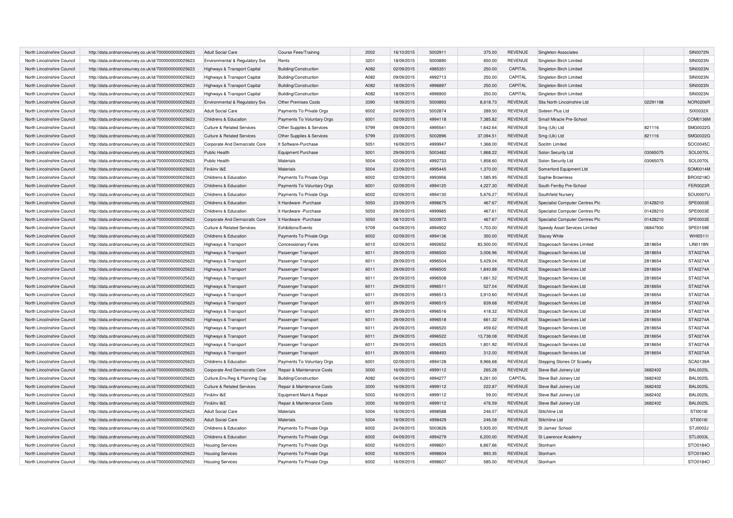| North Lincolnshire Council | http://data.ordnancesurvey.co.uk/id/7000000000025623 | Adult Social Care | Course Fees/Training | 2002 | 16/10/2015 | 5002911 | 375.00 | REVENUE | Singleton Associates | | SIN0072N |
|---|---|---|---|---|---|---|---|---|---|---|---|
| North Lincolnshire Council | http://data.ordnancesurvey.co.uk/id/7000000000025623 | Environmental & Regulatory Svs | Rents | 3201 | 18/09/2015 | 5000890 | 650.00 | REVENUE | Singleton Birch Limited | | SIN0023N |
| North Lincolnshire Council | http://data.ordnancesurvey.co.uk/id/7000000000025623 | Highways & Transport Capital | Building/Construction | A082 | 02/09/2015 | 4985351 | 250.00 | CAPITAL | Singleton Birch Limited | | SIN0023N |
| North Lincolnshire Council | http://data.ordnancesurvey.co.uk/id/7000000000025623 | Highways & Transport Capital | Building/Construction | A082 | 09/09/2015 | 4992713 | 250.00 | CAPITAL | Singleton Birch Limited | | SIN0023N |
| North Lincolnshire Council | http://data.ordnancesurvey.co.uk/id/7000000000025623 | Highways & Transport Capital | Building/Construction | A082 | 18/09/2015 | 4996897 | 250.00 | CAPITAL | Singleton Birch Limited | | SIN0023N |
| North Lincolnshire Council | http://data.ordnancesurvey.co.uk/id/7000000000025623 | Highways & Transport Capital | Building/Construction | A082 | 18/09/2015 | 4996900 | 250.00 | CAPITAL | Singleton Birch Limited | | SIN0023N |
| North Lincolnshire Council | http://data.ordnancesurvey.co.uk/id/7000000000025623 | Environmental & Regulatory Svs | Other Premises Costs | 3390 | 18/09/2015 | 5000893 | 8,618.73 | REVENUE | Sita North Lincolnshire Ltd | 02291198 | NOR0206R |
| North Lincolnshire Council | http://data.ordnancesurvey.co.uk/id/7000000000025623 | Adult Social Care | Payments To Private Orgs | 6002 | 24/09/2015 | 5002874 | 289.50 | REVENUE | Sixteen Plus Ltd | | SIX0032X |
| North Lincolnshire Council | http://data.ordnancesurvey.co.uk/id/7000000000025623 | Childrens & Education | Payments To Voluntary Orgs | 6001 | 02/09/2015 | 4994118 | 7,385.82 | REVENUE | Small Miracle Pre-School | | COM0136M |
| North Lincolnshire Council | http://data.ordnancesurvey.co.uk/id/7000000000025623 | Culture & Related Services | Other Supplies & Services | 5799 | 09/09/2015 | 4995541 | 1,642.64 | REVENUE | Smg (Uk) Ltd | 821116 | SMG0022G |
| North Lincolnshire Council | http://data.ordnancesurvey.co.uk/id/7000000000025623 | Culture & Related Services | Other Supplies & Services | 5799 | 23/09/2015 | 5002896 | 37,094.51 | REVENUE | Smg (Uk) Ltd | 821116 | SMG0022G |
| North Lincolnshire Council | http://data.ordnancesurvey.co.uk/id/7000000000025623 | Corporate And Democratic Core | It Software-Purchase | 5051 | 16/09/2015 | 4999947 | 1,368.00 | REVENUE | Socitm Limited | | SOC0045C |
| North Lincolnshire Council | http://data.ordnancesurvey.co.uk/id/7000000000025623 | Public Health | Equipment Purchase | 5001 | 29/09/2015 | 5003482 | 1,868.22 | REVENUE | Solon Security Ltd | 03065075 | SOL0070L |
| North Lincolnshire Council | http://data.ordnancesurvey.co.uk/id/7000000000025623 | Public Health | Materials | 5004 | 02/09/2015 | 4992733 | 1,858.60 | REVENUE | Solon Security Ltd | 03065075 | SOL0070L |
| North Lincolnshire Council | http://data.ordnancesurvey.co.uk/id/7000000000025623 | Fin&Inv I&E | Materials | 5004 | 23/09/2015 | 4995445 | 1,370.00 | REVENUE | Somerford Equipment Ltd | | SOM0014M |
| North Lincolnshire Council | http://data.ordnancesurvey.co.uk/id/7000000000025623 | Childrens & Education | Payments To Private Orgs | 6002 | 02/09/2015 | 4993956 | 1,585.95 | REVENUE | Sophie Brownless | | BRO0218O |
| North Lincolnshire Council | http://data.ordnancesurvey.co.uk/id/7000000000025623 | Childrens & Education | Payments To Voluntary Orgs | 6001 | 02/09/2015 | 4994120 | 4,227.30 | REVENUE | South Ferriby Pre-School | | FER0023R |
| North Lincolnshire Council | http://data.ordnancesurvey.co.uk/id/7000000000025623 | Childrens & Education | Payments To Private Orgs | 6002 | 02/09/2015 | 4994130 | 5,676.27 | REVENUE | Southfield Nursery | | SOU0007U |
| North Lincolnshire Council | http://data.ordnancesurvey.co.uk/id/7000000000025623 | Childrens & Education | It Hardware -Purchase | 5050 | 23/09/2015 | 4996675 | 467.67 | REVENUE | Specialist Computer Centres Plc | 01428210 | SPE0003E |
| North Lincolnshire Council | http://data.ordnancesurvey.co.uk/id/7000000000025623 | Childrens & Education | It Hardware -Purchase | 5050 | 29/09/2015 | 4999985 | 467.61 | REVENUE | Specialist Computer Centres Plc | 01428210 | SPE0003E |
| North Lincolnshire Council | http://data.ordnancesurvey.co.uk/id/7000000000025623 | Corporate And Democratic Core | It Hardware -Purchase | 5050 | 08/10/2015 | 5000972 | 467.67 | REVENUE | Specialist Computer Centres Plc | 01428210 | SPE0003E |
| North Lincolnshire Council | http://data.ordnancesurvey.co.uk/id/7000000000025623 | Culture & Related Services | Exhibitions/Events | 5709 | 04/09/2015 | 4994902 | 1,703.00 | REVENUE | Speedy Asset Services Limited | 06847930 | SPE0159E |
| North Lincolnshire Council | http://data.ordnancesurvey.co.uk/id/7000000000025623 | Childrens & Education | Payments To Private Orgs | 6002 | 02/09/2015 | 4994136 | 350.00 | REVENUE | Stacey White | | WHI0511I |
| North Lincolnshire Council | http://data.ordnancesurvey.co.uk/id/7000000000025623 | Highways & Transport | Concessionary Fares | 6010 | 02/09/2015 | 4992652 | 83,500.00 | REVENUE | Stagecoach Services Limited | 2818654 | LIN0118N |
| North Lincolnshire Council | http://data.ordnancesurvey.co.uk/id/7000000000025623 | Highways & Transport | Passenger Transport | 6011 | 29/09/2015 | 4996500 | 3,006.96 | REVENUE | Stagecoach Services Ltd | 2818654 | STA0274A |
| North Lincolnshire Council | http://data.ordnancesurvey.co.uk/id/7000000000025623 | Highways & Transport | Passenger Transport | 6011 | 29/09/2015 | 4996504 | 5,429.04 | REVENUE | Stagecoach Services Ltd | 2818654 | STA0274A |
| North Lincolnshire Council | http://data.ordnancesurvey.co.uk/id/7000000000025623 | Highways & Transport | Passenger Transport | 6011 | 29/09/2015 | 4996505 | 1,840.88 | REVENUE | Stagecoach Services Ltd | 2818654 | STA0274A |
| North Lincolnshire Council | http://data.ordnancesurvey.co.uk/id/7000000000025623 | Highways & Transport | Passenger Transport | 6011 | 29/09/2015 | 4996508 | 1,661.52 | REVENUE | Stagecoach Services Ltd | 2818654 | STA0274A |
| North Lincolnshire Council | http://data.ordnancesurvey.co.uk/id/7000000000025623 | Highways & Transport | Passenger Transport | 6011 | 29/09/2015 | 4996511 | 527.04 | REVENUE | Stagecoach Services Ltd | 2818654 | STA0274A |
| North Lincolnshire Council | http://data.ordnancesurvey.co.uk/id/7000000000025623 | Highways & Transport | Passenger Transport | 6011 | 29/09/2015 | 4996513 | 3,910.60 | REVENUE | Stagecoach Services Ltd | 2818654 | STA0274A |
| North Lincolnshire Council | http://data.ordnancesurvey.co.uk/id/7000000000025623 | Highways & Transport | Passenger Transport | 6011 | 29/09/2015 | 4996515 | 839.68 | REVENUE | Stagecoach Services Ltd | 2818654 | STA0274A |
| North Lincolnshire Council | http://data.ordnancesurvey.co.uk/id/7000000000025623 | Highways & Transport | Passenger Transport | 6011 | 29/09/2015 | 4996516 | 418.32 | REVENUE | Stagecoach Services Ltd | 2818654 | STA0274A |
| North Lincolnshire Council | http://data.ordnancesurvey.co.uk/id/7000000000025623 | Highways & Transport | Passenger Transport | 6011 | 29/09/2015 | 4996518 | 661.32 | REVENUE | Stagecoach Services Ltd | 2818654 | STA0274A |
| North Lincolnshire Council | http://data.ordnancesurvey.co.uk/id/7000000000025623 | Highways & Transport | Passenger Transport | 6011 | 29/09/2015 | 4996520 | 459.62 | REVENUE | Stagecoach Services Ltd | 2818654 | STA0274A |
| North Lincolnshire Council | http://data.ordnancesurvey.co.uk/id/7000000000025623 | Highways & Transport | Passenger Transport | 6011 | 29/09/2015 | 4996522 | 13,738.08 | REVENUE | Stagecoach Services Ltd | 2818654 | STA0274A |
| North Lincolnshire Council | http://data.ordnancesurvey.co.uk/id/7000000000025623 | Highways & Transport | Passenger Transport | 6011 | 29/09/2015 | 4996525 | 1,801.92 | REVENUE | Stagecoach Services Ltd | 2818654 | STA0274A |
| North Lincolnshire Council | http://data.ordnancesurvey.co.uk/id/7000000000025623 | Highways & Transport | Passenger Transport | 6011 | 29/09/2015 | 4998493 | 312.00 | REVENUE | Stagecoach Services Ltd | 2818654 | STA0274A |
| North Lincolnshire Council | http://data.ordnancesurvey.co.uk/id/7000000000025623 | Childrens & Education | Payments To Voluntary Orgs | 6001 | 02/09/2015 | 4994128 | 9,966.68 | REVENUE | Stepping Stones Of Scawby | | SCA0139A |
| North Lincolnshire Council | http://data.ordnancesurvey.co.uk/id/7000000000025623 | Corporate And Democratic Core | Repair & Maintenance Costs | 3000 | 16/09/2015 | 4999112 | 265.28 | REVENUE | Steve Ball Joinery Ltd | 3682402 | BAL0025L |
| North Lincolnshire Council | http://data.ordnancesurvey.co.uk/id/7000000000025623 | Culture,Env,Reg & Planning Cap | Building/Construction | A082 | 04/09/2015 | 4994277 | 6,261.00 | CAPITAL | Steve Ball Joinery Ltd | 3682402 | BAL0025L |
| North Lincolnshire Council | http://data.ordnancesurvey.co.uk/id/7000000000025623 | Culture & Related Services | Repair & Maintenance Costs | 3000 | 16/09/2015 | 4999112 | 222.87 | REVENUE | Steve Ball Joinery Ltd | 3682402 | BAL0025L |
| North Lincolnshire Council | http://data.ordnancesurvey.co.uk/id/7000000000025623 | Fin&Inv I&E | Equipment Maint.& Repair | 5003 | 16/09/2015 | 4999112 | 59.00 | REVENUE | Steve Ball Joinery Ltd | 3682402 | BAL0025L |
| North Lincolnshire Council | http://data.ordnancesurvey.co.uk/id/7000000000025623 | Fin&Inv I&E | Repair & Maintenance Costs | 3000 | 16/09/2015 | 4999112 | 476.59 | REVENUE | Steve Ball Joinery Ltd | 3682402 | BAL0025L |
| North Lincolnshire Council | http://data.ordnancesurvey.co.uk/id/7000000000025623 | Adult Social Care | Materials | 5004 | 16/09/2015 | 4998588 | 246.07 | REVENUE | Stitchline Ltd | | STI0016I |
| North Lincolnshire Council | http://data.ordnancesurvey.co.uk/id/7000000000025623 | Adult Social Care | Materials | 5004 | 18/09/2015 | 4998429 | 246.08 | REVENUE | Stitchline Ltd | | STI0016I |
| North Lincolnshire Council | http://data.ordnancesurvey.co.uk/id/7000000000025623 | Childrens & Education | Payments To Private Orgs | 6002 | 24/09/2015 | 5003626 | 5,935.00 | REVENUE | St James' School | | STJ0002J |
| North Lincolnshire Council | http://data.ordnancesurvey.co.uk/id/7000000000025623 | Childrens & Education | Payments To Private Orgs | 6002 | 04/09/2015 | 4994279 | 6,200.00 | REVENUE | St Lawrence Academy | | STL0003L |
| North Lincolnshire Council | http://data.ordnancesurvey.co.uk/id/7000000000025623 | Housing Services | Payments To Private Orgs | 6002 | 16/09/2015 | 4998601 | 6,867.66 | REVENUE | Stonham | | STO0184O |
| North Lincolnshire Council | http://data.ordnancesurvey.co.uk/id/7000000000025623 | Housing Services | Payments To Private Orgs | 6002 | 16/09/2015 | 4998604 | 893.35 | REVENUE | Stonham | | STO0184O |
| North Lincolnshire Council | http://data.ordnancesurvey.co.uk/id/7000000000025623 | Housing Services | Payments To Private Orgs | 6002 | 16/09/2015 | 4998607 | 585.00 | REVENUE | Stonham | | STO0184O |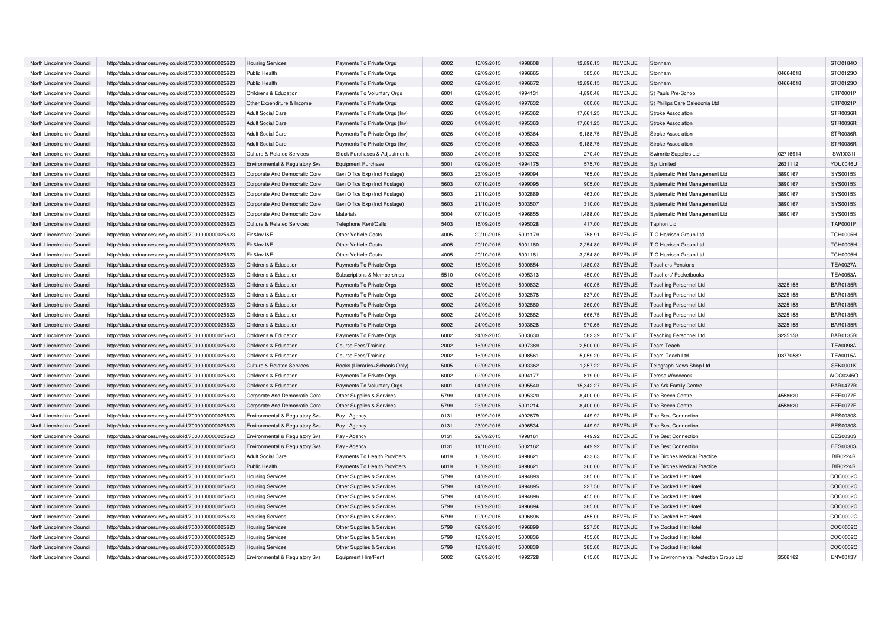| North Lincolnshire Council | http://data.ordnancesurvey.co.uk/id/7000000000025623 | Housing Services | Payments To Private Orgs | 6002 | 16/09/2015 | 4998608 | 12,896.15 | REVENUE | Stonham | | STO0184O |
|---|---|---|---|---|---|---|---|---|---|---|---|
| North Lincolnshire Council | http://data.ordnancesurvey.co.uk/id/7000000000025623 | Public Health | Payments To Private Orgs | 6002 | 09/09/2015 | 4996665 | 585.00 | REVENUE | Stonham | 04664018 | STO0123O |
| North Lincolnshire Council | http://data.ordnancesurvey.co.uk/id/7000000000025623 | Public Health | Payments To Private Orgs | 6002 | 09/09/2015 | 4996672 | 12,896.15 | REVENUE | Stonham | 04664018 | STO0123O |
| North Lincolnshire Council | http://data.ordnancesurvey.co.uk/id/7000000000025623 | Childrens & Education | Payments To Voluntary Orgs | 6001 | 02/09/2015 | 4994131 | 4,890.48 | REVENUE | St Pauls Pre-School | | STP0001P |
| North Lincolnshire Council | http://data.ordnancesurvey.co.uk/id/7000000000025623 | Other Expenditure & Income | Payments To Private Orgs | 6002 | 09/09/2015 | 4997632 | 600.00 | REVENUE | St Phillips Care Caledonia Ltd | | STP0021P |
| North Lincolnshire Council | http://data.ordnancesurvey.co.uk/id/7000000000025623 | Adult Social Care | Payments To Private Orgs (Inv) | 6026 | 04/09/2015 | 4995362 | 17,061.25 | REVENUE | Stroke Association | | STR0036R |
| North Lincolnshire Council | http://data.ordnancesurvey.co.uk/id/7000000000025623 | Adult Social Care | Payments To Private Orgs (Inv) | 6026 | 04/09/2015 | 4995363 | 17,061.25 | REVENUE | Stroke Association | | STR0036R |
| North Lincolnshire Council | http://data.ordnancesurvey.co.uk/id/7000000000025623 | Adult Social Care | Payments To Private Orgs (Inv) | 6026 | 04/09/2015 | 4995364 | 9,188.75 | REVENUE | Stroke Association | | STR0036R |
| North Lincolnshire Council | http://data.ordnancesurvey.co.uk/id/7000000000025623 | Adult Social Care | Payments To Private Orgs (Inv) | 6026 | 09/09/2015 | 4995833 | 9,188.75 | REVENUE | Stroke Association | | STR0036R |
| North Lincolnshire Council | http://data.ordnancesurvey.co.uk/id/7000000000025623 | Culture & Related Services | Stock Purchases & Adjustments | 5030 | 24/09/2015 | 5002302 | 270.40 | REVENUE | Swimrite Supplies Ltd | 02716914 | SWI0031I |
| North Lincolnshire Council | http://data.ordnancesurvey.co.uk/id/7000000000025623 | Environmental & Regulatory Svs | Equipment Purchase | 5001 | 02/09/2015 | 4994175 | 575.70 | REVENUE | Syr Limited | 2631112 | YOU0046U |
| North Lincolnshire Council | http://data.ordnancesurvey.co.uk/id/7000000000025623 | Corporate And Democratic Core | Gen Office Exp (Incl Postage) | 5603 | 23/09/2015 | 4999094 | 765.00 | REVENUE | Systematic Print Management Ltd | 3890167 | SYS0015S |
| North Lincolnshire Council | http://data.ordnancesurvey.co.uk/id/7000000000025623 | Corporate And Democratic Core | Gen Office Exp (Incl Postage) | 5603 | 07/10/2015 | 4999095 | 905.00 | REVENUE | Systematic Print Management Ltd | 3890167 | SYS0015S |
| North Lincolnshire Council | http://data.ordnancesurvey.co.uk/id/7000000000025623 | Corporate And Democratic Core | Gen Office Exp (Incl Postage) | 5603 | 21/10/2015 | 5002889 | 463.00 | REVENUE | Systematic Print Management Ltd | 3890167 | SYS0015S |
| North Lincolnshire Council | http://data.ordnancesurvey.co.uk/id/7000000000025623 | Corporate And Democratic Core | Gen Office Exp (Incl Postage) | 5603 | 21/10/2015 | 5003507 | 310.00 | REVENUE | Systematic Print Management Ltd | 3890167 | SYS0015S |
| North Lincolnshire Council | http://data.ordnancesurvey.co.uk/id/7000000000025623 | Corporate And Democratic Core | Materials | 5004 | 07/10/2015 | 4996855 | 1,488.00 | REVENUE | Systematic Print Management Ltd | 3890167 | SYS0015S |
| North Lincolnshire Council | http://data.ordnancesurvey.co.uk/id/7000000000025623 | Culture & Related Services | Telephone Rent/Calls | 5403 | 16/09/2015 | 4995028 | 417.00 | REVENUE | Taphon Ltd | | TAP0001P |
| North Lincolnshire Council | http://data.ordnancesurvey.co.uk/id/7000000000025623 | Fin&Inv I&E | Other Vehicle Costs | 4005 | 20/10/2015 | 5001179 | 758.91 | REVENUE | T C Harrison Group Ltd | | TCH0005H |
| North Lincolnshire Council | http://data.ordnancesurvey.co.uk/id/7000000000025623 | Fin&Inv I&E | Other Vehicle Costs | 4005 | 20/10/2015 | 5001180 | -2,254.80 | REVENUE | T C Harrison Group Ltd | | TCH0005H |
| North Lincolnshire Council | http://data.ordnancesurvey.co.uk/id/7000000000025623 | Fin&Inv I&E | Other Vehicle Costs | 4005 | 20/10/2015 | 5001181 | 3,254.80 | REVENUE | T C Harrison Group Ltd | | TCH0005H |
| North Lincolnshire Council | http://data.ordnancesurvey.co.uk/id/7000000000025623 | Childrens & Education | Payments To Private Orgs | 6002 | 18/09/2015 | 5000854 | 1,480.03 | REVENUE | Teachers Pensions | | TEA0027A |
| North Lincolnshire Council | http://data.ordnancesurvey.co.uk/id/7000000000025623 | Childrens & Education | Subscriptions & Memberships | 5510 | 04/09/2015 | 4995313 | 450.00 | REVENUE | Teachers' Pocketbooks | | TEA0053A |
| North Lincolnshire Council | http://data.ordnancesurvey.co.uk/id/7000000000025623 | Childrens & Education | Payments To Private Orgs | 6002 | 18/09/2015 | 5000832 | 400.05 | REVENUE | Teaching Personnel Ltd | 3225158 | BAR0135R |
| North Lincolnshire Council | http://data.ordnancesurvey.co.uk/id/7000000000025623 | Childrens & Education | Payments To Private Orgs | 6002 | 24/09/2015 | 5002878 | 837.00 | REVENUE | Teaching Personnel Ltd | 3225158 | BAR0135R |
| North Lincolnshire Council | http://data.ordnancesurvey.co.uk/id/7000000000025623 | Childrens & Education | Payments To Private Orgs | 6002 | 24/09/2015 | 5002880 | 360.00 | REVENUE | Teaching Personnel Ltd | 3225158 | BAR0135R |
| North Lincolnshire Council | http://data.ordnancesurvey.co.uk/id/7000000000025623 | Childrens & Education | Payments To Private Orgs | 6002 | 24/09/2015 | 5002882 | 666.75 | REVENUE | Teaching Personnel Ltd | 3225158 | BAR0135R |
| North Lincolnshire Council | http://data.ordnancesurvey.co.uk/id/7000000000025623 | Childrens & Education | Payments To Private Orgs | 6002 | 24/09/2015 | 5003628 | 970.65 | REVENUE | Teaching Personnel Ltd | 3225158 | BAR0135R |
| North Lincolnshire Council | http://data.ordnancesurvey.co.uk/id/7000000000025623 | Childrens & Education | Payments To Private Orgs | 6002 | 24/09/2015 | 5003630 | 582.39 | REVENUE | Teaching Personnel Ltd | 3225158 | BAR0135R |
| North Lincolnshire Council | http://data.ordnancesurvey.co.uk/id/7000000000025623 | Childrens & Education | Course Fees/Training | 2002 | 16/09/2015 | 4997389 | 2,500.00 | REVENUE | Team Teach | | TEA0098A |
| North Lincolnshire Council | http://data.ordnancesurvey.co.uk/id/7000000000025623 | Childrens & Education | Course Fees/Training | 2002 | 16/09/2015 | 4998561 | 5,059.20 | REVENUE | Team-Teach Ltd | 03770582 | TEA0015A |
| North Lincolnshire Council | http://data.ordnancesurvey.co.uk/id/7000000000025623 | Culture & Related Services | Books (Libraries+Schools Only) | 5005 | 02/09/2015 | 4993362 | 1,257.22 | REVENUE | Telegraph News Shop Ltd | | SEK0001K |
| North Lincolnshire Council | http://data.ordnancesurvey.co.uk/id/7000000000025623 | Childrens & Education | Payments To Private Orgs | 6002 | 02/09/2015 | 4994177 | 819.00 | REVENUE | Teresa Woodcock | | WOO0245O |
| North Lincolnshire Council | http://data.ordnancesurvey.co.uk/id/7000000000025623 | Childrens & Education | Payments To Voluntary Orgs | 6001 | 04/09/2015 | 4995540 | 15,342.27 | REVENUE | The Ark Family Centre | | PAR0477R |
| North Lincolnshire Council | http://data.ordnancesurvey.co.uk/id/7000000000025623 | Corporate And Democratic Core | Other Supplies & Services | 5799 | 04/09/2015 | 4995320 | 8,400.00 | REVENUE | The Beech Centre | 4558620 | BEE0077E |
| North Lincolnshire Council | http://data.ordnancesurvey.co.uk/id/7000000000025623 | Corporate And Democratic Core | Other Supplies & Services | 5799 | 23/09/2015 | 5001214 | 8,400.00 | REVENUE | The Beech Centre | 4558620 | BEE0077E |
| North Lincolnshire Council | http://data.ordnancesurvey.co.uk/id/7000000000025623 | Environmental & Regulatory Svs | Pay - Agency | 0131 | 16/09/2015 | 4992679 | 449.92 | REVENUE | The Best Connection | | BES0030S |
| North Lincolnshire Council | http://data.ordnancesurvey.co.uk/id/7000000000025623 | Environmental & Regulatory Svs | Pay - Agency | 0131 | 23/09/2015 | 4996534 | 449.92 | REVENUE | The Best Connection | | BES0030S |
| North Lincolnshire Council | http://data.ordnancesurvey.co.uk/id/7000000000025623 | Environmental & Regulatory Svs | Pay - Agency | 0131 | 29/09/2015 | 4998161 | 449.92 | REVENUE | The Best Connection | | BES0030S |
| North Lincolnshire Council | http://data.ordnancesurvey.co.uk/id/7000000000025623 | Environmental & Regulatory Svs | Pay - Agency | 0131 | 11/10/2015 | 5002162 | 449.92 | REVENUE | The Best Connection | | BES0030S |
| North Lincolnshire Council | http://data.ordnancesurvey.co.uk/id/7000000000025623 | Adult Social Care | Payments To Health Providers | 6019 | 16/09/2015 | 4998621 | 433.63 | REVENUE | The Birches Medical Practice | | BIR0224R |
| North Lincolnshire Council | http://data.ordnancesurvey.co.uk/id/7000000000025623 | Public Health | Payments To Health Providers | 6019 | 16/09/2015 | 4998621 | 360.00 | REVENUE | The Birches Medical Practice | | BIR0224R |
| North Lincolnshire Council | http://data.ordnancesurvey.co.uk/id/7000000000025623 | Housing Services | Other Supplies & Services | 5799 | 04/09/2015 | 4994893 | 385.00 | REVENUE | The Cocked Hat Hotel | | COC0002C |
| North Lincolnshire Council | http://data.ordnancesurvey.co.uk/id/7000000000025623 | Housing Services | Other Supplies & Services | 5799 | 04/09/2015 | 4994895 | 227.50 | REVENUE | The Cocked Hat Hotel | | COC0002C |
| North Lincolnshire Council | http://data.ordnancesurvey.co.uk/id/7000000000025623 | Housing Services | Other Supplies & Services | 5799 | 04/09/2015 | 4994896 | 455.00 | REVENUE | The Cocked Hat Hotel | | COC0002C |
| North Lincolnshire Council | http://data.ordnancesurvey.co.uk/id/7000000000025623 | Housing Services | Other Supplies & Services | 5799 | 09/09/2015 | 4996894 | 385.00 | REVENUE | The Cocked Hat Hotel | | COC0002C |
| North Lincolnshire Council | http://data.ordnancesurvey.co.uk/id/7000000000025623 | Housing Services | Other Supplies & Services | 5799 | 09/09/2015 | 4996896 | 455.00 | REVENUE | The Cocked Hat Hotel | | COC0002C |
| North Lincolnshire Council | http://data.ordnancesurvey.co.uk/id/7000000000025623 | Housing Services | Other Supplies & Services | 5799 | 09/09/2015 | 4996899 | 227.50 | REVENUE | The Cocked Hat Hotel | | COC0002C |
| North Lincolnshire Council | http://data.ordnancesurvey.co.uk/id/7000000000025623 | Housing Services | Other Supplies & Services | 5799 | 18/09/2015 | 5000836 | 455.00 | REVENUE | The Cocked Hat Hotel | | COC0002C |
| North Lincolnshire Council | http://data.ordnancesurvey.co.uk/id/7000000000025623 | Housing Services | Other Supplies & Services | 5799 | 18/09/2015 | 5000839 | 385.00 | REVENUE | The Cocked Hat Hotel | | COC0002C |
| North Lincolnshire Council | http://data.ordnancesurvey.co.uk/id/7000000000025623 | Environmental & Regulatory Svs | Equipment Hire/Rent | 5002 | 02/09/2015 | 4992728 | 615.00 | REVENUE | The Environmental Protection Group Ltd | 3506162 | ENV0013V |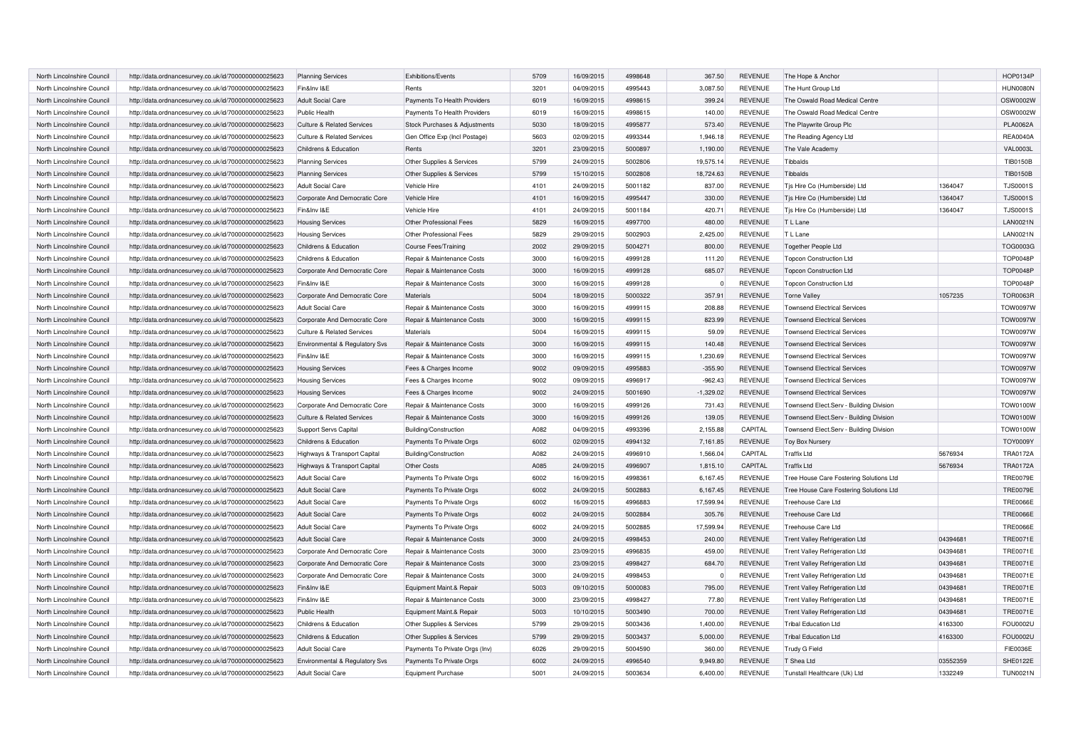| | | | | | | | | | | | |
|---|---|---|---|---|---|---|---|---|---|---|---|
| North Lincolnshire Council | http://data.ordnancesurvey.co.uk/id/7000000000025623 | Planning Services | Exhibitions/Events | 5709 | 16/09/2015 | 4998648 | 367.50 | REVENUE | The Hope & Anchor | | HOP0134P |
| North Lincolnshire Council | http://data.ordnancesurvey.co.uk/id/7000000000025623 | Fin&Inv I&E | Rents | 3201 | 04/09/2015 | 4995443 | 3,087.50 | REVENUE | The Hunt Group Ltd | | HUN0080N |
| North Lincolnshire Council | http://data.ordnancesurvey.co.uk/id/7000000000025623 | Adult Social Care | Payments To Health Providers | 6019 | 16/09/2015 | 4998615 | 399.24 | REVENUE | The Oswald Road Medical Centre | | OSW0002W |
| North Lincolnshire Council | http://data.ordnancesurvey.co.uk/id/7000000000025623 | Public Health | Payments To Health Providers | 6019 | 16/09/2015 | 4998615 | 140.00 | REVENUE | The Oswald Road Medical Centre | | OSW0002W |
| North Lincolnshire Council | http://data.ordnancesurvey.co.uk/id/7000000000025623 | Culture & Related Services | Stock Purchases & Adjustments | 5030 | 18/09/2015 | 4995877 | 573.40 | REVENUE | The Playwrite Group Plc | | PLA0062A |
| North Lincolnshire Council | http://data.ordnancesurvey.co.uk/id/7000000000025623 | Culture & Related Services | Gen Office Exp (Incl Postage) | 5603 | 02/09/2015 | 4993344 | 1,946.18 | REVENUE | The Reading Agency Ltd | | REA0040A |
| North Lincolnshire Council | http://data.ordnancesurvey.co.uk/id/7000000000025623 | Childrens & Education | Rents | 3201 | 23/09/2015 | 5000897 | 1,190.00 | REVENUE | The Vale Academy | | VAL0003L |
| North Lincolnshire Council | http://data.ordnancesurvey.co.uk/id/7000000000025623 | Planning Services | Other Supplies & Services | 5799 | 24/09/2015 | 5002806 | 19,575.14 | REVENUE | Tibbalds | | TIB0150B |
| North Lincolnshire Council | http://data.ordnancesurvey.co.uk/id/7000000000025623 | Planning Services | Other Supplies & Services | 5799 | 15/10/2015 | 5002808 | 18,724.63 | REVENUE | Tibbalds | | TIB0150B |
| North Lincolnshire Council | http://data.ordnancesurvey.co.uk/id/7000000000025623 | Adult Social Care | Vehicle Hire | 4101 | 24/09/2015 | 5001182 | 837.00 | REVENUE | Tjs Hire Co (Humberside) Ltd | 1364047 | TJS0001S |
| North Lincolnshire Council | http://data.ordnancesurvey.co.uk/id/7000000000025623 | Corporate And Democratic Core | Vehicle Hire | 4101 | 16/09/2015 | 4995447 | 330.00 | REVENUE | Tjs Hire Co (Humberside) Ltd | 1364047 | TJS0001S |
| North Lincolnshire Council | http://data.ordnancesurvey.co.uk/id/7000000000025623 | Fin&Inv I&E | Vehicle Hire | 4101 | 24/09/2015 | 5001184 | 420.71 | REVENUE | Tjs Hire Co (Humberside) Ltd | 1364047 | TJS0001S |
| North Lincolnshire Council | http://data.ordnancesurvey.co.uk/id/7000000000025623 | Housing Services | Other Professional Fees | 5829 | 16/09/2015 | 4997700 | 480.00 | REVENUE | T L Lane | | LAN0021N |
| North Lincolnshire Council | http://data.ordnancesurvey.co.uk/id/7000000000025623 | Housing Services | Other Professional Fees | 5829 | 29/09/2015 | 5002903 | 2,425.00 | REVENUE | T L Lane | | LAN0021N |
| North Lincolnshire Council | http://data.ordnancesurvey.co.uk/id/7000000000025623 | Childrens & Education | Course Fees/Training | 2002 | 29/09/2015 | 5004271 | 800.00 | REVENUE | Together People Ltd | | TOG0003G |
| North Lincolnshire Council | http://data.ordnancesurvey.co.uk/id/7000000000025623 | Childrens & Education | Repair & Maintenance Costs | 3000 | 16/09/2015 | 4999128 | 111.20 | REVENUE | Topcon Construction Ltd | | TOP0048P |
| North Lincolnshire Council | http://data.ordnancesurvey.co.uk/id/7000000000025623 | Corporate And Democratic Core | Repair & Maintenance Costs | 3000 | 16/09/2015 | 4999128 | 685.07 | REVENUE | Topcon Construction Ltd | | TOP0048P |
| North Lincolnshire Council | http://data.ordnancesurvey.co.uk/id/7000000000025623 | Fin&Inv I&E | Repair & Maintenance Costs | 3000 | 16/09/2015 | 4999128 | 0 | REVENUE | Topcon Construction Ltd | | TOP0048P |
| North Lincolnshire Council | http://data.ordnancesurvey.co.uk/id/7000000000025623 | Corporate And Democratic Core | Materials | 5004 | 18/09/2015 | 5000322 | 357.91 | REVENUE | Torne Valley | 1057235 | TOR0063R |
| North Lincolnshire Council | http://data.ordnancesurvey.co.uk/id/7000000000025623 | Adult Social Care | Repair & Maintenance Costs | 3000 | 16/09/2015 | 4999115 | 208.88 | REVENUE | Townsend Electrical Services | | TOW0097W |
| North Lincolnshire Council | http://data.ordnancesurvey.co.uk/id/7000000000025623 | Corporate And Democratic Core | Repair & Maintenance Costs | 3000 | 16/09/2015 | 4999115 | 823.99 | REVENUE | Townsend Electrical Services | | TOW0097W |
| North Lincolnshire Council | http://data.ordnancesurvey.co.uk/id/7000000000025623 | Culture & Related Services | Materials | 5004 | 16/09/2015 | 4999115 | 59.09 | REVENUE | Townsend Electrical Services | | TOW0097W |
| North Lincolnshire Council | http://data.ordnancesurvey.co.uk/id/7000000000025623 | Environmental & Regulatory Svs | Repair & Maintenance Costs | 3000 | 16/09/2015 | 4999115 | 140.48 | REVENUE | Townsend Electrical Services | | TOW0097W |
| North Lincolnshire Council | http://data.ordnancesurvey.co.uk/id/7000000000025623 | Fin&Inv I&E | Repair & Maintenance Costs | 3000 | 16/09/2015 | 4999115 | 1,230.69 | REVENUE | Townsend Electrical Services | | TOW0097W |
| North Lincolnshire Council | http://data.ordnancesurvey.co.uk/id/7000000000025623 | Housing Services | Fees & Charges Income | 9002 | 09/09/2015 | 4995883 | -355.90 | REVENUE | Townsend Electrical Services | | TOW0097W |
| North Lincolnshire Council | http://data.ordnancesurvey.co.uk/id/7000000000025623 | Housing Services | Fees & Charges Income | 9002 | 09/09/2015 | 4996917 | -962.43 | REVENUE | Townsend Electrical Services | | TOW0097W |
| North Lincolnshire Council | http://data.ordnancesurvey.co.uk/id/7000000000025623 | Housing Services | Fees & Charges Income | 9002 | 24/09/2015 | 5001690 | -1,329.02 | REVENUE | Townsend Electrical Services | | TOW0097W |
| North Lincolnshire Council | http://data.ordnancesurvey.co.uk/id/7000000000025623 | Corporate And Democratic Core | Repair & Maintenance Costs | 3000 | 16/09/2015 | 4999126 | 731.43 | REVENUE | Townsend Elect.Serv - Building Division | | TOW0100W |
| North Lincolnshire Council | http://data.ordnancesurvey.co.uk/id/7000000000025623 | Culture & Related Services | Repair & Maintenance Costs | 3000 | 16/09/2015 | 4999126 | 139.05 | REVENUE | Townsend Elect.Serv - Building Division | | TOW0100W |
| North Lincolnshire Council | http://data.ordnancesurvey.co.uk/id/7000000000025623 | Support Servs Capital | Building/Construction | A082 | 04/09/2015 | 4993396 | 2,155.88 | CAPITAL | Townsend Elect.Serv - Building Division | | TOW0100W |
| North Lincolnshire Council | http://data.ordnancesurvey.co.uk/id/7000000000025623 | Childrens & Education | Payments To Private Orgs | 6002 | 02/09/2015 | 4994132 | 7,161.85 | REVENUE | Toy Box Nursery | | TOY0009Y |
| North Lincolnshire Council | http://data.ordnancesurvey.co.uk/id/7000000000025623 | Highways & Transport Capital | Building/Construction | A082 | 24/09/2015 | 4996910 | 1,566.04 | CAPITAL | Traffix Ltd | 5676934 | TRA0172A |
| North Lincolnshire Council | http://data.ordnancesurvey.co.uk/id/7000000000025623 | Highways & Transport Capital | Other Costs | A085 | 24/09/2015 | 4996907 | 1,815.10 | CAPITAL | Traffix Ltd | 5676934 | TRA0172A |
| North Lincolnshire Council | http://data.ordnancesurvey.co.uk/id/7000000000025623 | Adult Social Care | Payments To Private Orgs | 6002 | 16/09/2015 | 4998361 | 6,167.45 | REVENUE | Tree House Care Fostering Solutions Ltd | | TRE0079E |
| North Lincolnshire Council | http://data.ordnancesurvey.co.uk/id/7000000000025623 | Adult Social Care | Payments To Private Orgs | 6002 | 24/09/2015 | 5002883 | 6,167.45 | REVENUE | Tree House Care Fostering Solutions Ltd | | TRE0079E |
| North Lincolnshire Council | http://data.ordnancesurvey.co.uk/id/7000000000025623 | Adult Social Care | Payments To Private Orgs | 6002 | 16/09/2015 | 4996883 | 17,599.94 | REVENUE | Treehouse Care Ltd | | TRE0066E |
| North Lincolnshire Council | http://data.ordnancesurvey.co.uk/id/7000000000025623 | Adult Social Care | Payments To Private Orgs | 6002 | 24/09/2015 | 5002884 | 305.76 | REVENUE | Treehouse Care Ltd | | TRE0066E |
| North Lincolnshire Council | http://data.ordnancesurvey.co.uk/id/7000000000025623 | Adult Social Care | Payments To Private Orgs | 6002 | 24/09/2015 | 5002885 | 17,599.94 | REVENUE | Treehouse Care Ltd | | TRE0066E |
| North Lincolnshire Council | http://data.ordnancesurvey.co.uk/id/7000000000025623 | Adult Social Care | Repair & Maintenance Costs | 3000 | 24/09/2015 | 4998453 | 240.00 | REVENUE | Trent Valley Refrigeration Ltd | 04394681 | TRE0071E |
| North Lincolnshire Council | http://data.ordnancesurvey.co.uk/id/7000000000025623 | Corporate And Democratic Core | Repair & Maintenance Costs | 3000 | 23/09/2015 | 4996835 | 459.00 | REVENUE | Trent Valley Refrigeration Ltd | 04394681 | TRE0071E |
| North Lincolnshire Council | http://data.ordnancesurvey.co.uk/id/7000000000025623 | Corporate And Democratic Core | Repair & Maintenance Costs | 3000 | 23/09/2015 | 4998427 | 684.70 | REVENUE | Trent Valley Refrigeration Ltd | 04394681 | TRE0071E |
| North Lincolnshire Council | http://data.ordnancesurvey.co.uk/id/7000000000025623 | Corporate And Democratic Core | Repair & Maintenance Costs | 3000 | 24/09/2015 | 4998453 | 0 | REVENUE | Trent Valley Refrigeration Ltd | 04394681 | TRE0071E |
| North Lincolnshire Council | http://data.ordnancesurvey.co.uk/id/7000000000025623 | Fin&Inv I&E | Equipment Maint.& Repair | 5003 | 09/10/2015 | 5000083 | 795.00 | REVENUE | Trent Valley Refrigeration Ltd | 04394681 | TRE0071E |
| North Lincolnshire Council | http://data.ordnancesurvey.co.uk/id/7000000000025623 | Fin&Inv I&E | Repair & Maintenance Costs | 3000 | 23/09/2015 | 4998427 | 77.80 | REVENUE | Trent Valley Refrigeration Ltd | 04394681 | TRE0071E |
| North Lincolnshire Council | http://data.ordnancesurvey.co.uk/id/7000000000025623 | Public Health | Equipment Maint.& Repair | 5003 | 10/10/2015 | 5003490 | 700.00 | REVENUE | Trent Valley Refrigeration Ltd | 04394681 | TRE0071E |
| North Lincolnshire Council | http://data.ordnancesurvey.co.uk/id/7000000000025623 | Childrens & Education | Other Supplies & Services | 5799 | 29/09/2015 | 5003436 | 1,400.00 | REVENUE | Tribal Education Ltd | 4163300 | FOU0002U |
| North Lincolnshire Council | http://data.ordnancesurvey.co.uk/id/7000000000025623 | Childrens & Education | Other Supplies & Services | 5799 | 29/09/2015 | 5003437 | 5,000.00 | REVENUE | Tribal Education Ltd | 4163300 | FOU0002U |
| North Lincolnshire Council | http://data.ordnancesurvey.co.uk/id/7000000000025623 | Adult Social Care | Payments To Private Orgs (Inv) | 6026 | 29/09/2015 | 5004590 | 360.00 | REVENUE | Trudy G Field | | FIE0036E |
| North Lincolnshire Council | http://data.ordnancesurvey.co.uk/id/7000000000025623 | Environmental & Regulatory Svs | Payments To Private Orgs | 6002 | 24/09/2015 | 4996540 | 9,949.80 | REVENUE | T Shea Ltd | 03552359 | SHE0122E |
| North Lincolnshire Council | http://data.ordnancesurvey.co.uk/id/7000000000025623 | Adult Social Care | Equipment Purchase | 5001 | 24/09/2015 | 5003634 | 6,400.00 | REVENUE | Tunstall Healthcare (Uk) Ltd | 1332249 | TUN0021N |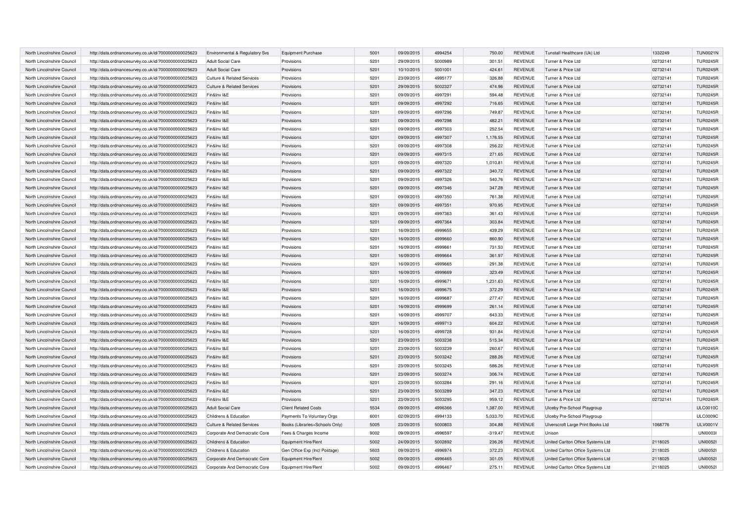| North Lincolnshire Council | http://data.ordnancesurvey.co.uk/id/7000000000025623 | Environmental & Regulatory Svs | Equipment Purchase | 5001 | 09/09/2015 | 4994254 | 750.00 | REVENUE | Tunstall Healthcare (Uk) Ltd | 1332249 | TUN0021N |
|---|---|---|---|---|---|---|---|---|---|---|---|
| North Lincolnshire Council | http://data.ordnancesurvey.co.uk/id/7000000000025623 | Adult Social Care | Provisions | 5201 | 29/09/2015 | 5000989 | 301.51 | REVENUE | Turner & Price Ltd | 02732141 | TUR0245R |
| North Lincolnshire Council | http://data.ordnancesurvey.co.uk/id/7000000000025623 | Adult Social Care | Provisions | 5201 | 10/10/2015 | 5001001 | 424.61 | REVENUE | Turner & Price Ltd | 02732141 | TUR0245R |
| North Lincolnshire Council | http://data.ordnancesurvey.co.uk/id/7000000000025623 | Culture & Related Services | Provisions | 5201 | 23/09/2015 | 4995177 | 326.88 | REVENUE | Turner & Price Ltd | 02732141 | TUR0245R |
| North Lincolnshire Council | http://data.ordnancesurvey.co.uk/id/7000000000025623 | Culture & Related Services | Provisions | 5201 | 29/09/2015 | 5002327 | 474.96 | REVENUE | Turner & Price Ltd | 02732141 | TUR0245R |
| North Lincolnshire Council | http://data.ordnancesurvey.co.uk/id/7000000000025623 | Fin&Inv I&E | Provisions | 5201 | 09/09/2015 | 4997291 | 594.48 | REVENUE | Turner & Price Ltd | 02732141 | TUR0245R |
| North Lincolnshire Council | http://data.ordnancesurvey.co.uk/id/7000000000025623 | Fin&Inv I&E | Provisions | 5201 | 09/09/2015 | 4997292 | 716.65 | REVENUE | Turner & Price Ltd | 02732141 | TUR0245R |
| North Lincolnshire Council | http://data.ordnancesurvey.co.uk/id/7000000000025623 | Fin&Inv I&E | Provisions | 5201 | 09/09/2015 | 4997296 | 749.87 | REVENUE | Turner & Price Ltd | 02732141 | TUR0245R |
| North Lincolnshire Council | http://data.ordnancesurvey.co.uk/id/7000000000025623 | Fin&Inv I&E | Provisions | 5201 | 09/09/2015 | 4997298 | 482.21 | REVENUE | Turner & Price Ltd | 02732141 | TUR0245R |
| North Lincolnshire Council | http://data.ordnancesurvey.co.uk/id/7000000000025623 | Fin&Inv I&E | Provisions | 5201 | 09/09/2015 | 4997303 | 252.54 | REVENUE | Turner & Price Ltd | 02732141 | TUR0245R |
| North Lincolnshire Council | http://data.ordnancesurvey.co.uk/id/7000000000025623 | Fin&Inv I&E | Provisions | 5201 | 09/09/2015 | 4997307 | 1,176.55 | REVENUE | Turner & Price Ltd | 02732141 | TUR0245R |
| North Lincolnshire Council | http://data.ordnancesurvey.co.uk/id/7000000000025623 | Fin&Inv I&E | Provisions | 5201 | 09/09/2015 | 4997308 | 256.22 | REVENUE | Turner & Price Ltd | 02732141 | TUR0245R |
| North Lincolnshire Council | http://data.ordnancesurvey.co.uk/id/7000000000025623 | Fin&Inv I&E | Provisions | 5201 | 09/09/2015 | 4997315 | 271.65 | REVENUE | Turner & Price Ltd | 02732141 | TUR0245R |
| North Lincolnshire Council | http://data.ordnancesurvey.co.uk/id/7000000000025623 | Fin&Inv I&E | Provisions | 5201 | 09/09/2015 | 4997320 | 1,010.81 | REVENUE | Turner & Price Ltd | 02732141 | TUR0245R |
| North Lincolnshire Council | http://data.ordnancesurvey.co.uk/id/7000000000025623 | Fin&Inv I&E | Provisions | 5201 | 09/09/2015 | 4997322 | 340.72 | REVENUE | Turner & Price Ltd | 02732141 | TUR0245R |
| North Lincolnshire Council | http://data.ordnancesurvey.co.uk/id/7000000000025623 | Fin&Inv I&E | Provisions | 5201 | 09/09/2015 | 4997326 | 540.76 | REVENUE | Turner & Price Ltd | 02732141 | TUR0245R |
| North Lincolnshire Council | http://data.ordnancesurvey.co.uk/id/7000000000025623 | Fin&Inv I&E | Provisions | 5201 | 09/09/2015 | 4997346 | 347.28 | REVENUE | Turner & Price Ltd | 02732141 | TUR0245R |
| North Lincolnshire Council | http://data.ordnancesurvey.co.uk/id/7000000000025623 | Fin&Inv I&E | Provisions | 5201 | 09/09/2015 | 4997350 | 761.38 | REVENUE | Turner & Price Ltd | 02732141 | TUR0245R |
| North Lincolnshire Council | http://data.ordnancesurvey.co.uk/id/7000000000025623 | Fin&Inv I&E | Provisions | 5201 | 09/09/2015 | 4997351 | 970.95 | REVENUE | Turner & Price Ltd | 02732141 | TUR0245R |
| North Lincolnshire Council | http://data.ordnancesurvey.co.uk/id/7000000000025623 | Fin&Inv I&E | Provisions | 5201 | 09/09/2015 | 4997363 | 361.43 | REVENUE | Turner & Price Ltd | 02732141 | TUR0245R |
| North Lincolnshire Council | http://data.ordnancesurvey.co.uk/id/7000000000025623 | Fin&Inv I&E | Provisions | 5201 | 09/09/2015 | 4997364 | 303.84 | REVENUE | Turner & Price Ltd | 02732141 | TUR0245R |
| North Lincolnshire Council | http://data.ordnancesurvey.co.uk/id/7000000000025623 | Fin&Inv I&E | Provisions | 5201 | 16/09/2015 | 4999655 | 439.29 | REVENUE | Turner & Price Ltd | 02732141 | TUR0245R |
| North Lincolnshire Council | http://data.ordnancesurvey.co.uk/id/7000000000025623 | Fin&Inv I&E | Provisions | 5201 | 16/09/2015 | 4999660 | 860.90 | REVENUE | Turner & Price Ltd | 02732141 | TUR0245R |
| North Lincolnshire Council | http://data.ordnancesurvey.co.uk/id/7000000000025623 | Fin&Inv I&E | Provisions | 5201 | 16/09/2015 | 4999661 | 731.53 | REVENUE | Turner & Price Ltd | 02732141 | TUR0245R |
| North Lincolnshire Council | http://data.ordnancesurvey.co.uk/id/7000000000025623 | Fin&Inv I&E | Provisions | 5201 | 16/09/2015 | 4999664 | 361.97 | REVENUE | Turner & Price Ltd | 02732141 | TUR0245R |
| North Lincolnshire Council | http://data.ordnancesurvey.co.uk/id/7000000000025623 | Fin&Inv I&E | Provisions | 5201 | 16/09/2015 | 4999665 | 291.38 | REVENUE | Turner & Price Ltd | 02732141 | TUR0245R |
| North Lincolnshire Council | http://data.ordnancesurvey.co.uk/id/7000000000025623 | Fin&Inv I&E | Provisions | 5201 | 16/09/2015 | 4999669 | 323.49 | REVENUE | Turner & Price Ltd | 02732141 | TUR0245R |
| North Lincolnshire Council | http://data.ordnancesurvey.co.uk/id/7000000000025623 | Fin&Inv I&E | Provisions | 5201 | 16/09/2015 | 4999671 | 1,231.63 | REVENUE | Turner & Price Ltd | 02732141 | TUR0245R |
| North Lincolnshire Council | http://data.ordnancesurvey.co.uk/id/7000000000025623 | Fin&Inv I&E | Provisions | 5201 | 16/09/2015 | 4999675 | 372.29 | REVENUE | Turner & Price Ltd | 02732141 | TUR0245R |
| North Lincolnshire Council | http://data.ordnancesurvey.co.uk/id/7000000000025623 | Fin&Inv I&E | Provisions | 5201 | 16/09/2015 | 4999687 | 277.47 | REVENUE | Turner & Price Ltd | 02732141 | TUR0245R |
| North Lincolnshire Council | http://data.ordnancesurvey.co.uk/id/7000000000025623 | Fin&Inv I&E | Provisions | 5201 | 16/09/2015 | 4999699 | 261.14 | REVENUE | Turner & Price Ltd | 02732141 | TUR0245R |
| North Lincolnshire Council | http://data.ordnancesurvey.co.uk/id/7000000000025623 | Fin&Inv I&E | Provisions | 5201 | 16/09/2015 | 4999707 | 643.33 | REVENUE | Turner & Price Ltd | 02732141 | TUR0245R |
| North Lincolnshire Council | http://data.ordnancesurvey.co.uk/id/7000000000025623 | Fin&Inv I&E | Provisions | 5201 | 16/09/2015 | 4999713 | 604.22 | REVENUE | Turner & Price Ltd | 02732141 | TUR0245R |
| North Lincolnshire Council | http://data.ordnancesurvey.co.uk/id/7000000000025623 | Fin&Inv I&E | Provisions | 5201 | 16/09/2015 | 4999728 | 931.84 | REVENUE | Turner & Price Ltd | 02732141 | TUR0245R |
| North Lincolnshire Council | http://data.ordnancesurvey.co.uk/id/7000000000025623 | Fin&Inv I&E | Provisions | 5201 | 23/09/2015 | 5003238 | 515.34 | REVENUE | Turner & Price Ltd | 02732141 | TUR0245R |
| North Lincolnshire Council | http://data.ordnancesurvey.co.uk/id/7000000000025623 | Fin&Inv I&E | Provisions | 5201 | 23/09/2015 | 5003239 | 260.67 | REVENUE | Turner & Price Ltd | 02732141 | TUR0245R |
| North Lincolnshire Council | http://data.ordnancesurvey.co.uk/id/7000000000025623 | Fin&Inv I&E | Provisions | 5201 | 23/09/2015 | 5003242 | 288.26 | REVENUE | Turner & Price Ltd | 02732141 | TUR0245R |
| North Lincolnshire Council | http://data.ordnancesurvey.co.uk/id/7000000000025623 | Fin&Inv I&E | Provisions | 5201 | 23/09/2015 | 5003245 | 586.26 | REVENUE | Turner & Price Ltd | 02732141 | TUR0245R |
| North Lincolnshire Council | http://data.ordnancesurvey.co.uk/id/7000000000025623 | Fin&Inv I&E | Provisions | 5201 | 23/09/2015 | 5003274 | 306.74 | REVENUE | Turner & Price Ltd | 02732141 | TUR0245R |
| North Lincolnshire Council | http://data.ordnancesurvey.co.uk/id/7000000000025623 | Fin&Inv I&E | Provisions | 5201 | 23/09/2015 | 5003284 | 291.16 | REVENUE | Turner & Price Ltd | 02732141 | TUR0245R |
| North Lincolnshire Council | http://data.ordnancesurvey.co.uk/id/7000000000025623 | Fin&Inv I&E | Provisions | 5201 | 23/09/2015 | 5003289 | 347.23 | REVENUE | Turner & Price Ltd | 02732141 | TUR0245R |
| North Lincolnshire Council | http://data.ordnancesurvey.co.uk/id/7000000000025623 | Fin&Inv I&E | Provisions | 5201 | 23/09/2015 | 5003295 | 959.12 | REVENUE | Turner & Price Ltd | 02732141 | TUR0245R |
| North Lincolnshire Council | http://data.ordnancesurvey.co.uk/id/7000000000025623 | Adult Social Care | Client Related Costs | 5534 | 09/09/2015 | 4996366 | 1,387.00 | REVENUE | Ulceby Pre-School Playgroup | | ULC0010C |
| North Lincolnshire Council | http://data.ordnancesurvey.co.uk/id/7000000000025623 | Childrens & Education | Payments To Voluntary Orgs | 6001 | 02/09/2015 | 4994133 | 5,033.70 | REVENUE | Ulceby Pre-School Playgroup | | ULC0009C |
| North Lincolnshire Council | http://data.ordnancesurvey.co.uk/id/7000000000025623 | Culture & Related Services | Books (Libraries+Schools Only) | 5005 | 23/09/2015 | 5000803 | 304.88 | REVENUE | Ulverscroft Large Print Books Ltd | 1068776 | ULV0001V |
| North Lincolnshire Council | http://data.ordnancesurvey.co.uk/id/7000000000025623 | Corporate And Democratic Core | Fees & Charges Income | 9002 | 09/09/2015 | 4996597 | -319.47 | REVENUE | Unison | | UNI0003I |
| North Lincolnshire Council | http://data.ordnancesurvey.co.uk/id/7000000000025623 | Childrens & Education | Equipment Hire/Rent | 5002 | 24/09/2015 | 5002892 | 236.26 | REVENUE | United Carlton Office Systems Ltd | 2118025 | UNI0052I |
| North Lincolnshire Council | http://data.ordnancesurvey.co.uk/id/7000000000025623 | Childrens & Education | Gen Office Exp (Incl Postage) | 5603 | 09/09/2015 | 4996974 | 372.23 | REVENUE | United Carlton Office Systems Ltd | 2118025 | UNI0052I |
| North Lincolnshire Council | http://data.ordnancesurvey.co.uk/id/7000000000025623 | Corporate And Democratic Core | Equipment Hire/Rent | 5002 | 09/09/2015 | 4996465 | 301.05 | REVENUE | United Carlton Office Systems Ltd | 2118025 | UNI0052I |
| North Lincolnshire Council | http://data.ordnancesurvey.co.uk/id/7000000000025623 | Corporate And Democratic Core | Equipment Hire/Rent | 5002 | 09/09/2015 | 4996467 | 275.11 | REVENUE | United Carlton Office Systems Ltd | 2118025 | UNI0052I |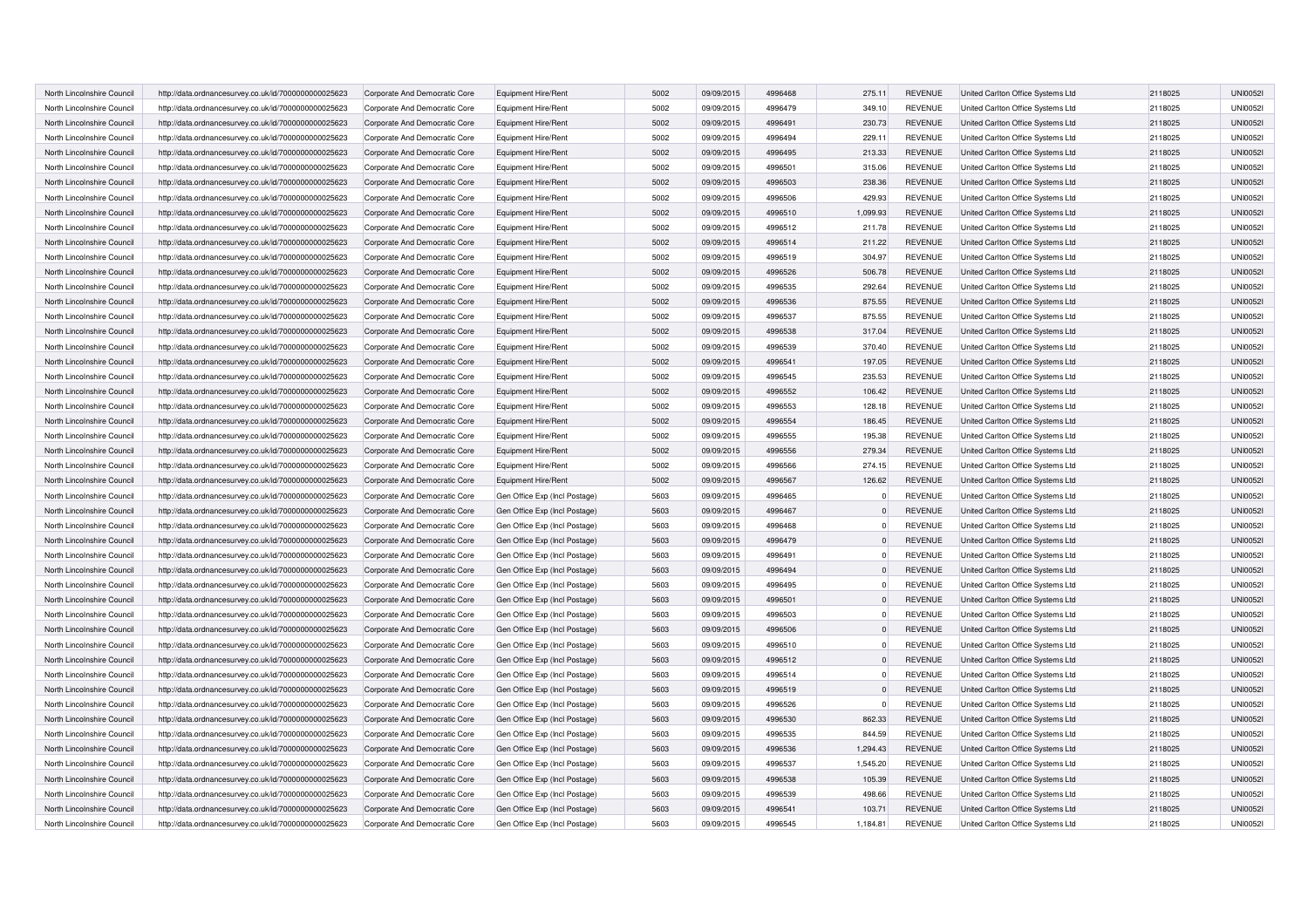| North Lincolnshire Council | http://data.ordnancesurvey.co.uk/id/7000000000025623 | Corporate And Democratic Core | Equipment Hire/Rent | 5002 | 09/09/2015 | 4996468 | 275.11 | REVENUE | United Carlton Office Systems Ltd | 2118025 | UNI0052I |
|---|---|---|---|---|---|---|---|---|---|---|---|
| North Lincolnshire Council | http://data.ordnancesurvey.co.uk/id/7000000000025623 | Corporate And Democratic Core | Equipment Hire/Rent | 5002 | 09/09/2015 | 4996479 | 349.10 | REVENUE | United Carlton Office Systems Ltd | 2118025 | UNI0052I |
| North Lincolnshire Council | http://data.ordnancesurvey.co.uk/id/7000000000025623 | Corporate And Democratic Core | Equipment Hire/Rent | 5002 | 09/09/2015 | 4996491 | 230.73 | REVENUE | United Carlton Office Systems Ltd | 2118025 | UNI0052I |
| North Lincolnshire Council | http://data.ordnancesurvey.co.uk/id/7000000000025623 | Corporate And Democratic Core | Equipment Hire/Rent | 5002 | 09/09/2015 | 4996494 | 229.11 | REVENUE | United Carlton Office Systems Ltd | 2118025 | UNI0052I |
| North Lincolnshire Council | http://data.ordnancesurvey.co.uk/id/7000000000025623 | Corporate And Democratic Core | Equipment Hire/Rent | 5002 | 09/09/2015 | 4996495 | 213.33 | REVENUE | United Carlton Office Systems Ltd | 2118025 | UNI0052I |
| North Lincolnshire Council | http://data.ordnancesurvey.co.uk/id/7000000000025623 | Corporate And Democratic Core | Equipment Hire/Rent | 5002 | 09/09/2015 | 4996501 | 315.06 | REVENUE | United Carlton Office Systems Ltd | 2118025 | UNI0052I |
| North Lincolnshire Council | http://data.ordnancesurvey.co.uk/id/7000000000025623 | Corporate And Democratic Core | Equipment Hire/Rent | 5002 | 09/09/2015 | 4996503 | 238.36 | REVENUE | United Carlton Office Systems Ltd | 2118025 | UNI0052I |
| North Lincolnshire Council | http://data.ordnancesurvey.co.uk/id/7000000000025623 | Corporate And Democratic Core | Equipment Hire/Rent | 5002 | 09/09/2015 | 4996506 | 429.93 | REVENUE | United Carlton Office Systems Ltd | 2118025 | UNI0052I |
| North Lincolnshire Council | http://data.ordnancesurvey.co.uk/id/7000000000025623 | Corporate And Democratic Core | Equipment Hire/Rent | 5002 | 09/09/2015 | 4996510 | 1,099.93 | REVENUE | United Carlton Office Systems Ltd | 2118025 | UNI0052I |
| North Lincolnshire Council | http://data.ordnancesurvey.co.uk/id/7000000000025623 | Corporate And Democratic Core | Equipment Hire/Rent | 5002 | 09/09/2015 | 4996512 | 211.78 | REVENUE | United Carlton Office Systems Ltd | 2118025 | UNI0052I |
| North Lincolnshire Council | http://data.ordnancesurvey.co.uk/id/7000000000025623 | Corporate And Democratic Core | Equipment Hire/Rent | 5002 | 09/09/2015 | 4996514 | 211.22 | REVENUE | United Carlton Office Systems Ltd | 2118025 | UNI0052I |
| North Lincolnshire Council | http://data.ordnancesurvey.co.uk/id/7000000000025623 | Corporate And Democratic Core | Equipment Hire/Rent | 5002 | 09/09/2015 | 4996519 | 304.97 | REVENUE | United Carlton Office Systems Ltd | 2118025 | UNI0052I |
| North Lincolnshire Council | http://data.ordnancesurvey.co.uk/id/7000000000025623 | Corporate And Democratic Core | Equipment Hire/Rent | 5002 | 09/09/2015 | 4996526 | 506.78 | REVENUE | United Carlton Office Systems Ltd | 2118025 | UNI0052I |
| North Lincolnshire Council | http://data.ordnancesurvey.co.uk/id/7000000000025623 | Corporate And Democratic Core | Equipment Hire/Rent | 5002 | 09/09/2015 | 4996535 | 292.64 | REVENUE | United Carlton Office Systems Ltd | 2118025 | UNI0052I |
| North Lincolnshire Council | http://data.ordnancesurvey.co.uk/id/7000000000025623 | Corporate And Democratic Core | Equipment Hire/Rent | 5002 | 09/09/2015 | 4996536 | 875.55 | REVENUE | United Carlton Office Systems Ltd | 2118025 | UNI0052I |
| North Lincolnshire Council | http://data.ordnancesurvey.co.uk/id/7000000000025623 | Corporate And Democratic Core | Equipment Hire/Rent | 5002 | 09/09/2015 | 4996537 | 875.55 | REVENUE | United Carlton Office Systems Ltd | 2118025 | UNI0052I |
| North Lincolnshire Council | http://data.ordnancesurvey.co.uk/id/7000000000025623 | Corporate And Democratic Core | Equipment Hire/Rent | 5002 | 09/09/2015 | 4996538 | 317.04 | REVENUE | United Carlton Office Systems Ltd | 2118025 | UNI0052I |
| North Lincolnshire Council | http://data.ordnancesurvey.co.uk/id/7000000000025623 | Corporate And Democratic Core | Equipment Hire/Rent | 5002 | 09/09/2015 | 4996539 | 370.40 | REVENUE | United Carlton Office Systems Ltd | 2118025 | UNI0052I |
| North Lincolnshire Council | http://data.ordnancesurvey.co.uk/id/7000000000025623 | Corporate And Democratic Core | Equipment Hire/Rent | 5002 | 09/09/2015 | 4996541 | 197.05 | REVENUE | United Carlton Office Systems Ltd | 2118025 | UNI0052I |
| North Lincolnshire Council | http://data.ordnancesurvey.co.uk/id/7000000000025623 | Corporate And Democratic Core | Equipment Hire/Rent | 5002 | 09/09/2015 | 4996545 | 235.53 | REVENUE | United Carlton Office Systems Ltd | 2118025 | UNI0052I |
| North Lincolnshire Council | http://data.ordnancesurvey.co.uk/id/7000000000025623 | Corporate And Democratic Core | Equipment Hire/Rent | 5002 | 09/09/2015 | 4996552 | 106.42 | REVENUE | United Carlton Office Systems Ltd | 2118025 | UNI0052I |
| North Lincolnshire Council | http://data.ordnancesurvey.co.uk/id/7000000000025623 | Corporate And Democratic Core | Equipment Hire/Rent | 5002 | 09/09/2015 | 4996553 | 128.18 | REVENUE | United Carlton Office Systems Ltd | 2118025 | UNI0052I |
| North Lincolnshire Council | http://data.ordnancesurvey.co.uk/id/7000000000025623 | Corporate And Democratic Core | Equipment Hire/Rent | 5002 | 09/09/2015 | 4996554 | 186.45 | REVENUE | United Carlton Office Systems Ltd | 2118025 | UNI0052I |
| North Lincolnshire Council | http://data.ordnancesurvey.co.uk/id/7000000000025623 | Corporate And Democratic Core | Equipment Hire/Rent | 5002 | 09/09/2015 | 4996555 | 195.38 | REVENUE | United Carlton Office Systems Ltd | 2118025 | UNI0052I |
| North Lincolnshire Council | http://data.ordnancesurvey.co.uk/id/7000000000025623 | Corporate And Democratic Core | Equipment Hire/Rent | 5002 | 09/09/2015 | 4996556 | 279.34 | REVENUE | United Carlton Office Systems Ltd | 2118025 | UNI0052I |
| North Lincolnshire Council | http://data.ordnancesurvey.co.uk/id/7000000000025623 | Corporate And Democratic Core | Equipment Hire/Rent | 5002 | 09/09/2015 | 4996566 | 274.15 | REVENUE | United Carlton Office Systems Ltd | 2118025 | UNI0052I |
| North Lincolnshire Council | http://data.ordnancesurvey.co.uk/id/7000000000025623 | Corporate And Democratic Core | Equipment Hire/Rent | 5002 | 09/09/2015 | 4996567 | 126.62 | REVENUE | United Carlton Office Systems Ltd | 2118025 | UNI0052I |
| North Lincolnshire Council | http://data.ordnancesurvey.co.uk/id/7000000000025623 | Corporate And Democratic Core | Gen Office Exp (Incl Postage) | 5603 | 09/09/2015 | 4996465 | 0 | REVENUE | United Carlton Office Systems Ltd | 2118025 | UNI0052I |
| North Lincolnshire Council | http://data.ordnancesurvey.co.uk/id/7000000000025623 | Corporate And Democratic Core | Gen Office Exp (Incl Postage) | 5603 | 09/09/2015 | 4996467 | 0 | REVENUE | United Carlton Office Systems Ltd | 2118025 | UNI0052I |
| North Lincolnshire Council | http://data.ordnancesurvey.co.uk/id/7000000000025623 | Corporate And Democratic Core | Gen Office Exp (Incl Postage) | 5603 | 09/09/2015 | 4996468 | 0 | REVENUE | United Carlton Office Systems Ltd | 2118025 | UNI0052I |
| North Lincolnshire Council | http://data.ordnancesurvey.co.uk/id/7000000000025623 | Corporate And Democratic Core | Gen Office Exp (Incl Postage) | 5603 | 09/09/2015 | 4996479 | 0 | REVENUE | United Carlton Office Systems Ltd | 2118025 | UNI0052I |
| North Lincolnshire Council | http://data.ordnancesurvey.co.uk/id/7000000000025623 | Corporate And Democratic Core | Gen Office Exp (Incl Postage) | 5603 | 09/09/2015 | 4996491 | 0 | REVENUE | United Carlton Office Systems Ltd | 2118025 | UNI0052I |
| North Lincolnshire Council | http://data.ordnancesurvey.co.uk/id/7000000000025623 | Corporate And Democratic Core | Gen Office Exp (Incl Postage) | 5603 | 09/09/2015 | 4996494 | 0 | REVENUE | United Carlton Office Systems Ltd | 2118025 | UNI0052I |
| North Lincolnshire Council | http://data.ordnancesurvey.co.uk/id/7000000000025623 | Corporate And Democratic Core | Gen Office Exp (Incl Postage) | 5603 | 09/09/2015 | 4996495 | 0 | REVENUE | United Carlton Office Systems Ltd | 2118025 | UNI0052I |
| North Lincolnshire Council | http://data.ordnancesurvey.co.uk/id/7000000000025623 | Corporate And Democratic Core | Gen Office Exp (Incl Postage) | 5603 | 09/09/2015 | 4996501 | 0 | REVENUE | United Carlton Office Systems Ltd | 2118025 | UNI0052I |
| North Lincolnshire Council | http://data.ordnancesurvey.co.uk/id/7000000000025623 | Corporate And Democratic Core | Gen Office Exp (Incl Postage) | 5603 | 09/09/2015 | 4996503 | 0 | REVENUE | United Carlton Office Systems Ltd | 2118025 | UNI0052I |
| North Lincolnshire Council | http://data.ordnancesurvey.co.uk/id/7000000000025623 | Corporate And Democratic Core | Gen Office Exp (Incl Postage) | 5603 | 09/09/2015 | 4996506 | 0 | REVENUE | United Carlton Office Systems Ltd | 2118025 | UNI0052I |
| North Lincolnshire Council | http://data.ordnancesurvey.co.uk/id/7000000000025623 | Corporate And Democratic Core | Gen Office Exp (Incl Postage) | 5603 | 09/09/2015 | 4996510 | 0 | REVENUE | United Carlton Office Systems Ltd | 2118025 | UNI0052I |
| North Lincolnshire Council | http://data.ordnancesurvey.co.uk/id/7000000000025623 | Corporate And Democratic Core | Gen Office Exp (Incl Postage) | 5603 | 09/09/2015 | 4996512 | 0 | REVENUE | United Carlton Office Systems Ltd | 2118025 | UNI0052I |
| North Lincolnshire Council | http://data.ordnancesurvey.co.uk/id/7000000000025623 | Corporate And Democratic Core | Gen Office Exp (Incl Postage) | 5603 | 09/09/2015 | 4996514 | 0 | REVENUE | United Carlton Office Systems Ltd | 2118025 | UNI0052I |
| North Lincolnshire Council | http://data.ordnancesurvey.co.uk/id/7000000000025623 | Corporate And Democratic Core | Gen Office Exp (Incl Postage) | 5603 | 09/09/2015 | 4996519 | 0 | REVENUE | United Carlton Office Systems Ltd | 2118025 | UNI0052I |
| North Lincolnshire Council | http://data.ordnancesurvey.co.uk/id/7000000000025623 | Corporate And Democratic Core | Gen Office Exp (Incl Postage) | 5603 | 09/09/2015 | 4996526 | 0 | REVENUE | United Carlton Office Systems Ltd | 2118025 | UNI0052I |
| North Lincolnshire Council | http://data.ordnancesurvey.co.uk/id/7000000000025623 | Corporate And Democratic Core | Gen Office Exp (Incl Postage) | 5603 | 09/09/2015 | 4996530 | 862.33 | REVENUE | United Carlton Office Systems Ltd | 2118025 | UNI0052I |
| North Lincolnshire Council | http://data.ordnancesurvey.co.uk/id/7000000000025623 | Corporate And Democratic Core | Gen Office Exp (Incl Postage) | 5603 | 09/09/2015 | 4996535 | 844.59 | REVENUE | United Carlton Office Systems Ltd | 2118025 | UNI0052I |
| North Lincolnshire Council | http://data.ordnancesurvey.co.uk/id/7000000000025623 | Corporate And Democratic Core | Gen Office Exp (Incl Postage) | 5603 | 09/09/2015 | 4996536 | 1,294.43 | REVENUE | United Carlton Office Systems Ltd | 2118025 | UNI0052I |
| North Lincolnshire Council | http://data.ordnancesurvey.co.uk/id/7000000000025623 | Corporate And Democratic Core | Gen Office Exp (Incl Postage) | 5603 | 09/09/2015 | 4996537 | 1,545.20 | REVENUE | United Carlton Office Systems Ltd | 2118025 | UNI0052I |
| North Lincolnshire Council | http://data.ordnancesurvey.co.uk/id/7000000000025623 | Corporate And Democratic Core | Gen Office Exp (Incl Postage) | 5603 | 09/09/2015 | 4996538 | 105.39 | REVENUE | United Carlton Office Systems Ltd | 2118025 | UNI0052I |
| North Lincolnshire Council | http://data.ordnancesurvey.co.uk/id/7000000000025623 | Corporate And Democratic Core | Gen Office Exp (Incl Postage) | 5603 | 09/09/2015 | 4996539 | 498.66 | REVENUE | United Carlton Office Systems Ltd | 2118025 | UNI0052I |
| North Lincolnshire Council | http://data.ordnancesurvey.co.uk/id/7000000000025623 | Corporate And Democratic Core | Gen Office Exp (Incl Postage) | 5603 | 09/09/2015 | 4996541 | 103.71 | REVENUE | United Carlton Office Systems Ltd | 2118025 | UNI0052I |
| North Lincolnshire Council | http://data.ordnancesurvey.co.uk/id/7000000000025623 | Corporate And Democratic Core | Gen Office Exp (Incl Postage) | 5603 | 09/09/2015 | 4996545 | 1,184.81 | REVENUE | United Carlton Office Systems Ltd | 2118025 | UNI0052I |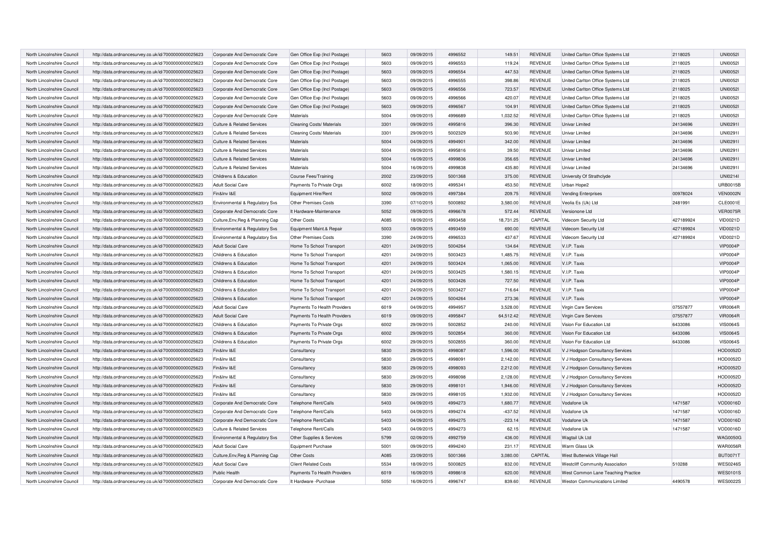| | | | | | | | | | | | |
|---|---|---|---|---|---|---|---|---|---|---|---|
| North Lincolnshire Council | http://data.ordnancesurvey.co.uk/id/7000000000025623 | Corporate And Democratic Core | Gen Office Exp (Incl Postage) | 5603 | 09/09/2015 | 4996552 | 149.51 | REVENUE | United Carlton Office Systems Ltd | 2118025 | UNI0052I |
| North Lincolnshire Council | http://data.ordnancesurvey.co.uk/id/7000000000025623 | Corporate And Democratic Core | Gen Office Exp (Incl Postage) | 5603 | 09/09/2015 | 4996553 | 119.24 | REVENUE | United Carlton Office Systems Ltd | 2118025 | UNI0052I |
| North Lincolnshire Council | http://data.ordnancesurvey.co.uk/id/7000000000025623 | Corporate And Democratic Core | Gen Office Exp (Incl Postage) | 5603 | 09/09/2015 | 4996554 | 447.53 | REVENUE | United Carlton Office Systems Ltd | 2118025 | UNI0052I |
| North Lincolnshire Council | http://data.ordnancesurvey.co.uk/id/7000000000025623 | Corporate And Democratic Core | Gen Office Exp (Incl Postage) | 5603 | 09/09/2015 | 4996555 | 398.86 | REVENUE | United Carlton Office Systems Ltd | 2118025 | UNI0052I |
| North Lincolnshire Council | http://data.ordnancesurvey.co.uk/id/7000000000025623 | Corporate And Democratic Core | Gen Office Exp (Incl Postage) | 5603 | 09/09/2015 | 4996556 | 723.57 | REVENUE | United Carlton Office Systems Ltd | 2118025 | UNI0052I |
| North Lincolnshire Council | http://data.ordnancesurvey.co.uk/id/7000000000025623 | Corporate And Democratic Core | Gen Office Exp (Incl Postage) | 5603 | 09/09/2015 | 4996566 | 420.07 | REVENUE | United Carlton Office Systems Ltd | 2118025 | UNI0052I |
| North Lincolnshire Council | http://data.ordnancesurvey.co.uk/id/7000000000025623 | Corporate And Democratic Core | Gen Office Exp (Incl Postage) | 5603 | 09/09/2015 | 4996567 | 104.91 | REVENUE | United Carlton Office Systems Ltd | 2118025 | UNI0052I |
| North Lincolnshire Council | http://data.ordnancesurvey.co.uk/id/7000000000025623 | Corporate And Democratic Core | Materials | 5004 | 09/09/2015 | 4996689 | 1,032.52 | REVENUE | United Carlton Office Systems Ltd | 2118025 | UNI0052I |
| North Lincolnshire Council | http://data.ordnancesurvey.co.uk/id/7000000000025623 | Culture & Related Services | Cleaning Costs/ Materials | 3301 | 09/09/2015 | 4995816 | 396.30 | REVENUE | Univar Limited | 24134696 | UNI0291I |
| North Lincolnshire Council | http://data.ordnancesurvey.co.uk/id/7000000000025623 | Culture & Related Services | Cleaning Costs/ Materials | 3301 | 29/09/2015 | 5002329 | 503.90 | REVENUE | Univar Limited | 24134696 | UNI0291I |
| North Lincolnshire Council | http://data.ordnancesurvey.co.uk/id/7000000000025623 | Culture & Related Services | Materials | 5004 | 04/09/2015 | 4994901 | 342.00 | REVENUE | Univar Limited | 24134696 | UNI0291I |
| North Lincolnshire Council | http://data.ordnancesurvey.co.uk/id/7000000000025623 | Culture & Related Services | Materials | 5004 | 09/09/2015 | 4995816 | 39.50 | REVENUE | Univar Limited | 24134696 | UNI0291I |
| North Lincolnshire Council | http://data.ordnancesurvey.co.uk/id/7000000000025623 | Culture & Related Services | Materials | 5004 | 16/09/2015 | 4999836 | 356.65 | REVENUE | Univar Limited | 24134696 | UNI0291I |
| North Lincolnshire Council | http://data.ordnancesurvey.co.uk/id/7000000000025623 | Culture & Related Services | Materials | 5004 | 16/09/2015 | 4999838 | 435.80 | REVENUE | Univar Limited | 24134696 | UNI0291I |
| North Lincolnshire Council | http://data.ordnancesurvey.co.uk/id/7000000000025623 | Childrens & Education | Course Fees/Training | 2002 | 23/09/2015 | 5001368 | 375.00 | REVENUE | University Of Strathclyde | | UNI0214I |
| North Lincolnshire Council | http://data.ordnancesurvey.co.uk/id/7000000000025623 | Adult Social Care | Payments To Private Orgs | 6002 | 18/09/2015 | 4995341 | 453.50 | REVENUE | Urban Hope2 | | URB0015B |
| North Lincolnshire Council | http://data.ordnancesurvey.co.uk/id/7000000000025623 | Fin&Inv I&E | Equipment Hire/Rent | 5002 | 09/09/2015 | 4997384 | 209.75 | REVENUE | Vending Enterprises | 00978024 | VEN0002N |
| North Lincolnshire Council | http://data.ordnancesurvey.co.uk/id/7000000000025623 | Environmental & Regulatory Svs | Other Premises Costs | 3390 | 07/10/2015 | 5000892 | 3,580.00 | REVENUE | Veolia Es (Uk) Ltd | 2481991 | CLE0001E |
| North Lincolnshire Council | http://data.ordnancesurvey.co.uk/id/7000000000025623 | Corporate And Democratic Core | It Hardware-Maintenance | 5052 | 09/09/2015 | 4996678 | 572.44 | REVENUE | Versionone Ltd | | VER0075R |
| North Lincolnshire Council | http://data.ordnancesurvey.co.uk/id/7000000000025623 | Culture,Env,Reg & Planning Cap | Other Costs | A085 | 18/09/2015 | 4993458 | 18,731.25 | CAPITAL | Videcom Security Ltd | 427189924 | VID0021D |
| North Lincolnshire Council | http://data.ordnancesurvey.co.uk/id/7000000000025623 | Environmental & Regulatory Svs | Equipment Maint.& Repair | 5003 | 09/09/2015 | 4993459 | 690.00 | REVENUE | Videcom Security Ltd | 427189924 | VID0021D |
| North Lincolnshire Council | http://data.ordnancesurvey.co.uk/id/7000000000025623 | Environmental & Regulatory Svs | Other Premises Costs | 3390 | 24/09/2015 | 4996533 | 437.67 | REVENUE | Videcom Security Ltd | 427189924 | VID0021D |
| North Lincolnshire Council | http://data.ordnancesurvey.co.uk/id/7000000000025623 | Adult Social Care | Home To School Transport | 4201 | 24/09/2015 | 5004264 | 134.64 | REVENUE | V.I.P. Taxis | | VIP0004P |
| North Lincolnshire Council | http://data.ordnancesurvey.co.uk/id/7000000000025623 | Childrens & Education | Home To School Transport | 4201 | 24/09/2015 | 5003423 | 1,485.75 | REVENUE | V.I.P. Taxis | | VIP0004P |
| North Lincolnshire Council | http://data.ordnancesurvey.co.uk/id/7000000000025623 | Childrens & Education | Home To School Transport | 4201 | 24/09/2015 | 5003424 | 1,065.00 | REVENUE | V.I.P. Taxis | | VIP0004P |
| North Lincolnshire Council | http://data.ordnancesurvey.co.uk/id/7000000000025623 | Childrens & Education | Home To School Transport | 4201 | 24/09/2015 | 5003425 | 1,580.15 | REVENUE | V.I.P. Taxis | | VIP0004P |
| North Lincolnshire Council | http://data.ordnancesurvey.co.uk/id/7000000000025623 | Childrens & Education | Home To School Transport | 4201 | 24/09/2015 | 5003426 | 727.50 | REVENUE | V.I.P. Taxis | | VIP0004P |
| North Lincolnshire Council | http://data.ordnancesurvey.co.uk/id/7000000000025623 | Childrens & Education | Home To School Transport | 4201 | 24/09/2015 | 5003427 | 716.64 | REVENUE | V.I.P. Taxis | | VIP0004P |
| North Lincolnshire Council | http://data.ordnancesurvey.co.uk/id/7000000000025623 | Childrens & Education | Home To School Transport | 4201 | 24/09/2015 | 5004264 | 273.36 | REVENUE | V.I.P. Taxis | | VIP0004P |
| North Lincolnshire Council | http://data.ordnancesurvey.co.uk/id/7000000000025623 | Adult Social Care | Payments To Health Providers | 6019 | 04/09/2015 | 4994957 | 3,528.00 | REVENUE | Virgin Care Services | 07557877 | VIR0064R |
| North Lincolnshire Council | http://data.ordnancesurvey.co.uk/id/7000000000025623 | Adult Social Care | Payments To Health Providers | 6019 | 09/09/2015 | 4995847 | 64,512.42 | REVENUE | Virgin Care Services | 07557877 | VIR0064R |
| North Lincolnshire Council | http://data.ordnancesurvey.co.uk/id/7000000000025623 | Childrens & Education | Payments To Private Orgs | 6002 | 29/09/2015 | 5002852 | 240.00 | REVENUE | Vision For Education Ltd | 6433086 | VIS0064S |
| North Lincolnshire Council | http://data.ordnancesurvey.co.uk/id/7000000000025623 | Childrens & Education | Payments To Private Orgs | 6002 | 29/09/2015 | 5002854 | 360.00 | REVENUE | Vision For Education Ltd | 6433086 | VIS0064S |
| North Lincolnshire Council | http://data.ordnancesurvey.co.uk/id/7000000000025623 | Childrens & Education | Payments To Private Orgs | 6002 | 29/09/2015 | 5002855 | 360.00 | REVENUE | Vision For Education Ltd | 6433086 | VIS0064S |
| North Lincolnshire Council | http://data.ordnancesurvey.co.uk/id/7000000000025623 | Fin&Inv I&E | Consultancy | 5830 | 29/09/2015 | 4998087 | 1,596.00 | REVENUE | V J Hodgson Consultancy Services | | HOD0052D |
| North Lincolnshire Council | http://data.ordnancesurvey.co.uk/id/7000000000025623 | Fin&Inv I&E | Consultancy | 5830 | 29/09/2015 | 4998091 | 2,142.00 | REVENUE | V J Hodgson Consultancy Services | | HOD0052D |
| North Lincolnshire Council | http://data.ordnancesurvey.co.uk/id/7000000000025623 | Fin&Inv I&E | Consultancy | 5830 | 29/09/2015 | 4998093 | 2,212.00 | REVENUE | V J Hodgson Consultancy Services | | HOD0052D |
| North Lincolnshire Council | http://data.ordnancesurvey.co.uk/id/7000000000025623 | Fin&Inv I&E | Consultancy | 5830 | 29/09/2015 | 4998098 | 2,128.00 | REVENUE | V J Hodgson Consultancy Services | | HOD0052D |
| North Lincolnshire Council | http://data.ordnancesurvey.co.uk/id/7000000000025623 | Fin&Inv I&E | Consultancy | 5830 | 29/09/2015 | 4998101 | 1,946.00 | REVENUE | V J Hodgson Consultancy Services | | HOD0052D |
| North Lincolnshire Council | http://data.ordnancesurvey.co.uk/id/7000000000025623 | Fin&Inv I&E | Consultancy | 5830 | 29/09/2015 | 4998105 | 1,932.00 | REVENUE | V J Hodgson Consultancy Services | | HOD0052D |
| North Lincolnshire Council | http://data.ordnancesurvey.co.uk/id/7000000000025623 | Corporate And Democratic Core | Telephone Rent/Calls | 5403 | 04/09/2015 | 4994273 | 1,680.77 | REVENUE | Vodafone Uk | 1471587 | VOD0016D |
| North Lincolnshire Council | http://data.ordnancesurvey.co.uk/id/7000000000025623 | Corporate And Democratic Core | Telephone Rent/Calls | 5403 | 04/09/2015 | 4994274 | -437.52 | REVENUE | Vodafone Uk | 1471587 | VOD0016D |
| North Lincolnshire Council | http://data.ordnancesurvey.co.uk/id/7000000000025623 | Corporate And Democratic Core | Telephone Rent/Calls | 5403 | 04/09/2015 | 4994275 | -223.14 | REVENUE | Vodafone Uk | 1471587 | VOD0016D |
| North Lincolnshire Council | http://data.ordnancesurvey.co.uk/id/7000000000025623 | Culture & Related Services | Telephone Rent/Calls | 5403 | 04/09/2015 | 4994273 | 62.15 | REVENUE | Vodafone Uk | 1471587 | VOD0016D |
| North Lincolnshire Council | http://data.ordnancesurvey.co.uk/id/7000000000025623 | Environmental & Regulatory Svs | Other Supplies & Services | 5799 | 02/09/2015 | 4992759 | 436.00 | REVENUE | Wagtail Uk Ltd | | WAG0050G |
| North Lincolnshire Council | http://data.ordnancesurvey.co.uk/id/7000000000025623 | Adult Social Care | Equipment Purchase | 5001 | 09/09/2015 | 4994240 | 231.17 | REVENUE | Warm Glass Uk | | WAR0056R |
| North Lincolnshire Council | http://data.ordnancesurvey.co.uk/id/7000000000025623 | Culture,Env,Reg & Planning Cap | Other Costs | A085 | 23/09/2015 | 5001366 | 3,080.00 | CAPITAL | West Butterwick Village Hall | | BUT0071T |
| North Lincolnshire Council | http://data.ordnancesurvey.co.uk/id/7000000000025623 | Adult Social Care | Client Related Costs | 5534 | 18/09/2015 | 5000825 | 832.00 | REVENUE | Westcliff Community Association | 510288 | WES0246S |
| North Lincolnshire Council | http://data.ordnancesurvey.co.uk/id/7000000000025623 | Public Health | Payments To Health Providers | 6019 | 16/09/2015 | 4998618 | 620.00 | REVENUE | West Common Lane Teaching Practice | | WES0101S |
| North Lincolnshire Council | http://data.ordnancesurvey.co.uk/id/7000000000025623 | Corporate And Democratic Core | It Hardware -Purchase | 5050 | 16/09/2015 | 4996747 | 839.60 | REVENUE | Weston Communications Limited | 4490578 | WES0022S |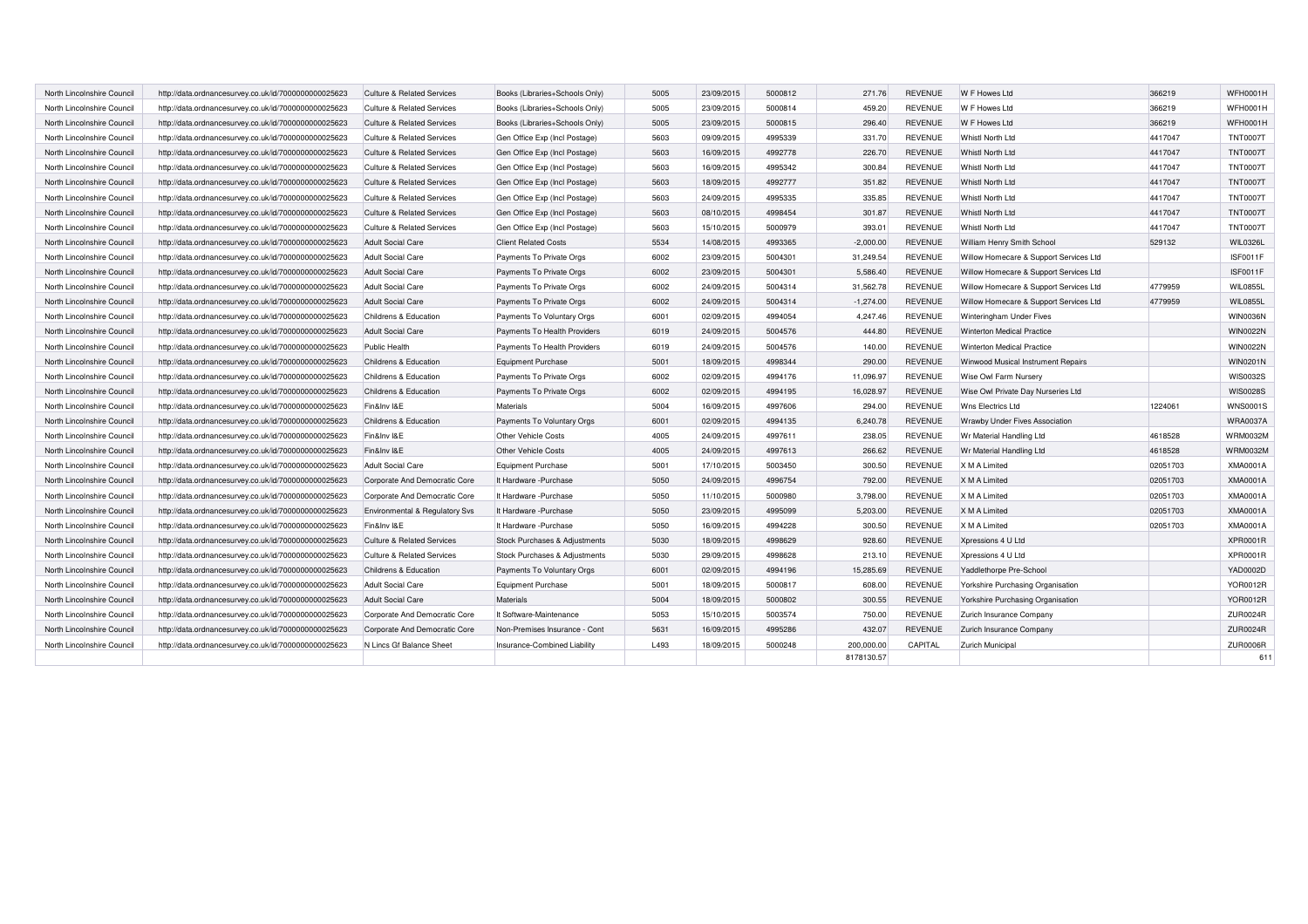| | | | | | | | | | | | |
|---|---|---|---|---|---|---|---|---|---|---|---|
| North Lincolnshire Council | http://data.ordnancesurvey.co.uk/id/7000000000025623 | Culture & Related Services | Books (Libraries+Schools Only) | 5005 | 23/09/2015 | 5000812 | 271.76 | REVENUE | W F Howes Ltd | 366219 | WFH0001H |
| North Lincolnshire Council | http://data.ordnancesurvey.co.uk/id/7000000000025623 | Culture & Related Services | Books (Libraries+Schools Only) | 5005 | 23/09/2015 | 5000814 | 459.20 | REVENUE | W F Howes Ltd | 366219 | WFH0001H |
| North Lincolnshire Council | http://data.ordnancesurvey.co.uk/id/7000000000025623 | Culture & Related Services | Books (Libraries+Schools Only) | 5005 | 23/09/2015 | 5000815 | 296.40 | REVENUE | W F Howes Ltd | 366219 | WFH0001H |
| North Lincolnshire Council | http://data.ordnancesurvey.co.uk/id/7000000000025623 | Culture & Related Services | Gen Office Exp (Incl Postage) | 5603 | 09/09/2015 | 4995339 | 331.70 | REVENUE | Whistl North Ltd | 4417047 | TNT0007T |
| North Lincolnshire Council | http://data.ordnancesurvey.co.uk/id/7000000000025623 | Culture & Related Services | Gen Office Exp (Incl Postage) | 5603 | 16/09/2015 | 4992778 | 226.70 | REVENUE | Whistl North Ltd | 4417047 | TNT0007T |
| North Lincolnshire Council | http://data.ordnancesurvey.co.uk/id/7000000000025623 | Culture & Related Services | Gen Office Exp (Incl Postage) | 5603 | 16/09/2015 | 4995342 | 300.84 | REVENUE | Whistl North Ltd | 4417047 | TNT0007T |
| North Lincolnshire Council | http://data.ordnancesurvey.co.uk/id/7000000000025623 | Culture & Related Services | Gen Office Exp (Incl Postage) | 5603 | 18/09/2015 | 4992777 | 351.82 | REVENUE | Whistl North Ltd | 4417047 | TNT0007T |
| North Lincolnshire Council | http://data.ordnancesurvey.co.uk/id/7000000000025623 | Culture & Related Services | Gen Office Exp (Incl Postage) | 5603 | 24/09/2015 | 4995335 | 335.85 | REVENUE | Whistl North Ltd | 4417047 | TNT0007T |
| North Lincolnshire Council | http://data.ordnancesurvey.co.uk/id/7000000000025623 | Culture & Related Services | Gen Office Exp (Incl Postage) | 5603 | 08/10/2015 | 4998454 | 301.87 | REVENUE | Whistl North Ltd | 4417047 | TNT0007T |
| North Lincolnshire Council | http://data.ordnancesurvey.co.uk/id/7000000000025623 | Culture & Related Services | Gen Office Exp (Incl Postage) | 5603 | 15/10/2015 | 5000979 | 393.01 | REVENUE | Whistl North Ltd | 4417047 | TNT0007T |
| North Lincolnshire Council | http://data.ordnancesurvey.co.uk/id/7000000000025623 | Adult Social Care | Client Related Costs | 5534 | 14/08/2015 | 4993365 | -2,000.00 | REVENUE | William Henry Smith School | 529132 | WIL0326L |
| North Lincolnshire Council | http://data.ordnancesurvey.co.uk/id/7000000000025623 | Adult Social Care | Payments To Private Orgs | 6002 | 23/09/2015 | 5004301 | 31,249.54 | REVENUE | Willow Homecare & Support Services Ltd | | ISF0011F |
| North Lincolnshire Council | http://data.ordnancesurvey.co.uk/id/7000000000025623 | Adult Social Care | Payments To Private Orgs | 6002 | 23/09/2015 | 5004301 | 5,586.40 | REVENUE | Willow Homecare & Support Services Ltd | | ISF0011F |
| North Lincolnshire Council | http://data.ordnancesurvey.co.uk/id/7000000000025623 | Adult Social Care | Payments To Private Orgs | 6002 | 24/09/2015 | 5004314 | 31,562.78 | REVENUE | Willow Homecare & Support Services Ltd | 4779959 | WIL0855L |
| North Lincolnshire Council | http://data.ordnancesurvey.co.uk/id/7000000000025623 | Adult Social Care | Payments To Private Orgs | 6002 | 24/09/2015 | 5004314 | -1,274.00 | REVENUE | Willow Homecare & Support Services Ltd | 4779959 | WIL0855L |
| North Lincolnshire Council | http://data.ordnancesurvey.co.uk/id/7000000000025623 | Childrens & Education | Payments To Voluntary Orgs | 6001 | 02/09/2015 | 4994054 | 4,247.46 | REVENUE | Winteringham Under Fives | | WIN0036N |
| North Lincolnshire Council | http://data.ordnancesurvey.co.uk/id/7000000000025623 | Adult Social Care | Payments To Health Providers | 6019 | 24/09/2015 | 5004576 | 444.80 | REVENUE | Winterton Medical Practice | | WIN0022N |
| North Lincolnshire Council | http://data.ordnancesurvey.co.uk/id/7000000000025623 | Public Health | Payments To Health Providers | 6019 | 24/09/2015 | 5004576 | 140.00 | REVENUE | Winterton Medical Practice | | WIN0022N |
| North Lincolnshire Council | http://data.ordnancesurvey.co.uk/id/7000000000025623 | Childrens & Education | Equipment Purchase | 5001 | 18/09/2015 | 4998344 | 290.00 | REVENUE | Winwood Musical Instrument Repairs | | WIN0201N |
| North Lincolnshire Council | http://data.ordnancesurvey.co.uk/id/7000000000025623 | Childrens & Education | Payments To Private Orgs | 6002 | 02/09/2015 | 4994176 | 11,096.97 | REVENUE | Wise Owl Farm Nursery | | WIS0032S |
| North Lincolnshire Council | http://data.ordnancesurvey.co.uk/id/7000000000025623 | Childrens & Education | Payments To Private Orgs | 6002 | 02/09/2015 | 4994195 | 16,028.97 | REVENUE | Wise Owl Private Day Nurseries Ltd | | WIS0028S |
| North Lincolnshire Council | http://data.ordnancesurvey.co.uk/id/7000000000025623 | Fin&Inv I&E | Materials | 5004 | 16/09/2015 | 4997606 | 294.00 | REVENUE | Wns Electrics Ltd | 1224061 | WNS0001S |
| North Lincolnshire Council | http://data.ordnancesurvey.co.uk/id/7000000000025623 | Childrens & Education | Payments To Voluntary Orgs | 6001 | 02/09/2015 | 4994135 | 6,240.78 | REVENUE | Wrawby Under Fives Association | | WRA0037A |
| North Lincolnshire Council | http://data.ordnancesurvey.co.uk/id/7000000000025623 | Fin&Inv I&E | Other Vehicle Costs | 4005 | 24/09/2015 | 4997611 | 238.05 | REVENUE | Wr Material Handling Ltd | 4618528 | WRM0032M |
| North Lincolnshire Council | http://data.ordnancesurvey.co.uk/id/7000000000025623 | Fin&Inv I&E | Other Vehicle Costs | 4005 | 24/09/2015 | 4997613 | 266.62 | REVENUE | Wr Material Handling Ltd | 4618528 | WRM0032M |
| North Lincolnshire Council | http://data.ordnancesurvey.co.uk/id/7000000000025623 | Adult Social Care | Equipment Purchase | 5001 | 17/10/2015 | 5003450 | 300.50 | REVENUE | X M A Limited | 02051703 | XMA0001A |
| North Lincolnshire Council | http://data.ordnancesurvey.co.uk/id/7000000000025623 | Corporate And Democratic Core | It Hardware -Purchase | 5050 | 24/09/2015 | 4996754 | 792.00 | REVENUE | X M A Limited | 02051703 | XMA0001A |
| North Lincolnshire Council | http://data.ordnancesurvey.co.uk/id/7000000000025623 | Corporate And Democratic Core | It Hardware -Purchase | 5050 | 11/10/2015 | 5000980 | 3,798.00 | REVENUE | X M A Limited | 02051703 | XMA0001A |
| North Lincolnshire Council | http://data.ordnancesurvey.co.uk/id/7000000000025623 | Environmental & Regulatory Svs | It Hardware -Purchase | 5050 | 23/09/2015 | 4995099 | 5,203.00 | REVENUE | X M A Limited | 02051703 | XMA0001A |
| North Lincolnshire Council | http://data.ordnancesurvey.co.uk/id/7000000000025623 | Fin&Inv I&E | It Hardware -Purchase | 5050 | 16/09/2015 | 4994228 | 300.50 | REVENUE | X M A Limited | 02051703 | XMA0001A |
| North Lincolnshire Council | http://data.ordnancesurvey.co.uk/id/7000000000025623 | Culture & Related Services | Stock Purchases & Adjustments | 5030 | 18/09/2015 | 4998629 | 928.60 | REVENUE | Xpressions 4 U Ltd | | XPR0001R |
| North Lincolnshire Council | http://data.ordnancesurvey.co.uk/id/7000000000025623 | Culture & Related Services | Stock Purchases & Adjustments | 5030 | 29/09/2015 | 4998628 | 213.10 | REVENUE | Xpressions 4 U Ltd | | XPR0001R |
| North Lincolnshire Council | http://data.ordnancesurvey.co.uk/id/7000000000025623 | Childrens & Education | Payments To Voluntary Orgs | 6001 | 02/09/2015 | 4994196 | 15,285.69 | REVENUE | Yaddlethorpe Pre-School | | YAD0002D |
| North Lincolnshire Council | http://data.ordnancesurvey.co.uk/id/7000000000025623 | Adult Social Care | Equipment Purchase | 5001 | 18/09/2015 | 5000817 | 608.00 | REVENUE | Yorkshire Purchasing Organisation | | YOR0012R |
| North Lincolnshire Council | http://data.ordnancesurvey.co.uk/id/7000000000025623 | Adult Social Care | Materials | 5004 | 18/09/2015 | 5000802 | 300.55 | REVENUE | Yorkshire Purchasing Organisation | | YOR0012R |
| North Lincolnshire Council | http://data.ordnancesurvey.co.uk/id/7000000000025623 | Corporate And Democratic Core | It Software-Maintenance | 5053 | 15/10/2015 | 5003574 | 750.00 | REVENUE | Zurich Insurance Company | | ZUR0024R |
| North Lincolnshire Council | http://data.ordnancesurvey.co.uk/id/7000000000025623 | Corporate And Democratic Core | Non-Premises Insurance - Cont | 5631 | 16/09/2015 | 4995286 | 432.07 | REVENUE | Zurich Insurance Company | | ZUR0024R |
| North Lincolnshire Council | http://data.ordnancesurvey.co.uk/id/7000000000025623 | N Lincs Gf Balance Sheet | Insurance-Combined Liability | L493 | 18/09/2015 | 5000248 | 200,000.00 | CAPITAL | Zurich Municipal | | ZUR0006R |
| | | | | | | | 8178130.57 | | | | 611 |